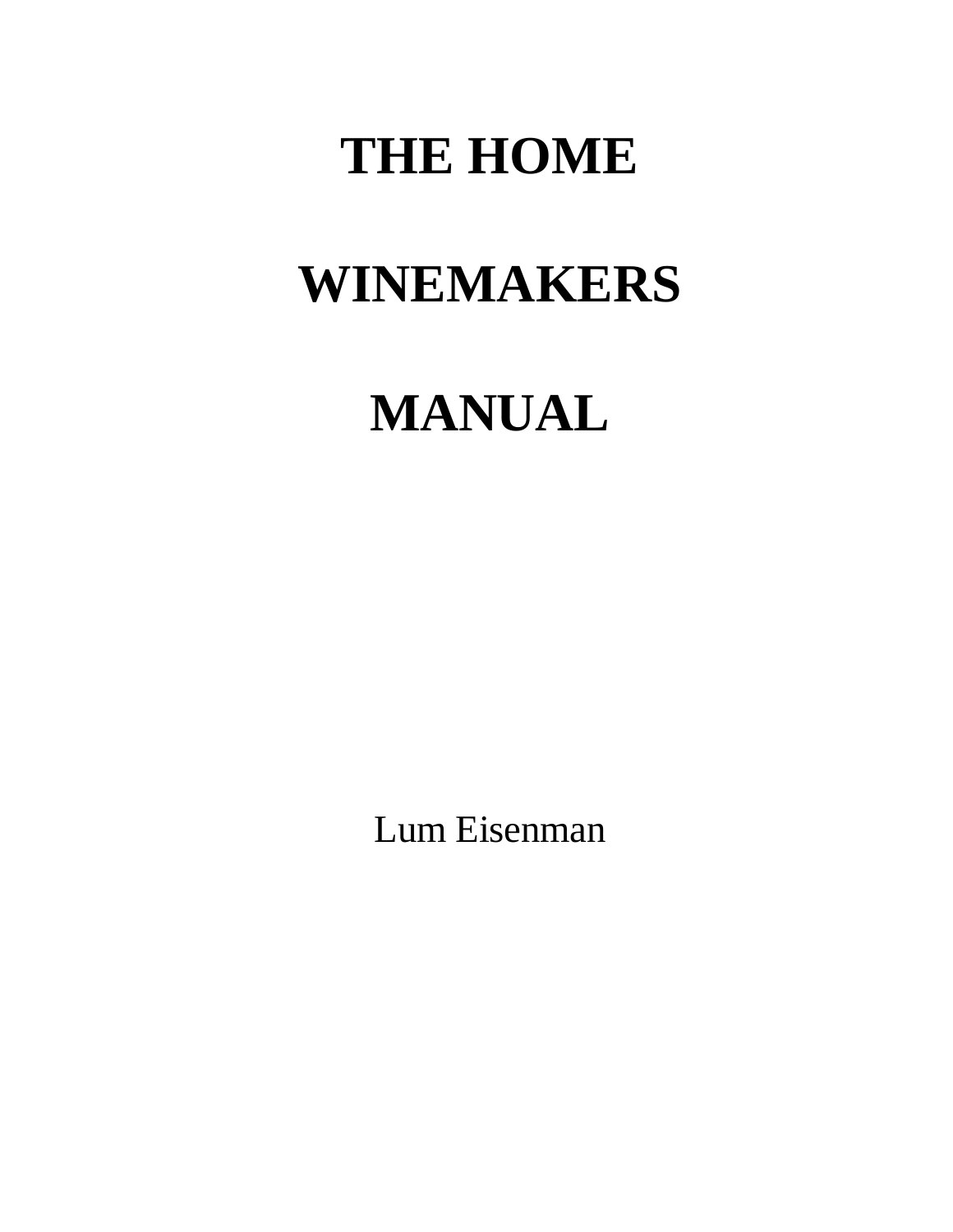# THE HOME

# WINEMAKERS

# MANUAL

Lum Eisenman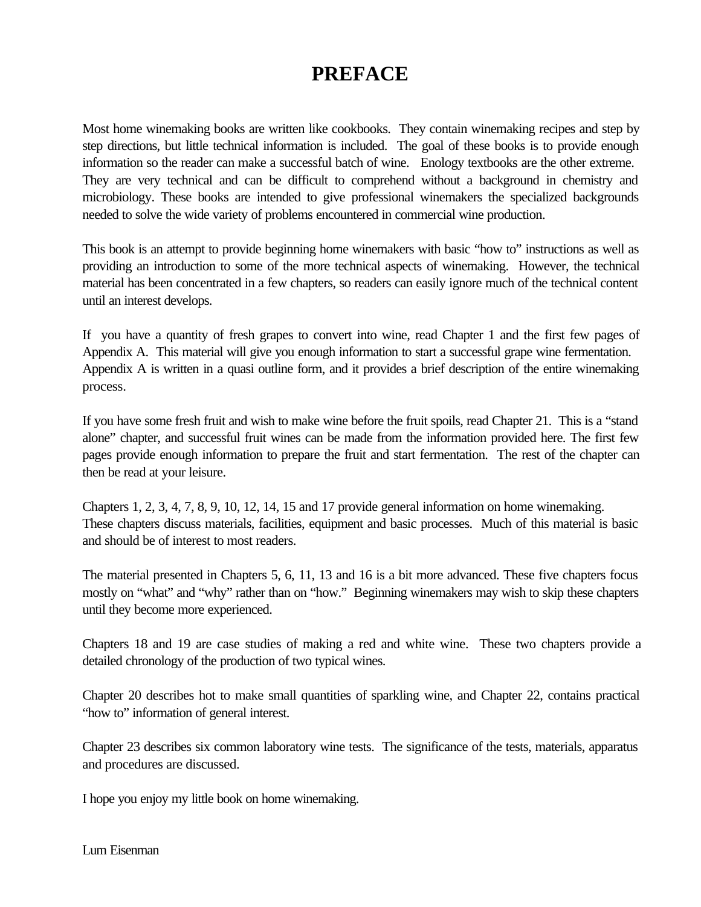# PREFACE

Most home winemaking books are written like cookbooks. They contain winemaking recipes and step by step directions, but little technical information is included. The goal of these books is to provide enough information so the reader can make a successful batch of wine. Enology textbooks are the other extreme. They are very technical and can be difficult to comprehend without a background in chemistry and microbiology. These books are intended to give professional winemakers the specialized backgrounds needed to solve the wide variety of problems encountered in commercial wine production.

This book is an attempt to provide beginning home winemakers with basic "how to" instructions as well as providing an introduction to some of the more technical aspects of winemaking. However, the technical material has been concentrated in a few chapters, so readers can easily ignore much of the technical content until an interest develops.

If you have a quantity of fresh grapes to convert into wine, read Chapter 1 and the first few pages of Appendix A. This material will give you enough information to start a successful grape wine fermentation. Appendix A is written in a quasi outline form, and it provides a brief description of the entire winemaking process.

If you have some fresh fruit and wish to make wine before the fruit spoils, read Chapter 21. This is a "stand alone" chapter, and successful fruit wines can be made from the information provided here. The first few pages provide enough information to prepare the fruit and start fermentation. The rest of the chapter can then be read at your leisure.

Chapters 1, 2, 3, 4, 7, 8, 9, 10, 12, 14, 15 and 17 provide general information on home winemaking. These chapters discuss materials, facilities, equipment and basic processes. Much of this material is basic and should be of interest to most readers.

The material presented in Chapters 5, 6, 11, 13 and 16 is a bit more advanced. These five chapters focus mostly on "what" and "why" rather than on "how." Beginning winemakers may wish to skip these chapters until they become more experienced.

Chapters 18 and 19 are case studies of making a red and white wine. These two chapters provide a detailed chronology of the production of two typical wines.

Chapter 20 describes hot to make small quantities of sparkling wine, and Chapter 22, contains practical "how to" information of general interest.

Chapter 23 describes six common laboratory wine tests. The significance of the tests, materials, apparatus and procedures are discussed.

I hope you enjoy my little book on home winemaking.

Lum Eisenman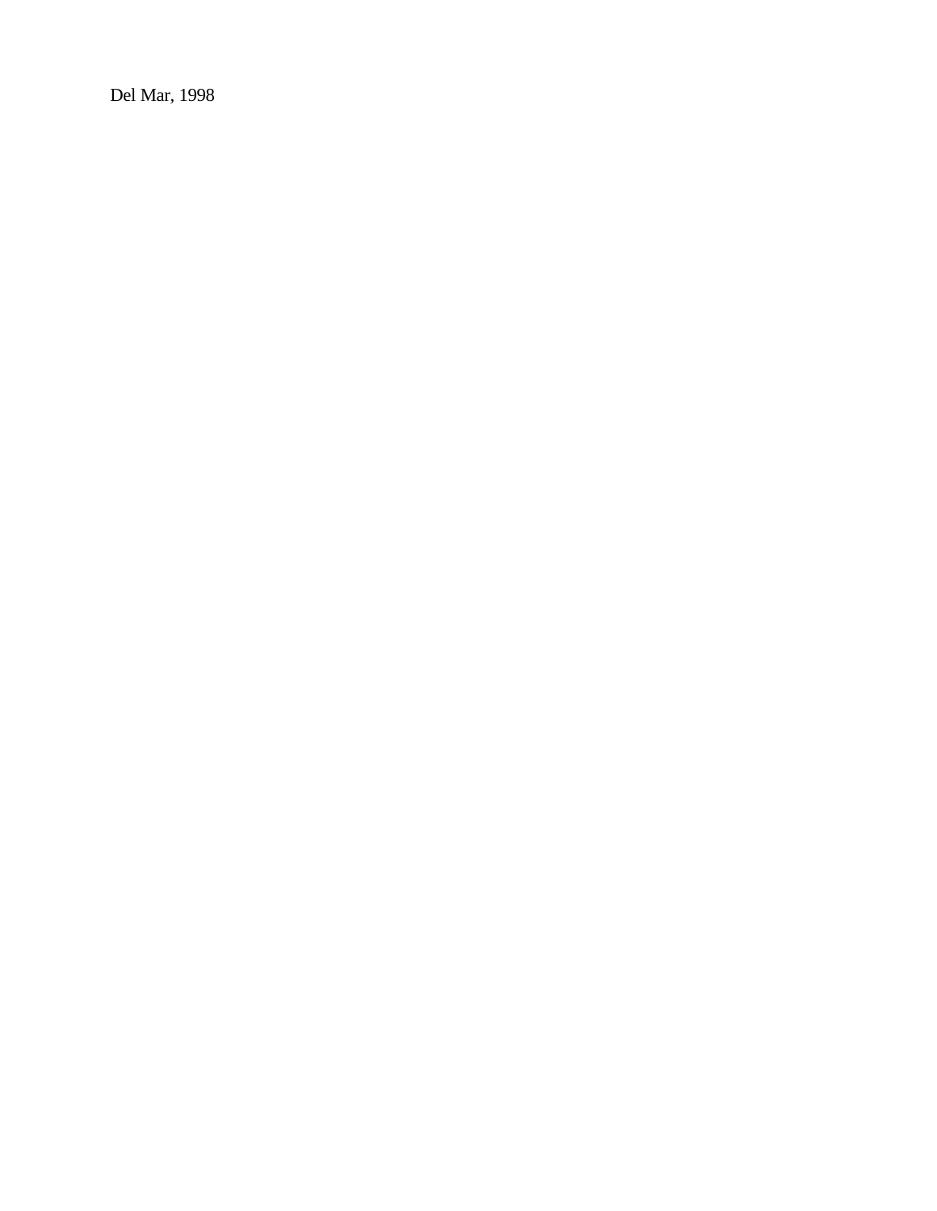Del Mar, 1998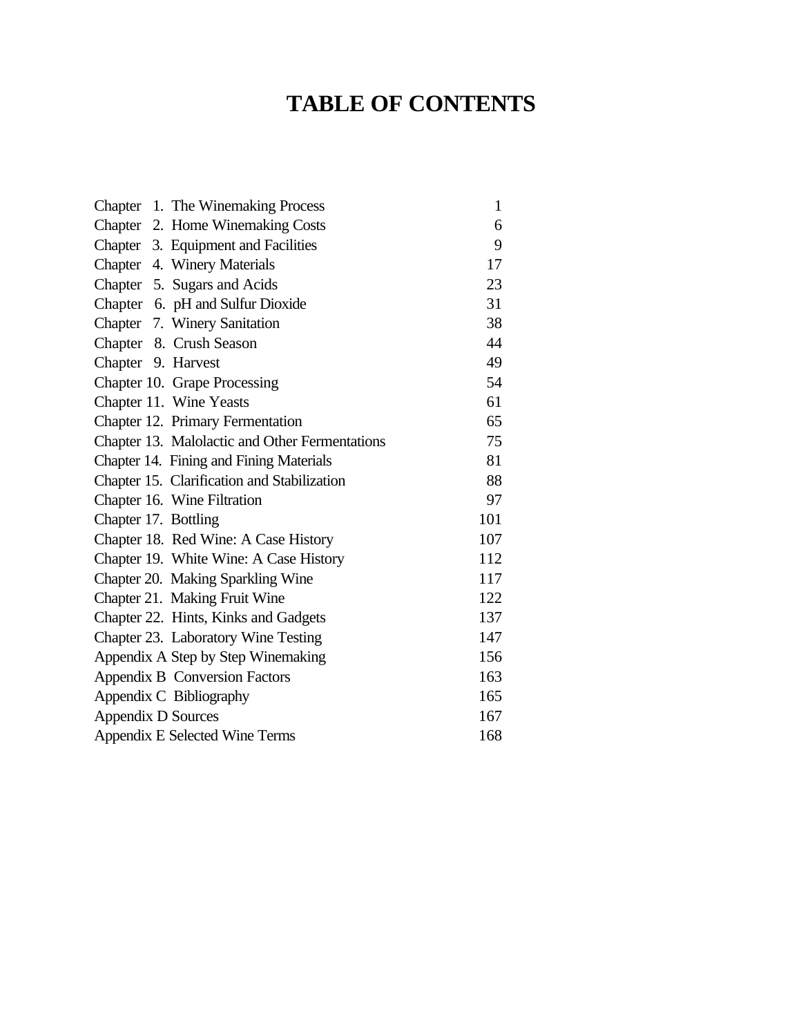# TABLE OF CONTENTS

| | |
|---|---|
| Chapter 1. The Winemaking Process | 1 |
| Chapter 2. Home Winemaking Costs | 6 |
| Chapter 3. Equipment and Facilities | 9 |
| Chapter 4. Winery Materials | 17 |
| Chapter 5. Sugars and Acids | 23 |
| Chapter 6. pH and Sulfur Dioxide | 31 |
| Chapter 7. Winery Sanitation | 38 |
| Chapter 8. Crush Season | 44 |
| Chapter 9. Harvest | 49 |
| Chapter 10. Grape Processing | 54 |
| Chapter 11. Wine Yeasts | 61 |
| Chapter 12. Primary Fermentation | 65 |
| Chapter 13. Malolactic and Other Fermentations | 75 |
| Chapter 14. Fining and Fining Materials | 81 |
| Chapter 15. Clarification and Stabilization | 88 |
| Chapter 16. Wine Filtration | 97 |
| Chapter 17. Bottling | 101 |
| Chapter 18. Red Wine: A Case History | 107 |
| Chapter 19. White Wine: A Case History | 112 |
| Chapter 20. Making Sparkling Wine | 117 |
| Chapter 21. Making Fruit Wine | 122 |
| Chapter 22. Hints, Kinks and Gadgets | 137 |
| Chapter 23. Laboratory Wine Testing | 147 |
| Appendix A Step by Step Winemaking | 156 |
| Appendix B Conversion Factors | 163 |
| Appendix C Bibliography | 165 |
| Appendix D Sources | 167 |
| Appendix E Selected Wine Terms | 168 |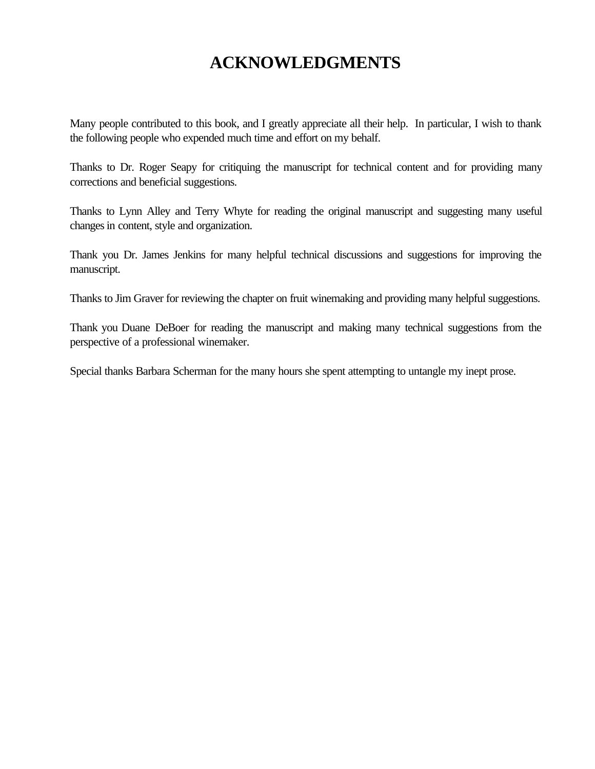# ACKNOWLEDGMENTS

Many people contributed to this book, and I greatly appreciate all their help. In particular, I wish to thank the following people who expended much time and effort on my behalf.

Thanks to Dr. Roger Seapy for critiquing the manuscript for technical content and for providing many corrections and beneficial suggestions.

Thanks to Lynn Alley and Terry Whyte for reading the original manuscript and suggesting many useful changes in content, style and organization.

Thank you Dr. James Jenkins for many helpful technical discussions and suggestions for improving the manuscript.

Thanks to Jim Graver for reviewing the chapter on fruit winemaking and providing many helpful suggestions.

Thank you Duane DeBoer for reading the manuscript and making many technical suggestions from the perspective of a professional winemaker.

Special thanks Barbara Scherman for the many hours she spent attempting to untangle my inept prose.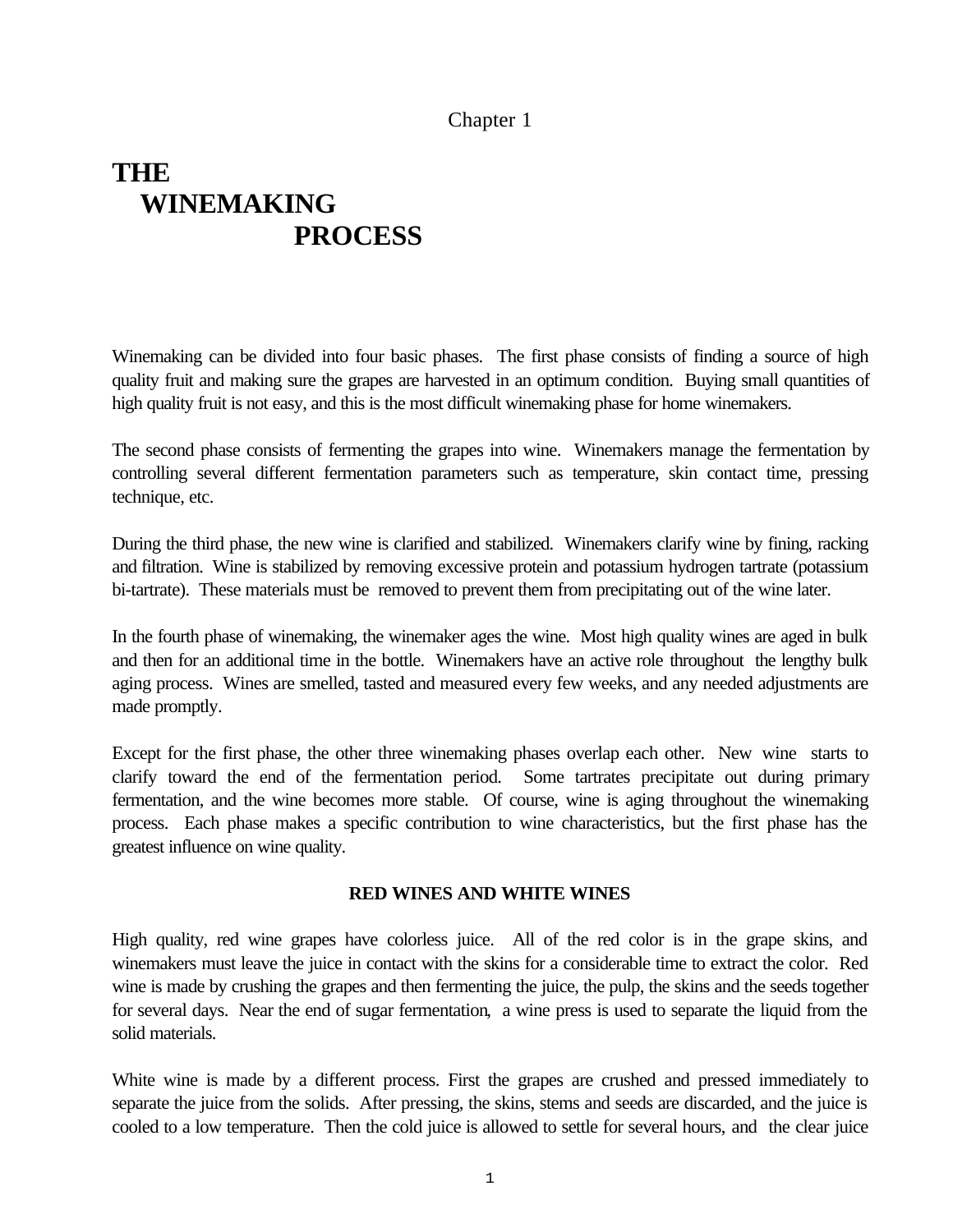Chapter 1

# THE WINEMAKING PROCESS

Winemaking can be divided into four basic phases. The first phase consists of finding a source of high quality fruit and making sure the grapes are harvested in an optimum condition. Buying small quantities of high quality fruit is not easy, and this is the most difficult winemaking phase for home winemakers.

The second phase consists of fermenting the grapes into wine. Winemakers manage the fermentation by controlling several different fermentation parameters such as temperature, skin contact time, pressing technique, etc.

During the third phase, the new wine is clarified and stabilized. Winemakers clarify wine by fining, racking and filtration. Wine is stabilized by removing excessive protein and potassium hydrogen tartrate (potassium bi-tartrate). These materials must be removed to prevent them from precipitating out of the wine later.

In the fourth phase of winemaking, the winemaker ages the wine. Most high quality wines are aged in bulk and then for an additional time in the bottle. Winemakers have an active role throughout the lengthy bulk aging process. Wines are smelled, tasted and measured every few weeks, and any needed adjustments are made promptly.

Except for the first phase, the other three winemaking phases overlap each other. New wine starts to clarify toward the end of the fermentation period. Some tartrates precipitate out during primary fermentation, and the wine becomes more stable. Of course, wine is aging throughout the winemaking process. Each phase makes a specific contribution to wine characteristics, but the first phase has the greatest influence on wine quality.

## RED WINES AND WHITE WINES

High quality, red wine grapes have colorless juice. All of the red color is in the grape skins, and winemakers must leave the juice in contact with the skins for a considerable time to extract the color. Red wine is made by crushing the grapes and then fermenting the juice, the pulp, the skins and the seeds together for several days. Near the end of sugar fermentation, a wine press is used to separate the liquid from the solid materials.

White wine is made by a different process. First the grapes are crushed and pressed immediately to separate the juice from the solids. After pressing, the skins, stems and seeds are discarded, and the juice is cooled to a low temperature. Then the cold juice is allowed to settle for several hours, and the clear juice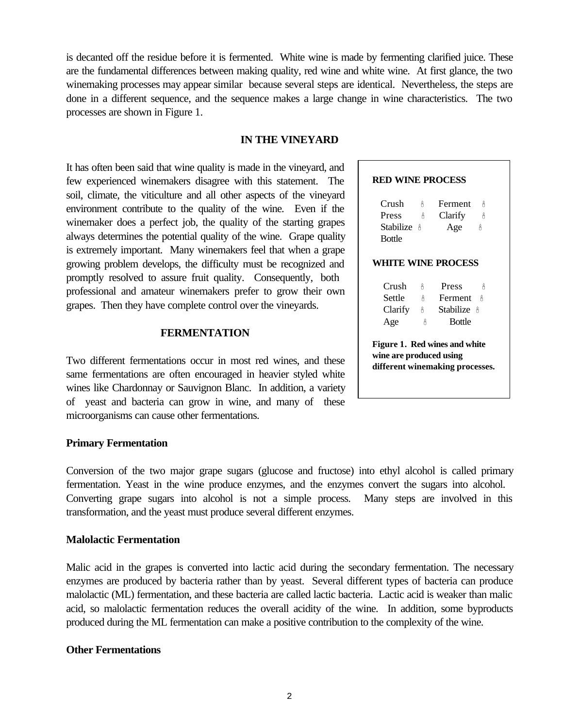is decanted off the residue before it is fermented. White wine is made by fermenting clarified juice. These are the fundamental differences between making quality, red wine and white wine. At first glance, the two winemaking processes may appear similar because several steps are identical. Nevertheless, the steps are done in a different sequence, and the sequence makes a large change in wine characteristics. The two processes are shown in Figure 1.

## IN THE VINEYARD

It has often been said that wine quality is made in the vineyard, and few experienced winemakers disagree with this statement. The soil, climate, the viticulture and all other aspects of the vineyard environment contribute to the quality of the wine. Even if the winemaker does a perfect job, the quality of the starting grapes always determines the potential quality of the wine. Grape quality is extremely important. Many winemakers feel that when a grape growing problem develops, the difficulty must be recognized and promptly resolved to assure fruit quality. Consequently, both professional and amateur winemakers prefer to grow their own grapes. Then they have complete control over the vineyards.

**RED WINE PROCESS**

Crush → Ferment → Press → Clarify → Stabilize → Age → Bottle

**WHITE WINE PROCESS**

Crush → Press → Settle → Ferment → Clarify → Stabilize → Age → Bottle

**Figure 1. Red wines and white wine are produced using different winemaking processes.**

## FERMENTATION

Two different fermentations occur in most red wines, and these same fermentations are often encouraged in heavier styled white wines like Chardonnay or Sauvignon Blanc. In addition, a variety of yeast and bacteria can grow in wine, and many of these microorganisms can cause other fermentations.

### Primary Fermentation

Conversion of the two major grape sugars (glucose and fructose) into ethyl alcohol is called primary fermentation. Yeast in the wine produce enzymes, and the enzymes convert the sugars into alcohol. Converting grape sugars into alcohol is not a simple process. Many steps are involved in this transformation, and the yeast must produce several different enzymes.

### Malolactic Fermentation

Malic acid in the grapes is converted into lactic acid during the secondary fermentation. The necessary enzymes are produced by bacteria rather than by yeast. Several different types of bacteria can produce malolactic (ML) fermentation, and these bacteria are called lactic bacteria. Lactic acid is weaker than malic acid, so malolactic fermentation reduces the overall acidity of the wine. In addition, some byproducts produced during the ML fermentation can make a positive contribution to the complexity of the wine.

### Other Fermentations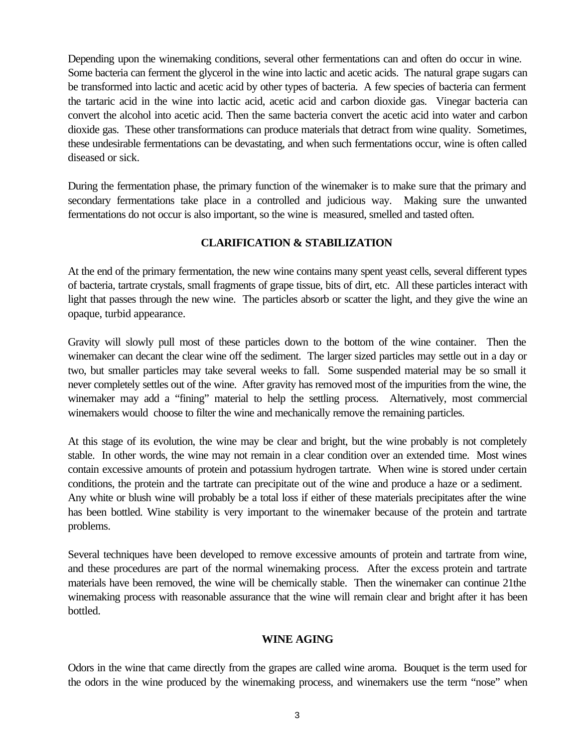Depending upon the winemaking conditions, several other fermentations can and often do occur in wine. Some bacteria can ferment the glycerol in the wine into lactic and acetic acids. The natural grape sugars can be transformed into lactic and acetic acid by other types of bacteria. A few species of bacteria can ferment the tartaric acid in the wine into lactic acid, acetic acid and carbon dioxide gas. Vinegar bacteria can convert the alcohol into acetic acid. Then the same bacteria convert the acetic acid into water and carbon dioxide gas. These other transformations can produce materials that detract from wine quality. Sometimes, these undesirable fermentations can be devastating, and when such fermentations occur, wine is often called diseased or sick.

During the fermentation phase, the primary function of the winemaker is to make sure that the primary and secondary fermentations take place in a controlled and judicious way. Making sure the unwanted fermentations do not occur is also important, so the wine is measured, smelled and tasted often.

## CLARIFICATION & STABILIZATION

At the end of the primary fermentation, the new wine contains many spent yeast cells, several different types of bacteria, tartrate crystals, small fragments of grape tissue, bits of dirt, etc. All these particles interact with light that passes through the new wine. The particles absorb or scatter the light, and they give the wine an opaque, turbid appearance.

Gravity will slowly pull most of these particles down to the bottom of the wine container. Then the winemaker can decant the clear wine off the sediment. The larger sized particles may settle out in a day or two, but smaller particles may take several weeks to fall. Some suspended material may be so small it never completely settles out of the wine. After gravity has removed most of the impurities from the wine, the winemaker may add a "fining" material to help the settling process. Alternatively, most commercial winemakers would choose to filter the wine and mechanically remove the remaining particles.

At this stage of its evolution, the wine may be clear and bright, but the wine probably is not completely stable. In other words, the wine may not remain in a clear condition over an extended time. Most wines contain excessive amounts of protein and potassium hydrogen tartrate. When wine is stored under certain conditions, the protein and the tartrate can precipitate out of the wine and produce a haze or a sediment. Any white or blush wine will probably be a total loss if either of these materials precipitates after the wine has been bottled. Wine stability is very important to the winemaker because of the protein and tartrate problems.

Several techniques have been developed to remove excessive amounts of protein and tartrate from wine, and these procedures are part of the normal winemaking process. After the excess protein and tartrate materials have been removed, the wine will be chemically stable. Then the winemaker can continue 21the winemaking process with reasonable assurance that the wine will remain clear and bright after it has been bottled.

## WINE AGING

Odors in the wine that came directly from the grapes are called wine aroma. Bouquet is the term used for the odors in the wine produced by the winemaking process, and winemakers use the term "nose" when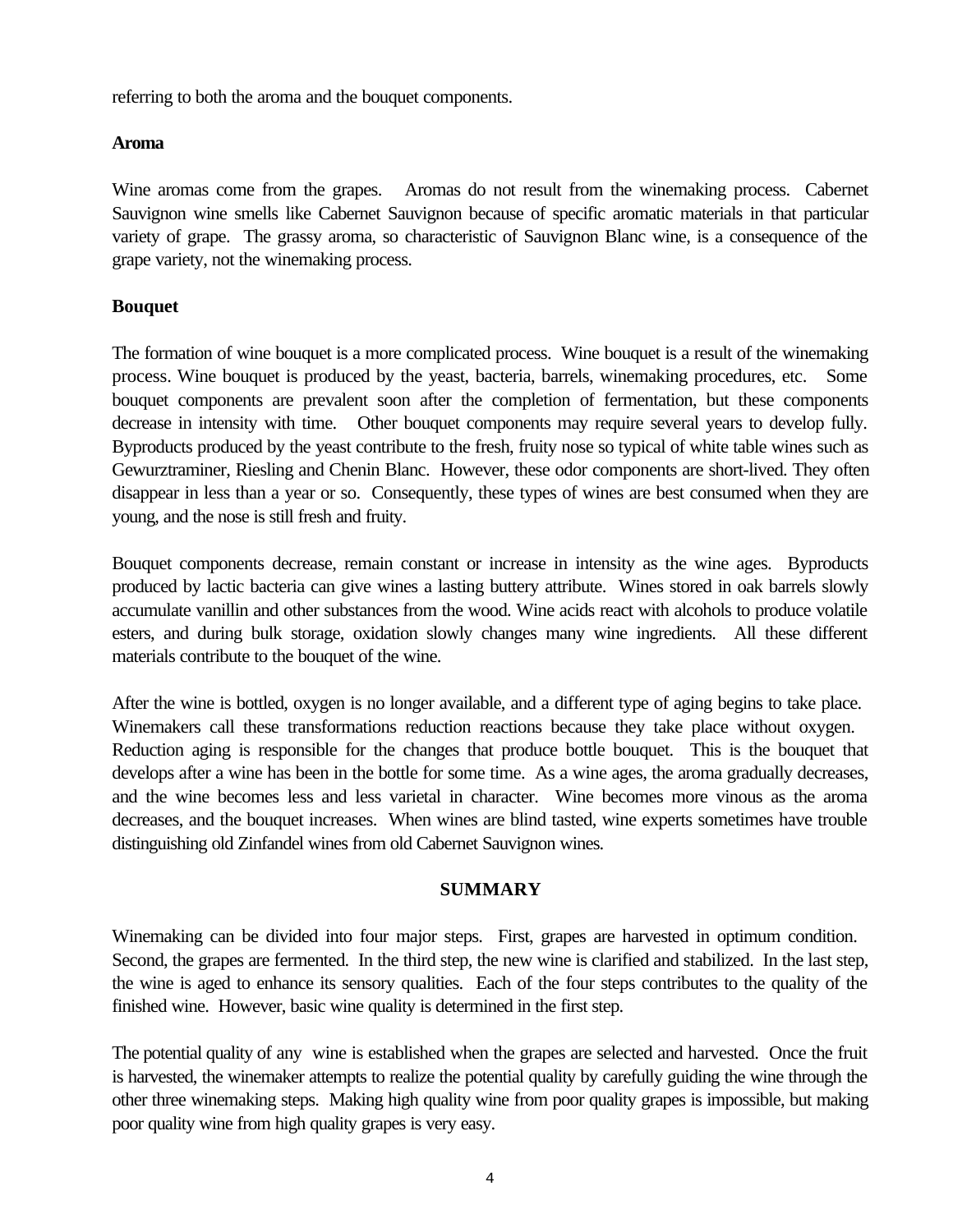referring to both the aroma and the bouquet components.

**Aroma**

Wine aromas come from the grapes. Aromas do not result from the winemaking process. Cabernet Sauvignon wine smells like Cabernet Sauvignon because of specific aromatic materials in that particular variety of grape. The grassy aroma, so characteristic of Sauvignon Blanc wine, is a consequence of the grape variety, not the winemaking process.

**Bouquet**

The formation of wine bouquet is a more complicated process. Wine bouquet is a result of the winemaking process. Wine bouquet is produced by the yeast, bacteria, barrels, winemaking procedures, etc. Some bouquet components are prevalent soon after the completion of fermentation, but these components decrease in intensity with time. Other bouquet components may require several years to develop fully. Byproducts produced by the yeast contribute to the fresh, fruity nose so typical of white table wines such as Gewurztraminer, Riesling and Chenin Blanc. However, these odor components are short-lived. They often disappear in less than a year or so. Consequently, these types of wines are best consumed when they are young, and the nose is still fresh and fruity.

Bouquet components decrease, remain constant or increase in intensity as the wine ages. Byproducts produced by lactic bacteria can give wines a lasting buttery attribute. Wines stored in oak barrels slowly accumulate vanillin and other substances from the wood. Wine acids react with alcohols to produce volatile esters, and during bulk storage, oxidation slowly changes many wine ingredients. All these different materials contribute to the bouquet of the wine.

After the wine is bottled, oxygen is no longer available, and a different type of aging begins to take place. Winemakers call these transformations reduction reactions because they take place without oxygen. Reduction aging is responsible for the changes that produce bottle bouquet. This is the bouquet that develops after a wine has been in the bottle for some time. As a wine ages, the aroma gradually decreases, and the wine becomes less and less varietal in character. Wine becomes more vinous as the aroma decreases, and the bouquet increases. When wines are blind tasted, wine experts sometimes have trouble distinguishing old Zinfandel wines from old Cabernet Sauvignon wines.

## SUMMARY

Winemaking can be divided into four major steps. First, grapes are harvested in optimum condition. Second, the grapes are fermented. In the third step, the new wine is clarified and stabilized. In the last step, the wine is aged to enhance its sensory qualities. Each of the four steps contributes to the quality of the finished wine. However, basic wine quality is determined in the first step.

The potential quality of any wine is established when the grapes are selected and harvested. Once the fruit is harvested, the winemaker attempts to realize the potential quality by carefully guiding the wine through the other three winemaking steps. Making high quality wine from poor quality grapes is impossible, but making poor quality wine from high quality grapes is very easy.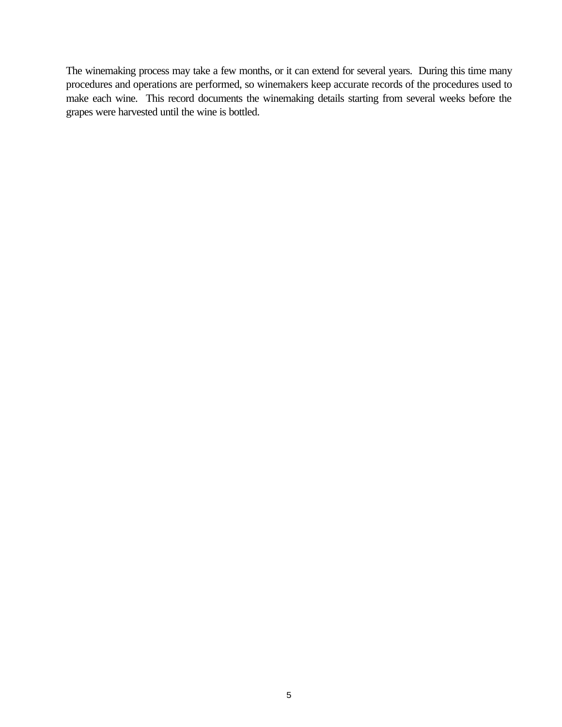The winemaking process may take a few months, or it can extend for several years. During this time many procedures and operations are performed, so winemakers keep accurate records of the procedures used to make each wine. This record documents the winemaking details starting from several weeks before the grapes were harvested until the wine is bottled.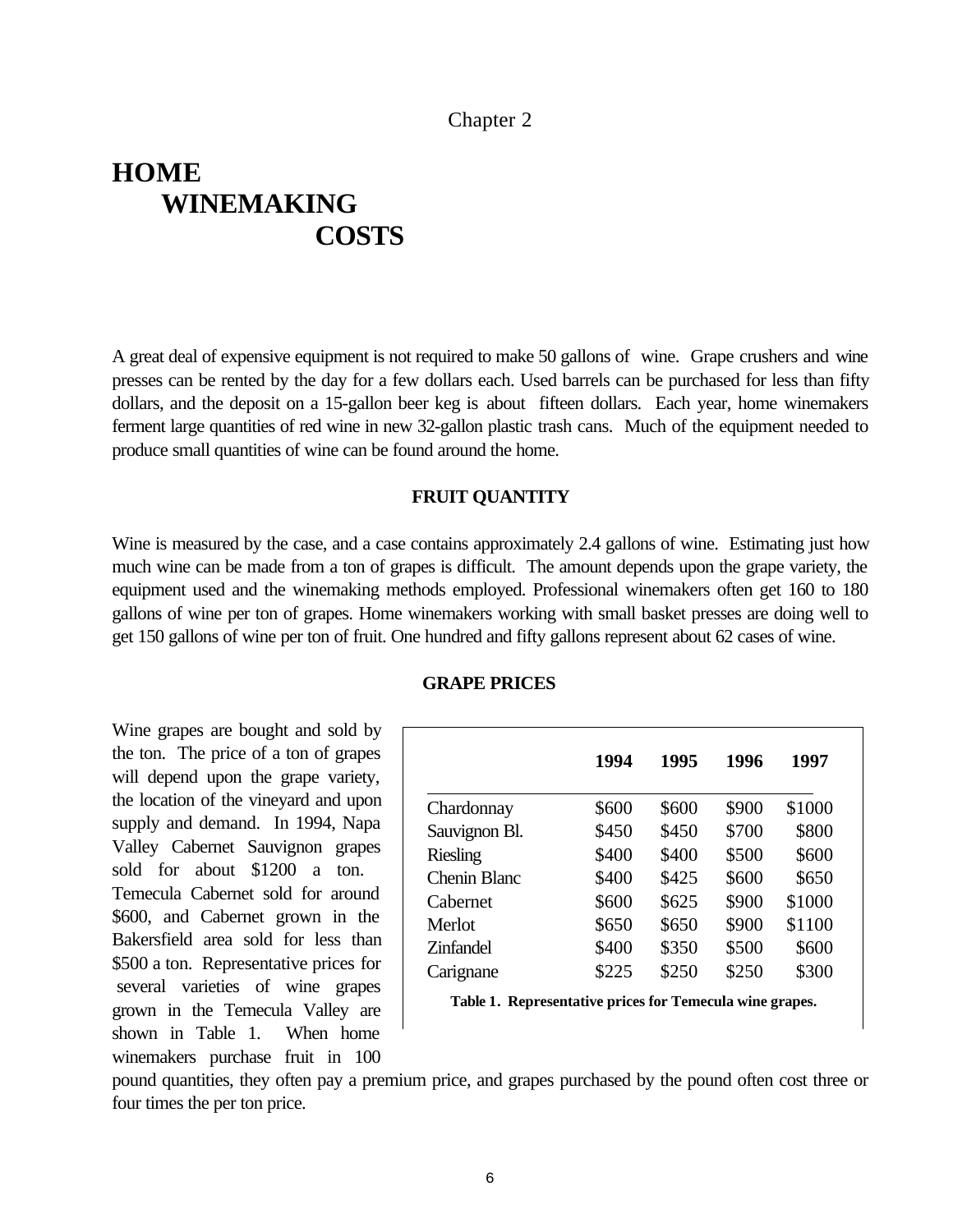Chapter 2

# HOME WINEMAKING COSTS

A great deal of expensive equipment is not required to make 50 gallons of wine. Grape crushers and wine presses can be rented by the day for a few dollars each. Used barrels can be purchased for less than fifty dollars, and the deposit on a 15-gallon beer keg is about fifteen dollars. Each year, home winemakers ferment large quantities of red wine in new 32-gallon plastic trash cans. Much of the equipment needed to produce small quantities of wine can be found around the home.

## FRUIT QUANTITY

Wine is measured by the case, and a case contains approximately 2.4 gallons of wine. Estimating just how much wine can be made from a ton of grapes is difficult. The amount depends upon the grape variety, the equipment used and the winemaking methods employed. Professional winemakers often get 160 to 180 gallons of wine per ton of grapes. Home winemakers working with small basket presses are doing well to get 150 gallons of wine per ton of fruit. One hundred and fifty gallons represent about 62 cases of wine.

## GRAPE PRICES

Wine grapes are bought and sold by the ton. The price of a ton of grapes will depend upon the grape variety, the location of the vineyard and upon supply and demand. In 1994, Napa Valley Cabernet Sauvignon grapes sold for about $1200 a ton. Temecula Cabernet sold for around $600, and Cabernet grown in the Bakersfield area sold for less than $500 a ton. Representative prices for several varieties of wine grapes grown in the Temecula Valley are shown in Table 1. When home winemakers purchase fruit in 100 pound quantities, they often pay a premium price, and grapes purchased by the pound often cost three or four times the per ton price.

| | 1994 | 1995 | 1996 | 1997 |
|---|---|---|---|---|
| Chardonnay | $600 | $600 | $900 | $1000 |
| Sauvignon Bl. | $450 | $450 | $700 | $800 |
| Riesling | $400 | $400 | $500 | $600 |
| Chenin Blanc | $400 | $425 | $600 | $650 |
| Cabernet | $600 | $625 | $900 | $1000 |
| Merlot | $650 | $650 | $900 | $1100 |
| Zinfandel | $400 | $350 | $500 | $600 |
| Carignane | $225 | $250 | $250 | $300 |

**Table 1. Representative prices for Temecula wine grapes.**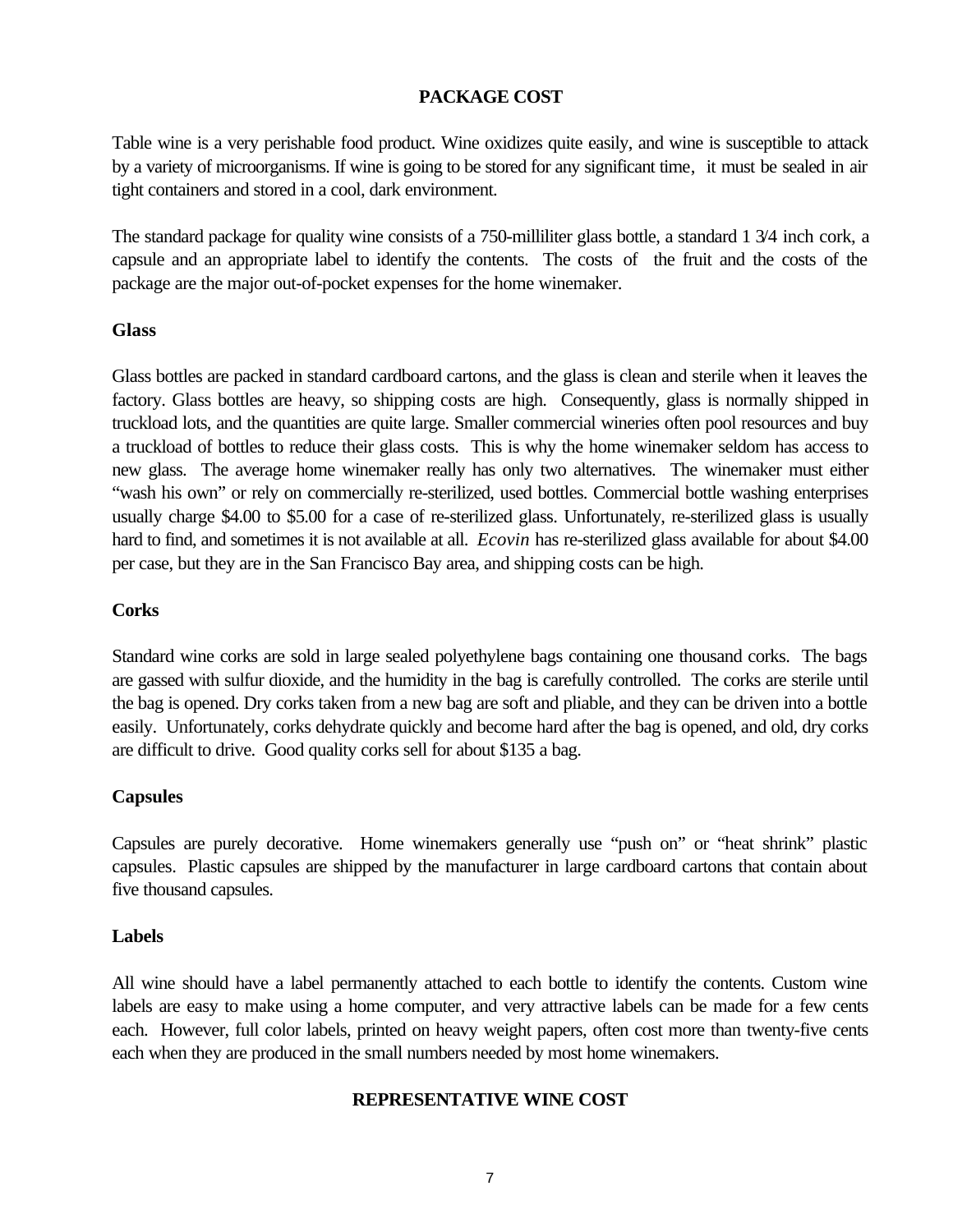## PACKAGE COST

Table wine is a very perishable food product. Wine oxidizes quite easily, and wine is susceptible to attack by a variety of microorganisms. If wine is going to be stored for any significant time, it must be sealed in air tight containers and stored in a cool, dark environment.

The standard package for quality wine consists of a 750-milliliter glass bottle, a standard 1 3⁄4 inch cork, a capsule and an appropriate label to identify the contents. The costs of the fruit and the costs of the package are the major out-of-pocket expenses for the home winemaker.

### Glass

Glass bottles are packed in standard cardboard cartons, and the glass is clean and sterile when it leaves the factory. Glass bottles are heavy, so shipping costs are high. Consequently, glass is normally shipped in truckload lots, and the quantities are quite large. Smaller commercial wineries often pool resources and buy a truckload of bottles to reduce their glass costs. This is why the home winemaker seldom has access to new glass. The average home winemaker really has only two alternatives. The winemaker must either "wash his own" or rely on commercially re-sterilized, used bottles. Commercial bottle washing enterprises usually charge $4.00 to $5.00 for a case of re-sterilized glass. Unfortunately, re-sterilized glass is usually hard to find, and sometimes it is not available at all. *Ecovin* has re-sterilized glass available for about $4.00 per case, but they are in the San Francisco Bay area, and shipping costs can be high.

### Corks

Standard wine corks are sold in large sealed polyethylene bags containing one thousand corks. The bags are gassed with sulfur dioxide, and the humidity in the bag is carefully controlled. The corks are sterile until the bag is opened. Dry corks taken from a new bag are soft and pliable, and they can be driven into a bottle easily. Unfortunately, corks dehydrate quickly and become hard after the bag is opened, and old, dry corks are difficult to drive. Good quality corks sell for about $135 a bag.

### Capsules

Capsules are purely decorative. Home winemakers generally use "push on" or "heat shrink" plastic capsules. Plastic capsules are shipped by the manufacturer in large cardboard cartons that contain about five thousand capsules.

### Labels

All wine should have a label permanently attached to each bottle to identify the contents. Custom wine labels are easy to make using a home computer, and very attractive labels can be made for a few cents each. However, full color labels, printed on heavy weight papers, often cost more than twenty-five cents each when they are produced in the small numbers needed by most home winemakers.

## REPRESENTATIVE WINE COST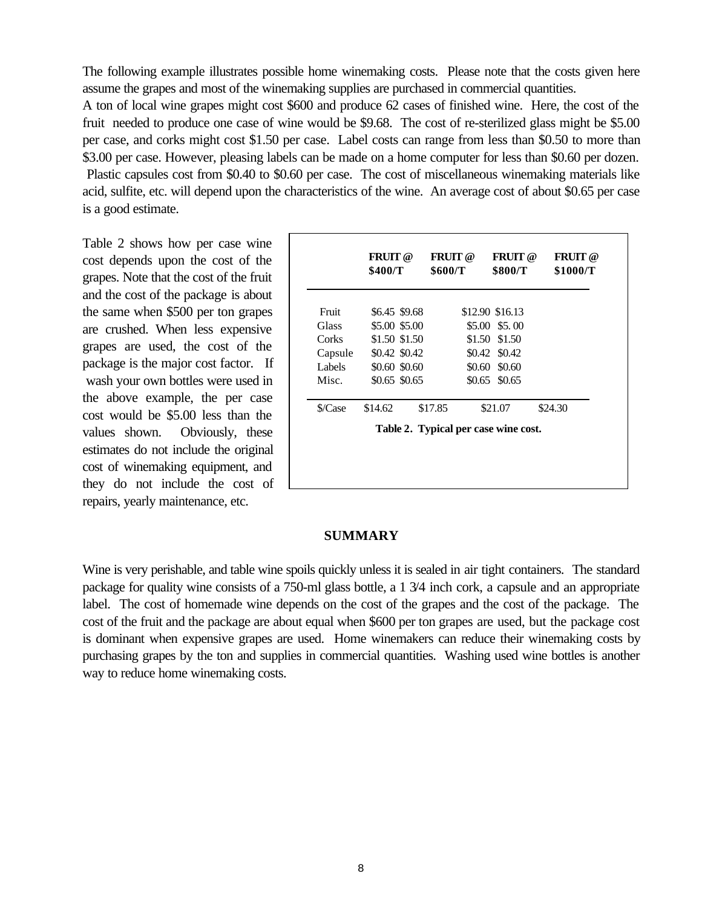The following example illustrates possible home winemaking costs. Please note that the costs given here assume the grapes and most of the winemaking supplies are purchased in commercial quantities.
A ton of local wine grapes might cost $600 and produce 62 cases of finished wine. Here, the cost of the fruit needed to produce one case of wine would be $9.68. The cost of re-sterilized glass might be $5.00 per case, and corks might cost $1.50 per case. Label costs can range from less than $0.50 to more than $3.00 per case. However, pleasing labels can be made on a home computer for less than $0.60 per dozen. Plastic capsules cost from $0.40 to $0.60 per case. The cost of miscellaneous winemaking materials like acid, sulfite, etc. will depend upon the characteristics of the wine. An average cost of about $0.65 per case is a good estimate.

Table 2 shows how per case wine cost depends upon the cost of the grapes. Note that the cost of the fruit and the cost of the package is about the same when $500 per ton grapes are crushed. When less expensive grapes are used, the cost of the package is the major cost factor. If wash your own bottles were used in the above example, the per case cost would be $5.00 less than the values shown. Obviously, these estimates do not include the original cost of winemaking equipment, and they do not include the cost of repairs, yearly maintenance, etc.

| | FRUIT @ $400/T | FRUIT @ $600/T | FRUIT @ $800/T | FRUIT @ $1000/T |
|---|---|---|---|---|
| Fruit | $6.45 | $9.68 | $12.90 | $16.13 |
| Glass | $5.00 | $5.00 | $5.00 | $5. 00 |
| Corks | $1.50 | $1.50 | $1.50 | $1.50 |
| Capsule | $0.42 | $0.42 | $0.42 | $0.42 |
| Labels | $0.60 | $0.60 | $0.60 | $0.60 |
| Misc. | $0.65 | $0.65 | $0.65 | $0.65 |
| $/Case | $14.62 | $17.85 | $21.07 | $24.30 |

**Table 2. Typical per case wine cost.**

## SUMMARY

Wine is very perishable, and table wine spoils quickly unless it is sealed in air tight containers. The standard package for quality wine consists of a 750-ml glass bottle, a 1 3/4 inch cork, a capsule and an appropriate label. The cost of homemade wine depends on the cost of the grapes and the cost of the package. The cost of the fruit and the package are about equal when $600 per ton grapes are used, but the package cost is dominant when expensive grapes are used. Home winemakers can reduce their winemaking costs by purchasing grapes by the ton and supplies in commercial quantities. Washing used wine bottles is another way to reduce home winemaking costs.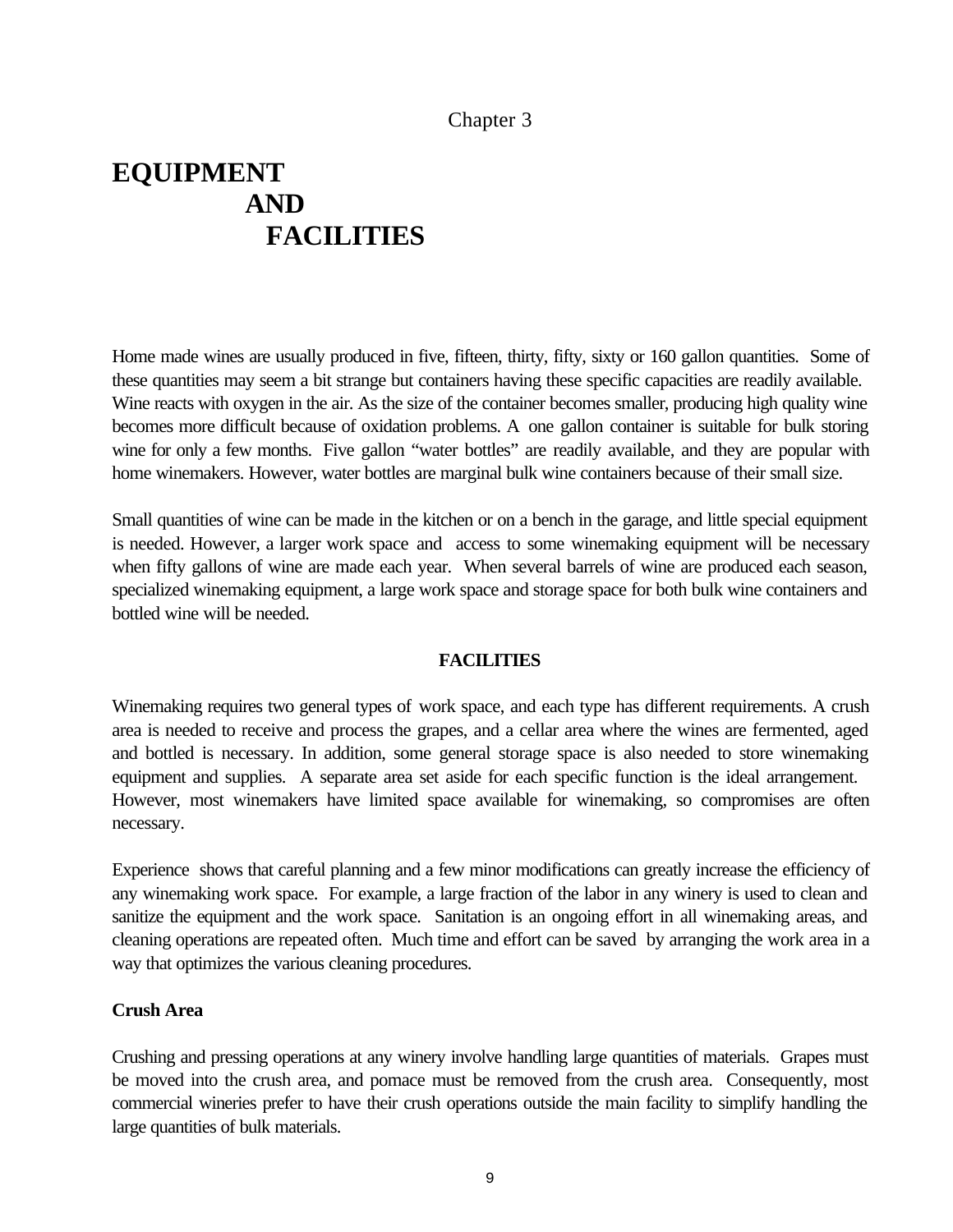Chapter 3

# EQUIPMENT AND FACILITIES

Home made wines are usually produced in five, fifteen, thirty, fifty, sixty or 160 gallon quantities. Some of these quantities may seem a bit strange but containers having these specific capacities are readily available. Wine reacts with oxygen in the air. As the size of the container becomes smaller, producing high quality wine becomes more difficult because of oxidation problems. A one gallon container is suitable for bulk storing wine for only a few months. Five gallon "water bottles" are readily available, and they are popular with home winemakers. However, water bottles are marginal bulk wine containers because of their small size.

Small quantities of wine can be made in the kitchen or on a bench in the garage, and little special equipment is needed. However, a larger work space and access to some winemaking equipment will be necessary when fifty gallons of wine are made each year. When several barrels of wine are produced each season, specialized winemaking equipment, a large work space and storage space for both bulk wine containers and bottled wine will be needed.

## FACILITIES

Winemaking requires two general types of work space, and each type has different requirements. A crush area is needed to receive and process the grapes, and a cellar area where the wines are fermented, aged and bottled is necessary. In addition, some general storage space is also needed to store winemaking equipment and supplies. A separate area set aside for each specific function is the ideal arrangement. However, most winemakers have limited space available for winemaking, so compromises are often necessary.

Experience shows that careful planning and a few minor modifications can greatly increase the efficiency of any winemaking work space. For example, a large fraction of the labor in any winery is used to clean and sanitize the equipment and the work space. Sanitation is an ongoing effort in all winemaking areas, and cleaning operations are repeated often. Much time and effort can be saved by arranging the work area in a way that optimizes the various cleaning procedures.

### Crush Area

Crushing and pressing operations at any winery involve handling large quantities of materials. Grapes must be moved into the crush area, and pomace must be removed from the crush area. Consequently, most commercial wineries prefer to have their crush operations outside the main facility to simplify handling the large quantities of bulk materials.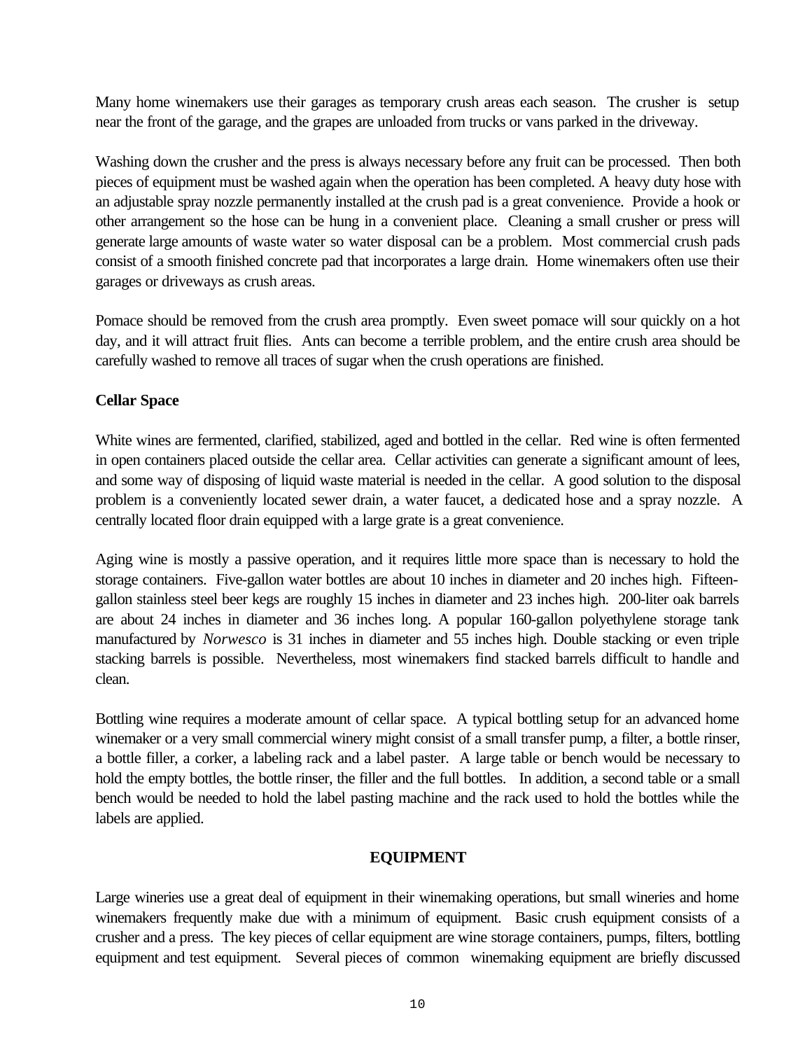Many home winemakers use their garages as temporary crush areas each season. The crusher is setup near the front of the garage, and the grapes are unloaded from trucks or vans parked in the driveway.

Washing down the crusher and the press is always necessary before any fruit can be processed. Then both pieces of equipment must be washed again when the operation has been completed. A heavy duty hose with an adjustable spray nozzle permanently installed at the crush pad is a great convenience. Provide a hook or other arrangement so the hose can be hung in a convenient place. Cleaning a small crusher or press will generate large amounts of waste water so water disposal can be a problem. Most commercial crush pads consist of a smooth finished concrete pad that incorporates a large drain. Home winemakers often use their garages or driveways as crush areas.

Pomace should be removed from the crush area promptly. Even sweet pomace will sour quickly on a hot day, and it will attract fruit flies. Ants can become a terrible problem, and the entire crush area should be carefully washed to remove all traces of sugar when the crush operations are finished.

### Cellar Space

White wines are fermented, clarified, stabilized, aged and bottled in the cellar. Red wine is often fermented in open containers placed outside the cellar area. Cellar activities can generate a significant amount of lees, and some way of disposing of liquid waste material is needed in the cellar. A good solution to the disposal problem is a conveniently located sewer drain, a water faucet, a dedicated hose and a spray nozzle. A centrally located floor drain equipped with a large grate is a great convenience.

Aging wine is mostly a passive operation, and it requires little more space than is necessary to hold the storage containers. Five-gallon water bottles are about 10 inches in diameter and 20 inches high. Fifteen-gallon stainless steel beer kegs are roughly 15 inches in diameter and 23 inches high. 200-liter oak barrels are about 24 inches in diameter and 36 inches long. A popular 160-gallon polyethylene storage tank manufactured by *Norwesco* is 31 inches in diameter and 55 inches high. Double stacking or even triple stacking barrels is possible. Nevertheless, most winemakers find stacked barrels difficult to handle and clean.

Bottling wine requires a moderate amount of cellar space. A typical bottling setup for an advanced home winemaker or a very small commercial winery might consist of a small transfer pump, a filter, a bottle rinser, a bottle filler, a corker, a labeling rack and a label paster. A large table or bench would be necessary to hold the empty bottles, the bottle rinser, the filler and the full bottles. In addition, a second table or a small bench would be needed to hold the label pasting machine and the rack used to hold the bottles while the labels are applied.

## EQUIPMENT

Large wineries use a great deal of equipment in their winemaking operations, but small wineries and home winemakers frequently make due with a minimum of equipment. Basic crush equipment consists of a crusher and a press. The key pieces of cellar equipment are wine storage containers, pumps, filters, bottling equipment and test equipment. Several pieces of common winemaking equipment are briefly discussed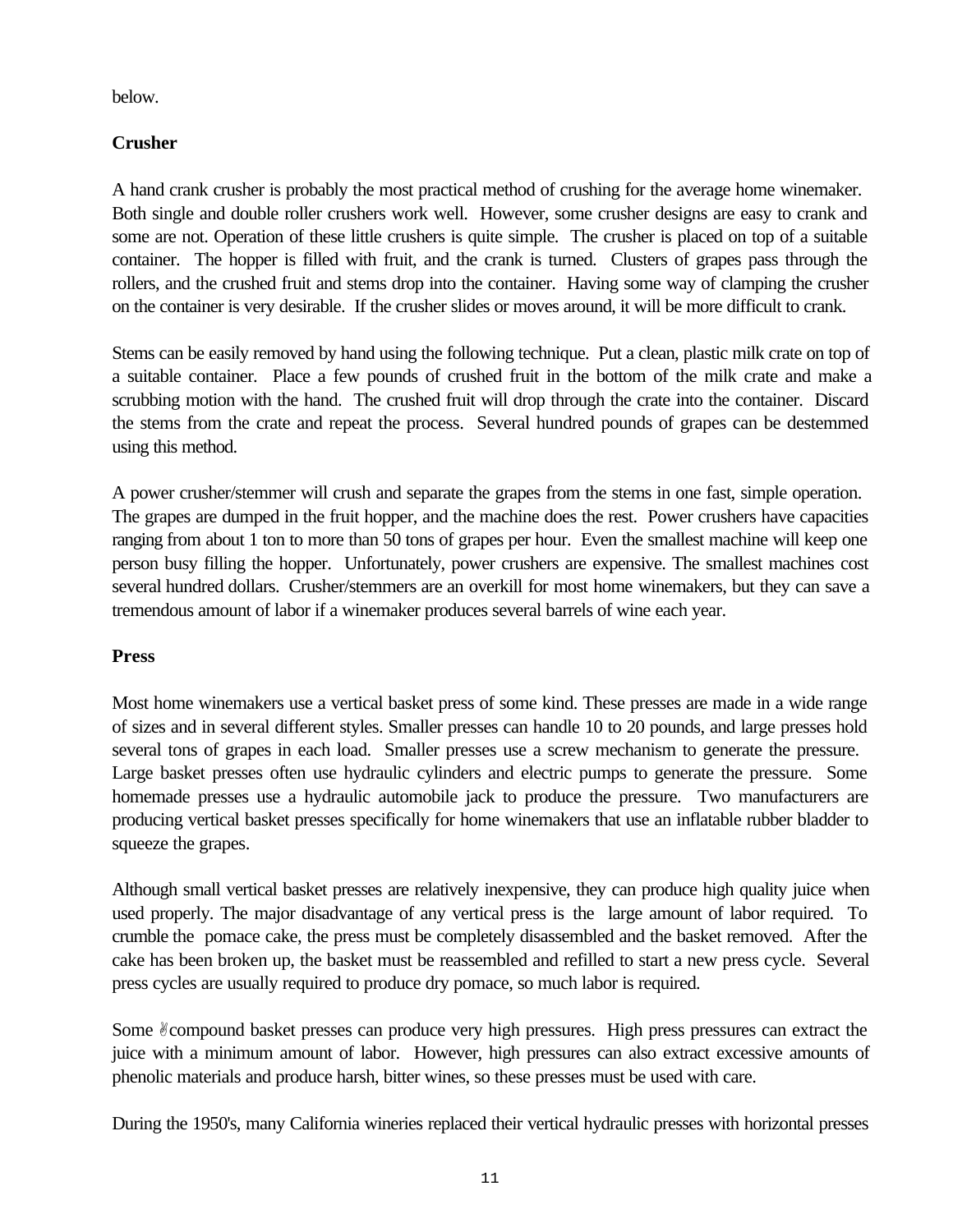below.

**Crusher**

A hand crank crusher is probably the most practical method of crushing for the average home winemaker. Both single and double roller crushers work well. However, some crusher designs are easy to crank and some are not. Operation of these little crushers is quite simple. The crusher is placed on top of a suitable container. The hopper is filled with fruit, and the crank is turned. Clusters of grapes pass through the rollers, and the crushed fruit and stems drop into the container. Having some way of clamping the crusher on the container is very desirable. If the crusher slides or moves around, it will be more difficult to crank.

Stems can be easily removed by hand using the following technique. Put a clean, plastic milk crate on top of a suitable container. Place a few pounds of crushed fruit in the bottom of the milk crate and make a scrubbing motion with the hand. The crushed fruit will drop through the crate into the container. Discard the stems from the crate and repeat the process. Several hundred pounds of grapes can be destemmed using this method.

A power crusher/stemmer will crush and separate the grapes from the stems in one fast, simple operation. The grapes are dumped in the fruit hopper, and the machine does the rest. Power crushers have capacities ranging from about 1 ton to more than 50 tons of grapes per hour. Even the smallest machine will keep one person busy filling the hopper. Unfortunately, power crushers are expensive. The smallest machines cost several hundred dollars. Crusher/stemmers are an overkill for most home winemakers, but they can save a tremendous amount of labor if a winemaker produces several barrels of wine each year.

**Press**

Most home winemakers use a vertical basket press of some kind. These presses are made in a wide range of sizes and in several different styles. Smaller presses can handle 10 to 20 pounds, and large presses hold several tons of grapes in each load. Smaller presses use a screw mechanism to generate the pressure. Large basket presses often use hydraulic cylinders and electric pumps to generate the pressure. Some homemade presses use a hydraulic automobile jack to produce the pressure. Two manufacturers are producing vertical basket presses specifically for home winemakers that use an inflatable rubber bladder to squeeze the grapes.

Although small vertical basket presses are relatively inexpensive, they can produce high quality juice when used properly. The major disadvantage of any vertical press is the large amount of labor required. To crumble the pomace cake, the press must be completely disassembled and the basket removed. After the cake has been broken up, the basket must be reassembled and refilled to start a new press cycle. Several press cycles are usually required to produce dry pomace, so much labor is required.

Some "compound" basket presses can produce very high pressures. High press pressures can extract the juice with a minimum amount of labor. However, high pressures can also extract excessive amounts of phenolic materials and produce harsh, bitter wines, so these presses must be used with care.

During the 1950's, many California wineries replaced their vertical hydraulic presses with horizontal presses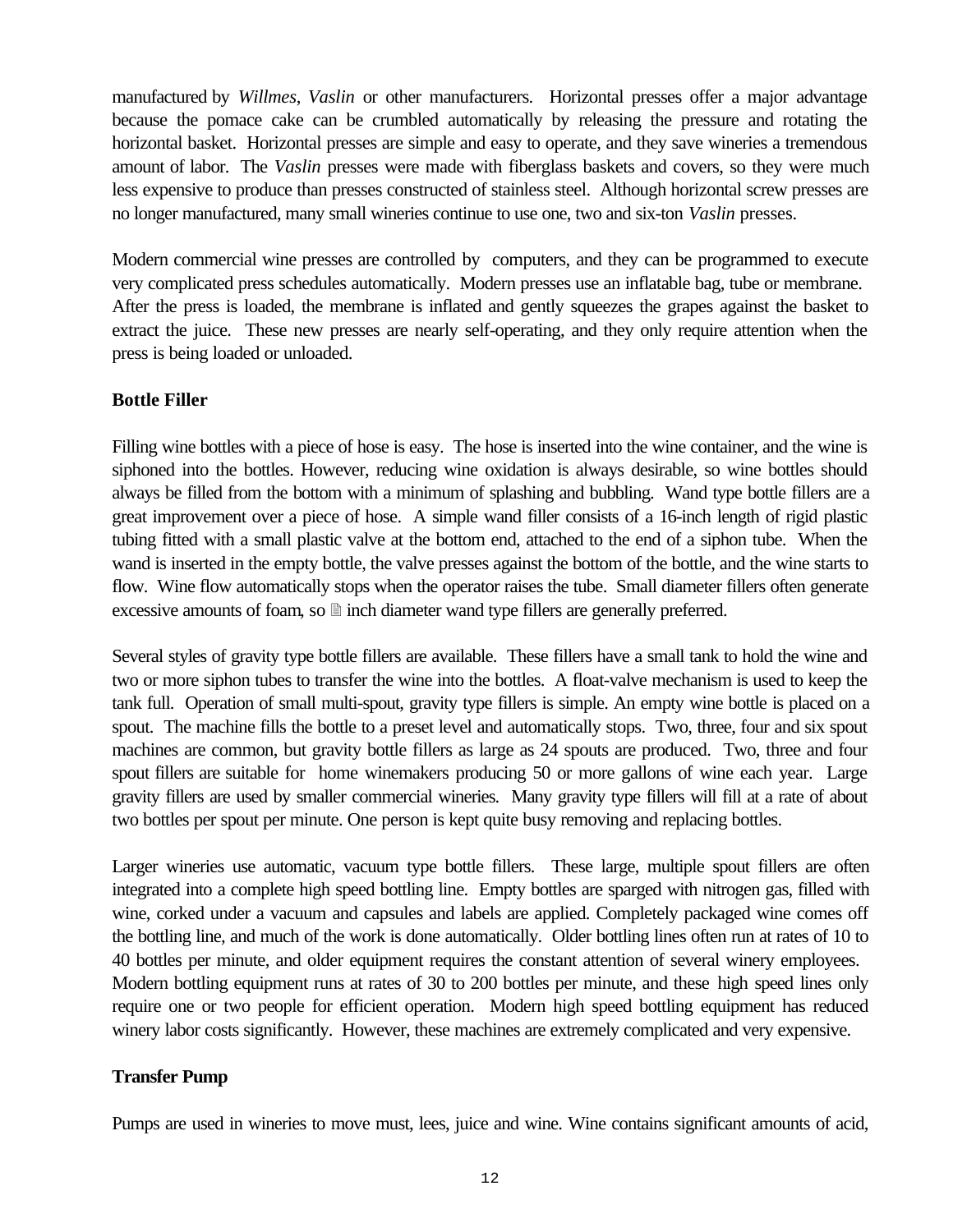manufactured by *Willmes*, *Vaslin* or other manufacturers. Horizontal presses offer a major advantage because the pomace cake can be crumbled automatically by releasing the pressure and rotating the horizontal basket. Horizontal presses are simple and easy to operate, and they save wineries a tremendous amount of labor. The *Vaslin* presses were made with fiberglass baskets and covers, so they were much less expensive to produce than presses constructed of stainless steel. Although horizontal screw presses are no longer manufactured, many small wineries continue to use one, two and six-ton *Vaslin* presses.

Modern commercial wine presses are controlled by computers, and they can be programmed to execute very complicated press schedules automatically. Modern presses use an inflatable bag, tube or membrane. After the press is loaded, the membrane is inflated and gently squeezes the grapes against the basket to extract the juice. These new presses are nearly self-operating, and they only require attention when the press is being loaded or unloaded.

**Bottle Filler**

Filling wine bottles with a piece of hose is easy. The hose is inserted into the wine container, and the wine is siphoned into the bottles. However, reducing wine oxidation is always desirable, so wine bottles should always be filled from the bottom with a minimum of splashing and bubbling. Wand type bottle fillers are a great improvement over a piece of hose. A simple wand filler consists of a 16-inch length of rigid plastic tubing fitted with a small plastic valve at the bottom end, attached to the end of a siphon tube. When the wand is inserted in the empty bottle, the valve presses against the bottom of the bottle, and the wine starts to flow. Wine flow automatically stops when the operator raises the tube. Small diameter fillers often generate excessive amounts of foam, so ⅜ inch diameter wand type fillers are generally preferred.

Several styles of gravity type bottle fillers are available. These fillers have a small tank to hold the wine and two or more siphon tubes to transfer the wine into the bottles. A float-valve mechanism is used to keep the tank full. Operation of small multi-spout, gravity type fillers is simple. An empty wine bottle is placed on a spout. The machine fills the bottle to a preset level and automatically stops. Two, three, four and six spout machines are common, but gravity bottle fillers as large as 24 spouts are produced. Two, three and four spout fillers are suitable for home winemakers producing 50 or more gallons of wine each year. Large gravity fillers are used by smaller commercial wineries. Many gravity type fillers will fill at a rate of about two bottles per spout per minute. One person is kept quite busy removing and replacing bottles.

Larger wineries use automatic, vacuum type bottle fillers. These large, multiple spout fillers are often integrated into a complete high speed bottling line. Empty bottles are sparged with nitrogen gas, filled with wine, corked under a vacuum and capsules and labels are applied. Completely packaged wine comes off the bottling line, and much of the work is done automatically. Older bottling lines often run at rates of 10 to 40 bottles per minute, and older equipment requires the constant attention of several winery employees. Modern bottling equipment runs at rates of 30 to 200 bottles per minute, and these high speed lines only require one or two people for efficient operation. Modern high speed bottling equipment has reduced winery labor costs significantly. However, these machines are extremely complicated and very expensive.

**Transfer Pump**

Pumps are used in wineries to move must, lees, juice and wine. Wine contains significant amounts of acid,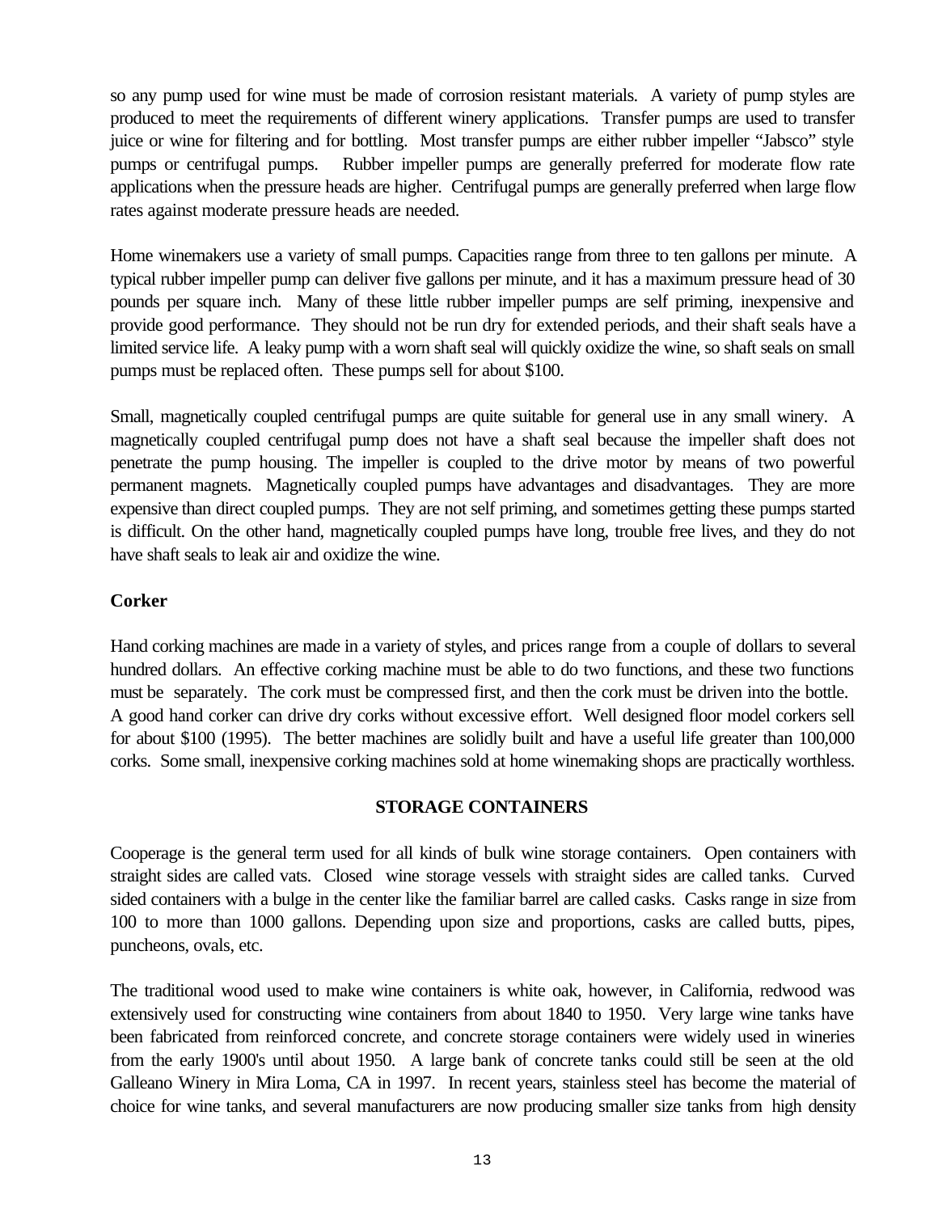so any pump used for wine must be made of corrosion resistant materials. A variety of pump styles are produced to meet the requirements of different winery applications. Transfer pumps are used to transfer juice or wine for filtering and for bottling. Most transfer pumps are either rubber impeller "Jabsco" style pumps or centrifugal pumps. Rubber impeller pumps are generally preferred for moderate flow rate applications when the pressure heads are higher. Centrifugal pumps are generally preferred when large flow rates against moderate pressure heads are needed.

Home winemakers use a variety of small pumps. Capacities range from three to ten gallons per minute. A typical rubber impeller pump can deliver five gallons per minute, and it has a maximum pressure head of 30 pounds per square inch. Many of these little rubber impeller pumps are self priming, inexpensive and provide good performance. They should not be run dry for extended periods, and their shaft seals have a limited service life. A leaky pump with a worn shaft seal will quickly oxidize the wine, so shaft seals on small pumps must be replaced often. These pumps sell for about $100.

Small, magnetically coupled centrifugal pumps are quite suitable for general use in any small winery. A magnetically coupled centrifugal pump does not have a shaft seal because the impeller shaft does not penetrate the pump housing. The impeller is coupled to the drive motor by means of two powerful permanent magnets. Magnetically coupled pumps have advantages and disadvantages. They are more expensive than direct coupled pumps. They are not self priming, and sometimes getting these pumps started is difficult. On the other hand, magnetically coupled pumps have long, trouble free lives, and they do not have shaft seals to leak air and oxidize the wine.

**Corker**

Hand corking machines are made in a variety of styles, and prices range from a couple of dollars to several hundred dollars. An effective corking machine must be able to do two functions, and these two functions must be separately. The cork must be compressed first, and then the cork must be driven into the bottle. A good hand corker can drive dry corks without excessive effort. Well designed floor model corkers sell for about $100 (1995). The better machines are solidly built and have a useful life greater than 100,000 corks. Some small, inexpensive corking machines sold at home winemaking shops are practically worthless.

## STORAGE CONTAINERS

Cooperage is the general term used for all kinds of bulk wine storage containers. Open containers with straight sides are called vats. Closed wine storage vessels with straight sides are called tanks. Curved sided containers with a bulge in the center like the familiar barrel are called casks. Casks range in size from 100 to more than 1000 gallons. Depending upon size and proportions, casks are called butts, pipes, puncheons, ovals, etc.

The traditional wood used to make wine containers is white oak, however, in California, redwood was extensively used for constructing wine containers from about 1840 to 1950. Very large wine tanks have been fabricated from reinforced concrete, and concrete storage containers were widely used in wineries from the early 1900's until about 1950. A large bank of concrete tanks could still be seen at the old Galleano Winery in Mira Loma, CA in 1997. In recent years, stainless steel has become the material of choice for wine tanks, and several manufacturers are now producing smaller size tanks from high density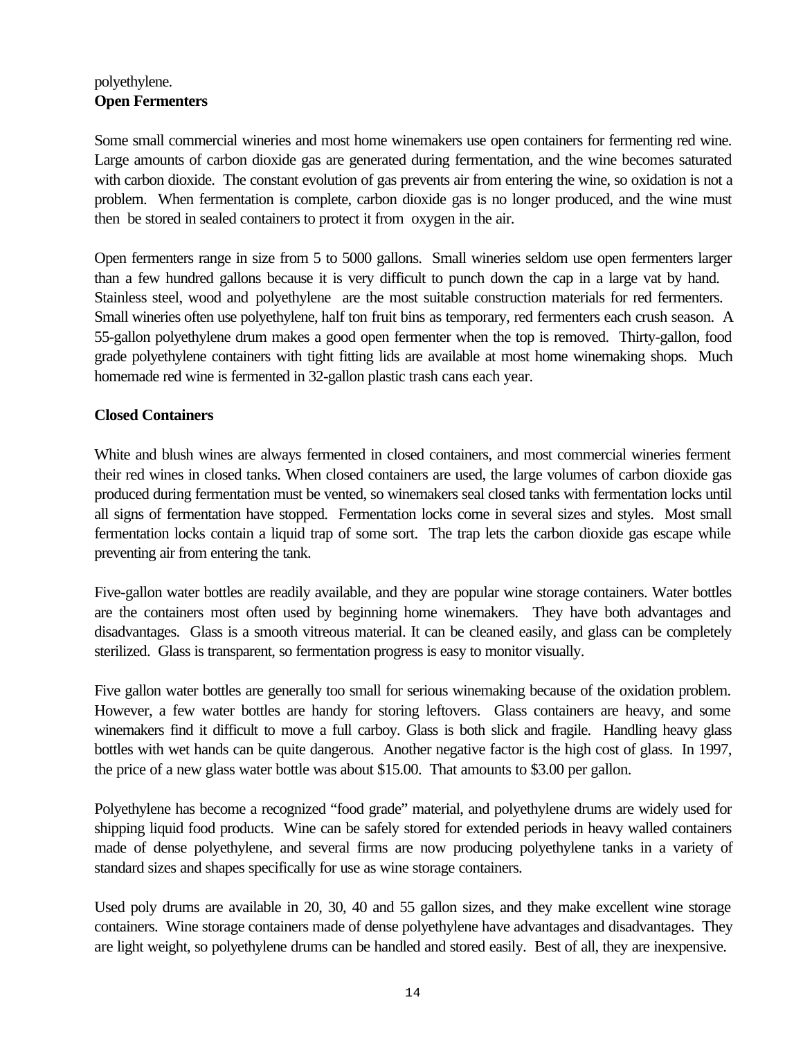polyethylene.

**Open Fermenters**

Some small commercial wineries and most home winemakers use open containers for fermenting red wine. Large amounts of carbon dioxide gas are generated during fermentation, and the wine becomes saturated with carbon dioxide. The constant evolution of gas prevents air from entering the wine, so oxidation is not a problem. When fermentation is complete, carbon dioxide gas is no longer produced, and the wine must then be stored in sealed containers to protect it from oxygen in the air.

Open fermenters range in size from 5 to 5000 gallons. Small wineries seldom use open fermenters larger than a few hundred gallons because it is very difficult to punch down the cap in a large vat by hand. Stainless steel, wood and polyethylene are the most suitable construction materials for red fermenters. Small wineries often use polyethylene, half ton fruit bins as temporary, red fermenters each crush season. A 55-gallon polyethylene drum makes a good open fermenter when the top is removed. Thirty-gallon, food grade polyethylene containers with tight fitting lids are available at most home winemaking shops. Much homemade red wine is fermented in 32-gallon plastic trash cans each year.

**Closed Containers**

White and blush wines are always fermented in closed containers, and most commercial wineries ferment their red wines in closed tanks. When closed containers are used, the large volumes of carbon dioxide gas produced during fermentation must be vented, so winemakers seal closed tanks with fermentation locks until all signs of fermentation have stopped. Fermentation locks come in several sizes and styles. Most small fermentation locks contain a liquid trap of some sort. The trap lets the carbon dioxide gas escape while preventing air from entering the tank.

Five-gallon water bottles are readily available, and they are popular wine storage containers. Water bottles are the containers most often used by beginning home winemakers. They have both advantages and disadvantages. Glass is a smooth vitreous material. It can be cleaned easily, and glass can be completely sterilized. Glass is transparent, so fermentation progress is easy to monitor visually.

Five gallon water bottles are generally too small for serious winemaking because of the oxidation problem. However, a few water bottles are handy for storing leftovers. Glass containers are heavy, and some winemakers find it difficult to move a full carboy. Glass is both slick and fragile. Handling heavy glass bottles with wet hands can be quite dangerous. Another negative factor is the high cost of glass. In 1997, the price of a new glass water bottle was about $15.00. That amounts to $3.00 per gallon.

Polyethylene has become a recognized "food grade" material, and polyethylene drums are widely used for shipping liquid food products. Wine can be safely stored for extended periods in heavy walled containers made of dense polyethylene, and several firms are now producing polyethylene tanks in a variety of standard sizes and shapes specifically for use as wine storage containers.

Used poly drums are available in 20, 30, 40 and 55 gallon sizes, and they make excellent wine storage containers. Wine storage containers made of dense polyethylene have advantages and disadvantages. They are light weight, so polyethylene drums can be handled and stored easily. Best of all, they are inexpensive.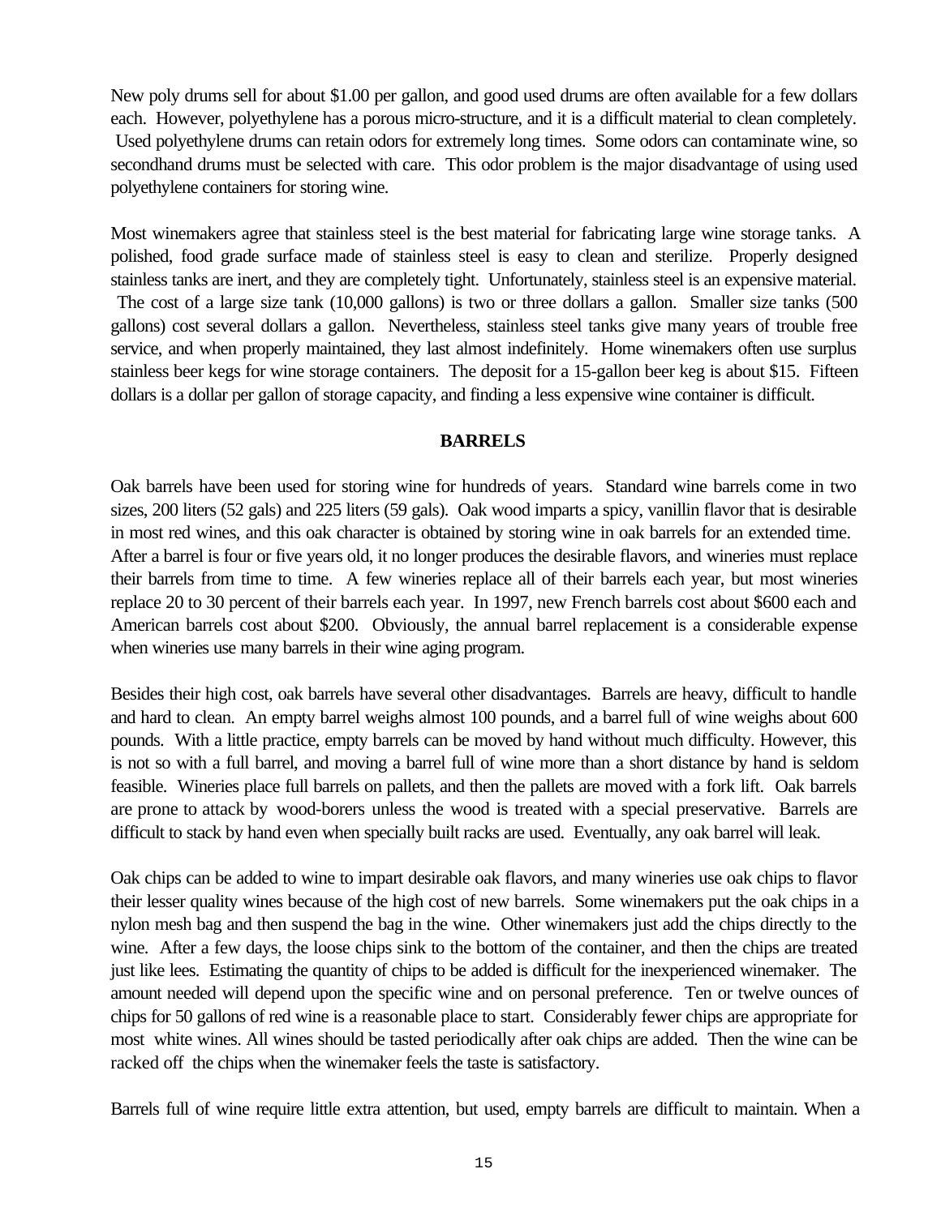New poly drums sell for about $1.00 per gallon, and good used drums are often available for a few dollars each. However, polyethylene has a porous micro-structure, and it is a difficult material to clean completely. Used polyethylene drums can retain odors for extremely long times. Some odors can contaminate wine, so secondhand drums must be selected with care. This odor problem is the major disadvantage of using used polyethylene containers for storing wine.

Most winemakers agree that stainless steel is the best material for fabricating large wine storage tanks. A polished, food grade surface made of stainless steel is easy to clean and sterilize. Properly designed stainless tanks are inert, and they are completely tight. Unfortunately, stainless steel is an expensive material. The cost of a large size tank (10,000 gallons) is two or three dollars a gallon. Smaller size tanks (500 gallons) cost several dollars a gallon. Nevertheless, stainless steel tanks give many years of trouble free service, and when properly maintained, they last almost indefinitely. Home winemakers often use surplus stainless beer kegs for wine storage containers. The deposit for a 15-gallon beer keg is about $15. Fifteen dollars is a dollar per gallon of storage capacity, and finding a less expensive wine container is difficult.

## BARRELS

Oak barrels have been used for storing wine for hundreds of years. Standard wine barrels come in two sizes, 200 liters (52 gals) and 225 liters (59 gals). Oak wood imparts a spicy, vanillin flavor that is desirable in most red wines, and this oak character is obtained by storing wine in oak barrels for an extended time. After a barrel is four or five years old, it no longer produces the desirable flavors, and wineries must replace their barrels from time to time. A few wineries replace all of their barrels each year, but most wineries replace 20 to 30 percent of their barrels each year. In 1997, new French barrels cost about $600 each and American barrels cost about $200. Obviously, the annual barrel replacement is a considerable expense when wineries use many barrels in their wine aging program.

Besides their high cost, oak barrels have several other disadvantages. Barrels are heavy, difficult to handle and hard to clean. An empty barrel weighs almost 100 pounds, and a barrel full of wine weighs about 600 pounds. With a little practice, empty barrels can be moved by hand without much difficulty. However, this is not so with a full barrel, and moving a barrel full of wine more than a short distance by hand is seldom feasible. Wineries place full barrels on pallets, and then the pallets are moved with a fork lift. Oak barrels are prone to attack by wood-borers unless the wood is treated with a special preservative. Barrels are difficult to stack by hand even when specially built racks are used. Eventually, any oak barrel will leak.

Oak chips can be added to wine to impart desirable oak flavors, and many wineries use oak chips to flavor their lesser quality wines because of the high cost of new barrels. Some winemakers put the oak chips in a nylon mesh bag and then suspend the bag in the wine. Other winemakers just add the chips directly to the wine. After a few days, the loose chips sink to the bottom of the container, and then the chips are treated just like lees. Estimating the quantity of chips to be added is difficult for the inexperienced winemaker. The amount needed will depend upon the specific wine and on personal preference. Ten or twelve ounces of chips for 50 gallons of red wine is a reasonable place to start. Considerably fewer chips are appropriate for most white wines. All wines should be tasted periodically after oak chips are added. Then the wine can be racked off the chips when the winemaker feels the taste is satisfactory.

Barrels full of wine require little extra attention, but used, empty barrels are difficult to maintain. When a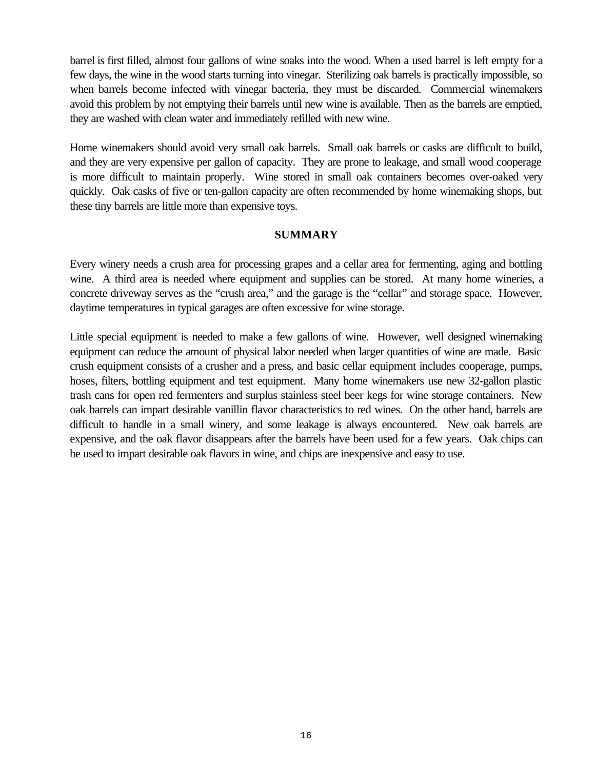barrel is first filled, almost four gallons of wine soaks into the wood. When a used barrel is left empty for a few days, the wine in the wood starts turning into vinegar. Sterilizing oak barrels is practically impossible, so when barrels become infected with vinegar bacteria, they must be discarded. Commercial winemakers avoid this problem by not emptying their barrels until new wine is available. Then as the barrels are emptied, they are washed with clean water and immediately refilled with new wine.

Home winemakers should avoid very small oak barrels. Small oak barrels or casks are difficult to build, and they are very expensive per gallon of capacity. They are prone to leakage, and small wood cooperage is more difficult to maintain properly. Wine stored in small oak containers becomes over-oaked very quickly. Oak casks of five or ten-gallon capacity are often recommended by home winemaking shops, but these tiny barrels are little more than expensive toys.

## SUMMARY

Every winery needs a crush area for processing grapes and a cellar area for fermenting, aging and bottling wine. A third area is needed where equipment and supplies can be stored. At many home wineries, a concrete driveway serves as the "crush area," and the garage is the "cellar" and storage space. However, daytime temperatures in typical garages are often excessive for wine storage.

Little special equipment is needed to make a few gallons of wine. However, well designed winemaking equipment can reduce the amount of physical labor needed when larger quantities of wine are made. Basic crush equipment consists of a crusher and a press, and basic cellar equipment includes cooperage, pumps, hoses, filters, bottling equipment and test equipment. Many home winemakers use new 32-gallon plastic trash cans for open red fermenters and surplus stainless steel beer kegs for wine storage containers. New oak barrels can impart desirable vanillin flavor characteristics to red wines. On the other hand, barrels are difficult to handle in a small winery, and some leakage is always encountered. New oak barrels are expensive, and the oak flavor disappears after the barrels have been used for a few years. Oak chips can be used to impart desirable oak flavors in wine, and chips are inexpensive and easy to use.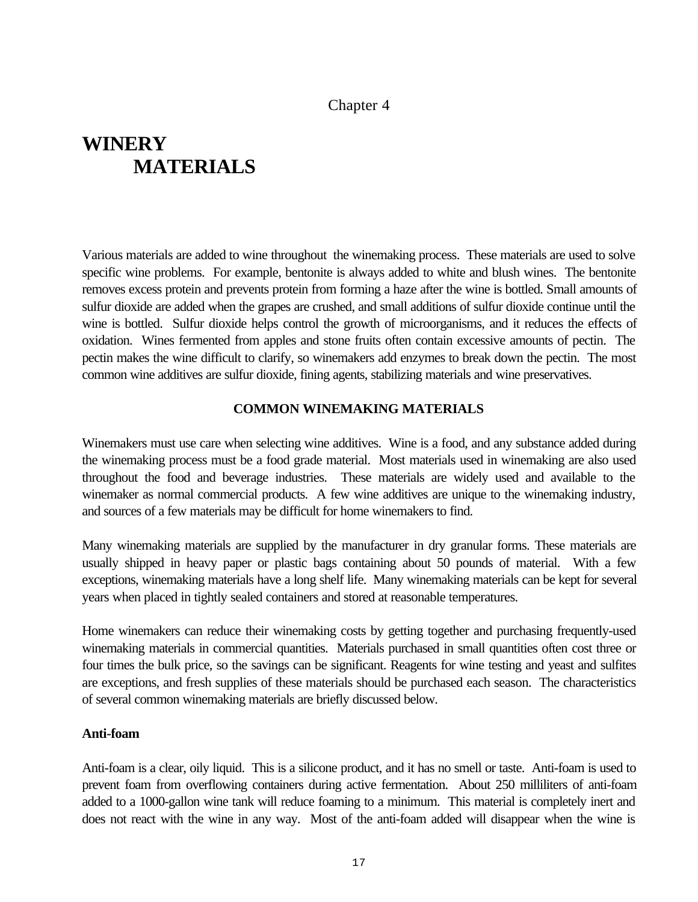Chapter 4

# WINERY MATERIALS

Various materials are added to wine throughout the winemaking process. These materials are used to solve specific wine problems. For example, bentonite is always added to white and blush wines. The bentonite removes excess protein and prevents protein from forming a haze after the wine is bottled. Small amounts of sulfur dioxide are added when the grapes are crushed, and small additions of sulfur dioxide continue until the wine is bottled. Sulfur dioxide helps control the growth of microorganisms, and it reduces the effects of oxidation. Wines fermented from apples and stone fruits often contain excessive amounts of pectin. The pectin makes the wine difficult to clarify, so winemakers add enzymes to break down the pectin. The most common wine additives are sulfur dioxide, fining agents, stabilizing materials and wine preservatives.

## COMMON WINEMAKING MATERIALS

Winemakers must use care when selecting wine additives. Wine is a food, and any substance added during the winemaking process must be a food grade material. Most materials used in winemaking are also used throughout the food and beverage industries. These materials are widely used and available to the winemaker as normal commercial products. A few wine additives are unique to the winemaking industry, and sources of a few materials may be difficult for home winemakers to find.

Many winemaking materials are supplied by the manufacturer in dry granular forms. These materials are usually shipped in heavy paper or plastic bags containing about 50 pounds of material. With a few exceptions, winemaking materials have a long shelf life. Many winemaking materials can be kept for several years when placed in tightly sealed containers and stored at reasonable temperatures.

Home winemakers can reduce their winemaking costs by getting together and purchasing frequently-used winemaking materials in commercial quantities. Materials purchased in small quantities often cost three or four times the bulk price, so the savings can be significant. Reagents for wine testing and yeast and sulfites are exceptions, and fresh supplies of these materials should be purchased each season. The characteristics of several common winemaking materials are briefly discussed below.

### Anti-foam

Anti-foam is a clear, oily liquid. This is a silicone product, and it has no smell or taste. Anti-foam is used to prevent foam from overflowing containers during active fermentation. About 250 milliliters of anti-foam added to a 1000-gallon wine tank will reduce foaming to a minimum. This material is completely inert and does not react with the wine in any way. Most of the anti-foam added will disappear when the wine is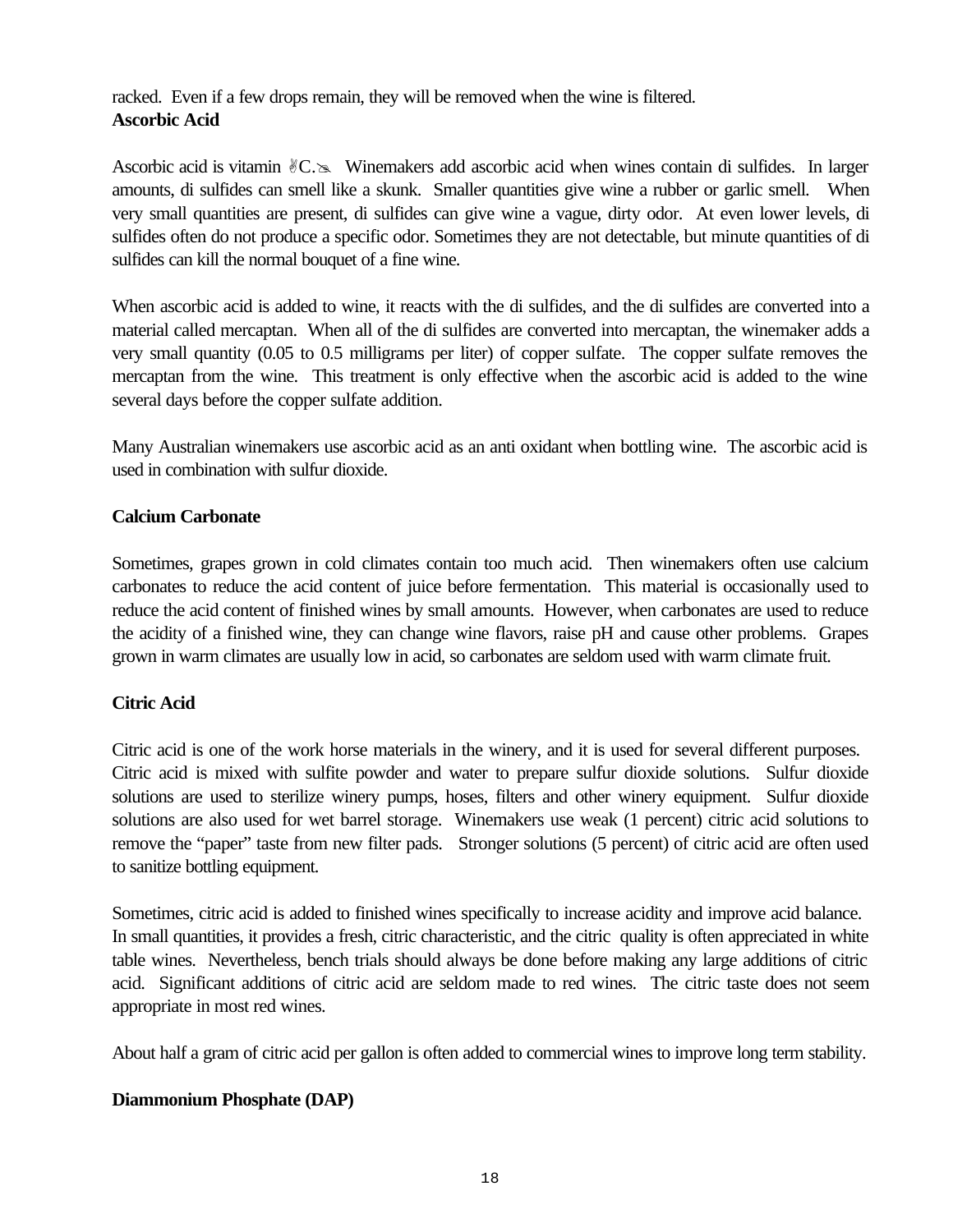racked. Even if a few drops remain, they will be removed when the wine is filtered.

**Ascorbic Acid**

Ascorbic acid is vitamin ✌C.✍ Winemakers add ascorbic acid when wines contain di sulfides. In larger amounts, di sulfides can smell like a skunk. Smaller quantities give wine a rubber or garlic smell. When very small quantities are present, di sulfides can give wine a vague, dirty odor. At even lower levels, di sulfides often do not produce a specific odor. Sometimes they are not detectable, but minute quantities of di sulfides can kill the normal bouquet of a fine wine.

When ascorbic acid is added to wine, it reacts with the di sulfides, and the di sulfides are converted into a material called mercaptan. When all of the di sulfides are converted into mercaptan, the winemaker adds a very small quantity (0.05 to 0.5 milligrams per liter) of copper sulfate. The copper sulfate removes the mercaptan from the wine. This treatment is only effective when the ascorbic acid is added to the wine several days before the copper sulfate addition.

Many Australian winemakers use ascorbic acid as an anti oxidant when bottling wine. The ascorbic acid is used in combination with sulfur dioxide.

**Calcium Carbonate**

Sometimes, grapes grown in cold climates contain too much acid. Then winemakers often use calcium carbonates to reduce the acid content of juice before fermentation. This material is occasionally used to reduce the acid content of finished wines by small amounts. However, when carbonates are used to reduce the acidity of a finished wine, they can change wine flavors, raise pH and cause other problems. Grapes grown in warm climates are usually low in acid, so carbonates are seldom used with warm climate fruit.

**Citric Acid**

Citric acid is one of the work horse materials in the winery, and it is used for several different purposes. Citric acid is mixed with sulfite powder and water to prepare sulfur dioxide solutions. Sulfur dioxide solutions are used to sterilize winery pumps, hoses, filters and other winery equipment. Sulfur dioxide solutions are also used for wet barrel storage. Winemakers use weak (1 percent) citric acid solutions to remove the "paper" taste from new filter pads. Stronger solutions (5 percent) of citric acid are often used to sanitize bottling equipment.

Sometimes, citric acid is added to finished wines specifically to increase acidity and improve acid balance. In small quantities, it provides a fresh, citric characteristic, and the citric quality is often appreciated in white table wines. Nevertheless, bench trials should always be done before making any large additions of citric acid. Significant additions of citric acid are seldom made to red wines. The citric taste does not seem appropriate in most red wines.

About half a gram of citric acid per gallon is often added to commercial wines to improve long term stability.

**Diammonium Phosphate (DAP)**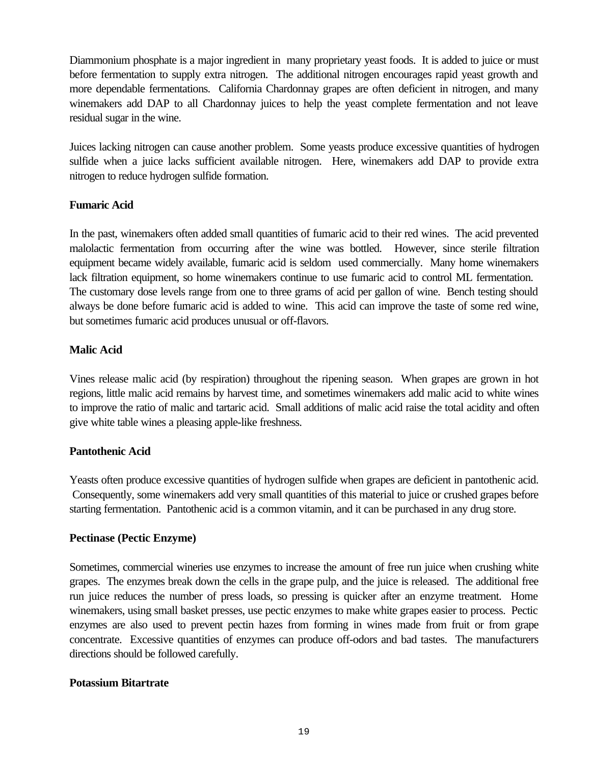Diammonium phosphate is a major ingredient in many proprietary yeast foods. It is added to juice or must before fermentation to supply extra nitrogen. The additional nitrogen encourages rapid yeast growth and more dependable fermentations. California Chardonnay grapes are often deficient in nitrogen, and many winemakers add DAP to all Chardonnay juices to help the yeast complete fermentation and not leave residual sugar in the wine.

Juices lacking nitrogen can cause another problem. Some yeasts produce excessive quantities of hydrogen sulfide when a juice lacks sufficient available nitrogen. Here, winemakers add DAP to provide extra nitrogen to reduce hydrogen sulfide formation.

**Fumaric Acid**

In the past, winemakers often added small quantities of fumaric acid to their red wines. The acid prevented malolactic fermentation from occurring after the wine was bottled. However, since sterile filtration equipment became widely available, fumaric acid is seldom used commercially. Many home winemakers lack filtration equipment, so home winemakers continue to use fumaric acid to control ML fermentation. The customary dose levels range from one to three grams of acid per gallon of wine. Bench testing should always be done before fumaric acid is added to wine. This acid can improve the taste of some red wine, but sometimes fumaric acid produces unusual or off-flavors.

**Malic Acid**

Vines release malic acid (by respiration) throughout the ripening season. When grapes are grown in hot regions, little malic acid remains by harvest time, and sometimes winemakers add malic acid to white wines to improve the ratio of malic and tartaric acid. Small additions of malic acid raise the total acidity and often give white table wines a pleasing apple-like freshness.

**Pantothenic Acid**

Yeasts often produce excessive quantities of hydrogen sulfide when grapes are deficient in pantothenic acid. Consequently, some winemakers add very small quantities of this material to juice or crushed grapes before starting fermentation. Pantothenic acid is a common vitamin, and it can be purchased in any drug store.

**Pectinase (Pectic Enzyme)**

Sometimes, commercial wineries use enzymes to increase the amount of free run juice when crushing white grapes. The enzymes break down the cells in the grape pulp, and the juice is released. The additional free run juice reduces the number of press loads, so pressing is quicker after an enzyme treatment. Home winemakers, using small basket presses, use pectic enzymes to make white grapes easier to process. Pectic enzymes are also used to prevent pectin hazes from forming in wines made from fruit or from grape concentrate. Excessive quantities of enzymes can produce off-odors and bad tastes. The manufacturers directions should be followed carefully.

**Potassium Bitartrate**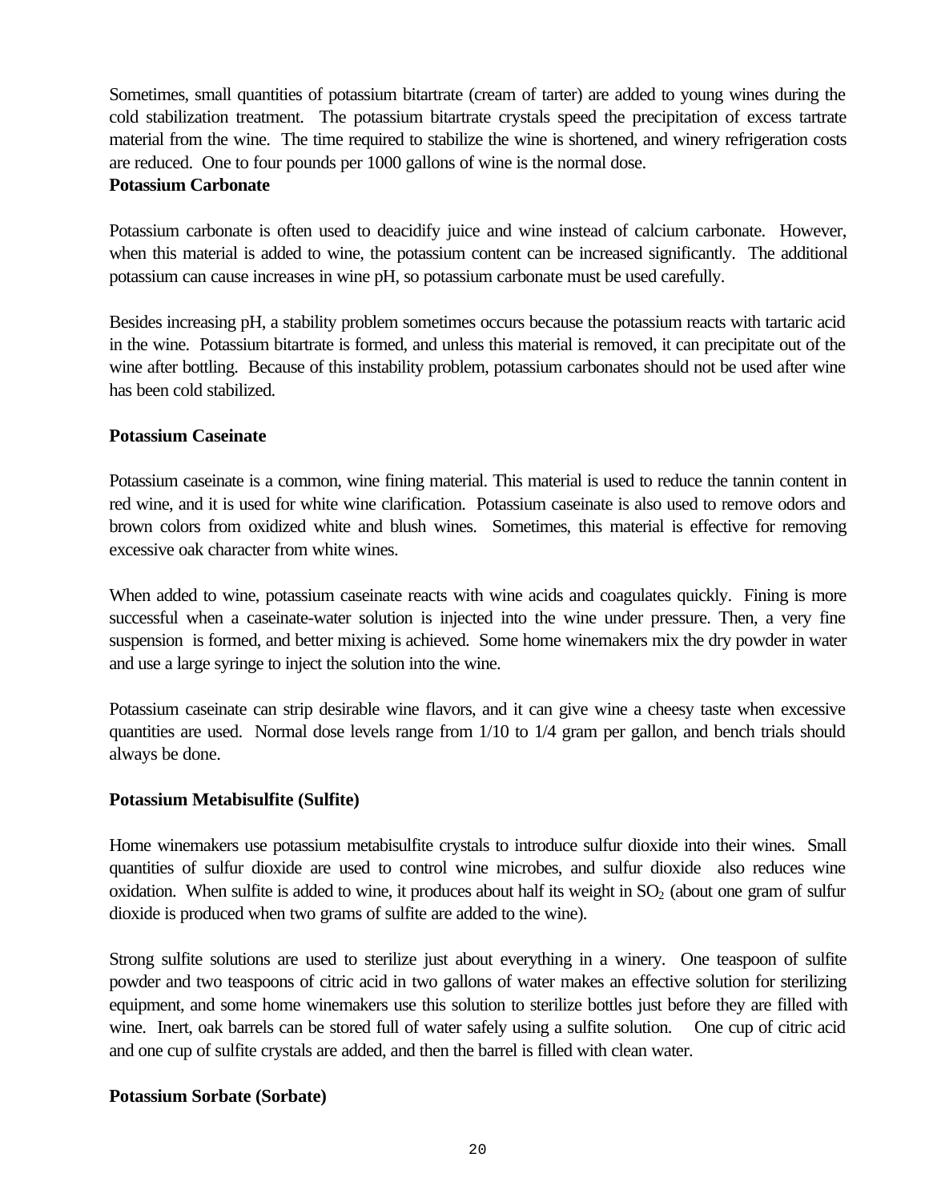Sometimes, small quantities of potassium bitartrate (cream of tarter) are added to young wines during the cold stabilization treatment. The potassium bitartrate crystals speed the precipitation of excess tartrate material from the wine. The time required to stabilize the wine is shortened, and winery refrigeration costs are reduced. One to four pounds per 1000 gallons of wine is the normal dose.

**Potassium Carbonate**

Potassium carbonate is often used to deacidify juice and wine instead of calcium carbonate. However, when this material is added to wine, the potassium content can be increased significantly. The additional potassium can cause increases in wine pH, so potassium carbonate must be used carefully.

Besides increasing pH, a stability problem sometimes occurs because the potassium reacts with tartaric acid in the wine. Potassium bitartrate is formed, and unless this material is removed, it can precipitate out of the wine after bottling. Because of this instability problem, potassium carbonates should not be used after wine has been cold stabilized.

**Potassium Caseinate**

Potassium caseinate is a common, wine fining material. This material is used to reduce the tannin content in red wine, and it is used for white wine clarification. Potassium caseinate is also used to remove odors and brown colors from oxidized white and blush wines. Sometimes, this material is effective for removing excessive oak character from white wines.

When added to wine, potassium caseinate reacts with wine acids and coagulates quickly. Fining is more successful when a caseinate-water solution is injected into the wine under pressure. Then, a very fine suspension is formed, and better mixing is achieved. Some home winemakers mix the dry powder in water and use a large syringe to inject the solution into the wine.

Potassium caseinate can strip desirable wine flavors, and it can give wine a cheesy taste when excessive quantities are used. Normal dose levels range from 1/10 to 1/4 gram per gallon, and bench trials should always be done.

**Potassium Metabisulfite (Sulfite)**

Home winemakers use potassium metabisulfite crystals to introduce sulfur dioxide into their wines. Small quantities of sulfur dioxide are used to control wine microbes, and sulfur dioxide also reduces wine oxidation. When sulfite is added to wine, it produces about half its weight in $SO_2$ (about one gram of sulfur dioxide is produced when two grams of sulfite are added to the wine).

Strong sulfite solutions are used to sterilize just about everything in a winery. One teaspoon of sulfite powder and two teaspoons of citric acid in two gallons of water makes an effective solution for sterilizing equipment, and some home winemakers use this solution to sterilize bottles just before they are filled with wine. Inert, oak barrels can be stored full of water safely using a sulfite solution. One cup of citric acid and one cup of sulfite crystals are added, and then the barrel is filled with clean water.

**Potassium Sorbate (Sorbate)**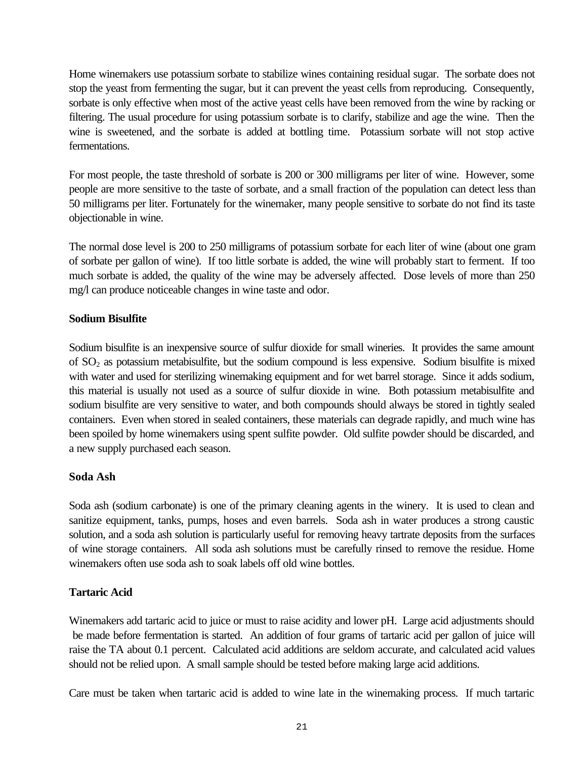Home winemakers use potassium sorbate to stabilize wines containing residual sugar. The sorbate does not stop the yeast from fermenting the sugar, but it can prevent the yeast cells from reproducing. Consequently, sorbate is only effective when most of the active yeast cells have been removed from the wine by racking or filtering. The usual procedure for using potassium sorbate is to clarify, stabilize and age the wine. Then the wine is sweetened, and the sorbate is added at bottling time. Potassium sorbate will not stop active fermentations.

For most people, the taste threshold of sorbate is 200 or 300 milligrams per liter of wine. However, some people are more sensitive to the taste of sorbate, and a small fraction of the population can detect less than 50 milligrams per liter. Fortunately for the winemaker, many people sensitive to sorbate do not find its taste objectionable in wine.

The normal dose level is 200 to 250 milligrams of potassium sorbate for each liter of wine (about one gram of sorbate per gallon of wine). If too little sorbate is added, the wine will probably start to ferment. If too much sorbate is added, the quality of the wine may be adversely affected. Dose levels of more than 250 mg/l can produce noticeable changes in wine taste and odor.

**Sodium Bisulfite**

Sodium bisulfite is an inexpensive source of sulfur dioxide for small wineries. It provides the same amount of $SO_2$ as potassium metabisulfite, but the sodium compound is less expensive. Sodium bisulfite is mixed with water and used for sterilizing winemaking equipment and for wet barrel storage. Since it adds sodium, this material is usually not used as a source of sulfur dioxide in wine. Both potassium metabisulfite and sodium bisulfite are very sensitive to water, and both compounds should always be stored in tightly sealed containers. Even when stored in sealed containers, these materials can degrade rapidly, and much wine has been spoiled by home winemakers using spent sulfite powder. Old sulfite powder should be discarded, and a new supply purchased each season.

**Soda Ash**

Soda ash (sodium carbonate) is one of the primary cleaning agents in the winery. It is used to clean and sanitize equipment, tanks, pumps, hoses and even barrels. Soda ash in water produces a strong caustic solution, and a soda ash solution is particularly useful for removing heavy tartrate deposits from the surfaces of wine storage containers. All soda ash solutions must be carefully rinsed to remove the residue. Home winemakers often use soda ash to soak labels off old wine bottles.

**Tartaric Acid**

Winemakers add tartaric acid to juice or must to raise acidity and lower pH. Large acid adjustments should be made before fermentation is started. An addition of four grams of tartaric acid per gallon of juice will raise the TA about 0.1 percent. Calculated acid additions are seldom accurate, and calculated acid values should not be relied upon. A small sample should be tested before making large acid additions.

Care must be taken when tartaric acid is added to wine late in the winemaking process. If much tartaric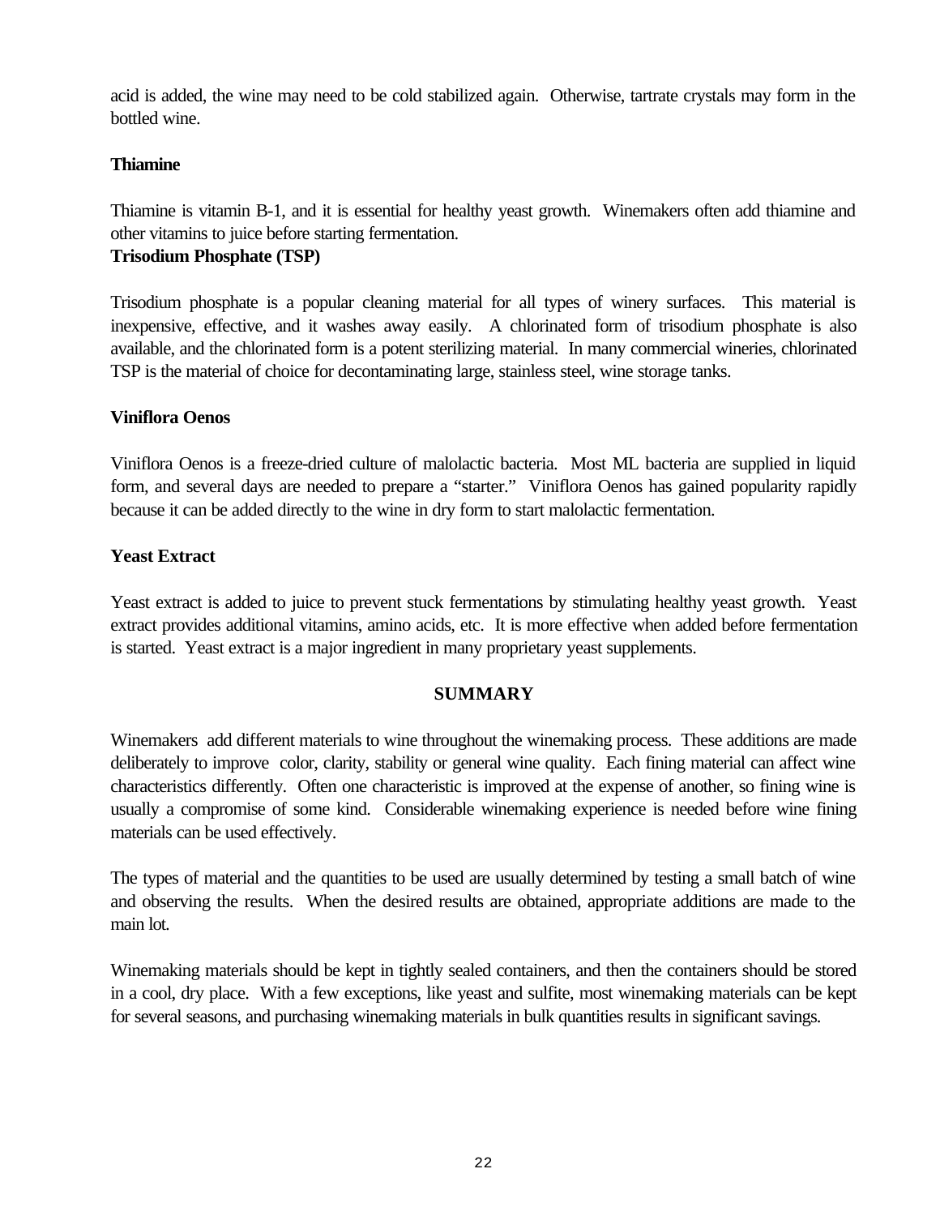acid is added, the wine may need to be cold stabilized again. Otherwise, tartrate crystals may form in the bottled wine.

**Thiamine**

Thiamine is vitamin B-1, and it is essential for healthy yeast growth. Winemakers often add thiamine and other vitamins to juice before starting fermentation.

**Trisodium Phosphate (TSP)**

Trisodium phosphate is a popular cleaning material for all types of winery surfaces. This material is inexpensive, effective, and it washes away easily. A chlorinated form of trisodium phosphate is also available, and the chlorinated form is a potent sterilizing material. In many commercial wineries, chlorinated TSP is the material of choice for decontaminating large, stainless steel, wine storage tanks.

**Viniflora Oenos**

Viniflora Oenos is a freeze-dried culture of malolactic bacteria. Most ML bacteria are supplied in liquid form, and several days are needed to prepare a "starter." Viniflora Oenos has gained popularity rapidly because it can be added directly to the wine in dry form to start malolactic fermentation.

**Yeast Extract**

Yeast extract is added to juice to prevent stuck fermentations by stimulating healthy yeast growth. Yeast extract provides additional vitamins, amino acids, etc. It is more effective when added before fermentation is started. Yeast extract is a major ingredient in many proprietary yeast supplements.

## SUMMARY

Winemakers add different materials to wine throughout the winemaking process. These additions are made deliberately to improve color, clarity, stability or general wine quality. Each fining material can affect wine characteristics differently. Often one characteristic is improved at the expense of another, so fining wine is usually a compromise of some kind. Considerable winemaking experience is needed before wine fining materials can be used effectively.

The types of material and the quantities to be used are usually determined by testing a small batch of wine and observing the results. When the desired results are obtained, appropriate additions are made to the main lot.

Winemaking materials should be kept in tightly sealed containers, and then the containers should be stored in a cool, dry place. With a few exceptions, like yeast and sulfite, most winemaking materials can be kept for several seasons, and purchasing winemaking materials in bulk quantities results in significant savings.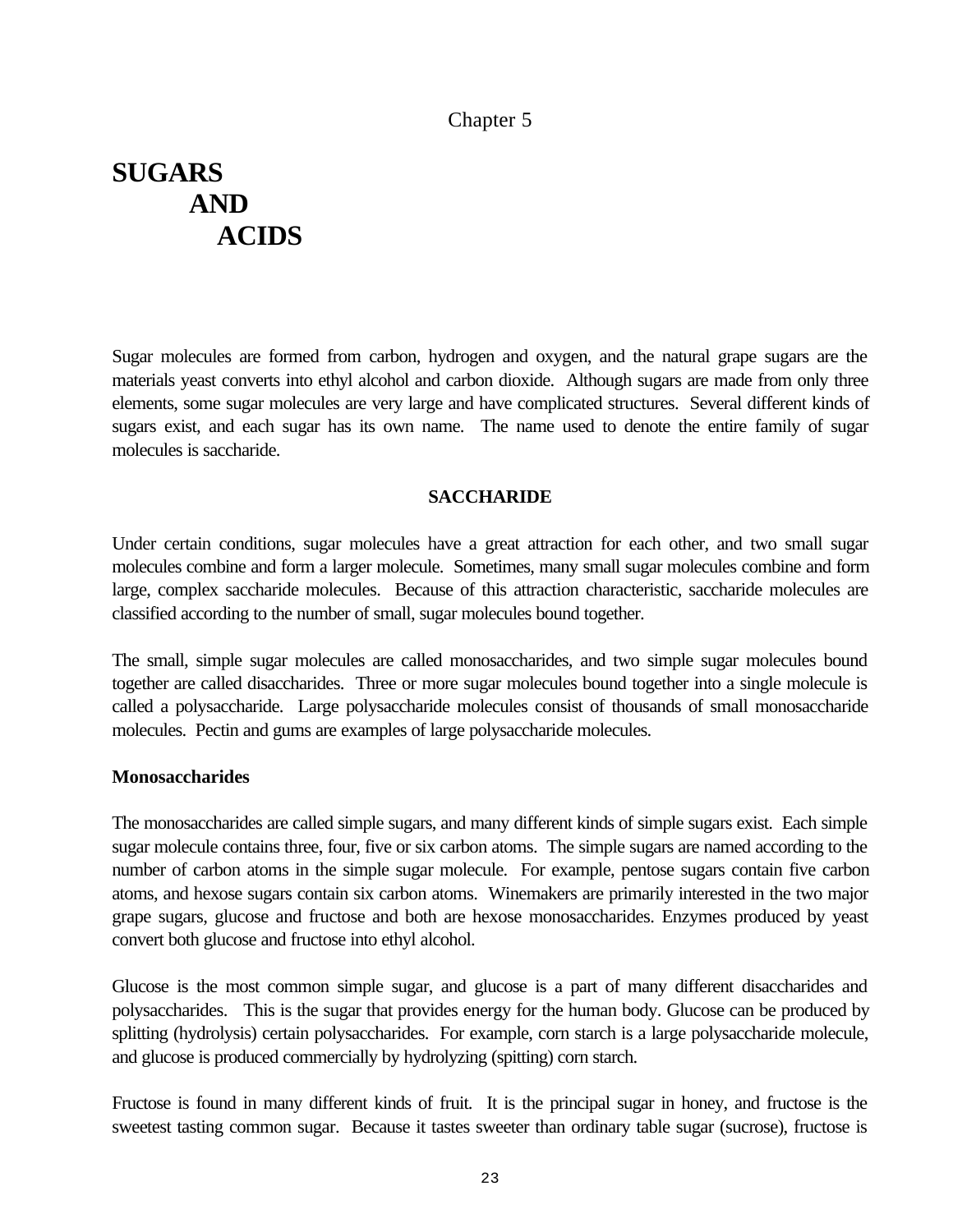Chapter 5

# SUGARS AND ACIDS

Sugar molecules are formed from carbon, hydrogen and oxygen, and the natural grape sugars are the materials yeast converts into ethyl alcohol and carbon dioxide. Although sugars are made from only three elements, some sugar molecules are very large and have complicated structures. Several different kinds of sugars exist, and each sugar has its own name. The name used to denote the entire family of sugar molecules is saccharide.

## SACCHARIDE

Under certain conditions, sugar molecules have a great attraction for each other, and two small sugar molecules combine and form a larger molecule. Sometimes, many small sugar molecules combine and form large, complex saccharide molecules. Because of this attraction characteristic, saccharide molecules are classified according to the number of small, sugar molecules bound together.

The small, simple sugar molecules are called monosaccharides, and two simple sugar molecules bound together are called disaccharides. Three or more sugar molecules bound together into a single molecule is called a polysaccharide. Large polysaccharide molecules consist of thousands of small monosaccharide molecules. Pectin and gums are examples of large polysaccharide molecules.

### Monosaccharides

The monosaccharides are called simple sugars, and many different kinds of simple sugars exist. Each simple sugar molecule contains three, four, five or six carbon atoms. The simple sugars are named according to the number of carbon atoms in the simple sugar molecule. For example, pentose sugars contain five carbon atoms, and hexose sugars contain six carbon atoms. Winemakers are primarily interested in the two major grape sugars, glucose and fructose and both are hexose monosaccharides. Enzymes produced by yeast convert both glucose and fructose into ethyl alcohol.

Glucose is the most common simple sugar, and glucose is a part of many different disaccharides and polysaccharides. This is the sugar that provides energy for the human body. Glucose can be produced by splitting (hydrolysis) certain polysaccharides. For example, corn starch is a large polysaccharide molecule, and glucose is produced commercially by hydrolyzing (spitting) corn starch.

Fructose is found in many different kinds of fruit. It is the principal sugar in honey, and fructose is the sweetest tasting common sugar. Because it tastes sweeter than ordinary table sugar (sucrose), fructose is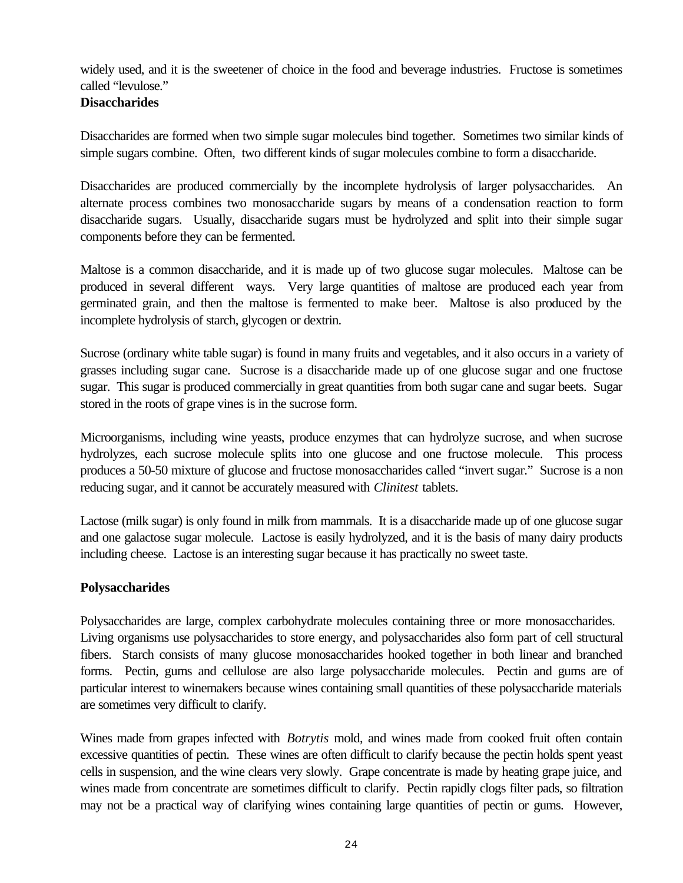widely used, and it is the sweetener of choice in the food and beverage industries. Fructose is sometimes called "levulose."

**Disaccharides**

Disaccharides are formed when two simple sugar molecules bind together. Sometimes two similar kinds of simple sugars combine. Often, two different kinds of sugar molecules combine to form a disaccharide.

Disaccharides are produced commercially by the incomplete hydrolysis of larger polysaccharides. An alternate process combines two monosaccharide sugars by means of a condensation reaction to form disaccharide sugars. Usually, disaccharide sugars must be hydrolyzed and split into their simple sugar components before they can be fermented.

Maltose is a common disaccharide, and it is made up of two glucose sugar molecules. Maltose can be produced in several different ways. Very large quantities of maltose are produced each year from germinated grain, and then the maltose is fermented to make beer. Maltose is also produced by the incomplete hydrolysis of starch, glycogen or dextrin.

Sucrose (ordinary white table sugar) is found in many fruits and vegetables, and it also occurs in a variety of grasses including sugar cane. Sucrose is a disaccharide made up of one glucose sugar and one fructose sugar. This sugar is produced commercially in great quantities from both sugar cane and sugar beets. Sugar stored in the roots of grape vines is in the sucrose form.

Microorganisms, including wine yeasts, produce enzymes that can hydrolyze sucrose, and when sucrose hydrolyzes, each sucrose molecule splits into one glucose and one fructose molecule. This process produces a 50-50 mixture of glucose and fructose monosaccharides called "invert sugar." Sucrose is a non reducing sugar, and it cannot be accurately measured with *Clinitest* tablets.

Lactose (milk sugar) is only found in milk from mammals. It is a disaccharide made up of one glucose sugar and one galactose sugar molecule. Lactose is easily hydrolyzed, and it is the basis of many dairy products including cheese. Lactose is an interesting sugar because it has practically no sweet taste.

**Polysaccharides**

Polysaccharides are large, complex carbohydrate molecules containing three or more monosaccharides. Living organisms use polysaccharides to store energy, and polysaccharides also form part of cell structural fibers. Starch consists of many glucose monosaccharides hooked together in both linear and branched forms. Pectin, gums and cellulose are also large polysaccharide molecules. Pectin and gums are of particular interest to winemakers because wines containing small quantities of these polysaccharide materials are sometimes very difficult to clarify.

Wines made from grapes infected with *Botrytis* mold, and wines made from cooked fruit often contain excessive quantities of pectin. These wines are often difficult to clarify because the pectin holds spent yeast cells in suspension, and the wine clears very slowly. Grape concentrate is made by heating grape juice, and wines made from concentrate are sometimes difficult to clarify. Pectin rapidly clogs filter pads, so filtration may not be a practical way of clarifying wines containing large quantities of pectin or gums. However,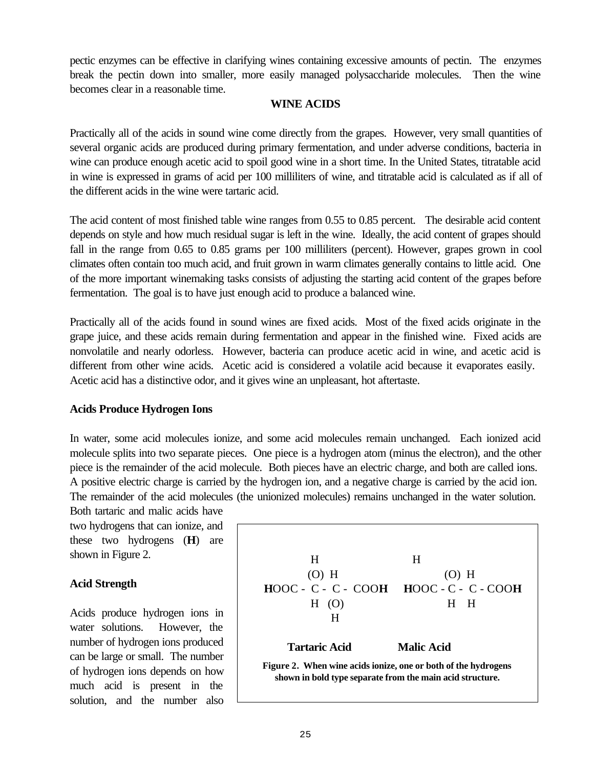pectic enzymes can be effective in clarifying wines containing excessive amounts of pectin. The enzymes break the pectin down into smaller, more easily managed polysaccharide molecules. Then the wine becomes clear in a reasonable time.

## WINE ACIDS

Practically all of the acids in sound wine come directly from the grapes. However, very small quantities of several organic acids are produced during primary fermentation, and under adverse conditions, bacteria in wine can produce enough acetic acid to spoil good wine in a short time. In the United States, titratable acid in wine is expressed in grams of acid per 100 milliliters of wine, and titratable acid is calculated as if all of the different acids in the wine were tartaric acid.

The acid content of most finished table wine ranges from 0.55 to 0.85 percent. The desirable acid content depends on style and how much residual sugar is left in the wine. Ideally, the acid content of grapes should fall in the range from 0.65 to 0.85 grams per 100 milliliters (percent). However, grapes grown in cool climates often contain too much acid, and fruit grown in warm climates generally contains to little acid. One of the more important winemaking tasks consists of adjusting the starting acid content of the grapes before fermentation. The goal is to have just enough acid to produce a balanced wine.

Practically all of the acids found in sound wines are fixed acids. Most of the fixed acids originate in the grape juice, and these acids remain during fermentation and appear in the finished wine. Fixed acids are nonvolatile and nearly odorless. However, bacteria can produce acetic acid in wine, and acetic acid is different from other wine acids. Acetic acid is considered a volatile acid because it evaporates easily. Acetic acid has a distinctive odor, and it gives wine an unpleasant, hot aftertaste.

### Acids Produce Hydrogen Ions

In water, some acid molecules ionize, and some acid molecules remain unchanged. Each ionized acid molecule splits into two separate pieces. One piece is a hydrogen atom (minus the electron), and the other piece is the remainder of the acid molecule. Both pieces have an electric charge, and both are called ions. A positive electric charge is carried by the hydrogen ion, and a negative charge is carried by the acid ion. The remainder of the acid molecules (the unionized molecules) remains unchanged in the water solution. Both tartaric and malic acids have two hydrogens that can ionize, and these two hydrogens (**H**) are shown in Figure 2.

```
        H                      H
       (O)  H                 (O)  H
 HOOC - C -  C - COOH    HOOC - C -  C - COOH
        H   (O)                H    H
             H

     Tartaric Acid          Malic Acid
```

**Figure 2. When wine acids ionize, one or both of the hydrogens shown in bold type separate from the main acid structure.**

### Acid Strength

Acids produce hydrogen ions in water solutions. However, the number of hydrogen ions produced can be large or small. The number of hydrogen ions depends on how much acid is present in the solution, and the number also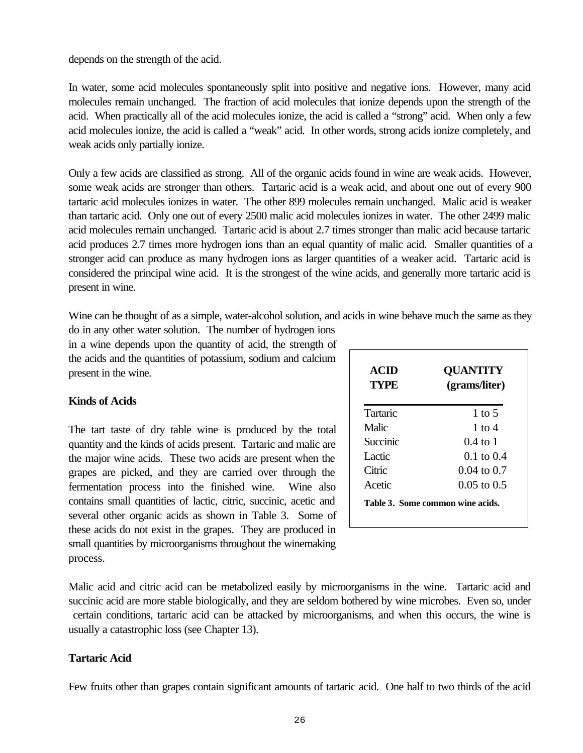depends on the strength of the acid.

In water, some acid molecules spontaneously split into positive and negative ions. However, many acid molecules remain unchanged. The fraction of acid molecules that ionize depends upon the strength of the acid. When practically all of the acid molecules ionize, the acid is called a "strong" acid. When only a few acid molecules ionize, the acid is called a "weak" acid. In other words, strong acids ionize completely, and weak acids only partially ionize.

Only a few acids are classified as strong. All of the organic acids found in wine are weak acids. However, some weak acids are stronger than others. Tartaric acid is a weak acid, and about one out of every 900 tartaric acid molecules ionizes in water. The other 899 molecules remain unchanged. Malic acid is weaker than tartaric acid. Only one out of every 2500 malic acid molecules ionizes in water. The other 2499 malic acid molecules remain unchanged. Tartaric acid is about 2.7 times stronger than malic acid because tartaric acid produces 2.7 times more hydrogen ions than an equal quantity of malic acid. Smaller quantities of a stronger acid can produce as many hydrogen ions as larger quantities of a weaker acid. Tartaric acid is considered the principal wine acid. It is the strongest of the wine acids, and generally more tartaric acid is present in wine.

Wine can be thought of as a simple, water-alcohol solution, and acids in wine behave much the same as they do in any other water solution. The number of hydrogen ions in a wine depends upon the quantity of acid, the strength of the acids and the quantities of potassium, sodium and calcium present in the wine.

| ACID TYPE | QUANTITY (grams/liter) |
|---|---|
| Tartaric | 1 to 5 |
| Malic | 1 to 4 |
| Succinic | 0.4 to 1 |
| Lactic | 0.1 to 0.4 |
| Citric | 0.04 to 0.7 |
| Acetic | 0.05 to 0.5 |

**Table 3. Some common wine acids.**

## Kinds of Acids

The tart taste of dry table wine is produced by the total quantity and the kinds of acids present. Tartaric and malic are the major wine acids. These two acids are present when the grapes are picked, and they are carried over through the fermentation process into the finished wine. Wine also contains small quantities of lactic, citric, succinic, acetic and several other organic acids as shown in Table 3. Some of these acids do not exist in the grapes. They are produced in small quantities by microorganisms throughout the winemaking process.

Malic acid and citric acid can be metabolized easily by microorganisms in the wine. Tartaric acid and succinic acid are more stable biologically, and they are seldom bothered by wine microbes. Even so, under certain conditions, tartaric acid can be attacked by microorganisms, and when this occurs, the wine is usually a catastrophic loss (see Chapter 13).

## Tartaric Acid

Few fruits other than grapes contain significant amounts of tartaric acid. One half to two thirds of the acid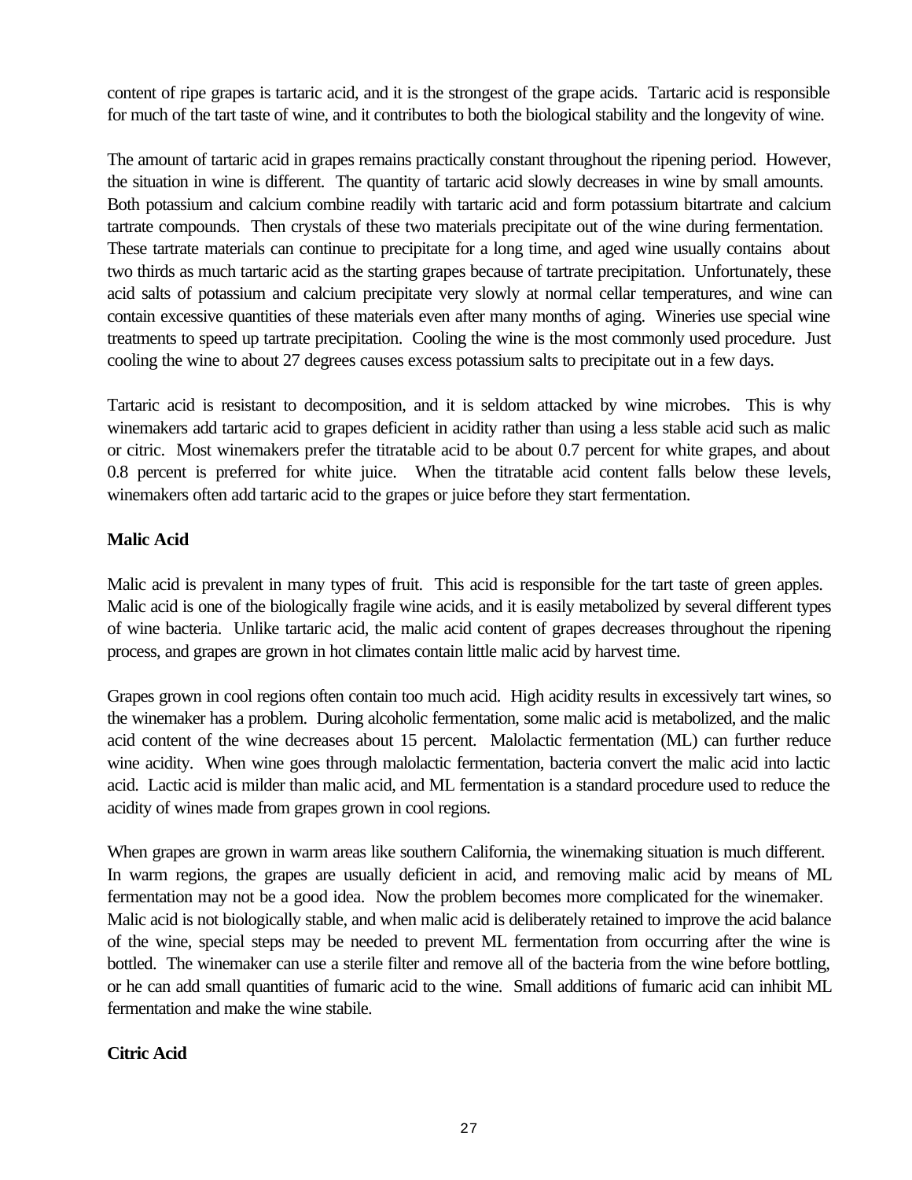content of ripe grapes is tartaric acid, and it is the strongest of the grape acids. Tartaric acid is responsible for much of the tart taste of wine, and it contributes to both the biological stability and the longevity of wine.

The amount of tartaric acid in grapes remains practically constant throughout the ripening period. However, the situation in wine is different. The quantity of tartaric acid slowly decreases in wine by small amounts. Both potassium and calcium combine readily with tartaric acid and form potassium bitartrate and calcium tartrate compounds. Then crystals of these two materials precipitate out of the wine during fermentation. These tartrate materials can continue to precipitate for a long time, and aged wine usually contains about two thirds as much tartaric acid as the starting grapes because of tartrate precipitation. Unfortunately, these acid salts of potassium and calcium precipitate very slowly at normal cellar temperatures, and wine can contain excessive quantities of these materials even after many months of aging. Wineries use special wine treatments to speed up tartrate precipitation. Cooling the wine is the most commonly used procedure. Just cooling the wine to about 27 degrees causes excess potassium salts to precipitate out in a few days.

Tartaric acid is resistant to decomposition, and it is seldom attacked by wine microbes. This is why winemakers add tartaric acid to grapes deficient in acidity rather than using a less stable acid such as malic or citric. Most winemakers prefer the titratable acid to be about 0.7 percent for white grapes, and about 0.8 percent is preferred for white juice. When the titratable acid content falls below these levels, winemakers often add tartaric acid to the grapes or juice before they start fermentation.

**Malic Acid**

Malic acid is prevalent in many types of fruit. This acid is responsible for the tart taste of green apples. Malic acid is one of the biologically fragile wine acids, and it is easily metabolized by several different types of wine bacteria. Unlike tartaric acid, the malic acid content of grapes decreases throughout the ripening process, and grapes are grown in hot climates contain little malic acid by harvest time.

Grapes grown in cool regions often contain too much acid. High acidity results in excessively tart wines, so the winemaker has a problem. During alcoholic fermentation, some malic acid is metabolized, and the malic acid content of the wine decreases about 15 percent. Malolactic fermentation (ML) can further reduce wine acidity. When wine goes through malolactic fermentation, bacteria convert the malic acid into lactic acid. Lactic acid is milder than malic acid, and ML fermentation is a standard procedure used to reduce the acidity of wines made from grapes grown in cool regions.

When grapes are grown in warm areas like southern California, the winemaking situation is much different. In warm regions, the grapes are usually deficient in acid, and removing malic acid by means of ML fermentation may not be a good idea. Now the problem becomes more complicated for the winemaker. Malic acid is not biologically stable, and when malic acid is deliberately retained to improve the acid balance of the wine, special steps may be needed to prevent ML fermentation from occurring after the wine is bottled. The winemaker can use a sterile filter and remove all of the bacteria from the wine before bottling, or he can add small quantities of fumaric acid to the wine. Small additions of fumaric acid can inhibit ML fermentation and make the wine stabile.

**Citric Acid**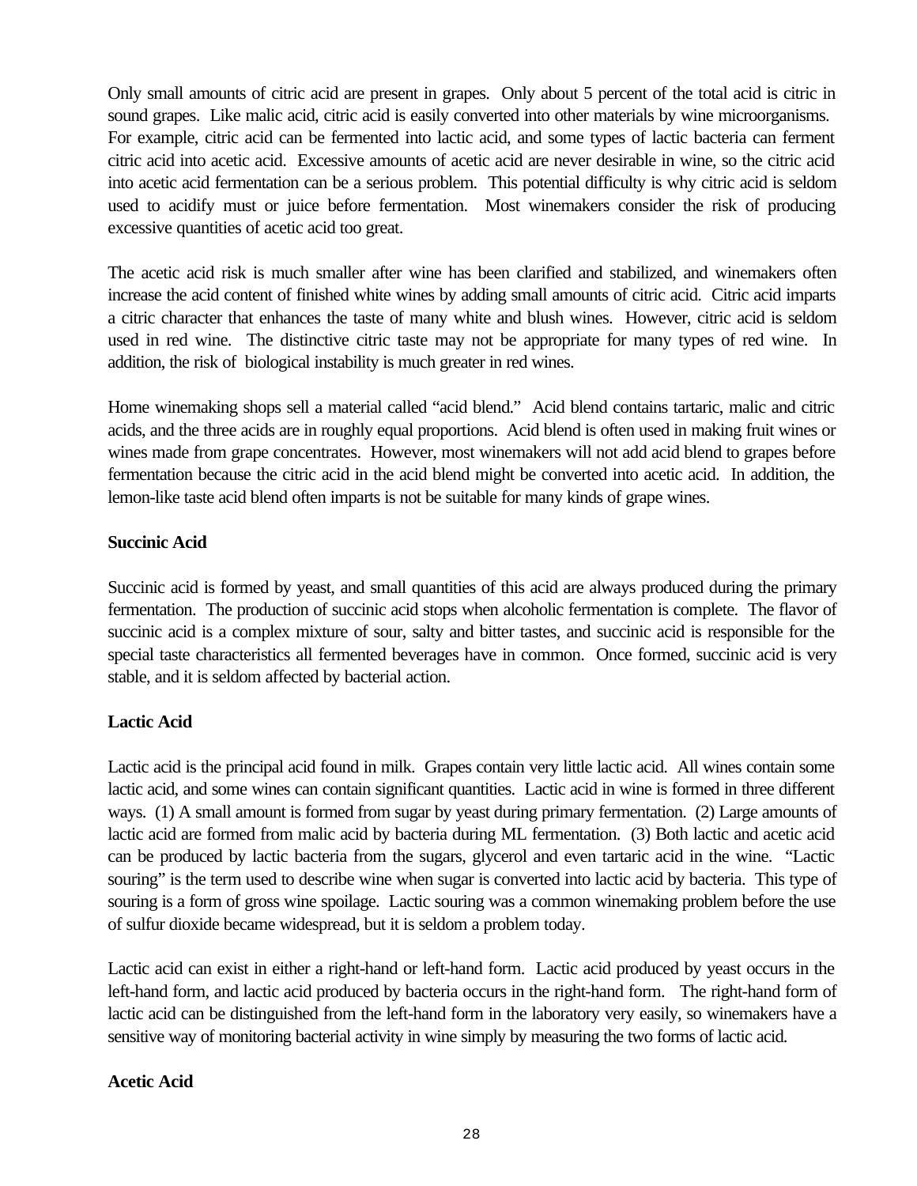Only small amounts of citric acid are present in grapes. Only about 5 percent of the total acid is citric in sound grapes. Like malic acid, citric acid is easily converted into other materials by wine microorganisms. For example, citric acid can be fermented into lactic acid, and some types of lactic bacteria can ferment citric acid into acetic acid. Excessive amounts of acetic acid are never desirable in wine, so the citric acid into acetic acid fermentation can be a serious problem. This potential difficulty is why citric acid is seldom used to acidify must or juice before fermentation. Most winemakers consider the risk of producing excessive quantities of acetic acid too great.

The acetic acid risk is much smaller after wine has been clarified and stabilized, and winemakers often increase the acid content of finished white wines by adding small amounts of citric acid. Citric acid imparts a citric character that enhances the taste of many white and blush wines. However, citric acid is seldom used in red wine. The distinctive citric taste may not be appropriate for many types of red wine. In addition, the risk of biological instability is much greater in red wines.

Home winemaking shops sell a material called "acid blend." Acid blend contains tartaric, malic and citric acids, and the three acids are in roughly equal proportions. Acid blend is often used in making fruit wines or wines made from grape concentrates. However, most winemakers will not add acid blend to grapes before fermentation because the citric acid in the acid blend might be converted into acetic acid. In addition, the lemon-like taste acid blend often imparts is not be suitable for many kinds of grape wines.

**Succinic Acid**

Succinic acid is formed by yeast, and small quantities of this acid are always produced during the primary fermentation. The production of succinic acid stops when alcoholic fermentation is complete. The flavor of succinic acid is a complex mixture of sour, salty and bitter tastes, and succinic acid is responsible for the special taste characteristics all fermented beverages have in common. Once formed, succinic acid is very stable, and it is seldom affected by bacterial action.

**Lactic Acid**

Lactic acid is the principal acid found in milk. Grapes contain very little lactic acid. All wines contain some lactic acid, and some wines can contain significant quantities. Lactic acid in wine is formed in three different ways. (1) A small amount is formed from sugar by yeast during primary fermentation. (2) Large amounts of lactic acid are formed from malic acid by bacteria during ML fermentation. (3) Both lactic and acetic acid can be produced by lactic bacteria from the sugars, glycerol and even tartaric acid in the wine. "Lactic souring" is the term used to describe wine when sugar is converted into lactic acid by bacteria. This type of souring is a form of gross wine spoilage. Lactic souring was a common winemaking problem before the use of sulfur dioxide became widespread, but it is seldom a problem today.

Lactic acid can exist in either a right-hand or left-hand form. Lactic acid produced by yeast occurs in the left-hand form, and lactic acid produced by bacteria occurs in the right-hand form. The right-hand form of lactic acid can be distinguished from the left-hand form in the laboratory very easily, so winemakers have a sensitive way of monitoring bacterial activity in wine simply by measuring the two forms of lactic acid.

**Acetic Acid**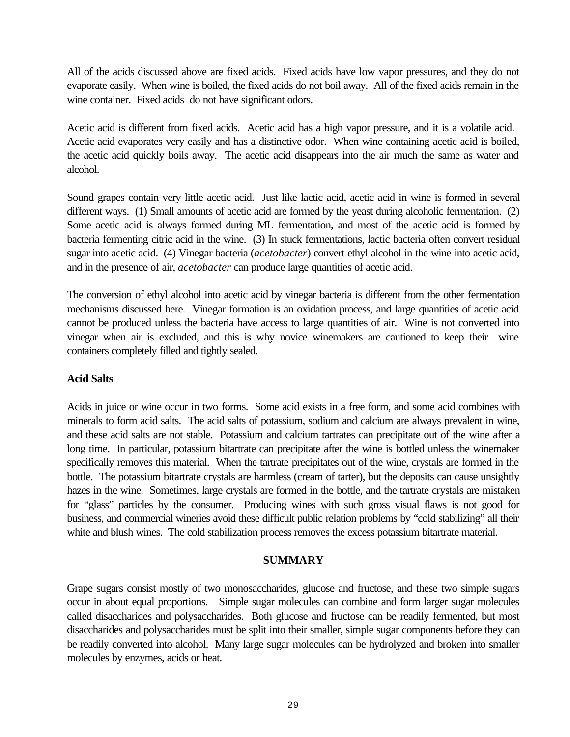All of the acids discussed above are fixed acids. Fixed acids have low vapor pressures, and they do not evaporate easily. When wine is boiled, the fixed acids do not boil away. All of the fixed acids remain in the wine container. Fixed acids do not have significant odors.

Acetic acid is different from fixed acids. Acetic acid has a high vapor pressure, and it is a volatile acid. Acetic acid evaporates very easily and has a distinctive odor. When wine containing acetic acid is boiled, the acetic acid quickly boils away. The acetic acid disappears into the air much the same as water and alcohol.

Sound grapes contain very little acetic acid. Just like lactic acid, acetic acid in wine is formed in several different ways. (1) Small amounts of acetic acid are formed by the yeast during alcoholic fermentation. (2) Some acetic acid is always formed during ML fermentation, and most of the acetic acid is formed by bacteria fermenting citric acid in the wine. (3) In stuck fermentations, lactic bacteria often convert residual sugar into acetic acid. (4) Vinegar bacteria (*acetobacter*) convert ethyl alcohol in the wine into acetic acid, and in the presence of air, *acetobacter* can produce large quantities of acetic acid.

The conversion of ethyl alcohol into acetic acid by vinegar bacteria is different from the other fermentation mechanisms discussed here. Vinegar formation is an oxidation process, and large quantities of acetic acid cannot be produced unless the bacteria have access to large quantities of air. Wine is not converted into vinegar when air is excluded, and this is why novice winemakers are cautioned to keep their wine containers completely filled and tightly sealed.

**Acid Salts**

Acids in juice or wine occur in two forms. Some acid exists in a free form, and some acid combines with minerals to form acid salts. The acid salts of potassium, sodium and calcium are always prevalent in wine, and these acid salts are not stable. Potassium and calcium tartrates can precipitate out of the wine after a long time. In particular, potassium bitartrate can precipitate after the wine is bottled unless the winemaker specifically removes this material. When the tartrate precipitates out of the wine, crystals are formed in the bottle. The potassium bitartrate crystals are harmless (cream of tarter), but the deposits can cause unsightly hazes in the wine. Sometimes, large crystals are formed in the bottle, and the tartrate crystals are mistaken for "glass" particles by the consumer. Producing wines with such gross visual flaws is not good for business, and commercial wineries avoid these difficult public relation problems by "cold stabilizing" all their white and blush wines. The cold stabilization process removes the excess potassium bitartrate material.

## SUMMARY

Grape sugars consist mostly of two monosaccharides, glucose and fructose, and these two simple sugars occur in about equal proportions. Simple sugar molecules can combine and form larger sugar molecules called disaccharides and polysaccharides. Both glucose and fructose can be readily fermented, but most disaccharides and polysaccharides must be split into their smaller, simple sugar components before they can be readily converted into alcohol. Many large sugar molecules can be hydrolyzed and broken into smaller molecules by enzymes, acids or heat.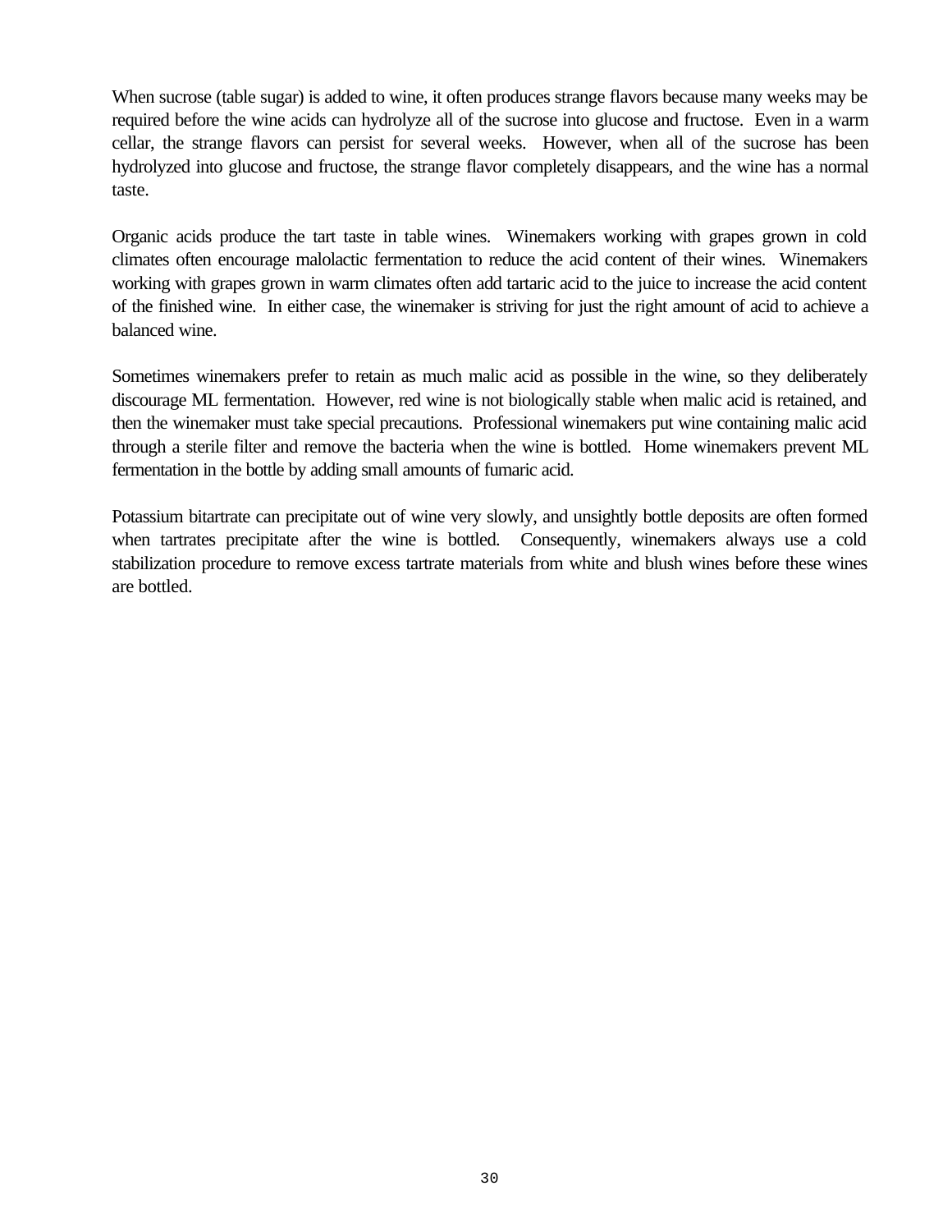When sucrose (table sugar) is added to wine, it often produces strange flavors because many weeks may be required before the wine acids can hydrolyze all of the sucrose into glucose and fructose. Even in a warm cellar, the strange flavors can persist for several weeks. However, when all of the sucrose has been hydrolyzed into glucose and fructose, the strange flavor completely disappears, and the wine has a normal taste.

Organic acids produce the tart taste in table wines. Winemakers working with grapes grown in cold climates often encourage malolactic fermentation to reduce the acid content of their wines. Winemakers working with grapes grown in warm climates often add tartaric acid to the juice to increase the acid content of the finished wine. In either case, the winemaker is striving for just the right amount of acid to achieve a balanced wine.

Sometimes winemakers prefer to retain as much malic acid as possible in the wine, so they deliberately discourage ML fermentation. However, red wine is not biologically stable when malic acid is retained, and then the winemaker must take special precautions. Professional winemakers put wine containing malic acid through a sterile filter and remove the bacteria when the wine is bottled. Home winemakers prevent ML fermentation in the bottle by adding small amounts of fumaric acid.

Potassium bitartrate can precipitate out of wine very slowly, and unsightly bottle deposits are often formed when tartrates precipitate after the wine is bottled. Consequently, winemakers always use a cold stabilization procedure to remove excess tartrate materials from white and blush wines before these wines are bottled.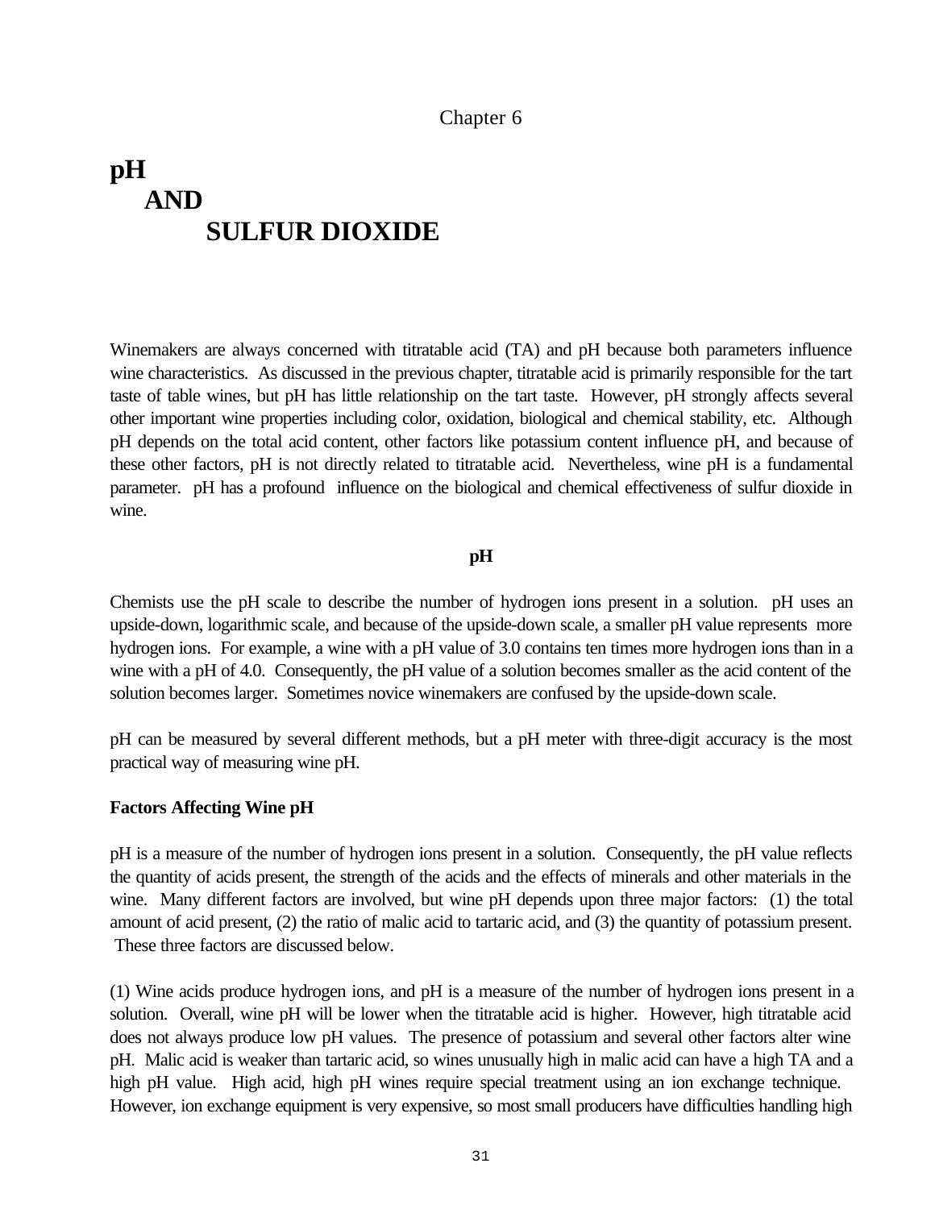Chapter 6

# pH AND SULFUR DIOXIDE

Winemakers are always concerned with titratable acid (TA) and pH because both parameters influence wine characteristics. As discussed in the previous chapter, titratable acid is primarily responsible for the tart taste of table wines, but pH has little relationship on the tart taste. However, pH strongly affects several other important wine properties including color, oxidation, biological and chemical stability, etc. Although pH depends on the total acid content, other factors like potassium content influence pH, and because of these other factors, pH is not directly related to titratable acid. Nevertheless, wine pH is a fundamental parameter. pH has a profound influence on the biological and chemical effectiveness of sulfur dioxide in wine.

## pH

Chemists use the pH scale to describe the number of hydrogen ions present in a solution. pH uses an upside-down, logarithmic scale, and because of the upside-down scale, a smaller pH value represents more hydrogen ions. For example, a wine with a pH value of 3.0 contains ten times more hydrogen ions than in a wine with a pH of 4.0. Consequently, the pH value of a solution becomes smaller as the acid content of the solution becomes larger. Sometimes novice winemakers are confused by the upside-down scale.

pH can be measured by several different methods, but a pH meter with three-digit accuracy is the most practical way of measuring wine pH.

### Factors Affecting Wine pH

pH is a measure of the number of hydrogen ions present in a solution. Consequently, the pH value reflects the quantity of acids present, the strength of the acids and the effects of minerals and other materials in the wine. Many different factors are involved, but wine pH depends upon three major factors: (1) the total amount of acid present, (2) the ratio of malic acid to tartaric acid, and (3) the quantity of potassium present. These three factors are discussed below.

(1) Wine acids produce hydrogen ions, and pH is a measure of the number of hydrogen ions present in a solution. Overall, wine pH will be lower when the titratable acid is higher. However, high titratable acid does not always produce low pH values. The presence of potassium and several other factors alter wine pH. Malic acid is weaker than tartaric acid, so wines unusually high in malic acid can have a high TA and a high pH value. High acid, high pH wines require special treatment using an ion exchange technique. However, ion exchange equipment is very expensive, so most small producers have difficulties handling high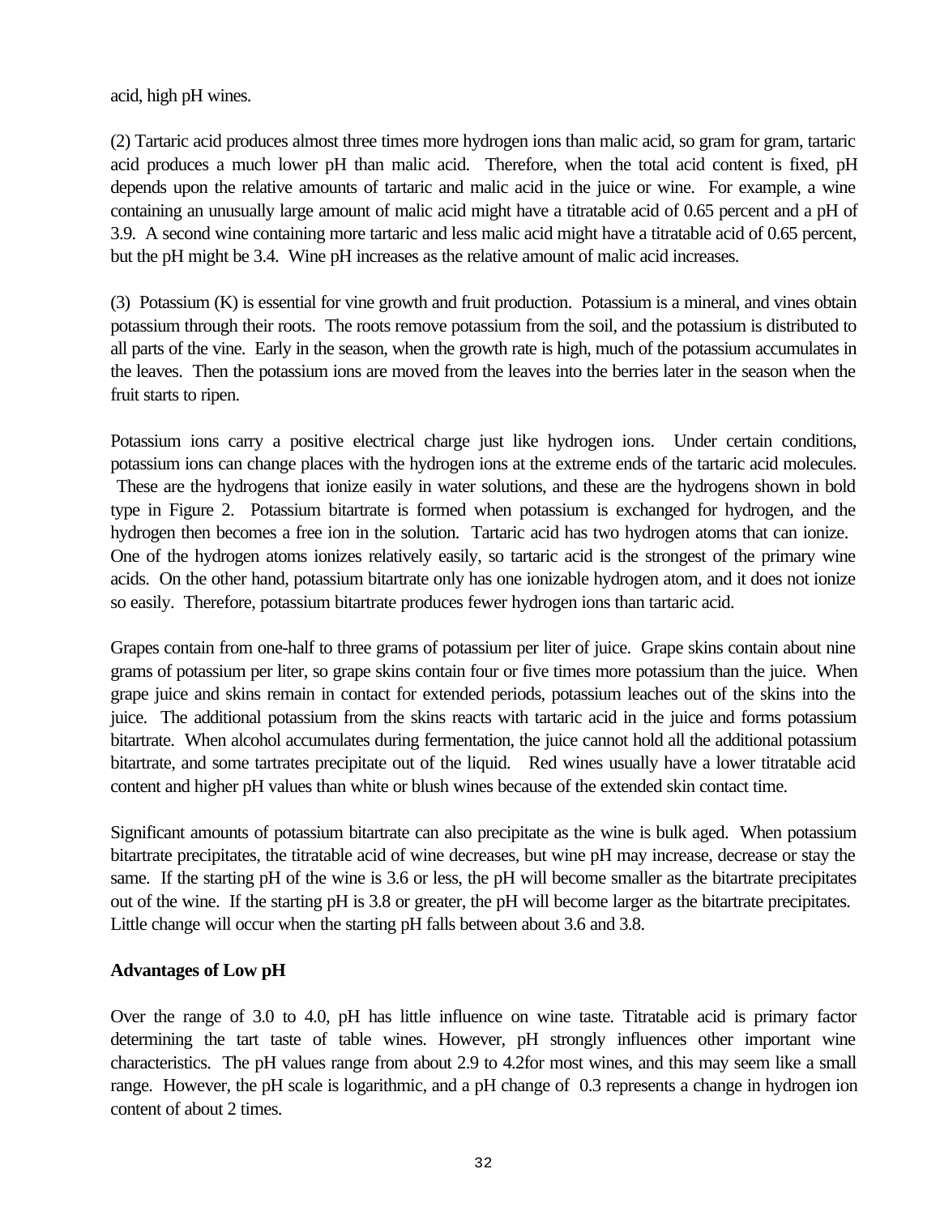acid, high pH wines.

(2) Tartaric acid produces almost three times more hydrogen ions than malic acid, so gram for gram, tartaric acid produces a much lower pH than malic acid. Therefore, when the total acid content is fixed, pH depends upon the relative amounts of tartaric and malic acid in the juice or wine. For example, a wine containing an unusually large amount of malic acid might have a titratable acid of 0.65 percent and a pH of 3.9. A second wine containing more tartaric and less malic acid might have a titratable acid of 0.65 percent, but the pH might be 3.4. Wine pH increases as the relative amount of malic acid increases.

(3) Potassium (K) is essential for vine growth and fruit production. Potassium is a mineral, and vines obtain potassium through their roots. The roots remove potassium from the soil, and the potassium is distributed to all parts of the vine. Early in the season, when the growth rate is high, much of the potassium accumulates in the leaves. Then the potassium ions are moved from the leaves into the berries later in the season when the fruit starts to ripen.

Potassium ions carry a positive electrical charge just like hydrogen ions. Under certain conditions, potassium ions can change places with the hydrogen ions at the extreme ends of the tartaric acid molecules. These are the hydrogens that ionize easily in water solutions, and these are the hydrogens shown in bold type in Figure 2. Potassium bitartrate is formed when potassium is exchanged for hydrogen, and the hydrogen then becomes a free ion in the solution. Tartaric acid has two hydrogen atoms that can ionize. One of the hydrogen atoms ionizes relatively easily, so tartaric acid is the strongest of the primary wine acids. On the other hand, potassium bitartrate only has one ionizable hydrogen atom, and it does not ionize so easily. Therefore, potassium bitartrate produces fewer hydrogen ions than tartaric acid.

Grapes contain from one-half to three grams of potassium per liter of juice. Grape skins contain about nine grams of potassium per liter, so grape skins contain four or five times more potassium than the juice. When grape juice and skins remain in contact for extended periods, potassium leaches out of the skins into the juice. The additional potassium from the skins reacts with tartaric acid in the juice and forms potassium bitartrate. When alcohol accumulates during fermentation, the juice cannot hold all the additional potassium bitartrate, and some tartrates precipitate out of the liquid. Red wines usually have a lower titratable acid content and higher pH values than white or blush wines because of the extended skin contact time.

Significant amounts of potassium bitartrate can also precipitate as the wine is bulk aged. When potassium bitartrate precipitates, the titratable acid of wine decreases, but wine pH may increase, decrease or stay the same. If the starting pH of the wine is 3.6 or less, the pH will become smaller as the bitartrate precipitates out of the wine. If the starting pH is 3.8 or greater, the pH will become larger as the bitartrate precipitates. Little change will occur when the starting pH falls between about 3.6 and 3.8.

**Advantages of Low pH**

Over the range of 3.0 to 4.0, pH has little influence on wine taste. Titratable acid is primary factor determining the tart taste of table wines. However, pH strongly influences other important wine characteristics. The pH values range from about 2.9 to 4.2for most wines, and this may seem like a small range. However, the pH scale is logarithmic, and a pH change of 0.3 represents a change in hydrogen ion content of about 2 times.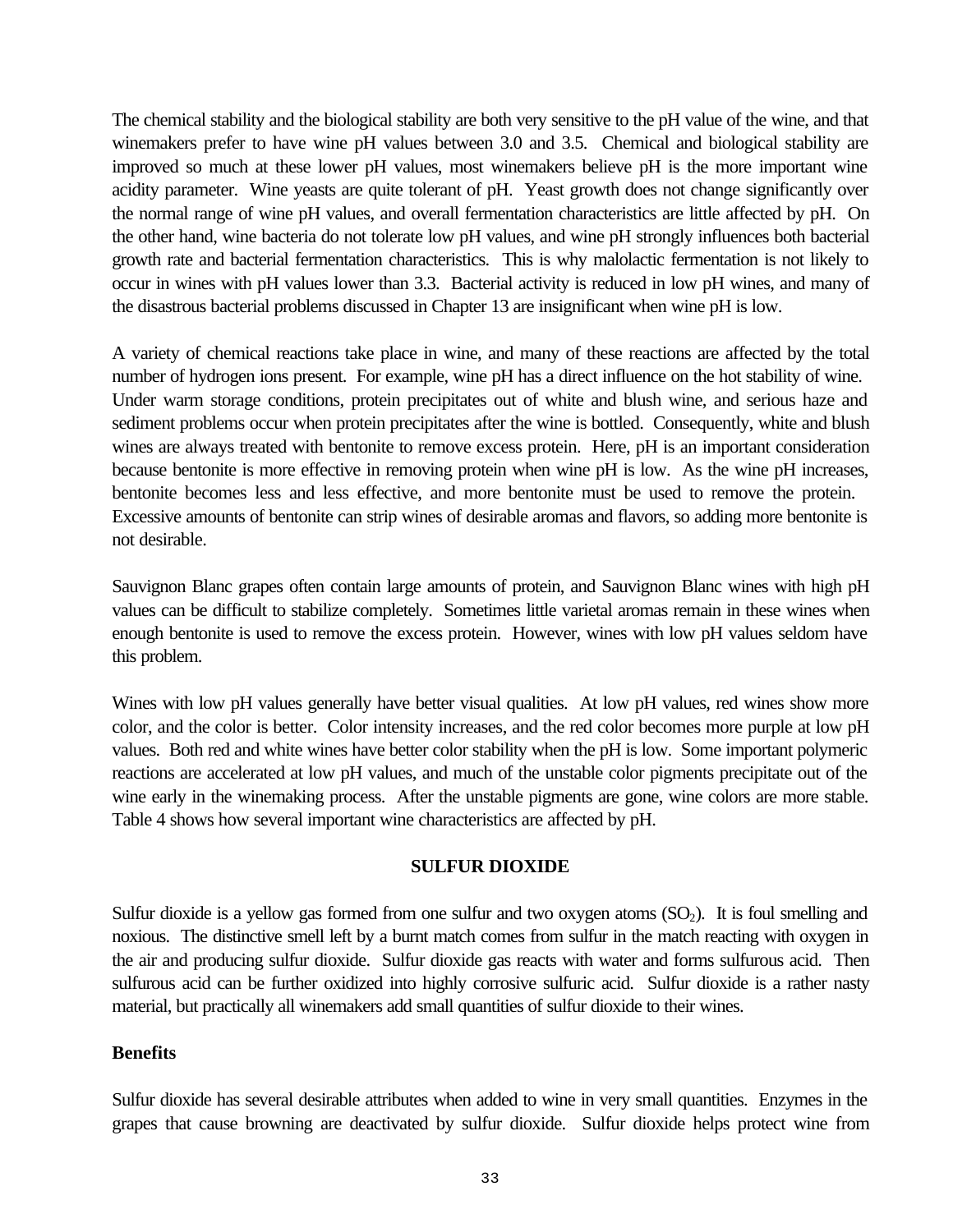The chemical stability and the biological stability are both very sensitive to the pH value of the wine, and that winemakers prefer to have wine pH values between 3.0 and 3.5. Chemical and biological stability are improved so much at these lower pH values, most winemakers believe pH is the more important wine acidity parameter. Wine yeasts are quite tolerant of pH. Yeast growth does not change significantly over the normal range of wine pH values, and overall fermentation characteristics are little affected by pH. On the other hand, wine bacteria do not tolerate low pH values, and wine pH strongly influences both bacterial growth rate and bacterial fermentation characteristics. This is why malolactic fermentation is not likely to occur in wines with pH values lower than 3.3. Bacterial activity is reduced in low pH wines, and many of the disastrous bacterial problems discussed in Chapter 13 are insignificant when wine pH is low.

A variety of chemical reactions take place in wine, and many of these reactions are affected by the total number of hydrogen ions present. For example, wine pH has a direct influence on the hot stability of wine. Under warm storage conditions, protein precipitates out of white and blush wine, and serious haze and sediment problems occur when protein precipitates after the wine is bottled. Consequently, white and blush wines are always treated with bentonite to remove excess protein. Here, pH is an important consideration because bentonite is more effective in removing protein when wine pH is low. As the wine pH increases, bentonite becomes less and less effective, and more bentonite must be used to remove the protein. Excessive amounts of bentonite can strip wines of desirable aromas and flavors, so adding more bentonite is not desirable.

Sauvignon Blanc grapes often contain large amounts of protein, and Sauvignon Blanc wines with high pH values can be difficult to stabilize completely. Sometimes little varietal aromas remain in these wines when enough bentonite is used to remove the excess protein. However, wines with low pH values seldom have this problem.

Wines with low pH values generally have better visual qualities. At low pH values, red wines show more color, and the color is better. Color intensity increases, and the red color becomes more purple at low pH values. Both red and white wines have better color stability when the pH is low. Some important polymeric reactions are accelerated at low pH values, and much of the unstable color pigments precipitate out of the wine early in the winemaking process. After the unstable pigments are gone, wine colors are more stable. Table 4 shows how several important wine characteristics are affected by pH.

## SULFUR DIOXIDE

Sulfur dioxide is a yellow gas formed from one sulfur and two oxygen atoms ($SO_2$). It is foul smelling and noxious. The distinctive smell left by a burnt match comes from sulfur in the match reacting with oxygen in the air and producing sulfur dioxide. Sulfur dioxide gas reacts with water and forms sulfurous acid. Then sulfurous acid can be further oxidized into highly corrosive sulfuric acid. Sulfur dioxide is a rather nasty material, but practically all winemakers add small quantities of sulfur dioxide to their wines.

### Benefits

Sulfur dioxide has several desirable attributes when added to wine in very small quantities. Enzymes in the grapes that cause browning are deactivated by sulfur dioxide. Sulfur dioxide helps protect wine from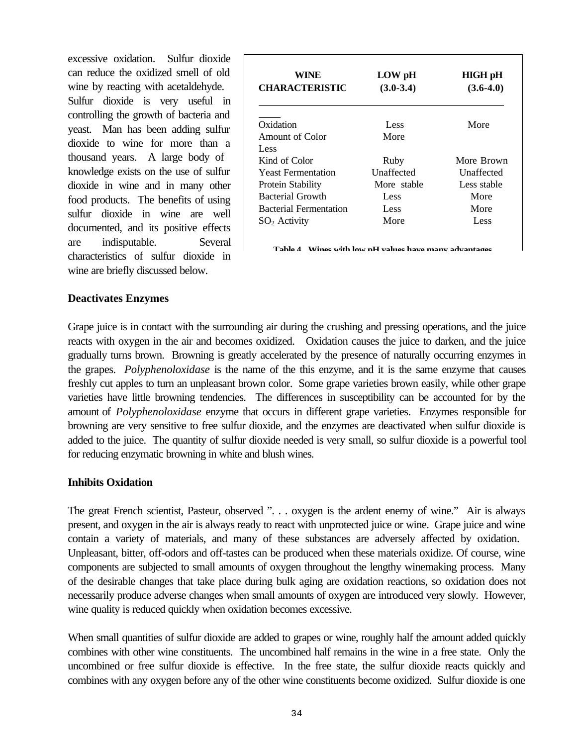excessive oxidation. Sulfur dioxide can reduce the oxidized smell of old wine by reacting with acetaldehyde. Sulfur dioxide is very useful in controlling the growth of bacteria and yeast. Man has been adding sulfur dioxide to wine for more than a thousand years. A large body of knowledge exists on the use of sulfur dioxide in wine and in many other food products. The benefits of using sulfur dioxide in wine are well documented, and its positive effects are indisputable. Several characteristics of sulfur dioxide in wine are briefly discussed below.

| WINE CHARACTERISTIC | LOW pH (3.0-3.4) | HIGH pH (3.6-4.0) |
|---|---|---|
| Oxidation | Less | More |
| Amount of Color | More | Less |
| Kind of Color | Ruby | More Brown |
| Yeast Fermentation | Unaffected | Unaffected |
| Protein Stability | More stable | Less stable |
| Bacterial Growth | Less | More |
| Bacterial Fermentation | Less | More |
| $SO_2$ Activity | More | Less |

**Table 4. Wines with low pH values have many advantages.**

### Deactivates Enzymes

Grape juice is in contact with the surrounding air during the crushing and pressing operations, and the juice reacts with oxygen in the air and becomes oxidized. Oxidation causes the juice to darken, and the juice gradually turns brown. Browning is greatly accelerated by the presence of naturally occurring enzymes in the grapes. *Polyphenoloxidase* is the name of the this enzyme, and it is the same enzyme that causes freshly cut apples to turn an unpleasant brown color. Some grape varieties brown easily, while other grape varieties have little browning tendencies. The differences in susceptibility can be accounted for by the amount of *Polyphenoloxidase* enzyme that occurs in different grape varieties. Enzymes responsible for browning are very sensitive to free sulfur dioxide, and the enzymes are deactivated when sulfur dioxide is added to the juice. The quantity of sulfur dioxide needed is very small, so sulfur dioxide is a powerful tool for reducing enzymatic browning in white and blush wines.

### Inhibits Oxidation

The great French scientist, Pasteur, observed ". . . oxygen is the ardent enemy of wine." Air is always present, and oxygen in the air is always ready to react with unprotected juice or wine. Grape juice and wine contain a variety of materials, and many of these substances are adversely affected by oxidation. Unpleasant, bitter, off-odors and off-tastes can be produced when these materials oxidize. Of course, wine components are subjected to small amounts of oxygen throughout the lengthy winemaking process. Many of the desirable changes that take place during bulk aging are oxidation reactions, so oxidation does not necessarily produce adverse changes when small amounts of oxygen are introduced very slowly. However, wine quality is reduced quickly when oxidation becomes excessive.

When small quantities of sulfur dioxide are added to grapes or wine, roughly half the amount added quickly combines with other wine constituents. The uncombined half remains in the wine in a free state. Only the uncombined or free sulfur dioxide is effective. In the free state, the sulfur dioxide reacts quickly and combines with any oxygen before any of the other wine constituents become oxidized. Sulfur dioxide is one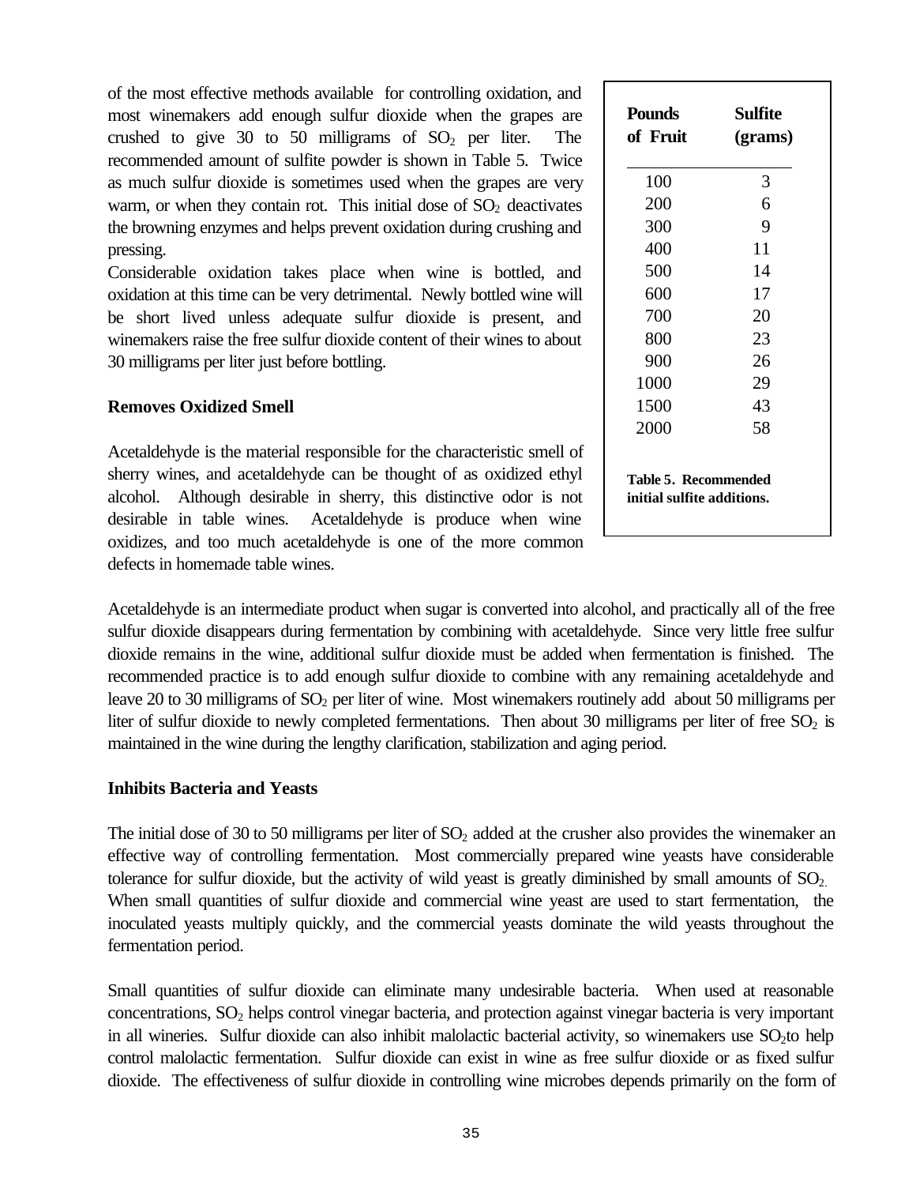of the most effective methods available for controlling oxidation, and most winemakers add enough sulfur dioxide when the grapes are crushed to give 30 to 50 milligrams of $SO_2$ per liter. The recommended amount of sulfite powder is shown in Table 5. Twice as much sulfur dioxide is sometimes used when the grapes are very warm, or when they contain rot. This initial dose of $SO_2$ deactivates the browning enzymes and helps prevent oxidation during crushing and pressing.

Considerable oxidation takes place when wine is bottled, and oxidation at this time can be very detrimental. Newly bottled wine will be short lived unless adequate sulfur dioxide is present, and winemakers raise the free sulfur dioxide content of their wines to about 30 milligrams per liter just before bottling.

| Pounds of Fruit | Sulfite (grams) |
|---|---|
| 100 | 3 |
| 200 | 6 |
| 300 | 9 |
| 400 | 11 |
| 500 | 14 |
| 600 | 17 |
| 700 | 20 |
| 800 | 23 |
| 900 | 26 |
| 1000 | 29 |
| 1500 | 43 |
| 2000 | 58 |

**Table 5. Recommended initial sulfite additions.**

### Removes Oxidized Smell

Acetaldehyde is the material responsible for the characteristic smell of sherry wines, and acetaldehyde can be thought of as oxidized ethyl alcohol. Although desirable in sherry, this distinctive odor is not desirable in table wines. Acetaldehyde is produce when wine oxidizes, and too much acetaldehyde is one of the more common defects in homemade table wines.

Acetaldehyde is an intermediate product when sugar is converted into alcohol, and practically all of the free sulfur dioxide disappears during fermentation by combining with acetaldehyde. Since very little free sulfur dioxide remains in the wine, additional sulfur dioxide must be added when fermentation is finished. The recommended practice is to add enough sulfur dioxide to combine with any remaining acetaldehyde and leave 20 to 30 milligrams of $SO_2$ per liter of wine. Most winemakers routinely add about 50 milligrams per liter of sulfur dioxide to newly completed fermentations. Then about 30 milligrams per liter of free $SO_2$ is maintained in the wine during the lengthy clarification, stabilization and aging period.

### Inhibits Bacteria and Yeasts

The initial dose of 30 to 50 milligrams per liter of $SO_2$ added at the crusher also provides the winemaker an effective way of controlling fermentation. Most commercially prepared wine yeasts have considerable tolerance for sulfur dioxide, but the activity of wild yeast is greatly diminished by small amounts of $SO_2$. When small quantities of sulfur dioxide and commercial wine yeast are used to start fermentation, the inoculated yeasts multiply quickly, and the commercial yeasts dominate the wild yeasts throughout the fermentation period.

Small quantities of sulfur dioxide can eliminate many undesirable bacteria. When used at reasonable concentrations, $SO_2$ helps control vinegar bacteria, and protection against vinegar bacteria is very important in all wineries. Sulfur dioxide can also inhibit malolactic bacterial activity, so winemakers use $SO_2$to help control malolactic fermentation. Sulfur dioxide can exist in wine as free sulfur dioxide or as fixed sulfur dioxide. The effectiveness of sulfur dioxide in controlling wine microbes depends primarily on the form of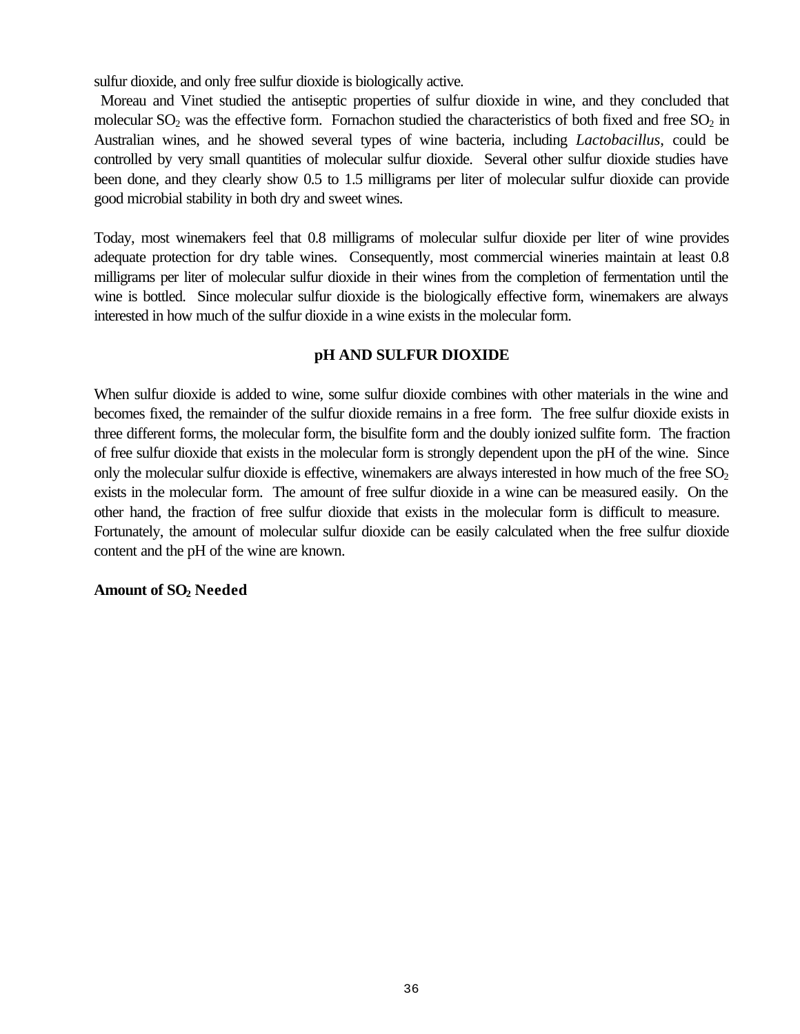sulfur dioxide, and only free sulfur dioxide is biologically active.

Moreau and Vinet studied the antiseptic properties of sulfur dioxide in wine, and they concluded that molecular $SO_2$ was the effective form. Fornachon studied the characteristics of both fixed and free $SO_2$ in Australian wines, and he showed several types of wine bacteria, including *Lactobacillus*, could be controlled by very small quantities of molecular sulfur dioxide. Several other sulfur dioxide studies have been done, and they clearly show 0.5 to 1.5 milligrams per liter of molecular sulfur dioxide can provide good microbial stability in both dry and sweet wines.

Today, most winemakers feel that 0.8 milligrams of molecular sulfur dioxide per liter of wine provides adequate protection for dry table wines. Consequently, most commercial wineries maintain at least 0.8 milligrams per liter of molecular sulfur dioxide in their wines from the completion of fermentation until the wine is bottled. Since molecular sulfur dioxide is the biologically effective form, winemakers are always interested in how much of the sulfur dioxide in a wine exists in the molecular form.

## pH AND SULFUR DIOXIDE

When sulfur dioxide is added to wine, some sulfur dioxide combines with other materials in the wine and becomes fixed, the remainder of the sulfur dioxide remains in a free form. The free sulfur dioxide exists in three different forms, the molecular form, the bisulfite form and the doubly ionized sulfite form. The fraction of free sulfur dioxide that exists in the molecular form is strongly dependent upon the pH of the wine. Since only the molecular sulfur dioxide is effective, winemakers are always interested in how much of the free $SO_2$ exists in the molecular form. The amount of free sulfur dioxide in a wine can be measured easily. On the other hand, the fraction of free sulfur dioxide that exists in the molecular form is difficult to measure. Fortunately, the amount of molecular sulfur dioxide can be easily calculated when the free sulfur dioxide content and the pH of the wine are known.

### Amount of $SO_2$ Needed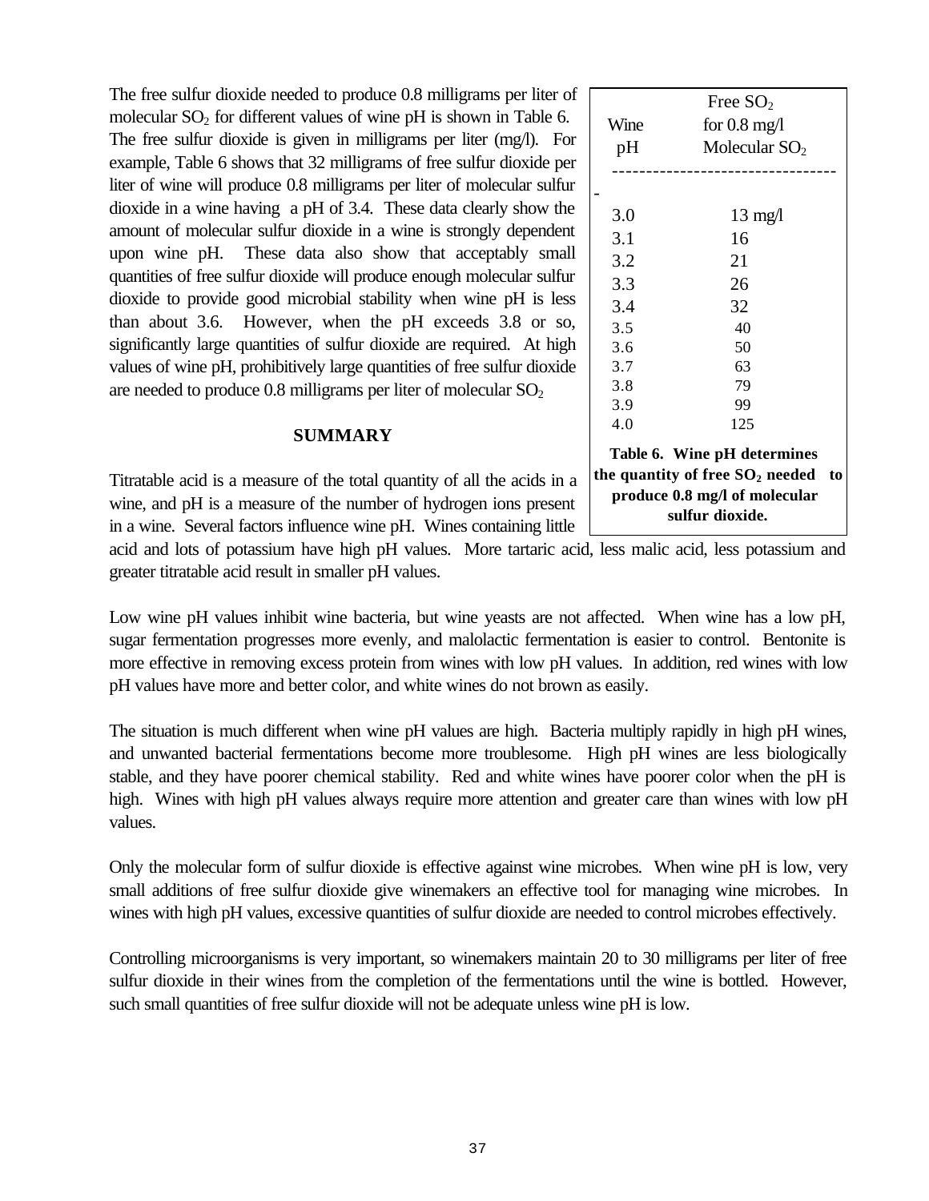The free sulfur dioxide needed to produce 0.8 milligrams per liter of molecular $SO_2$ for different values of wine pH is shown in Table 6. The free sulfur dioxide is given in milligrams per liter (mg/l). For example, Table 6 shows that 32 milligrams of free sulfur dioxide per liter of wine will produce 0.8 milligrams per liter of molecular sulfur dioxide in a wine having a pH of 3.4. These data clearly show the amount of molecular sulfur dioxide in a wine is strongly dependent upon wine pH. These data also show that acceptably small quantities of free sulfur dioxide will produce enough molecular sulfur dioxide to provide good microbial stability when wine pH is less than about 3.6. However, when the pH exceeds 3.8 or so, significantly large quantities of sulfur dioxide are required. At high values of wine pH, prohibitively large quantities of free sulfur dioxide are needed to produce 0.8 milligrams per liter of molecular $SO_2$

| Wine pH | Free $SO_2$ for 0.8 mg/l Molecular $SO_2$ |
|---|---|
| 3.0 | 13 mg/l |
| 3.1 | 16 |
| 3.2 | 21 |
| 3.3 | 26 |
| 3.4 | 32 |
| 3.5 | 40 |
| 3.6 | 50 |
| 3.7 | 63 |
| 3.8 | 79 |
| 3.9 | 99 |
| 4.0 | 125 |

**Table 6. Wine pH determines the quantity of free $SO_2$ needed to produce 0.8 mg/l of molecular sulfur dioxide.**

## SUMMARY

Titratable acid is a measure of the total quantity of all the acids in a wine, and pH is a measure of the number of hydrogen ions present in a wine. Several factors influence wine pH. Wines containing little acid and lots of potassium have high pH values. More tartaric acid, less malic acid, less potassium and greater titratable acid result in smaller pH values.

Low wine pH values inhibit wine bacteria, but wine yeasts are not affected. When wine has a low pH, sugar fermentation progresses more evenly, and malolactic fermentation is easier to control. Bentonite is more effective in removing excess protein from wines with low pH values. In addition, red wines with low pH values have more and better color, and white wines do not brown as easily.

The situation is much different when wine pH values are high. Bacteria multiply rapidly in high pH wines, and unwanted bacterial fermentations become more troublesome. High pH wines are less biologically stable, and they have poorer chemical stability. Red and white wines have poorer color when the pH is high. Wines with high pH values always require more attention and greater care than wines with low pH values.

Only the molecular form of sulfur dioxide is effective against wine microbes. When wine pH is low, very small additions of free sulfur dioxide give winemakers an effective tool for managing wine microbes. In wines with high pH values, excessive quantities of sulfur dioxide are needed to control microbes effectively.

Controlling microorganisms is very important, so winemakers maintain 20 to 30 milligrams per liter of free sulfur dioxide in their wines from the completion of the fermentations until the wine is bottled. However, such small quantities of free sulfur dioxide will not be adequate unless wine pH is low.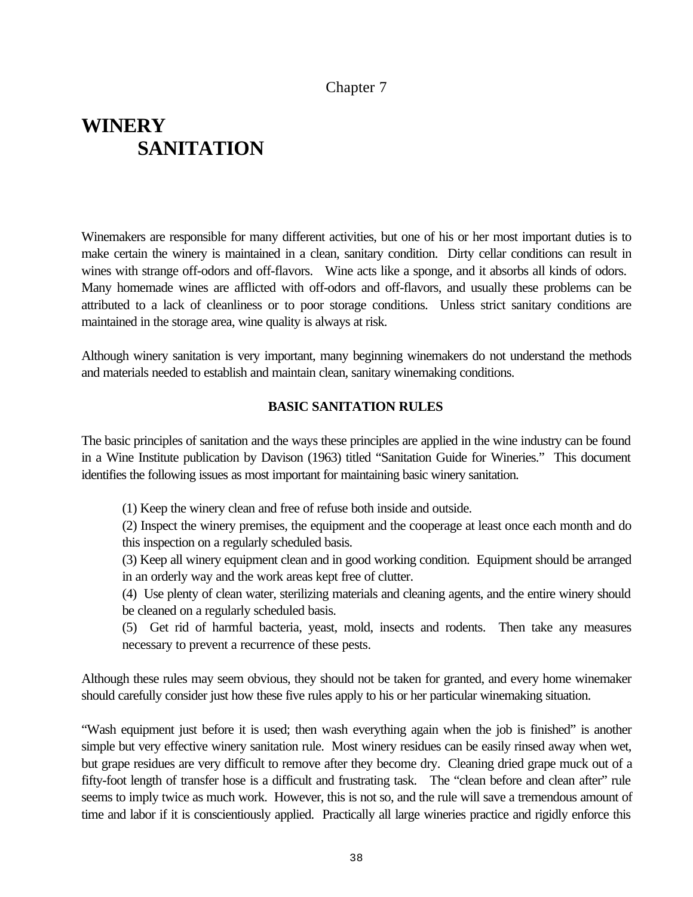Chapter 7

# WINERY SANITATION

Winemakers are responsible for many different activities, but one of his or her most important duties is to make certain the winery is maintained in a clean, sanitary condition. Dirty cellar conditions can result in wines with strange off-odors and off-flavors. Wine acts like a sponge, and it absorbs all kinds of odors. Many homemade wines are afflicted with off-odors and off-flavors, and usually these problems can be attributed to a lack of cleanliness or to poor storage conditions. Unless strict sanitary conditions are maintained in the storage area, wine quality is always at risk.

Although winery sanitation is very important, many beginning winemakers do not understand the methods and materials needed to establish and maintain clean, sanitary winemaking conditions.

## BASIC SANITATION RULES

The basic principles of sanitation and the ways these principles are applied in the wine industry can be found in a Wine Institute publication by Davison (1963) titled "Sanitation Guide for Wineries." This document identifies the following issues as most important for maintaining basic winery sanitation.

(1) Keep the winery clean and free of refuse both inside and outside.

(2) Inspect the winery premises, the equipment and the cooperage at least once each month and do this inspection on a regularly scheduled basis.

(3) Keep all winery equipment clean and in good working condition. Equipment should be arranged in an orderly way and the work areas kept free of clutter.

(4) Use plenty of clean water, sterilizing materials and cleaning agents, and the entire winery should be cleaned on a regularly scheduled basis.

(5) Get rid of harmful bacteria, yeast, mold, insects and rodents. Then take any measures necessary to prevent a recurrence of these pests.

Although these rules may seem obvious, they should not be taken for granted, and every home winemaker should carefully consider just how these five rules apply to his or her particular winemaking situation.

"Wash equipment just before it is used; then wash everything again when the job is finished" is another simple but very effective winery sanitation rule. Most winery residues can be easily rinsed away when wet, but grape residues are very difficult to remove after they become dry. Cleaning dried grape muck out of a fifty-foot length of transfer hose is a difficult and frustrating task. The "clean before and clean after" rule seems to imply twice as much work. However, this is not so, and the rule will save a tremendous amount of time and labor if it is conscientiously applied. Practically all large wineries practice and rigidly enforce this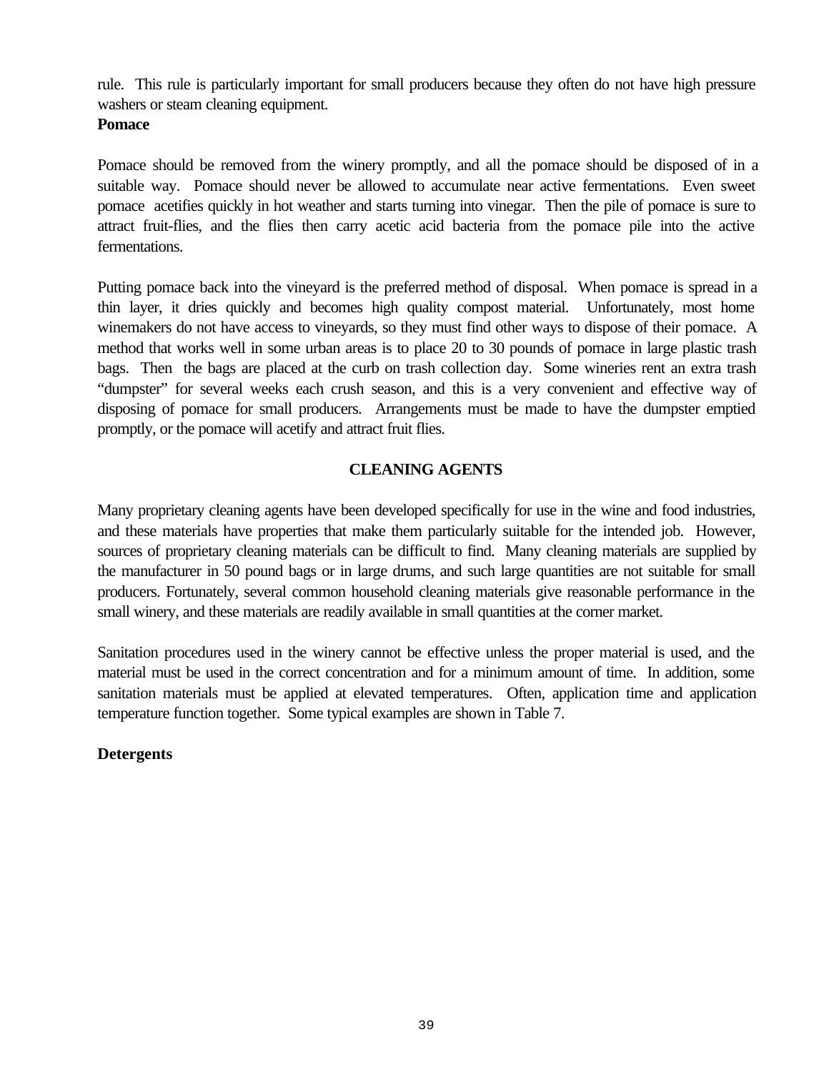rule. This rule is particularly important for small producers because they often do not have high pressure washers or steam cleaning equipment.

**Pomace**

Pomace should be removed from the winery promptly, and all the pomace should be disposed of in a suitable way. Pomace should never be allowed to accumulate near active fermentations. Even sweet pomace acetifies quickly in hot weather and starts turning into vinegar. Then the pile of pomace is sure to attract fruit-flies, and the flies then carry acetic acid bacteria from the pomace pile into the active fermentations.

Putting pomace back into the vineyard is the preferred method of disposal. When pomace is spread in a thin layer, it dries quickly and becomes high quality compost material. Unfortunately, most home winemakers do not have access to vineyards, so they must find other ways to dispose of their pomace. A method that works well in some urban areas is to place 20 to 30 pounds of pomace in large plastic trash bags. Then the bags are placed at the curb on trash collection day. Some wineries rent an extra trash "dumpster" for several weeks each crush season, and this is a very convenient and effective way of disposing of pomace for small producers. Arrangements must be made to have the dumpster emptied promptly, or the pomace will acetify and attract fruit flies.

## CLEANING AGENTS

Many proprietary cleaning agents have been developed specifically for use in the wine and food industries, and these materials have properties that make them particularly suitable for the intended job. However, sources of proprietary cleaning materials can be difficult to find. Many cleaning materials are supplied by the manufacturer in 50 pound bags or in large drums, and such large quantities are not suitable for small producers. Fortunately, several common household cleaning materials give reasonable performance in the small winery, and these materials are readily available in small quantities at the corner market.

Sanitation procedures used in the winery cannot be effective unless the proper material is used, and the material must be used in the correct concentration and for a minimum amount of time. In addition, some sanitation materials must be applied at elevated temperatures. Often, application time and application temperature function together. Some typical examples are shown in Table 7.

**Detergents**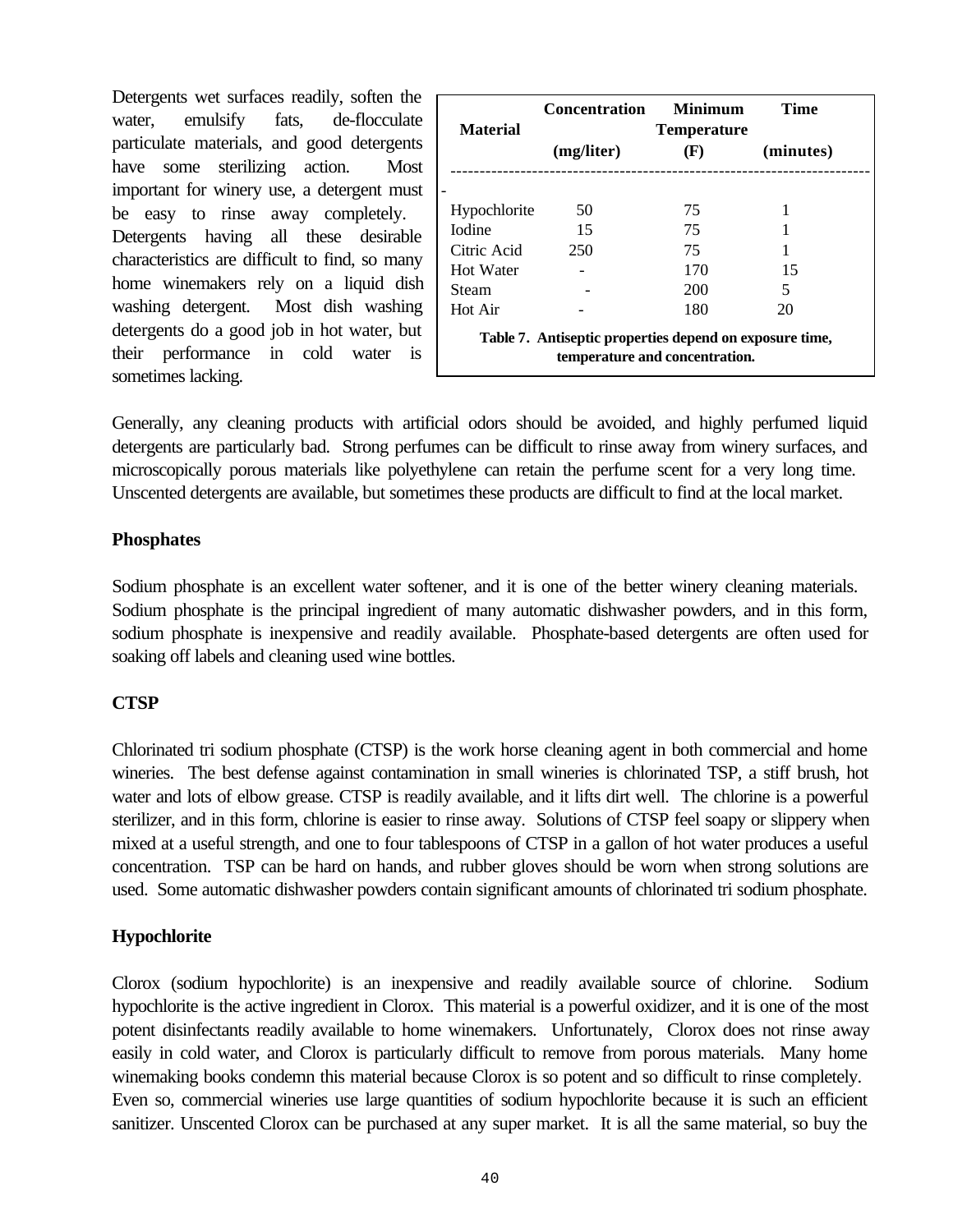Detergents wet surfaces readily, soften the water, emulsify fats, de-flocculate particulate materials, and good detergents have some sterilizing action. Most important for winery use, a detergent must be easy to rinse away completely. Detergents having all these desirable characteristics are difficult to find, so many home winemakers rely on a liquid dish washing detergent. Most dish washing detergents do a good job in hot water, but their performance in cold water is sometimes lacking.

| Material | Concentration (mg/liter) | Minimum Temperature (F) | Time (minutes) |
|---|---|---|---|
| Hypochlorite | 50 | 75 | 1 |
| Iodine | 15 | 75 | 1 |
| Citric Acid | 250 | 75 | 1 |
| Hot Water | - | 170 | 15 |
| Steam | - | 200 | 5 |
| Hot Air | - | 180 | 20 |

**Table 7. Antiseptic properties depend on exposure time, temperature and concentration.**

Generally, any cleaning products with artificial odors should be avoided, and highly perfumed liquid detergents are particularly bad. Strong perfumes can be difficult to rinse away from winery surfaces, and microscopically porous materials like polyethylene can retain the perfume scent for a very long time. Unscented detergents are available, but sometimes these products are difficult to find at the local market.

**Phosphates**

Sodium phosphate is an excellent water softener, and it is one of the better winery cleaning materials. Sodium phosphate is the principal ingredient of many automatic dishwasher powders, and in this form, sodium phosphate is inexpensive and readily available. Phosphate-based detergents are often used for soaking off labels and cleaning used wine bottles.

**CTSP**

Chlorinated tri sodium phosphate (CTSP) is the work horse cleaning agent in both commercial and home wineries. The best defense against contamination in small wineries is chlorinated TSP, a stiff brush, hot water and lots of elbow grease. CTSP is readily available, and it lifts dirt well. The chlorine is a powerful sterilizer, and in this form, chlorine is easier to rinse away. Solutions of CTSP feel soapy or slippery when mixed at a useful strength, and one to four tablespoons of CTSP in a gallon of hot water produces a useful concentration. TSP can be hard on hands, and rubber gloves should be worn when strong solutions are used. Some automatic dishwasher powders contain significant amounts of chlorinated tri sodium phosphate.

**Hypochlorite**

Clorox (sodium hypochlorite) is an inexpensive and readily available source of chlorine. Sodium hypochlorite is the active ingredient in Clorox. This material is a powerful oxidizer, and it is one of the most potent disinfectants readily available to home winemakers. Unfortunately, Clorox does not rinse away easily in cold water, and Clorox is particularly difficult to remove from porous materials. Many home winemaking books condemn this material because Clorox is so potent and so difficult to rinse completely. Even so, commercial wineries use large quantities of sodium hypochlorite because it is such an efficient sanitizer. Unscented Clorox can be purchased at any super market. It is all the same material, so buy the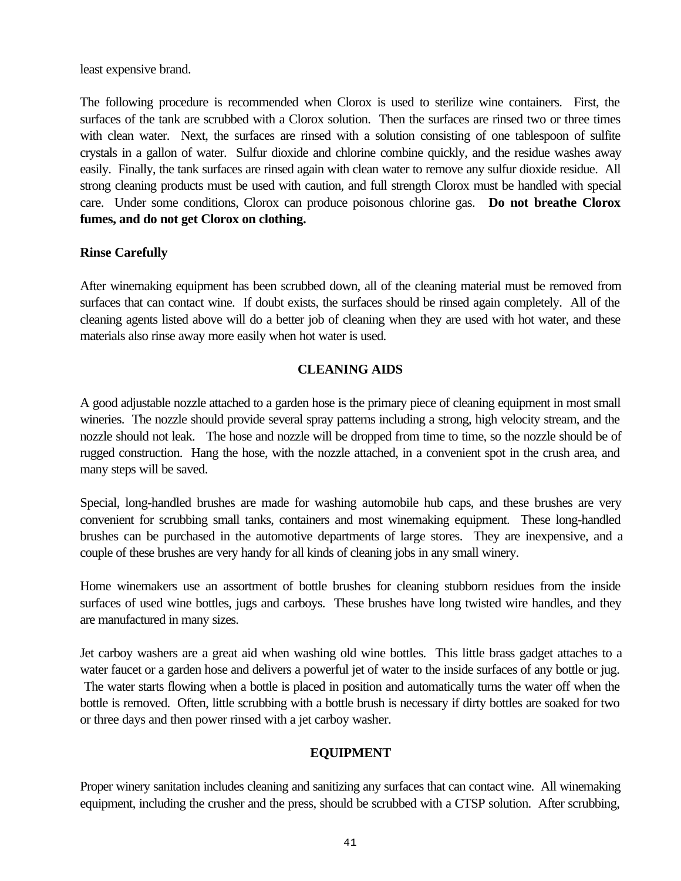least expensive brand.

The following procedure is recommended when Clorox is used to sterilize wine containers. First, the surfaces of the tank are scrubbed with a Clorox solution. Then the surfaces are rinsed two or three times with clean water. Next, the surfaces are rinsed with a solution consisting of one tablespoon of sulfite crystals in a gallon of water. Sulfur dioxide and chlorine combine quickly, and the residue washes away easily. Finally, the tank surfaces are rinsed again with clean water to remove any sulfur dioxide residue. All strong cleaning products must be used with caution, and full strength Clorox must be handled with special care. Under some conditions, Clorox can produce poisonous chlorine gas. **Do not breathe Clorox fumes, and do not get Clorox on clothing.**

**Rinse Carefully**

After winemaking equipment has been scrubbed down, all of the cleaning material must be removed from surfaces that can contact wine. If doubt exists, the surfaces should be rinsed again completely. All of the cleaning agents listed above will do a better job of cleaning when they are used with hot water, and these materials also rinse away more easily when hot water is used.

## CLEANING AIDS

A good adjustable nozzle attached to a garden hose is the primary piece of cleaning equipment in most small wineries. The nozzle should provide several spray patterns including a strong, high velocity stream, and the nozzle should not leak. The hose and nozzle will be dropped from time to time, so the nozzle should be of rugged construction. Hang the hose, with the nozzle attached, in a convenient spot in the crush area, and many steps will be saved.

Special, long-handled brushes are made for washing automobile hub caps, and these brushes are very convenient for scrubbing small tanks, containers and most winemaking equipment. These long-handled brushes can be purchased in the automotive departments of large stores. They are inexpensive, and a couple of these brushes are very handy for all kinds of cleaning jobs in any small winery.

Home winemakers use an assortment of bottle brushes for cleaning stubborn residues from the inside surfaces of used wine bottles, jugs and carboys. These brushes have long twisted wire handles, and they are manufactured in many sizes.

Jet carboy washers are a great aid when washing old wine bottles. This little brass gadget attaches to a water faucet or a garden hose and delivers a powerful jet of water to the inside surfaces of any bottle or jug. The water starts flowing when a bottle is placed in position and automatically turns the water off when the bottle is removed. Often, little scrubbing with a bottle brush is necessary if dirty bottles are soaked for two or three days and then power rinsed with a jet carboy washer.

## EQUIPMENT

Proper winery sanitation includes cleaning and sanitizing any surfaces that can contact wine. All winemaking equipment, including the crusher and the press, should be scrubbed with a CTSP solution. After scrubbing,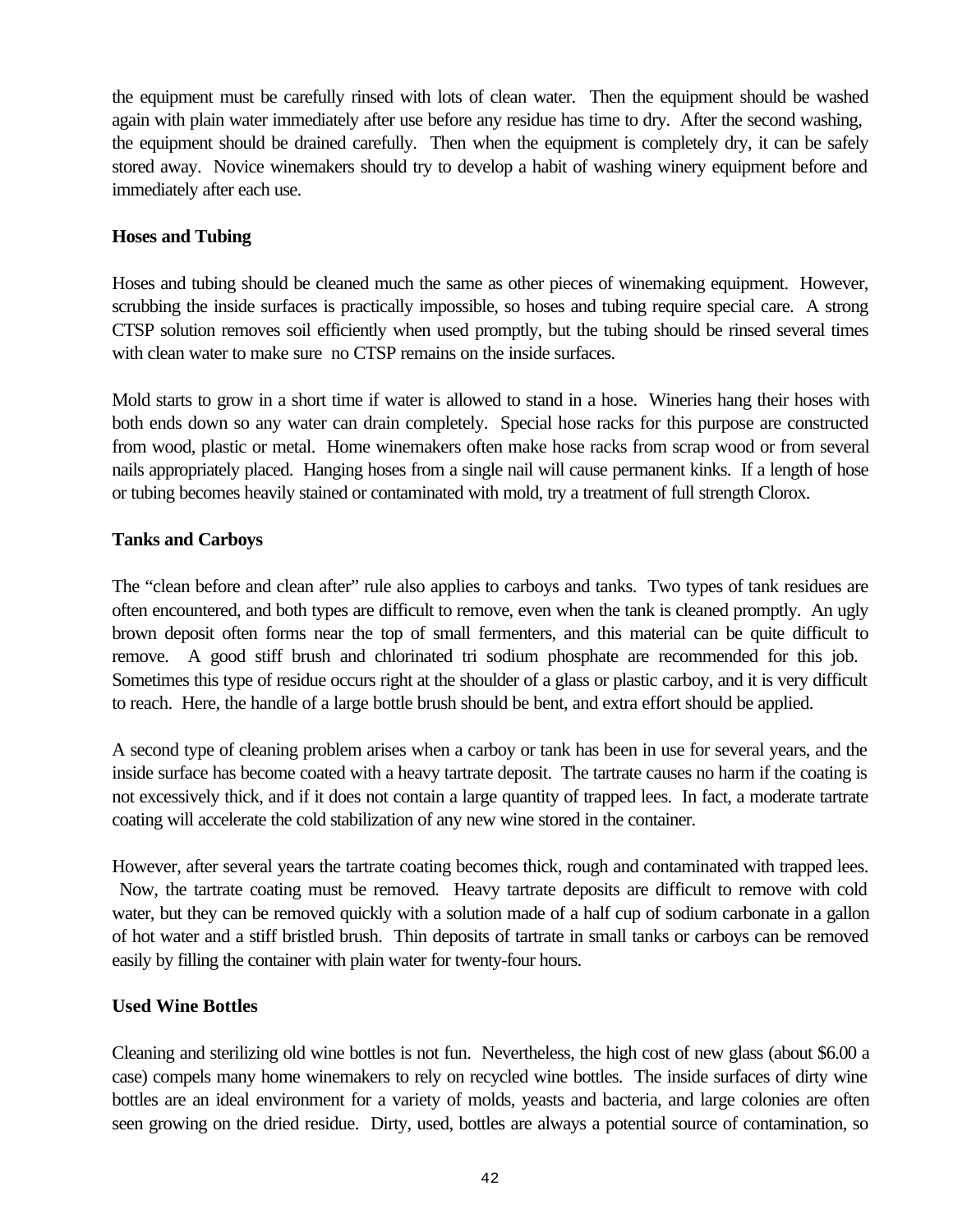the equipment must be carefully rinsed with lots of clean water. Then the equipment should be washed again with plain water immediately after use before any residue has time to dry. After the second washing, the equipment should be drained carefully. Then when the equipment is completely dry, it can be safely stored away. Novice winemakers should try to develop a habit of washing winery equipment before and immediately after each use.

**Hoses and Tubing**

Hoses and tubing should be cleaned much the same as other pieces of winemaking equipment. However, scrubbing the inside surfaces is practically impossible, so hoses and tubing require special care. A strong CTSP solution removes soil efficiently when used promptly, but the tubing should be rinsed several times with clean water to make sure no CTSP remains on the inside surfaces.

Mold starts to grow in a short time if water is allowed to stand in a hose. Wineries hang their hoses with both ends down so any water can drain completely. Special hose racks for this purpose are constructed from wood, plastic or metal. Home winemakers often make hose racks from scrap wood or from several nails appropriately placed. Hanging hoses from a single nail will cause permanent kinks. If a length of hose or tubing becomes heavily stained or contaminated with mold, try a treatment of full strength Clorox.

**Tanks and Carboys**

The "clean before and clean after" rule also applies to carboys and tanks. Two types of tank residues are often encountered, and both types are difficult to remove, even when the tank is cleaned promptly. An ugly brown deposit often forms near the top of small fermenters, and this material can be quite difficult to remove. A good stiff brush and chlorinated tri sodium phosphate are recommended for this job. Sometimes this type of residue occurs right at the shoulder of a glass or plastic carboy, and it is very difficult to reach. Here, the handle of a large bottle brush should be bent, and extra effort should be applied.

A second type of cleaning problem arises when a carboy or tank has been in use for several years, and the inside surface has become coated with a heavy tartrate deposit. The tartrate causes no harm if the coating is not excessively thick, and if it does not contain a large quantity of trapped lees. In fact, a moderate tartrate coating will accelerate the cold stabilization of any new wine stored in the container.

However, after several years the tartrate coating becomes thick, rough and contaminated with trapped lees. Now, the tartrate coating must be removed. Heavy tartrate deposits are difficult to remove with cold water, but they can be removed quickly with a solution made of a half cup of sodium carbonate in a gallon of hot water and a stiff bristled brush. Thin deposits of tartrate in small tanks or carboys can be removed easily by filling the container with plain water for twenty-four hours.

**Used Wine Bottles**

Cleaning and sterilizing old wine bottles is not fun. Nevertheless, the high cost of new glass (about $6.00 a case) compels many home winemakers to rely on recycled wine bottles. The inside surfaces of dirty wine bottles are an ideal environment for a variety of molds, yeasts and bacteria, and large colonies are often seen growing on the dried residue. Dirty, used, bottles are always a potential source of contamination, so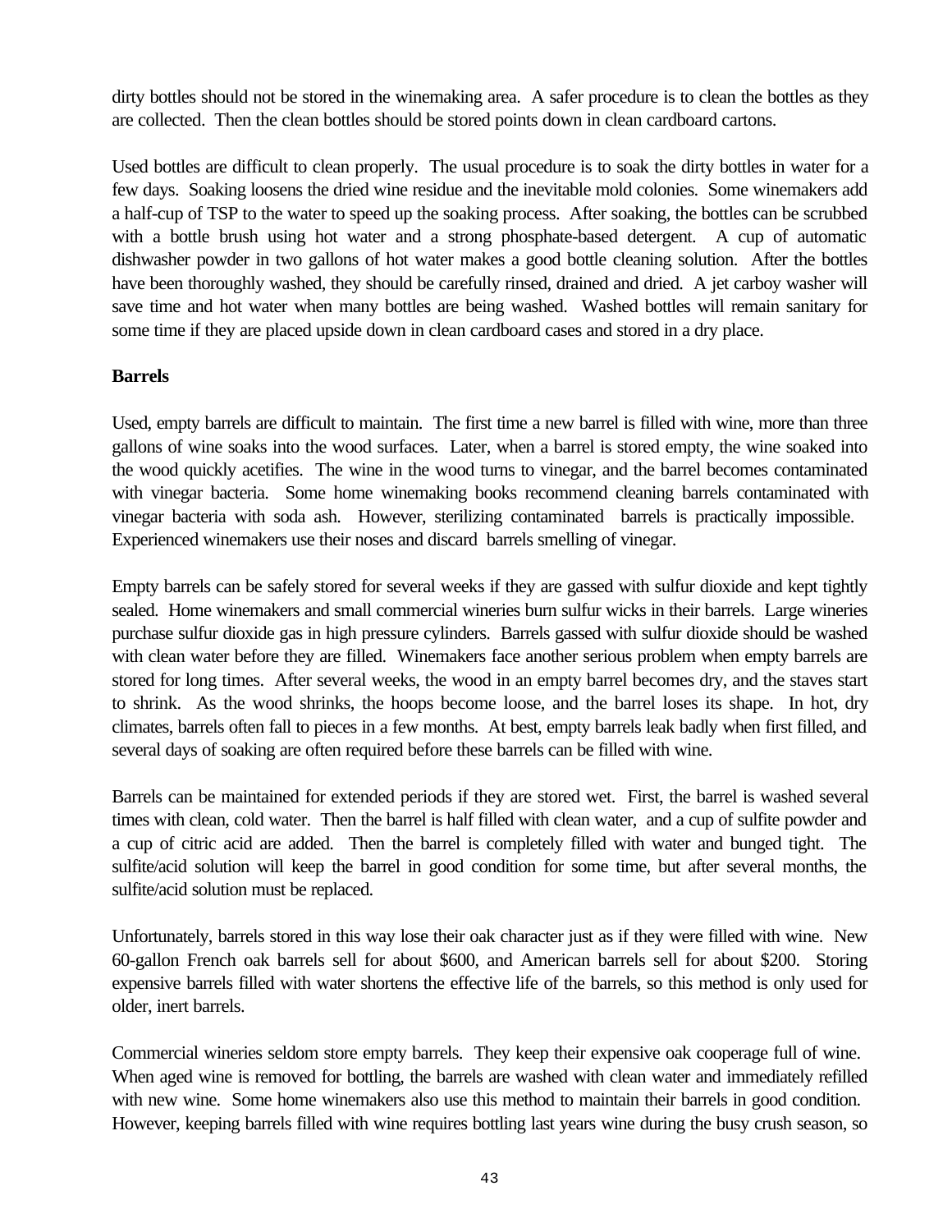dirty bottles should not be stored in the winemaking area. A safer procedure is to clean the bottles as they are collected. Then the clean bottles should be stored points down in clean cardboard cartons.

Used bottles are difficult to clean properly. The usual procedure is to soak the dirty bottles in water for a few days. Soaking loosens the dried wine residue and the inevitable mold colonies. Some winemakers add a half-cup of TSP to the water to speed up the soaking process. After soaking, the bottles can be scrubbed with a bottle brush using hot water and a strong phosphate-based detergent. A cup of automatic dishwasher powder in two gallons of hot water makes a good bottle cleaning solution. After the bottles have been thoroughly washed, they should be carefully rinsed, drained and dried. A jet carboy washer will save time and hot water when many bottles are being washed. Washed bottles will remain sanitary for some time if they are placed upside down in clean cardboard cases and stored in a dry place.

**Barrels**

Used, empty barrels are difficult to maintain. The first time a new barrel is filled with wine, more than three gallons of wine soaks into the wood surfaces. Later, when a barrel is stored empty, the wine soaked into the wood quickly acetifies. The wine in the wood turns to vinegar, and the barrel becomes contaminated with vinegar bacteria. Some home winemaking books recommend cleaning barrels contaminated with vinegar bacteria with soda ash. However, sterilizing contaminated barrels is practically impossible. Experienced winemakers use their noses and discard barrels smelling of vinegar.

Empty barrels can be safely stored for several weeks if they are gassed with sulfur dioxide and kept tightly sealed. Home winemakers and small commercial wineries burn sulfur wicks in their barrels. Large wineries purchase sulfur dioxide gas in high pressure cylinders. Barrels gassed with sulfur dioxide should be washed with clean water before they are filled. Winemakers face another serious problem when empty barrels are stored for long times. After several weeks, the wood in an empty barrel becomes dry, and the staves start to shrink. As the wood shrinks, the hoops become loose, and the barrel loses its shape. In hot, dry climates, barrels often fall to pieces in a few months. At best, empty barrels leak badly when first filled, and several days of soaking are often required before these barrels can be filled with wine.

Barrels can be maintained for extended periods if they are stored wet. First, the barrel is washed several times with clean, cold water. Then the barrel is half filled with clean water, and a cup of sulfite powder and a cup of citric acid are added. Then the barrel is completely filled with water and bunged tight. The sulfite/acid solution will keep the barrel in good condition for some time, but after several months, the sulfite/acid solution must be replaced.

Unfortunately, barrels stored in this way lose their oak character just as if they were filled with wine. New 60-gallon French oak barrels sell for about $600, and American barrels sell for about $200. Storing expensive barrels filled with water shortens the effective life of the barrels, so this method is only used for older, inert barrels.

Commercial wineries seldom store empty barrels. They keep their expensive oak cooperage full of wine. When aged wine is removed for bottling, the barrels are washed with clean water and immediately refilled with new wine. Some home winemakers also use this method to maintain their barrels in good condition. However, keeping barrels filled with wine requires bottling last years wine during the busy crush season, so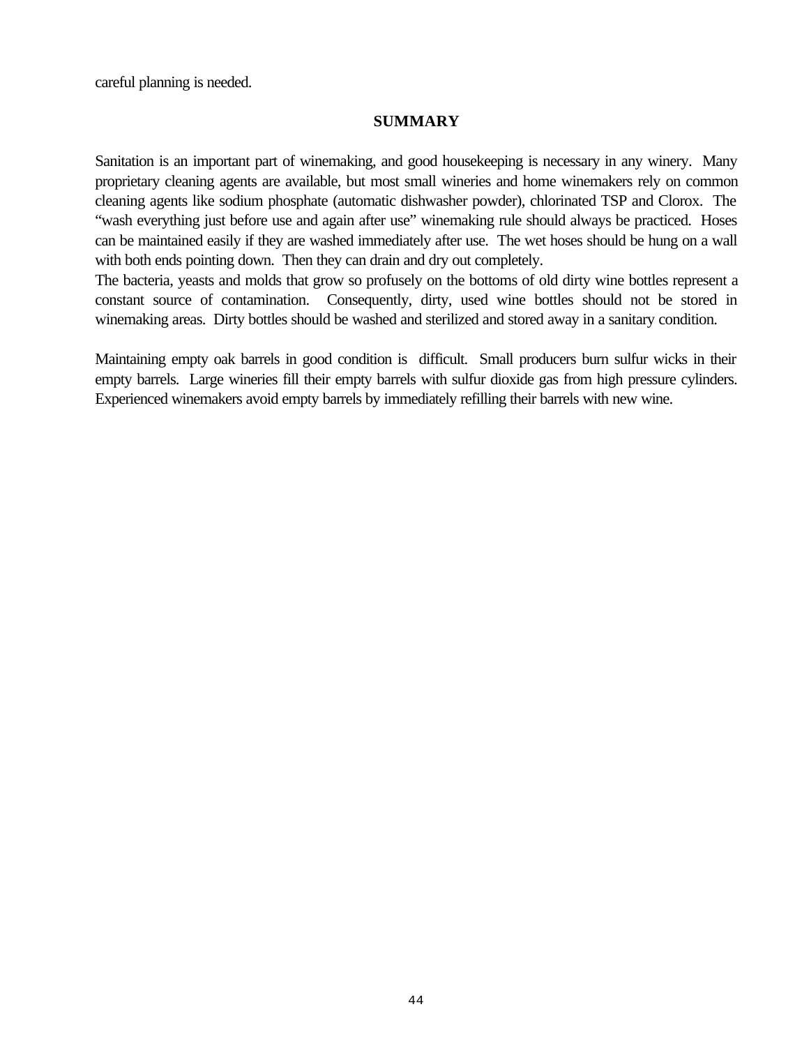careful planning is needed.

## SUMMARY

Sanitation is an important part of winemaking, and good housekeeping is necessary in any winery. Many proprietary cleaning agents are available, but most small wineries and home winemakers rely on common cleaning agents like sodium phosphate (automatic dishwasher powder), chlorinated TSP and Clorox. The "wash everything just before use and again after use" winemaking rule should always be practiced. Hoses can be maintained easily if they are washed immediately after use. The wet hoses should be hung on a wall with both ends pointing down. Then they can drain and dry out completely.

The bacteria, yeasts and molds that grow so profusely on the bottoms of old dirty wine bottles represent a constant source of contamination. Consequently, dirty, used wine bottles should not be stored in winemaking areas. Dirty bottles should be washed and sterilized and stored away in a sanitary condition.

Maintaining empty oak barrels in good condition is difficult. Small producers burn sulfur wicks in their empty barrels. Large wineries fill their empty barrels with sulfur dioxide gas from high pressure cylinders. Experienced winemakers avoid empty barrels by immediately refilling their barrels with new wine.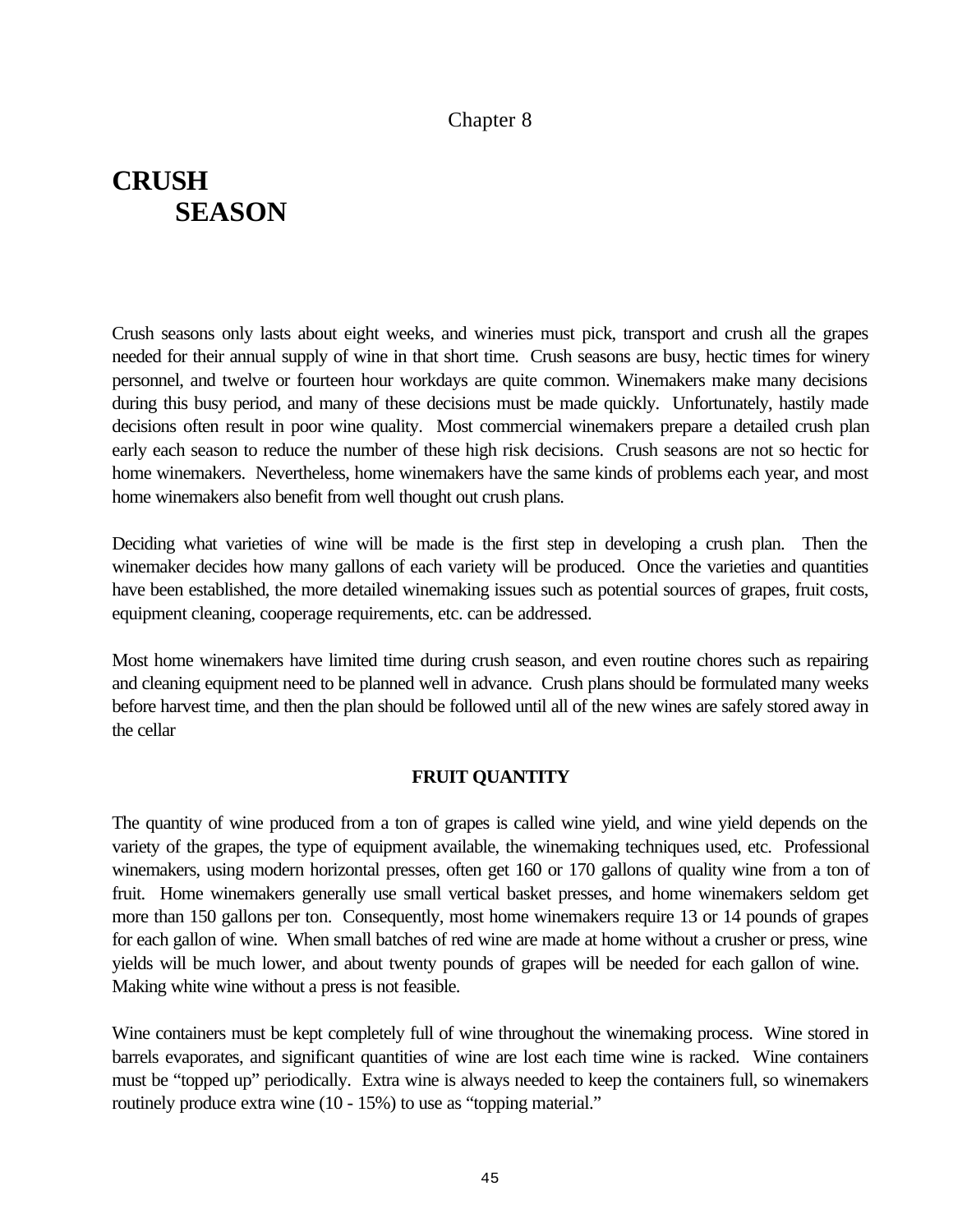Chapter 8

# CRUSH SEASON

Crush seasons only lasts about eight weeks, and wineries must pick, transport and crush all the grapes needed for their annual supply of wine in that short time. Crush seasons are busy, hectic times for winery personnel, and twelve or fourteen hour workdays are quite common. Winemakers make many decisions during this busy period, and many of these decisions must be made quickly. Unfortunately, hastily made decisions often result in poor wine quality. Most commercial winemakers prepare a detailed crush plan early each season to reduce the number of these high risk decisions. Crush seasons are not so hectic for home winemakers. Nevertheless, home winemakers have the same kinds of problems each year, and most home winemakers also benefit from well thought out crush plans.

Deciding what varieties of wine will be made is the first step in developing a crush plan. Then the winemaker decides how many gallons of each variety will be produced. Once the varieties and quantities have been established, the more detailed winemaking issues such as potential sources of grapes, fruit costs, equipment cleaning, cooperage requirements, etc. can be addressed.

Most home winemakers have limited time during crush season, and even routine chores such as repairing and cleaning equipment need to be planned well in advance. Crush plans should be formulated many weeks before harvest time, and then the plan should be followed until all of the new wines are safely stored away in the cellar

## FRUIT QUANTITY

The quantity of wine produced from a ton of grapes is called wine yield, and wine yield depends on the variety of the grapes, the type of equipment available, the winemaking techniques used, etc. Professional winemakers, using modern horizontal presses, often get 160 or 170 gallons of quality wine from a ton of fruit. Home winemakers generally use small vertical basket presses, and home winemakers seldom get more than 150 gallons per ton. Consequently, most home winemakers require 13 or 14 pounds of grapes for each gallon of wine. When small batches of red wine are made at home without a crusher or press, wine yields will be much lower, and about twenty pounds of grapes will be needed for each gallon of wine. Making white wine without a press is not feasible.

Wine containers must be kept completely full of wine throughout the winemaking process. Wine stored in barrels evaporates, and significant quantities of wine are lost each time wine is racked. Wine containers must be "topped up" periodically. Extra wine is always needed to keep the containers full, so winemakers routinely produce extra wine (10 - 15%) to use as "topping material."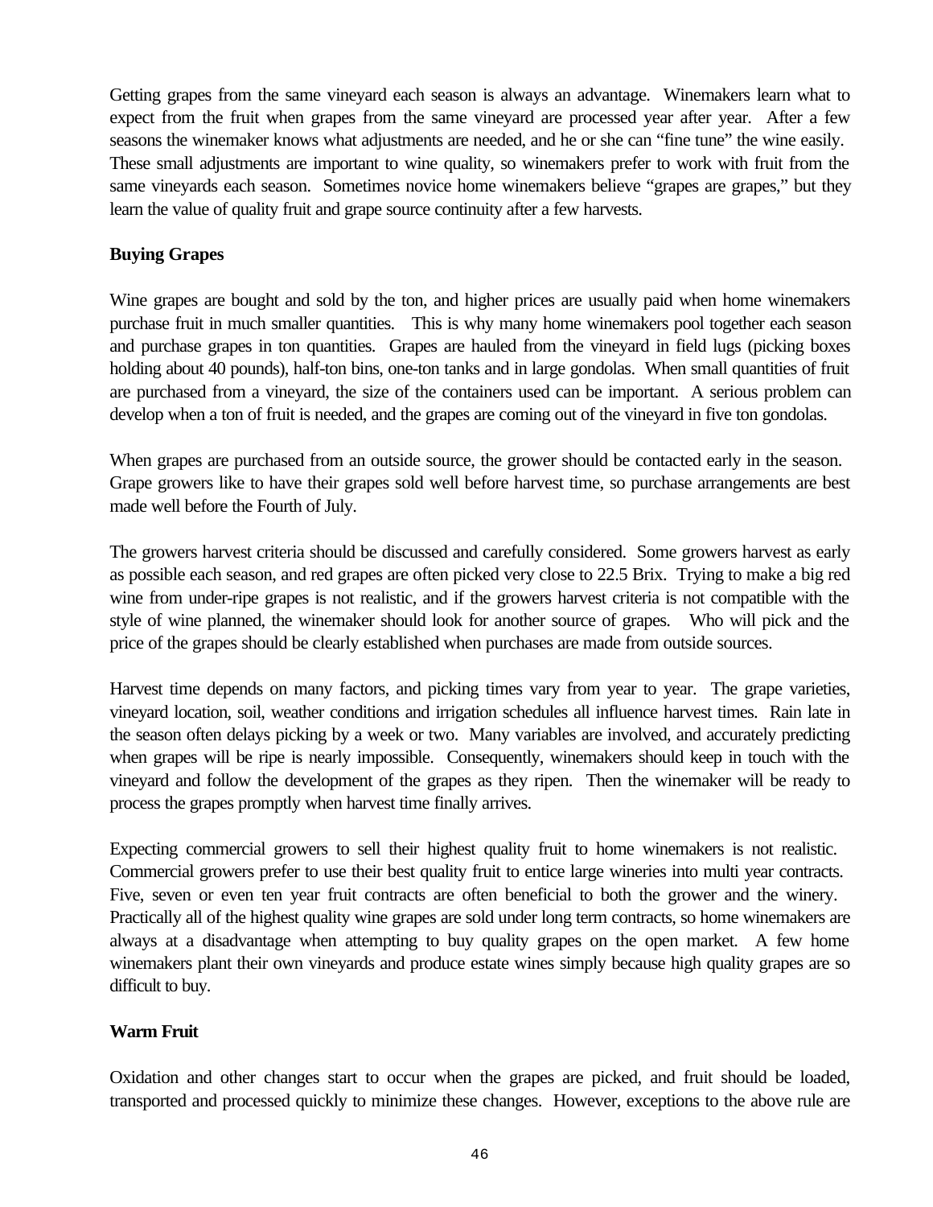Getting grapes from the same vineyard each season is always an advantage. Winemakers learn what to expect from the fruit when grapes from the same vineyard are processed year after year. After a few seasons the winemaker knows what adjustments are needed, and he or she can "fine tune" the wine easily. These small adjustments are important to wine quality, so winemakers prefer to work with fruit from the same vineyards each season. Sometimes novice home winemakers believe "grapes are grapes," but they learn the value of quality fruit and grape source continuity after a few harvests.

**Buying Grapes**

Wine grapes are bought and sold by the ton, and higher prices are usually paid when home winemakers purchase fruit in much smaller quantities. This is why many home winemakers pool together each season and purchase grapes in ton quantities. Grapes are hauled from the vineyard in field lugs (picking boxes holding about 40 pounds), half-ton bins, one-ton tanks and in large gondolas. When small quantities of fruit are purchased from a vineyard, the size of the containers used can be important. A serious problem can develop when a ton of fruit is needed, and the grapes are coming out of the vineyard in five ton gondolas.

When grapes are purchased from an outside source, the grower should be contacted early in the season. Grape growers like to have their grapes sold well before harvest time, so purchase arrangements are best made well before the Fourth of July.

The growers harvest criteria should be discussed and carefully considered. Some growers harvest as early as possible each season, and red grapes are often picked very close to 22.5 Brix. Trying to make a big red wine from under-ripe grapes is not realistic, and if the growers harvest criteria is not compatible with the style of wine planned, the winemaker should look for another source of grapes. Who will pick and the price of the grapes should be clearly established when purchases are made from outside sources.

Harvest time depends on many factors, and picking times vary from year to year. The grape varieties, vineyard location, soil, weather conditions and irrigation schedules all influence harvest times. Rain late in the season often delays picking by a week or two. Many variables are involved, and accurately predicting when grapes will be ripe is nearly impossible. Consequently, winemakers should keep in touch with the vineyard and follow the development of the grapes as they ripen. Then the winemaker will be ready to process the grapes promptly when harvest time finally arrives.

Expecting commercial growers to sell their highest quality fruit to home winemakers is not realistic. Commercial growers prefer to use their best quality fruit to entice large wineries into multi year contracts. Five, seven or even ten year fruit contracts are often beneficial to both the grower and the winery. Practically all of the highest quality wine grapes are sold under long term contracts, so home winemakers are always at a disadvantage when attempting to buy quality grapes on the open market. A few home winemakers plant their own vineyards and produce estate wines simply because high quality grapes are so difficult to buy.

**Warm Fruit**

Oxidation and other changes start to occur when the grapes are picked, and fruit should be loaded, transported and processed quickly to minimize these changes. However, exceptions to the above rule are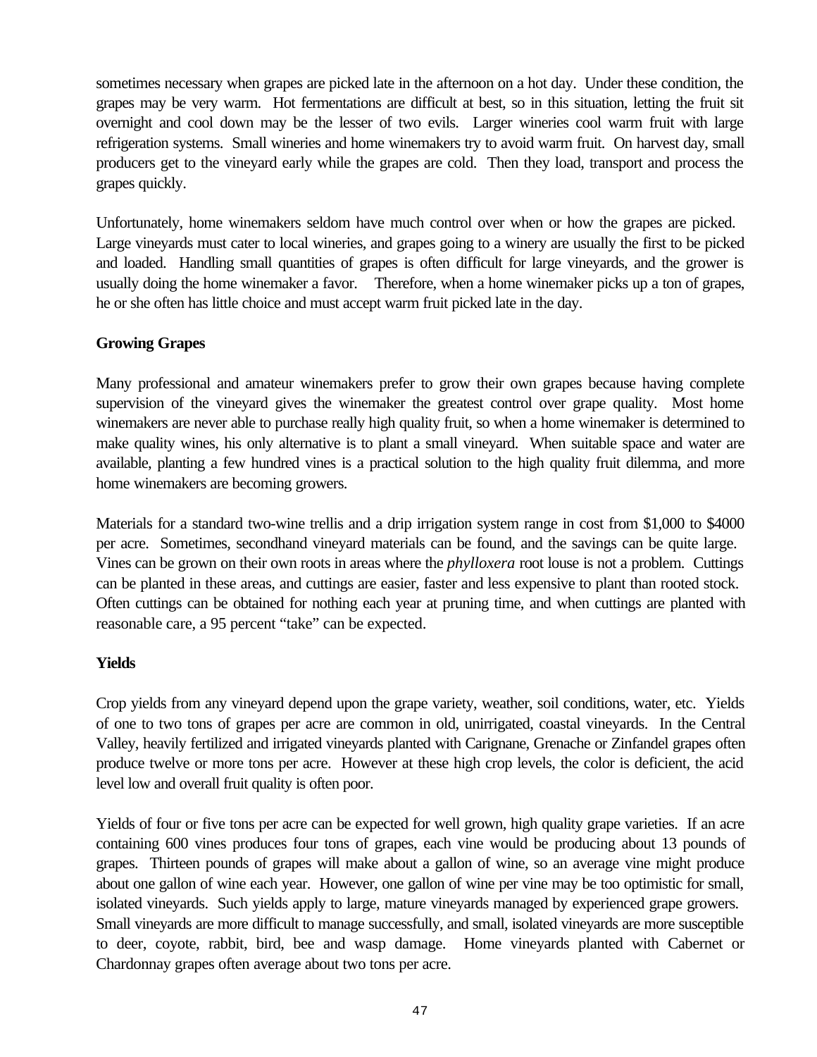sometimes necessary when grapes are picked late in the afternoon on a hot day. Under these condition, the grapes may be very warm. Hot fermentations are difficult at best, so in this situation, letting the fruit sit overnight and cool down may be the lesser of two evils. Larger wineries cool warm fruit with large refrigeration systems. Small wineries and home winemakers try to avoid warm fruit. On harvest day, small producers get to the vineyard early while the grapes are cold. Then they load, transport and process the grapes quickly.

Unfortunately, home winemakers seldom have much control over when or how the grapes are picked. Large vineyards must cater to local wineries, and grapes going to a winery are usually the first to be picked and loaded. Handling small quantities of grapes is often difficult for large vineyards, and the grower is usually doing the home winemaker a favor. Therefore, when a home winemaker picks up a ton of grapes, he or she often has little choice and must accept warm fruit picked late in the day.

**Growing Grapes**

Many professional and amateur winemakers prefer to grow their own grapes because having complete supervision of the vineyard gives the winemaker the greatest control over grape quality. Most home winemakers are never able to purchase really high quality fruit, so when a home winemaker is determined to make quality wines, his only alternative is to plant a small vineyard. When suitable space and water are available, planting a few hundred vines is a practical solution to the high quality fruit dilemma, and more home winemakers are becoming growers.

Materials for a standard two-wine trellis and a drip irrigation system range in cost from $1,000 to $4000 per acre. Sometimes, secondhand vineyard materials can be found, and the savings can be quite large. Vines can be grown on their own roots in areas where the *phylloxera* root louse is not a problem. Cuttings can be planted in these areas, and cuttings are easier, faster and less expensive to plant than rooted stock. Often cuttings can be obtained for nothing each year at pruning time, and when cuttings are planted with reasonable care, a 95 percent "take" can be expected.

**Yields**

Crop yields from any vineyard depend upon the grape variety, weather, soil conditions, water, etc. Yields of one to two tons of grapes per acre are common in old, unirrigated, coastal vineyards. In the Central Valley, heavily fertilized and irrigated vineyards planted with Carignane, Grenache or Zinfandel grapes often produce twelve or more tons per acre. However at these high crop levels, the color is deficient, the acid level low and overall fruit quality is often poor.

Yields of four or five tons per acre can be expected for well grown, high quality grape varieties. If an acre containing 600 vines produces four tons of grapes, each vine would be producing about 13 pounds of grapes. Thirteen pounds of grapes will make about a gallon of wine, so an average vine might produce about one gallon of wine each year. However, one gallon of wine per vine may be too optimistic for small, isolated vineyards. Such yields apply to large, mature vineyards managed by experienced grape growers. Small vineyards are more difficult to manage successfully, and small, isolated vineyards are more susceptible to deer, coyote, rabbit, bird, bee and wasp damage. Home vineyards planted with Cabernet or Chardonnay grapes often average about two tons per acre.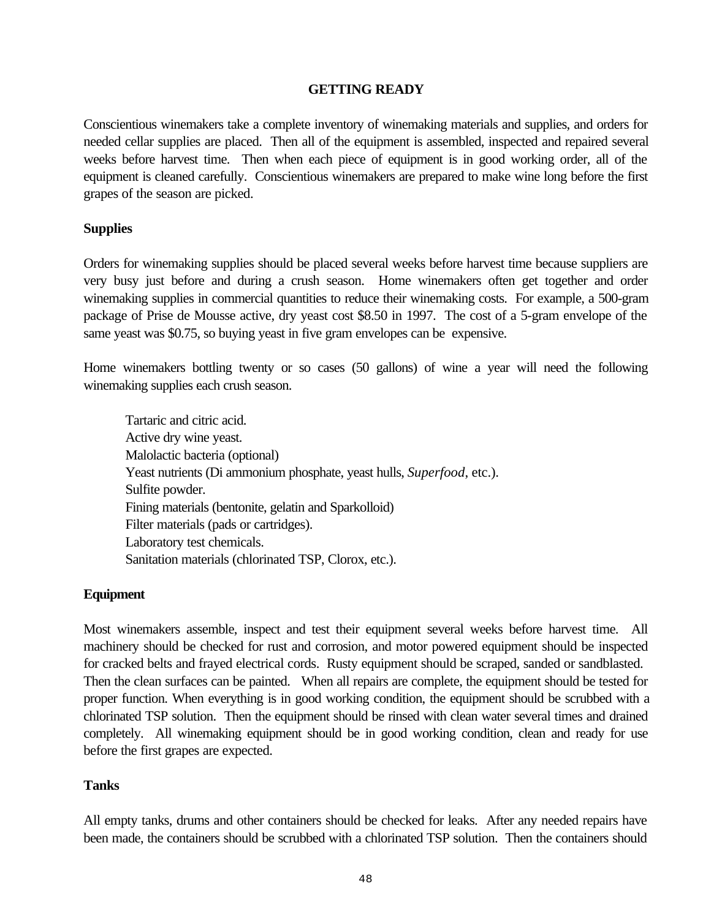## GETTING READY

Conscientious winemakers take a complete inventory of winemaking materials and supplies, and orders for needed cellar supplies are placed. Then all of the equipment is assembled, inspected and repaired several weeks before harvest time. Then when each piece of equipment is in good working order, all of the equipment is cleaned carefully. Conscientious winemakers are prepared to make wine long before the first grapes of the season are picked.

### Supplies

Orders for winemaking supplies should be placed several weeks before harvest time because suppliers are very busy just before and during a crush season. Home winemakers often get together and order winemaking supplies in commercial quantities to reduce their winemaking costs. For example, a 500-gram package of Prise de Mousse active, dry yeast cost $8.50 in 1997. The cost of a 5-gram envelope of the same yeast was $0.75, so buying yeast in five gram envelopes can be expensive.

Home winemakers bottling twenty or so cases (50 gallons) of wine a year will need the following winemaking supplies each crush season.

Tartaric and citric acid.
Active dry wine yeast.
Malolactic bacteria (optional)
Yeast nutrients (Di ammonium phosphate, yeast hulls, *Superfood*, etc.).
Sulfite powder.
Fining materials (bentonite, gelatin and Sparkolloid)
Filter materials (pads or cartridges).
Laboratory test chemicals.
Sanitation materials (chlorinated TSP, Clorox, etc.).

### Equipment

Most winemakers assemble, inspect and test their equipment several weeks before harvest time. All machinery should be checked for rust and corrosion, and motor powered equipment should be inspected for cracked belts and frayed electrical cords. Rusty equipment should be scraped, sanded or sandblasted. Then the clean surfaces can be painted. When all repairs are complete, the equipment should be tested for proper function. When everything is in good working condition, the equipment should be scrubbed with a chlorinated TSP solution. Then the equipment should be rinsed with clean water several times and drained completely. All winemaking equipment should be in good working condition, clean and ready for use before the first grapes are expected.

### Tanks

All empty tanks, drums and other containers should be checked for leaks. After any needed repairs have been made, the containers should be scrubbed with a chlorinated TSP solution. Then the containers should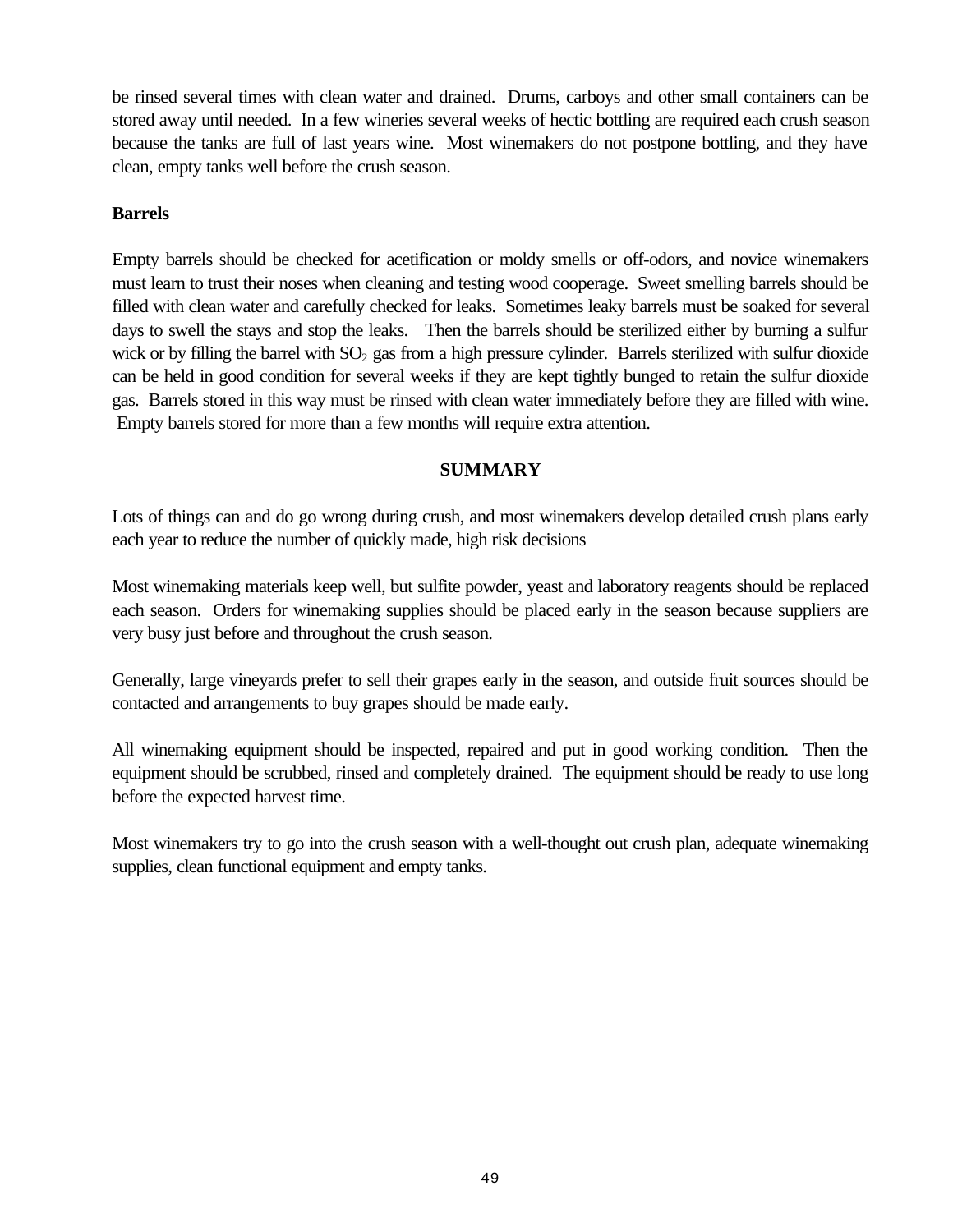be rinsed several times with clean water and drained. Drums, carboys and other small containers can be stored away until needed. In a few wineries several weeks of hectic bottling are required each crush season because the tanks are full of last years wine. Most winemakers do not postpone bottling, and they have clean, empty tanks well before the crush season.

**Barrels**

Empty barrels should be checked for acetification or moldy smells or off-odors, and novice winemakers must learn to trust their noses when cleaning and testing wood cooperage. Sweet smelling barrels should be filled with clean water and carefully checked for leaks. Sometimes leaky barrels must be soaked for several days to swell the stays and stop the leaks. Then the barrels should be sterilized either by burning a sulfur wick or by filling the barrel with $SO_2$ gas from a high pressure cylinder. Barrels sterilized with sulfur dioxide can be held in good condition for several weeks if they are kept tightly bunged to retain the sulfur dioxide gas. Barrels stored in this way must be rinsed with clean water immediately before they are filled with wine. Empty barrels stored for more than a few months will require extra attention.

## SUMMARY

Lots of things can and do go wrong during crush, and most winemakers develop detailed crush plans early each year to reduce the number of quickly made, high risk decisions

Most winemaking materials keep well, but sulfite powder, yeast and laboratory reagents should be replaced each season. Orders for winemaking supplies should be placed early in the season because suppliers are very busy just before and throughout the crush season.

Generally, large vineyards prefer to sell their grapes early in the season, and outside fruit sources should be contacted and arrangements to buy grapes should be made early.

All winemaking equipment should be inspected, repaired and put in good working condition. Then the equipment should be scrubbed, rinsed and completely drained. The equipment should be ready to use long before the expected harvest time.

Most winemakers try to go into the crush season with a well-thought out crush plan, adequate winemaking supplies, clean functional equipment and empty tanks.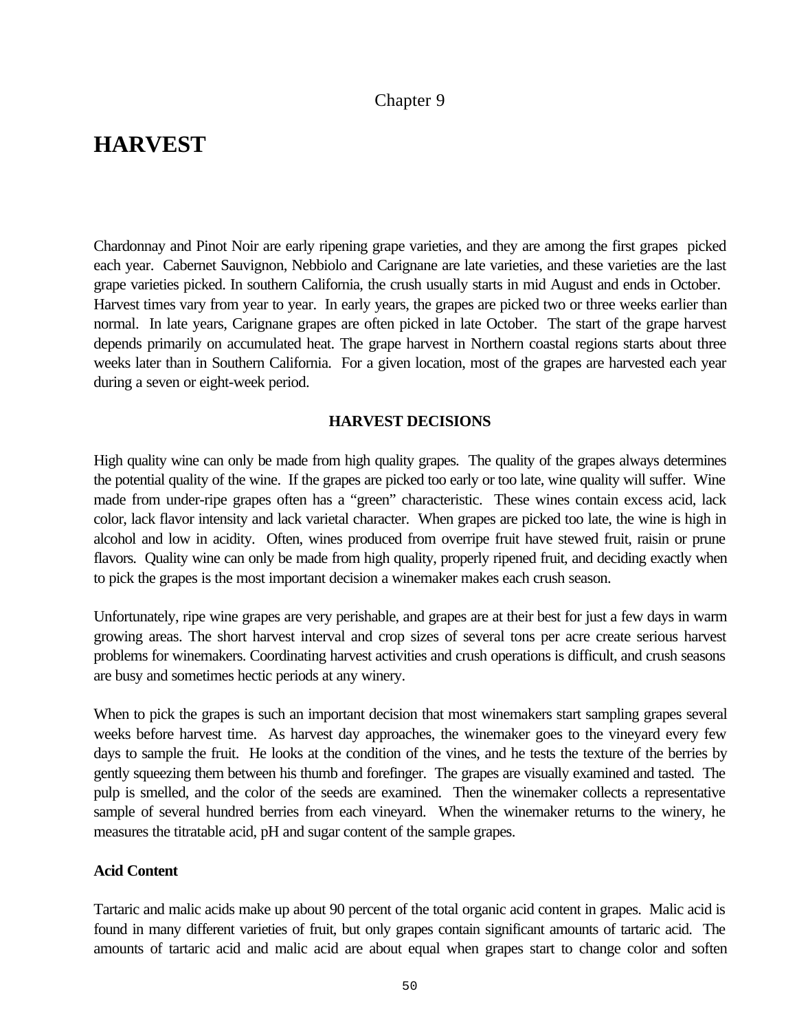Chapter 9

# HARVEST

Chardonnay and Pinot Noir are early ripening grape varieties, and they are among the first grapes picked each year. Cabernet Sauvignon, Nebbiolo and Carignane are late varieties, and these varieties are the last grape varieties picked. In southern California, the crush usually starts in mid August and ends in October. Harvest times vary from year to year. In early years, the grapes are picked two or three weeks earlier than normal. In late years, Carignane grapes are often picked in late October. The start of the grape harvest depends primarily on accumulated heat. The grape harvest in Northern coastal regions starts about three weeks later than in Southern California. For a given location, most of the grapes are harvested each year during a seven or eight-week period.

## HARVEST DECISIONS

High quality wine can only be made from high quality grapes. The quality of the grapes always determines the potential quality of the wine. If the grapes are picked too early or too late, wine quality will suffer. Wine made from under-ripe grapes often has a "green" characteristic. These wines contain excess acid, lack color, lack flavor intensity and lack varietal character. When grapes are picked too late, the wine is high in alcohol and low in acidity. Often, wines produced from overripe fruit have stewed fruit, raisin or prune flavors. Quality wine can only be made from high quality, properly ripened fruit, and deciding exactly when to pick the grapes is the most important decision a winemaker makes each crush season.

Unfortunately, ripe wine grapes are very perishable, and grapes are at their best for just a few days in warm growing areas. The short harvest interval and crop sizes of several tons per acre create serious harvest problems for winemakers. Coordinating harvest activities and crush operations is difficult, and crush seasons are busy and sometimes hectic periods at any winery.

When to pick the grapes is such an important decision that most winemakers start sampling grapes several weeks before harvest time. As harvest day approaches, the winemaker goes to the vineyard every few days to sample the fruit. He looks at the condition of the vines, and he tests the texture of the berries by gently squeezing them between his thumb and forefinger. The grapes are visually examined and tasted. The pulp is smelled, and the color of the seeds are examined. Then the winemaker collects a representative sample of several hundred berries from each vineyard. When the winemaker returns to the winery, he measures the titratable acid, pH and sugar content of the sample grapes.

### Acid Content

Tartaric and malic acids make up about 90 percent of the total organic acid content in grapes. Malic acid is found in many different varieties of fruit, but only grapes contain significant amounts of tartaric acid. The amounts of tartaric acid and malic acid are about equal when grapes start to change color and soften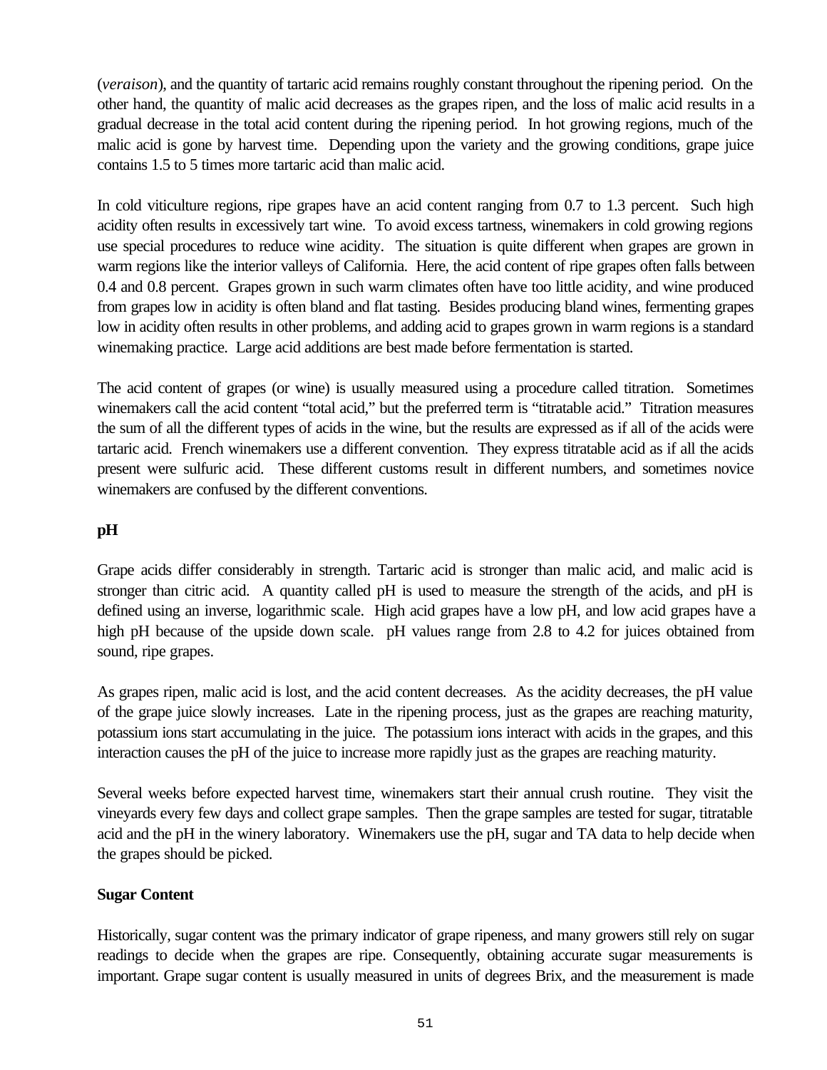(*veraison*), and the quantity of tartaric acid remains roughly constant throughout the ripening period. On the other hand, the quantity of malic acid decreases as the grapes ripen, and the loss of malic acid results in a gradual decrease in the total acid content during the ripening period. In hot growing regions, much of the malic acid is gone by harvest time. Depending upon the variety and the growing conditions, grape juice contains 1.5 to 5 times more tartaric acid than malic acid.

In cold viticulture regions, ripe grapes have an acid content ranging from 0.7 to 1.3 percent. Such high acidity often results in excessively tart wine. To avoid excess tartness, winemakers in cold growing regions use special procedures to reduce wine acidity. The situation is quite different when grapes are grown in warm regions like the interior valleys of California. Here, the acid content of ripe grapes often falls between 0.4 and 0.8 percent. Grapes grown in such warm climates often have too little acidity, and wine produced from grapes low in acidity is often bland and flat tasting. Besides producing bland wines, fermenting grapes low in acidity often results in other problems, and adding acid to grapes grown in warm regions is a standard winemaking practice. Large acid additions are best made before fermentation is started.

The acid content of grapes (or wine) is usually measured using a procedure called titration. Sometimes winemakers call the acid content "total acid," but the preferred term is "titratable acid." Titration measures the sum of all the different types of acids in the wine, but the results are expressed as if all of the acids were tartaric acid. French winemakers use a different convention. They express titratable acid as if all the acids present were sulfuric acid. These different customs result in different numbers, and sometimes novice winemakers are confused by the different conventions.

**pH**

Grape acids differ considerably in strength. Tartaric acid is stronger than malic acid, and malic acid is stronger than citric acid. A quantity called pH is used to measure the strength of the acids, and pH is defined using an inverse, logarithmic scale. High acid grapes have a low pH, and low acid grapes have a high pH because of the upside down scale. pH values range from 2.8 to 4.2 for juices obtained from sound, ripe grapes.

As grapes ripen, malic acid is lost, and the acid content decreases. As the acidity decreases, the pH value of the grape juice slowly increases. Late in the ripening process, just as the grapes are reaching maturity, potassium ions start accumulating in the juice. The potassium ions interact with acids in the grapes, and this interaction causes the pH of the juice to increase more rapidly just as the grapes are reaching maturity.

Several weeks before expected harvest time, winemakers start their annual crush routine. They visit the vineyards every few days and collect grape samples. Then the grape samples are tested for sugar, titratable acid and the pH in the winery laboratory. Winemakers use the pH, sugar and TA data to help decide when the grapes should be picked.

**Sugar Content**

Historically, sugar content was the primary indicator of grape ripeness, and many growers still rely on sugar readings to decide when the grapes are ripe. Consequently, obtaining accurate sugar measurements is important. Grape sugar content is usually measured in units of degrees Brix, and the measurement is made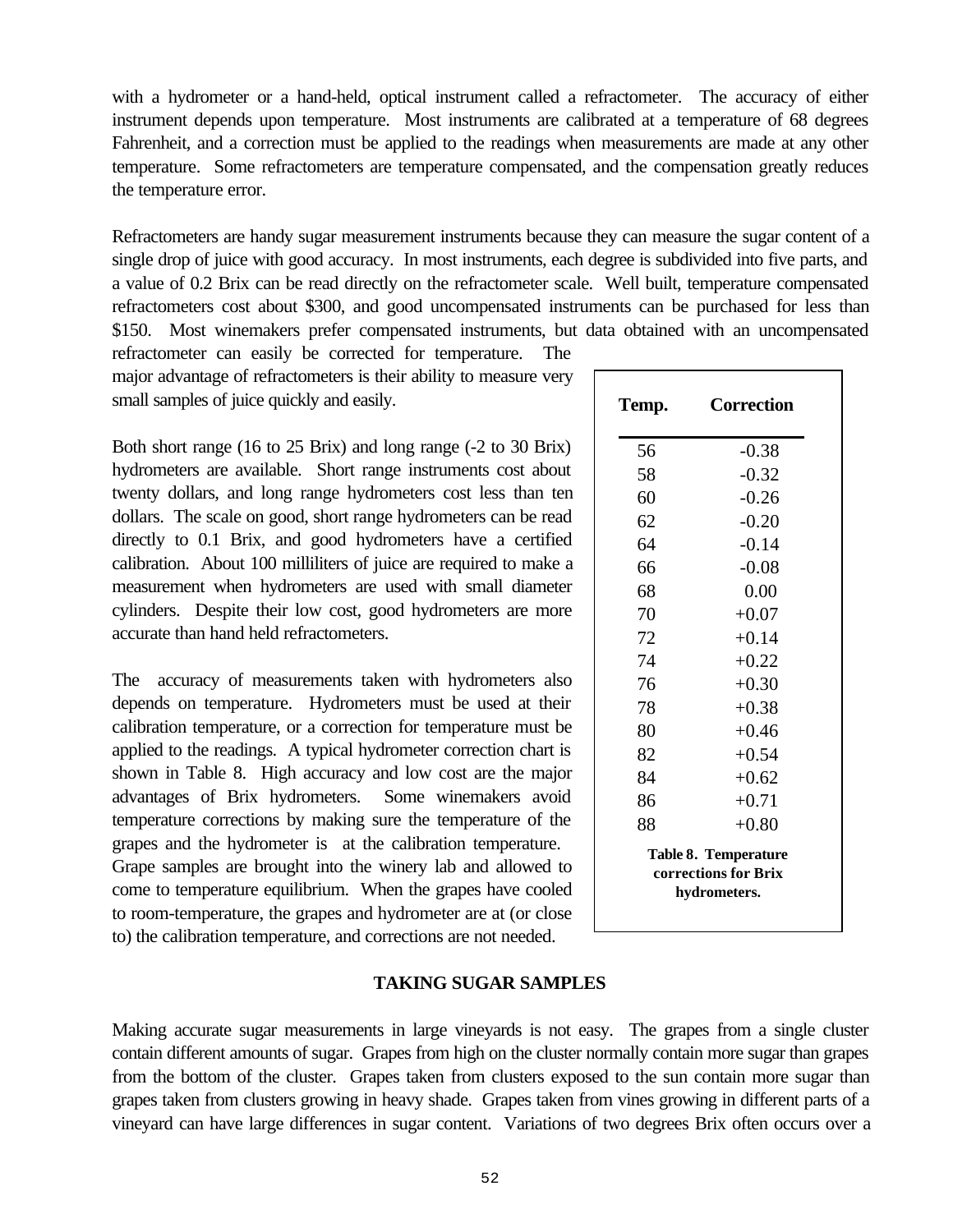with a hydrometer or a hand-held, optical instrument called a refractometer. The accuracy of either instrument depends upon temperature. Most instruments are calibrated at a temperature of 68 degrees Fahrenheit, and a correction must be applied to the readings when measurements are made at any other temperature. Some refractometers are temperature compensated, and the compensation greatly reduces the temperature error.

Refractometers are handy sugar measurement instruments because they can measure the sugar content of a single drop of juice with good accuracy. In most instruments, each degree is subdivided into five parts, and a value of 0.2 Brix can be read directly on the refractometer scale. Well built, temperature compensated refractometers cost about $300, and good uncompensated instruments can be purchased for less than $150. Most winemakers prefer compensated instruments, but data obtained with an uncompensated refractometer can easily be corrected for temperature. The major advantage of refractometers is their ability to measure very small samples of juice quickly and easily.

Both short range (16 to 25 Brix) and long range (-2 to 30 Brix) hydrometers are available. Short range instruments cost about twenty dollars, and long range hydrometers cost less than ten dollars. The scale on good, short range hydrometers can be read directly to 0.1 Brix, and good hydrometers have a certified calibration. About 100 milliliters of juice are required to make a measurement when hydrometers are used with small diameter cylinders. Despite their low cost, good hydrometers are more accurate than hand held refractometers.

The accuracy of measurements taken with hydrometers also depends on temperature. Hydrometers must be used at their calibration temperature, or a correction for temperature must be applied to the readings. A typical hydrometer correction chart is shown in Table 8. High accuracy and low cost are the major advantages of Brix hydrometers. Some winemakers avoid temperature corrections by making sure the temperature of the grapes and the hydrometer is at the calibration temperature. Grape samples are brought into the winery lab and allowed to come to temperature equilibrium. When the grapes have cooled to room-temperature, the grapes and hydrometer are at (or close to) the calibration temperature, and corrections are not needed.

| Temp. | Correction |
|---|---|
| 56 | -0.38 |
| 58 | -0.32 |
| 60 | -0.26 |
| 62 | -0.20 |
| 64 | -0.14 |
| 66 | -0.08 |
| 68 | 0.00 |
| 70 | +0.07 |
| 72 | +0.14 |
| 74 | +0.22 |
| 76 | +0.30 |
| 78 | +0.38 |
| 80 | +0.46 |
| 82 | +0.54 |
| 84 | +0.62 |
| 86 | +0.71 |
| 88 | +0.80 |

**Table 8. Temperature corrections for Brix hydrometers.**

## TAKING SUGAR SAMPLES

Making accurate sugar measurements in large vineyards is not easy. The grapes from a single cluster contain different amounts of sugar. Grapes from high on the cluster normally contain more sugar than grapes from the bottom of the cluster. Grapes taken from clusters exposed to the sun contain more sugar than grapes taken from clusters growing in heavy shade. Grapes taken from vines growing in different parts of a vineyard can have large differences in sugar content. Variations of two degrees Brix often occurs over a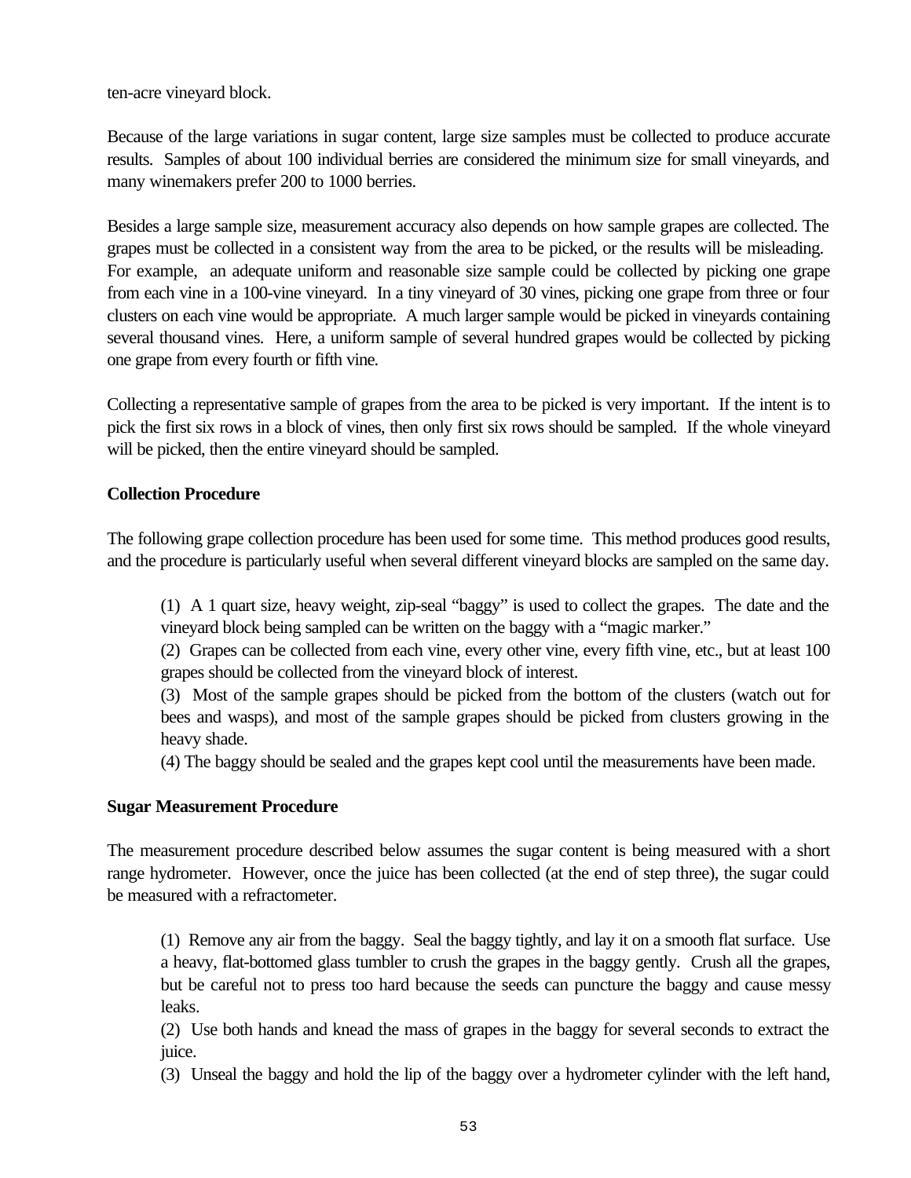ten-acre vineyard block.

Because of the large variations in sugar content, large size samples must be collected to produce accurate results. Samples of about 100 individual berries are considered the minimum size for small vineyards, and many winemakers prefer 200 to 1000 berries.

Besides a large sample size, measurement accuracy also depends on how sample grapes are collected. The grapes must be collected in a consistent way from the area to be picked, or the results will be misleading. For example, an adequate uniform and reasonable size sample could be collected by picking one grape from each vine in a 100-vine vineyard. In a tiny vineyard of 30 vines, picking one grape from three or four clusters on each vine would be appropriate. A much larger sample would be picked in vineyards containing several thousand vines. Here, a uniform sample of several hundred grapes would be collected by picking one grape from every fourth or fifth vine.

Collecting a representative sample of grapes from the area to be picked is very important. If the intent is to pick the first six rows in a block of vines, then only first six rows should be sampled. If the whole vineyard will be picked, then the entire vineyard should be sampled.

**Collection Procedure**

The following grape collection procedure has been used for some time. This method produces good results, and the procedure is particularly useful when several different vineyard blocks are sampled on the same day.

(1) A 1 quart size, heavy weight, zip-seal "baggy" is used to collect the grapes. The date and the vineyard block being sampled can be written on the baggy with a "magic marker."
(2) Grapes can be collected from each vine, every other vine, every fifth vine, etc., but at least 100 grapes should be collected from the vineyard block of interest.
(3) Most of the sample grapes should be picked from the bottom of the clusters (watch out for bees and wasps), and most of the sample grapes should be picked from clusters growing in the heavy shade.
(4) The baggy should be sealed and the grapes kept cool until the measurements have been made.

**Sugar Measurement Procedure**

The measurement procedure described below assumes the sugar content is being measured with a short range hydrometer. However, once the juice has been collected (at the end of step three), the sugar could be measured with a refractometer.

(1) Remove any air from the baggy. Seal the baggy tightly, and lay it on a smooth flat surface. Use a heavy, flat-bottomed glass tumbler to crush the grapes in the baggy gently. Crush all the grapes, but be careful not to press too hard because the seeds can puncture the baggy and cause messy leaks.
(2) Use both hands and knead the mass of grapes in the baggy for several seconds to extract the juice.
(3) Unseal the baggy and hold the lip of the baggy over a hydrometer cylinder with the left hand,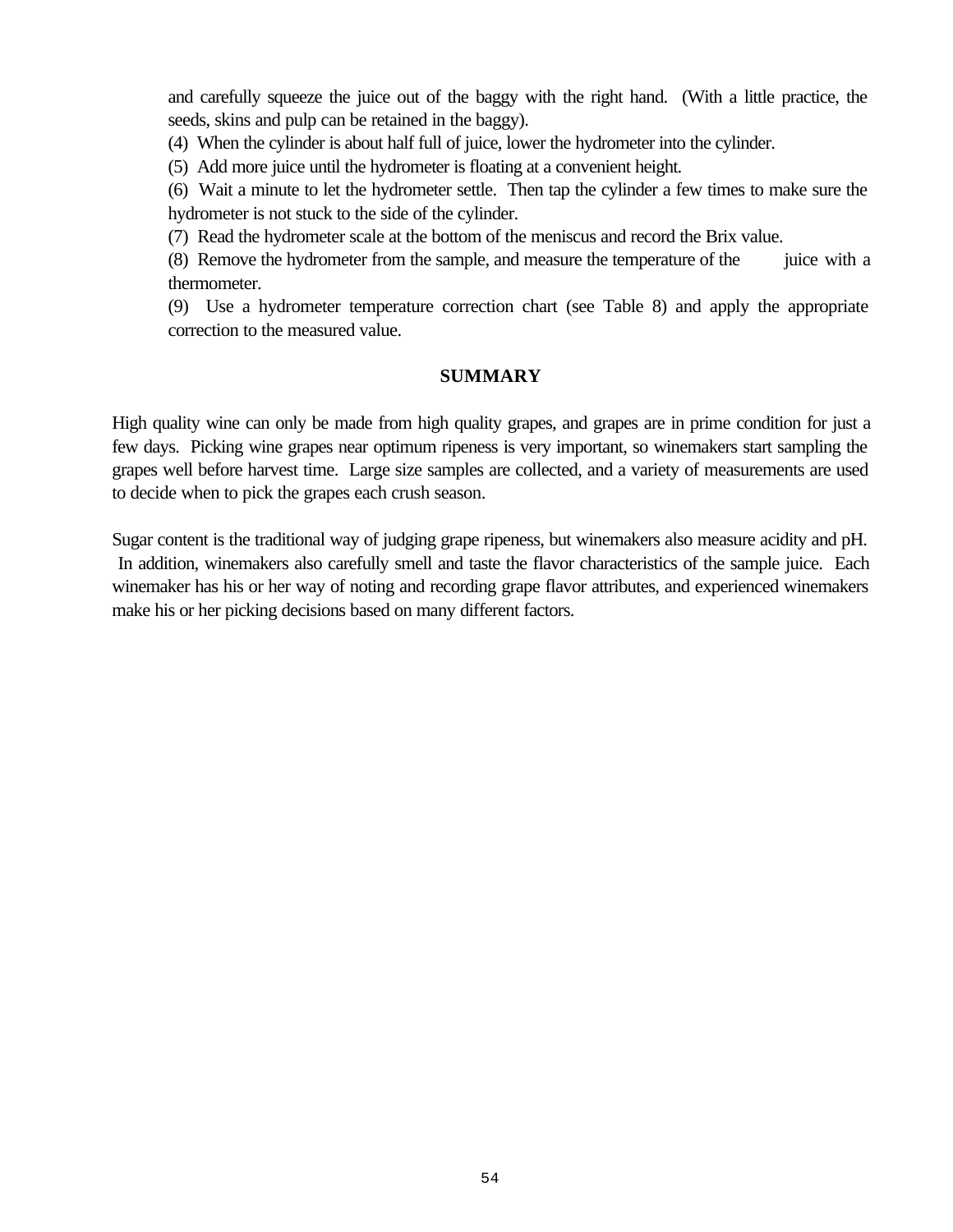and carefully squeeze the juice out of the baggy with the right hand. (With a little practice, the seeds, skins and pulp can be retained in the baggy).

(4) When the cylinder is about half full of juice, lower the hydrometer into the cylinder.

(5) Add more juice until the hydrometer is floating at a convenient height.

(6) Wait a minute to let the hydrometer settle. Then tap the cylinder a few times to make sure the hydrometer is not stuck to the side of the cylinder.

(7) Read the hydrometer scale at the bottom of the meniscus and record the Brix value.

(8) Remove the hydrometer from the sample, and measure the temperature of the juice with a thermometer.

(9) Use a hydrometer temperature correction chart (see Table 8) and apply the appropriate correction to the measured value.

## SUMMARY

High quality wine can only be made from high quality grapes, and grapes are in prime condition for just a few days. Picking wine grapes near optimum ripeness is very important, so winemakers start sampling the grapes well before harvest time. Large size samples are collected, and a variety of measurements are used to decide when to pick the grapes each crush season.

Sugar content is the traditional way of judging grape ripeness, but winemakers also measure acidity and pH. In addition, winemakers also carefully smell and taste the flavor characteristics of the sample juice. Each winemaker has his or her way of noting and recording grape flavor attributes, and experienced winemakers make his or her picking decisions based on many different factors.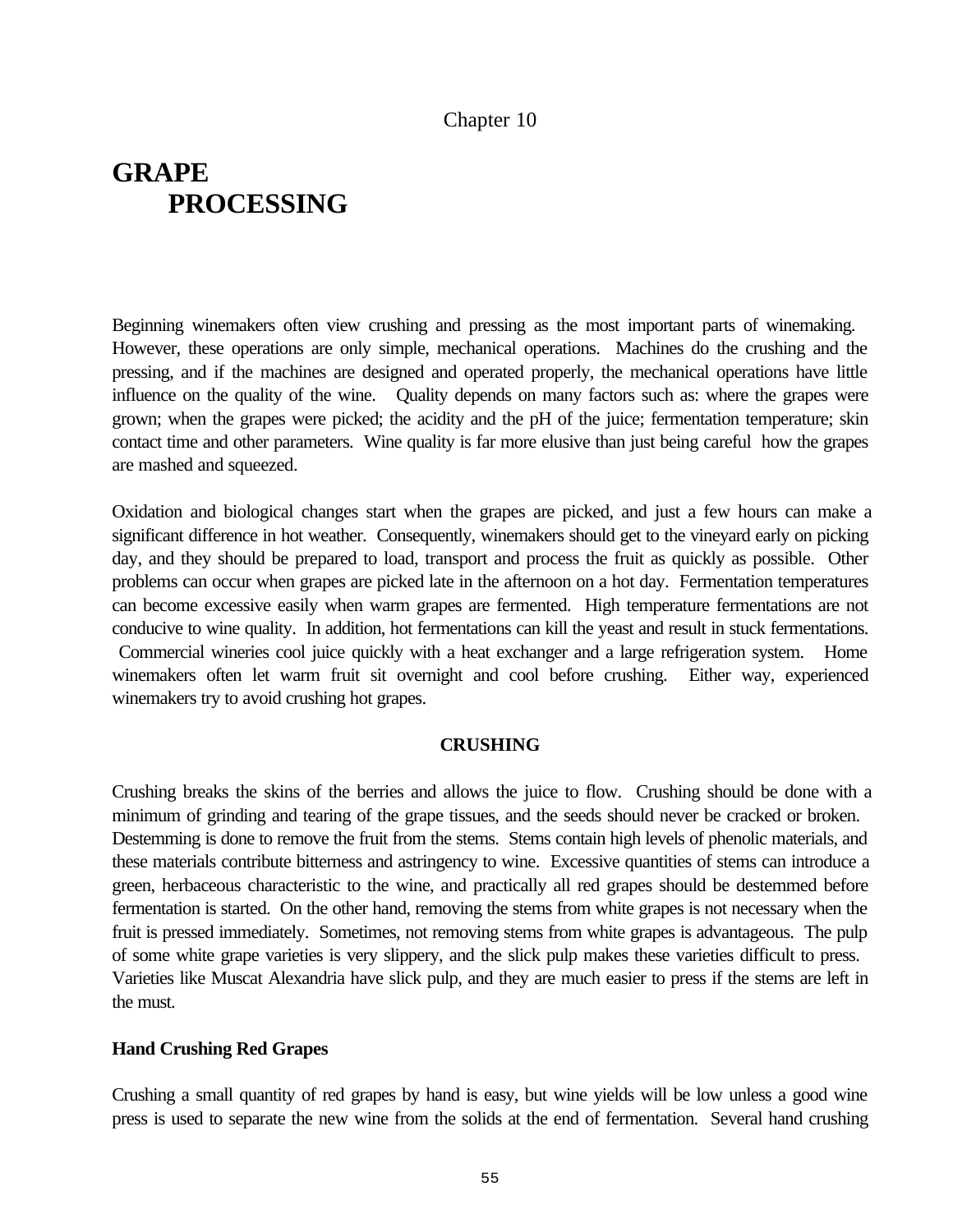Chapter 10

# GRAPE PROCESSING

Beginning winemakers often view crushing and pressing as the most important parts of winemaking. However, these operations are only simple, mechanical operations. Machines do the crushing and the pressing, and if the machines are designed and operated properly, the mechanical operations have little influence on the quality of the wine. Quality depends on many factors such as: where the grapes were grown; when the grapes were picked; the acidity and the pH of the juice; fermentation temperature; skin contact time and other parameters. Wine quality is far more elusive than just being careful how the grapes are mashed and squeezed.

Oxidation and biological changes start when the grapes are picked, and just a few hours can make a significant difference in hot weather. Consequently, winemakers should get to the vineyard early on picking day, and they should be prepared to load, transport and process the fruit as quickly as possible. Other problems can occur when grapes are picked late in the afternoon on a hot day. Fermentation temperatures can become excessive easily when warm grapes are fermented. High temperature fermentations are not conducive to wine quality. In addition, hot fermentations can kill the yeast and result in stuck fermentations. Commercial wineries cool juice quickly with a heat exchanger and a large refrigeration system. Home winemakers often let warm fruit sit overnight and cool before crushing. Either way, experienced winemakers try to avoid crushing hot grapes.

## CRUSHING

Crushing breaks the skins of the berries and allows the juice to flow. Crushing should be done with a minimum of grinding and tearing of the grape tissues, and the seeds should never be cracked or broken. Destemming is done to remove the fruit from the stems. Stems contain high levels of phenolic materials, and these materials contribute bitterness and astringency to wine. Excessive quantities of stems can introduce a green, herbaceous characteristic to the wine, and practically all red grapes should be destemmed before fermentation is started. On the other hand, removing the stems from white grapes is not necessary when the fruit is pressed immediately. Sometimes, not removing stems from white grapes is advantageous. The pulp of some white grape varieties is very slippery, and the slick pulp makes these varieties difficult to press. Varieties like Muscat Alexandria have slick pulp, and they are much easier to press if the stems are left in the must.

### Hand Crushing Red Grapes

Crushing a small quantity of red grapes by hand is easy, but wine yields will be low unless a good wine press is used to separate the new wine from the solids at the end of fermentation. Several hand crushing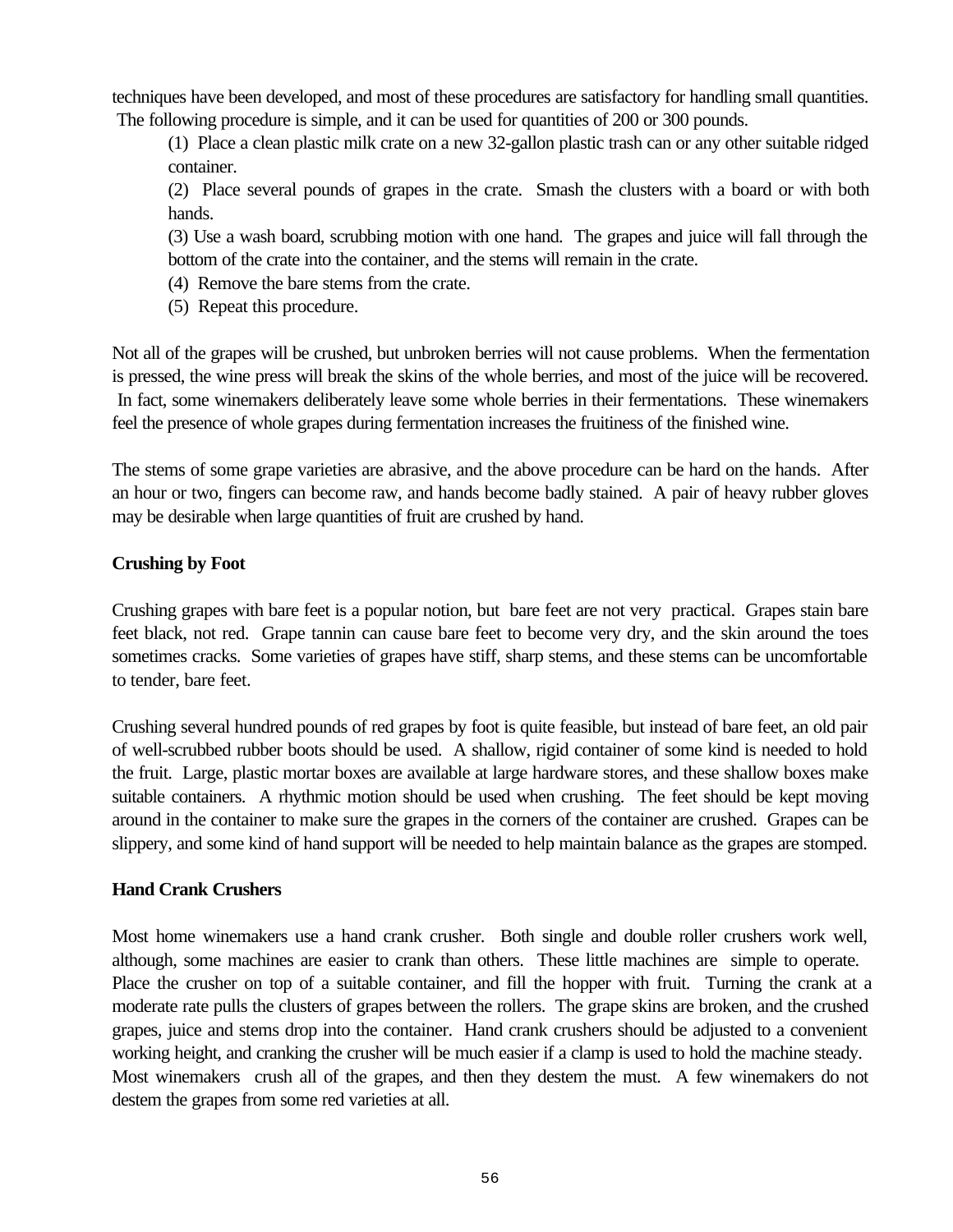techniques have been developed, and most of these procedures are satisfactory for handling small quantities. The following procedure is simple, and it can be used for quantities of 200 or 300 pounds.

(1) Place a clean plastic milk crate on a new 32-gallon plastic trash can or any other suitable ridged container.

(2) Place several pounds of grapes in the crate. Smash the clusters with a board or with both hands.

(3) Use a wash board, scrubbing motion with one hand. The grapes and juice will fall through the bottom of the crate into the container, and the stems will remain in the crate.

(4) Remove the bare stems from the crate.

(5) Repeat this procedure.

Not all of the grapes will be crushed, but unbroken berries will not cause problems. When the fermentation is pressed, the wine press will break the skins of the whole berries, and most of the juice will be recovered. In fact, some winemakers deliberately leave some whole berries in their fermentations. These winemakers feel the presence of whole grapes during fermentation increases the fruitiness of the finished wine.

The stems of some grape varieties are abrasive, and the above procedure can be hard on the hands. After an hour or two, fingers can become raw, and hands become badly stained. A pair of heavy rubber gloves may be desirable when large quantities of fruit are crushed by hand.

**Crushing by Foot**

Crushing grapes with bare feet is a popular notion, but bare feet are not very practical. Grapes stain bare feet black, not red. Grape tannin can cause bare feet to become very dry, and the skin around the toes sometimes cracks. Some varieties of grapes have stiff, sharp stems, and these stems can be uncomfortable to tender, bare feet.

Crushing several hundred pounds of red grapes by foot is quite feasible, but instead of bare feet, an old pair of well-scrubbed rubber boots should be used. A shallow, rigid container of some kind is needed to hold the fruit. Large, plastic mortar boxes are available at large hardware stores, and these shallow boxes make suitable containers. A rhythmic motion should be used when crushing. The feet should be kept moving around in the container to make sure the grapes in the corners of the container are crushed. Grapes can be slippery, and some kind of hand support will be needed to help maintain balance as the grapes are stomped.

**Hand Crank Crushers**

Most home winemakers use a hand crank crusher. Both single and double roller crushers work well, although, some machines are easier to crank than others. These little machines are simple to operate. Place the crusher on top of a suitable container, and fill the hopper with fruit. Turning the crank at a moderate rate pulls the clusters of grapes between the rollers. The grape skins are broken, and the crushed grapes, juice and stems drop into the container. Hand crank crushers should be adjusted to a convenient working height, and cranking the crusher will be much easier if a clamp is used to hold the machine steady. Most winemakers crush all of the grapes, and then they destem the must. A few winemakers do not destem the grapes from some red varieties at all.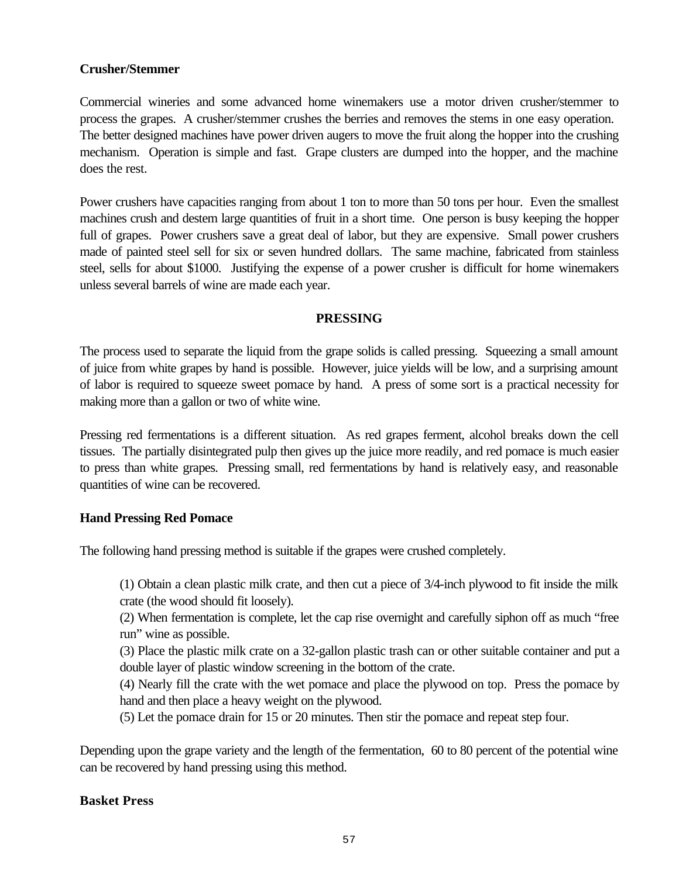**Crusher/Stemmer**

Commercial wineries and some advanced home winemakers use a motor driven crusher/stemmer to process the grapes. A crusher/stemmer crushes the berries and removes the stems in one easy operation. The better designed machines have power driven augers to move the fruit along the hopper into the crushing mechanism. Operation is simple and fast. Grape clusters are dumped into the hopper, and the machine does the rest.

Power crushers have capacities ranging from about 1 ton to more than 50 tons per hour. Even the smallest machines crush and destem large quantities of fruit in a short time. One person is busy keeping the hopper full of grapes. Power crushers save a great deal of labor, but they are expensive. Small power crushers made of painted steel sell for six or seven hundred dollars. The same machine, fabricated from stainless steel, sells for about $1000. Justifying the expense of a power crusher is difficult for home winemakers unless several barrels of wine are made each year.

## PRESSING

The process used to separate the liquid from the grape solids is called pressing. Squeezing a small amount of juice from white grapes by hand is possible. However, juice yields will be low, and a surprising amount of labor is required to squeeze sweet pomace by hand. A press of some sort is a practical necessity for making more than a gallon or two of white wine.

Pressing red fermentations is a different situation. As red grapes ferment, alcohol breaks down the cell tissues. The partially disintegrated pulp then gives up the juice more readily, and red pomace is much easier to press than white grapes. Pressing small, red fermentations by hand is relatively easy, and reasonable quantities of wine can be recovered.

**Hand Pressing Red Pomace**

The following hand pressing method is suitable if the grapes were crushed completely.

(1) Obtain a clean plastic milk crate, and then cut a piece of 3/4-inch plywood to fit inside the milk crate (the wood should fit loosely).

(2) When fermentation is complete, let the cap rise overnight and carefully siphon off as much "free run" wine as possible.

(3) Place the plastic milk crate on a 32-gallon plastic trash can or other suitable container and put a double layer of plastic window screening in the bottom of the crate.

(4) Nearly fill the crate with the wet pomace and place the plywood on top. Press the pomace by hand and then place a heavy weight on the plywood.

(5) Let the pomace drain for 15 or 20 minutes. Then stir the pomace and repeat step four.

Depending upon the grape variety and the length of the fermentation, 60 to 80 percent of the potential wine can be recovered by hand pressing using this method.

**Basket Press**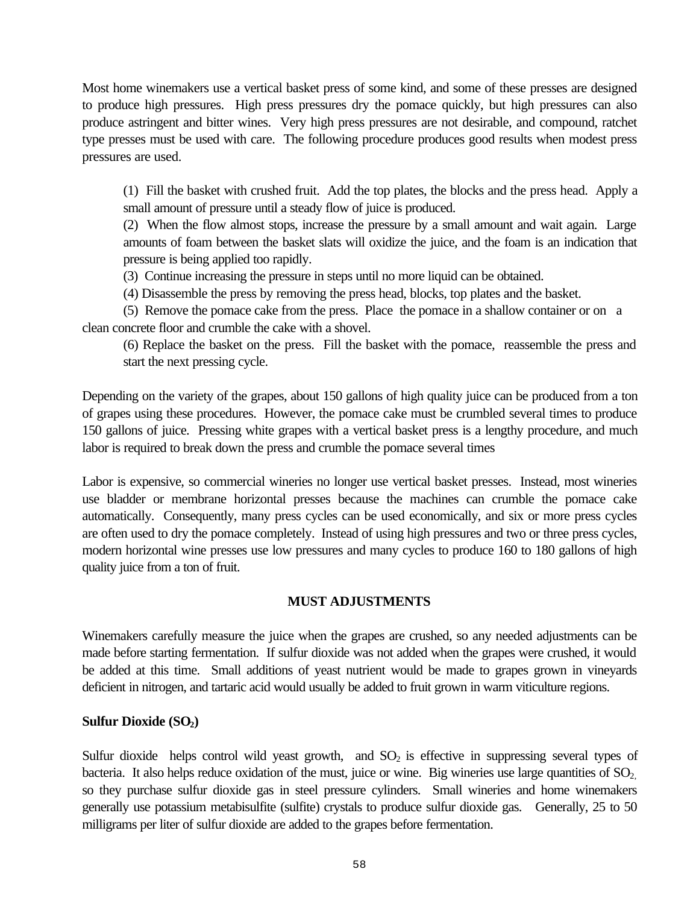Most home winemakers use a vertical basket press of some kind, and some of these presses are designed to produce high pressures. High press pressures dry the pomace quickly, but high pressures can also produce astringent and bitter wines. Very high press pressures are not desirable, and compound, ratchet type presses must be used with care. The following procedure produces good results when modest press pressures are used.

(1) Fill the basket with crushed fruit. Add the top plates, the blocks and the press head. Apply a small amount of pressure until a steady flow of juice is produced.

(2) When the flow almost stops, increase the pressure by a small amount and wait again. Large amounts of foam between the basket slats will oxidize the juice, and the foam is an indication that pressure is being applied too rapidly.

(3) Continue increasing the pressure in steps until no more liquid can be obtained.

(4) Disassemble the press by removing the press head, blocks, top plates and the basket.

(5) Remove the pomace cake from the press. Place the pomace in a shallow container or on a clean concrete floor and crumble the cake with a shovel.

(6) Replace the basket on the press. Fill the basket with the pomace, reassemble the press and start the next pressing cycle.

Depending on the variety of the grapes, about 150 gallons of high quality juice can be produced from a ton of grapes using these procedures. However, the pomace cake must be crumbled several times to produce 150 gallons of juice. Pressing white grapes with a vertical basket press is a lengthy procedure, and much labor is required to break down the press and crumble the pomace several times

Labor is expensive, so commercial wineries no longer use vertical basket presses. Instead, most wineries use bladder or membrane horizontal presses because the machines can crumble the pomace cake automatically. Consequently, many press cycles can be used economically, and six or more press cycles are often used to dry the pomace completely. Instead of using high pressures and two or three press cycles, modern horizontal wine presses use low pressures and many cycles to produce 160 to 180 gallons of high quality juice from a ton of fruit.

## MUST ADJUSTMENTS

Winemakers carefully measure the juice when the grapes are crushed, so any needed adjustments can be made before starting fermentation. If sulfur dioxide was not added when the grapes were crushed, it would be added at this time. Small additions of yeast nutrient would be made to grapes grown in vineyards deficient in nitrogen, and tartaric acid would usually be added to fruit grown in warm viticulture regions.

### Sulfur Dioxide ($SO_2$)

Sulfur dioxide helps control wild yeast growth, and $SO_2$ is effective in suppressing several types of bacteria. It also helps reduce oxidation of the must, juice or wine. Big wineries use large quantities of $SO_2$, so they purchase sulfur dioxide gas in steel pressure cylinders. Small wineries and home winemakers generally use potassium metabisulfite (sulfite) crystals to produce sulfur dioxide gas. Generally, 25 to 50 milligrams per liter of sulfur dioxide are added to the grapes before fermentation.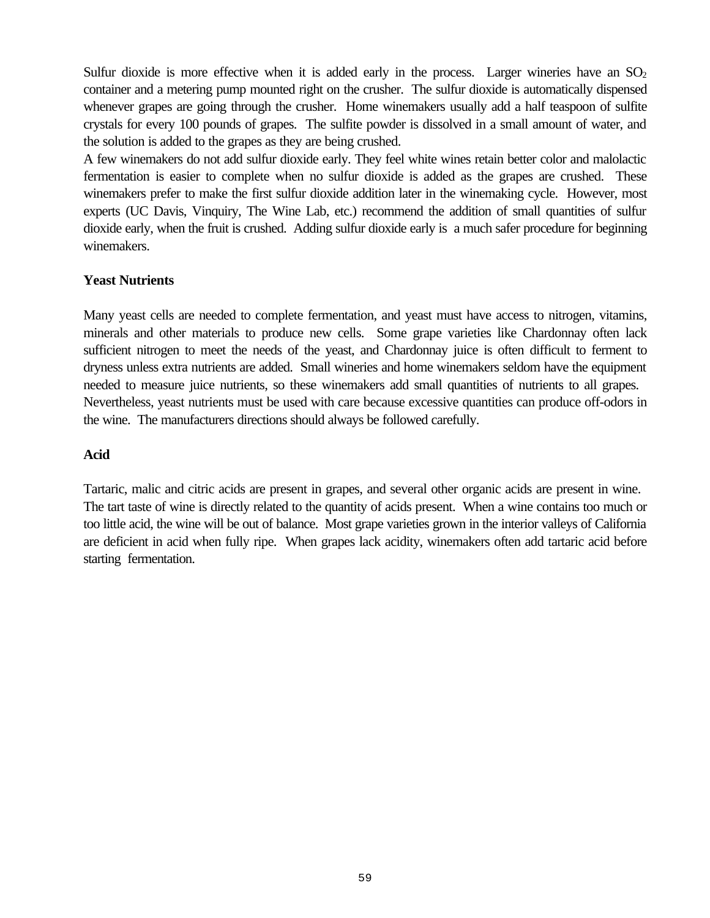Sulfur dioxide is more effective when it is added early in the process. Larger wineries have an $SO_2$ container and a metering pump mounted right on the crusher. The sulfur dioxide is automatically dispensed whenever grapes are going through the crusher. Home winemakers usually add a half teaspoon of sulfite crystals for every 100 pounds of grapes. The sulfite powder is dissolved in a small amount of water, and the solution is added to the grapes as they are being crushed.

A few winemakers do not add sulfur dioxide early. They feel white wines retain better color and malolactic fermentation is easier to complete when no sulfur dioxide is added as the grapes are crushed. These winemakers prefer to make the first sulfur dioxide addition later in the winemaking cycle. However, most experts (UC Davis, Vinquiry, The Wine Lab, etc.) recommend the addition of small quantities of sulfur dioxide early, when the fruit is crushed. Adding sulfur dioxide early is a much safer procedure for beginning winemakers.

**Yeast Nutrients**

Many yeast cells are needed to complete fermentation, and yeast must have access to nitrogen, vitamins, minerals and other materials to produce new cells. Some grape varieties like Chardonnay often lack sufficient nitrogen to meet the needs of the yeast, and Chardonnay juice is often difficult to ferment to dryness unless extra nutrients are added. Small wineries and home winemakers seldom have the equipment needed to measure juice nutrients, so these winemakers add small quantities of nutrients to all grapes. Nevertheless, yeast nutrients must be used with care because excessive quantities can produce off-odors in the wine. The manufacturers directions should always be followed carefully.

**Acid**

Tartaric, malic and citric acids are present in grapes, and several other organic acids are present in wine. The tart taste of wine is directly related to the quantity of acids present. When a wine contains too much or too little acid, the wine will be out of balance. Most grape varieties grown in the interior valleys of California are deficient in acid when fully ripe. When grapes lack acidity, winemakers often add tartaric acid before starting fermentation.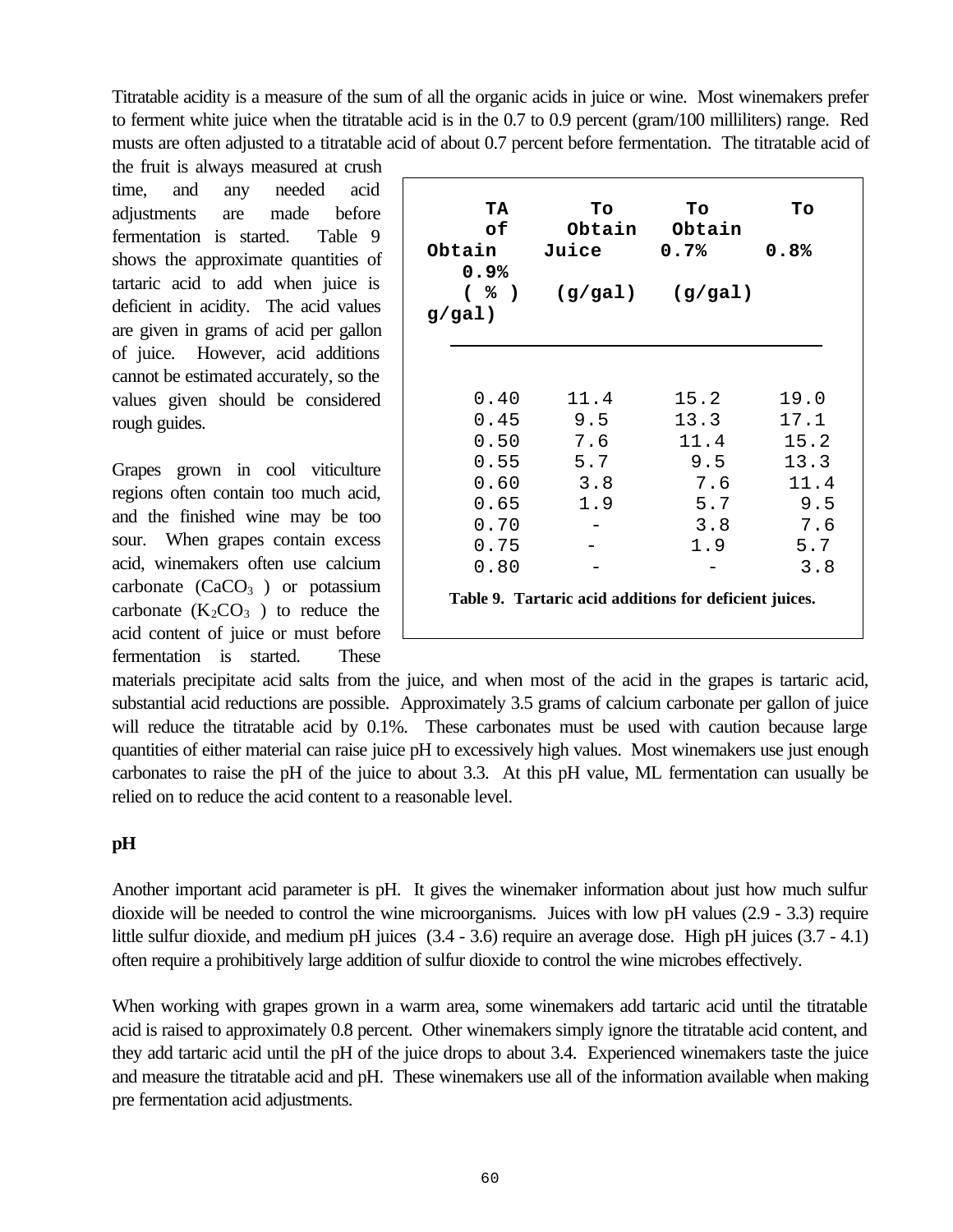Titratable acidity is a measure of the sum of all the organic acids in juice or wine. Most winemakers prefer to ferment white juice when the titratable acid is in the 0.7 to 0.9 percent (gram/100 milliliters) range. Red musts are often adjusted to a titratable acid of about 0.7 percent before fermentation. The titratable acid of the fruit is always measured at crush time, and any needed acid adjustments are made before fermentation is started. Table 9 shows the approximate quantities of tartaric acid to add when juice is deficient in acidity. The acid values are given in grams of acid per gallon of juice. However, acid additions cannot be estimated accurately, so the values given should be considered rough guides.

| TA of Juice ( % ) | To Obtain 0.7% (g/gal) | To Obtain 0.8% (g/gal) | To Obtain 0.9% g/gal) |
|---|---|---|---|
| 0.40 | 11.4 | 15.2 | 19.0 |
| 0.45 | 9.5 | 13.3 | 17.1 |
| 0.50 | 7.6 | 11.4 | 15.2 |
| 0.55 | 5.7 | 9.5 | 13.3 |
| 0.60 | 3.8 | 7.6 | 11.4 |
| 0.65 | 1.9 | 5.7 | 9.5 |
| 0.70 | - | 3.8 | 7.6 |
| 0.75 | - | 1.9 | 5.7 |
| 0.80 | - | - | 3.8 |

**Table 9. Tartaric acid additions for deficient juices.**

Grapes grown in cool viticulture regions often contain too much acid, and the finished wine may be too sour. When grapes contain excess acid, winemakers often use calcium carbonate ($CaCO_3$) or potassium carbonate ($K_2CO_3$) to reduce the acid content of juice or must before fermentation is started. These materials precipitate acid salts from the juice, and when most of the acid in the grapes is tartaric acid, substantial acid reductions are possible. Approximately 3.5 grams of calcium carbonate per gallon of juice will reduce the titratable acid by 0.1%. These carbonates must be used with caution because large quantities of either material can raise juice pH to excessively high values. Most winemakers use just enough carbonates to raise the pH of the juice to about 3.3. At this pH value, ML fermentation can usually be relied on to reduce the acid content to a reasonable level.

**pH**

Another important acid parameter is pH. It gives the winemaker information about just how much sulfur dioxide will be needed to control the wine microorganisms. Juices with low pH values (2.9 - 3.3) require little sulfur dioxide, and medium pH juices (3.4 - 3.6) require an average dose. High pH juices (3.7 - 4.1) often require a prohibitively large addition of sulfur dioxide to control the wine microbes effectively.

When working with grapes grown in a warm area, some winemakers add tartaric acid until the titratable acid is raised to approximately 0.8 percent. Other winemakers simply ignore the titratable acid content, and they add tartaric acid until the pH of the juice drops to about 3.4. Experienced winemakers taste the juice and measure the titratable acid and pH. These winemakers use all of the information available when making pre fermentation acid adjustments.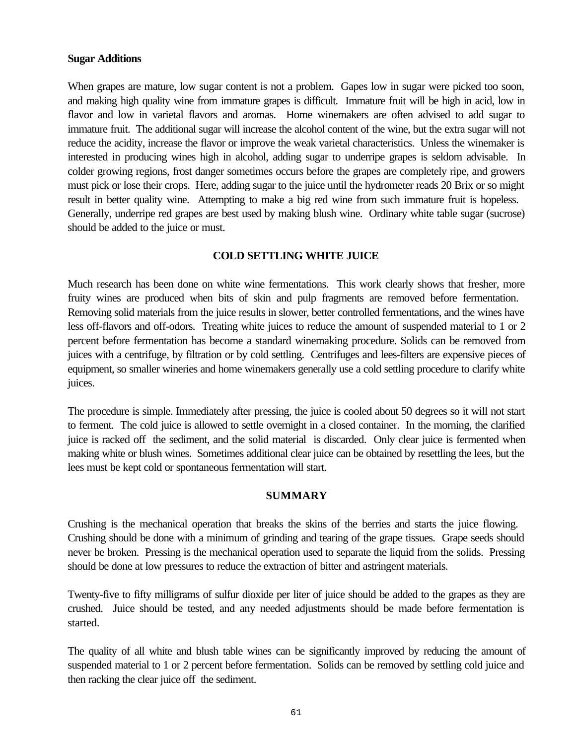**Sugar Additions**

When grapes are mature, low sugar content is not a problem. Gapes low in sugar were picked too soon, and making high quality wine from immature grapes is difficult. Immature fruit will be high in acid, low in flavor and low in varietal flavors and aromas. Home winemakers are often advised to add sugar to immature fruit. The additional sugar will increase the alcohol content of the wine, but the extra sugar will not reduce the acidity, increase the flavor or improve the weak varietal characteristics. Unless the winemaker is interested in producing wines high in alcohol, adding sugar to underripe grapes is seldom advisable. In colder growing regions, frost danger sometimes occurs before the grapes are completely ripe, and growers must pick or lose their crops. Here, adding sugar to the juice until the hydrometer reads 20 Brix or so might result in better quality wine. Attempting to make a big red wine from such immature fruit is hopeless. Generally, underripe red grapes are best used by making blush wine. Ordinary white table sugar (sucrose) should be added to the juice or must.

## COLD SETTLING WHITE JUICE

Much research has been done on white wine fermentations. This work clearly shows that fresher, more fruity wines are produced when bits of skin and pulp fragments are removed before fermentation. Removing solid materials from the juice results in slower, better controlled fermentations, and the wines have less off-flavors and off-odors. Treating white juices to reduce the amount of suspended material to 1 or 2 percent before fermentation has become a standard winemaking procedure. Solids can be removed from juices with a centrifuge, by filtration or by cold settling. Centrifuges and lees-filters are expensive pieces of equipment, so smaller wineries and home winemakers generally use a cold settling procedure to clarify white juices.

The procedure is simple. Immediately after pressing, the juice is cooled about 50 degrees so it will not start to ferment. The cold juice is allowed to settle overnight in a closed container. In the morning, the clarified juice is racked off the sediment, and the solid material is discarded. Only clear juice is fermented when making white or blush wines. Sometimes additional clear juice can be obtained by resettling the lees, but the lees must be kept cold or spontaneous fermentation will start.

## SUMMARY

Crushing is the mechanical operation that breaks the skins of the berries and starts the juice flowing. Crushing should be done with a minimum of grinding and tearing of the grape tissues. Grape seeds should never be broken. Pressing is the mechanical operation used to separate the liquid from the solids. Pressing should be done at low pressures to reduce the extraction of bitter and astringent materials.

Twenty-five to fifty milligrams of sulfur dioxide per liter of juice should be added to the grapes as they are crushed. Juice should be tested, and any needed adjustments should be made before fermentation is started.

The quality of all white and blush table wines can be significantly improved by reducing the amount of suspended material to 1 or 2 percent before fermentation. Solids can be removed by settling cold juice and then racking the clear juice off the sediment.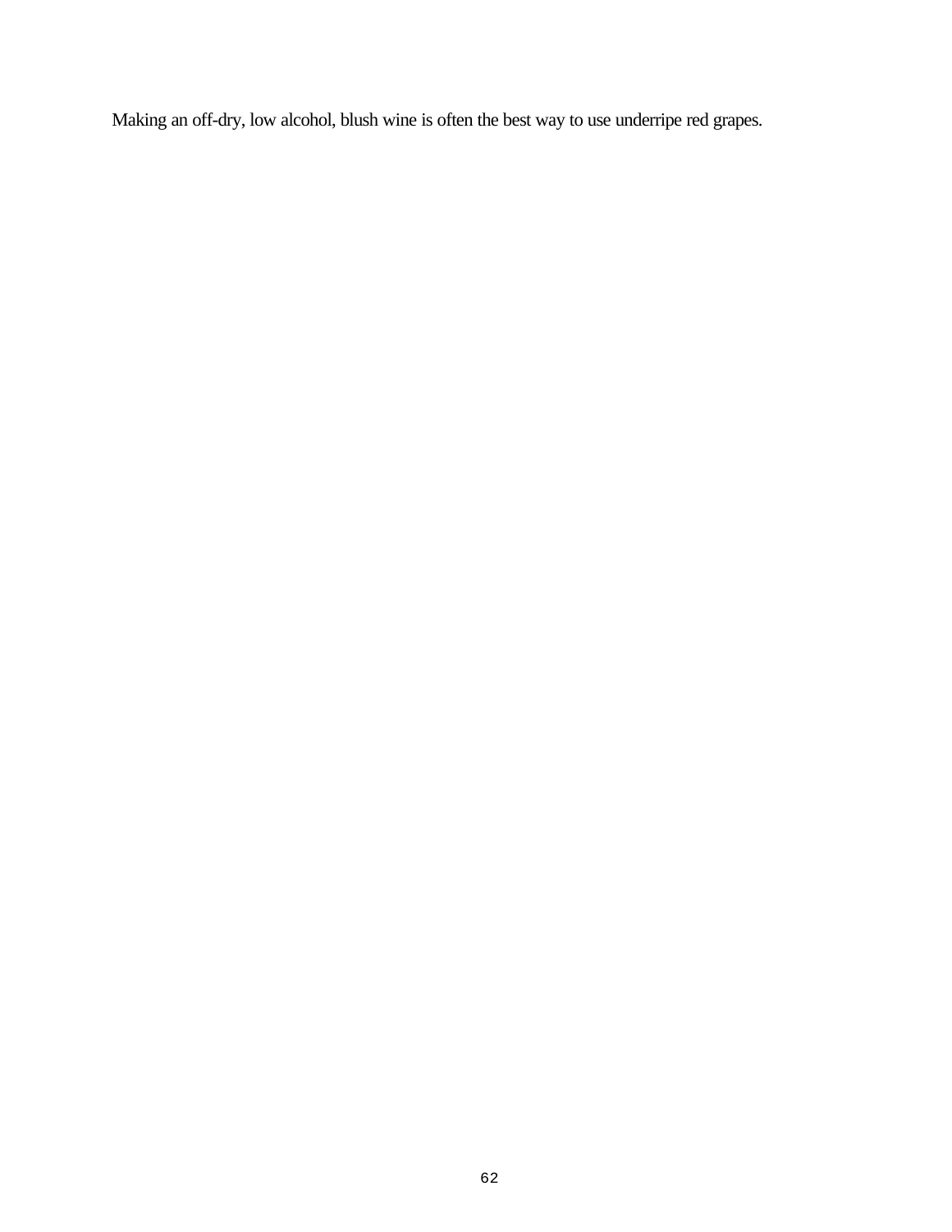Making an off-dry, low alcohol, blush wine is often the best way to use underripe red grapes.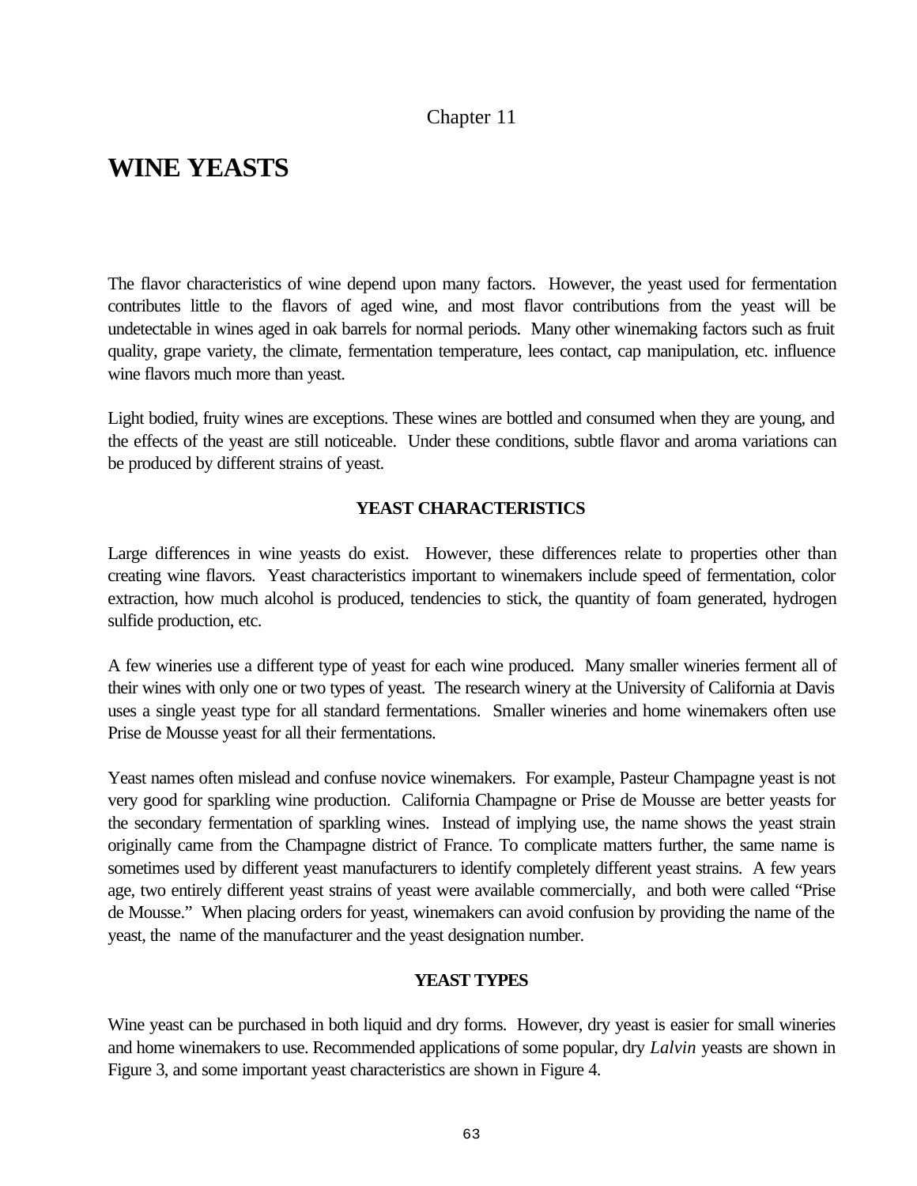Chapter 11

# WINE YEASTS

The flavor characteristics of wine depend upon many factors. However, the yeast used for fermentation contributes little to the flavors of aged wine, and most flavor contributions from the yeast will be undetectable in wines aged in oak barrels for normal periods. Many other winemaking factors such as fruit quality, grape variety, the climate, fermentation temperature, lees contact, cap manipulation, etc. influence wine flavors much more than yeast.

Light bodied, fruity wines are exceptions. These wines are bottled and consumed when they are young, and the effects of the yeast are still noticeable. Under these conditions, subtle flavor and aroma variations can be produced by different strains of yeast.

## YEAST CHARACTERISTICS

Large differences in wine yeasts do exist. However, these differences relate to properties other than creating wine flavors. Yeast characteristics important to winemakers include speed of fermentation, color extraction, how much alcohol is produced, tendencies to stick, the quantity of foam generated, hydrogen sulfide production, etc.

A few wineries use a different type of yeast for each wine produced. Many smaller wineries ferment all of their wines with only one or two types of yeast. The research winery at the University of California at Davis uses a single yeast type for all standard fermentations. Smaller wineries and home winemakers often use Prise de Mousse yeast for all their fermentations.

Yeast names often mislead and confuse novice winemakers. For example, Pasteur Champagne yeast is not very good for sparkling wine production. California Champagne or Prise de Mousse are better yeasts for the secondary fermentation of sparkling wines. Instead of implying use, the name shows the yeast strain originally came from the Champagne district of France. To complicate matters further, the same name is sometimes used by different yeast manufacturers to identify completely different yeast strains. A few years age, two entirely different yeast strains of yeast were available commercially, and both were called "Prise de Mousse." When placing orders for yeast, winemakers can avoid confusion by providing the name of the yeast, the name of the manufacturer and the yeast designation number.

## YEAST TYPES

Wine yeast can be purchased in both liquid and dry forms. However, dry yeast is easier for small wineries and home winemakers to use. Recommended applications of some popular, dry *Lalvin* yeasts are shown in Figure 3, and some important yeast characteristics are shown in Figure 4.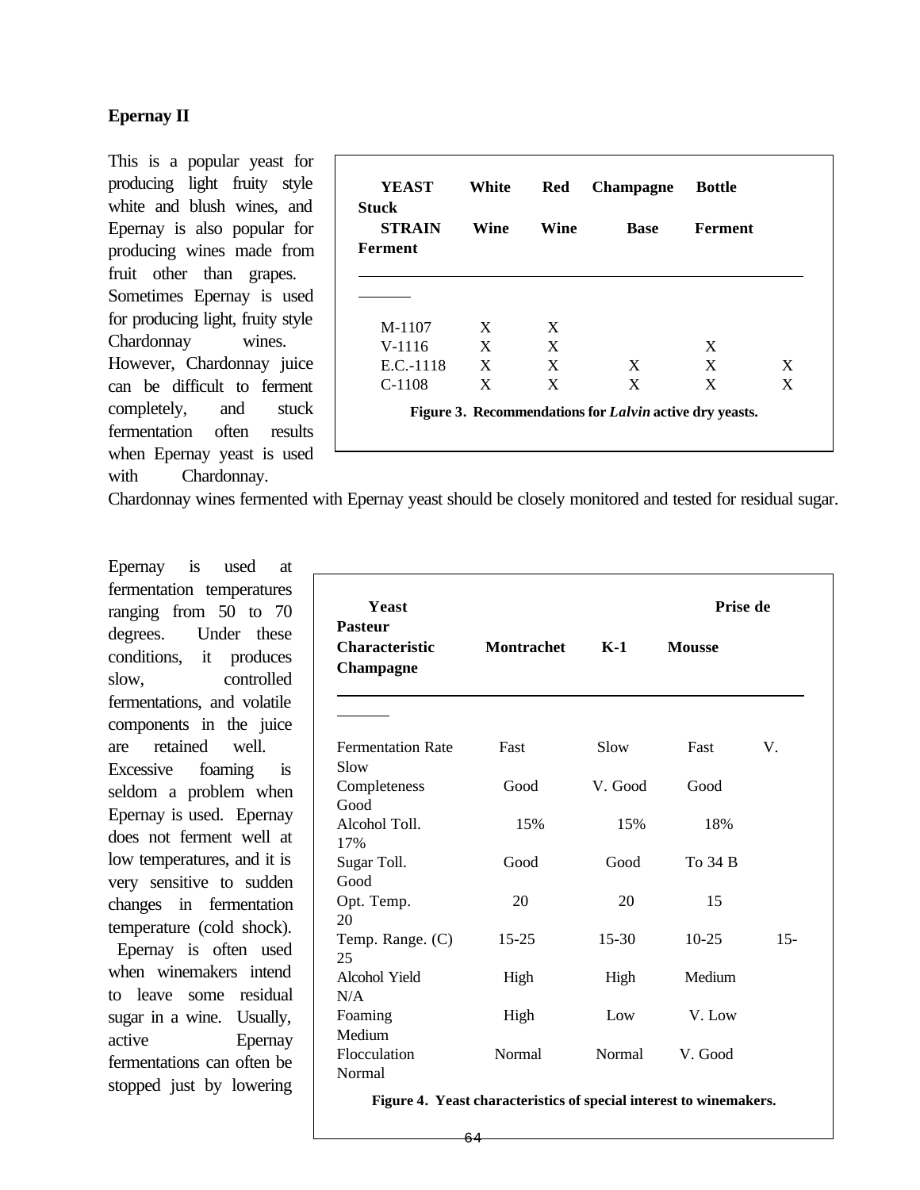### Epernay II

This is a popular yeast for producing light fruity style white and blush wines, and Epernay is also popular for producing wines made from fruit other than grapes. Sometimes Epernay is used for producing light, fruity style Chardonnay wines. However, Chardonnay juice can be difficult to ferment completely, and stuck fermentation often results when Epernay yeast is used with Chardonnay. Chardonnay wines fermented with Epernay yeast should be closely monitored and tested for residual sugar.

| YEAST STRAIN | White Wine | Red Wine | Champagne Base | Bottle Ferment | Stuck Ferment |
|---|---|---|---|---|---|
| M-1107 | X | X | | | |
| V-1116 | X | X | | X | |
| E.C.-1118 | X | X | X | X | X |
| C-1108 | X | X | X | X | X |

**Figure 3. Recommendations for *Lalvin* active dry yeasts.**

Epernay is used at fermentation temperatures ranging from 50 to 70 degrees. Under these conditions, it produces slow, controlled fermentations, and volatile components in the juice are retained well. Excessive foaming is seldom a problem when Epernay is used. Epernay does not ferment well at low temperatures, and it is very sensitive to sudden changes in fermentation temperature (cold shock). Epernay is often used when winemakers intend to leave some residual sugar in a wine. Usually, active Epernay fermentations can often be stopped just by lowering

| Yeast Characteristic | Montrachet | K-1 | Prise de Mousse | Pasteur Champagne |
|---|---|---|---|---|
| Fermentation Rate | Fast | Slow | Fast | V. Slow |
| Completeness | Good | V. Good | Good | Good |
| Alcohol Toll. | 15% | 15% | 18% | 17% |
| Sugar Toll. | Good | Good | To 34 B | Good |
| Opt. Temp. | 20 | 20 | 15 | 20 |
| Temp. Range. (C) | 15-25 | 15-30 | 10-25 | 15-25 |
| Alcohol Yield | High | High | Medium | N/A |
| Foaming | High | Low | V. Low | Medium |
| Flocculation | Normal | Normal | V. Good | Normal |

**Figure 4. Yeast characteristics of special interest to winemakers.**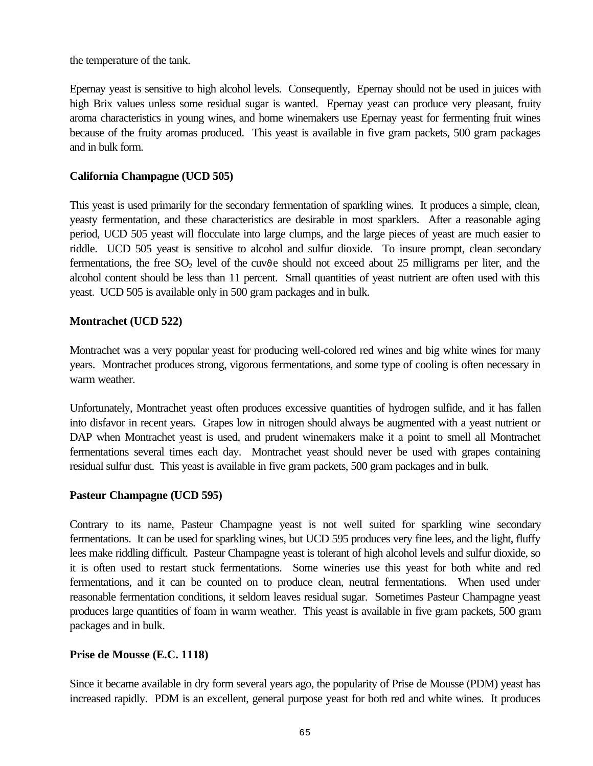the temperature of the tank.

Epernay yeast is sensitive to high alcohol levels. Consequently, Epernay should not be used in juices with high Brix values unless some residual sugar is wanted. Epernay yeast can produce very pleasant, fruity aroma characteristics in young wines, and home winemakers use Epernay yeast for fermenting fruit wines because of the fruity aromas produced. This yeast is available in five gram packets, 500 gram packages and in bulk form.

**California Champagne (UCD 505)**

This yeast is used primarily for the secondary fermentation of sparkling wines. It produces a simple, clean, yeasty fermentation, and these characteristics are desirable in most sparklers. After a reasonable aging period, UCD 505 yeast will flocculate into large clumps, and the large pieces of yeast are much easier to riddle. UCD 505 yeast is sensitive to alcohol and sulfur dioxide. To insure prompt, clean secondary fermentations, the free $SO_2$ level of the cuvθe should not exceed about 25 milligrams per liter, and the alcohol content should be less than 11 percent. Small quantities of yeast nutrient are often used with this yeast. UCD 505 is available only in 500 gram packages and in bulk.

**Montrachet (UCD 522)**

Montrachet was a very popular yeast for producing well-colored red wines and big white wines for many years. Montrachet produces strong, vigorous fermentations, and some type of cooling is often necessary in warm weather.

Unfortunately, Montrachet yeast often produces excessive quantities of hydrogen sulfide, and it has fallen into disfavor in recent years. Grapes low in nitrogen should always be augmented with a yeast nutrient or DAP when Montrachet yeast is used, and prudent winemakers make it a point to smell all Montrachet fermentations several times each day. Montrachet yeast should never be used with grapes containing residual sulfur dust. This yeast is available in five gram packets, 500 gram packages and in bulk.

**Pasteur Champagne (UCD 595)**

Contrary to its name, Pasteur Champagne yeast is not well suited for sparkling wine secondary fermentations. It can be used for sparkling wines, but UCD 595 produces very fine lees, and the light, fluffy lees make riddling difficult. Pasteur Champagne yeast is tolerant of high alcohol levels and sulfur dioxide, so it is often used to restart stuck fermentations. Some wineries use this yeast for both white and red fermentations, and it can be counted on to produce clean, neutral fermentations. When used under reasonable fermentation conditions, it seldom leaves residual sugar. Sometimes Pasteur Champagne yeast produces large quantities of foam in warm weather. This yeast is available in five gram packets, 500 gram packages and in bulk.

**Prise de Mousse (E.C. 1118)**

Since it became available in dry form several years ago, the popularity of Prise de Mousse (PDM) yeast has increased rapidly. PDM is an excellent, general purpose yeast for both red and white wines. It produces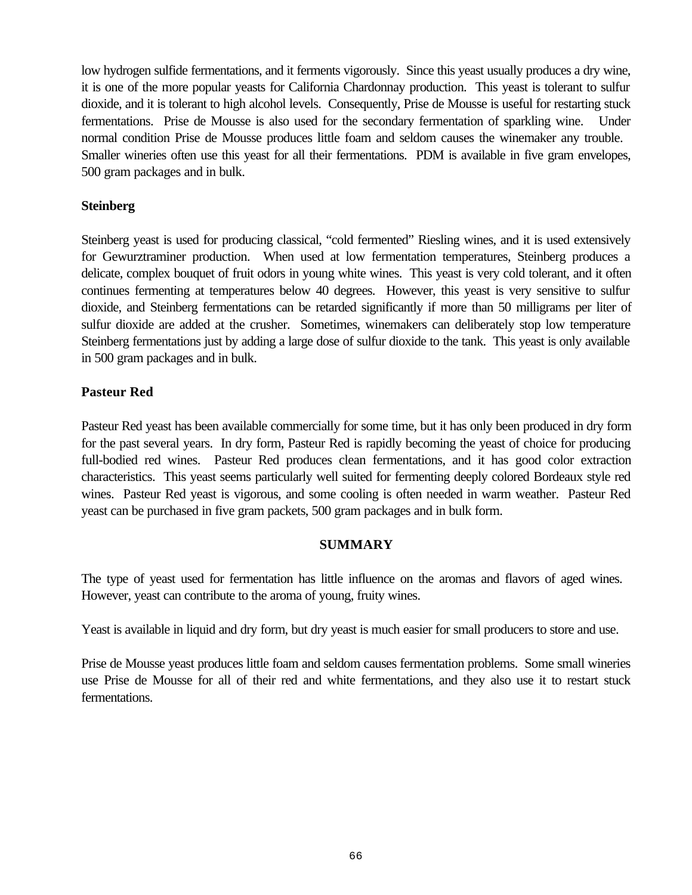low hydrogen sulfide fermentations, and it ferments vigorously. Since this yeast usually produces a dry wine, it is one of the more popular yeasts for California Chardonnay production. This yeast is tolerant to sulfur dioxide, and it is tolerant to high alcohol levels. Consequently, Prise de Mousse is useful for restarting stuck fermentations. Prise de Mousse is also used for the secondary fermentation of sparkling wine. Under normal condition Prise de Mousse produces little foam and seldom causes the winemaker any trouble. Smaller wineries often use this yeast for all their fermentations. PDM is available in five gram envelopes, 500 gram packages and in bulk.

**Steinberg**

Steinberg yeast is used for producing classical, "cold fermented" Riesling wines, and it is used extensively for Gewurztraminer production. When used at low fermentation temperatures, Steinberg produces a delicate, complex bouquet of fruit odors in young white wines. This yeast is very cold tolerant, and it often continues fermenting at temperatures below 40 degrees. However, this yeast is very sensitive to sulfur dioxide, and Steinberg fermentations can be retarded significantly if more than 50 milligrams per liter of sulfur dioxide are added at the crusher. Sometimes, winemakers can deliberately stop low temperature Steinberg fermentations just by adding a large dose of sulfur dioxide to the tank. This yeast is only available in 500 gram packages and in bulk.

**Pasteur Red**

Pasteur Red yeast has been available commercially for some time, but it has only been produced in dry form for the past several years. In dry form, Pasteur Red is rapidly becoming the yeast of choice for producing full-bodied red wines. Pasteur Red produces clean fermentations, and it has good color extraction characteristics. This yeast seems particularly well suited for fermenting deeply colored Bordeaux style red wines. Pasteur Red yeast is vigorous, and some cooling is often needed in warm weather. Pasteur Red yeast can be purchased in five gram packets, 500 gram packages and in bulk form.

## SUMMARY

The type of yeast used for fermentation has little influence on the aromas and flavors of aged wines. However, yeast can contribute to the aroma of young, fruity wines.

Yeast is available in liquid and dry form, but dry yeast is much easier for small producers to store and use.

Prise de Mousse yeast produces little foam and seldom causes fermentation problems. Some small wineries use Prise de Mousse for all of their red and white fermentations, and they also use it to restart stuck fermentations.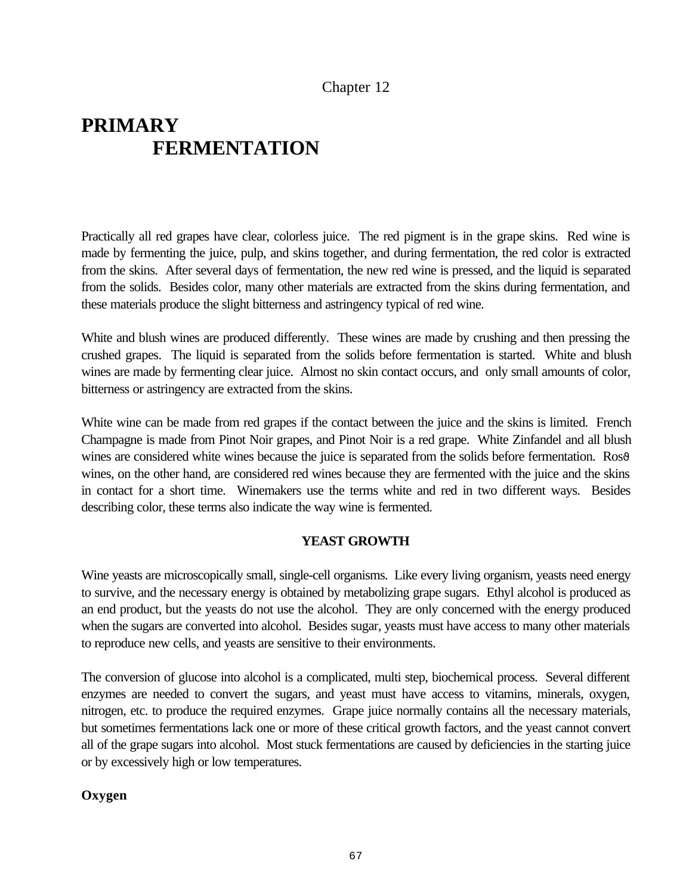Chapter 12

# PRIMARY FERMENTATION

Practically all red grapes have clear, colorless juice. The red pigment is in the grape skins. Red wine is made by fermenting the juice, pulp, and skins together, and during fermentation, the red color is extracted from the skins. After several days of fermentation, the new red wine is pressed, and the liquid is separated from the solids. Besides color, many other materials are extracted from the skins during fermentation, and these materials produce the slight bitterness and astringency typical of red wine.

White and blush wines are produced differently. These wines are made by crushing and then pressing the crushed grapes. The liquid is separated from the solids before fermentation is started. White and blush wines are made by fermenting clear juice. Almost no skin contact occurs, and only small amounts of color, bitterness or astringency are extracted from the skins.

White wine can be made from red grapes if the contact between the juice and the skins is limited. French Champagne is made from Pinot Noir grapes, and Pinot Noir is a red grape. White Zinfandel and all blush wines are considered white wines because the juice is separated from the solids before fermentation. Rosϑ wines, on the other hand, are considered red wines because they are fermented with the juice and the skins in contact for a short time. Winemakers use the terms white and red in two different ways. Besides describing color, these terms also indicate the way wine is fermented.

## YEAST GROWTH

Wine yeasts are microscopically small, single-cell organisms. Like every living organism, yeasts need energy to survive, and the necessary energy is obtained by metabolizing grape sugars. Ethyl alcohol is produced as an end product, but the yeasts do not use the alcohol. They are only concerned with the energy produced when the sugars are converted into alcohol. Besides sugar, yeasts must have access to many other materials to reproduce new cells, and yeasts are sensitive to their environments.

The conversion of glucose into alcohol is a complicated, multi step, biochemical process. Several different enzymes are needed to convert the sugars, and yeast must have access to vitamins, minerals, oxygen, nitrogen, etc. to produce the required enzymes. Grape juice normally contains all the necessary materials, but sometimes fermentations lack one or more of these critical growth factors, and the yeast cannot convert all of the grape sugars into alcohol. Most stuck fermentations are caused by deficiencies in the starting juice or by excessively high or low temperatures.

### Oxygen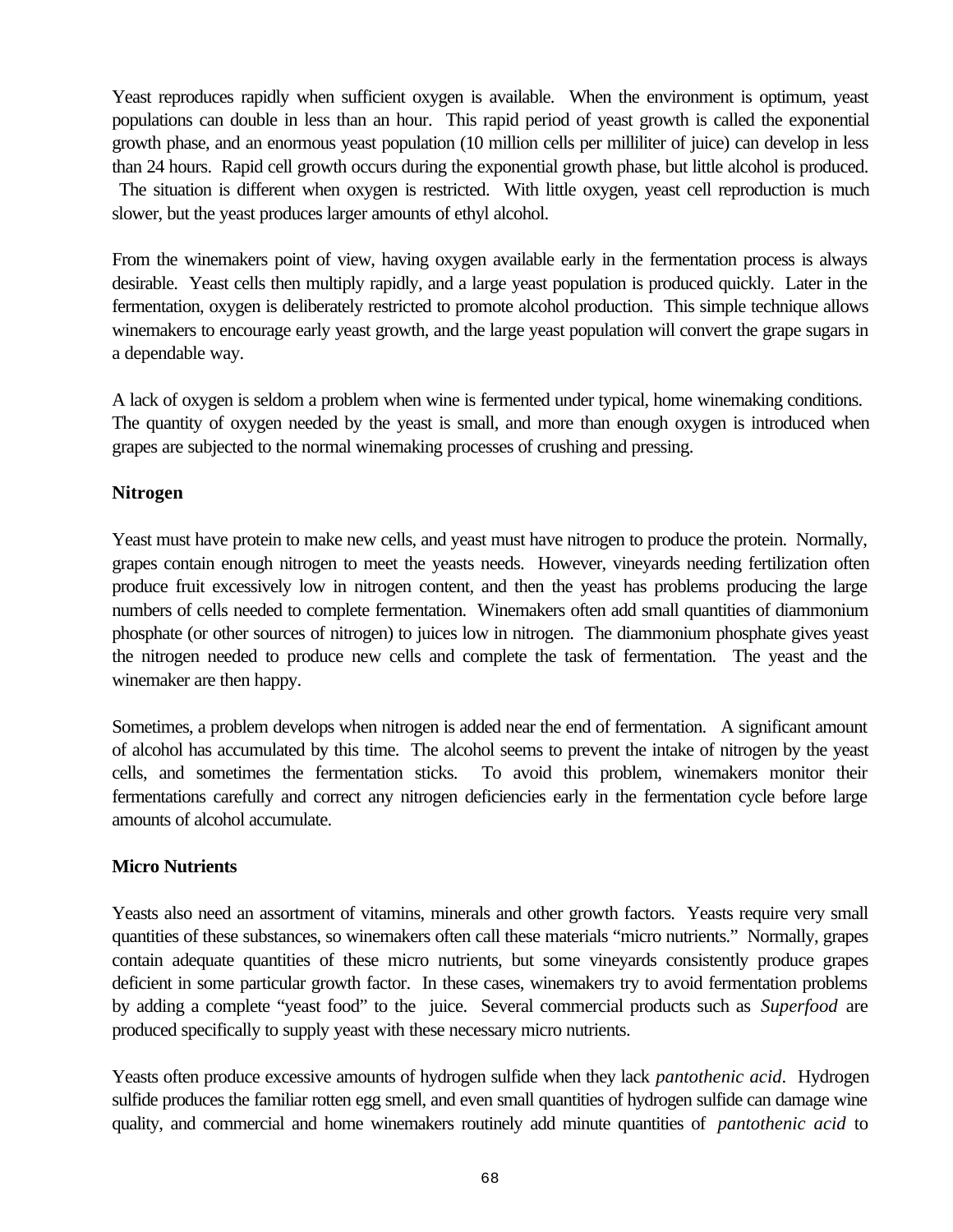Yeast reproduces rapidly when sufficient oxygen is available. When the environment is optimum, yeast populations can double in less than an hour. This rapid period of yeast growth is called the exponential growth phase, and an enormous yeast population (10 million cells per milliliter of juice) can develop in less than 24 hours. Rapid cell growth occurs during the exponential growth phase, but little alcohol is produced. The situation is different when oxygen is restricted. With little oxygen, yeast cell reproduction is much slower, but the yeast produces larger amounts of ethyl alcohol.

From the winemakers point of view, having oxygen available early in the fermentation process is always desirable. Yeast cells then multiply rapidly, and a large yeast population is produced quickly. Later in the fermentation, oxygen is deliberately restricted to promote alcohol production. This simple technique allows winemakers to encourage early yeast growth, and the large yeast population will convert the grape sugars in a dependable way.

A lack of oxygen is seldom a problem when wine is fermented under typical, home winemaking conditions. The quantity of oxygen needed by the yeast is small, and more than enough oxygen is introduced when grapes are subjected to the normal winemaking processes of crushing and pressing.

**Nitrogen**

Yeast must have protein to make new cells, and yeast must have nitrogen to produce the protein. Normally, grapes contain enough nitrogen to meet the yeasts needs. However, vineyards needing fertilization often produce fruit excessively low in nitrogen content, and then the yeast has problems producing the large numbers of cells needed to complete fermentation. Winemakers often add small quantities of diammonium phosphate (or other sources of nitrogen) to juices low in nitrogen. The diammonium phosphate gives yeast the nitrogen needed to produce new cells and complete the task of fermentation. The yeast and the winemaker are then happy.

Sometimes, a problem develops when nitrogen is added near the end of fermentation. A significant amount of alcohol has accumulated by this time. The alcohol seems to prevent the intake of nitrogen by the yeast cells, and sometimes the fermentation sticks. To avoid this problem, winemakers monitor their fermentations carefully and correct any nitrogen deficiencies early in the fermentation cycle before large amounts of alcohol accumulate.

**Micro Nutrients**

Yeasts also need an assortment of vitamins, minerals and other growth factors. Yeasts require very small quantities of these substances, so winemakers often call these materials "micro nutrients." Normally, grapes contain adequate quantities of these micro nutrients, but some vineyards consistently produce grapes deficient in some particular growth factor. In these cases, winemakers try to avoid fermentation problems by adding a complete "yeast food" to the juice. Several commercial products such as *Superfood* are produced specifically to supply yeast with these necessary micro nutrients.

Yeasts often produce excessive amounts of hydrogen sulfide when they lack *pantothenic acid*. Hydrogen sulfide produces the familiar rotten egg smell, and even small quantities of hydrogen sulfide can damage wine quality, and commercial and home winemakers routinely add minute quantities of *pantothenic acid* to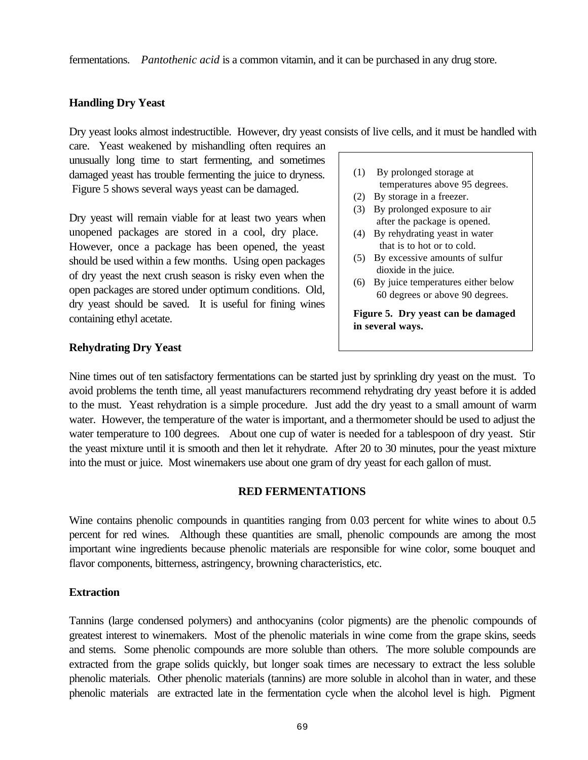fermentations. *Pantothenic acid* is a common vitamin, and it can be purchased in any drug store.

### Handling Dry Yeast

Dry yeast looks almost indestructible. However, dry yeast consists of live cells, and it must be handled with care. Yeast weakened by mishandling often requires an unusually long time to start fermenting, and sometimes damaged yeast has trouble fermenting the juice to dryness. Figure 5 shows several ways yeast can be damaged.

Dry yeast will remain viable for at least two years when unopened packages are stored in a cool, dry place. However, once a package has been opened, the yeast should be used within a few months. Using open packages of dry yeast the next crush season is risky even when the open packages are stored under optimum conditions. Old, dry yeast should be saved. It is useful for fining wines containing ethyl acetate.

(1) By prolonged storage at temperatures above 95 degrees.
(2) By storage in a freezer.
(3) By prolonged exposure to air after the package is opened.
(4) By rehydrating yeast in water that is to hot or to cold.
(5) By excessive amounts of sulfur dioxide in the juice.
(6) By juice temperatures either below 60 degrees or above 90 degrees.

**Figure 5. Dry yeast can be damaged in several ways.**

### Rehydrating Dry Yeast

Nine times out of ten satisfactory fermentations can be started just by sprinkling dry yeast on the must. To avoid problems the tenth time, all yeast manufacturers recommend rehydrating dry yeast before it is added to the must. Yeast rehydration is a simple procedure. Just add the dry yeast to a small amount of warm water. However, the temperature of the water is important, and a thermometer should be used to adjust the water temperature to 100 degrees. About one cup of water is needed for a tablespoon of dry yeast. Stir the yeast mixture until it is smooth and then let it rehydrate. After 20 to 30 minutes, pour the yeast mixture into the must or juice. Most winemakers use about one gram of dry yeast for each gallon of must.

## RED FERMENTATIONS

Wine contains phenolic compounds in quantities ranging from 0.03 percent for white wines to about 0.5 percent for red wines. Although these quantities are small, phenolic compounds are among the most important wine ingredients because phenolic materials are responsible for wine color, some bouquet and flavor components, bitterness, astringency, browning characteristics, etc.

### Extraction

Tannins (large condensed polymers) and anthocyanins (color pigments) are the phenolic compounds of greatest interest to winemakers. Most of the phenolic materials in wine come from the grape skins, seeds and stems. Some phenolic compounds are more soluble than others. The more soluble compounds are extracted from the grape solids quickly, but longer soak times are necessary to extract the less soluble phenolic materials. Other phenolic materials (tannins) are more soluble in alcohol than in water, and these phenolic materials are extracted late in the fermentation cycle when the alcohol level is high. Pigment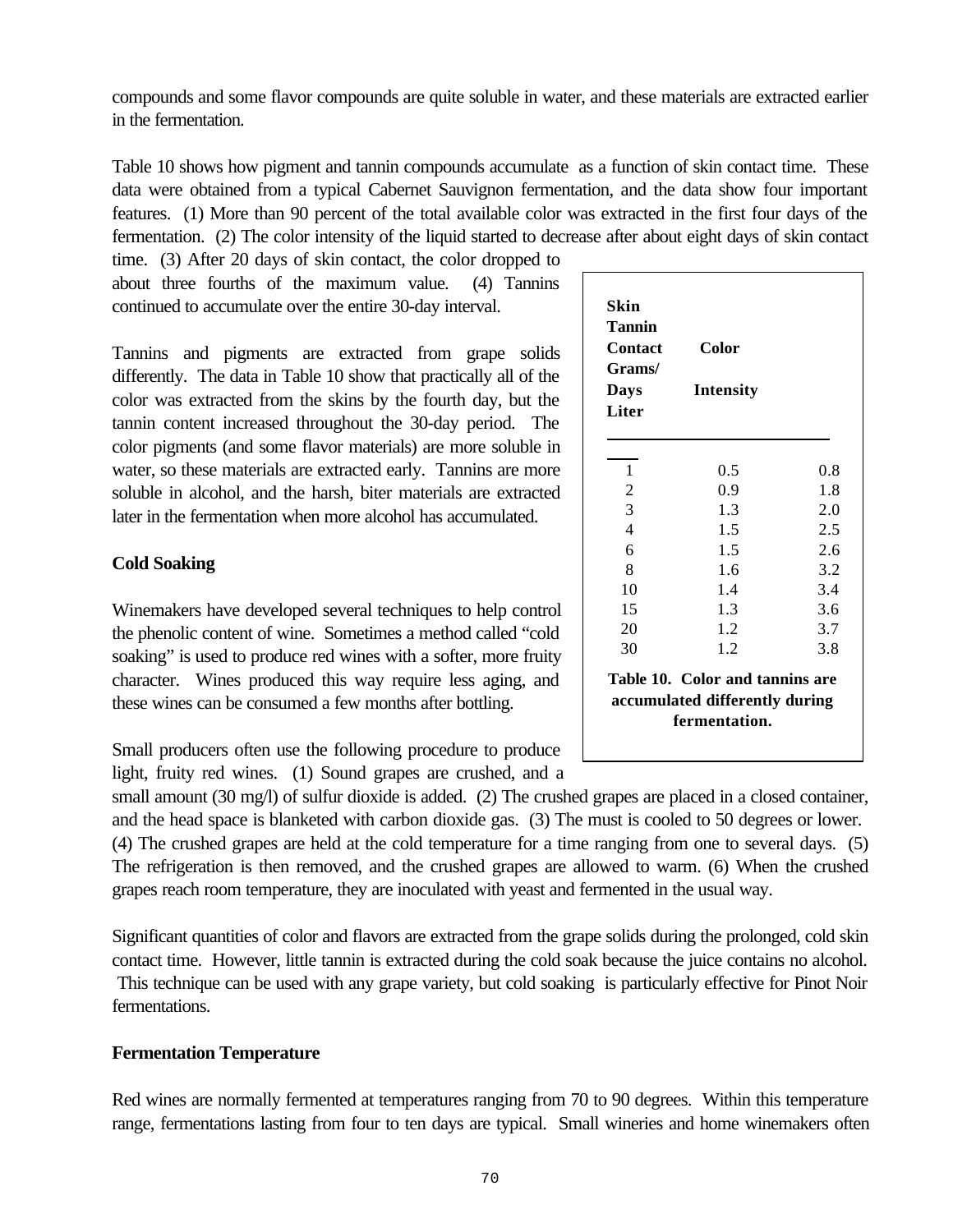compounds and some flavor compounds are quite soluble in water, and these materials are extracted earlier in the fermentation.

Table 10 shows how pigment and tannin compounds accumulate as a function of skin contact time. These data were obtained from a typical Cabernet Sauvignon fermentation, and the data show four important features. (1) More than 90 percent of the total available color was extracted in the first four days of the fermentation. (2) The color intensity of the liquid started to decrease after about eight days of skin contact time. (3) After 20 days of skin contact, the color dropped to about three fourths of the maximum value. (4) Tannins continued to accumulate over the entire 30-day interval.

Tannins and pigments are extracted from grape solids differently. The data in Table 10 show that practically all of the color was extracted from the skins by the fourth day, but the tannin content increased throughout the 30-day period. The color pigments (and some flavor materials) are more soluble in water, so these materials are extracted early. Tannins are more soluble in alcohol, and the harsh, biter materials are extracted later in the fermentation when more alcohol has accumulated.

| Skin Contact Days | Color Intensity | Tannin Grams/Liter |
|---|---|---|
| 1 | 0.5 | 0.8 |
| 2 | 0.9 | 1.8 |
| 3 | 1.3 | 2.0 |
| 4 | 1.5 | 2.5 |
| 6 | 1.5 | 2.6 |
| 8 | 1.6 | 3.2 |
| 10 | 1.4 | 3.4 |
| 15 | 1.3 | 3.6 |
| 20 | 1.2 | 3.7 |
| 30 | 1.2 | 3.8 |

**Table 10. Color and tannins are accumulated differently during fermentation.**

## Cold Soaking

Winemakers have developed several techniques to help control the phenolic content of wine. Sometimes a method called "cold soaking" is used to produce red wines with a softer, more fruity character. Wines produced this way require less aging, and these wines can be consumed a few months after bottling.

Small producers often use the following procedure to produce light, fruity red wines. (1) Sound grapes are crushed, and a small amount (30 mg/l) of sulfur dioxide is added. (2) The crushed grapes are placed in a closed container, and the head space is blanketed with carbon dioxide gas. (3) The must is cooled to 50 degrees or lower. (4) The crushed grapes are held at the cold temperature for a time ranging from one to several days. (5) The refrigeration is then removed, and the crushed grapes are allowed to warm. (6) When the crushed grapes reach room temperature, they are inoculated with yeast and fermented in the usual way.

Significant quantities of color and flavors are extracted from the grape solids during the prolonged, cold skin contact time. However, little tannin is extracted during the cold soak because the juice contains no alcohol. This technique can be used with any grape variety, but cold soaking is particularly effective for Pinot Noir fermentations.

## Fermentation Temperature

Red wines are normally fermented at temperatures ranging from 70 to 90 degrees. Within this temperature range, fermentations lasting from four to ten days are typical. Small wineries and home winemakers often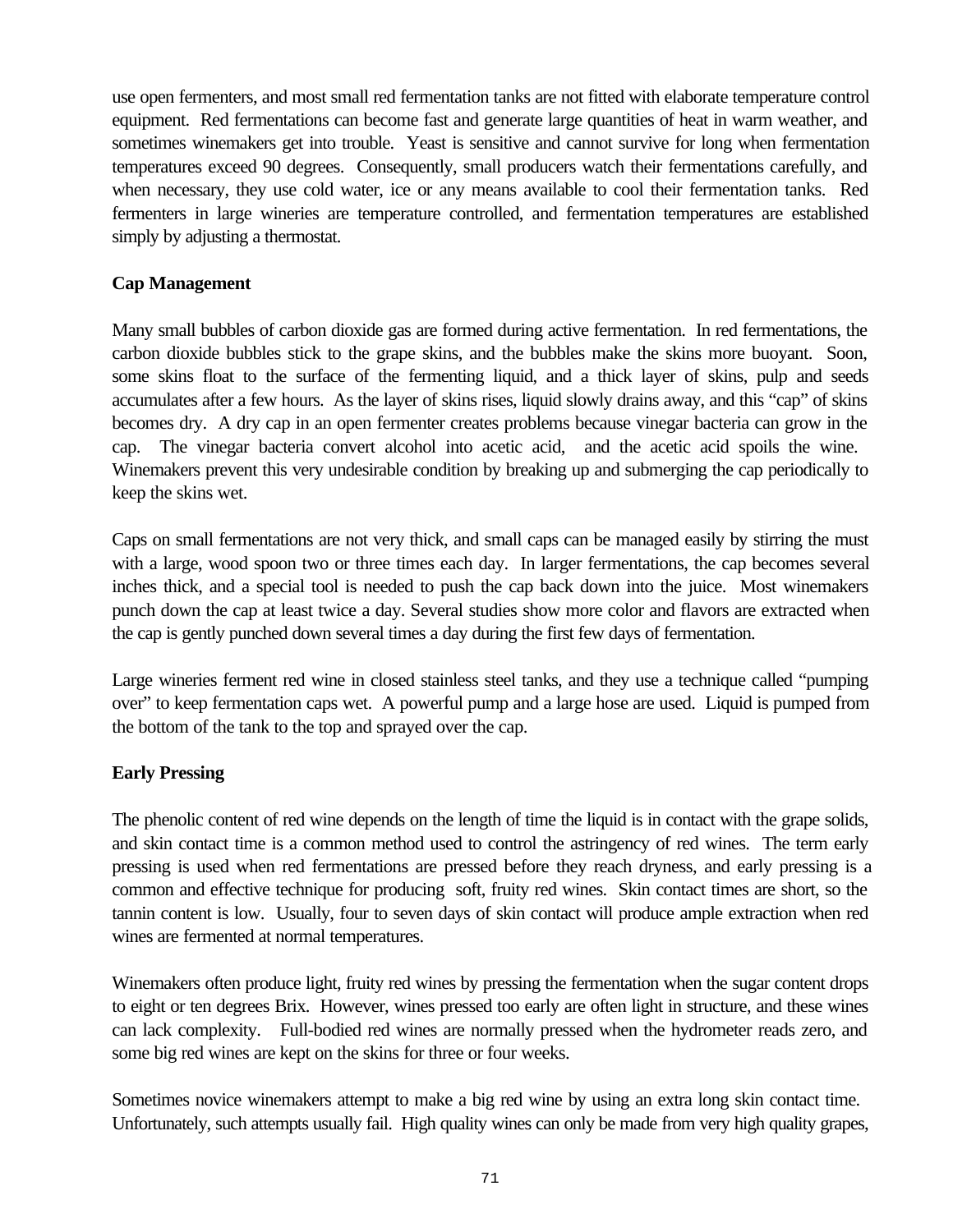use open fermenters, and most small red fermentation tanks are not fitted with elaborate temperature control equipment. Red fermentations can become fast and generate large quantities of heat in warm weather, and sometimes winemakers get into trouble. Yeast is sensitive and cannot survive for long when fermentation temperatures exceed 90 degrees. Consequently, small producers watch their fermentations carefully, and when necessary, they use cold water, ice or any means available to cool their fermentation tanks. Red fermenters in large wineries are temperature controlled, and fermentation temperatures are established simply by adjusting a thermostat.

**Cap Management**

Many small bubbles of carbon dioxide gas are formed during active fermentation. In red fermentations, the carbon dioxide bubbles stick to the grape skins, and the bubbles make the skins more buoyant. Soon, some skins float to the surface of the fermenting liquid, and a thick layer of skins, pulp and seeds accumulates after a few hours. As the layer of skins rises, liquid slowly drains away, and this "cap" of skins becomes dry. A dry cap in an open fermenter creates problems because vinegar bacteria can grow in the cap. The vinegar bacteria convert alcohol into acetic acid, and the acetic acid spoils the wine. Winemakers prevent this very undesirable condition by breaking up and submerging the cap periodically to keep the skins wet.

Caps on small fermentations are not very thick, and small caps can be managed easily by stirring the must with a large, wood spoon two or three times each day. In larger fermentations, the cap becomes several inches thick, and a special tool is needed to push the cap back down into the juice. Most winemakers punch down the cap at least twice a day. Several studies show more color and flavors are extracted when the cap is gently punched down several times a day during the first few days of fermentation.

Large wineries ferment red wine in closed stainless steel tanks, and they use a technique called "pumping over" to keep fermentation caps wet. A powerful pump and a large hose are used. Liquid is pumped from the bottom of the tank to the top and sprayed over the cap.

**Early Pressing**

The phenolic content of red wine depends on the length of time the liquid is in contact with the grape solids, and skin contact time is a common method used to control the astringency of red wines. The term early pressing is used when red fermentations are pressed before they reach dryness, and early pressing is a common and effective technique for producing soft, fruity red wines. Skin contact times are short, so the tannin content is low. Usually, four to seven days of skin contact will produce ample extraction when red wines are fermented at normal temperatures.

Winemakers often produce light, fruity red wines by pressing the fermentation when the sugar content drops to eight or ten degrees Brix. However, wines pressed too early are often light in structure, and these wines can lack complexity. Full-bodied red wines are normally pressed when the hydrometer reads zero, and some big red wines are kept on the skins for three or four weeks.

Sometimes novice winemakers attempt to make a big red wine by using an extra long skin contact time. Unfortunately, such attempts usually fail. High quality wines can only be made from very high quality grapes,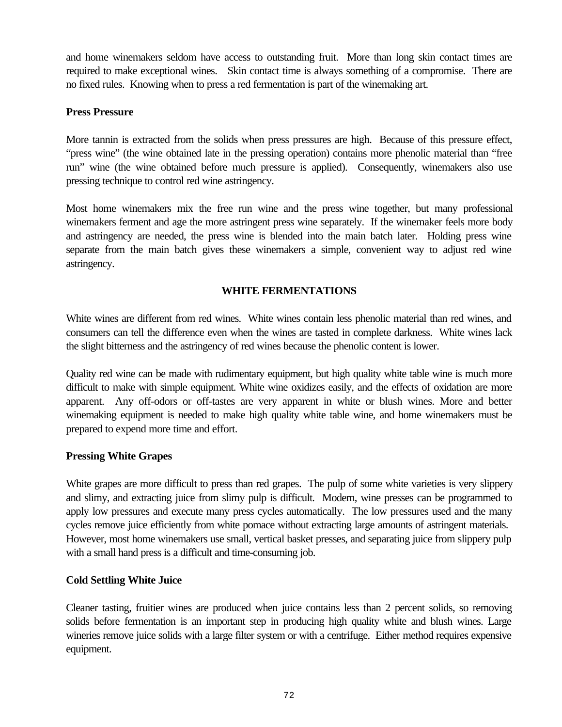and home winemakers seldom have access to outstanding fruit. More than long skin contact times are required to make exceptional wines. Skin contact time is always something of a compromise. There are no fixed rules. Knowing when to press a red fermentation is part of the winemaking art.

### Press Pressure

More tannin is extracted from the solids when press pressures are high. Because of this pressure effect, "press wine" (the wine obtained late in the pressing operation) contains more phenolic material than "free run" wine (the wine obtained before much pressure is applied). Consequently, winemakers also use pressing technique to control red wine astringency.

Most home winemakers mix the free run wine and the press wine together, but many professional winemakers ferment and age the more astringent press wine separately. If the winemaker feels more body and astringency are needed, the press wine is blended into the main batch later. Holding press wine separate from the main batch gives these winemakers a simple, convenient way to adjust red wine astringency.

## WHITE FERMENTATIONS

White wines are different from red wines. White wines contain less phenolic material than red wines, and consumers can tell the difference even when the wines are tasted in complete darkness. White wines lack the slight bitterness and the astringency of red wines because the phenolic content is lower.

Quality red wine can be made with rudimentary equipment, but high quality white table wine is much more difficult to make with simple equipment. White wine oxidizes easily, and the effects of oxidation are more apparent. Any off-odors or off-tastes are very apparent in white or blush wines. More and better winemaking equipment is needed to make high quality white table wine, and home winemakers must be prepared to expend more time and effort.

### Pressing White Grapes

White grapes are more difficult to press than red grapes. The pulp of some white varieties is very slippery and slimy, and extracting juice from slimy pulp is difficult. Modern, wine presses can be programmed to apply low pressures and execute many press cycles automatically. The low pressures used and the many cycles remove juice efficiently from white pomace without extracting large amounts of astringent materials. However, most home winemakers use small, vertical basket presses, and separating juice from slippery pulp with a small hand press is a difficult and time-consuming job.

### Cold Settling White Juice

Cleaner tasting, fruitier wines are produced when juice contains less than 2 percent solids, so removing solids before fermentation is an important step in producing high quality white and blush wines. Large wineries remove juice solids with a large filter system or with a centrifuge. Either method requires expensive equipment.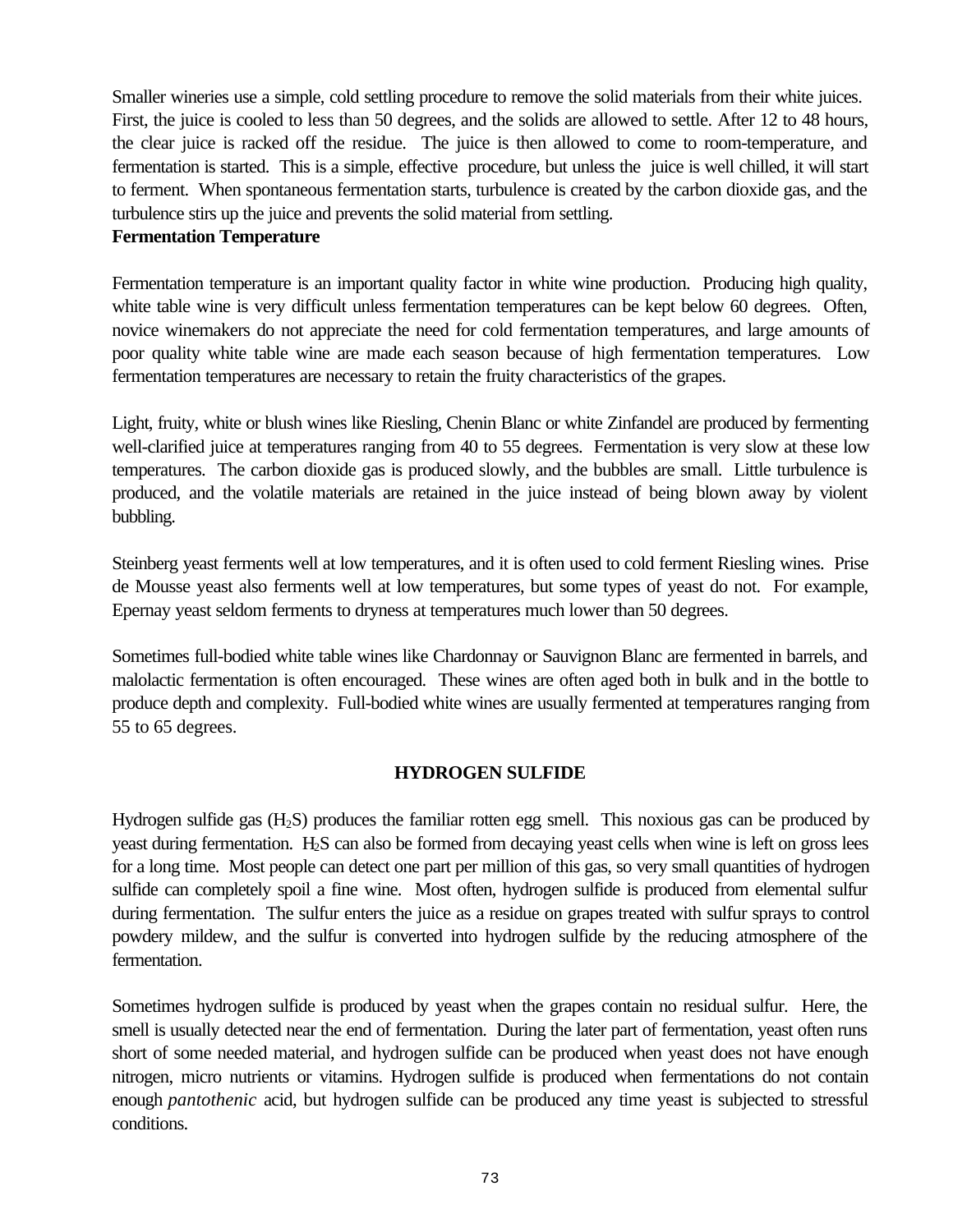Smaller wineries use a simple, cold settling procedure to remove the solid materials from their white juices. First, the juice is cooled to less than 50 degrees, and the solids are allowed to settle. After 12 to 48 hours, the clear juice is racked off the residue. The juice is then allowed to come to room-temperature, and fermentation is started. This is a simple, effective procedure, but unless the juice is well chilled, it will start to ferment. When spontaneous fermentation starts, turbulence is created by the carbon dioxide gas, and the turbulence stirs up the juice and prevents the solid material from settling.

**Fermentation Temperature**

Fermentation temperature is an important quality factor in white wine production. Producing high quality, white table wine is very difficult unless fermentation temperatures can be kept below 60 degrees. Often, novice winemakers do not appreciate the need for cold fermentation temperatures, and large amounts of poor quality white table wine are made each season because of high fermentation temperatures. Low fermentation temperatures are necessary to retain the fruity characteristics of the grapes.

Light, fruity, white or blush wines like Riesling, Chenin Blanc or white Zinfandel are produced by fermenting well-clarified juice at temperatures ranging from 40 to 55 degrees. Fermentation is very slow at these low temperatures. The carbon dioxide gas is produced slowly, and the bubbles are small. Little turbulence is produced, and the volatile materials are retained in the juice instead of being blown away by violent bubbling.

Steinberg yeast ferments well at low temperatures, and it is often used to cold ferment Riesling wines. Prise de Mousse yeast also ferments well at low temperatures, but some types of yeast do not. For example, Epernay yeast seldom ferments to dryness at temperatures much lower than 50 degrees.

Sometimes full-bodied white table wines like Chardonnay or Sauvignon Blanc are fermented in barrels, and malolactic fermentation is often encouraged. These wines are often aged both in bulk and in the bottle to produce depth and complexity. Full-bodied white wines are usually fermented at temperatures ranging from 55 to 65 degrees.

## HYDROGEN SULFIDE

Hydrogen sulfide gas ($H_2S$) produces the familiar rotten egg smell. This noxious gas can be produced by yeast during fermentation. $H_2S$ can also be formed from decaying yeast cells when wine is left on gross lees for a long time. Most people can detect one part per million of this gas, so very small quantities of hydrogen sulfide can completely spoil a fine wine. Most often, hydrogen sulfide is produced from elemental sulfur during fermentation. The sulfur enters the juice as a residue on grapes treated with sulfur sprays to control powdery mildew, and the sulfur is converted into hydrogen sulfide by the reducing atmosphere of the fermentation.

Sometimes hydrogen sulfide is produced by yeast when the grapes contain no residual sulfur. Here, the smell is usually detected near the end of fermentation. During the later part of fermentation, yeast often runs short of some needed material, and hydrogen sulfide can be produced when yeast does not have enough nitrogen, micro nutrients or vitamins. Hydrogen sulfide is produced when fermentations do not contain enough *pantothenic* acid, but hydrogen sulfide can be produced any time yeast is subjected to stressful conditions.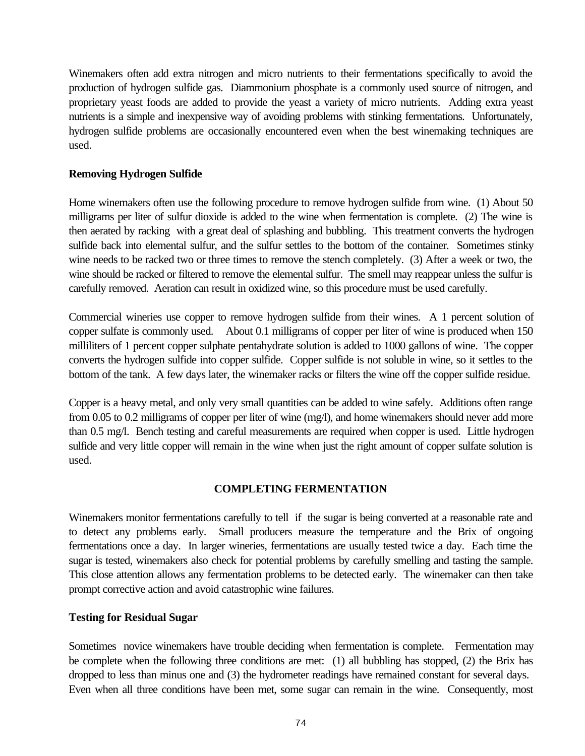Winemakers often add extra nitrogen and micro nutrients to their fermentations specifically to avoid the production of hydrogen sulfide gas. Diammonium phosphate is a commonly used source of nitrogen, and proprietary yeast foods are added to provide the yeast a variety of micro nutrients. Adding extra yeast nutrients is a simple and inexpensive way of avoiding problems with stinking fermentations. Unfortunately, hydrogen sulfide problems are occasionally encountered even when the best winemaking techniques are used.

**Removing Hydrogen Sulfide**

Home winemakers often use the following procedure to remove hydrogen sulfide from wine. (1) About 50 milligrams per liter of sulfur dioxide is added to the wine when fermentation is complete. (2) The wine is then aerated by racking with a great deal of splashing and bubbling. This treatment converts the hydrogen sulfide back into elemental sulfur, and the sulfur settles to the bottom of the container. Sometimes stinky wine needs to be racked two or three times to remove the stench completely. (3) After a week or two, the wine should be racked or filtered to remove the elemental sulfur. The smell may reappear unless the sulfur is carefully removed. Aeration can result in oxidized wine, so this procedure must be used carefully.

Commercial wineries use copper to remove hydrogen sulfide from their wines. A 1 percent solution of copper sulfate is commonly used. About 0.1 milligrams of copper per liter of wine is produced when 150 milliliters of 1 percent copper sulphate pentahydrate solution is added to 1000 gallons of wine. The copper converts the hydrogen sulfide into copper sulfide. Copper sulfide is not soluble in wine, so it settles to the bottom of the tank. A few days later, the winemaker racks or filters the wine off the copper sulfide residue.

Copper is a heavy metal, and only very small quantities can be added to wine safely. Additions often range from 0.05 to 0.2 milligrams of copper per liter of wine (mg/l), and home winemakers should never add more than 0.5 mg/l. Bench testing and careful measurements are required when copper is used. Little hydrogen sulfide and very little copper will remain in the wine when just the right amount of copper sulfate solution is used.

## COMPLETING FERMENTATION

Winemakers monitor fermentations carefully to tell if the sugar is being converted at a reasonable rate and to detect any problems early. Small producers measure the temperature and the Brix of ongoing fermentations once a day. In larger wineries, fermentations are usually tested twice a day. Each time the sugar is tested, winemakers also check for potential problems by carefully smelling and tasting the sample. This close attention allows any fermentation problems to be detected early. The winemaker can then take prompt corrective action and avoid catastrophic wine failures.

**Testing for Residual Sugar**

Sometimes novice winemakers have trouble deciding when fermentation is complete. Fermentation may be complete when the following three conditions are met: (1) all bubbling has stopped, (2) the Brix has dropped to less than minus one and (3) the hydrometer readings have remained constant for several days. Even when all three conditions have been met, some sugar can remain in the wine. Consequently, most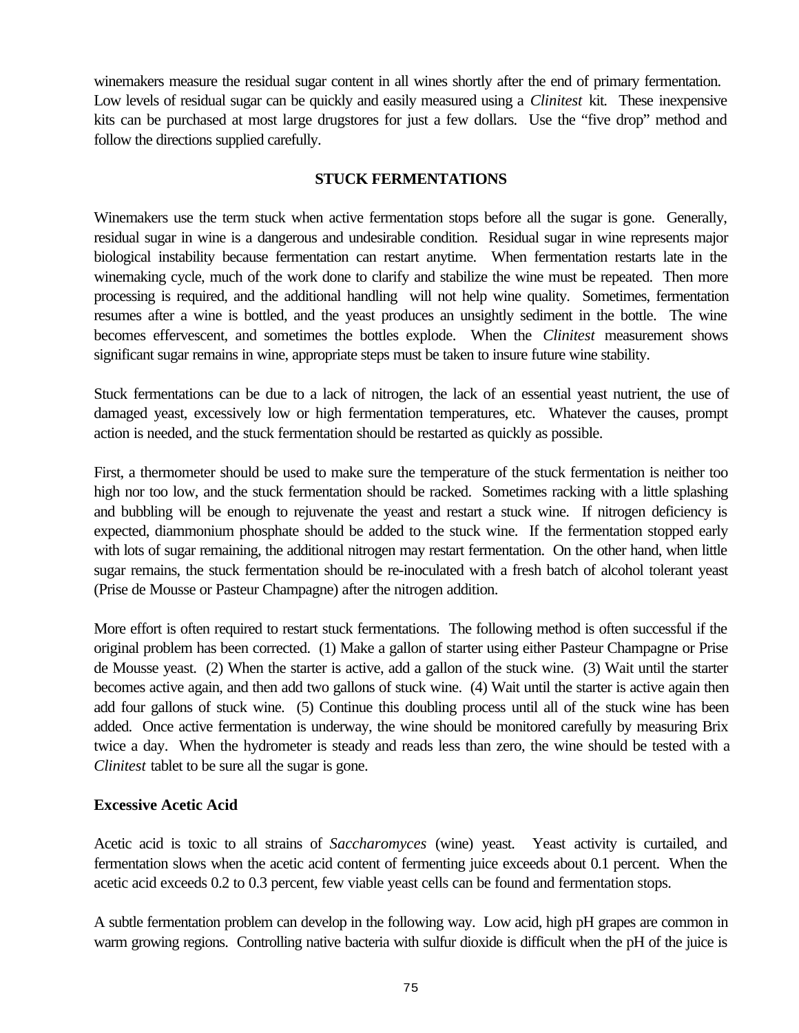winemakers measure the residual sugar content in all wines shortly after the end of primary fermentation. Low levels of residual sugar can be quickly and easily measured using a *Clinitest* kit. These inexpensive kits can be purchased at most large drugstores for just a few dollars. Use the "five drop" method and follow the directions supplied carefully.

## STUCK FERMENTATIONS

Winemakers use the term stuck when active fermentation stops before all the sugar is gone. Generally, residual sugar in wine is a dangerous and undesirable condition. Residual sugar in wine represents major biological instability because fermentation can restart anytime. When fermentation restarts late in the winemaking cycle, much of the work done to clarify and stabilize the wine must be repeated. Then more processing is required, and the additional handling will not help wine quality. Sometimes, fermentation resumes after a wine is bottled, and the yeast produces an unsightly sediment in the bottle. The wine becomes effervescent, and sometimes the bottles explode. When the *Clinitest* measurement shows significant sugar remains in wine, appropriate steps must be taken to insure future wine stability.

Stuck fermentations can be due to a lack of nitrogen, the lack of an essential yeast nutrient, the use of damaged yeast, excessively low or high fermentation temperatures, etc. Whatever the causes, prompt action is needed, and the stuck fermentation should be restarted as quickly as possible.

First, a thermometer should be used to make sure the temperature of the stuck fermentation is neither too high nor too low, and the stuck fermentation should be racked. Sometimes racking with a little splashing and bubbling will be enough to rejuvenate the yeast and restart a stuck wine. If nitrogen deficiency is expected, diammonium phosphate should be added to the stuck wine. If the fermentation stopped early with lots of sugar remaining, the additional nitrogen may restart fermentation. On the other hand, when little sugar remains, the stuck fermentation should be re-inoculated with a fresh batch of alcohol tolerant yeast (Prise de Mousse or Pasteur Champagne) after the nitrogen addition.

More effort is often required to restart stuck fermentations. The following method is often successful if the original problem has been corrected. (1) Make a gallon of starter using either Pasteur Champagne or Prise de Mousse yeast. (2) When the starter is active, add a gallon of the stuck wine. (3) Wait until the starter becomes active again, and then add two gallons of stuck wine. (4) Wait until the starter is active again then add four gallons of stuck wine. (5) Continue this doubling process until all of the stuck wine has been added. Once active fermentation is underway, the wine should be monitored carefully by measuring Brix twice a day. When the hydrometer is steady and reads less than zero, the wine should be tested with a *Clinitest* tablet to be sure all the sugar is gone.

### Excessive Acetic Acid

Acetic acid is toxic to all strains of *Saccharomyces* (wine) yeast. Yeast activity is curtailed, and fermentation slows when the acetic acid content of fermenting juice exceeds about 0.1 percent. When the acetic acid exceeds 0.2 to 0.3 percent, few viable yeast cells can be found and fermentation stops.

A subtle fermentation problem can develop in the following way. Low acid, high pH grapes are common in warm growing regions. Controlling native bacteria with sulfur dioxide is difficult when the pH of the juice is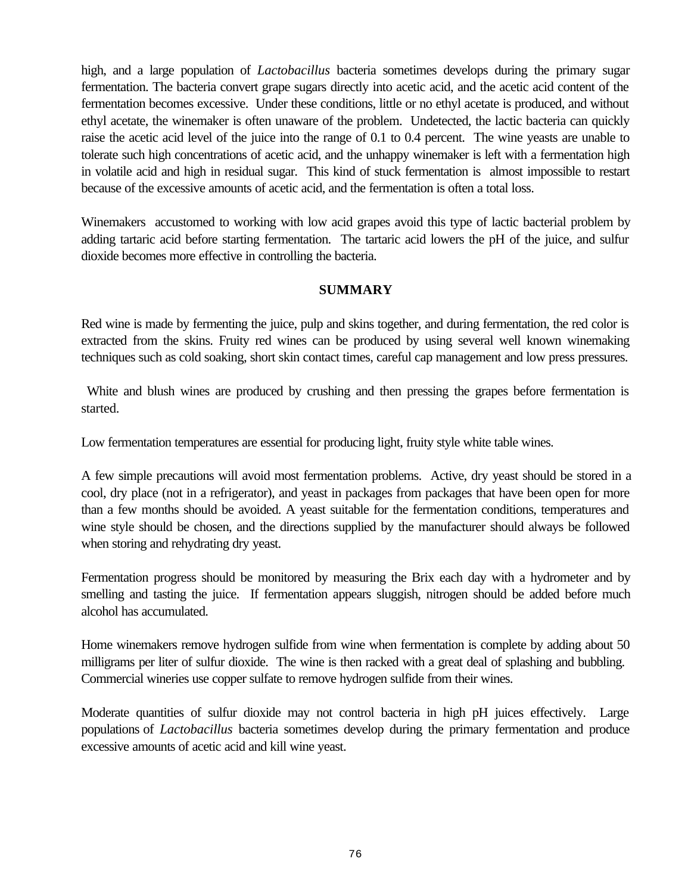high, and a large population of *Lactobacillus* bacteria sometimes develops during the primary sugar fermentation. The bacteria convert grape sugars directly into acetic acid, and the acetic acid content of the fermentation becomes excessive. Under these conditions, little or no ethyl acetate is produced, and without ethyl acetate, the winemaker is often unaware of the problem. Undetected, the lactic bacteria can quickly raise the acetic acid level of the juice into the range of 0.1 to 0.4 percent. The wine yeasts are unable to tolerate such high concentrations of acetic acid, and the unhappy winemaker is left with a fermentation high in volatile acid and high in residual sugar. This kind of stuck fermentation is almost impossible to restart because of the excessive amounts of acetic acid, and the fermentation is often a total loss.

Winemakers accustomed to working with low acid grapes avoid this type of lactic bacterial problem by adding tartaric acid before starting fermentation. The tartaric acid lowers the pH of the juice, and sulfur dioxide becomes more effective in controlling the bacteria.

## SUMMARY

Red wine is made by fermenting the juice, pulp and skins together, and during fermentation, the red color is extracted from the skins. Fruity red wines can be produced by using several well known winemaking techniques such as cold soaking, short skin contact times, careful cap management and low press pressures.

White and blush wines are produced by crushing and then pressing the grapes before fermentation is started.

Low fermentation temperatures are essential for producing light, fruity style white table wines.

A few simple precautions will avoid most fermentation problems. Active, dry yeast should be stored in a cool, dry place (not in a refrigerator), and yeast in packages from packages that have been open for more than a few months should be avoided. A yeast suitable for the fermentation conditions, temperatures and wine style should be chosen, and the directions supplied by the manufacturer should always be followed when storing and rehydrating dry yeast.

Fermentation progress should be monitored by measuring the Brix each day with a hydrometer and by smelling and tasting the juice. If fermentation appears sluggish, nitrogen should be added before much alcohol has accumulated.

Home winemakers remove hydrogen sulfide from wine when fermentation is complete by adding about 50 milligrams per liter of sulfur dioxide. The wine is then racked with a great deal of splashing and bubbling. Commercial wineries use copper sulfate to remove hydrogen sulfide from their wines.

Moderate quantities of sulfur dioxide may not control bacteria in high pH juices effectively. Large populations of *Lactobacillus* bacteria sometimes develop during the primary fermentation and produce excessive amounts of acetic acid and kill wine yeast.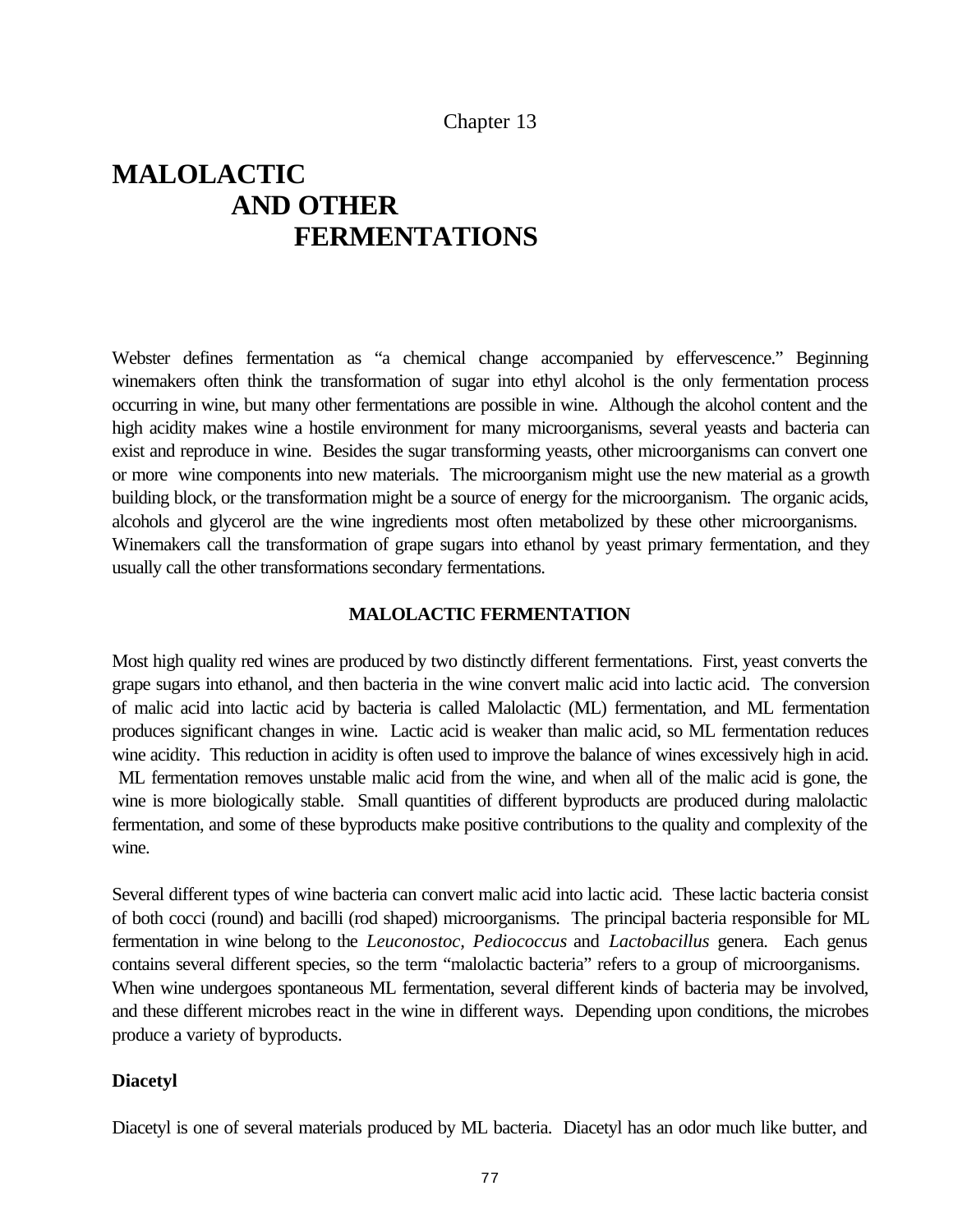Chapter 13

# MALOLACTIC AND OTHER FERMENTATIONS

Webster defines fermentation as "a chemical change accompanied by effervescence." Beginning winemakers often think the transformation of sugar into ethyl alcohol is the only fermentation process occurring in wine, but many other fermentations are possible in wine. Although the alcohol content and the high acidity makes wine a hostile environment for many microorganisms, several yeasts and bacteria can exist and reproduce in wine. Besides the sugar transforming yeasts, other microorganisms can convert one or more wine components into new materials. The microorganism might use the new material as a growth building block, or the transformation might be a source of energy for the microorganism. The organic acids, alcohols and glycerol are the wine ingredients most often metabolized by these other microorganisms. Winemakers call the transformation of grape sugars into ethanol by yeast primary fermentation, and they usually call the other transformations secondary fermentations.

## MALOLACTIC FERMENTATION

Most high quality red wines are produced by two distinctly different fermentations. First, yeast converts the grape sugars into ethanol, and then bacteria in the wine convert malic acid into lactic acid. The conversion of malic acid into lactic acid by bacteria is called Malolactic (ML) fermentation, and ML fermentation produces significant changes in wine. Lactic acid is weaker than malic acid, so ML fermentation reduces wine acidity. This reduction in acidity is often used to improve the balance of wines excessively high in acid. ML fermentation removes unstable malic acid from the wine, and when all of the malic acid is gone, the wine is more biologically stable. Small quantities of different byproducts are produced during malolactic fermentation, and some of these byproducts make positive contributions to the quality and complexity of the wine.

Several different types of wine bacteria can convert malic acid into lactic acid. These lactic bacteria consist of both cocci (round) and bacilli (rod shaped) microorganisms. The principal bacteria responsible for ML fermentation in wine belong to the *Leuconostoc, Pediococcus* and *Lactobacillus* genera. Each genus contains several different species, so the term "malolactic bacteria" refers to a group of microorganisms. When wine undergoes spontaneous ML fermentation, several different kinds of bacteria may be involved, and these different microbes react in the wine in different ways. Depending upon conditions, the microbes produce a variety of byproducts.

### Diacetyl

Diacetyl is one of several materials produced by ML bacteria. Diacetyl has an odor much like butter, and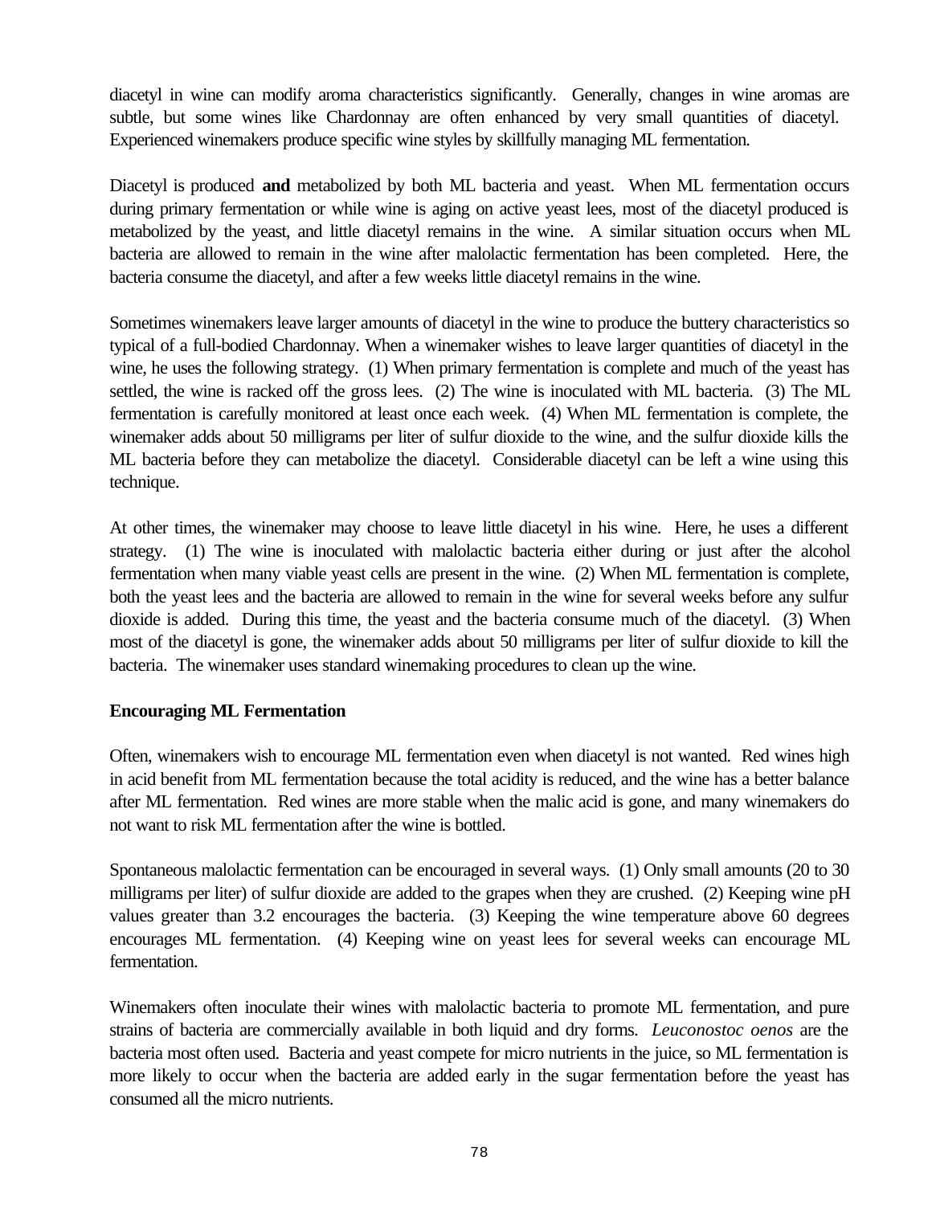diacetyl in wine can modify aroma characteristics significantly. Generally, changes in wine aromas are subtle, but some wines like Chardonnay are often enhanced by very small quantities of diacetyl. Experienced winemakers produce specific wine styles by skillfully managing ML fermentation.

Diacetyl is produced **and** metabolized by both ML bacteria and yeast. When ML fermentation occurs during primary fermentation or while wine is aging on active yeast lees, most of the diacetyl produced is metabolized by the yeast, and little diacetyl remains in the wine. A similar situation occurs when ML bacteria are allowed to remain in the wine after malolactic fermentation has been completed. Here, the bacteria consume the diacetyl, and after a few weeks little diacetyl remains in the wine.

Sometimes winemakers leave larger amounts of diacetyl in the wine to produce the buttery characteristics so typical of a full-bodied Chardonnay. When a winemaker wishes to leave larger quantities of diacetyl in the wine, he uses the following strategy. (1) When primary fermentation is complete and much of the yeast has settled, the wine is racked off the gross lees. (2) The wine is inoculated with ML bacteria. (3) The ML fermentation is carefully monitored at least once each week. (4) When ML fermentation is complete, the winemaker adds about 50 milligrams per liter of sulfur dioxide to the wine, and the sulfur dioxide kills the ML bacteria before they can metabolize the diacetyl. Considerable diacetyl can be left a wine using this technique.

At other times, the winemaker may choose to leave little diacetyl in his wine. Here, he uses a different strategy. (1) The wine is inoculated with malolactic bacteria either during or just after the alcohol fermentation when many viable yeast cells are present in the wine. (2) When ML fermentation is complete, both the yeast lees and the bacteria are allowed to remain in the wine for several weeks before any sulfur dioxide is added. During this time, the yeast and the bacteria consume much of the diacetyl. (3) When most of the diacetyl is gone, the winemaker adds about 50 milligrams per liter of sulfur dioxide to kill the bacteria. The winemaker uses standard winemaking procedures to clean up the wine.

**Encouraging ML Fermentation**

Often, winemakers wish to encourage ML fermentation even when diacetyl is not wanted. Red wines high in acid benefit from ML fermentation because the total acidity is reduced, and the wine has a better balance after ML fermentation. Red wines are more stable when the malic acid is gone, and many winemakers do not want to risk ML fermentation after the wine is bottled.

Spontaneous malolactic fermentation can be encouraged in several ways. (1) Only small amounts (20 to 30 milligrams per liter) of sulfur dioxide are added to the grapes when they are crushed. (2) Keeping wine pH values greater than 3.2 encourages the bacteria. (3) Keeping the wine temperature above 60 degrees encourages ML fermentation. (4) Keeping wine on yeast lees for several weeks can encourage ML fermentation.

Winemakers often inoculate their wines with malolactic bacteria to promote ML fermentation, and pure strains of bacteria are commercially available in both liquid and dry forms. *Leuconostoc oenos* are the bacteria most often used. Bacteria and yeast compete for micro nutrients in the juice, so ML fermentation is more likely to occur when the bacteria are added early in the sugar fermentation before the yeast has consumed all the micro nutrients.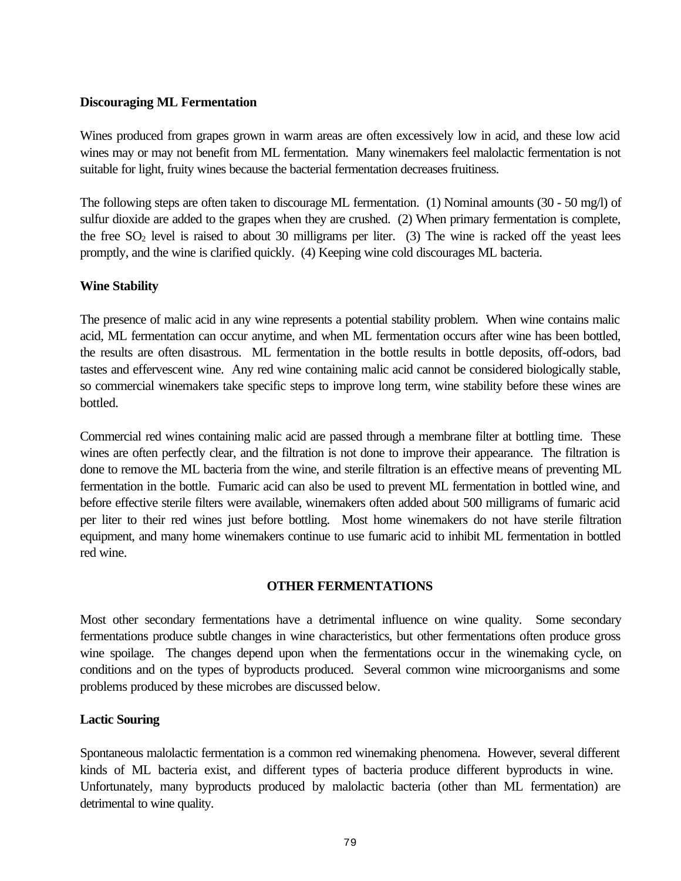### Discouraging ML Fermentation

Wines produced from grapes grown in warm areas are often excessively low in acid, and these low acid wines may or may not benefit from ML fermentation. Many winemakers feel malolactic fermentation is not suitable for light, fruity wines because the bacterial fermentation decreases fruitiness.

The following steps are often taken to discourage ML fermentation. (1) Nominal amounts (30 - 50 mg/l) of sulfur dioxide are added to the grapes when they are crushed. (2) When primary fermentation is complete, the free $SO_2$ level is raised to about 30 milligrams per liter. (3) The wine is racked off the yeast lees promptly, and the wine is clarified quickly. (4) Keeping wine cold discourages ML bacteria.

### Wine Stability

The presence of malic acid in any wine represents a potential stability problem. When wine contains malic acid, ML fermentation can occur anytime, and when ML fermentation occurs after wine has been bottled, the results are often disastrous. ML fermentation in the bottle results in bottle deposits, off-odors, bad tastes and effervescent wine. Any red wine containing malic acid cannot be considered biologically stable, so commercial winemakers take specific steps to improve long term, wine stability before these wines are bottled.

Commercial red wines containing malic acid are passed through a membrane filter at bottling time. These wines are often perfectly clear, and the filtration is not done to improve their appearance. The filtration is done to remove the ML bacteria from the wine, and sterile filtration is an effective means of preventing ML fermentation in the bottle. Fumaric acid can also be used to prevent ML fermentation in bottled wine, and before effective sterile filters were available, winemakers often added about 500 milligrams of fumaric acid per liter to their red wines just before bottling. Most home winemakers do not have sterile filtration equipment, and many home winemakers continue to use fumaric acid to inhibit ML fermentation in bottled red wine.

## OTHER FERMENTATIONS

Most other secondary fermentations have a detrimental influence on wine quality. Some secondary fermentations produce subtle changes in wine characteristics, but other fermentations often produce gross wine spoilage. The changes depend upon when the fermentations occur in the winemaking cycle, on conditions and on the types of byproducts produced. Several common wine microorganisms and some problems produced by these microbes are discussed below.

### Lactic Souring

Spontaneous malolactic fermentation is a common red winemaking phenomena. However, several different kinds of ML bacteria exist, and different types of bacteria produce different byproducts in wine. Unfortunately, many byproducts produced by malolactic bacteria (other than ML fermentation) are detrimental to wine quality.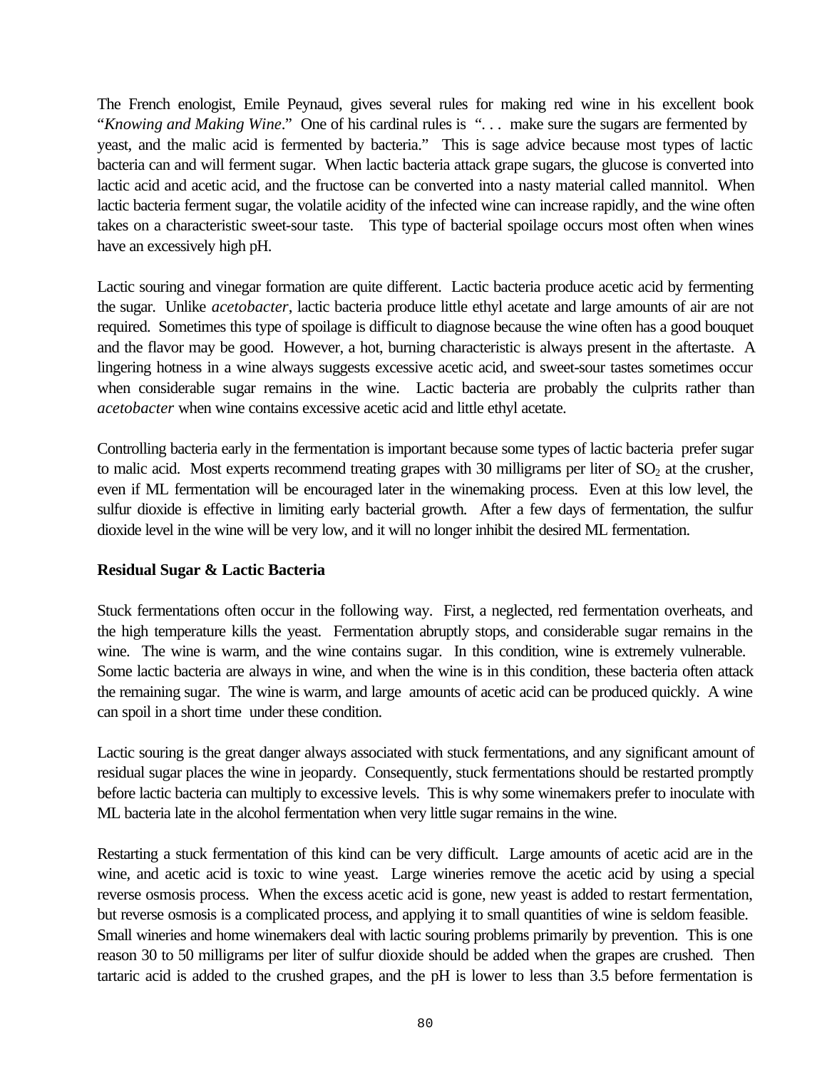The French enologist, Emile Peynaud, gives several rules for making red wine in his excellent book "*Knowing and Making Wine*." One of his cardinal rules is ". . . make sure the sugars are fermented by yeast, and the malic acid is fermented by bacteria." This is sage advice because most types of lactic bacteria can and will ferment sugar. When lactic bacteria attack grape sugars, the glucose is converted into lactic acid and acetic acid, and the fructose can be converted into a nasty material called mannitol. When lactic bacteria ferment sugar, the volatile acidity of the infected wine can increase rapidly, and the wine often takes on a characteristic sweet-sour taste. This type of bacterial spoilage occurs most often when wines have an excessively high pH.

Lactic souring and vinegar formation are quite different. Lactic bacteria produce acetic acid by fermenting the sugar. Unlike *acetobacter*, lactic bacteria produce little ethyl acetate and large amounts of air are not required. Sometimes this type of spoilage is difficult to diagnose because the wine often has a good bouquet and the flavor may be good. However, a hot, burning characteristic is always present in the aftertaste. A lingering hotness in a wine always suggests excessive acetic acid, and sweet-sour tastes sometimes occur when considerable sugar remains in the wine. Lactic bacteria are probably the culprits rather than *acetobacter* when wine contains excessive acetic acid and little ethyl acetate.

Controlling bacteria early in the fermentation is important because some types of lactic bacteria prefer sugar to malic acid. Most experts recommend treating grapes with 30 milligrams per liter of $SO_2$ at the crusher, even if ML fermentation will be encouraged later in the winemaking process. Even at this low level, the sulfur dioxide is effective in limiting early bacterial growth. After a few days of fermentation, the sulfur dioxide level in the wine will be very low, and it will no longer inhibit the desired ML fermentation.

**Residual Sugar & Lactic Bacteria**

Stuck fermentations often occur in the following way. First, a neglected, red fermentation overheats, and the high temperature kills the yeast. Fermentation abruptly stops, and considerable sugar remains in the wine. The wine is warm, and the wine contains sugar. In this condition, wine is extremely vulnerable. Some lactic bacteria are always in wine, and when the wine is in this condition, these bacteria often attack the remaining sugar. The wine is warm, and large amounts of acetic acid can be produced quickly. A wine can spoil in a short time under these condition.

Lactic souring is the great danger always associated with stuck fermentations, and any significant amount of residual sugar places the wine in jeopardy. Consequently, stuck fermentations should be restarted promptly before lactic bacteria can multiply to excessive levels. This is why some winemakers prefer to inoculate with ML bacteria late in the alcohol fermentation when very little sugar remains in the wine.

Restarting a stuck fermentation of this kind can be very difficult. Large amounts of acetic acid are in the wine, and acetic acid is toxic to wine yeast. Large wineries remove the acetic acid by using a special reverse osmosis process. When the excess acetic acid is gone, new yeast is added to restart fermentation, but reverse osmosis is a complicated process, and applying it to small quantities of wine is seldom feasible. Small wineries and home winemakers deal with lactic souring problems primarily by prevention. This is one reason 30 to 50 milligrams per liter of sulfur dioxide should be added when the grapes are crushed. Then tartaric acid is added to the crushed grapes, and the pH is lower to less than 3.5 before fermentation is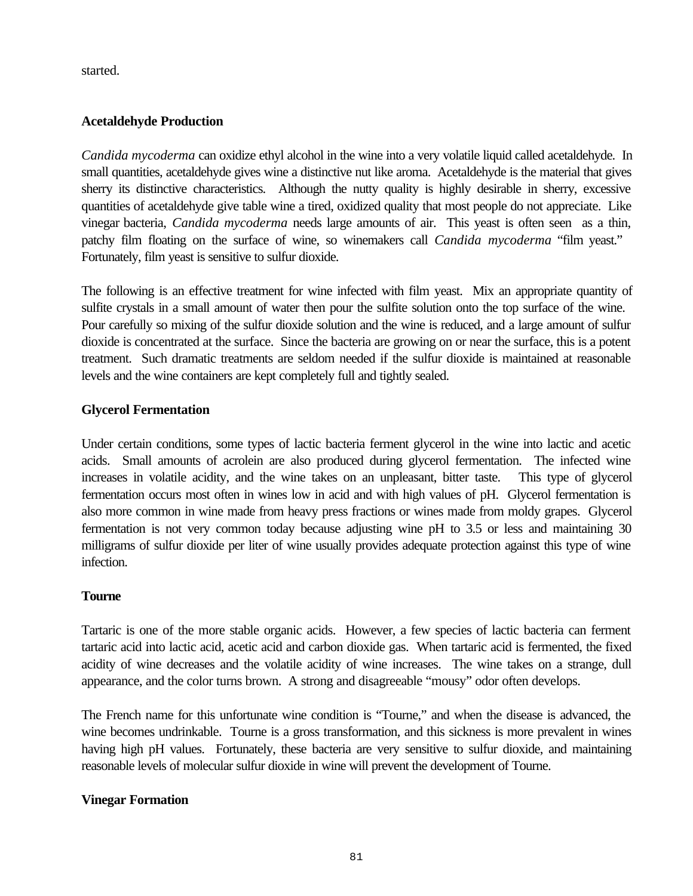started.

**Acetaldehyde Production**

*Candida mycoderma* can oxidize ethyl alcohol in the wine into a very volatile liquid called acetaldehyde. In small quantities, acetaldehyde gives wine a distinctive nut like aroma. Acetaldehyde is the material that gives sherry its distinctive characteristics. Although the nutty quality is highly desirable in sherry, excessive quantities of acetaldehyde give table wine a tired, oxidized quality that most people do not appreciate. Like vinegar bacteria, *Candida mycoderma* needs large amounts of air. This yeast is often seen as a thin, patchy film floating on the surface of wine, so winemakers call *Candida mycoderma* "film yeast." Fortunately, film yeast is sensitive to sulfur dioxide.

The following is an effective treatment for wine infected with film yeast. Mix an appropriate quantity of sulfite crystals in a small amount of water then pour the sulfite solution onto the top surface of the wine. Pour carefully so mixing of the sulfur dioxide solution and the wine is reduced, and a large amount of sulfur dioxide is concentrated at the surface. Since the bacteria are growing on or near the surface, this is a potent treatment. Such dramatic treatments are seldom needed if the sulfur dioxide is maintained at reasonable levels and the wine containers are kept completely full and tightly sealed.

**Glycerol Fermentation**

Under certain conditions, some types of lactic bacteria ferment glycerol in the wine into lactic and acetic acids. Small amounts of acrolein are also produced during glycerol fermentation. The infected wine increases in volatile acidity, and the wine takes on an unpleasant, bitter taste. This type of glycerol fermentation occurs most often in wines low in acid and with high values of pH. Glycerol fermentation is also more common in wine made from heavy press fractions or wines made from moldy grapes. Glycerol fermentation is not very common today because adjusting wine pH to 3.5 or less and maintaining 30 milligrams of sulfur dioxide per liter of wine usually provides adequate protection against this type of wine infection.

**Tourne**

Tartaric is one of the more stable organic acids. However, a few species of lactic bacteria can ferment tartaric acid into lactic acid, acetic acid and carbon dioxide gas. When tartaric acid is fermented, the fixed acidity of wine decreases and the volatile acidity of wine increases. The wine takes on a strange, dull appearance, and the color turns brown. A strong and disagreeable "mousy" odor often develops.

The French name for this unfortunate wine condition is "Tourne," and when the disease is advanced, the wine becomes undrinkable. Tourne is a gross transformation, and this sickness is more prevalent in wines having high pH values. Fortunately, these bacteria are very sensitive to sulfur dioxide, and maintaining reasonable levels of molecular sulfur dioxide in wine will prevent the development of Tourne.

**Vinegar Formation**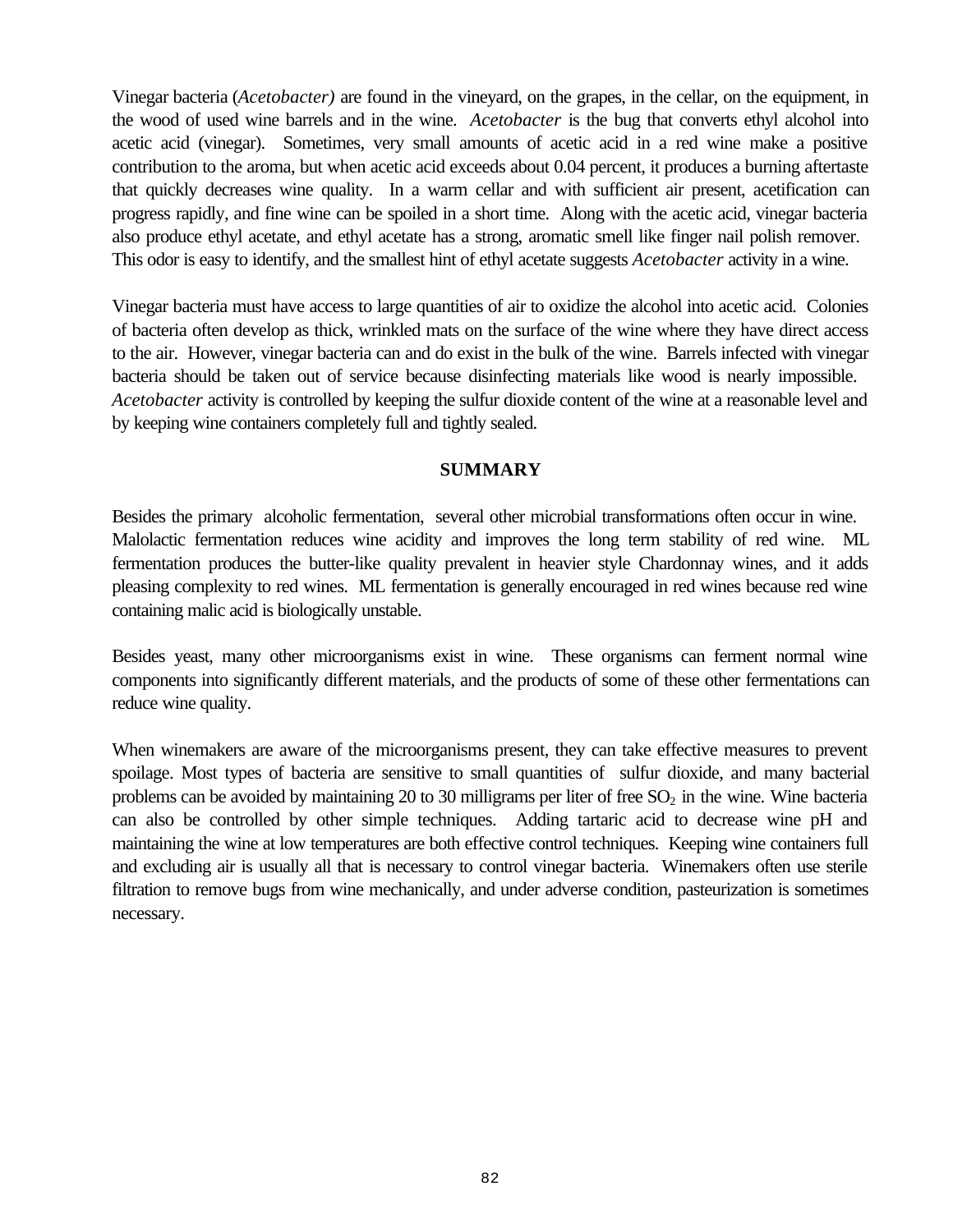Vinegar bacteria (*Acetobacter)* are found in the vineyard, on the grapes, in the cellar, on the equipment, in the wood of used wine barrels and in the wine. *Acetobacter* is the bug that converts ethyl alcohol into acetic acid (vinegar). Sometimes, very small amounts of acetic acid in a red wine make a positive contribution to the aroma, but when acetic acid exceeds about 0.04 percent, it produces a burning aftertaste that quickly decreases wine quality. In a warm cellar and with sufficient air present, acetification can progress rapidly, and fine wine can be spoiled in a short time. Along with the acetic acid, vinegar bacteria also produce ethyl acetate, and ethyl acetate has a strong, aromatic smell like finger nail polish remover. This odor is easy to identify, and the smallest hint of ethyl acetate suggests *Acetobacter* activity in a wine.

Vinegar bacteria must have access to large quantities of air to oxidize the alcohol into acetic acid. Colonies of bacteria often develop as thick, wrinkled mats on the surface of the wine where they have direct access to the air. However, vinegar bacteria can and do exist in the bulk of the wine. Barrels infected with vinegar bacteria should be taken out of service because disinfecting materials like wood is nearly impossible. *Acetobacter* activity is controlled by keeping the sulfur dioxide content of the wine at a reasonable level and by keeping wine containers completely full and tightly sealed.

## SUMMARY

Besides the primary alcoholic fermentation, several other microbial transformations often occur in wine. Malolactic fermentation reduces wine acidity and improves the long term stability of red wine. ML fermentation produces the butter-like quality prevalent in heavier style Chardonnay wines, and it adds pleasing complexity to red wines. ML fermentation is generally encouraged in red wines because red wine containing malic acid is biologically unstable.

Besides yeast, many other microorganisms exist in wine. These organisms can ferment normal wine components into significantly different materials, and the products of some of these other fermentations can reduce wine quality.

When winemakers are aware of the microorganisms present, they can take effective measures to prevent spoilage. Most types of bacteria are sensitive to small quantities of sulfur dioxide, and many bacterial problems can be avoided by maintaining 20 to 30 milligrams per liter of free $SO_2$ in the wine. Wine bacteria can also be controlled by other simple techniques. Adding tartaric acid to decrease wine pH and maintaining the wine at low temperatures are both effective control techniques. Keeping wine containers full and excluding air is usually all that is necessary to control vinegar bacteria. Winemakers often use sterile filtration to remove bugs from wine mechanically, and under adverse condition, pasteurization is sometimes necessary.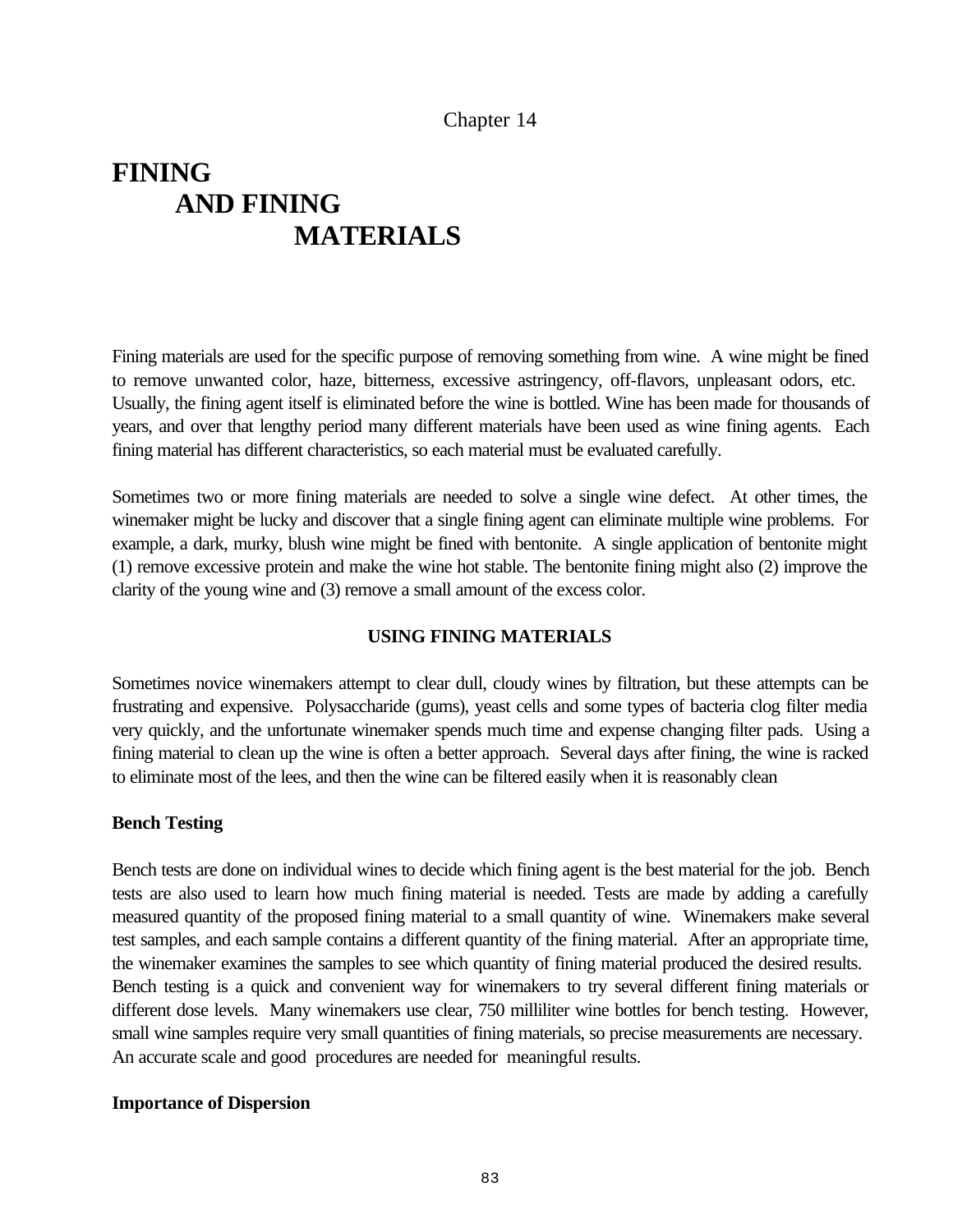Chapter 14

# FINING AND FINING MATERIALS

Fining materials are used for the specific purpose of removing something from wine. A wine might be fined to remove unwanted color, haze, bitterness, excessive astringency, off-flavors, unpleasant odors, etc. Usually, the fining agent itself is eliminated before the wine is bottled. Wine has been made for thousands of years, and over that lengthy period many different materials have been used as wine fining agents. Each fining material has different characteristics, so each material must be evaluated carefully.

Sometimes two or more fining materials are needed to solve a single wine defect. At other times, the winemaker might be lucky and discover that a single fining agent can eliminate multiple wine problems. For example, a dark, murky, blush wine might be fined with bentonite. A single application of bentonite might (1) remove excessive protein and make the wine hot stable. The bentonite fining might also (2) improve the clarity of the young wine and (3) remove a small amount of the excess color.

## USING FINING MATERIALS

Sometimes novice winemakers attempt to clear dull, cloudy wines by filtration, but these attempts can be frustrating and expensive. Polysaccharide (gums), yeast cells and some types of bacteria clog filter media very quickly, and the unfortunate winemaker spends much time and expense changing filter pads. Using a fining material to clean up the wine is often a better approach. Several days after fining, the wine is racked to eliminate most of the lees, and then the wine can be filtered easily when it is reasonably clean

### Bench Testing

Bench tests are done on individual wines to decide which fining agent is the best material for the job. Bench tests are also used to learn how much fining material is needed. Tests are made by adding a carefully measured quantity of the proposed fining material to a small quantity of wine. Winemakers make several test samples, and each sample contains a different quantity of the fining material. After an appropriate time, the winemaker examines the samples to see which quantity of fining material produced the desired results. Bench testing is a quick and convenient way for winemakers to try several different fining materials or different dose levels. Many winemakers use clear, 750 milliliter wine bottles for bench testing. However, small wine samples require very small quantities of fining materials, so precise measurements are necessary. An accurate scale and good procedures are needed for meaningful results.

### Importance of Dispersion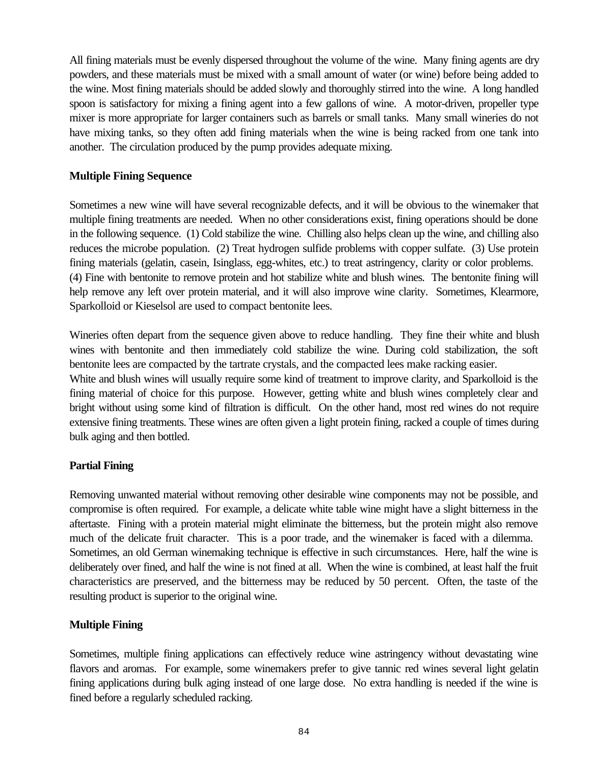All fining materials must be evenly dispersed throughout the volume of the wine. Many fining agents are dry powders, and these materials must be mixed with a small amount of water (or wine) before being added to the wine. Most fining materials should be added slowly and thoroughly stirred into the wine. A long handled spoon is satisfactory for mixing a fining agent into a few gallons of wine. A motor-driven, propeller type mixer is more appropriate for larger containers such as barrels or small tanks. Many small wineries do not have mixing tanks, so they often add fining materials when the wine is being racked from one tank into another. The circulation produced by the pump provides adequate mixing.

**Multiple Fining Sequence**

Sometimes a new wine will have several recognizable defects, and it will be obvious to the winemaker that multiple fining treatments are needed. When no other considerations exist, fining operations should be done in the following sequence. (1) Cold stabilize the wine. Chilling also helps clean up the wine, and chilling also reduces the microbe population. (2) Treat hydrogen sulfide problems with copper sulfate. (3) Use protein fining materials (gelatin, casein, Isinglass, egg-whites, etc.) to treat astringency, clarity or color problems. (4) Fine with bentonite to remove protein and hot stabilize white and blush wines. The bentonite fining will help remove any left over protein material, and it will also improve wine clarity. Sometimes, Klearmore, Sparkolloid or Kieselsol are used to compact bentonite lees.

Wineries often depart from the sequence given above to reduce handling. They fine their white and blush wines with bentonite and then immediately cold stabilize the wine. During cold stabilization, the soft bentonite lees are compacted by the tartrate crystals, and the compacted lees make racking easier.

White and blush wines will usually require some kind of treatment to improve clarity, and Sparkolloid is the fining material of choice for this purpose. However, getting white and blush wines completely clear and bright without using some kind of filtration is difficult. On the other hand, most red wines do not require extensive fining treatments. These wines are often given a light protein fining, racked a couple of times during bulk aging and then bottled.

**Partial Fining**

Removing unwanted material without removing other desirable wine components may not be possible, and compromise is often required. For example, a delicate white table wine might have a slight bitterness in the aftertaste. Fining with a protein material might eliminate the bitterness, but the protein might also remove much of the delicate fruit character. This is a poor trade, and the winemaker is faced with a dilemma. Sometimes, an old German winemaking technique is effective in such circumstances. Here, half the wine is deliberately over fined, and half the wine is not fined at all. When the wine is combined, at least half the fruit characteristics are preserved, and the bitterness may be reduced by 50 percent. Often, the taste of the resulting product is superior to the original wine.

**Multiple Fining**

Sometimes, multiple fining applications can effectively reduce wine astringency without devastating wine flavors and aromas. For example, some winemakers prefer to give tannic red wines several light gelatin fining applications during bulk aging instead of one large dose. No extra handling is needed if the wine is fined before a regularly scheduled racking.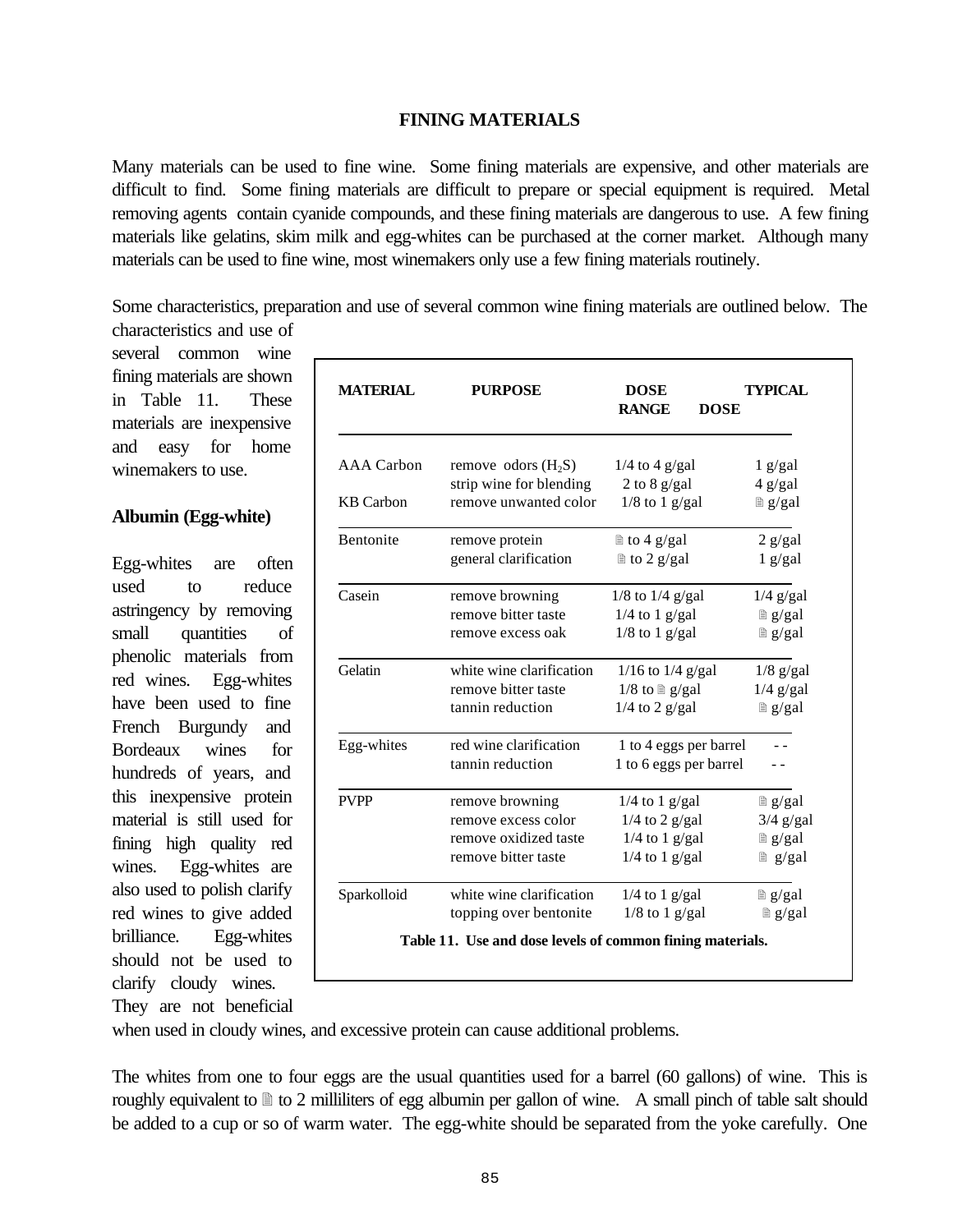## FINING MATERIALS

Many materials can be used to fine wine. Some fining materials are expensive, and other materials are difficult to find. Some fining materials are difficult to prepare or special equipment is required. Metal removing agents contain cyanide compounds, and these fining materials are dangerous to use. A few fining materials like gelatins, skim milk and egg-whites can be purchased at the corner market. Although many materials can be used to fine wine, most winemakers only use a few fining materials routinely.

Some characteristics, preparation and use of several common wine fining materials are outlined below. The characteristics and use of several common wine fining materials are shown in Table 11. These materials are inexpensive and easy for home winemakers to use.

| MATERIAL | PURPOSE | DOSE RANGE | TYPICAL DOSE |
|---|---|---|---|
| AAA Carbon | remove odors ($H_2S$) | 1/4 to 4 g/gal | 1 g/gal |
| | strip wine for blending | 2 to 8 g/gal | 4 g/gal |
| KB Carbon | remove unwanted color | 1/8 to 1 g/gal | ½ g/gal |
| Bentonite | remove protein | ½ to 4 g/gal | 2 g/gal |
| | general clarification | ½ to 2 g/gal | 1 g/gal |
| Casein | remove browning | 1/8 to 1/4 g/gal | 1/4 g/gal |
| | remove bitter taste | 1/4 to 1 g/gal | ½ g/gal |
| | remove excess oak | 1/8 to 1 g/gal | ½ g/gal |
| Gelatin | white wine clarification | 1/16 to 1/4 g/gal | 1/8 g/gal |
| | remove bitter taste | 1/8 to ½ g/gal | 1/4 g/gal |
| | tannin reduction | 1/4 to 2 g/gal | ½ g/gal |
| Egg-whites | red wine clarification | 1 to 4 eggs per barrel | - - |
| | tannin reduction | 1 to 6 eggs per barrel | - - |
| PVPP | remove browning | 1/4 to 1 g/gal | ½ g/gal |
| | remove excess color | 1/4 to 2 g/gal | 3/4 g/gal |
| | remove oxidized taste | 1/4 to 1 g/gal | ½ g/gal |
| | remove bitter taste | 1/4 to 1 g/gal | ½ g/gal |
| Sparkolloid | white wine clarification | 1/4 to 1 g/gal | ½ g/gal |
| | topping over bentonite | 1/8 to 1 g/gal | ½ g/gal |

**Table 11. Use and dose levels of common fining materials.**

### Albumin (Egg-white)

Egg-whites are often used to reduce astringency by removing small quantities of phenolic materials from red wines. Egg-whites have been used to fine French Burgundy and Bordeaux wines for hundreds of years, and this inexpensive protein material is still used for fining high quality red wines. Egg-whites are also used to polish clarify red wines to give added brilliance. Egg-whites should not be used to clarify cloudy wines. They are not beneficial when used in cloudy wines, and excessive protein can cause additional problems.

The whites from one to four eggs are the usual quantities used for a barrel (60 gallons) of wine. This is roughly equivalent to ½ to 2 milliliters of egg albumin per gallon of wine. A small pinch of table salt should be added to a cup or so of warm water. The egg-white should be separated from the yoke carefully. One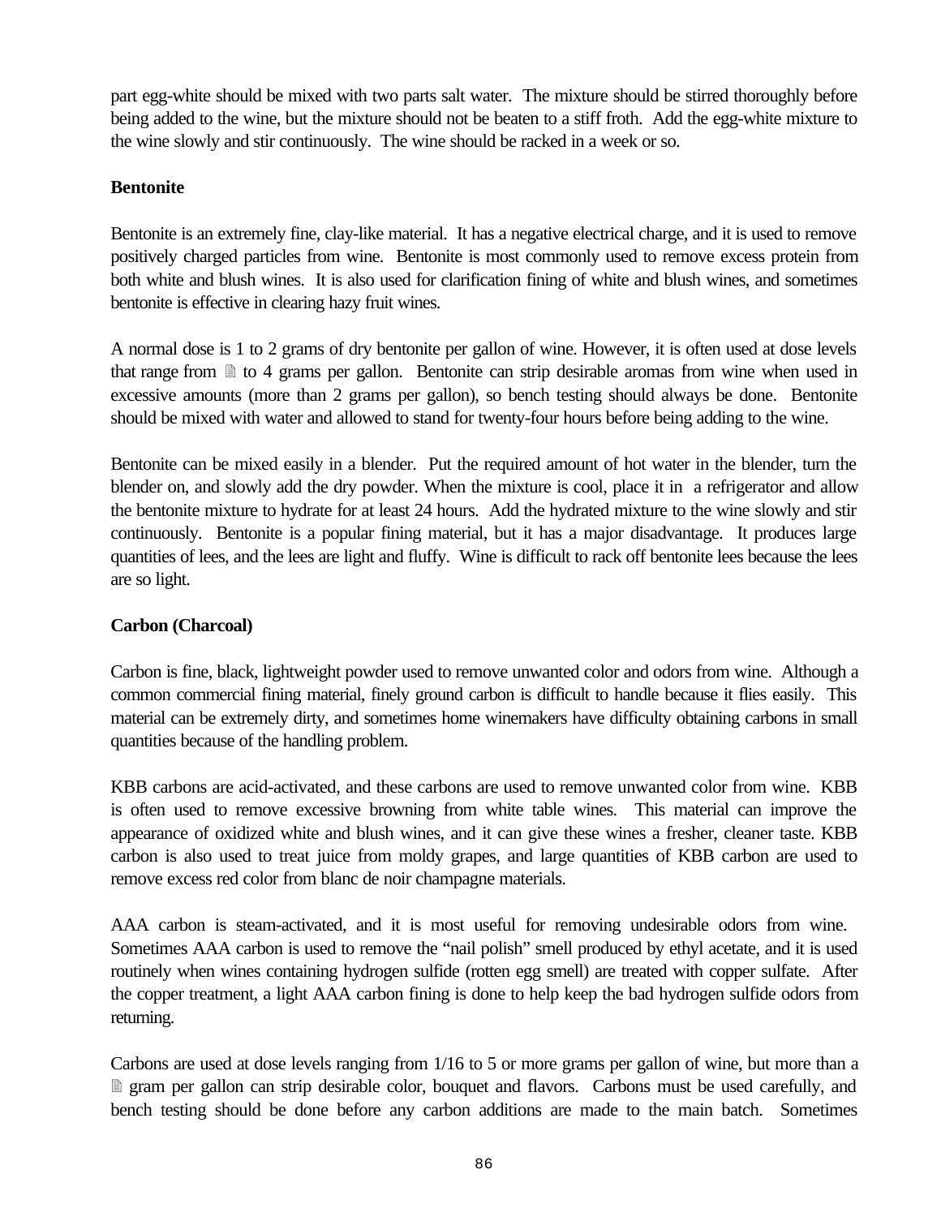part egg-white should be mixed with two parts salt water. The mixture should be stirred thoroughly before being added to the wine, but the mixture should not be beaten to a stiff froth. Add the egg-white mixture to the wine slowly and stir continuously. The wine should be racked in a week or so.

**Bentonite**

Bentonite is an extremely fine, clay-like material. It has a negative electrical charge, and it is used to remove positively charged particles from wine. Bentonite is most commonly used to remove excess protein from both white and blush wines. It is also used for clarification fining of white and blush wines, and sometimes bentonite is effective in clearing hazy fruit wines.

A normal dose is 1 to 2 grams of dry bentonite per gallon of wine. However, it is often used at dose levels that range from ½ to 4 grams per gallon. Bentonite can strip desirable aromas from wine when used in excessive amounts (more than 2 grams per gallon), so bench testing should always be done. Bentonite should be mixed with water and allowed to stand for twenty-four hours before being adding to the wine.

Bentonite can be mixed easily in a blender. Put the required amount of hot water in the blender, turn the blender on, and slowly add the dry powder. When the mixture is cool, place it in a refrigerator and allow the bentonite mixture to hydrate for at least 24 hours. Add the hydrated mixture to the wine slowly and stir continuously. Bentonite is a popular fining material, but it has a major disadvantage. It produces large quantities of lees, and the lees are light and fluffy. Wine is difficult to rack off bentonite lees because the lees are so light.

**Carbon (Charcoal)**

Carbon is fine, black, lightweight powder used to remove unwanted color and odors from wine. Although a common commercial fining material, finely ground carbon is difficult to handle because it flies easily. This material can be extremely dirty, and sometimes home winemakers have difficulty obtaining carbons in small quantities because of the handling problem.

KBB carbons are acid-activated, and these carbons are used to remove unwanted color from wine. KBB is often used to remove excessive browning from white table wines. This material can improve the appearance of oxidized white and blush wines, and it can give these wines a fresher, cleaner taste. KBB carbon is also used to treat juice from moldy grapes, and large quantities of KBB carbon are used to remove excess red color from blanc de noir champagne materials.

AAA carbon is steam-activated, and it is most useful for removing undesirable odors from wine. Sometimes AAA carbon is used to remove the "nail polish" smell produced by ethyl acetate, and it is used routinely when wines containing hydrogen sulfide (rotten egg smell) are treated with copper sulfate. After the copper treatment, a light AAA carbon fining is done to help keep the bad hydrogen sulfide odors from returning.

Carbons are used at dose levels ranging from 1/16 to 5 or more grams per gallon of wine, but more than a ½ gram per gallon can strip desirable color, bouquet and flavors. Carbons must be used carefully, and bench testing should be done before any carbon additions are made to the main batch. Sometimes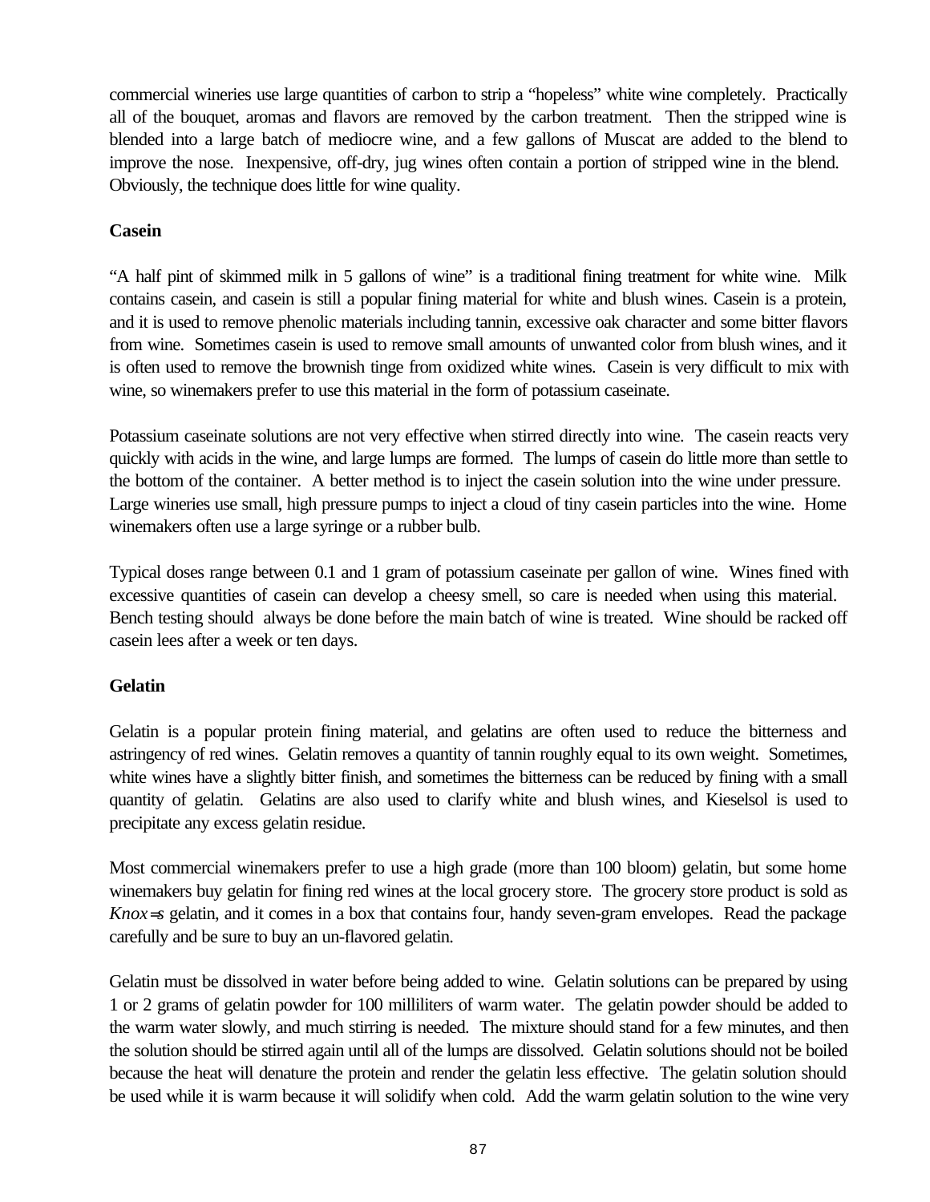commercial wineries use large quantities of carbon to strip a "hopeless" white wine completely. Practically all of the bouquet, aromas and flavors are removed by the carbon treatment. Then the stripped wine is blended into a large batch of mediocre wine, and a few gallons of Muscat are added to the blend to improve the nose. Inexpensive, off-dry, jug wines often contain a portion of stripped wine in the blend. Obviously, the technique does little for wine quality.

**Casein**

"A half pint of skimmed milk in 5 gallons of wine" is a traditional fining treatment for white wine. Milk contains casein, and casein is still a popular fining material for white and blush wines. Casein is a protein, and it is used to remove phenolic materials including tannin, excessive oak character and some bitter flavors from wine. Sometimes casein is used to remove small amounts of unwanted color from blush wines, and it is often used to remove the brownish tinge from oxidized white wines. Casein is very difficult to mix with wine, so winemakers prefer to use this material in the form of potassium caseinate.

Potassium caseinate solutions are not very effective when stirred directly into wine. The casein reacts very quickly with acids in the wine, and large lumps are formed. The lumps of casein do little more than settle to the bottom of the container. A better method is to inject the casein solution into the wine under pressure. Large wineries use small, high pressure pumps to inject a cloud of tiny casein particles into the wine. Home winemakers often use a large syringe or a rubber bulb.

Typical doses range between 0.1 and 1 gram of potassium caseinate per gallon of wine. Wines fined with excessive quantities of casein can develop a cheesy smell, so care is needed when using this material. Bench testing should always be done before the main batch of wine is treated. Wine should be racked off casein lees after a week or ten days.

**Gelatin**

Gelatin is a popular protein fining material, and gelatins are often used to reduce the bitterness and astringency of red wines. Gelatin removes a quantity of tannin roughly equal to its own weight. Sometimes, white wines have a slightly bitter finish, and sometimes the bitterness can be reduced by fining with a small quantity of gelatin. Gelatins are also used to clarify white and blush wines, and Kieselsol is used to precipitate any excess gelatin residue.

Most commercial winemakers prefer to use a high grade (more than 100 bloom) gelatin, but some home winemakers buy gelatin for fining red wines at the local grocery store. The grocery store product is sold as *Knox*=s gelatin, and it comes in a box that contains four, handy seven-gram envelopes. Read the package carefully and be sure to buy an un-flavored gelatin.

Gelatin must be dissolved in water before being added to wine. Gelatin solutions can be prepared by using 1 or 2 grams of gelatin powder for 100 milliliters of warm water. The gelatin powder should be added to the warm water slowly, and much stirring is needed. The mixture should stand for a few minutes, and then the solution should be stirred again until all of the lumps are dissolved. Gelatin solutions should not be boiled because the heat will denature the protein and render the gelatin less effective. The gelatin solution should be used while it is warm because it will solidify when cold. Add the warm gelatin solution to the wine very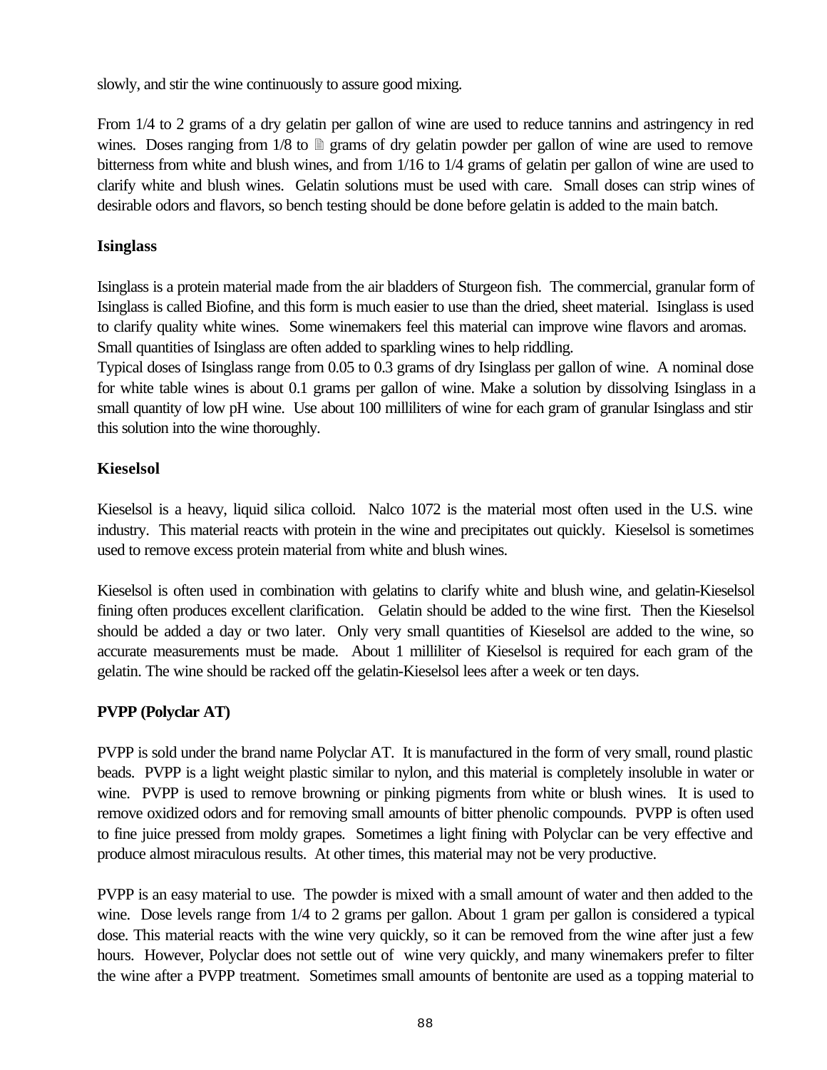slowly, and stir the wine continuously to assure good mixing.

From 1/4 to 2 grams of a dry gelatin per gallon of wine are used to reduce tannins and astringency in red wines. Doses ranging from 1/8 to ½ grams of dry gelatin powder per gallon of wine are used to remove bitterness from white and blush wines, and from 1/16 to 1/4 grams of gelatin per gallon of wine are used to clarify white and blush wines. Gelatin solutions must be used with care. Small doses can strip wines of desirable odors and flavors, so bench testing should be done before gelatin is added to the main batch.

### Isinglass

Isinglass is a protein material made from the air bladders of Sturgeon fish. The commercial, granular form of Isinglass is called Biofine, and this form is much easier to use than the dried, sheet material. Isinglass is used to clarify quality white wines. Some winemakers feel this material can improve wine flavors and aromas. Small quantities of Isinglass are often added to sparkling wines to help riddling.

Typical doses of Isinglass range from 0.05 to 0.3 grams of dry Isinglass per gallon of wine. A nominal dose for white table wines is about 0.1 grams per gallon of wine. Make a solution by dissolving Isinglass in a small quantity of low pH wine. Use about 100 milliliters of wine for each gram of granular Isinglass and stir this solution into the wine thoroughly.

### Kieselsol

Kieselsol is a heavy, liquid silica colloid. Nalco 1072 is the material most often used in the U.S. wine industry. This material reacts with protein in the wine and precipitates out quickly. Kieselsol is sometimes used to remove excess protein material from white and blush wines.

Kieselsol is often used in combination with gelatins to clarify white and blush wine, and gelatin-Kieselsol fining often produces excellent clarification. Gelatin should be added to the wine first. Then the Kieselsol should be added a day or two later. Only very small quantities of Kieselsol are added to the wine, so accurate measurements must be made. About 1 milliliter of Kieselsol is required for each gram of the gelatin. The wine should be racked off the gelatin-Kieselsol lees after a week or ten days.

### PVPP (Polyclar AT)

PVPP is sold under the brand name Polyclar AT. It is manufactured in the form of very small, round plastic beads. PVPP is a light weight plastic similar to nylon, and this material is completely insoluble in water or wine. PVPP is used to remove browning or pinking pigments from white or blush wines. It is used to remove oxidized odors and for removing small amounts of bitter phenolic compounds. PVPP is often used to fine juice pressed from moldy grapes. Sometimes a light fining with Polyclar can be very effective and produce almost miraculous results. At other times, this material may not be very productive.

PVPP is an easy material to use. The powder is mixed with a small amount of water and then added to the wine. Dose levels range from 1/4 to 2 grams per gallon. About 1 gram per gallon is considered a typical dose. This material reacts with the wine very quickly, so it can be removed from the wine after just a few hours. However, Polyclar does not settle out of wine very quickly, and many winemakers prefer to filter the wine after a PVPP treatment. Sometimes small amounts of bentonite are used as a topping material to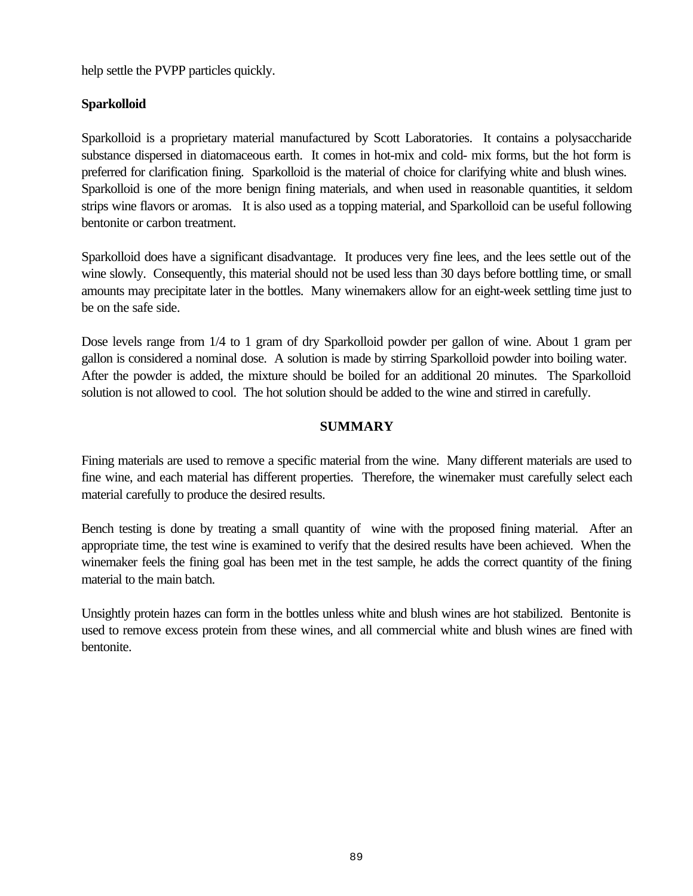help settle the PVPP particles quickly.

**Sparkolloid**

Sparkolloid is a proprietary material manufactured by Scott Laboratories. It contains a polysaccharide substance dispersed in diatomaceous earth. It comes in hot-mix and cold- mix forms, but the hot form is preferred for clarification fining. Sparkolloid is the material of choice for clarifying white and blush wines. Sparkolloid is one of the more benign fining materials, and when used in reasonable quantities, it seldom strips wine flavors or aromas. It is also used as a topping material, and Sparkolloid can be useful following bentonite or carbon treatment.

Sparkolloid does have a significant disadvantage. It produces very fine lees, and the lees settle out of the wine slowly. Consequently, this material should not be used less than 30 days before bottling time, or small amounts may precipitate later in the bottles. Many winemakers allow for an eight-week settling time just to be on the safe side.

Dose levels range from 1/4 to 1 gram of dry Sparkolloid powder per gallon of wine. About 1 gram per gallon is considered a nominal dose. A solution is made by stirring Sparkolloid powder into boiling water. After the powder is added, the mixture should be boiled for an additional 20 minutes. The Sparkolloid solution is not allowed to cool. The hot solution should be added to the wine and stirred in carefully.

## SUMMARY

Fining materials are used to remove a specific material from the wine. Many different materials are used to fine wine, and each material has different properties. Therefore, the winemaker must carefully select each material carefully to produce the desired results.

Bench testing is done by treating a small quantity of wine with the proposed fining material. After an appropriate time, the test wine is examined to verify that the desired results have been achieved. When the winemaker feels the fining goal has been met in the test sample, he adds the correct quantity of the fining material to the main batch.

Unsightly protein hazes can form in the bottles unless white and blush wines are hot stabilized. Bentonite is used to remove excess protein from these wines, and all commercial white and blush wines are fined with bentonite.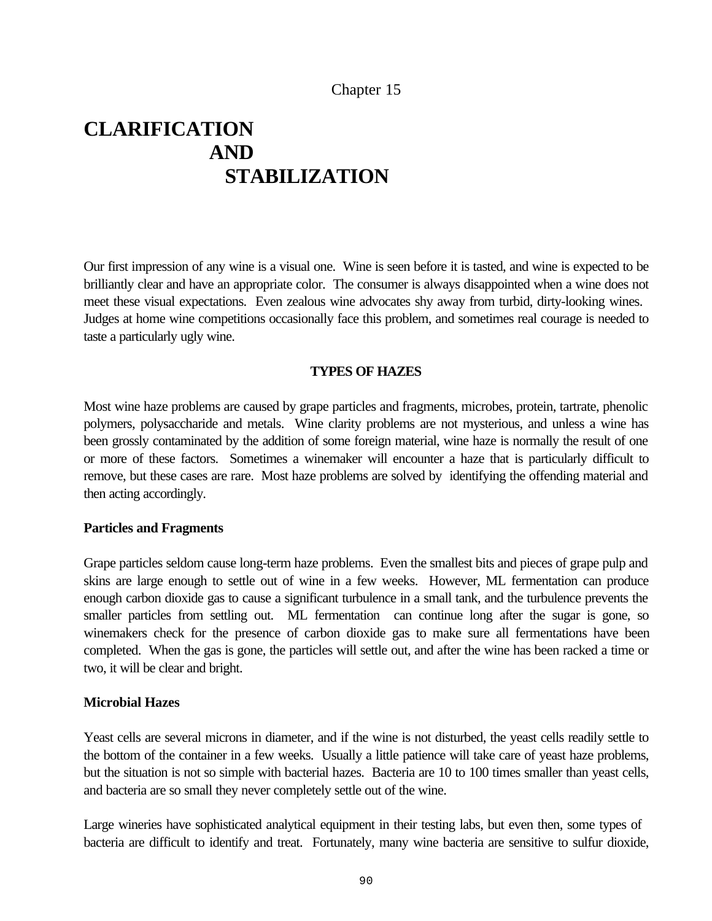Chapter 15

# CLARIFICATION AND STABILIZATION

Our first impression of any wine is a visual one. Wine is seen before it is tasted, and wine is expected to be brilliantly clear and have an appropriate color. The consumer is always disappointed when a wine does not meet these visual expectations. Even zealous wine advocates shy away from turbid, dirty-looking wines. Judges at home wine competitions occasionally face this problem, and sometimes real courage is needed to taste a particularly ugly wine.

## TYPES OF HAZES

Most wine haze problems are caused by grape particles and fragments, microbes, protein, tartrate, phenolic polymers, polysaccharide and metals. Wine clarity problems are not mysterious, and unless a wine has been grossly contaminated by the addition of some foreign material, wine haze is normally the result of one or more of these factors. Sometimes a winemaker will encounter a haze that is particularly difficult to remove, but these cases are rare. Most haze problems are solved by identifying the offending material and then acting accordingly.

### Particles and Fragments

Grape particles seldom cause long-term haze problems. Even the smallest bits and pieces of grape pulp and skins are large enough to settle out of wine in a few weeks. However, ML fermentation can produce enough carbon dioxide gas to cause a significant turbulence in a small tank, and the turbulence prevents the smaller particles from settling out. ML fermentation can continue long after the sugar is gone, so winemakers check for the presence of carbon dioxide gas to make sure all fermentations have been completed. When the gas is gone, the particles will settle out, and after the wine has been racked a time or two, it will be clear and bright.

### Microbial Hazes

Yeast cells are several microns in diameter, and if the wine is not disturbed, the yeast cells readily settle to the bottom of the container in a few weeks. Usually a little patience will take care of yeast haze problems, but the situation is not so simple with bacterial hazes. Bacteria are 10 to 100 times smaller than yeast cells, and bacteria are so small they never completely settle out of the wine.

Large wineries have sophisticated analytical equipment in their testing labs, but even then, some types of bacteria are difficult to identify and treat. Fortunately, many wine bacteria are sensitive to sulfur dioxide,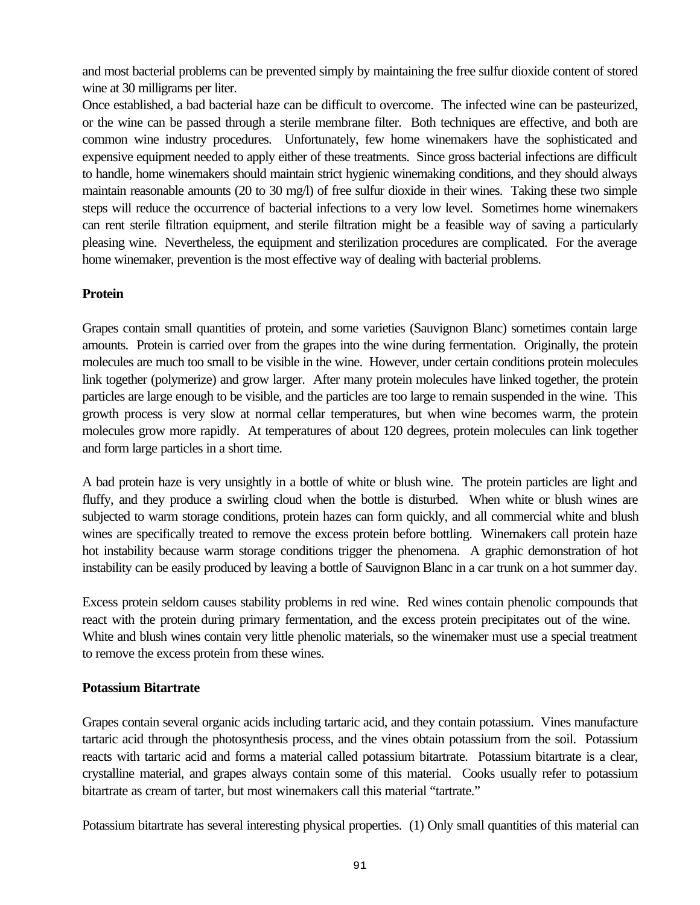and most bacterial problems can be prevented simply by maintaining the free sulfur dioxide content of stored wine at 30 milligrams per liter.

Once established, a bad bacterial haze can be difficult to overcome. The infected wine can be pasteurized, or the wine can be passed through a sterile membrane filter. Both techniques are effective, and both are common wine industry procedures. Unfortunately, few home winemakers have the sophisticated and expensive equipment needed to apply either of these treatments. Since gross bacterial infections are difficult to handle, home winemakers should maintain strict hygienic winemaking conditions, and they should always maintain reasonable amounts (20 to 30 mg/l) of free sulfur dioxide in their wines. Taking these two simple steps will reduce the occurrence of bacterial infections to a very low level. Sometimes home winemakers can rent sterile filtration equipment, and sterile filtration might be a feasible way of saving a particularly pleasing wine. Nevertheless, the equipment and sterilization procedures are complicated. For the average home winemaker, prevention is the most effective way of dealing with bacterial problems.

**Protein**

Grapes contain small quantities of protein, and some varieties (Sauvignon Blanc) sometimes contain large amounts. Protein is carried over from the grapes into the wine during fermentation. Originally, the protein molecules are much too small to be visible in the wine. However, under certain conditions protein molecules link together (polymerize) and grow larger. After many protein molecules have linked together, the protein particles are large enough to be visible, and the particles are too large to remain suspended in the wine. This growth process is very slow at normal cellar temperatures, but when wine becomes warm, the protein molecules grow more rapidly. At temperatures of about 120 degrees, protein molecules can link together and form large particles in a short time.

A bad protein haze is very unsightly in a bottle of white or blush wine. The protein particles are light and fluffy, and they produce a swirling cloud when the bottle is disturbed. When white or blush wines are subjected to warm storage conditions, protein hazes can form quickly, and all commercial white and blush wines are specifically treated to remove the excess protein before bottling. Winemakers call protein haze hot instability because warm storage conditions trigger the phenomena. A graphic demonstration of hot instability can be easily produced by leaving a bottle of Sauvignon Blanc in a car trunk on a hot summer day.

Excess protein seldom causes stability problems in red wine. Red wines contain phenolic compounds that react with the protein during primary fermentation, and the excess protein precipitates out of the wine. White and blush wines contain very little phenolic materials, so the winemaker must use a special treatment to remove the excess protein from these wines.

**Potassium Bitartrate**

Grapes contain several organic acids including tartaric acid, and they contain potassium. Vines manufacture tartaric acid through the photosynthesis process, and the vines obtain potassium from the soil. Potassium reacts with tartaric acid and forms a material called potassium bitartrate. Potassium bitartrate is a clear, crystalline material, and grapes always contain some of this material. Cooks usually refer to potassium bitartrate as cream of tarter, but most winemakers call this material "tartrate."

Potassium bitartrate has several interesting physical properties. (1) Only small quantities of this material can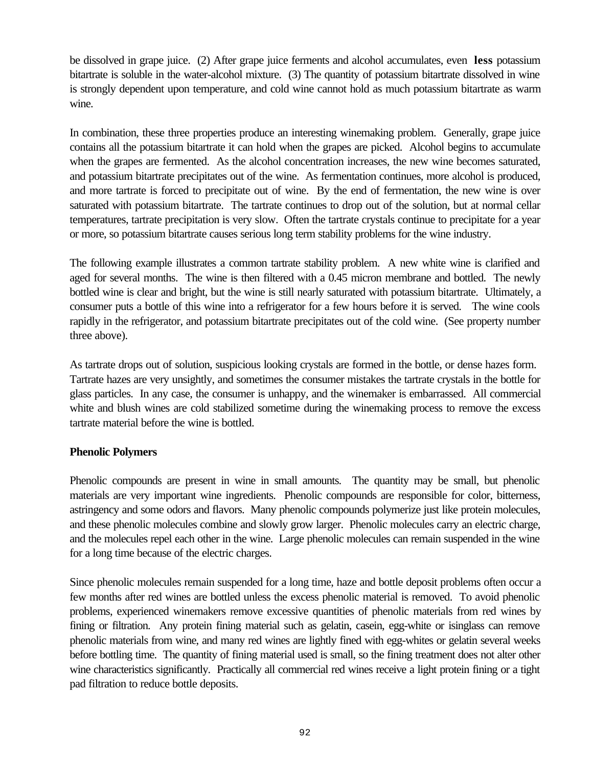be dissolved in grape juice. (2) After grape juice ferments and alcohol accumulates, even **less** potassium bitartrate is soluble in the water-alcohol mixture. (3) The quantity of potassium bitartrate dissolved in wine is strongly dependent upon temperature, and cold wine cannot hold as much potassium bitartrate as warm wine.

In combination, these three properties produce an interesting winemaking problem. Generally, grape juice contains all the potassium bitartrate it can hold when the grapes are picked. Alcohol begins to accumulate when the grapes are fermented. As the alcohol concentration increases, the new wine becomes saturated, and potassium bitartrate precipitates out of the wine. As fermentation continues, more alcohol is produced, and more tartrate is forced to precipitate out of wine. By the end of fermentation, the new wine is over saturated with potassium bitartrate. The tartrate continues to drop out of the solution, but at normal cellar temperatures, tartrate precipitation is very slow. Often the tartrate crystals continue to precipitate for a year or more, so potassium bitartrate causes serious long term stability problems for the wine industry.

The following example illustrates a common tartrate stability problem. A new white wine is clarified and aged for several months. The wine is then filtered with a 0.45 micron membrane and bottled. The newly bottled wine is clear and bright, but the wine is still nearly saturated with potassium bitartrate. Ultimately, a consumer puts a bottle of this wine into a refrigerator for a few hours before it is served. The wine cools rapidly in the refrigerator, and potassium bitartrate precipitates out of the cold wine. (See property number three above).

As tartrate drops out of solution, suspicious looking crystals are formed in the bottle, or dense hazes form. Tartrate hazes are very unsightly, and sometimes the consumer mistakes the tartrate crystals in the bottle for glass particles. In any case, the consumer is unhappy, and the winemaker is embarrassed. All commercial white and blush wines are cold stabilized sometime during the winemaking process to remove the excess tartrate material before the wine is bottled.

**Phenolic Polymers**

Phenolic compounds are present in wine in small amounts. The quantity may be small, but phenolic materials are very important wine ingredients. Phenolic compounds are responsible for color, bitterness, astringency and some odors and flavors. Many phenolic compounds polymerize just like protein molecules, and these phenolic molecules combine and slowly grow larger. Phenolic molecules carry an electric charge, and the molecules repel each other in the wine. Large phenolic molecules can remain suspended in the wine for a long time because of the electric charges.

Since phenolic molecules remain suspended for a long time, haze and bottle deposit problems often occur a few months after red wines are bottled unless the excess phenolic material is removed. To avoid phenolic problems, experienced winemakers remove excessive quantities of phenolic materials from red wines by fining or filtration. Any protein fining material such as gelatin, casein, egg-white or isinglass can remove phenolic materials from wine, and many red wines are lightly fined with egg-whites or gelatin several weeks before bottling time. The quantity of fining material used is small, so the fining treatment does not alter other wine characteristics significantly. Practically all commercial red wines receive a light protein fining or a tight pad filtration to reduce bottle deposits.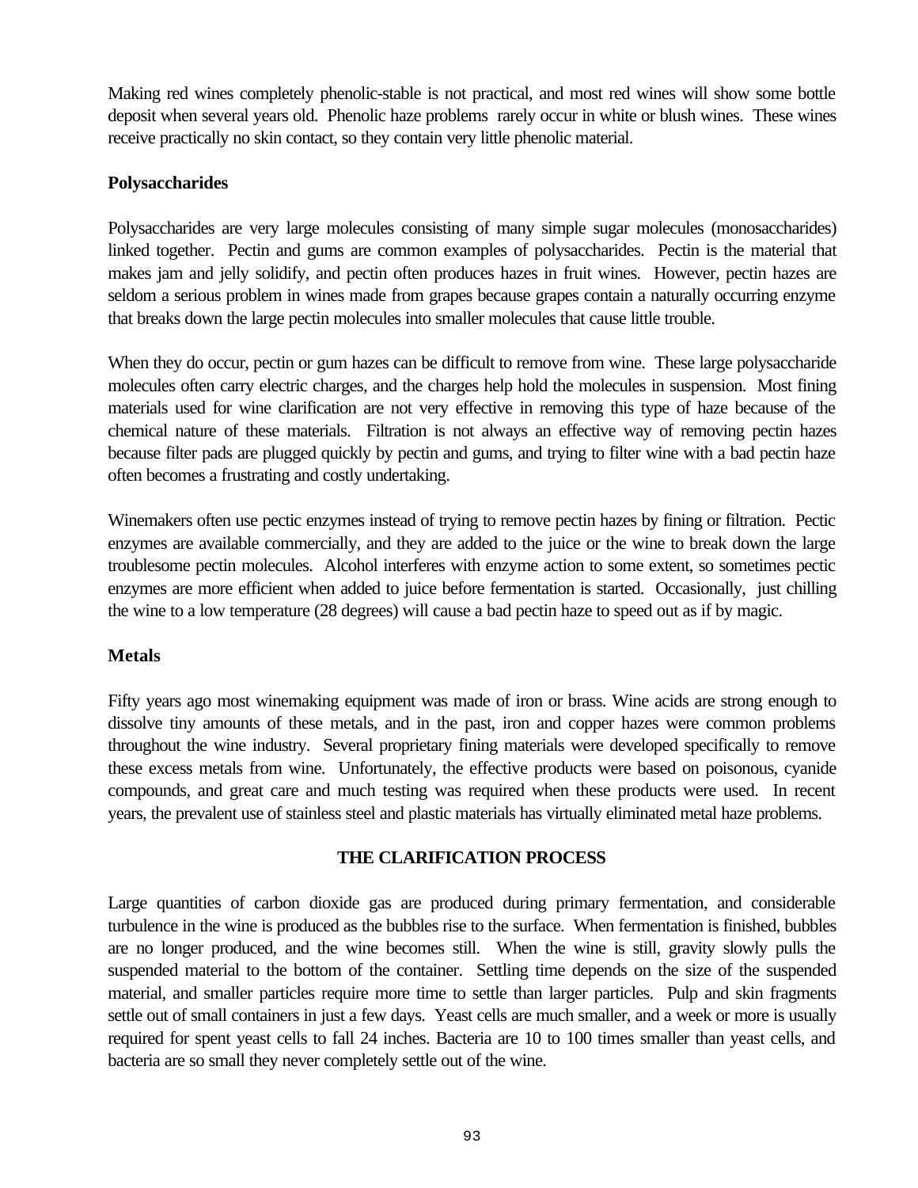Making red wines completely phenolic-stable is not practical, and most red wines will show some bottle deposit when several years old. Phenolic haze problems rarely occur in white or blush wines. These wines receive practically no skin contact, so they contain very little phenolic material.

### Polysaccharides

Polysaccharides are very large molecules consisting of many simple sugar molecules (monosaccharides) linked together. Pectin and gums are common examples of polysaccharides. Pectin is the material that makes jam and jelly solidify, and pectin often produces hazes in fruit wines. However, pectin hazes are seldom a serious problem in wines made from grapes because grapes contain a naturally occurring enzyme that breaks down the large pectin molecules into smaller molecules that cause little trouble.

When they do occur, pectin or gum hazes can be difficult to remove from wine. These large polysaccharide molecules often carry electric charges, and the charges help hold the molecules in suspension. Most fining materials used for wine clarification are not very effective in removing this type of haze because of the chemical nature of these materials. Filtration is not always an effective way of removing pectin hazes because filter pads are plugged quickly by pectin and gums, and trying to filter wine with a bad pectin haze often becomes a frustrating and costly undertaking.

Winemakers often use pectic enzymes instead of trying to remove pectin hazes by fining or filtration. Pectic enzymes are available commercially, and they are added to the juice or the wine to break down the large troublesome pectin molecules. Alcohol interferes with enzyme action to some extent, so sometimes pectic enzymes are more efficient when added to juice before fermentation is started. Occasionally, just chilling the wine to a low temperature (28 degrees) will cause a bad pectin haze to speed out as if by magic.

### Metals

Fifty years ago most winemaking equipment was made of iron or brass. Wine acids are strong enough to dissolve tiny amounts of these metals, and in the past, iron and copper hazes were common problems throughout the wine industry. Several proprietary fining materials were developed specifically to remove these excess metals from wine. Unfortunately, the effective products were based on poisonous, cyanide compounds, and great care and much testing was required when these products were used. In recent years, the prevalent use of stainless steel and plastic materials has virtually eliminated metal haze problems.

## THE CLARIFICATION PROCESS

Large quantities of carbon dioxide gas are produced during primary fermentation, and considerable turbulence in the wine is produced as the bubbles rise to the surface. When fermentation is finished, bubbles are no longer produced, and the wine becomes still. When the wine is still, gravity slowly pulls the suspended material to the bottom of the container. Settling time depends on the size of the suspended material, and smaller particles require more time to settle than larger particles. Pulp and skin fragments settle out of small containers in just a few days. Yeast cells are much smaller, and a week or more is usually required for spent yeast cells to fall 24 inches. Bacteria are 10 to 100 times smaller than yeast cells, and bacteria are so small they never completely settle out of the wine.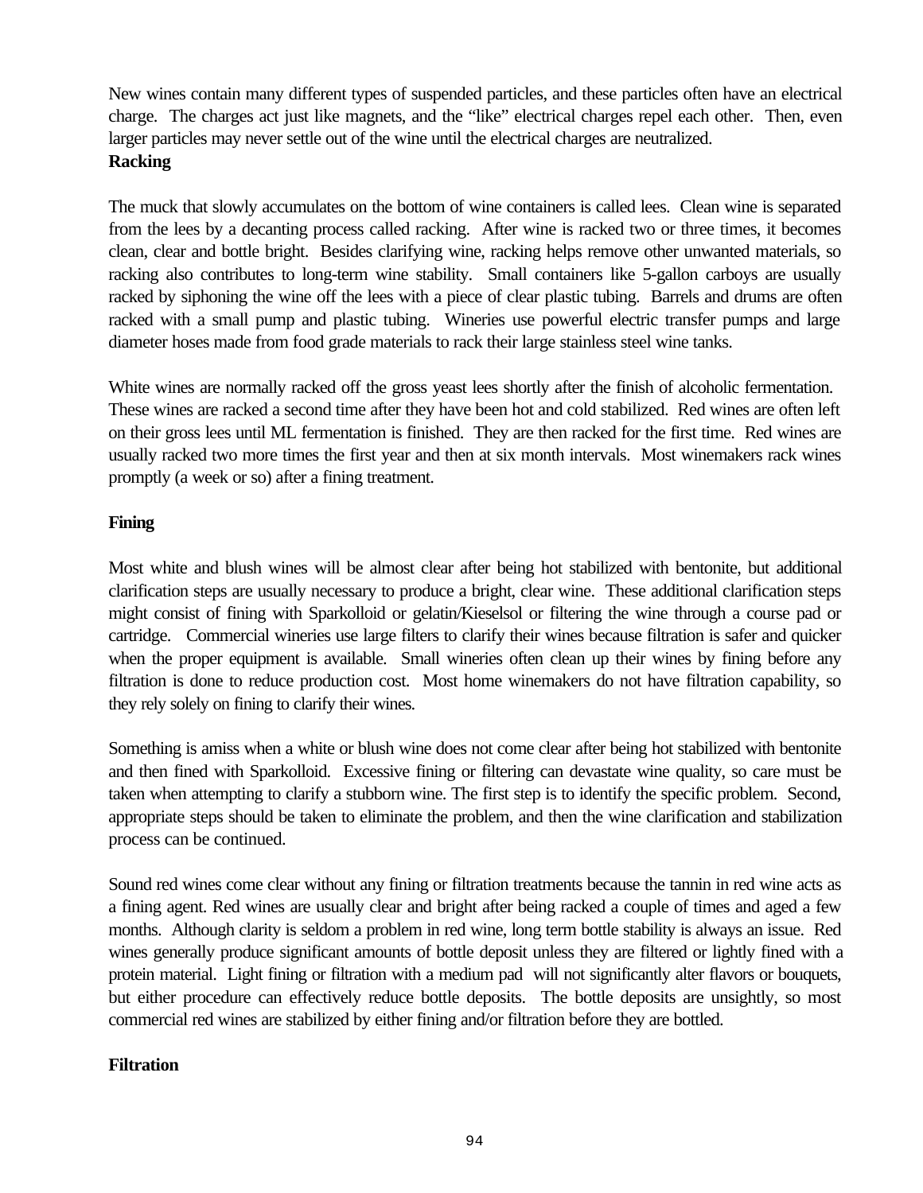New wines contain many different types of suspended particles, and these particles often have an electrical charge. The charges act just like magnets, and the "like" electrical charges repel each other. Then, even larger particles may never settle out of the wine until the electrical charges are neutralized.

**Racking**

The muck that slowly accumulates on the bottom of wine containers is called lees. Clean wine is separated from the lees by a decanting process called racking. After wine is racked two or three times, it becomes clean, clear and bottle bright. Besides clarifying wine, racking helps remove other unwanted materials, so racking also contributes to long-term wine stability. Small containers like 5-gallon carboys are usually racked by siphoning the wine off the lees with a piece of clear plastic tubing. Barrels and drums are often racked with a small pump and plastic tubing. Wineries use powerful electric transfer pumps and large diameter hoses made from food grade materials to rack their large stainless steel wine tanks.

White wines are normally racked off the gross yeast lees shortly after the finish of alcoholic fermentation. These wines are racked a second time after they have been hot and cold stabilized. Red wines are often left on their gross lees until ML fermentation is finished. They are then racked for the first time. Red wines are usually racked two more times the first year and then at six month intervals. Most winemakers rack wines promptly (a week or so) after a fining treatment.

**Fining**

Most white and blush wines will be almost clear after being hot stabilized with bentonite, but additional clarification steps are usually necessary to produce a bright, clear wine. These additional clarification steps might consist of fining with Sparkolloid or gelatin/Kieselsol or filtering the wine through a course pad or cartridge. Commercial wineries use large filters to clarify their wines because filtration is safer and quicker when the proper equipment is available. Small wineries often clean up their wines by fining before any filtration is done to reduce production cost. Most home winemakers do not have filtration capability, so they rely solely on fining to clarify their wines.

Something is amiss when a white or blush wine does not come clear after being hot stabilized with bentonite and then fined with Sparkolloid. Excessive fining or filtering can devastate wine quality, so care must be taken when attempting to clarify a stubborn wine. The first step is to identify the specific problem. Second, appropriate steps should be taken to eliminate the problem, and then the wine clarification and stabilization process can be continued.

Sound red wines come clear without any fining or filtration treatments because the tannin in red wine acts as a fining agent. Red wines are usually clear and bright after being racked a couple of times and aged a few months. Although clarity is seldom a problem in red wine, long term bottle stability is always an issue. Red wines generally produce significant amounts of bottle deposit unless they are filtered or lightly fined with a protein material. Light fining or filtration with a medium pad will not significantly alter flavors or bouquets, but either procedure can effectively reduce bottle deposits. The bottle deposits are unsightly, so most commercial red wines are stabilized by either fining and/or filtration before they are bottled.

**Filtration**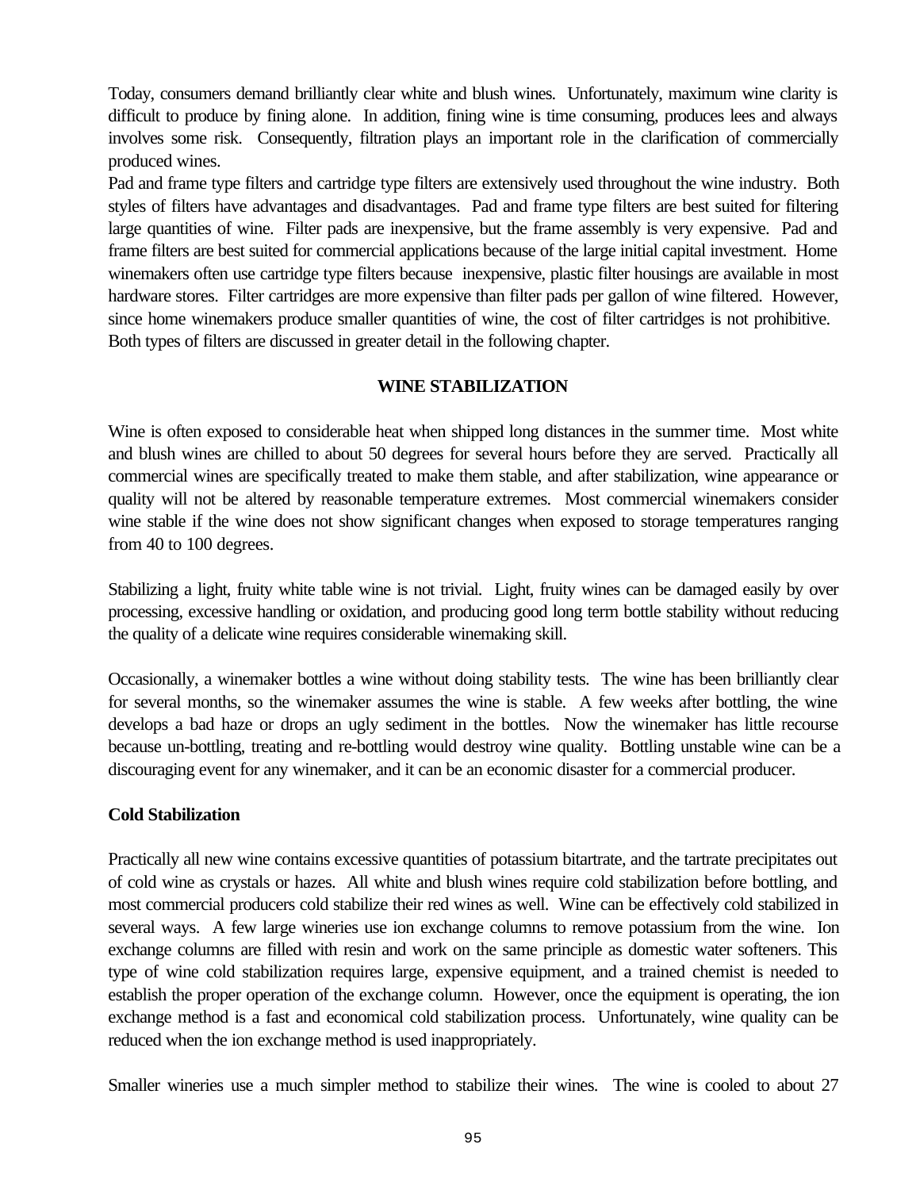Today, consumers demand brilliantly clear white and blush wines. Unfortunately, maximum wine clarity is difficult to produce by fining alone. In addition, fining wine is time consuming, produces lees and always involves some risk. Consequently, filtration plays an important role in the clarification of commercially produced wines.

Pad and frame type filters and cartridge type filters are extensively used throughout the wine industry. Both styles of filters have advantages and disadvantages. Pad and frame type filters are best suited for filtering large quantities of wine. Filter pads are inexpensive, but the frame assembly is very expensive. Pad and frame filters are best suited for commercial applications because of the large initial capital investment. Home winemakers often use cartridge type filters because inexpensive, plastic filter housings are available in most hardware stores. Filter cartridges are more expensive than filter pads per gallon of wine filtered. However, since home winemakers produce smaller quantities of wine, the cost of filter cartridges is not prohibitive. Both types of filters are discussed in greater detail in the following chapter.

## WINE STABILIZATION

Wine is often exposed to considerable heat when shipped long distances in the summer time. Most white and blush wines are chilled to about 50 degrees for several hours before they are served. Practically all commercial wines are specifically treated to make them stable, and after stabilization, wine appearance or quality will not be altered by reasonable temperature extremes. Most commercial winemakers consider wine stable if the wine does not show significant changes when exposed to storage temperatures ranging from 40 to 100 degrees.

Stabilizing a light, fruity white table wine is not trivial. Light, fruity wines can be damaged easily by over processing, excessive handling or oxidation, and producing good long term bottle stability without reducing the quality of a delicate wine requires considerable winemaking skill.

Occasionally, a winemaker bottles a wine without doing stability tests. The wine has been brilliantly clear for several months, so the winemaker assumes the wine is stable. A few weeks after bottling, the wine develops a bad haze or drops an ugly sediment in the bottles. Now the winemaker has little recourse because un-bottling, treating and re-bottling would destroy wine quality. Bottling unstable wine can be a discouraging event for any winemaker, and it can be an economic disaster for a commercial producer.

### Cold Stabilization

Practically all new wine contains excessive quantities of potassium bitartrate, and the tartrate precipitates out of cold wine as crystals or hazes. All white and blush wines require cold stabilization before bottling, and most commercial producers cold stabilize their red wines as well. Wine can be effectively cold stabilized in several ways. A few large wineries use ion exchange columns to remove potassium from the wine. Ion exchange columns are filled with resin and work on the same principle as domestic water softeners. This type of wine cold stabilization requires large, expensive equipment, and a trained chemist is needed to establish the proper operation of the exchange column. However, once the equipment is operating, the ion exchange method is a fast and economical cold stabilization process. Unfortunately, wine quality can be reduced when the ion exchange method is used inappropriately.

Smaller wineries use a much simpler method to stabilize their wines. The wine is cooled to about 27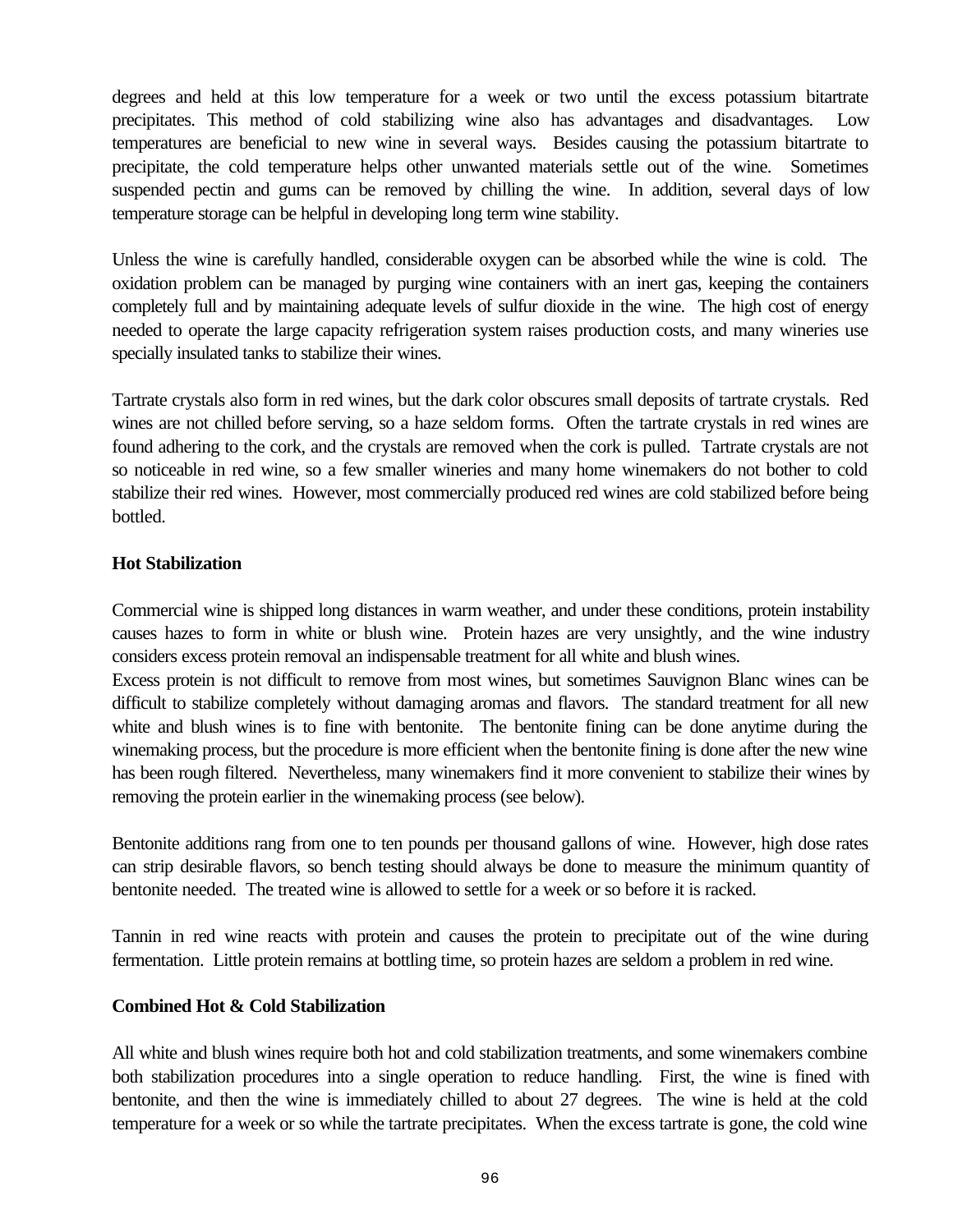degrees and held at this low temperature for a week or two until the excess potassium bitartrate precipitates. This method of cold stabilizing wine also has advantages and disadvantages. Low temperatures are beneficial to new wine in several ways. Besides causing the potassium bitartrate to precipitate, the cold temperature helps other unwanted materials settle out of the wine. Sometimes suspended pectin and gums can be removed by chilling the wine. In addition, several days of low temperature storage can be helpful in developing long term wine stability.

Unless the wine is carefully handled, considerable oxygen can be absorbed while the wine is cold. The oxidation problem can be managed by purging wine containers with an inert gas, keeping the containers completely full and by maintaining adequate levels of sulfur dioxide in the wine. The high cost of energy needed to operate the large capacity refrigeration system raises production costs, and many wineries use specially insulated tanks to stabilize their wines.

Tartrate crystals also form in red wines, but the dark color obscures small deposits of tartrate crystals. Red wines are not chilled before serving, so a haze seldom forms. Often the tartrate crystals in red wines are found adhering to the cork, and the crystals are removed when the cork is pulled. Tartrate crystals are not so noticeable in red wine, so a few smaller wineries and many home winemakers do not bother to cold stabilize their red wines. However, most commercially produced red wines are cold stabilized before being bottled.

**Hot Stabilization**

Commercial wine is shipped long distances in warm weather, and under these conditions, protein instability causes hazes to form in white or blush wine. Protein hazes are very unsightly, and the wine industry considers excess protein removal an indispensable treatment for all white and blush wines.
Excess protein is not difficult to remove from most wines, but sometimes Sauvignon Blanc wines can be difficult to stabilize completely without damaging aromas and flavors. The standard treatment for all new white and blush wines is to fine with bentonite. The bentonite fining can be done anytime during the winemaking process, but the procedure is more efficient when the bentonite fining is done after the new wine has been rough filtered. Nevertheless, many winemakers find it more convenient to stabilize their wines by removing the protein earlier in the winemaking process (see below).

Bentonite additions rang from one to ten pounds per thousand gallons of wine. However, high dose rates can strip desirable flavors, so bench testing should always be done to measure the minimum quantity of bentonite needed. The treated wine is allowed to settle for a week or so before it is racked.

Tannin in red wine reacts with protein and causes the protein to precipitate out of the wine during fermentation. Little protein remains at bottling time, so protein hazes are seldom a problem in red wine.

**Combined Hot & Cold Stabilization**

All white and blush wines require both hot and cold stabilization treatments, and some winemakers combine both stabilization procedures into a single operation to reduce handling. First, the wine is fined with bentonite, and then the wine is immediately chilled to about 27 degrees. The wine is held at the cold temperature for a week or so while the tartrate precipitates. When the excess tartrate is gone, the cold wine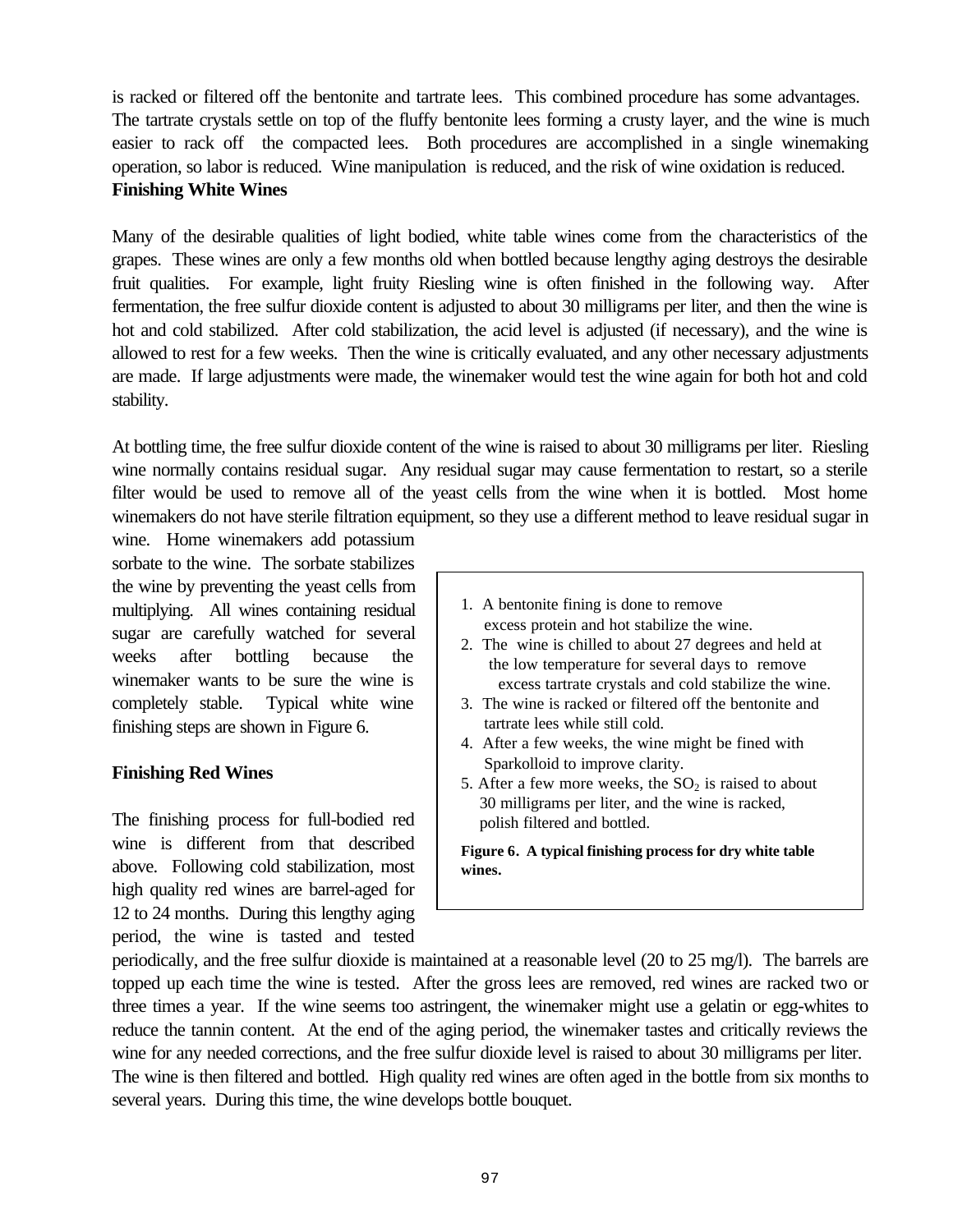is racked or filtered off the bentonite and tartrate lees. This combined procedure has some advantages. The tartrate crystals settle on top of the fluffy bentonite lees forming a crusty layer, and the wine is much easier to rack off the compacted lees. Both procedures are accomplished in a single winemaking operation, so labor is reduced. Wine manipulation is reduced, and the risk of wine oxidation is reduced.

**Finishing White Wines**

Many of the desirable qualities of light bodied, white table wines come from the characteristics of the grapes. These wines are only a few months old when bottled because lengthy aging destroys the desirable fruit qualities. For example, light fruity Riesling wine is often finished in the following way. After fermentation, the free sulfur dioxide content is adjusted to about 30 milligrams per liter, and then the wine is hot and cold stabilized. After cold stabilization, the acid level is adjusted (if necessary), and the wine is allowed to rest for a few weeks. Then the wine is critically evaluated, and any other necessary adjustments are made. If large adjustments were made, the winemaker would test the wine again for both hot and cold stability.

At bottling time, the free sulfur dioxide content of the wine is raised to about 30 milligrams per liter. Riesling wine normally contains residual sugar. Any residual sugar may cause fermentation to restart, so a sterile filter would be used to remove all of the yeast cells from the wine when it is bottled. Most home winemakers do not have sterile filtration equipment, so they use a different method to leave residual sugar in wine. Home winemakers add potassium sorbate to the wine. The sorbate stabilizes the wine by preventing the yeast cells from multiplying. All wines containing residual sugar are carefully watched for several weeks after bottling because the winemaker wants to be sure the wine is completely stable. Typical white wine finishing steps are shown in Figure 6.

1. A bentonite fining is done to remove excess protein and hot stabilize the wine.
2. The wine is chilled to about 27 degrees and held at the low temperature for several days to remove excess tartrate crystals and cold stabilize the wine.
3. The wine is racked or filtered off the bentonite and tartrate lees while still cold.
4. After a few weeks, the wine might be fined with Sparkolloid to improve clarity.
5. After a few more weeks, the $SO_2$ is raised to about 30 milligrams per liter, and the wine is racked, polish filtered and bottled.

**Figure 6. A typical finishing process for dry white table wines.**

**Finishing Red Wines**

The finishing process for full-bodied red wine is different from that described above. Following cold stabilization, most high quality red wines are barrel-aged for 12 to 24 months. During this lengthy aging period, the wine is tasted and tested periodically, and the free sulfur dioxide is maintained at a reasonable level (20 to 25 mg/l). The barrels are topped up each time the wine is tested. After the gross lees are removed, red wines are racked two or three times a year. If the wine seems too astringent, the winemaker might use a gelatin or egg-whites to reduce the tannin content. At the end of the aging period, the winemaker tastes and critically reviews the wine for any needed corrections, and the free sulfur dioxide level is raised to about 30 milligrams per liter. The wine is then filtered and bottled. High quality red wines are often aged in the bottle from six months to several years. During this time, the wine develops bottle bouquet.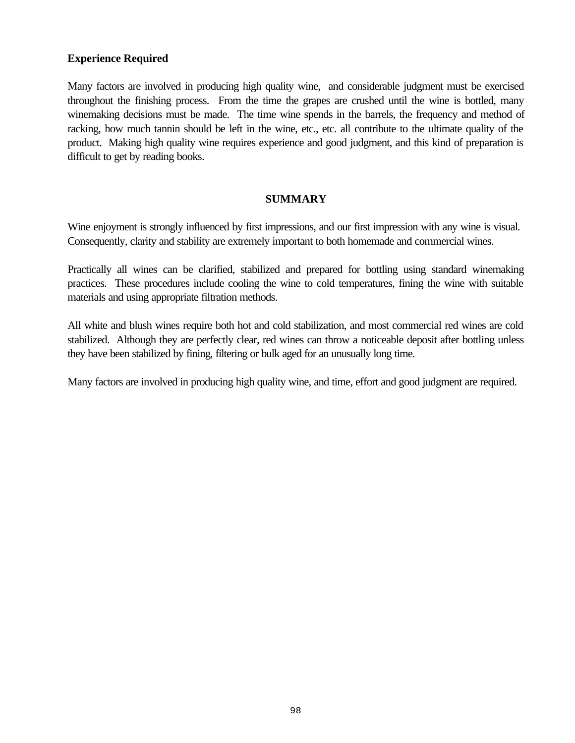### Experience Required

Many factors are involved in producing high quality wine, and considerable judgment must be exercised throughout the finishing process. From the time the grapes are crushed until the wine is bottled, many winemaking decisions must be made. The time wine spends in the barrels, the frequency and method of racking, how much tannin should be left in the wine, etc., etc. all contribute to the ultimate quality of the product. Making high quality wine requires experience and good judgment, and this kind of preparation is difficult to get by reading books.

## SUMMARY

Wine enjoyment is strongly influenced by first impressions, and our first impression with any wine is visual. Consequently, clarity and stability are extremely important to both homemade and commercial wines.

Practically all wines can be clarified, stabilized and prepared for bottling using standard winemaking practices. These procedures include cooling the wine to cold temperatures, fining the wine with suitable materials and using appropriate filtration methods.

All white and blush wines require both hot and cold stabilization, and most commercial red wines are cold stabilized. Although they are perfectly clear, red wines can throw a noticeable deposit after bottling unless they have been stabilized by fining, filtering or bulk aged for an unusually long time.

Many factors are involved in producing high quality wine, and time, effort and good judgment are required.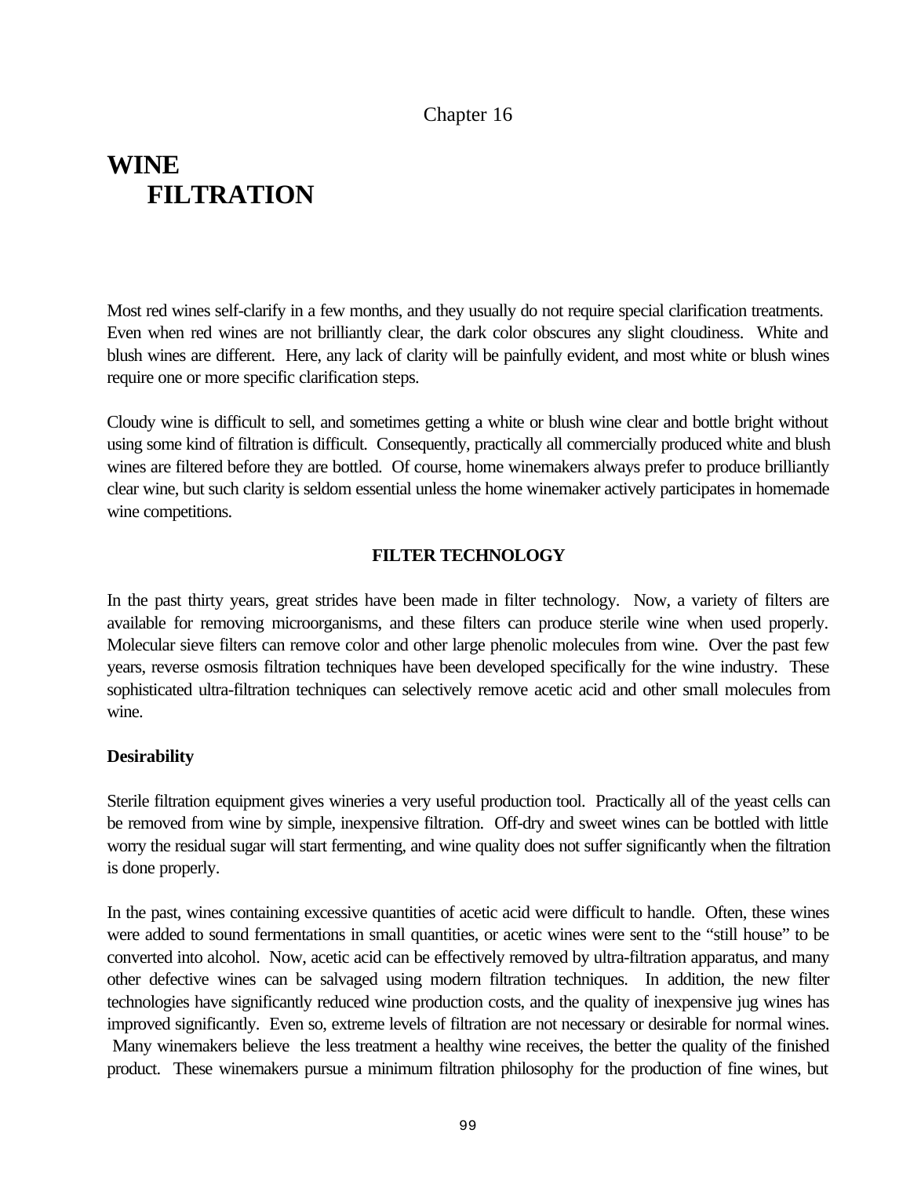Chapter 16

# WINE FILTRATION

Most red wines self-clarify in a few months, and they usually do not require special clarification treatments. Even when red wines are not brilliantly clear, the dark color obscures any slight cloudiness. White and blush wines are different. Here, any lack of clarity will be painfully evident, and most white or blush wines require one or more specific clarification steps.

Cloudy wine is difficult to sell, and sometimes getting a white or blush wine clear and bottle bright without using some kind of filtration is difficult. Consequently, practically all commercially produced white and blush wines are filtered before they are bottled. Of course, home winemakers always prefer to produce brilliantly clear wine, but such clarity is seldom essential unless the home winemaker actively participates in homemade wine competitions.

## FILTER TECHNOLOGY

In the past thirty years, great strides have been made in filter technology. Now, a variety of filters are available for removing microorganisms, and these filters can produce sterile wine when used properly. Molecular sieve filters can remove color and other large phenolic molecules from wine. Over the past few years, reverse osmosis filtration techniques have been developed specifically for the wine industry. These sophisticated ultra-filtration techniques can selectively remove acetic acid and other small molecules from wine.

### Desirability

Sterile filtration equipment gives wineries a very useful production tool. Practically all of the yeast cells can be removed from wine by simple, inexpensive filtration. Off-dry and sweet wines can be bottled with little worry the residual sugar will start fermenting, and wine quality does not suffer significantly when the filtration is done properly.

In the past, wines containing excessive quantities of acetic acid were difficult to handle. Often, these wines were added to sound fermentations in small quantities, or acetic wines were sent to the "still house" to be converted into alcohol. Now, acetic acid can be effectively removed by ultra-filtration apparatus, and many other defective wines can be salvaged using modern filtration techniques. In addition, the new filter technologies have significantly reduced wine production costs, and the quality of inexpensive jug wines has improved significantly. Even so, extreme levels of filtration are not necessary or desirable for normal wines. Many winemakers believe the less treatment a healthy wine receives, the better the quality of the finished product. These winemakers pursue a minimum filtration philosophy for the production of fine wines, but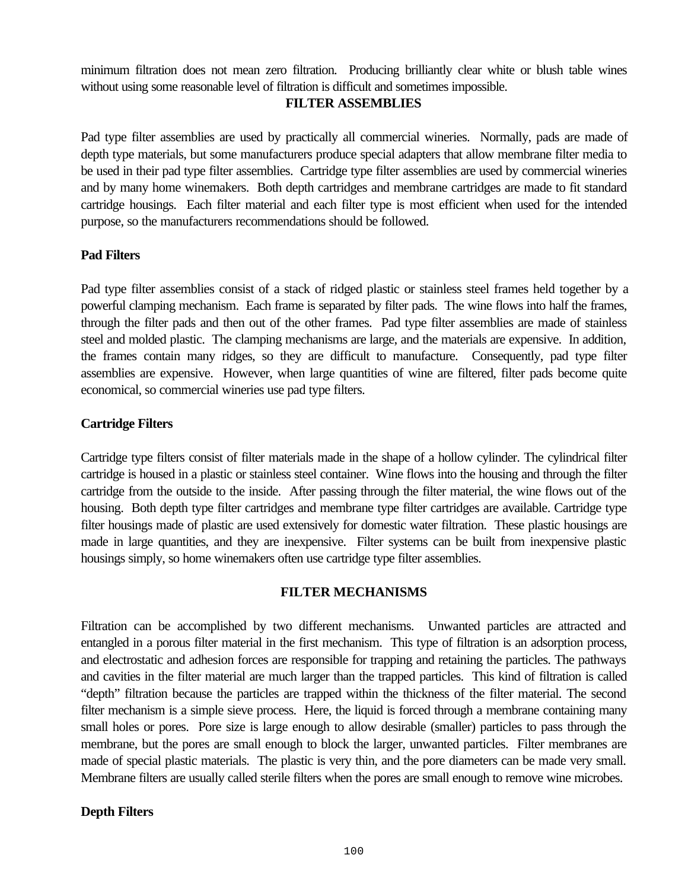minimum filtration does not mean zero filtration. Producing brilliantly clear white or blush table wines without using some reasonable level of filtration is difficult and sometimes impossible.

## FILTER ASSEMBLIES

Pad type filter assemblies are used by practically all commercial wineries. Normally, pads are made of depth type materials, but some manufacturers produce special adapters that allow membrane filter media to be used in their pad type filter assemblies. Cartridge type filter assemblies are used by commercial wineries and by many home winemakers. Both depth cartridges and membrane cartridges are made to fit standard cartridge housings. Each filter material and each filter type is most efficient when used for the intended purpose, so the manufacturers recommendations should be followed.

### Pad Filters

Pad type filter assemblies consist of a stack of ridged plastic or stainless steel frames held together by a powerful clamping mechanism. Each frame is separated by filter pads. The wine flows into half the frames, through the filter pads and then out of the other frames. Pad type filter assemblies are made of stainless steel and molded plastic. The clamping mechanisms are large, and the materials are expensive. In addition, the frames contain many ridges, so they are difficult to manufacture. Consequently, pad type filter assemblies are expensive. However, when large quantities of wine are filtered, filter pads become quite economical, so commercial wineries use pad type filters.

### Cartridge Filters

Cartridge type filters consist of filter materials made in the shape of a hollow cylinder. The cylindrical filter cartridge is housed in a plastic or stainless steel container. Wine flows into the housing and through the filter cartridge from the outside to the inside. After passing through the filter material, the wine flows out of the housing. Both depth type filter cartridges and membrane type filter cartridges are available. Cartridge type filter housings made of plastic are used extensively for domestic water filtration. These plastic housings are made in large quantities, and they are inexpensive. Filter systems can be built from inexpensive plastic housings simply, so home winemakers often use cartridge type filter assemblies.

## FILTER MECHANISMS

Filtration can be accomplished by two different mechanisms. Unwanted particles are attracted and entangled in a porous filter material in the first mechanism. This type of filtration is an adsorption process, and electrostatic and adhesion forces are responsible for trapping and retaining the particles. The pathways and cavities in the filter material are much larger than the trapped particles. This kind of filtration is called "depth" filtration because the particles are trapped within the thickness of the filter material. The second filter mechanism is a simple sieve process. Here, the liquid is forced through a membrane containing many small holes or pores. Pore size is large enough to allow desirable (smaller) particles to pass through the membrane, but the pores are small enough to block the larger, unwanted particles. Filter membranes are made of special plastic materials. The plastic is very thin, and the pore diameters can be made very small. Membrane filters are usually called sterile filters when the pores are small enough to remove wine microbes.

### Depth Filters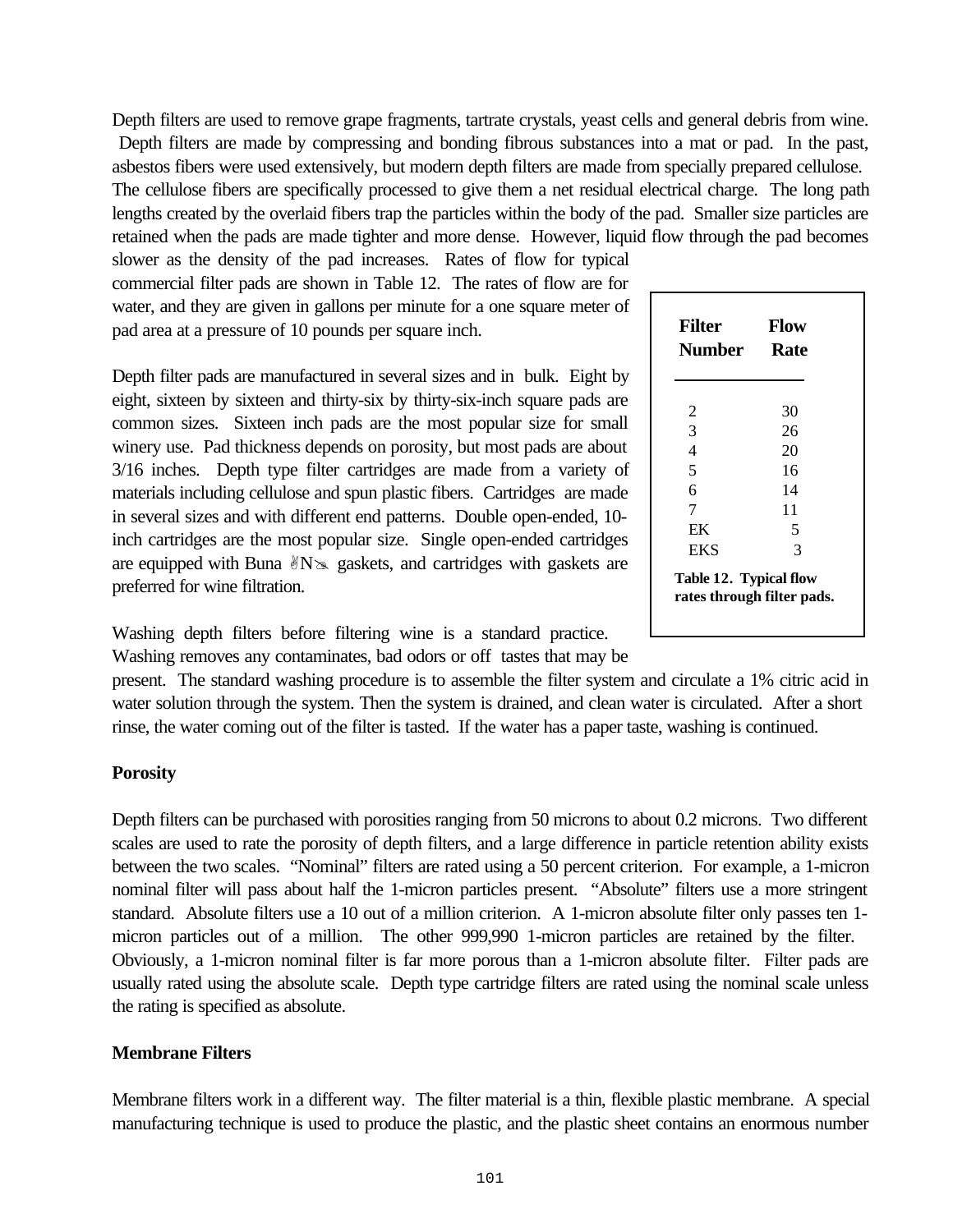Depth filters are used to remove grape fragments, tartrate crystals, yeast cells and general debris from wine. Depth filters are made by compressing and bonding fibrous substances into a mat or pad. In the past, asbestos fibers were used extensively, but modern depth filters are made from specially prepared cellulose. The cellulose fibers are specifically processed to give them a net residual electrical charge. The long path lengths created by the overlaid fibers trap the particles within the body of the pad. Smaller size particles are retained when the pads are made tighter and more dense. However, liquid flow through the pad becomes slower as the density of the pad increases. Rates of flow for typical commercial filter pads are shown in Table 12. The rates of flow are for water, and they are given in gallons per minute for a one square meter of pad area at a pressure of 10 pounds per square inch.

| Filter Number | Flow Rate |
|---|---|
| 2 | 30 |
| 3 | 26 |
| 4 | 20 |
| 5 | 16 |
| 6 | 14 |
| 7 | 11 |
| EK | 5 |
| EKS | 3 |

**Table 12. Typical flow rates through filter pads.**

Depth filter pads are manufactured in several sizes and in bulk. Eight by eight, sixteen by sixteen and thirty-six by thirty-six-inch square pads are common sizes. Sixteen inch pads are the most popular size for small winery use. Pad thickness depends on porosity, but most pads are about 3/16 inches. Depth type filter cartridges are made from a variety of materials including cellulose and spun plastic fibers. Cartridges are made in several sizes and with different end patterns. Double open-ended, 10-inch cartridges are the most popular size. Single open-ended cartridges are equipped with Buna "N" gaskets, and cartridges with gaskets are preferred for wine filtration.

Washing depth filters before filtering wine is a standard practice. Washing removes any contaminates, bad odors or off tastes that may be present. The standard washing procedure is to assemble the filter system and circulate a 1% citric acid in water solution through the system. Then the system is drained, and clean water is circulated. After a short rinse, the water coming out of the filter is tasted. If the water has a paper taste, washing is continued.

**Porosity**

Depth filters can be purchased with porosities ranging from 50 microns to about 0.2 microns. Two different scales are used to rate the porosity of depth filters, and a large difference in particle retention ability exists between the two scales. "Nominal" filters are rated using a 50 percent criterion. For example, a 1-micron nominal filter will pass about half the 1-micron particles present. "Absolute" filters use a more stringent standard. Absolute filters use a 10 out of a million criterion. A 1-micron absolute filter only passes ten 1-micron particles out of a million. The other 999,990 1-micron particles are retained by the filter. Obviously, a 1-micron nominal filter is far more porous than a 1-micron absolute filter. Filter pads are usually rated using the absolute scale. Depth type cartridge filters are rated using the nominal scale unless the rating is specified as absolute.

**Membrane Filters**

Membrane filters work in a different way. The filter material is a thin, flexible plastic membrane. A special manufacturing technique is used to produce the plastic, and the plastic sheet contains an enormous number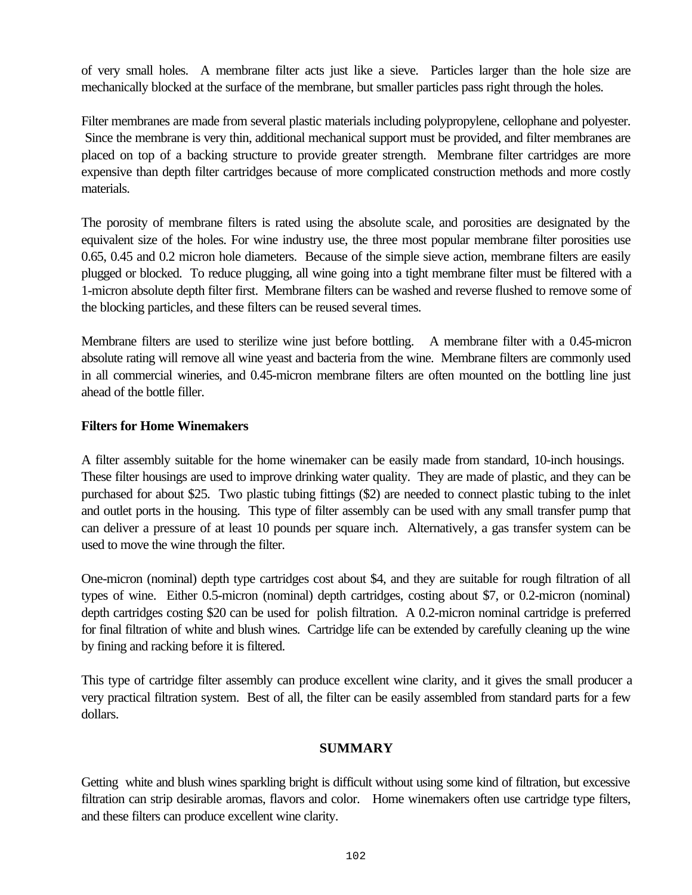of very small holes. A membrane filter acts just like a sieve. Particles larger than the hole size are mechanically blocked at the surface of the membrane, but smaller particles pass right through the holes.

Filter membranes are made from several plastic materials including polypropylene, cellophane and polyester. Since the membrane is very thin, additional mechanical support must be provided, and filter membranes are placed on top of a backing structure to provide greater strength. Membrane filter cartridges are more expensive than depth filter cartridges because of more complicated construction methods and more costly materials.

The porosity of membrane filters is rated using the absolute scale, and porosities are designated by the equivalent size of the holes. For wine industry use, the three most popular membrane filter porosities use 0.65, 0.45 and 0.2 micron hole diameters. Because of the simple sieve action, membrane filters are easily plugged or blocked. To reduce plugging, all wine going into a tight membrane filter must be filtered with a 1-micron absolute depth filter first. Membrane filters can be washed and reverse flushed to remove some of the blocking particles, and these filters can be reused several times.

Membrane filters are used to sterilize wine just before bottling. A membrane filter with a 0.45-micron absolute rating will remove all wine yeast and bacteria from the wine. Membrane filters are commonly used in all commercial wineries, and 0.45-micron membrane filters are often mounted on the bottling line just ahead of the bottle filler.

**Filters for Home Winemakers**

A filter assembly suitable for the home winemaker can be easily made from standard, 10-inch housings. These filter housings are used to improve drinking water quality. They are made of plastic, and they can be purchased for about $25. Two plastic tubing fittings ($2) are needed to connect plastic tubing to the inlet and outlet ports in the housing. This type of filter assembly can be used with any small transfer pump that can deliver a pressure of at least 10 pounds per square inch. Alternatively, a gas transfer system can be used to move the wine through the filter.

One-micron (nominal) depth type cartridges cost about $4, and they are suitable for rough filtration of all types of wine. Either 0.5-micron (nominal) depth cartridges, costing about $7, or 0.2-micron (nominal) depth cartridges costing $20 can be used for polish filtration. A 0.2-micron nominal cartridge is preferred for final filtration of white and blush wines. Cartridge life can be extended by carefully cleaning up the wine by fining and racking before it is filtered.

This type of cartridge filter assembly can produce excellent wine clarity, and it gives the small producer a very practical filtration system. Best of all, the filter can be easily assembled from standard parts for a few dollars.

## SUMMARY

Getting white and blush wines sparkling bright is difficult without using some kind of filtration, but excessive filtration can strip desirable aromas, flavors and color. Home winemakers often use cartridge type filters, and these filters can produce excellent wine clarity.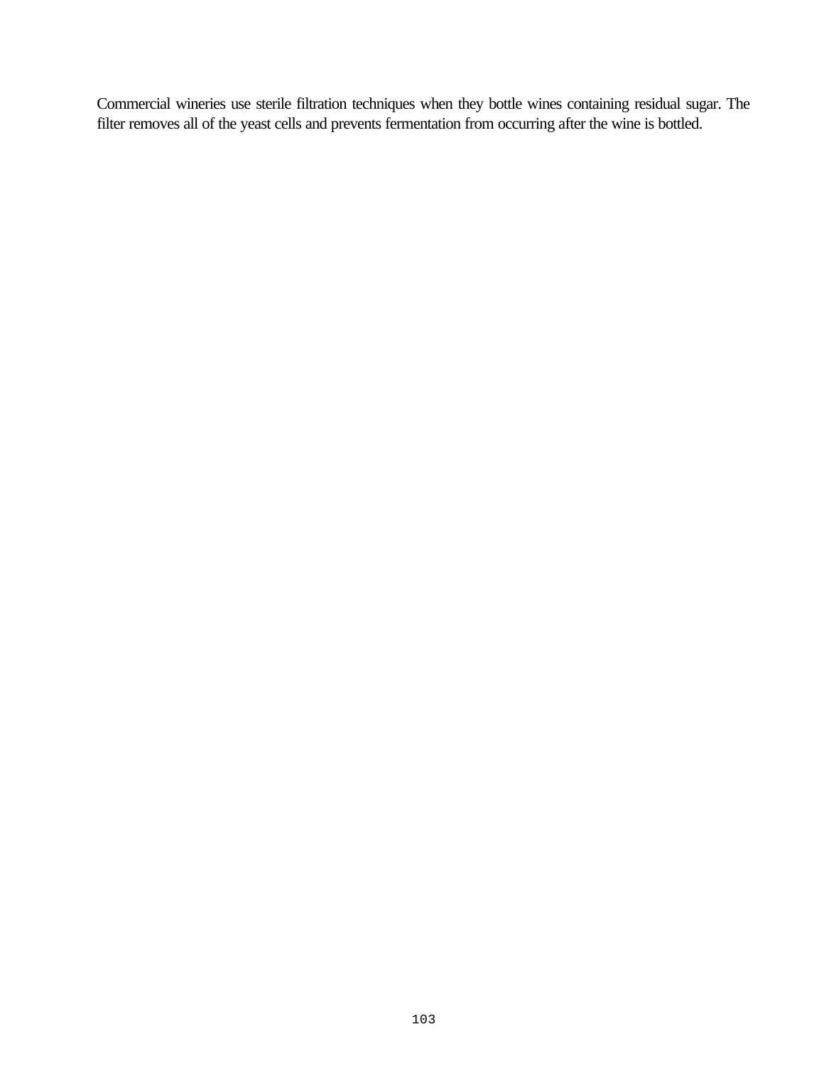Commercial wineries use sterile filtration techniques when they bottle wines containing residual sugar. The filter removes all of the yeast cells and prevents fermentation from occurring after the wine is bottled.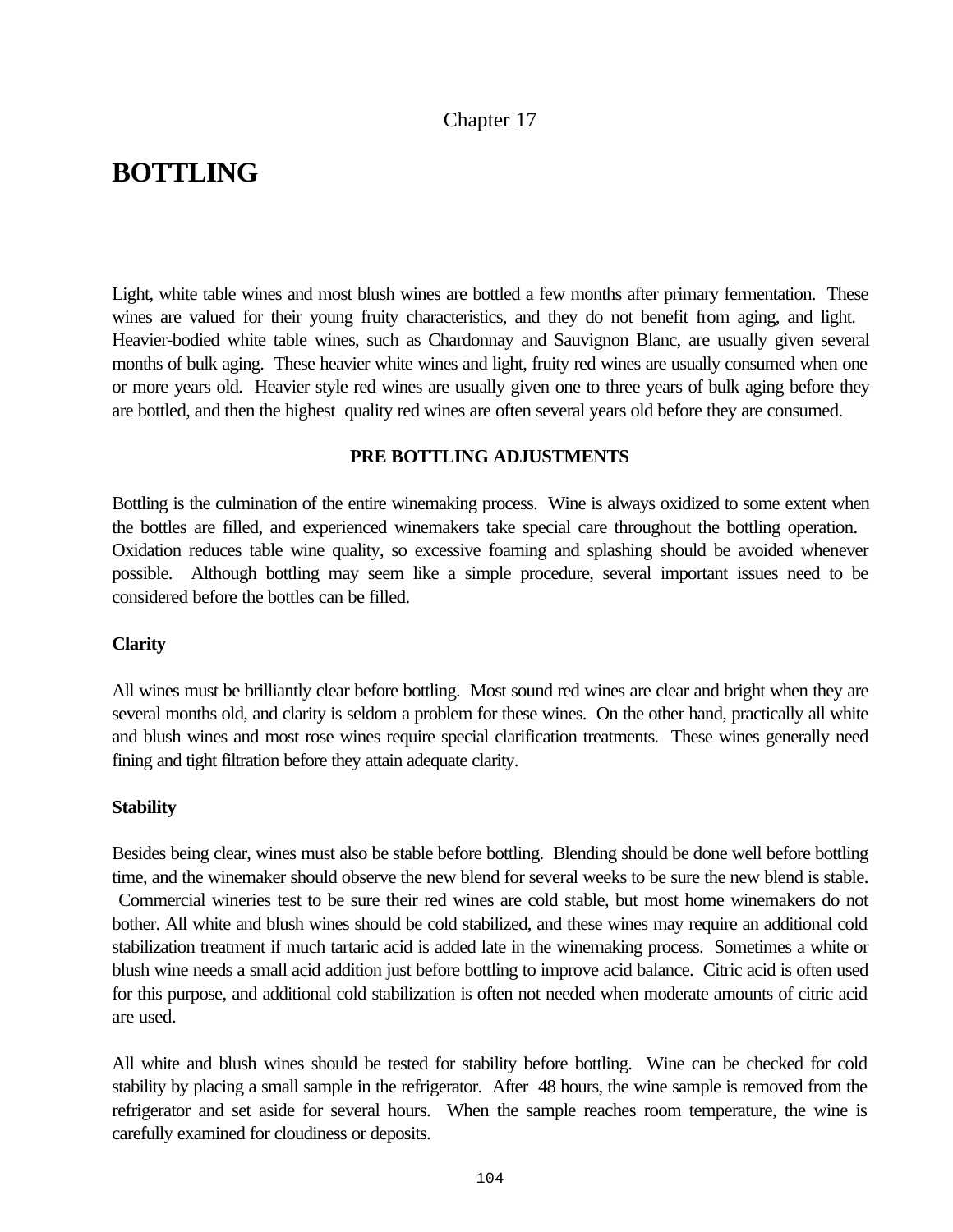Chapter 17

# BOTTLING

Light, white table wines and most blush wines are bottled a few months after primary fermentation. These wines are valued for their young fruity characteristics, and they do not benefit from aging, and light. Heavier-bodied white table wines, such as Chardonnay and Sauvignon Blanc, are usually given several months of bulk aging. These heavier white wines and light, fruity red wines are usually consumed when one or more years old. Heavier style red wines are usually given one to three years of bulk aging before they are bottled, and then the highest quality red wines are often several years old before they are consumed.

## PRE BOTTLING ADJUSTMENTS

Bottling is the culmination of the entire winemaking process. Wine is always oxidized to some extent when the bottles are filled, and experienced winemakers take special care throughout the bottling operation. Oxidation reduces table wine quality, so excessive foaming and splashing should be avoided whenever possible. Although bottling may seem like a simple procedure, several important issues need to be considered before the bottles can be filled.

### Clarity

All wines must be brilliantly clear before bottling. Most sound red wines are clear and bright when they are several months old, and clarity is seldom a problem for these wines. On the other hand, practically all white and blush wines and most rose wines require special clarification treatments. These wines generally need fining and tight filtration before they attain adequate clarity.

### Stability

Besides being clear, wines must also be stable before bottling. Blending should be done well before bottling time, and the winemaker should observe the new blend for several weeks to be sure the new blend is stable. Commercial wineries test to be sure their red wines are cold stable, but most home winemakers do not bother. All white and blush wines should be cold stabilized, and these wines may require an additional cold stabilization treatment if much tartaric acid is added late in the winemaking process. Sometimes a white or blush wine needs a small acid addition just before bottling to improve acid balance. Citric acid is often used for this purpose, and additional cold stabilization is often not needed when moderate amounts of citric acid are used.

All white and blush wines should be tested for stability before bottling. Wine can be checked for cold stability by placing a small sample in the refrigerator. After 48 hours, the wine sample is removed from the refrigerator and set aside for several hours. When the sample reaches room temperature, the wine is carefully examined for cloudiness or deposits.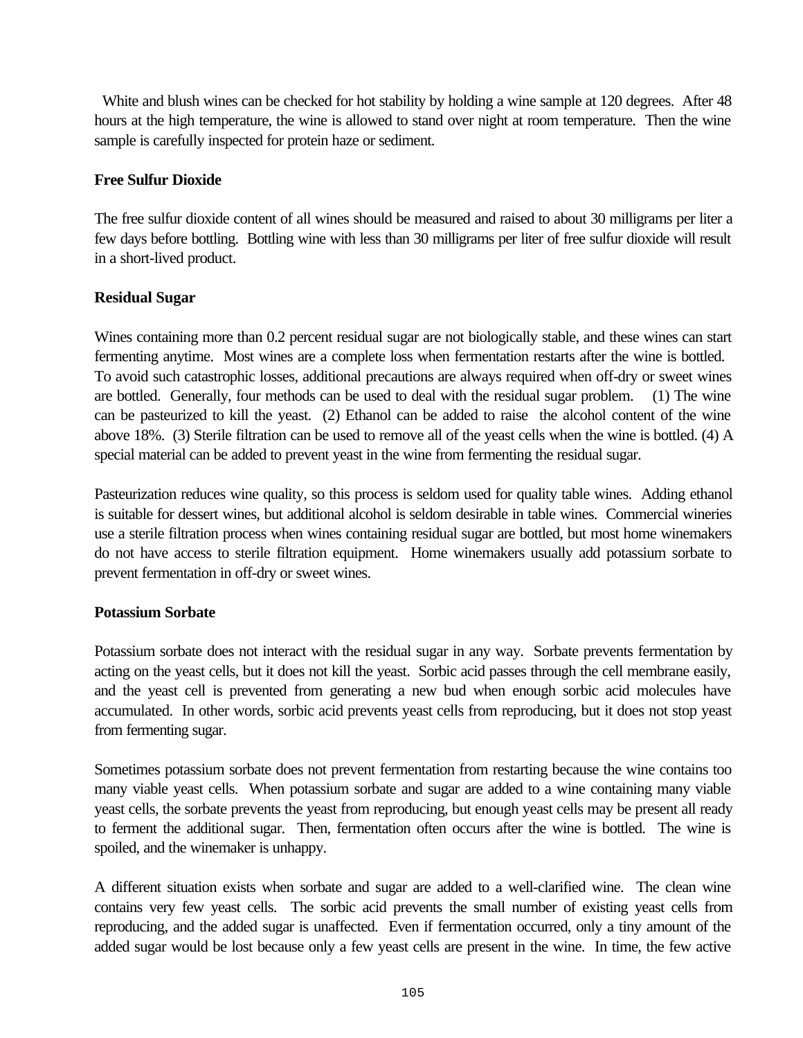White and blush wines can be checked for hot stability by holding a wine sample at 120 degrees. After 48 hours at the high temperature, the wine is allowed to stand over night at room temperature. Then the wine sample is carefully inspected for protein haze or sediment.

**Free Sulfur Dioxide**

The free sulfur dioxide content of all wines should be measured and raised to about 30 milligrams per liter a few days before bottling. Bottling wine with less than 30 milligrams per liter of free sulfur dioxide will result in a short-lived product.

**Residual Sugar**

Wines containing more than 0.2 percent residual sugar are not biologically stable, and these wines can start fermenting anytime. Most wines are a complete loss when fermentation restarts after the wine is bottled. To avoid such catastrophic losses, additional precautions are always required when off-dry or sweet wines are bottled. Generally, four methods can be used to deal with the residual sugar problem. (1) The wine can be pasteurized to kill the yeast. (2) Ethanol can be added to raise the alcohol content of the wine above 18%. (3) Sterile filtration can be used to remove all of the yeast cells when the wine is bottled. (4) A special material can be added to prevent yeast in the wine from fermenting the residual sugar.

Pasteurization reduces wine quality, so this process is seldom used for quality table wines. Adding ethanol is suitable for dessert wines, but additional alcohol is seldom desirable in table wines. Commercial wineries use a sterile filtration process when wines containing residual sugar are bottled, but most home winemakers do not have access to sterile filtration equipment. Home winemakers usually add potassium sorbate to prevent fermentation in off-dry or sweet wines.

**Potassium Sorbate**

Potassium sorbate does not interact with the residual sugar in any way. Sorbate prevents fermentation by acting on the yeast cells, but it does not kill the yeast. Sorbic acid passes through the cell membrane easily, and the yeast cell is prevented from generating a new bud when enough sorbic acid molecules have accumulated. In other words, sorbic acid prevents yeast cells from reproducing, but it does not stop yeast from fermenting sugar.

Sometimes potassium sorbate does not prevent fermentation from restarting because the wine contains too many viable yeast cells. When potassium sorbate and sugar are added to a wine containing many viable yeast cells, the sorbate prevents the yeast from reproducing, but enough yeast cells may be present all ready to ferment the additional sugar. Then, fermentation often occurs after the wine is bottled. The wine is spoiled, and the winemaker is unhappy.

A different situation exists when sorbate and sugar are added to a well-clarified wine. The clean wine contains very few yeast cells. The sorbic acid prevents the small number of existing yeast cells from reproducing, and the added sugar is unaffected. Even if fermentation occurred, only a tiny amount of the added sugar would be lost because only a few yeast cells are present in the wine. In time, the few active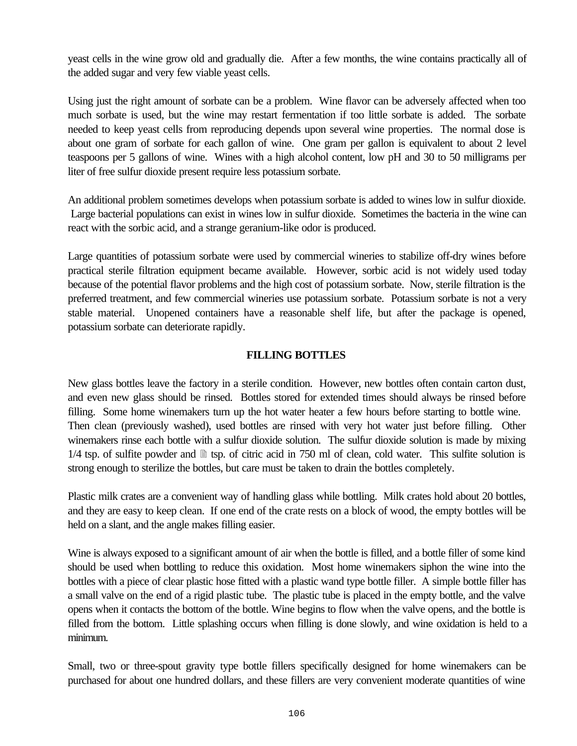yeast cells in the wine grow old and gradually die. After a few months, the wine contains practically all of the added sugar and very few viable yeast cells.

Using just the right amount of sorbate can be a problem. Wine flavor can be adversely affected when too much sorbate is used, but the wine may restart fermentation if too little sorbate is added. The sorbate needed to keep yeast cells from reproducing depends upon several wine properties. The normal dose is about one gram of sorbate for each gallon of wine. One gram per gallon is equivalent to about 2 level teaspoons per 5 gallons of wine. Wines with a high alcohol content, low pH and 30 to 50 milligrams per liter of free sulfur dioxide present require less potassium sorbate.

An additional problem sometimes develops when potassium sorbate is added to wines low in sulfur dioxide. Large bacterial populations can exist in wines low in sulfur dioxide. Sometimes the bacteria in the wine can react with the sorbic acid, and a strange geranium-like odor is produced.

Large quantities of potassium sorbate were used by commercial wineries to stabilize off-dry wines before practical sterile filtration equipment became available. However, sorbic acid is not widely used today because of the potential flavor problems and the high cost of potassium sorbate. Now, sterile filtration is the preferred treatment, and few commercial wineries use potassium sorbate. Potassium sorbate is not a very stable material. Unopened containers have a reasonable shelf life, but after the package is opened, potassium sorbate can deteriorate rapidly.

## FILLING BOTTLES

New glass bottles leave the factory in a sterile condition. However, new bottles often contain carton dust, and even new glass should be rinsed. Bottles stored for extended times should always be rinsed before filling. Some home winemakers turn up the hot water heater a few hours before starting to bottle wine. Then clean (previously washed), used bottles are rinsed with very hot water just before filling. Other winemakers rinse each bottle with a sulfur dioxide solution. The sulfur dioxide solution is made by mixing 1/4 tsp. of sulfite powder and ⅛ tsp. of citric acid in 750 ml of clean, cold water. This sulfite solution is strong enough to sterilize the bottles, but care must be taken to drain the bottles completely.

Plastic milk crates are a convenient way of handling glass while bottling. Milk crates hold about 20 bottles, and they are easy to keep clean. If one end of the crate rests on a block of wood, the empty bottles will be held on a slant, and the angle makes filling easier.

Wine is always exposed to a significant amount of air when the bottle is filled, and a bottle filler of some kind should be used when bottling to reduce this oxidation. Most home winemakers siphon the wine into the bottles with a piece of clear plastic hose fitted with a plastic wand type bottle filler. A simple bottle filler has a small valve on the end of a rigid plastic tube. The plastic tube is placed in the empty bottle, and the valve opens when it contacts the bottom of the bottle. Wine begins to flow when the valve opens, and the bottle is filled from the bottom. Little splashing occurs when filling is done slowly, and wine oxidation is held to a minimum.

Small, two or three-spout gravity type bottle fillers specifically designed for home winemakers can be purchased for about one hundred dollars, and these fillers are very convenient moderate quantities of wine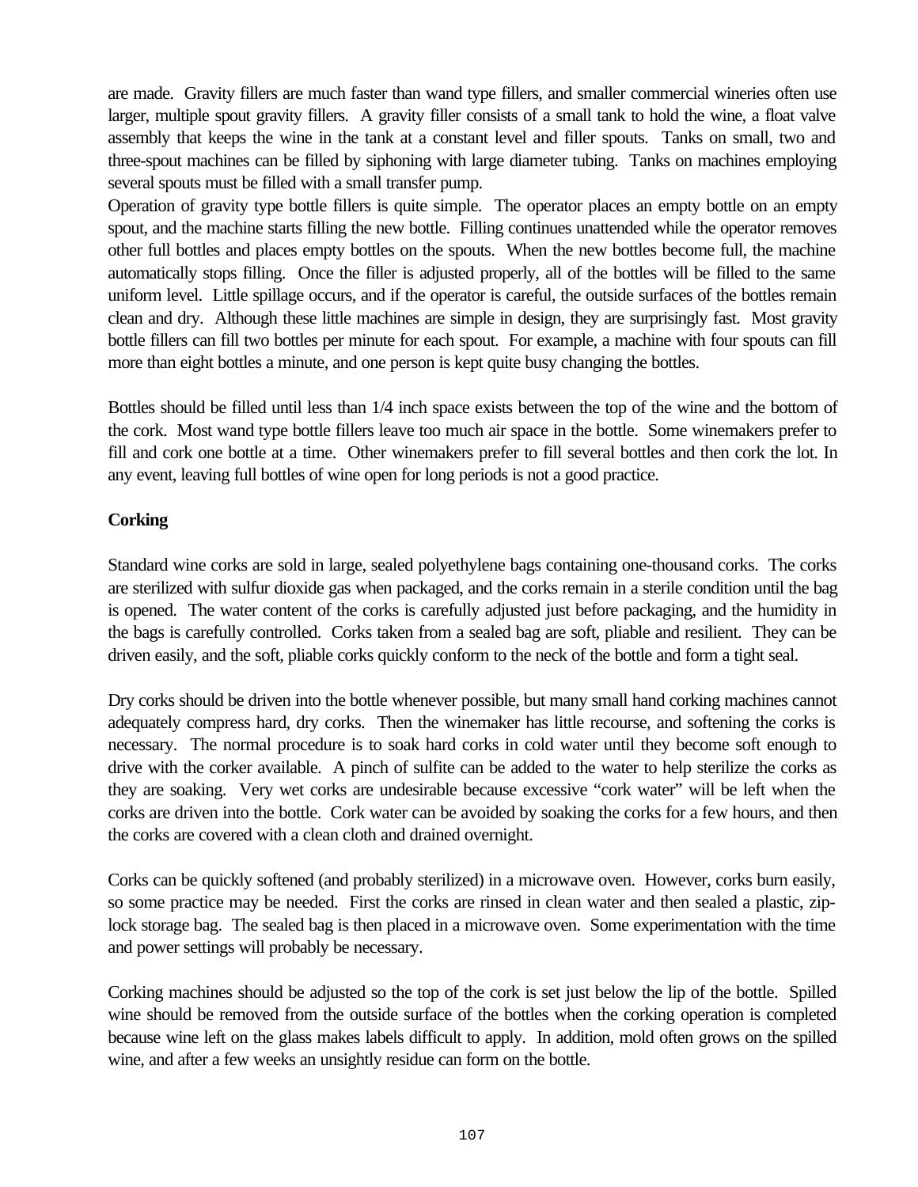are made. Gravity fillers are much faster than wand type fillers, and smaller commercial wineries often use larger, multiple spout gravity fillers. A gravity filler consists of a small tank to hold the wine, a float valve assembly that keeps the wine in the tank at a constant level and filler spouts. Tanks on small, two and three-spout machines can be filled by siphoning with large diameter tubing. Tanks on machines employing several spouts must be filled with a small transfer pump.

Operation of gravity type bottle fillers is quite simple. The operator places an empty bottle on an empty spout, and the machine starts filling the new bottle. Filling continues unattended while the operator removes other full bottles and places empty bottles on the spouts. When the new bottles become full, the machine automatically stops filling. Once the filler is adjusted properly, all of the bottles will be filled to the same uniform level. Little spillage occurs, and if the operator is careful, the outside surfaces of the bottles remain clean and dry. Although these little machines are simple in design, they are surprisingly fast. Most gravity bottle fillers can fill two bottles per minute for each spout. For example, a machine with four spouts can fill more than eight bottles a minute, and one person is kept quite busy changing the bottles.

Bottles should be filled until less than 1/4 inch space exists between the top of the wine and the bottom of the cork. Most wand type bottle fillers leave too much air space in the bottle. Some winemakers prefer to fill and cork one bottle at a time. Other winemakers prefer to fill several bottles and then cork the lot. In any event, leaving full bottles of wine open for long periods is not a good practice.

**Corking**

Standard wine corks are sold in large, sealed polyethylene bags containing one-thousand corks. The corks are sterilized with sulfur dioxide gas when packaged, and the corks remain in a sterile condition until the bag is opened. The water content of the corks is carefully adjusted just before packaging, and the humidity in the bags is carefully controlled. Corks taken from a sealed bag are soft, pliable and resilient. They can be driven easily, and the soft, pliable corks quickly conform to the neck of the bottle and form a tight seal.

Dry corks should be driven into the bottle whenever possible, but many small hand corking machines cannot adequately compress hard, dry corks. Then the winemaker has little recourse, and softening the corks is necessary. The normal procedure is to soak hard corks in cold water until they become soft enough to drive with the corker available. A pinch of sulfite can be added to the water to help sterilize the corks as they are soaking. Very wet corks are undesirable because excessive "cork water" will be left when the corks are driven into the bottle. Cork water can be avoided by soaking the corks for a few hours, and then the corks are covered with a clean cloth and drained overnight.

Corks can be quickly softened (and probably sterilized) in a microwave oven. However, corks burn easily, so some practice may be needed. First the corks are rinsed in clean water and then sealed a plastic, zip-lock storage bag. The sealed bag is then placed in a microwave oven. Some experimentation with the time and power settings will probably be necessary.

Corking machines should be adjusted so the top of the cork is set just below the lip of the bottle. Spilled wine should be removed from the outside surface of the bottles when the corking operation is completed because wine left on the glass makes labels difficult to apply. In addition, mold often grows on the spilled wine, and after a few weeks an unsightly residue can form on the bottle.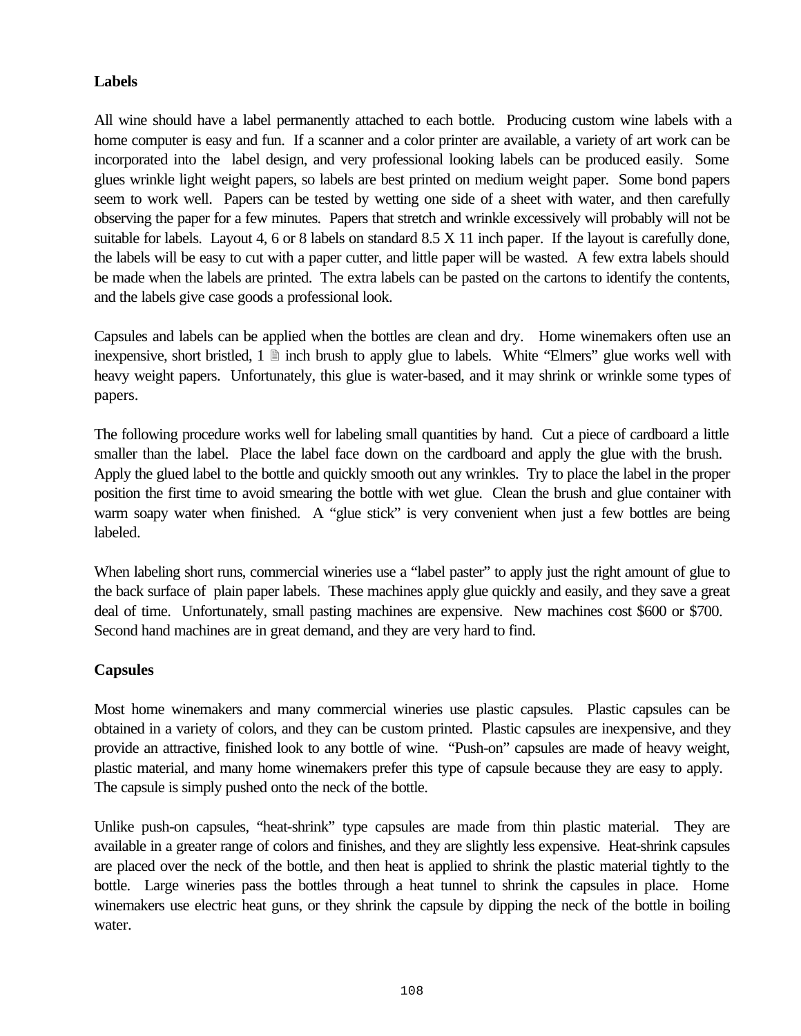**Labels**

All wine should have a label permanently attached to each bottle. Producing custom wine labels with a home computer is easy and fun. If a scanner and a color printer are available, a variety of art work can be incorporated into the label design, and very professional looking labels can be produced easily. Some glues wrinkle light weight papers, so labels are best printed on medium weight paper. Some bond papers seem to work well. Papers can be tested by wetting one side of a sheet with water, and then carefully observing the paper for a few minutes. Papers that stretch and wrinkle excessively will probably will not be suitable for labels. Layout 4, 6 or 8 labels on standard 8.5 X 11 inch paper. If the layout is carefully done, the labels will be easy to cut with a paper cutter, and little paper will be wasted. A few extra labels should be made when the labels are printed. The extra labels can be pasted on the cartons to identify the contents, and the labels give case goods a professional look.

Capsules and labels can be applied when the bottles are clean and dry. Home winemakers often use an inexpensive, short bristled, 1 ½ inch brush to apply glue to labels. White "Elmers" glue works well with heavy weight papers. Unfortunately, this glue is water-based, and it may shrink or wrinkle some types of papers.

The following procedure works well for labeling small quantities by hand. Cut a piece of cardboard a little smaller than the label. Place the label face down on the cardboard and apply the glue with the brush. Apply the glued label to the bottle and quickly smooth out any wrinkles. Try to place the label in the proper position the first time to avoid smearing the bottle with wet glue. Clean the brush and glue container with warm soapy water when finished. A "glue stick" is very convenient when just a few bottles are being labeled.

When labeling short runs, commercial wineries use a "label paster" to apply just the right amount of glue to the back surface of plain paper labels. These machines apply glue quickly and easily, and they save a great deal of time. Unfortunately, small pasting machines are expensive. New machines cost $600 or $700. Second hand machines are in great demand, and they are very hard to find.

**Capsules**

Most home winemakers and many commercial wineries use plastic capsules. Plastic capsules can be obtained in a variety of colors, and they can be custom printed. Plastic capsules are inexpensive, and they provide an attractive, finished look to any bottle of wine. "Push-on" capsules are made of heavy weight, plastic material, and many home winemakers prefer this type of capsule because they are easy to apply. The capsule is simply pushed onto the neck of the bottle.

Unlike push-on capsules, "heat-shrink" type capsules are made from thin plastic material. They are available in a greater range of colors and finishes, and they are slightly less expensive. Heat-shrink capsules are placed over the neck of the bottle, and then heat is applied to shrink the plastic material tightly to the bottle. Large wineries pass the bottles through a heat tunnel to shrink the capsules in place. Home winemakers use electric heat guns, or they shrink the capsule by dipping the neck of the bottle in boiling water.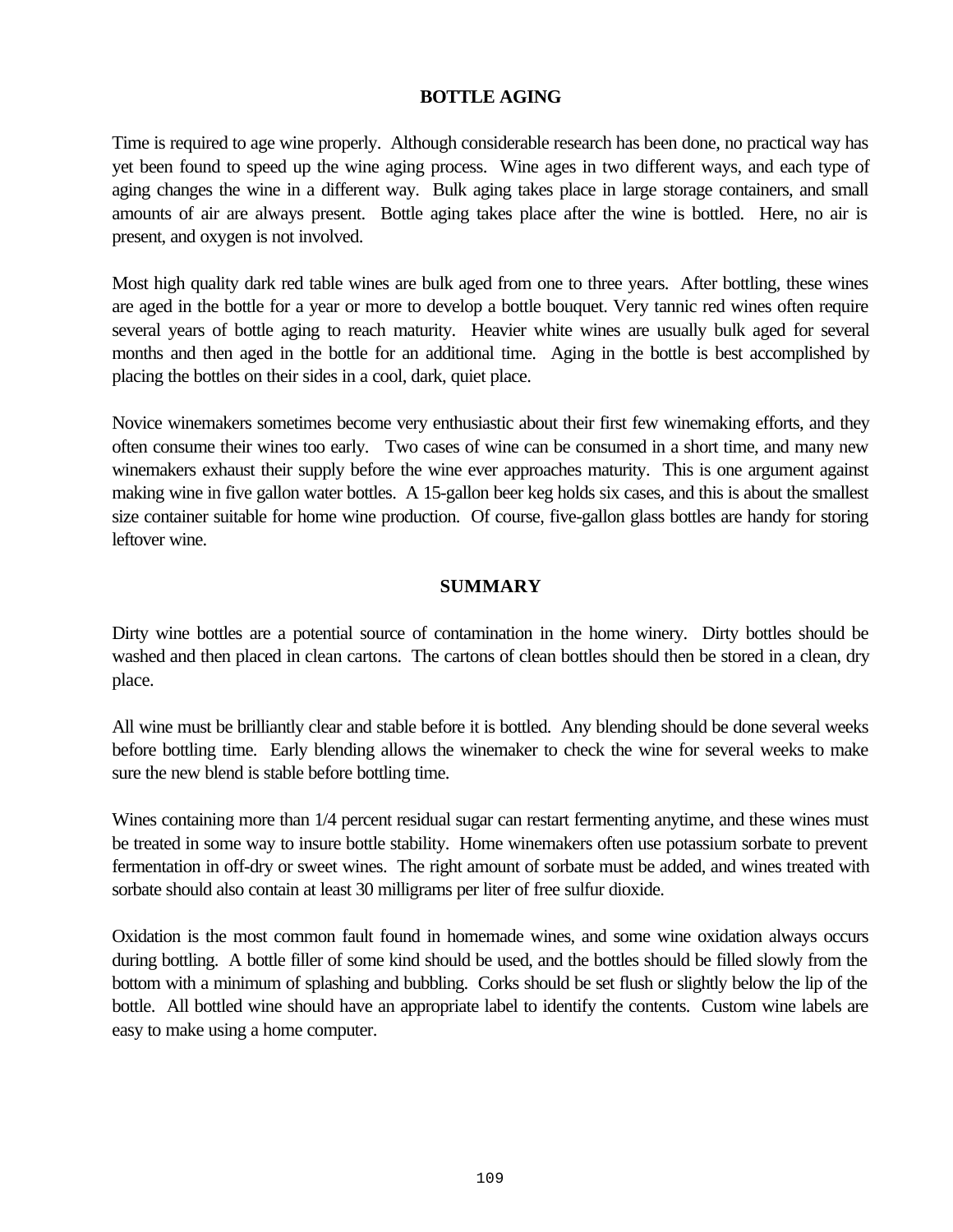## BOTTLE AGING

Time is required to age wine properly. Although considerable research has been done, no practical way has yet been found to speed up the wine aging process. Wine ages in two different ways, and each type of aging changes the wine in a different way. Bulk aging takes place in large storage containers, and small amounts of air are always present. Bottle aging takes place after the wine is bottled. Here, no air is present, and oxygen is not involved.

Most high quality dark red table wines are bulk aged from one to three years. After bottling, these wines are aged in the bottle for a year or more to develop a bottle bouquet. Very tannic red wines often require several years of bottle aging to reach maturity. Heavier white wines are usually bulk aged for several months and then aged in the bottle for an additional time. Aging in the bottle is best accomplished by placing the bottles on their sides in a cool, dark, quiet place.

Novice winemakers sometimes become very enthusiastic about their first few winemaking efforts, and they often consume their wines too early. Two cases of wine can be consumed in a short time, and many new winemakers exhaust their supply before the wine ever approaches maturity. This is one argument against making wine in five gallon water bottles. A 15-gallon beer keg holds six cases, and this is about the smallest size container suitable for home wine production. Of course, five-gallon glass bottles are handy for storing leftover wine.

## SUMMARY

Dirty wine bottles are a potential source of contamination in the home winery. Dirty bottles should be washed and then placed in clean cartons. The cartons of clean bottles should then be stored in a clean, dry place.

All wine must be brilliantly clear and stable before it is bottled. Any blending should be done several weeks before bottling time. Early blending allows the winemaker to check the wine for several weeks to make sure the new blend is stable before bottling time.

Wines containing more than 1/4 percent residual sugar can restart fermenting anytime, and these wines must be treated in some way to insure bottle stability. Home winemakers often use potassium sorbate to prevent fermentation in off-dry or sweet wines. The right amount of sorbate must be added, and wines treated with sorbate should also contain at least 30 milligrams per liter of free sulfur dioxide.

Oxidation is the most common fault found in homemade wines, and some wine oxidation always occurs during bottling. A bottle filler of some kind should be used, and the bottles should be filled slowly from the bottom with a minimum of splashing and bubbling. Corks should be set flush or slightly below the lip of the bottle. All bottled wine should have an appropriate label to identify the contents. Custom wine labels are easy to make using a home computer.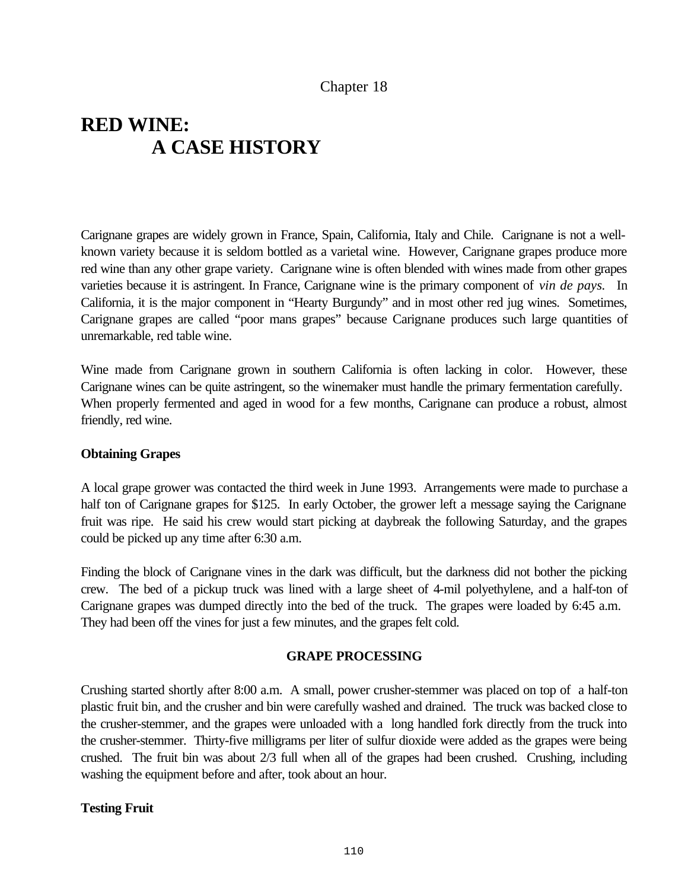Chapter 18

# RED WINE:
# A CASE HISTORY

Carignane grapes are widely grown in France, Spain, California, Italy and Chile. Carignane is not a well-known variety because it is seldom bottled as a varietal wine. However, Carignane grapes produce more red wine than any other grape variety. Carignane wine is often blended with wines made from other grapes varieties because it is astringent. In France, Carignane wine is the primary component of *vin de pays*. In California, it is the major component in "Hearty Burgundy" and in most other red jug wines. Sometimes, Carignane grapes are called "poor mans grapes" because Carignane produces such large quantities of unremarkable, red table wine.

Wine made from Carignane grown in southern California is often lacking in color. However, these Carignane wines can be quite astringent, so the winemaker must handle the primary fermentation carefully. When properly fermented and aged in wood for a few months, Carignane can produce a robust, almost friendly, red wine.

### Obtaining Grapes

A local grape grower was contacted the third week in June 1993. Arrangements were made to purchase a half ton of Carignane grapes for $125. In early October, the grower left a message saying the Carignane fruit was ripe. He said his crew would start picking at daybreak the following Saturday, and the grapes could be picked up any time after 6:30 a.m.

Finding the block of Carignane vines in the dark was difficult, but the darkness did not bother the picking crew. The bed of a pickup truck was lined with a large sheet of 4-mil polyethylene, and a half-ton of Carignane grapes was dumped directly into the bed of the truck. The grapes were loaded by 6:45 a.m. They had been off the vines for just a few minutes, and the grapes felt cold.

## GRAPE PROCESSING

Crushing started shortly after 8:00 a.m. A small, power crusher-stemmer was placed on top of a half-ton plastic fruit bin, and the crusher and bin were carefully washed and drained. The truck was backed close to the crusher-stemmer, and the grapes were unloaded with a long handled fork directly from the truck into the crusher-stemmer. Thirty-five milligrams per liter of sulfur dioxide were added as the grapes were being crushed. The fruit bin was about 2/3 full when all of the grapes had been crushed. Crushing, including washing the equipment before and after, took about an hour.

### Testing Fruit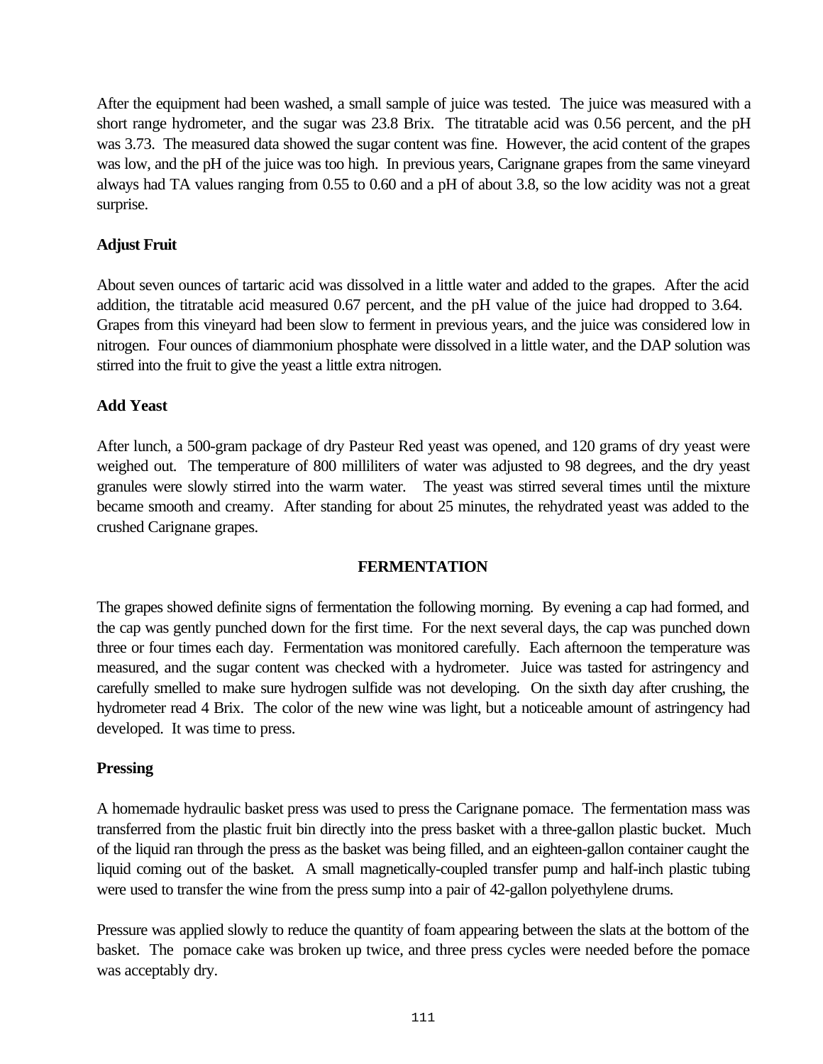After the equipment had been washed, a small sample of juice was tested. The juice was measured with a short range hydrometer, and the sugar was 23.8 Brix. The titratable acid was 0.56 percent, and the pH was 3.73. The measured data showed the sugar content was fine. However, the acid content of the grapes was low, and the pH of the juice was too high. In previous years, Carignane grapes from the same vineyard always had TA values ranging from 0.55 to 0.60 and a pH of about 3.8, so the low acidity was not a great surprise.

### Adjust Fruit

About seven ounces of tartaric acid was dissolved in a little water and added to the grapes. After the acid addition, the titratable acid measured 0.67 percent, and the pH value of the juice had dropped to 3.64. Grapes from this vineyard had been slow to ferment in previous years, and the juice was considered low in nitrogen. Four ounces of diammonium phosphate were dissolved in a little water, and the DAP solution was stirred into the fruit to give the yeast a little extra nitrogen.

### Add Yeast

After lunch, a 500-gram package of dry Pasteur Red yeast was opened, and 120 grams of dry yeast were weighed out. The temperature of 800 milliliters of water was adjusted to 98 degrees, and the dry yeast granules were slowly stirred into the warm water. The yeast was stirred several times until the mixture became smooth and creamy. After standing for about 25 minutes, the rehydrated yeast was added to the crushed Carignane grapes.

## FERMENTATION

The grapes showed definite signs of fermentation the following morning. By evening a cap had formed, and the cap was gently punched down for the first time. For the next several days, the cap was punched down three or four times each day. Fermentation was monitored carefully. Each afternoon the temperature was measured, and the sugar content was checked with a hydrometer. Juice was tasted for astringency and carefully smelled to make sure hydrogen sulfide was not developing. On the sixth day after crushing, the hydrometer read 4 Brix. The color of the new wine was light, but a noticeable amount of astringency had developed. It was time to press.

### Pressing

A homemade hydraulic basket press was used to press the Carignane pomace. The fermentation mass was transferred from the plastic fruit bin directly into the press basket with a three-gallon plastic bucket. Much of the liquid ran through the press as the basket was being filled, and an eighteen-gallon container caught the liquid coming out of the basket. A small magnetically-coupled transfer pump and half-inch plastic tubing were used to transfer the wine from the press sump into a pair of 42-gallon polyethylene drums.

Pressure was applied slowly to reduce the quantity of foam appearing between the slats at the bottom of the basket. The pomace cake was broken up twice, and three press cycles were needed before the pomace was acceptably dry.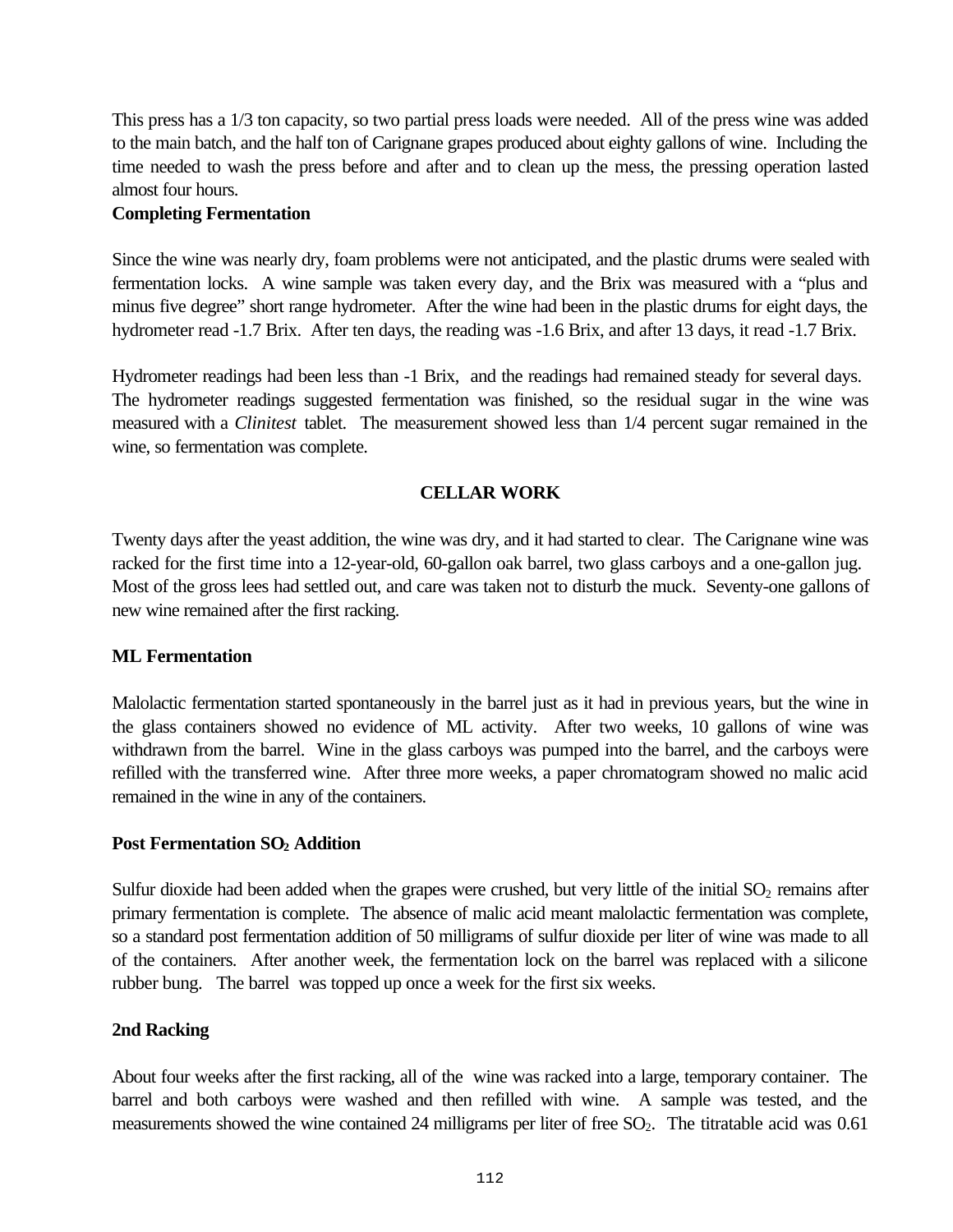This press has a 1/3 ton capacity, so two partial press loads were needed. All of the press wine was added to the main batch, and the half ton of Carignane grapes produced about eighty gallons of wine. Including the time needed to wash the press before and after and to clean up the mess, the pressing operation lasted almost four hours.

**Completing Fermentation**

Since the wine was nearly dry, foam problems were not anticipated, and the plastic drums were sealed with fermentation locks. A wine sample was taken every day, and the Brix was measured with a "plus and minus five degree" short range hydrometer. After the wine had been in the plastic drums for eight days, the hydrometer read -1.7 Brix. After ten days, the reading was -1.6 Brix, and after 13 days, it read -1.7 Brix.

Hydrometer readings had been less than -1 Brix, and the readings had remained steady for several days. The hydrometer readings suggested fermentation was finished, so the residual sugar in the wine was measured with a *Clinitest* tablet. The measurement showed less than 1/4 percent sugar remained in the wine, so fermentation was complete.

## CELLAR WORK

Twenty days after the yeast addition, the wine was dry, and it had started to clear. The Carignane wine was racked for the first time into a 12-year-old, 60-gallon oak barrel, two glass carboys and a one-gallon jug. Most of the gross lees had settled out, and care was taken not to disturb the muck. Seventy-one gallons of new wine remained after the first racking.

**ML Fermentation**

Malolactic fermentation started spontaneously in the barrel just as it had in previous years, but the wine in the glass containers showed no evidence of ML activity. After two weeks, 10 gallons of wine was withdrawn from the barrel. Wine in the glass carboys was pumped into the barrel, and the carboys were refilled with the transferred wine. After three more weeks, a paper chromatogram showed no malic acid remained in the wine in any of the containers.

**Post Fermentation $SO_2$ Addition**

Sulfur dioxide had been added when the grapes were crushed, but very little of the initial $SO_2$ remains after primary fermentation is complete. The absence of malic acid meant malolactic fermentation was complete, so a standard post fermentation addition of 50 milligrams of sulfur dioxide per liter of wine was made to all of the containers. After another week, the fermentation lock on the barrel was replaced with a silicone rubber bung. The barrel was topped up once a week for the first six weeks.

**2nd Racking**

About four weeks after the first racking, all of the wine was racked into a large, temporary container. The barrel and both carboys were washed and then refilled with wine. A sample was tested, and the measurements showed the wine contained 24 milligrams per liter of free $SO_2$. The titratable acid was 0.61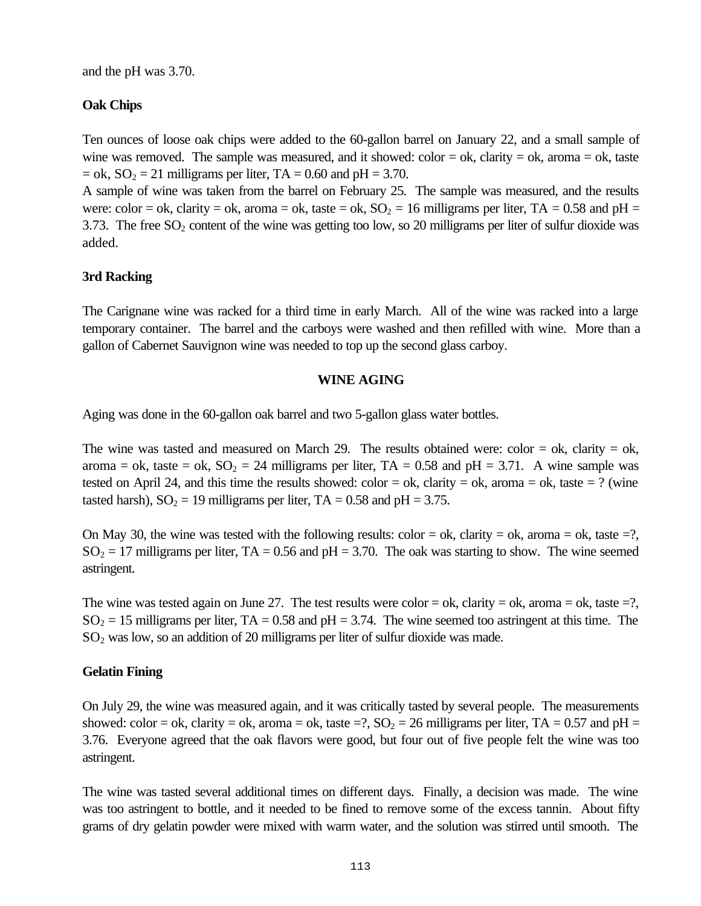and the pH was 3.70.

### Oak Chips

Ten ounces of loose oak chips were added to the 60-gallon barrel on January 22, and a small sample of wine was removed. The sample was measured, and it showed: color = ok, clarity = ok, aroma = ok, taste = ok, $SO_2$ = 21 milligrams per liter, TA = 0.60 and pH = 3.70.
A sample of wine was taken from the barrel on February 25. The sample was measured, and the results were: color = ok, clarity = ok, aroma = ok, taste = ok, $SO_2$ = 16 milligrams per liter, TA = 0.58 and pH = 3.73. The free $SO_2$ content of the wine was getting too low, so 20 milligrams per liter of sulfur dioxide was added.

### 3rd Racking

The Carignane wine was racked for a third time in early March. All of the wine was racked into a large temporary container. The barrel and the carboys were washed and then refilled with wine. More than a gallon of Cabernet Sauvignon wine was needed to top up the second glass carboy.

## WINE AGING

Aging was done in the 60-gallon oak barrel and two 5-gallon glass water bottles.

The wine was tasted and measured on March 29. The results obtained were: color = ok, clarity = ok, aroma = ok, taste = ok, $SO_2$ = 24 milligrams per liter, TA = 0.58 and pH = 3.71. A wine sample was tested on April 24, and this time the results showed: color = ok, clarity = ok, aroma = ok, taste = ? (wine tasted harsh), $SO_2$ = 19 milligrams per liter, TA = 0.58 and pH = 3.75.

On May 30, the wine was tested with the following results: color = ok, clarity = ok, aroma = ok, taste =?, $SO_2$ = 17 milligrams per liter, TA = 0.56 and pH = 3.70. The oak was starting to show. The wine seemed astringent.

The wine was tested again on June 27. The test results were color = ok, clarity = ok, aroma = ok, taste =?, $SO_2$ = 15 milligrams per liter, TA = 0.58 and pH = 3.74. The wine seemed too astringent at this time. The $SO_2$ was low, so an addition of 20 milligrams per liter of sulfur dioxide was made.

### Gelatin Fining

On July 29, the wine was measured again, and it was critically tasted by several people. The measurements showed: color = ok, clarity = ok, aroma = ok, taste =?, $SO_2$ = 26 milligrams per liter, TA = 0.57 and pH = 3.76. Everyone agreed that the oak flavors were good, but four out of five people felt the wine was too astringent.

The wine was tasted several additional times on different days. Finally, a decision was made. The wine was too astringent to bottle, and it needed to be fined to remove some of the excess tannin. About fifty grams of dry gelatin powder were mixed with warm water, and the solution was stirred until smooth. The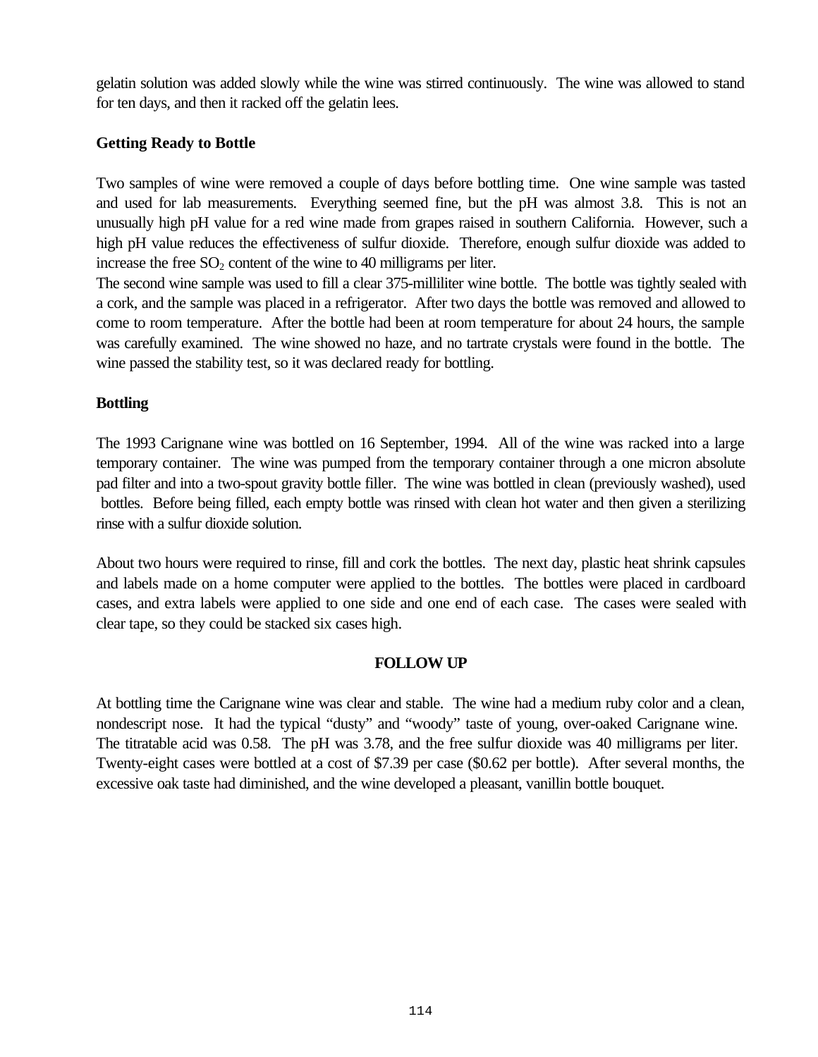gelatin solution was added slowly while the wine was stirred continuously. The wine was allowed to stand for ten days, and then it racked off the gelatin lees.

### Getting Ready to Bottle

Two samples of wine were removed a couple of days before bottling time. One wine sample was tasted and used for lab measurements. Everything seemed fine, but the pH was almost 3.8. This is not an unusually high pH value for a red wine made from grapes raised in southern California. However, such a high pH value reduces the effectiveness of sulfur dioxide. Therefore, enough sulfur dioxide was added to increase the free $SO_2$ content of the wine to 40 milligrams per liter.

The second wine sample was used to fill a clear 375-milliliter wine bottle. The bottle was tightly sealed with a cork, and the sample was placed in a refrigerator. After two days the bottle was removed and allowed to come to room temperature. After the bottle had been at room temperature for about 24 hours, the sample was carefully examined. The wine showed no haze, and no tartrate crystals were found in the bottle. The wine passed the stability test, so it was declared ready for bottling.

### Bottling

The 1993 Carignane wine was bottled on 16 September, 1994. All of the wine was racked into a large temporary container. The wine was pumped from the temporary container through a one micron absolute pad filter and into a two-spout gravity bottle filler. The wine was bottled in clean (previously washed), used bottles. Before being filled, each empty bottle was rinsed with clean hot water and then given a sterilizing rinse with a sulfur dioxide solution.

About two hours were required to rinse, fill and cork the bottles. The next day, plastic heat shrink capsules and labels made on a home computer were applied to the bottles. The bottles were placed in cardboard cases, and extra labels were applied to one side and one end of each case. The cases were sealed with clear tape, so they could be stacked six cases high.

## FOLLOW UP

At bottling time the Carignane wine was clear and stable. The wine had a medium ruby color and a clean, nondescript nose. It had the typical "dusty" and "woody" taste of young, over-oaked Carignane wine. The titratable acid was 0.58. The pH was 3.78, and the free sulfur dioxide was 40 milligrams per liter. Twenty-eight cases were bottled at a cost of $7.39 per case ($0.62 per bottle). After several months, the excessive oak taste had diminished, and the wine developed a pleasant, vanillin bottle bouquet.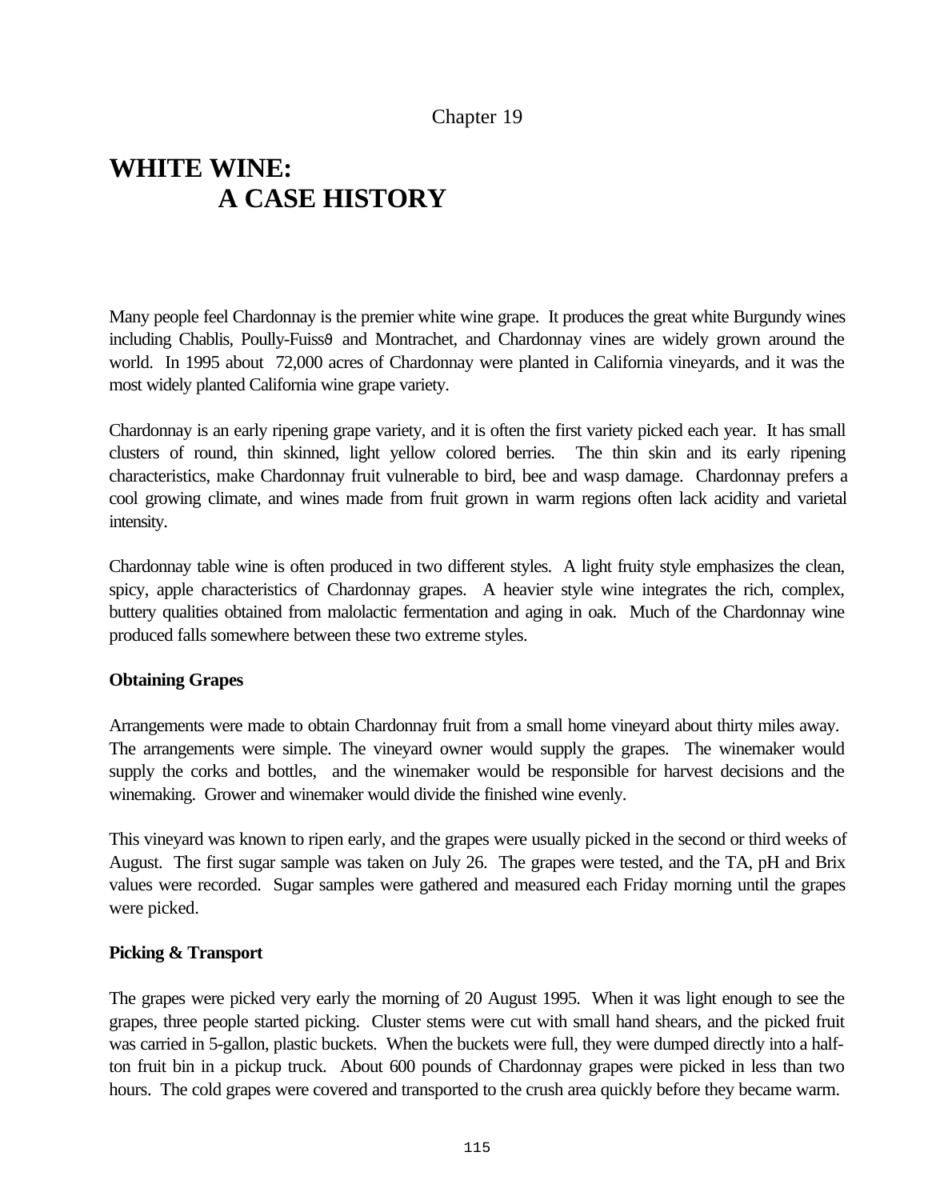Chapter 19

# WHITE WINE: A CASE HISTORY

Many people feel Chardonnay is the premier white wine grape. It produces the great white Burgundy wines including Chablis, Poully-Fuissé and Montrachet, and Chardonnay vines are widely grown around the world. In 1995 about 72,000 acres of Chardonnay were planted in California vineyards, and it was the most widely planted California wine grape variety.

Chardonnay is an early ripening grape variety, and it is often the first variety picked each year. It has small clusters of round, thin skinned, light yellow colored berries. The thin skin and its early ripening characteristics, make Chardonnay fruit vulnerable to bird, bee and wasp damage. Chardonnay prefers a cool growing climate, and wines made from fruit grown in warm regions often lack acidity and varietal intensity.

Chardonnay table wine is often produced in two different styles. A light fruity style emphasizes the clean, spicy, apple characteristics of Chardonnay grapes. A heavier style wine integrates the rich, complex, buttery qualities obtained from malolactic fermentation and aging in oak. Much of the Chardonnay wine produced falls somewhere between these two extreme styles.

**Obtaining Grapes**

Arrangements were made to obtain Chardonnay fruit from a small home vineyard about thirty miles away. The arrangements were simple. The vineyard owner would supply the grapes. The winemaker would supply the corks and bottles, and the winemaker would be responsible for harvest decisions and the winemaking. Grower and winemaker would divide the finished wine evenly.

This vineyard was known to ripen early, and the grapes were usually picked in the second or third weeks of August. The first sugar sample was taken on July 26. The grapes were tested, and the TA, pH and Brix values were recorded. Sugar samples were gathered and measured each Friday morning until the grapes were picked.

**Picking & Transport**

The grapes were picked very early the morning of 20 August 1995. When it was light enough to see the grapes, three people started picking. Cluster stems were cut with small hand shears, and the picked fruit was carried in 5-gallon, plastic buckets. When the buckets were full, they were dumped directly into a half-ton fruit bin in a pickup truck. About 600 pounds of Chardonnay grapes were picked in less than two hours. The cold grapes were covered and transported to the crush area quickly before they became warm.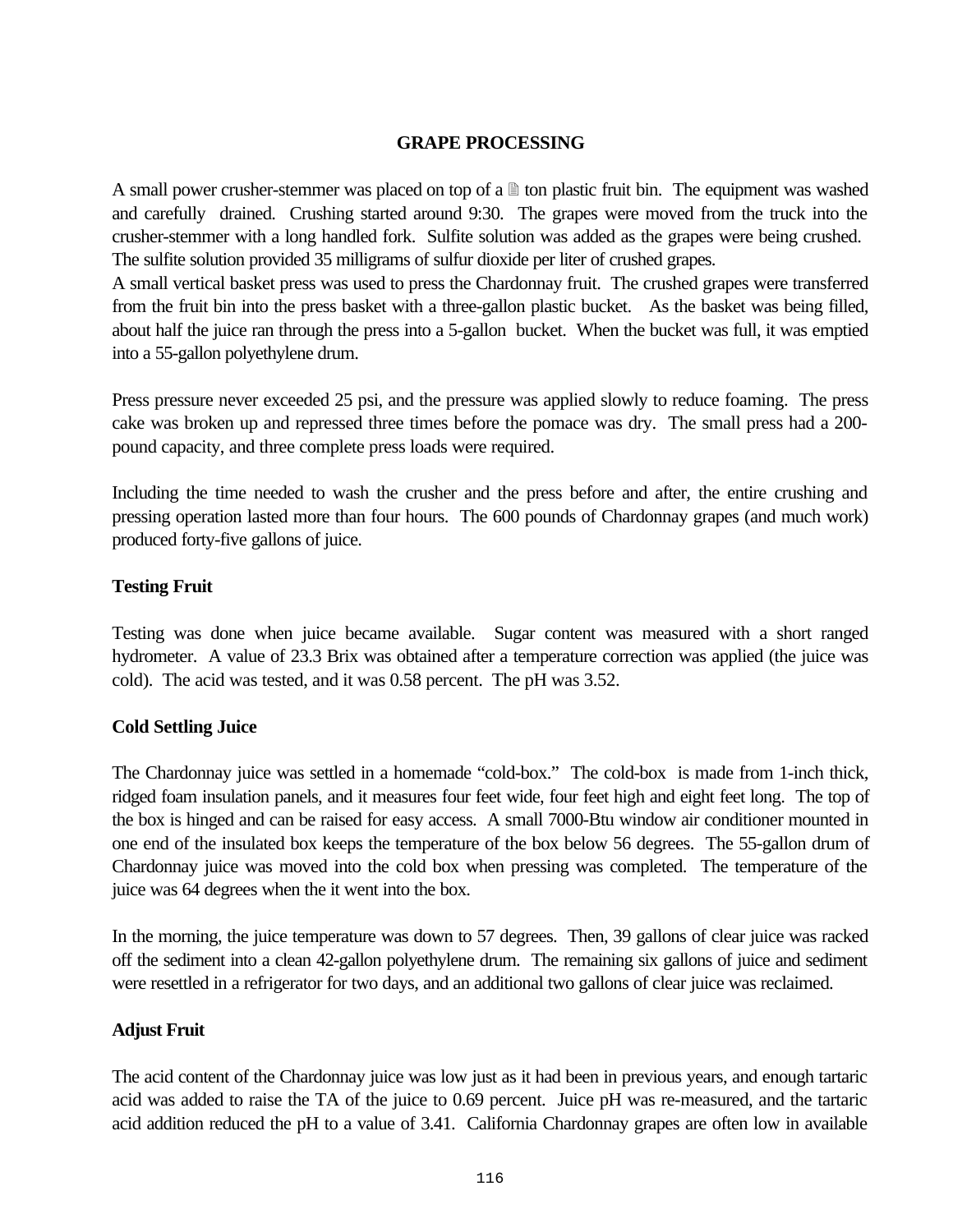## GRAPE PROCESSING

A small power crusher-stemmer was placed on top of a ½ ton plastic fruit bin. The equipment was washed and carefully drained. Crushing started around 9:30. The grapes were moved from the truck into the crusher-stemmer with a long handled fork. Sulfite solution was added as the grapes were being crushed. The sulfite solution provided 35 milligrams of sulfur dioxide per liter of crushed grapes.

A small vertical basket press was used to press the Chardonnay fruit. The crushed grapes were transferred from the fruit bin into the press basket with a three-gallon plastic bucket. As the basket was being filled, about half the juice ran through the press into a 5-gallon bucket. When the bucket was full, it was emptied into a 55-gallon polyethylene drum.

Press pressure never exceeded 25 psi, and the pressure was applied slowly to reduce foaming. The press cake was broken up and repressed three times before the pomace was dry. The small press had a 200-pound capacity, and three complete press loads were required.

Including the time needed to wash the crusher and the press before and after, the entire crushing and pressing operation lasted more than four hours. The 600 pounds of Chardonnay grapes (and much work) produced forty-five gallons of juice.

### Testing Fruit

Testing was done when juice became available. Sugar content was measured with a short ranged hydrometer. A value of 23.3 Brix was obtained after a temperature correction was applied (the juice was cold). The acid was tested, and it was 0.58 percent. The pH was 3.52.

### Cold Settling Juice

The Chardonnay juice was settled in a homemade "cold-box." The cold-box is made from 1-inch thick, ridged foam insulation panels, and it measures four feet wide, four feet high and eight feet long. The top of the box is hinged and can be raised for easy access. A small 7000-Btu window air conditioner mounted in one end of the insulated box keeps the temperature of the box below 56 degrees. The 55-gallon drum of Chardonnay juice was moved into the cold box when pressing was completed. The temperature of the juice was 64 degrees when the it went into the box.

In the morning, the juice temperature was down to 57 degrees. Then, 39 gallons of clear juice was racked off the sediment into a clean 42-gallon polyethylene drum. The remaining six gallons of juice and sediment were resettled in a refrigerator for two days, and an additional two gallons of clear juice was reclaimed.

### Adjust Fruit

The acid content of the Chardonnay juice was low just as it had been in previous years, and enough tartaric acid was added to raise the TA of the juice to 0.69 percent. Juice pH was re-measured, and the tartaric acid addition reduced the pH to a value of 3.41. California Chardonnay grapes are often low in available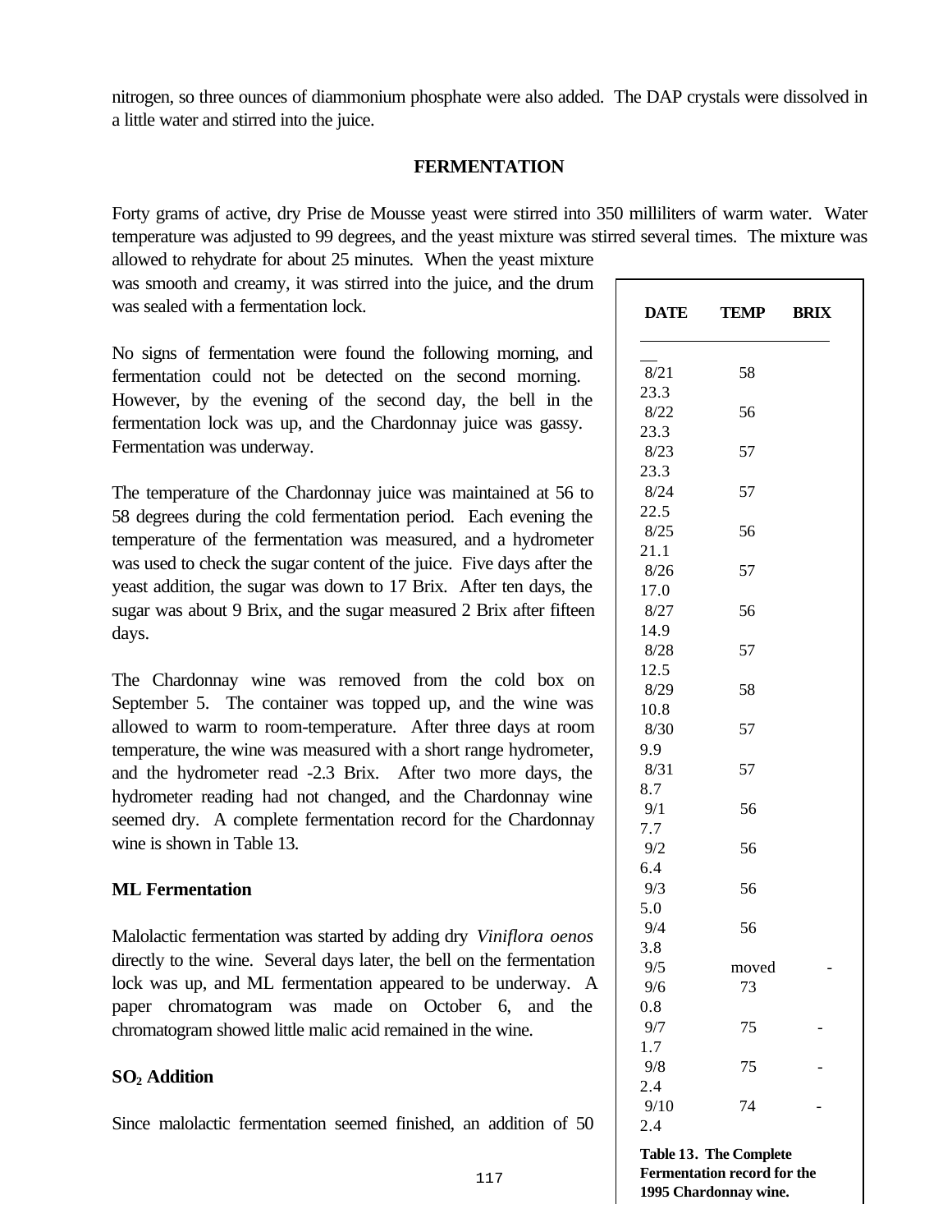nitrogen, so three ounces of diammonium phosphate were also added. The DAP crystals were dissolved in a little water and stirred into the juice.

## FERMENTATION

Forty grams of active, dry Prise de Mousse yeast were stirred into 350 milliliters of warm water. Water temperature was adjusted to 99 degrees, and the yeast mixture was stirred several times. The mixture was allowed to rehydrate for about 25 minutes. When the yeast mixture was smooth and creamy, it was stirred into the juice, and the drum was sealed with a fermentation lock.

No signs of fermentation were found the following morning, and fermentation could not be detected on the second morning. However, by the evening of the second day, the bell in the fermentation lock was up, and the Chardonnay juice was gassy. Fermentation was underway.

The temperature of the Chardonnay juice was maintained at 56 to 58 degrees during the cold fermentation period. Each evening the temperature of the fermentation was measured, and a hydrometer was used to check the sugar content of the juice. Five days after the yeast addition, the sugar was down to 17 Brix. After ten days, the sugar was about 9 Brix, and the sugar measured 2 Brix after fifteen days.

The Chardonnay wine was removed from the cold box on September 5. The container was topped up, and the wine was allowed to warm to room-temperature. After three days at room temperature, the wine was measured with a short range hydrometer, and the hydrometer read -2.3 Brix. After two more days, the hydrometer reading had not changed, and the Chardonnay wine seemed dry. A complete fermentation record for the Chardonnay wine is shown in Table 13.

| DATE | TEMP | BRIX |
|---|---|---|
| 8/21 | 58 | 23.3 |
| 8/22 | 56 | 23.3 |
| 8/23 | 57 | 23.3 |
| 8/24 | 57 | 22.5 |
| 8/25 | 56 | 21.1 |
| 8/26 | 57 | 17.0 |
| 8/27 | 56 | 14.9 |
| 8/28 | 57 | 12.5 |
| 8/29 | 58 | 10.8 |
| 8/30 | 57 | 9.9 |
| 8/31 | 57 | 8.7 |
| 9/1 | 56 | 7.7 |
| 9/2 | 56 | 6.4 |
| 9/3 | 56 | 5.0 |
| 9/4 | 56 | 3.8 |
| 9/5 | moved | - |
| 9/6 | 73 | 0.8 |
| 9/7 | 75 | -1.7 |
| 9/8 | 75 | -2.4 |
| 9/10 | 74 | -2.4 |

**Table 13. The Complete Fermentation record for the 1995 Chardonnay wine.**

### ML Fermentation

Malolactic fermentation was started by adding dry *Viniflora oenos* directly to the wine. Several days later, the bell on the fermentation lock was up, and ML fermentation appeared to be underway. A paper chromatogram was made on October 6, and the chromatogram showed little malic acid remained in the wine.

### $SO_2$ Addition

Since malolactic fermentation seemed finished, an addition of 50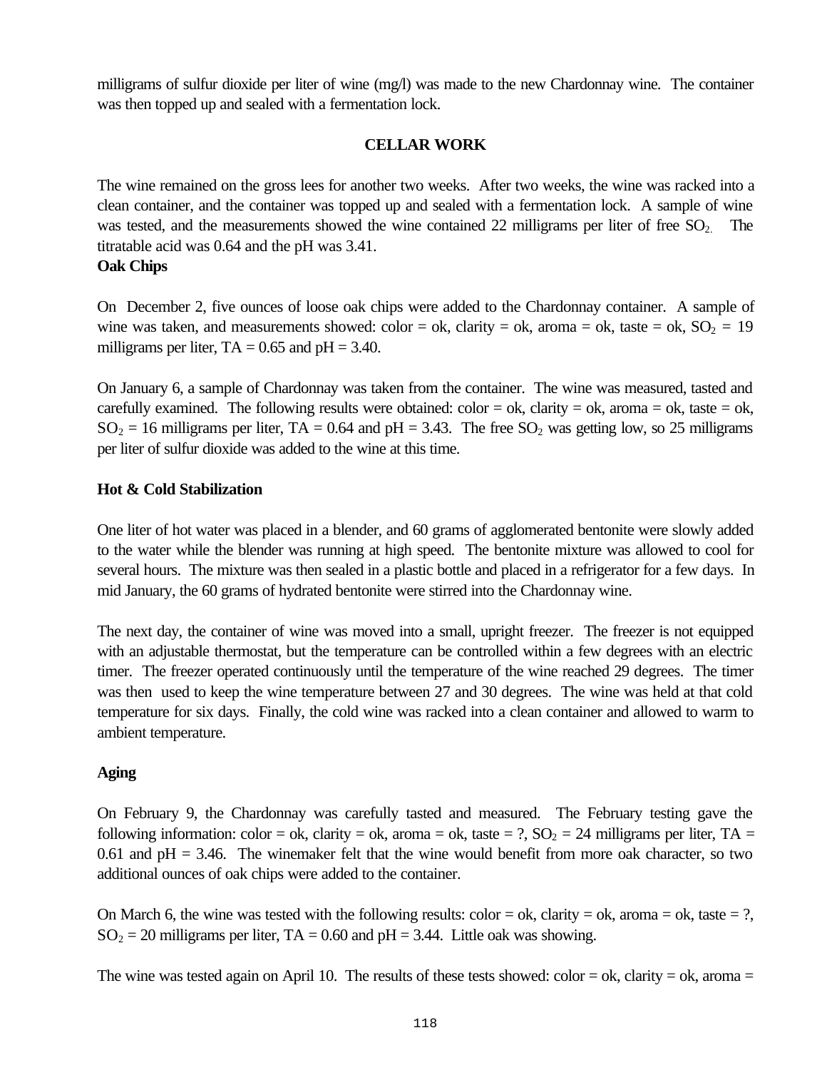milligrams of sulfur dioxide per liter of wine (mg/l) was made to the new Chardonnay wine. The container was then topped up and sealed with a fermentation lock.

## CELLAR WORK

The wine remained on the gross lees for another two weeks. After two weeks, the wine was racked into a clean container, and the container was topped up and sealed with a fermentation lock. A sample of wine was tested, and the measurements showed the wine contained 22 milligrams per liter of free $SO_2$. The titratable acid was 0.64 and the pH was 3.41.

**Oak Chips**

On December 2, five ounces of loose oak chips were added to the Chardonnay container. A sample of wine was taken, and measurements showed: color = ok, clarity = ok, aroma = ok, taste = ok, $SO_2$ = 19 milligrams per liter, TA = 0.65 and pH = 3.40.

On January 6, a sample of Chardonnay was taken from the container. The wine was measured, tasted and carefully examined. The following results were obtained: color = ok, clarity = ok, aroma = ok, taste = ok, $SO_2$ = 16 milligrams per liter, TA = 0.64 and pH = 3.43. The free $SO_2$ was getting low, so 25 milligrams per liter of sulfur dioxide was added to the wine at this time.

**Hot & Cold Stabilization**

One liter of hot water was placed in a blender, and 60 grams of agglomerated bentonite were slowly added to the water while the blender was running at high speed. The bentonite mixture was allowed to cool for several hours. The mixture was then sealed in a plastic bottle and placed in a refrigerator for a few days. In mid January, the 60 grams of hydrated bentonite were stirred into the Chardonnay wine.

The next day, the container of wine was moved into a small, upright freezer. The freezer is not equipped with an adjustable thermostat, but the temperature can be controlled within a few degrees with an electric timer. The freezer operated continuously until the temperature of the wine reached 29 degrees. The timer was then used to keep the wine temperature between 27 and 30 degrees. The wine was held at that cold temperature for six days. Finally, the cold wine was racked into a clean container and allowed to warm to ambient temperature.

**Aging**

On February 9, the Chardonnay was carefully tasted and measured. The February testing gave the following information: color = ok, clarity = ok, aroma = ok, taste = ?, $SO_2$ = 24 milligrams per liter, TA = 0.61 and pH = 3.46. The winemaker felt that the wine would benefit from more oak character, so two additional ounces of oak chips were added to the container.

On March 6, the wine was tested with the following results: color = ok, clarity = ok, aroma = ok, taste = ?, $SO_2$ = 20 milligrams per liter, TA = 0.60 and pH = 3.44. Little oak was showing.

The wine was tested again on April 10. The results of these tests showed: color = ok, clarity = ok, aroma =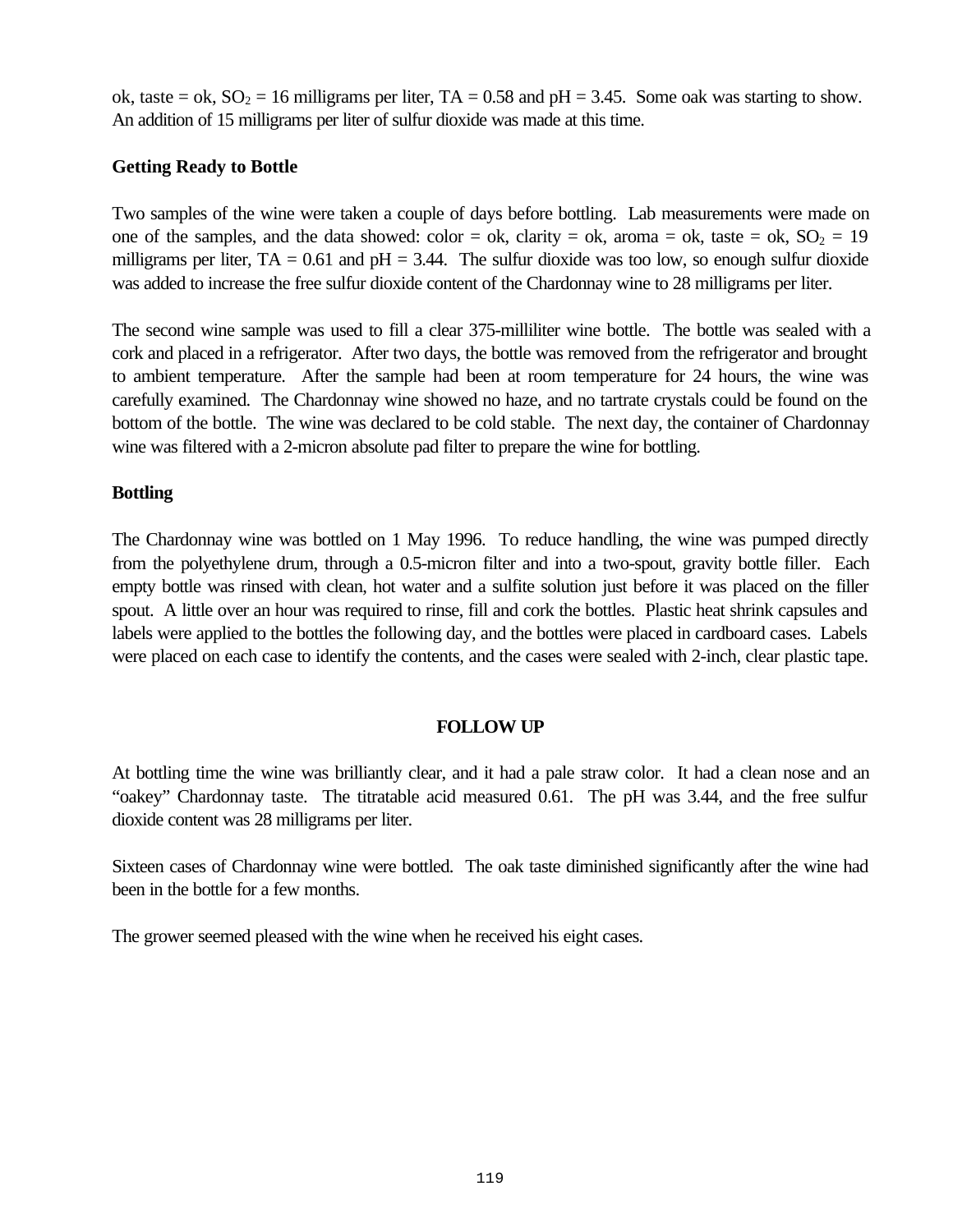ok, taste = ok, $SO_2$ = 16 milligrams per liter, TA = 0.58 and pH = 3.45. Some oak was starting to show. An addition of 15 milligrams per liter of sulfur dioxide was made at this time.

**Getting Ready to Bottle**

Two samples of the wine were taken a couple of days before bottling. Lab measurements were made on one of the samples, and the data showed: color = ok, clarity = ok, aroma = ok, taste = ok, $SO_2$ = 19 milligrams per liter, TA = 0.61 and pH = 3.44. The sulfur dioxide was too low, so enough sulfur dioxide was added to increase the free sulfur dioxide content of the Chardonnay wine to 28 milligrams per liter.

The second wine sample was used to fill a clear 375-milliliter wine bottle. The bottle was sealed with a cork and placed in a refrigerator. After two days, the bottle was removed from the refrigerator and brought to ambient temperature. After the sample had been at room temperature for 24 hours, the wine was carefully examined. The Chardonnay wine showed no haze, and no tartrate crystals could be found on the bottom of the bottle. The wine was declared to be cold stable. The next day, the container of Chardonnay wine was filtered with a 2-micron absolute pad filter to prepare the wine for bottling.

**Bottling**

The Chardonnay wine was bottled on 1 May 1996. To reduce handling, the wine was pumped directly from the polyethylene drum, through a 0.5-micron filter and into a two-spout, gravity bottle filler. Each empty bottle was rinsed with clean, hot water and a sulfite solution just before it was placed on the filler spout. A little over an hour was required to rinse, fill and cork the bottles. Plastic heat shrink capsules and labels were applied to the bottles the following day, and the bottles were placed in cardboard cases. Labels were placed on each case to identify the contents, and the cases were sealed with 2-inch, clear plastic tape.

## FOLLOW UP

At bottling time the wine was brilliantly clear, and it had a pale straw color. It had a clean nose and an "oakey" Chardonnay taste. The titratable acid measured 0.61. The pH was 3.44, and the free sulfur dioxide content was 28 milligrams per liter.

Sixteen cases of Chardonnay wine were bottled. The oak taste diminished significantly after the wine had been in the bottle for a few months.

The grower seemed pleased with the wine when he received his eight cases.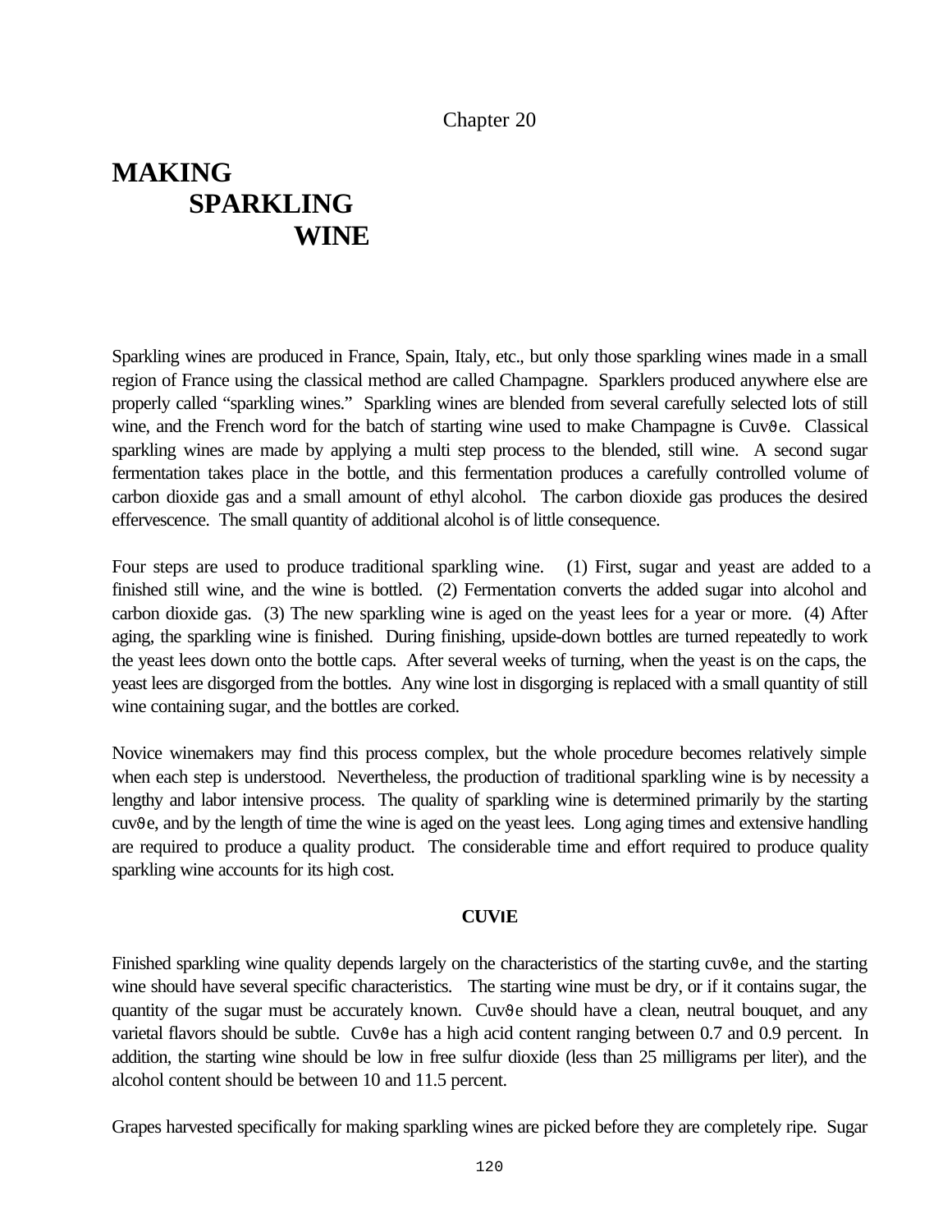Chapter 20

# MAKING SPARKLING WINE

Sparkling wines are produced in France, Spain, Italy, etc., but only those sparkling wines made in a small region of France using the classical method are called Champagne. Sparklers produced anywhere else are properly called "sparkling wines." Sparkling wines are blended from several carefully selected lots of still wine, and the French word for the batch of starting wine used to make Champagne is Cuvϑe. Classical sparkling wines are made by applying a multi step process to the blended, still wine. A second sugar fermentation takes place in the bottle, and this fermentation produces a carefully controlled volume of carbon dioxide gas and a small amount of ethyl alcohol. The carbon dioxide gas produces the desired effervescence. The small quantity of additional alcohol is of little consequence.

Four steps are used to produce traditional sparkling wine. (1) First, sugar and yeast are added to a finished still wine, and the wine is bottled. (2) Fermentation converts the added sugar into alcohol and carbon dioxide gas. (3) The new sparkling wine is aged on the yeast lees for a year or more. (4) After aging, the sparkling wine is finished. During finishing, upside-down bottles are turned repeatedly to work the yeast lees down onto the bottle caps. After several weeks of turning, when the yeast is on the caps, the yeast lees are disgorged from the bottles. Any wine lost in disgorging is replaced with a small quantity of still wine containing sugar, and the bottles are corked.

Novice winemakers may find this process complex, but the whole procedure becomes relatively simple when each step is understood. Nevertheless, the production of traditional sparkling wine is by necessity a lengthy and labor intensive process. The quality of sparkling wine is determined primarily by the starting cuvϑe, and by the length of time the wine is aged on the yeast lees. Long aging times and extensive handling are required to produce a quality product. The considerable time and effort required to produce quality sparkling wine accounts for its high cost.

## CUVlE

Finished sparkling wine quality depends largely on the characteristics of the starting cuvϑe, and the starting wine should have several specific characteristics. The starting wine must be dry, or if it contains sugar, the quantity of the sugar must be accurately known. Cuvϑe should have a clean, neutral bouquet, and any varietal flavors should be subtle. Cuvϑe has a high acid content ranging between 0.7 and 0.9 percent. In addition, the starting wine should be low in free sulfur dioxide (less than 25 milligrams per liter), and the alcohol content should be between 10 and 11.5 percent.

Grapes harvested specifically for making sparkling wines are picked before they are completely ripe. Sugar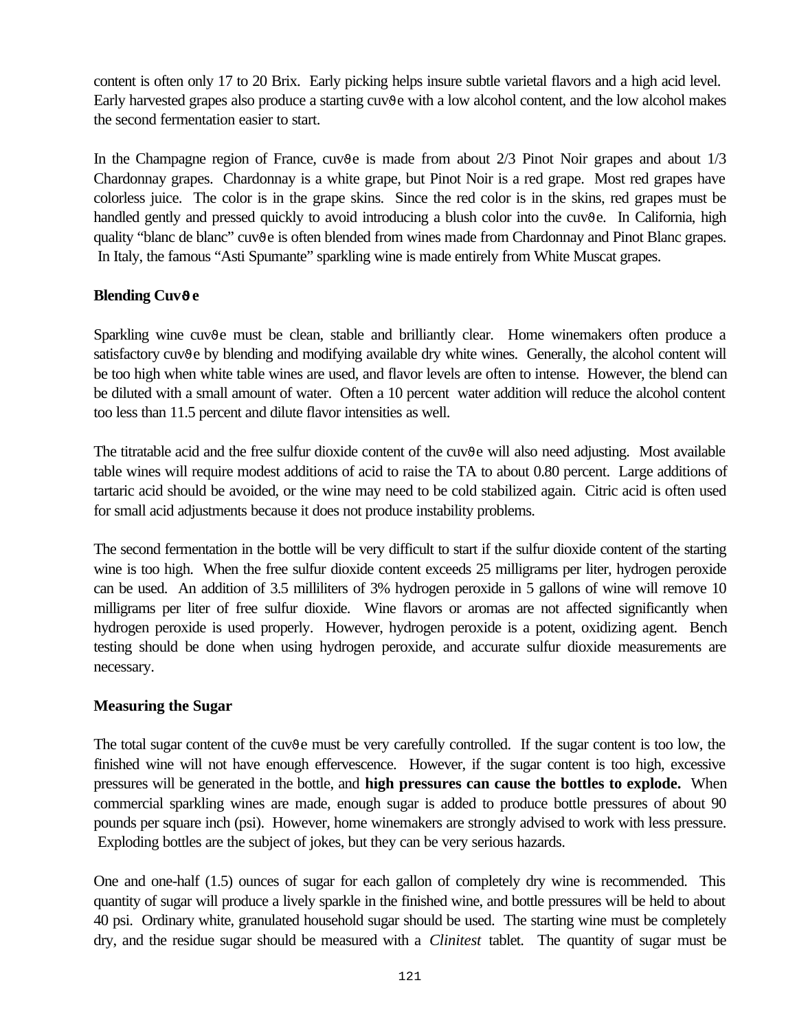content is often only 17 to 20 Brix. Early picking helps insure subtle varietal flavors and a high acid level. Early harvested grapes also produce a starting cuvϑe with a low alcohol content, and the low alcohol makes the second fermentation easier to start.

In the Champagne region of France, cuvϑe is made from about 2/3 Pinot Noir grapes and about 1/3 Chardonnay grapes. Chardonnay is a white grape, but Pinot Noir is a red grape. Most red grapes have colorless juice. The color is in the grape skins. Since the red color is in the skins, red grapes must be handled gently and pressed quickly to avoid introducing a blush color into the cuvϑe. In California, high quality "blanc de blanc" cuvϑe is often blended from wines made from Chardonnay and Pinot Blanc grapes. In Italy, the famous "Asti Spumante" sparkling wine is made entirely from White Muscat grapes.

**Blending Cuvϑe**

Sparkling wine cuvϑe must be clean, stable and brilliantly clear. Home winemakers often produce a satisfactory cuvϑe by blending and modifying available dry white wines. Generally, the alcohol content will be too high when white table wines are used, and flavor levels are often to intense. However, the blend can be diluted with a small amount of water. Often a 10 percent water addition will reduce the alcohol content too less than 11.5 percent and dilute flavor intensities as well.

The titratable acid and the free sulfur dioxide content of the cuvϑe will also need adjusting. Most available table wines will require modest additions of acid to raise the TA to about 0.80 percent. Large additions of tartaric acid should be avoided, or the wine may need to be cold stabilized again. Citric acid is often used for small acid adjustments because it does not produce instability problems.

The second fermentation in the bottle will be very difficult to start if the sulfur dioxide content of the starting wine is too high. When the free sulfur dioxide content exceeds 25 milligrams per liter, hydrogen peroxide can be used. An addition of 3.5 milliliters of 3% hydrogen peroxide in 5 gallons of wine will remove 10 milligrams per liter of free sulfur dioxide. Wine flavors or aromas are not affected significantly when hydrogen peroxide is used properly. However, hydrogen peroxide is a potent, oxidizing agent. Bench testing should be done when using hydrogen peroxide, and accurate sulfur dioxide measurements are necessary.

**Measuring the Sugar**

The total sugar content of the cuvϑe must be very carefully controlled. If the sugar content is too low, the finished wine will not have enough effervescence. However, if the sugar content is too high, excessive pressures will be generated in the bottle, and **high pressures can cause the bottles to explode.** When commercial sparkling wines are made, enough sugar is added to produce bottle pressures of about 90 pounds per square inch (psi). However, home winemakers are strongly advised to work with less pressure. Exploding bottles are the subject of jokes, but they can be very serious hazards.

One and one-half (1.5) ounces of sugar for each gallon of completely dry wine is recommended. This quantity of sugar will produce a lively sparkle in the finished wine, and bottle pressures will be held to about 40 psi. Ordinary white, granulated household sugar should be used. The starting wine must be completely dry, and the residue sugar should be measured with a *Clinitest* tablet. The quantity of sugar must be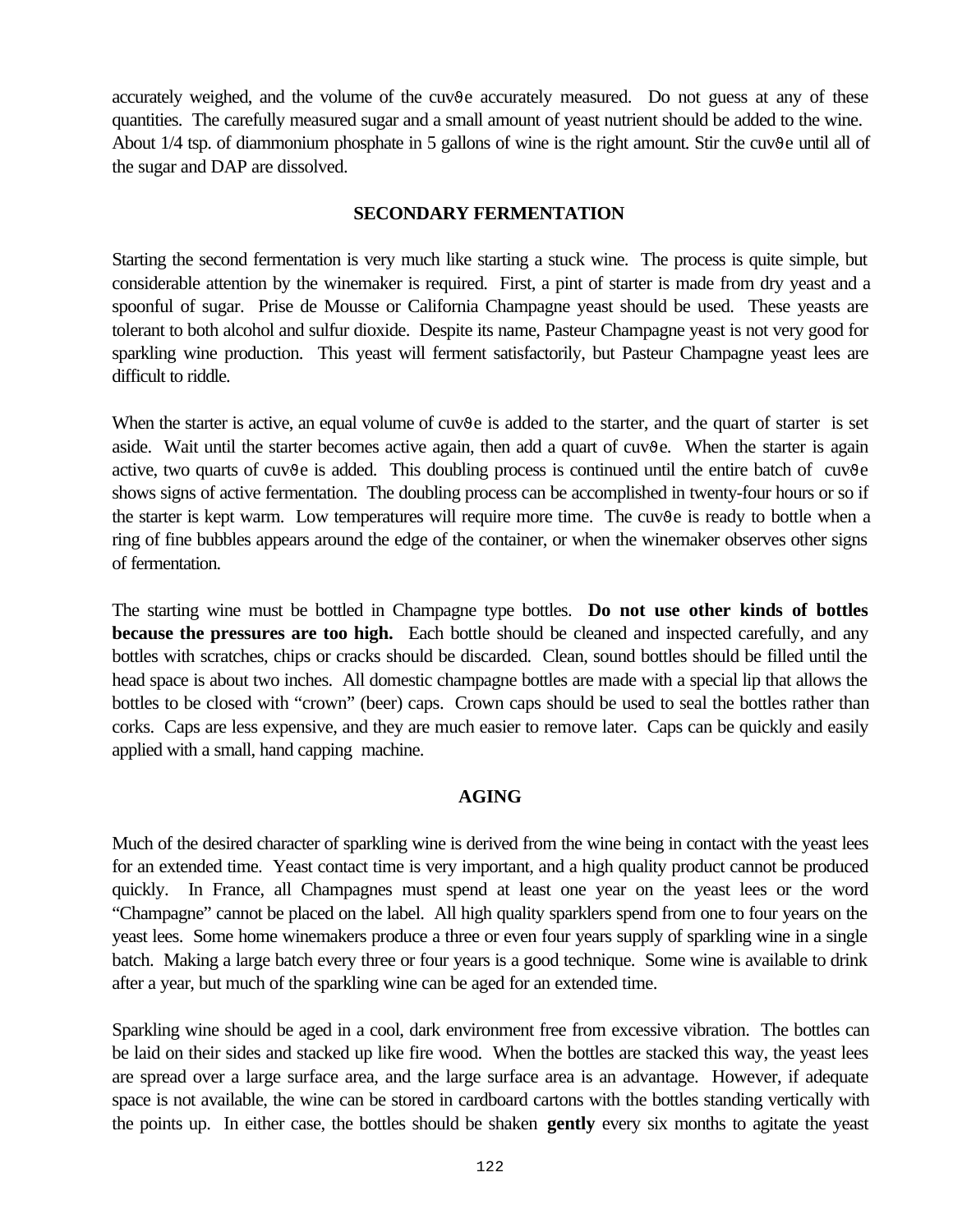accurately weighed, and the volume of the cuvϑe accurately measured. Do not guess at any of these quantities. The carefully measured sugar and a small amount of yeast nutrient should be added to the wine. About 1/4 tsp. of diammonium phosphate in 5 gallons of wine is the right amount. Stir the cuvϑe until all of the sugar and DAP are dissolved.

## SECONDARY FERMENTATION

Starting the second fermentation is very much like starting a stuck wine. The process is quite simple, but considerable attention by the winemaker is required. First, a pint of starter is made from dry yeast and a spoonful of sugar. Prise de Mousse or California Champagne yeast should be used. These yeasts are tolerant to both alcohol and sulfur dioxide. Despite its name, Pasteur Champagne yeast is not very good for sparkling wine production. This yeast will ferment satisfactorily, but Pasteur Champagne yeast lees are difficult to riddle.

When the starter is active, an equal volume of cuvϑe is added to the starter, and the quart of starter is set aside. Wait until the starter becomes active again, then add a quart of cuvϑe. When the starter is again active, two quarts of cuvϑe is added. This doubling process is continued until the entire batch of cuvϑe shows signs of active fermentation. The doubling process can be accomplished in twenty-four hours or so if the starter is kept warm. Low temperatures will require more time. The cuvϑe is ready to bottle when a ring of fine bubbles appears around the edge of the container, or when the winemaker observes other signs of fermentation.

The starting wine must be bottled in Champagne type bottles. **Do not use other kinds of bottles because the pressures are too high.** Each bottle should be cleaned and inspected carefully, and any bottles with scratches, chips or cracks should be discarded. Clean, sound bottles should be filled until the head space is about two inches. All domestic champagne bottles are made with a special lip that allows the bottles to be closed with "crown" (beer) caps. Crown caps should be used to seal the bottles rather than corks. Caps are less expensive, and they are much easier to remove later. Caps can be quickly and easily applied with a small, hand capping machine.

## AGING

Much of the desired character of sparkling wine is derived from the wine being in contact with the yeast lees for an extended time. Yeast contact time is very important, and a high quality product cannot be produced quickly. In France, all Champagnes must spend at least one year on the yeast lees or the word "Champagne" cannot be placed on the label. All high quality sparklers spend from one to four years on the yeast lees. Some home winemakers produce a three or even four years supply of sparkling wine in a single batch. Making a large batch every three or four years is a good technique. Some wine is available to drink after a year, but much of the sparkling wine can be aged for an extended time.

Sparkling wine should be aged in a cool, dark environment free from excessive vibration. The bottles can be laid on their sides and stacked up like fire wood. When the bottles are stacked this way, the yeast lees are spread over a large surface area, and the large surface area is an advantage. However, if adequate space is not available, the wine can be stored in cardboard cartons with the bottles standing vertically with the points up. In either case, the bottles should be shaken **gently** every six months to agitate the yeast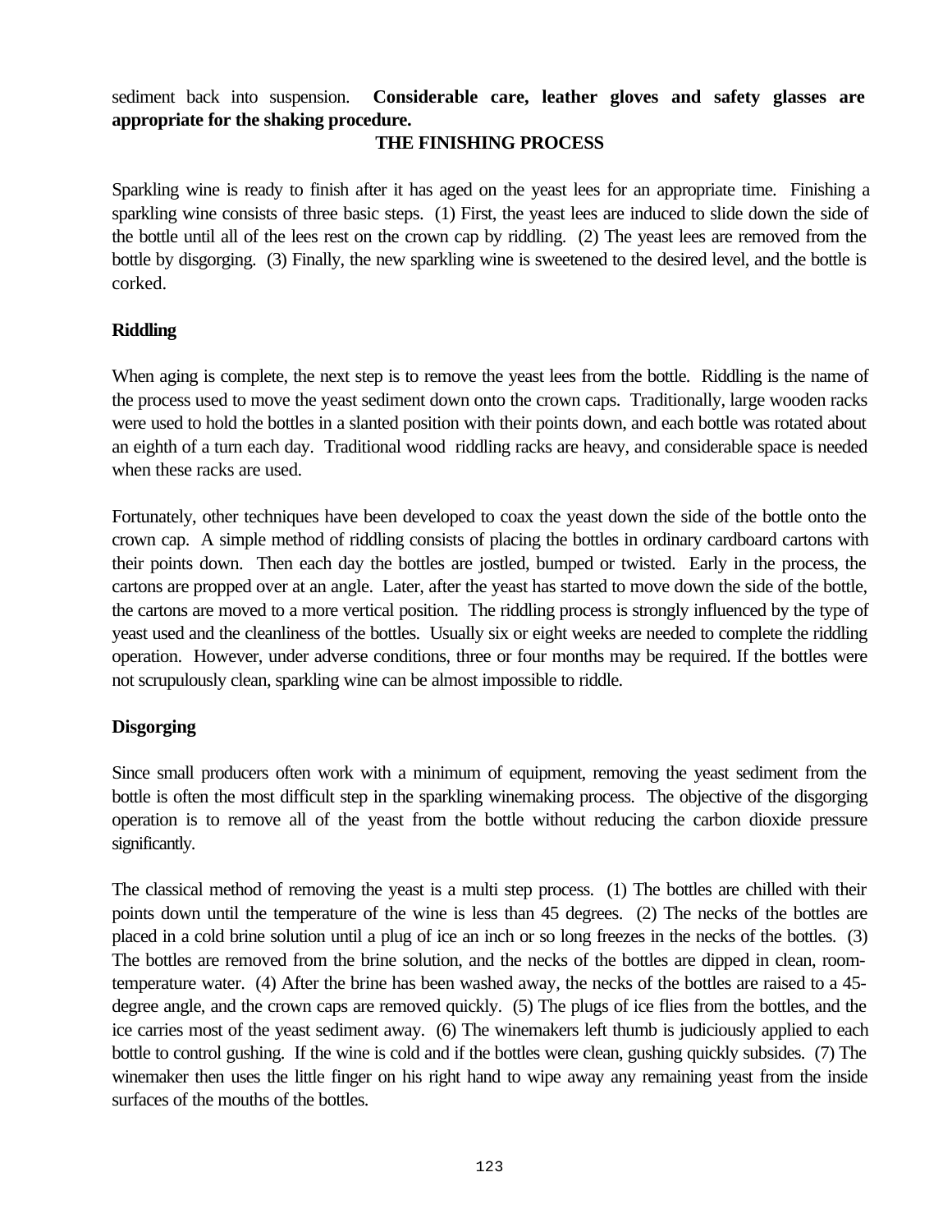sediment back into suspension. **Considerable care, leather gloves and safety glasses are appropriate for the shaking procedure.**

## THE FINISHING PROCESS

Sparkling wine is ready to finish after it has aged on the yeast lees for an appropriate time. Finishing a sparkling wine consists of three basic steps. (1) First, the yeast lees are induced to slide down the side of the bottle until all of the lees rest on the crown cap by riddling. (2) The yeast lees are removed from the bottle by disgorging. (3) Finally, the new sparkling wine is sweetened to the desired level, and the bottle is corked.

### Riddling

When aging is complete, the next step is to remove the yeast lees from the bottle. Riddling is the name of the process used to move the yeast sediment down onto the crown caps. Traditionally, large wooden racks were used to hold the bottles in a slanted position with their points down, and each bottle was rotated about an eighth of a turn each day. Traditional wood riddling racks are heavy, and considerable space is needed when these racks are used.

Fortunately, other techniques have been developed to coax the yeast down the side of the bottle onto the crown cap. A simple method of riddling consists of placing the bottles in ordinary cardboard cartons with their points down. Then each day the bottles are jostled, bumped or twisted. Early in the process, the cartons are propped over at an angle. Later, after the yeast has started to move down the side of the bottle, the cartons are moved to a more vertical position. The riddling process is strongly influenced by the type of yeast used and the cleanliness of the bottles. Usually six or eight weeks are needed to complete the riddling operation. However, under adverse conditions, three or four months may be required. If the bottles were not scrupulously clean, sparkling wine can be almost impossible to riddle.

### Disgorging

Since small producers often work with a minimum of equipment, removing the yeast sediment from the bottle is often the most difficult step in the sparkling winemaking process. The objective of the disgorging operation is to remove all of the yeast from the bottle without reducing the carbon dioxide pressure significantly.

The classical method of removing the yeast is a multi step process. (1) The bottles are chilled with their points down until the temperature of the wine is less than 45 degrees. (2) The necks of the bottles are placed in a cold brine solution until a plug of ice an inch or so long freezes in the necks of the bottles. (3) The bottles are removed from the brine solution, and the necks of the bottles are dipped in clean, room-temperature water. (4) After the brine has been washed away, the necks of the bottles are raised to a 45-degree angle, and the crown caps are removed quickly. (5) The plugs of ice flies from the bottles, and the ice carries most of the yeast sediment away. (6) The winemakers left thumb is judiciously applied to each bottle to control gushing. If the wine is cold and if the bottles were clean, gushing quickly subsides. (7) The winemaker then uses the little finger on his right hand to wipe away any remaining yeast from the inside surfaces of the mouths of the bottles.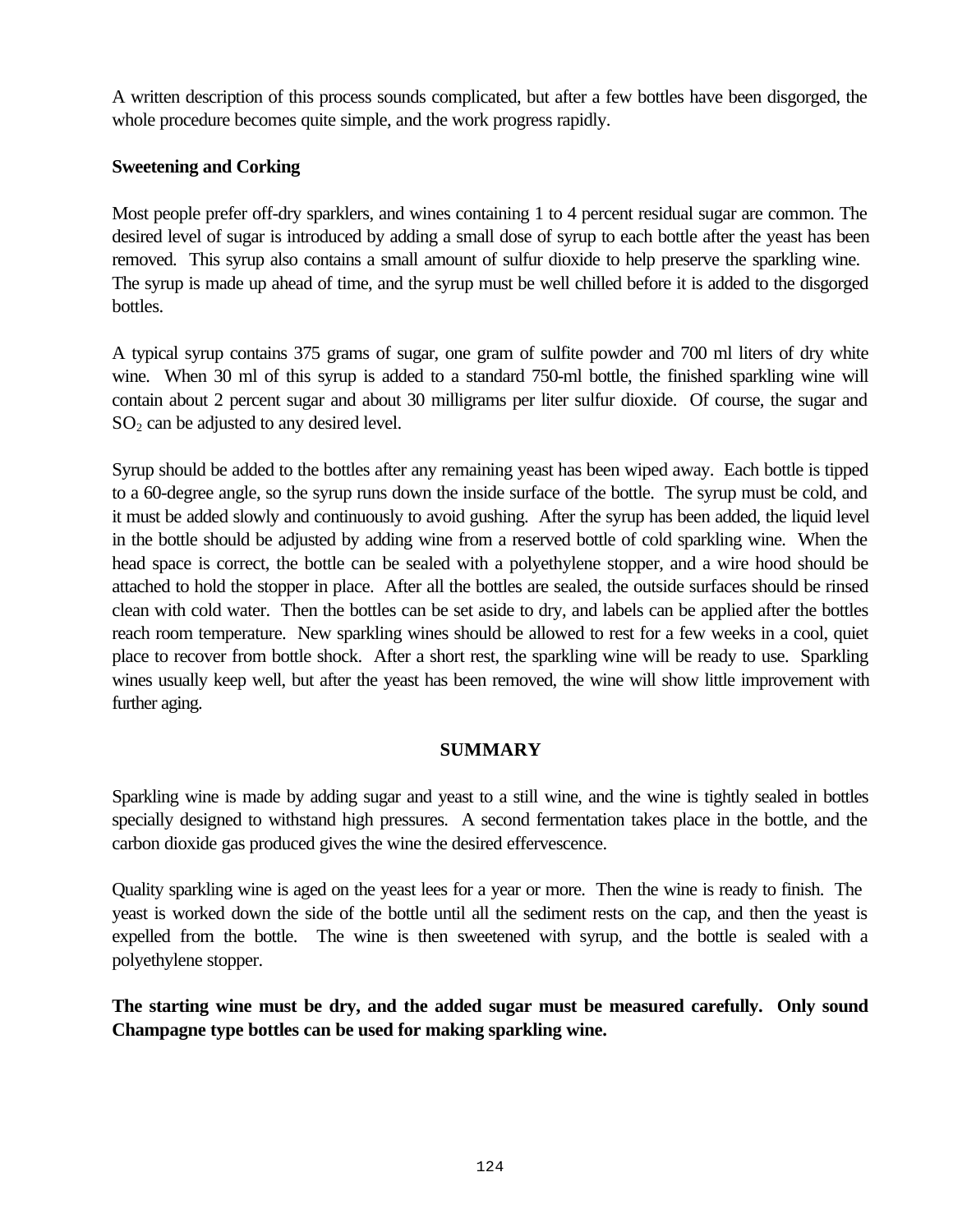A written description of this process sounds complicated, but after a few bottles have been disgorged, the whole procedure becomes quite simple, and the work progress rapidly.

**Sweetening and Corking**

Most people prefer off-dry sparklers, and wines containing 1 to 4 percent residual sugar are common. The desired level of sugar is introduced by adding a small dose of syrup to each bottle after the yeast has been removed. This syrup also contains a small amount of sulfur dioxide to help preserve the sparkling wine. The syrup is made up ahead of time, and the syrup must be well chilled before it is added to the disgorged bottles.

A typical syrup contains 375 grams of sugar, one gram of sulfite powder and 700 ml liters of dry white wine. When 30 ml of this syrup is added to a standard 750-ml bottle, the finished sparkling wine will contain about 2 percent sugar and about 30 milligrams per liter sulfur dioxide. Of course, the sugar and $SO_2$ can be adjusted to any desired level.

Syrup should be added to the bottles after any remaining yeast has been wiped away. Each bottle is tipped to a 60-degree angle, so the syrup runs down the inside surface of the bottle. The syrup must be cold, and it must be added slowly and continuously to avoid gushing. After the syrup has been added, the liquid level in the bottle should be adjusted by adding wine from a reserved bottle of cold sparkling wine. When the head space is correct, the bottle can be sealed with a polyethylene stopper, and a wire hood should be attached to hold the stopper in place. After all the bottles are sealed, the outside surfaces should be rinsed clean with cold water. Then the bottles can be set aside to dry, and labels can be applied after the bottles reach room temperature. New sparkling wines should be allowed to rest for a few weeks in a cool, quiet place to recover from bottle shock. After a short rest, the sparkling wine will be ready to use. Sparkling wines usually keep well, but after the yeast has been removed, the wine will show little improvement with further aging.

## SUMMARY

Sparkling wine is made by adding sugar and yeast to a still wine, and the wine is tightly sealed in bottles specially designed to withstand high pressures. A second fermentation takes place in the bottle, and the carbon dioxide gas produced gives the wine the desired effervescence.

Quality sparkling wine is aged on the yeast lees for a year or more. Then the wine is ready to finish. The yeast is worked down the side of the bottle until all the sediment rests on the cap, and then the yeast is expelled from the bottle. The wine is then sweetened with syrup, and the bottle is sealed with a polyethylene stopper.

**The starting wine must be dry, and the added sugar must be measured carefully. Only sound Champagne type bottles can be used for making sparkling wine.**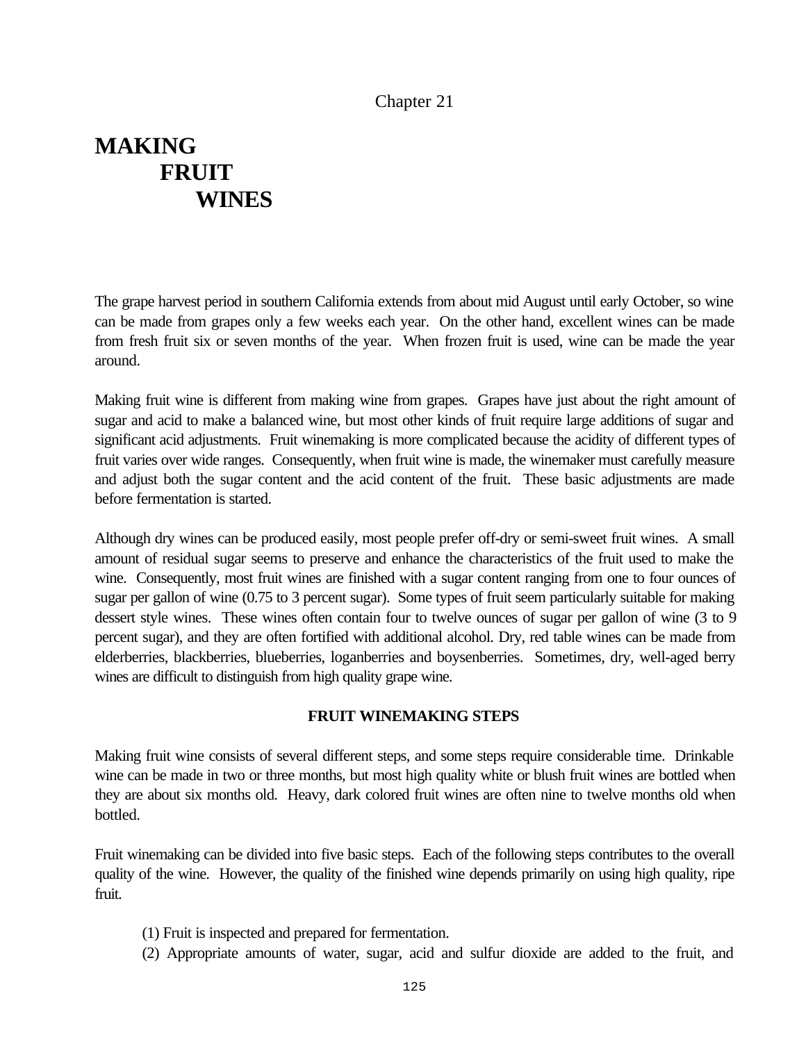Chapter 21

# MAKING FRUIT WINES

The grape harvest period in southern California extends from about mid August until early October, so wine can be made from grapes only a few weeks each year. On the other hand, excellent wines can be made from fresh fruit six or seven months of the year. When frozen fruit is used, wine can be made the year around.

Making fruit wine is different from making wine from grapes. Grapes have just about the right amount of sugar and acid to make a balanced wine, but most other kinds of fruit require large additions of sugar and significant acid adjustments. Fruit winemaking is more complicated because the acidity of different types of fruit varies over wide ranges. Consequently, when fruit wine is made, the winemaker must carefully measure and adjust both the sugar content and the acid content of the fruit. These basic adjustments are made before fermentation is started.

Although dry wines can be produced easily, most people prefer off-dry or semi-sweet fruit wines. A small amount of residual sugar seems to preserve and enhance the characteristics of the fruit used to make the wine. Consequently, most fruit wines are finished with a sugar content ranging from one to four ounces of sugar per gallon of wine (0.75 to 3 percent sugar). Some types of fruit seem particularly suitable for making dessert style wines. These wines often contain four to twelve ounces of sugar per gallon of wine (3 to 9 percent sugar), and they are often fortified with additional alcohol. Dry, red table wines can be made from elderberries, blackberries, blueberries, loganberries and boysenberries. Sometimes, dry, well-aged berry wines are difficult to distinguish from high quality grape wine.

## FRUIT WINEMAKING STEPS

Making fruit wine consists of several different steps, and some steps require considerable time. Drinkable wine can be made in two or three months, but most high quality white or blush fruit wines are bottled when they are about six months old. Heavy, dark colored fruit wines are often nine to twelve months old when bottled.

Fruit winemaking can be divided into five basic steps. Each of the following steps contributes to the overall quality of the wine. However, the quality of the finished wine depends primarily on using high quality, ripe fruit.

(1) Fruit is inspected and prepared for fermentation.

(2) Appropriate amounts of water, sugar, acid and sulfur dioxide are added to the fruit, and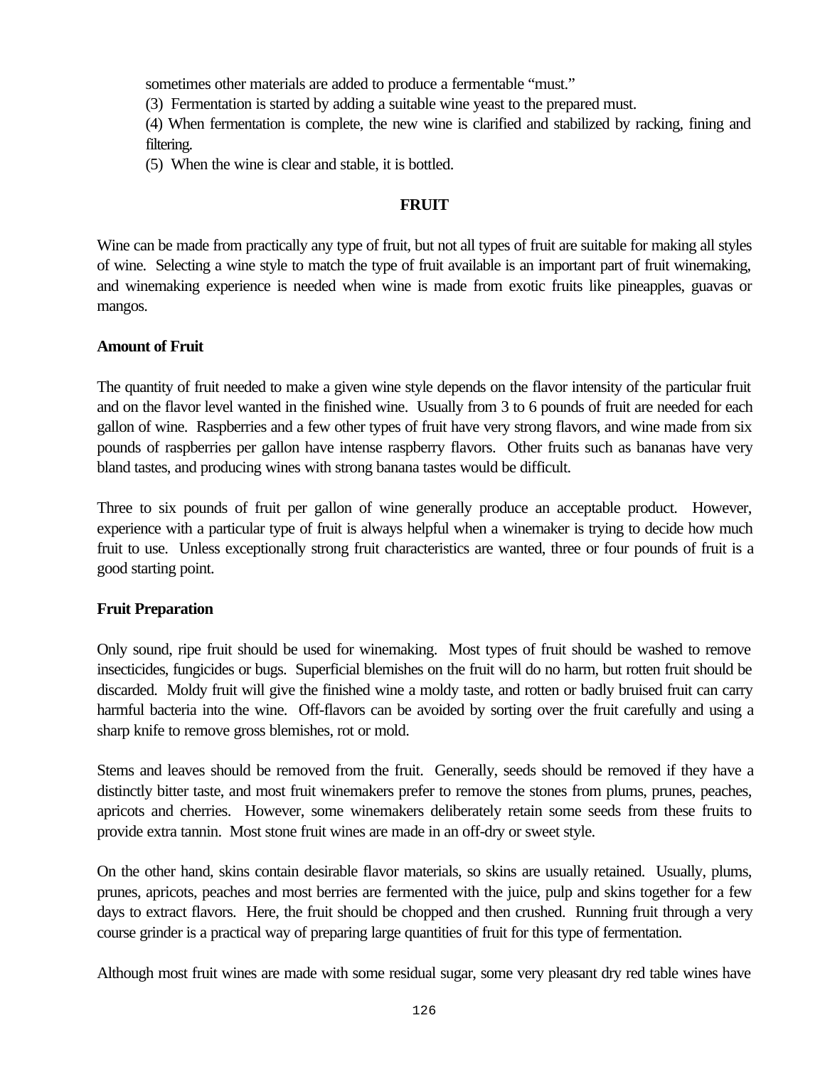sometimes other materials are added to produce a fermentable "must."

(3) Fermentation is started by adding a suitable wine yeast to the prepared must.

(4) When fermentation is complete, the new wine is clarified and stabilized by racking, fining and filtering.

(5) When the wine is clear and stable, it is bottled.

## FRUIT

Wine can be made from practically any type of fruit, but not all types of fruit are suitable for making all styles of wine. Selecting a wine style to match the type of fruit available is an important part of fruit winemaking, and winemaking experience is needed when wine is made from exotic fruits like pineapples, guavas or mangos.

### Amount of Fruit

The quantity of fruit needed to make a given wine style depends on the flavor intensity of the particular fruit and on the flavor level wanted in the finished wine. Usually from 3 to 6 pounds of fruit are needed for each gallon of wine. Raspberries and a few other types of fruit have very strong flavors, and wine made from six pounds of raspberries per gallon have intense raspberry flavors. Other fruits such as bananas have very bland tastes, and producing wines with strong banana tastes would be difficult.

Three to six pounds of fruit per gallon of wine generally produce an acceptable product. However, experience with a particular type of fruit is always helpful when a winemaker is trying to decide how much fruit to use. Unless exceptionally strong fruit characteristics are wanted, three or four pounds of fruit is a good starting point.

### Fruit Preparation

Only sound, ripe fruit should be used for winemaking. Most types of fruit should be washed to remove insecticides, fungicides or bugs. Superficial blemishes on the fruit will do no harm, but rotten fruit should be discarded. Moldy fruit will give the finished wine a moldy taste, and rotten or badly bruised fruit can carry harmful bacteria into the wine. Off-flavors can be avoided by sorting over the fruit carefully and using a sharp knife to remove gross blemishes, rot or mold.

Stems and leaves should be removed from the fruit. Generally, seeds should be removed if they have a distinctly bitter taste, and most fruit winemakers prefer to remove the stones from plums, prunes, peaches, apricots and cherries. However, some winemakers deliberately retain some seeds from these fruits to provide extra tannin. Most stone fruit wines are made in an off-dry or sweet style.

On the other hand, skins contain desirable flavor materials, so skins are usually retained. Usually, plums, prunes, apricots, peaches and most berries are fermented with the juice, pulp and skins together for a few days to extract flavors. Here, the fruit should be chopped and then crushed. Running fruit through a very course grinder is a practical way of preparing large quantities of fruit for this type of fermentation.

Although most fruit wines are made with some residual sugar, some very pleasant dry red table wines have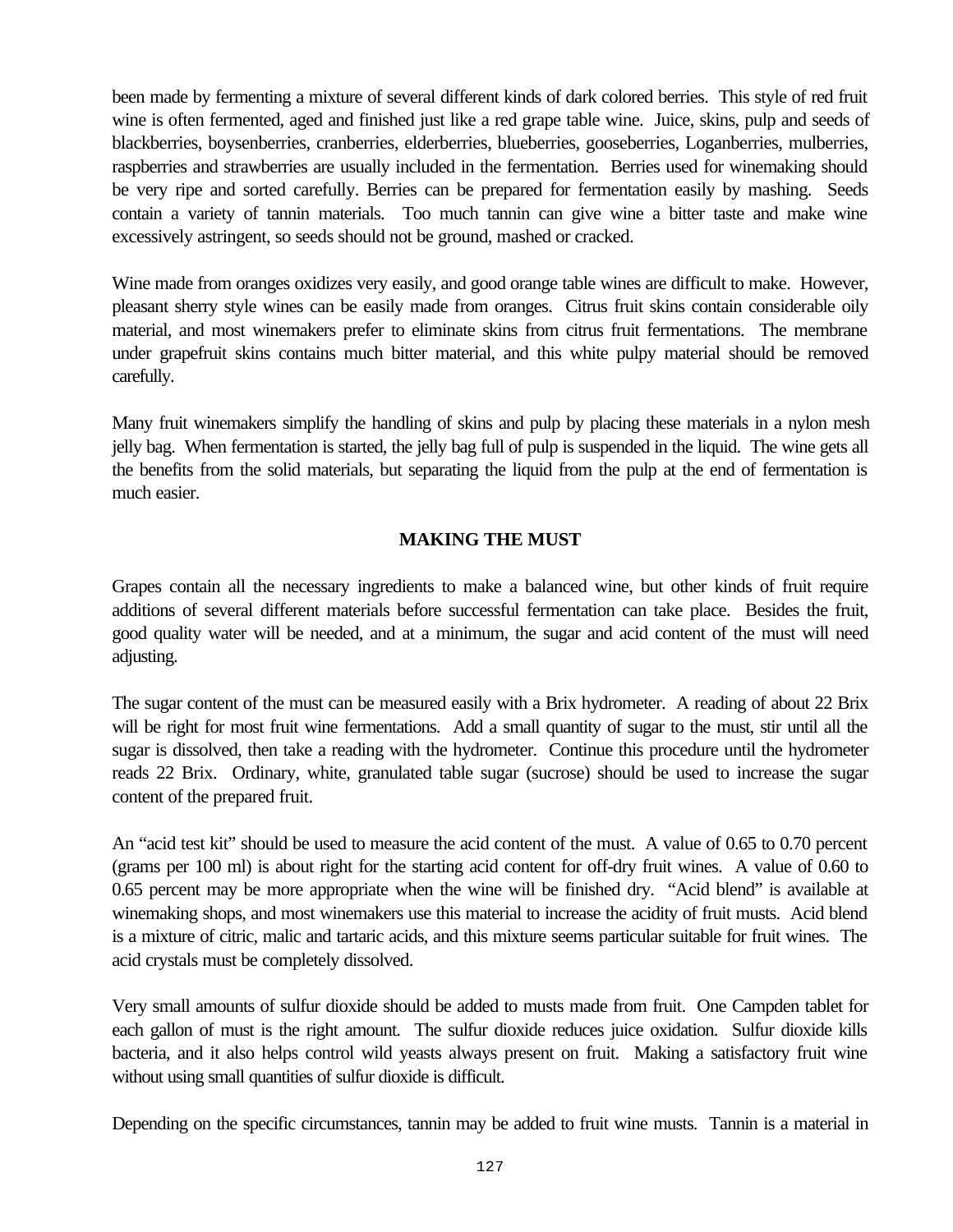been made by fermenting a mixture of several different kinds of dark colored berries. This style of red fruit wine is often fermented, aged and finished just like a red grape table wine. Juice, skins, pulp and seeds of blackberries, boysenberries, cranberries, elderberries, blueberries, gooseberries, Loganberries, mulberries, raspberries and strawberries are usually included in the fermentation. Berries used for winemaking should be very ripe and sorted carefully. Berries can be prepared for fermentation easily by mashing. Seeds contain a variety of tannin materials. Too much tannin can give wine a bitter taste and make wine excessively astringent, so seeds should not be ground, mashed or cracked.

Wine made from oranges oxidizes very easily, and good orange table wines are difficult to make. However, pleasant sherry style wines can be easily made from oranges. Citrus fruit skins contain considerable oily material, and most winemakers prefer to eliminate skins from citrus fruit fermentations. The membrane under grapefruit skins contains much bitter material, and this white pulpy material should be removed carefully.

Many fruit winemakers simplify the handling of skins and pulp by placing these materials in a nylon mesh jelly bag. When fermentation is started, the jelly bag full of pulp is suspended in the liquid. The wine gets all the benefits from the solid materials, but separating the liquid from the pulp at the end of fermentation is much easier.

## MAKING THE MUST

Grapes contain all the necessary ingredients to make a balanced wine, but other kinds of fruit require additions of several different materials before successful fermentation can take place. Besides the fruit, good quality water will be needed, and at a minimum, the sugar and acid content of the must will need adjusting.

The sugar content of the must can be measured easily with a Brix hydrometer. A reading of about 22 Brix will be right for most fruit wine fermentations. Add a small quantity of sugar to the must, stir until all the sugar is dissolved, then take a reading with the hydrometer. Continue this procedure until the hydrometer reads 22 Brix. Ordinary, white, granulated table sugar (sucrose) should be used to increase the sugar content of the prepared fruit.

An "acid test kit" should be used to measure the acid content of the must. A value of 0.65 to 0.70 percent (grams per 100 ml) is about right for the starting acid content for off-dry fruit wines. A value of 0.60 to 0.65 percent may be more appropriate when the wine will be finished dry. "Acid blend" is available at winemaking shops, and most winemakers use this material to increase the acidity of fruit musts. Acid blend is a mixture of citric, malic and tartaric acids, and this mixture seems particular suitable for fruit wines. The acid crystals must be completely dissolved.

Very small amounts of sulfur dioxide should be added to musts made from fruit. One Campden tablet for each gallon of must is the right amount. The sulfur dioxide reduces juice oxidation. Sulfur dioxide kills bacteria, and it also helps control wild yeasts always present on fruit. Making a satisfactory fruit wine without using small quantities of sulfur dioxide is difficult.

Depending on the specific circumstances, tannin may be added to fruit wine musts. Tannin is a material in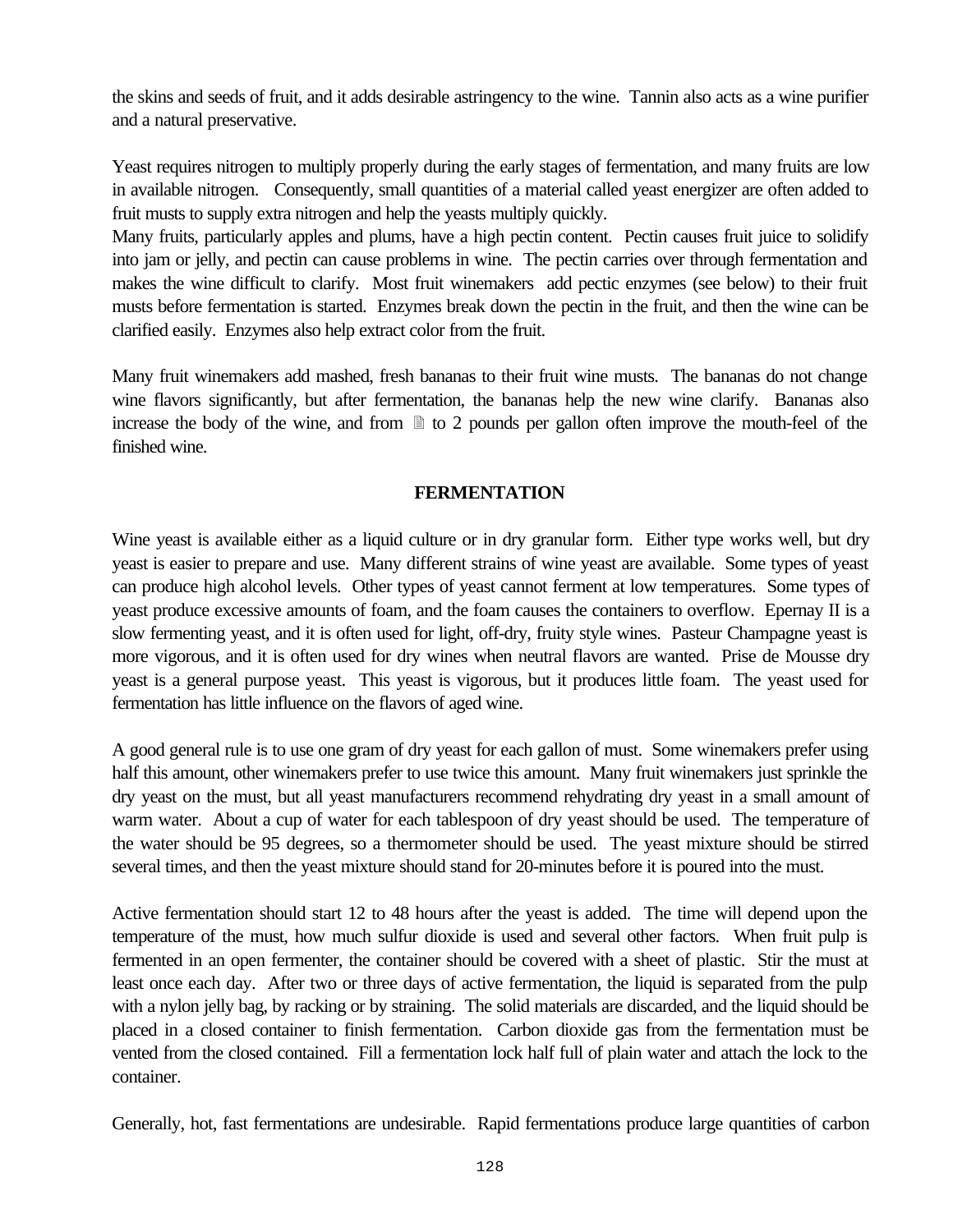the skins and seeds of fruit, and it adds desirable astringency to the wine. Tannin also acts as a wine purifier and a natural preservative.

Yeast requires nitrogen to multiply properly during the early stages of fermentation, and many fruits are low in available nitrogen. Consequently, small quantities of a material called yeast energizer are often added to fruit musts to supply extra nitrogen and help the yeasts multiply quickly.
Many fruits, particularly apples and plums, have a high pectin content. Pectin causes fruit juice to solidify into jam or jelly, and pectin can cause problems in wine. The pectin carries over through fermentation and makes the wine difficult to clarify. Most fruit winemakers add pectic enzymes (see below) to their fruit musts before fermentation is started. Enzymes break down the pectin in the fruit, and then the wine can be clarified easily. Enzymes also help extract color from the fruit.

Many fruit winemakers add mashed, fresh bananas to their fruit wine musts. The bananas do not change wine flavors significantly, but after fermentation, the bananas help the new wine clarify. Bananas also increase the body of the wine, and from ½ to 2 pounds per gallon often improve the mouth-feel of the finished wine.

## FERMENTATION

Wine yeast is available either as a liquid culture or in dry granular form. Either type works well, but dry yeast is easier to prepare and use. Many different strains of wine yeast are available. Some types of yeast can produce high alcohol levels. Other types of yeast cannot ferment at low temperatures. Some types of yeast produce excessive amounts of foam, and the foam causes the containers to overflow. Epernay II is a slow fermenting yeast, and it is often used for light, off-dry, fruity style wines. Pasteur Champagne yeast is more vigorous, and it is often used for dry wines when neutral flavors are wanted. Prise de Mousse dry yeast is a general purpose yeast. This yeast is vigorous, but it produces little foam. The yeast used for fermentation has little influence on the flavors of aged wine.

A good general rule is to use one gram of dry yeast for each gallon of must. Some winemakers prefer using half this amount, other winemakers prefer to use twice this amount. Many fruit winemakers just sprinkle the dry yeast on the must, but all yeast manufacturers recommend rehydrating dry yeast in a small amount of warm water. About a cup of water for each tablespoon of dry yeast should be used. The temperature of the water should be 95 degrees, so a thermometer should be used. The yeast mixture should be stirred several times, and then the yeast mixture should stand for 20-minutes before it is poured into the must.

Active fermentation should start 12 to 48 hours after the yeast is added. The time will depend upon the temperature of the must, how much sulfur dioxide is used and several other factors. When fruit pulp is fermented in an open fermenter, the container should be covered with a sheet of plastic. Stir the must at least once each day. After two or three days of active fermentation, the liquid is separated from the pulp with a nylon jelly bag, by racking or by straining. The solid materials are discarded, and the liquid should be placed in a closed container to finish fermentation. Carbon dioxide gas from the fermentation must be vented from the closed contained. Fill a fermentation lock half full of plain water and attach the lock to the container.

Generally, hot, fast fermentations are undesirable. Rapid fermentations produce large quantities of carbon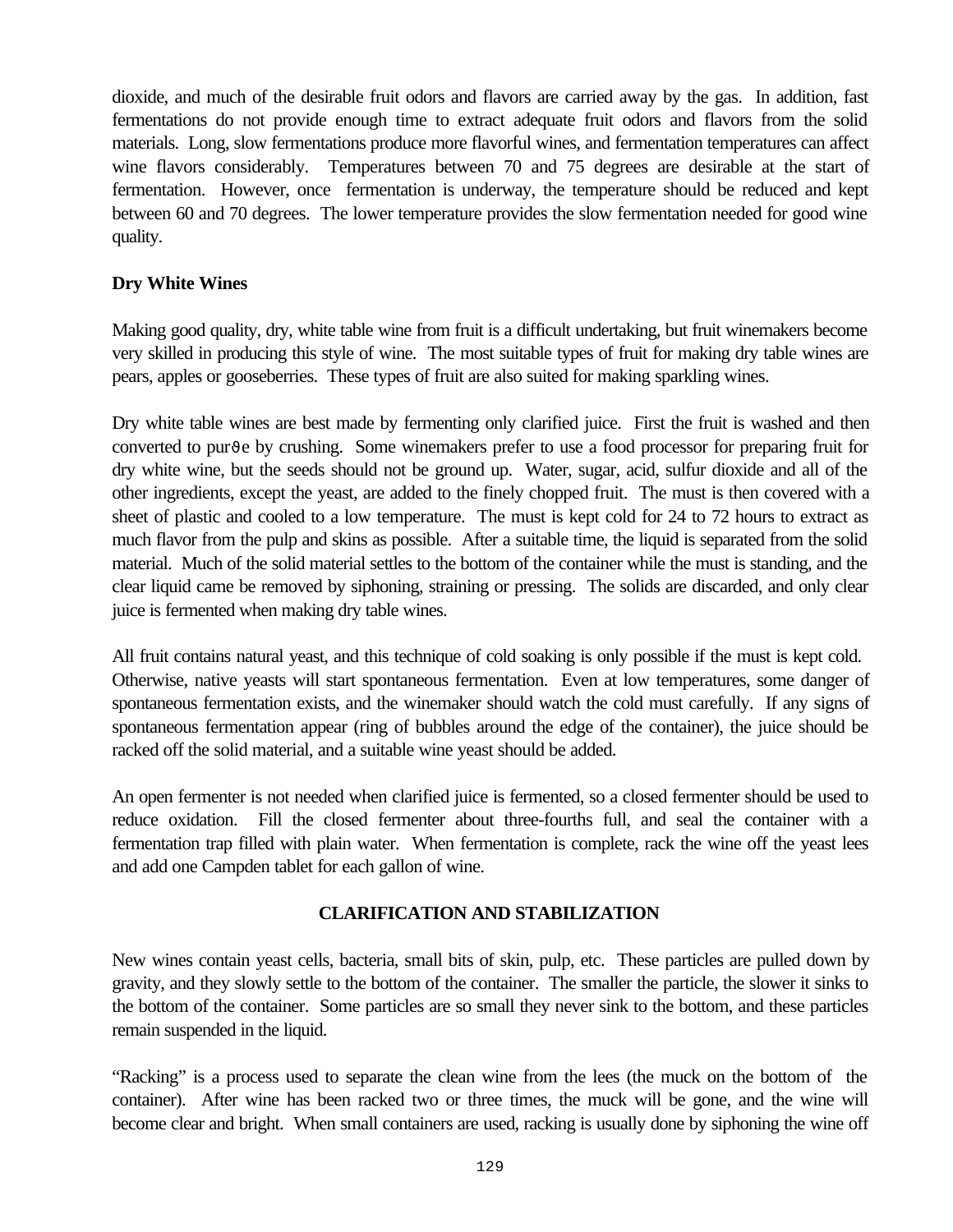dioxide, and much of the desirable fruit odors and flavors are carried away by the gas. In addition, fast fermentations do not provide enough time to extract adequate fruit odors and flavors from the solid materials. Long, slow fermentations produce more flavorful wines, and fermentation temperatures can affect wine flavors considerably. Temperatures between 70 and 75 degrees are desirable at the start of fermentation. However, once fermentation is underway, the temperature should be reduced and kept between 60 and 70 degrees. The lower temperature provides the slow fermentation needed for good wine quality.

**Dry White Wines**

Making good quality, dry, white table wine from fruit is a difficult undertaking, but fruit winemakers become very skilled in producing this style of wine. The most suitable types of fruit for making dry table wines are pears, apples or gooseberries. These types of fruit are also suited for making sparkling wines.

Dry white table wines are best made by fermenting only clarified juice. First the fruit is washed and then converted to purϑe by crushing. Some winemakers prefer to use a food processor for preparing fruit for dry white wine, but the seeds should not be ground up. Water, sugar, acid, sulfur dioxide and all of the other ingredients, except the yeast, are added to the finely chopped fruit. The must is then covered with a sheet of plastic and cooled to a low temperature. The must is kept cold for 24 to 72 hours to extract as much flavor from the pulp and skins as possible. After a suitable time, the liquid is separated from the solid material. Much of the solid material settles to the bottom of the container while the must is standing, and the clear liquid came be removed by siphoning, straining or pressing. The solids are discarded, and only clear juice is fermented when making dry table wines.

All fruit contains natural yeast, and this technique of cold soaking is only possible if the must is kept cold. Otherwise, native yeasts will start spontaneous fermentation. Even at low temperatures, some danger of spontaneous fermentation exists, and the winemaker should watch the cold must carefully. If any signs of spontaneous fermentation appear (ring of bubbles around the edge of the container), the juice should be racked off the solid material, and a suitable wine yeast should be added.

An open fermenter is not needed when clarified juice is fermented, so a closed fermenter should be used to reduce oxidation. Fill the closed fermenter about three-fourths full, and seal the container with a fermentation trap filled with plain water. When fermentation is complete, rack the wine off the yeast lees and add one Campden tablet for each gallon of wine.

## CLARIFICATION AND STABILIZATION

New wines contain yeast cells, bacteria, small bits of skin, pulp, etc. These particles are pulled down by gravity, and they slowly settle to the bottom of the container. The smaller the particle, the slower it sinks to the bottom of the container. Some particles are so small they never sink to the bottom, and these particles remain suspended in the liquid.

"Racking" is a process used to separate the clean wine from the lees (the muck on the bottom of the container). After wine has been racked two or three times, the muck will be gone, and the wine will become clear and bright. When small containers are used, racking is usually done by siphoning the wine off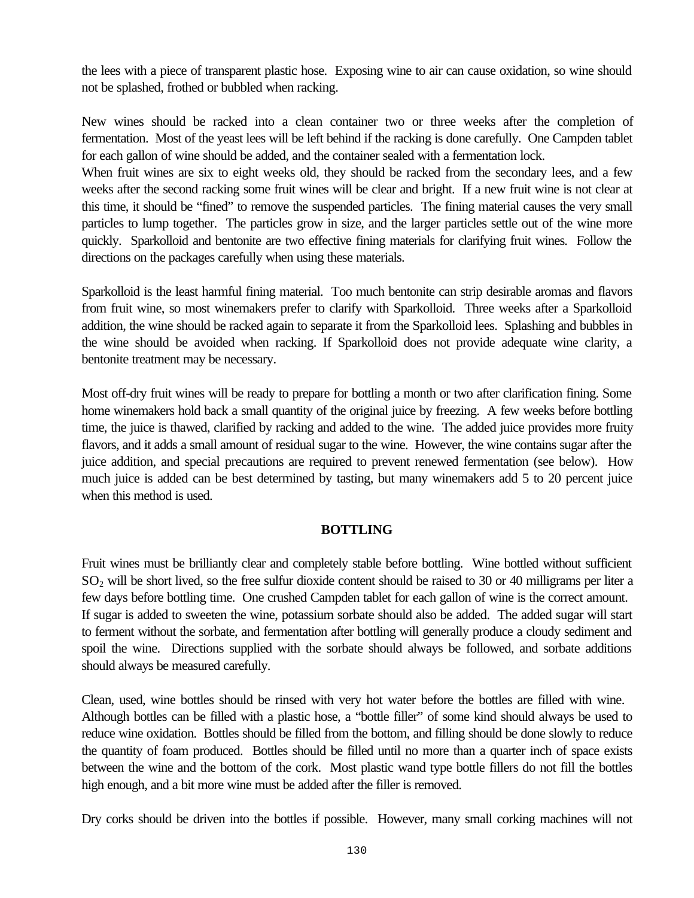the lees with a piece of transparent plastic hose. Exposing wine to air can cause oxidation, so wine should not be splashed, frothed or bubbled when racking.

New wines should be racked into a clean container two or three weeks after the completion of fermentation. Most of the yeast lees will be left behind if the racking is done carefully. One Campden tablet for each gallon of wine should be added, and the container sealed with a fermentation lock.
When fruit wines are six to eight weeks old, they should be racked from the secondary lees, and a few weeks after the second racking some fruit wines will be clear and bright. If a new fruit wine is not clear at this time, it should be "fined" to remove the suspended particles. The fining material causes the very small particles to lump together. The particles grow in size, and the larger particles settle out of the wine more quickly. Sparkolloid and bentonite are two effective fining materials for clarifying fruit wines. Follow the directions on the packages carefully when using these materials.

Sparkolloid is the least harmful fining material. Too much bentonite can strip desirable aromas and flavors from fruit wine, so most winemakers prefer to clarify with Sparkolloid. Three weeks after a Sparkolloid addition, the wine should be racked again to separate it from the Sparkolloid lees. Splashing and bubbles in the wine should be avoided when racking. If Sparkolloid does not provide adequate wine clarity, a bentonite treatment may be necessary.

Most off-dry fruit wines will be ready to prepare for bottling a month or two after clarification fining. Some home winemakers hold back a small quantity of the original juice by freezing. A few weeks before bottling time, the juice is thawed, clarified by racking and added to the wine. The added juice provides more fruity flavors, and it adds a small amount of residual sugar to the wine. However, the wine contains sugar after the juice addition, and special precautions are required to prevent renewed fermentation (see below). How much juice is added can be best determined by tasting, but many winemakers add 5 to 20 percent juice when this method is used.

## BOTTLING

Fruit wines must be brilliantly clear and completely stable before bottling. Wine bottled without sufficient $SO_2$ will be short lived, so the free sulfur dioxide content should be raised to 30 or 40 milligrams per liter a few days before bottling time. One crushed Campden tablet for each gallon of wine is the correct amount.
If sugar is added to sweeten the wine, potassium sorbate should also be added. The added sugar will start to ferment without the sorbate, and fermentation after bottling will generally produce a cloudy sediment and spoil the wine. Directions supplied with the sorbate should always be followed, and sorbate additions should always be measured carefully.

Clean, used, wine bottles should be rinsed with very hot water before the bottles are filled with wine.
Although bottles can be filled with a plastic hose, a "bottle filler" of some kind should always be used to reduce wine oxidation. Bottles should be filled from the bottom, and filling should be done slowly to reduce the quantity of foam produced. Bottles should be filled until no more than a quarter inch of space exists between the wine and the bottom of the cork. Most plastic wand type bottle fillers do not fill the bottles high enough, and a bit more wine must be added after the filler is removed.

Dry corks should be driven into the bottles if possible. However, many small corking machines will not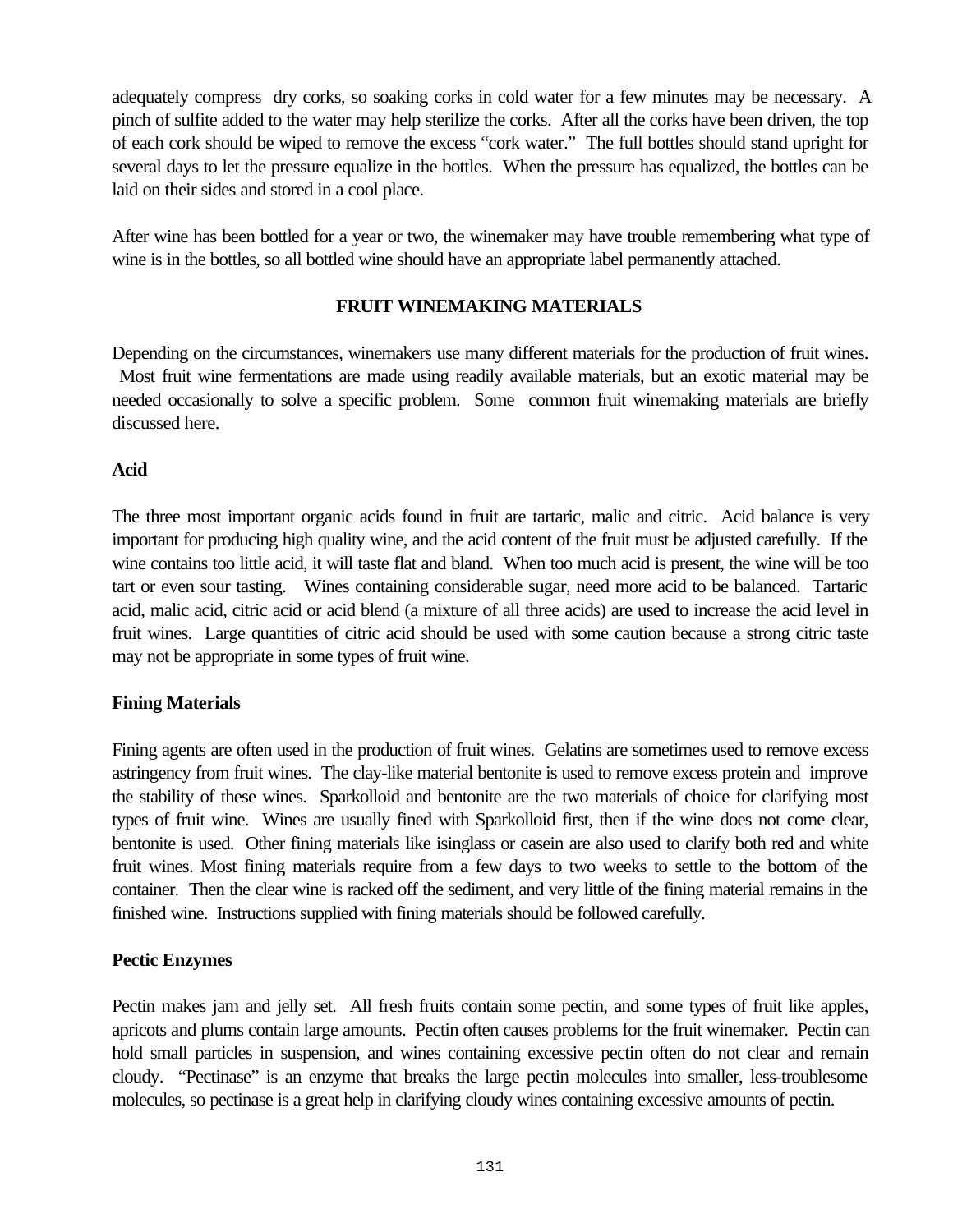adequately compress dry corks, so soaking corks in cold water for a few minutes may be necessary. A pinch of sulfite added to the water may help sterilize the corks. After all the corks have been driven, the top of each cork should be wiped to remove the excess "cork water." The full bottles should stand upright for several days to let the pressure equalize in the bottles. When the pressure has equalized, the bottles can be laid on their sides and stored in a cool place.

After wine has been bottled for a year or two, the winemaker may have trouble remembering what type of wine is in the bottles, so all bottled wine should have an appropriate label permanently attached.

## FRUIT WINEMAKING MATERIALS

Depending on the circumstances, winemakers use many different materials for the production of fruit wines. Most fruit wine fermentations are made using readily available materials, but an exotic material may be needed occasionally to solve a specific problem. Some common fruit winemaking materials are briefly discussed here.

### Acid

The three most important organic acids found in fruit are tartaric, malic and citric. Acid balance is very important for producing high quality wine, and the acid content of the fruit must be adjusted carefully. If the wine contains too little acid, it will taste flat and bland. When too much acid is present, the wine will be too tart or even sour tasting. Wines containing considerable sugar, need more acid to be balanced. Tartaric acid, malic acid, citric acid or acid blend (a mixture of all three acids) are used to increase the acid level in fruit wines. Large quantities of citric acid should be used with some caution because a strong citric taste may not be appropriate in some types of fruit wine.

### Fining Materials

Fining agents are often used in the production of fruit wines. Gelatins are sometimes used to remove excess astringency from fruit wines. The clay-like material bentonite is used to remove excess protein and improve the stability of these wines. Sparkolloid and bentonite are the two materials of choice for clarifying most types of fruit wine. Wines are usually fined with Sparkolloid first, then if the wine does not come clear, bentonite is used. Other fining materials like isinglass or casein are also used to clarify both red and white fruit wines. Most fining materials require from a few days to two weeks to settle to the bottom of the container. Then the clear wine is racked off the sediment, and very little of the fining material remains in the finished wine. Instructions supplied with fining materials should be followed carefully.

### Pectic Enzymes

Pectin makes jam and jelly set. All fresh fruits contain some pectin, and some types of fruit like apples, apricots and plums contain large amounts. Pectin often causes problems for the fruit winemaker. Pectin can hold small particles in suspension, and wines containing excessive pectin often do not clear and remain cloudy. "Pectinase" is an enzyme that breaks the large pectin molecules into smaller, less-troublesome molecules, so pectinase is a great help in clarifying cloudy wines containing excessive amounts of pectin.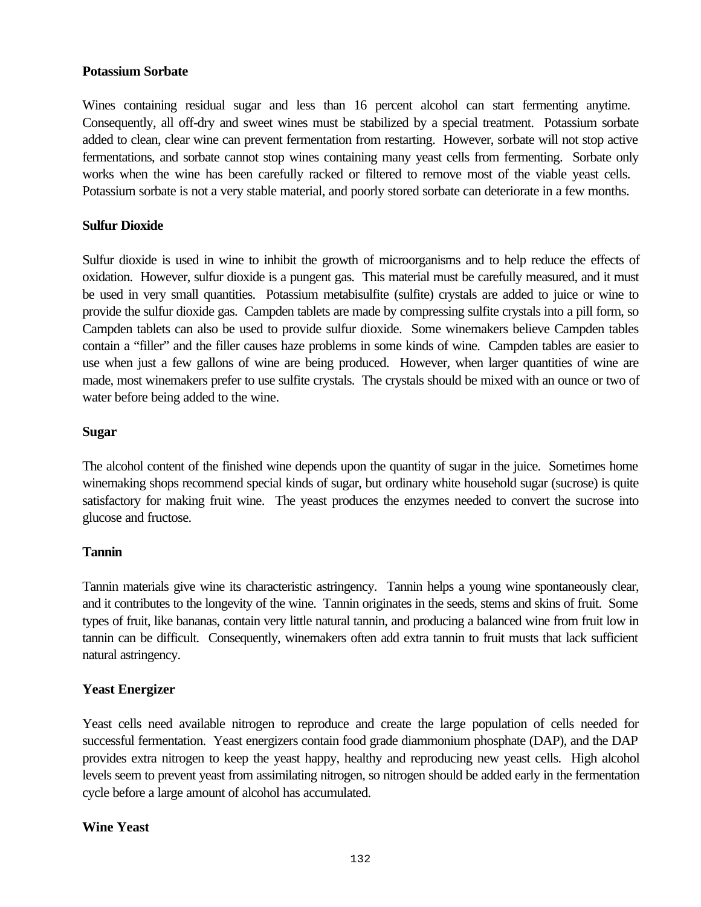**Potassium Sorbate**

Wines containing residual sugar and less than 16 percent alcohol can start fermenting anytime. Consequently, all off-dry and sweet wines must be stabilized by a special treatment. Potassium sorbate added to clean, clear wine can prevent fermentation from restarting. However, sorbate will not stop active fermentations, and sorbate cannot stop wines containing many yeast cells from fermenting. Sorbate only works when the wine has been carefully racked or filtered to remove most of the viable yeast cells. Potassium sorbate is not a very stable material, and poorly stored sorbate can deteriorate in a few months.

**Sulfur Dioxide**

Sulfur dioxide is used in wine to inhibit the growth of microorganisms and to help reduce the effects of oxidation. However, sulfur dioxide is a pungent gas. This material must be carefully measured, and it must be used in very small quantities. Potassium metabisulfite (sulfite) crystals are added to juice or wine to provide the sulfur dioxide gas. Campden tablets are made by compressing sulfite crystals into a pill form, so Campden tablets can also be used to provide sulfur dioxide. Some winemakers believe Campden tables contain a "filler" and the filler causes haze problems in some kinds of wine. Campden tables are easier to use when just a few gallons of wine are being produced. However, when larger quantities of wine are made, most winemakers prefer to use sulfite crystals. The crystals should be mixed with an ounce or two of water before being added to the wine.

**Sugar**

The alcohol content of the finished wine depends upon the quantity of sugar in the juice. Sometimes home winemaking shops recommend special kinds of sugar, but ordinary white household sugar (sucrose) is quite satisfactory for making fruit wine. The yeast produces the enzymes needed to convert the sucrose into glucose and fructose.

**Tannin**

Tannin materials give wine its characteristic astringency. Tannin helps a young wine spontaneously clear, and it contributes to the longevity of the wine. Tannin originates in the seeds, stems and skins of fruit. Some types of fruit, like bananas, contain very little natural tannin, and producing a balanced wine from fruit low in tannin can be difficult. Consequently, winemakers often add extra tannin to fruit musts that lack sufficient natural astringency.

**Yeast Energizer**

Yeast cells need available nitrogen to reproduce and create the large population of cells needed for successful fermentation. Yeast energizers contain food grade diammonium phosphate (DAP), and the DAP provides extra nitrogen to keep the yeast happy, healthy and reproducing new yeast cells. High alcohol levels seem to prevent yeast from assimilating nitrogen, so nitrogen should be added early in the fermentation cycle before a large amount of alcohol has accumulated.

**Wine Yeast**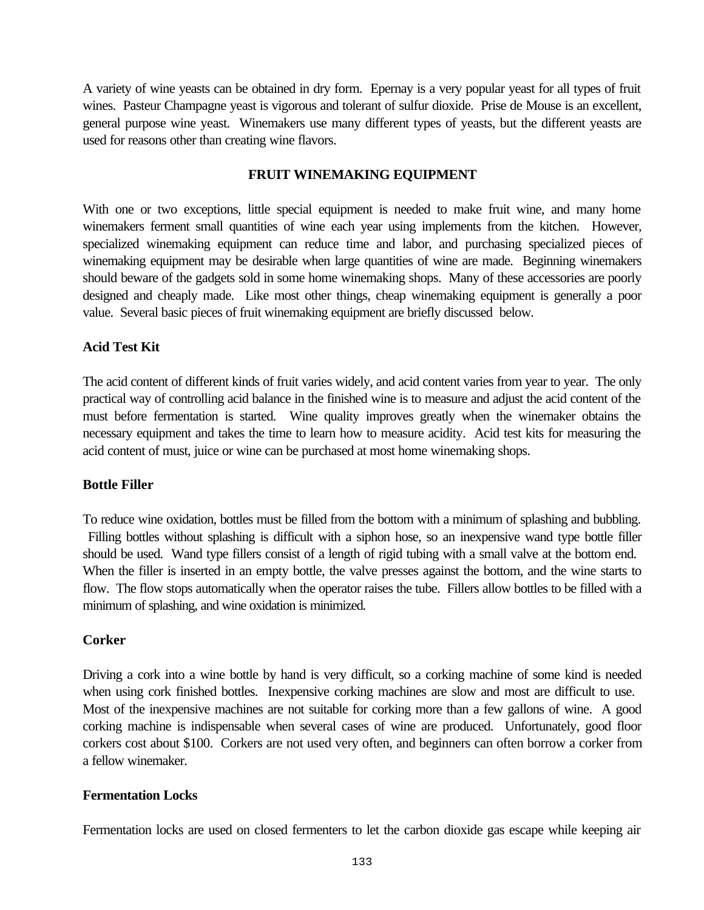A variety of wine yeasts can be obtained in dry form. Epernay is a very popular yeast for all types of fruit wines. Pasteur Champagne yeast is vigorous and tolerant of sulfur dioxide. Prise de Mouse is an excellent, general purpose wine yeast. Winemakers use many different types of yeasts, but the different yeasts are used for reasons other than creating wine flavors.

## FRUIT WINEMAKING EQUIPMENT

With one or two exceptions, little special equipment is needed to make fruit wine, and many home winemakers ferment small quantities of wine each year using implements from the kitchen. However, specialized winemaking equipment can reduce time and labor, and purchasing specialized pieces of winemaking equipment may be desirable when large quantities of wine are made. Beginning winemakers should beware of the gadgets sold in some home winemaking shops. Many of these accessories are poorly designed and cheaply made. Like most other things, cheap winemaking equipment is generally a poor value. Several basic pieces of fruit winemaking equipment are briefly discussed below.

### Acid Test Kit

The acid content of different kinds of fruit varies widely, and acid content varies from year to year. The only practical way of controlling acid balance in the finished wine is to measure and adjust the acid content of the must before fermentation is started. Wine quality improves greatly when the winemaker obtains the necessary equipment and takes the time to learn how to measure acidity. Acid test kits for measuring the acid content of must, juice or wine can be purchased at most home winemaking shops.

### Bottle Filler

To reduce wine oxidation, bottles must be filled from the bottom with a minimum of splashing and bubbling. Filling bottles without splashing is difficult with a siphon hose, so an inexpensive wand type bottle filler should be used. Wand type fillers consist of a length of rigid tubing with a small valve at the bottom end. When the filler is inserted in an empty bottle, the valve presses against the bottom, and the wine starts to flow. The flow stops automatically when the operator raises the tube. Fillers allow bottles to be filled with a minimum of splashing, and wine oxidation is minimized.

### Corker

Driving a cork into a wine bottle by hand is very difficult, so a corking machine of some kind is needed when using cork finished bottles. Inexpensive corking machines are slow and most are difficult to use. Most of the inexpensive machines are not suitable for corking more than a few gallons of wine. A good corking machine is indispensable when several cases of wine are produced. Unfortunately, good floor corkers cost about $100. Corkers are not used very often, and beginners can often borrow a corker from a fellow winemaker.

### Fermentation Locks

Fermentation locks are used on closed fermenters to let the carbon dioxide gas escape while keeping air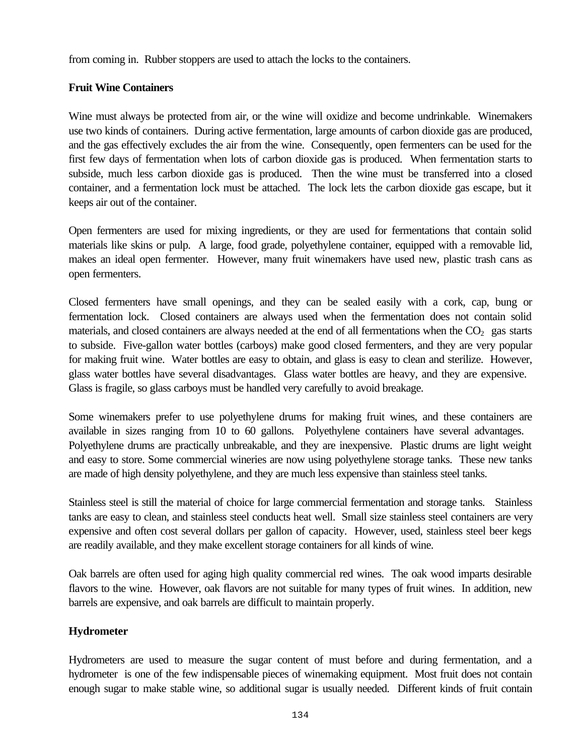from coming in. Rubber stoppers are used to attach the locks to the containers.

**Fruit Wine Containers**

Wine must always be protected from air, or the wine will oxidize and become undrinkable. Winemakers use two kinds of containers. During active fermentation, large amounts of carbon dioxide gas are produced, and the gas effectively excludes the air from the wine. Consequently, open fermenters can be used for the first few days of fermentation when lots of carbon dioxide gas is produced. When fermentation starts to subside, much less carbon dioxide gas is produced. Then the wine must be transferred into a closed container, and a fermentation lock must be attached. The lock lets the carbon dioxide gas escape, but it keeps air out of the container.

Open fermenters are used for mixing ingredients, or they are used for fermentations that contain solid materials like skins or pulp. A large, food grade, polyethylene container, equipped with a removable lid, makes an ideal open fermenter. However, many fruit winemakers have used new, plastic trash cans as open fermenters.

Closed fermenters have small openings, and they can be sealed easily with a cork, cap, bung or fermentation lock. Closed containers are always used when the fermentation does not contain solid materials, and closed containers are always needed at the end of all fermentations when the $CO_2$ gas starts to subside. Five-gallon water bottles (carboys) make good closed fermenters, and they are very popular for making fruit wine. Water bottles are easy to obtain, and glass is easy to clean and sterilize. However, glass water bottles have several disadvantages. Glass water bottles are heavy, and they are expensive. Glass is fragile, so glass carboys must be handled very carefully to avoid breakage.

Some winemakers prefer to use polyethylene drums for making fruit wines, and these containers are available in sizes ranging from 10 to 60 gallons. Polyethylene containers have several advantages. Polyethylene drums are practically unbreakable, and they are inexpensive. Plastic drums are light weight and easy to store. Some commercial wineries are now using polyethylene storage tanks. These new tanks are made of high density polyethylene, and they are much less expensive than stainless steel tanks.

Stainless steel is still the material of choice for large commercial fermentation and storage tanks. Stainless tanks are easy to clean, and stainless steel conducts heat well. Small size stainless steel containers are very expensive and often cost several dollars per gallon of capacity. However, used, stainless steel beer kegs are readily available, and they make excellent storage containers for all kinds of wine.

Oak barrels are often used for aging high quality commercial red wines. The oak wood imparts desirable flavors to the wine. However, oak flavors are not suitable for many types of fruit wines. In addition, new barrels are expensive, and oak barrels are difficult to maintain properly.

**Hydrometer**

Hydrometers are used to measure the sugar content of must before and during fermentation, and a hydrometer is one of the few indispensable pieces of winemaking equipment. Most fruit does not contain enough sugar to make stable wine, so additional sugar is usually needed. Different kinds of fruit contain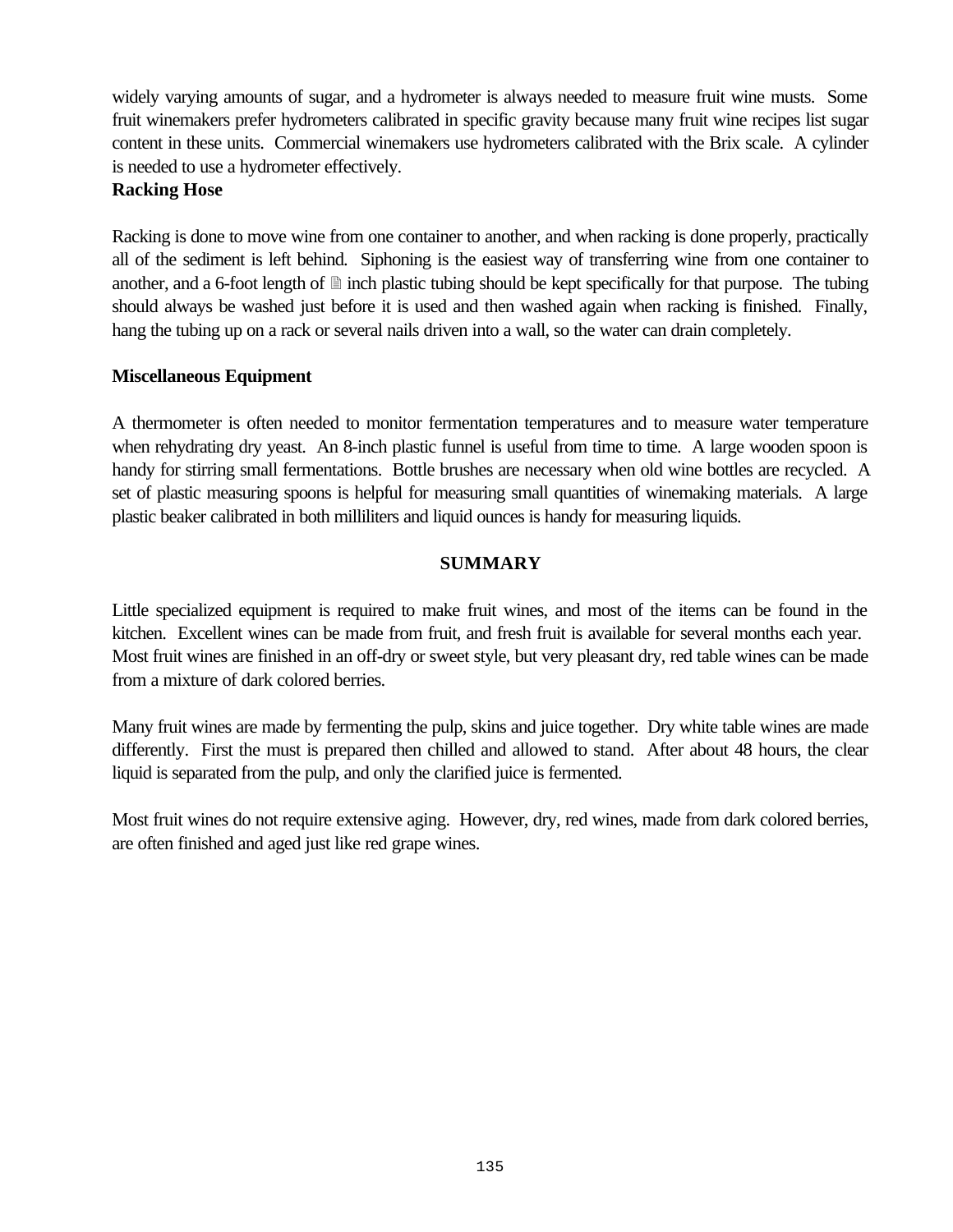widely varying amounts of sugar, and a hydrometer is always needed to measure fruit wine musts. Some fruit winemakers prefer hydrometers calibrated in specific gravity because many fruit wine recipes list sugar content in these units. Commercial winemakers use hydrometers calibrated with the Brix scale. A cylinder is needed to use a hydrometer effectively.

**Racking Hose**

Racking is done to move wine from one container to another, and when racking is done properly, practically all of the sediment is left behind. Siphoning is the easiest way of transferring wine from one container to another, and a 6-foot length of 🗎 inch plastic tubing should be kept specifically for that purpose. The tubing should always be washed just before it is used and then washed again when racking is finished. Finally, hang the tubing up on a rack or several nails driven into a wall, so the water can drain completely.

**Miscellaneous Equipment**

A thermometer is often needed to monitor fermentation temperatures and to measure water temperature when rehydrating dry yeast. An 8-inch plastic funnel is useful from time to time. A large wooden spoon is handy for stirring small fermentations. Bottle brushes are necessary when old wine bottles are recycled. A set of plastic measuring spoons is helpful for measuring small quantities of winemaking materials. A large plastic beaker calibrated in both milliliters and liquid ounces is handy for measuring liquids.

## SUMMARY

Little specialized equipment is required to make fruit wines, and most of the items can be found in the kitchen. Excellent wines can be made from fruit, and fresh fruit is available for several months each year. Most fruit wines are finished in an off-dry or sweet style, but very pleasant dry, red table wines can be made from a mixture of dark colored berries.

Many fruit wines are made by fermenting the pulp, skins and juice together. Dry white table wines are made differently. First the must is prepared then chilled and allowed to stand. After about 48 hours, the clear liquid is separated from the pulp, and only the clarified juice is fermented.

Most fruit wines do not require extensive aging. However, dry, red wines, made from dark colored berries, are often finished and aged just like red grape wines.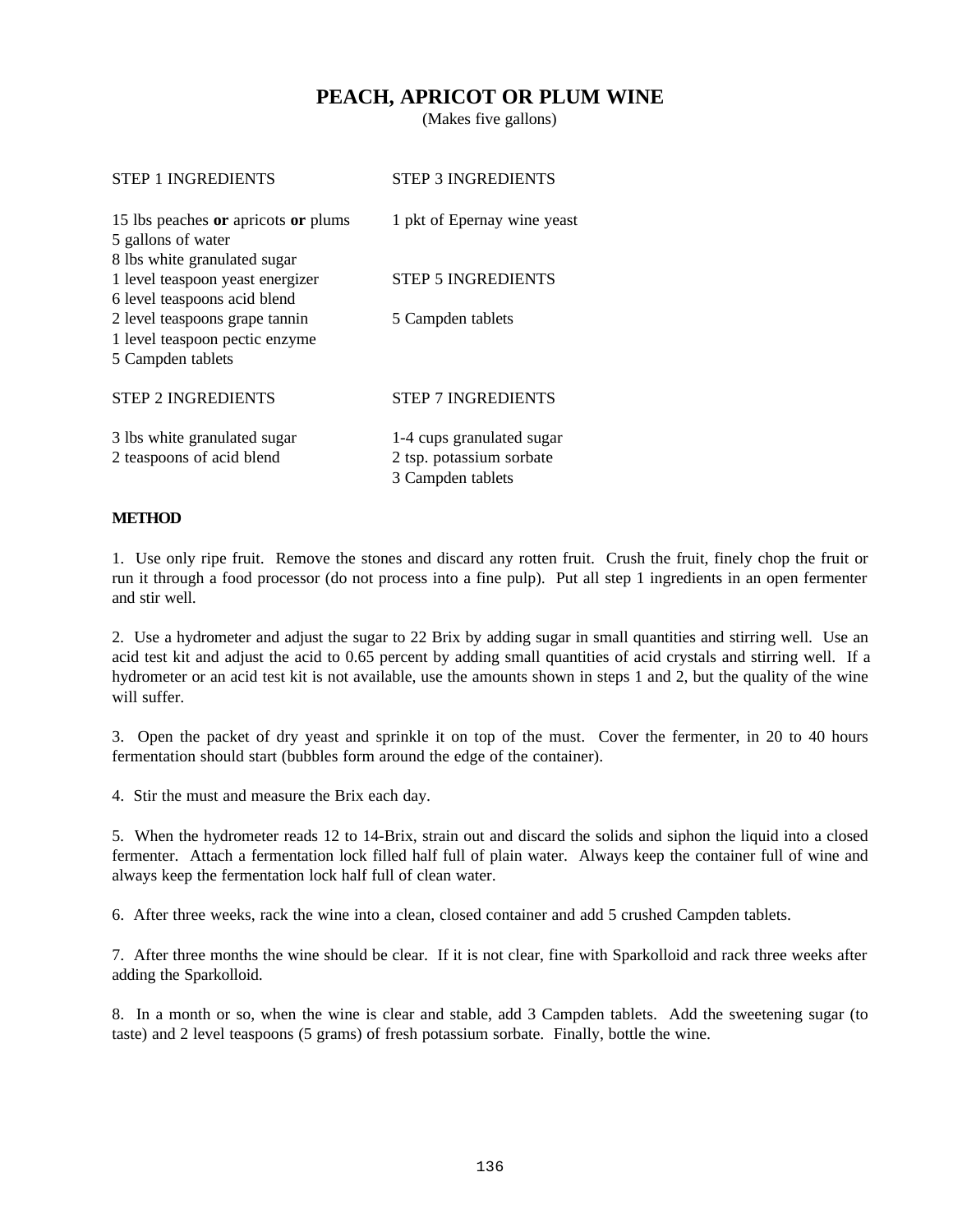# PEACH, APRICOT OR PLUM WINE

(Makes five gallons)

STEP 1 INGREDIENTS

15 lbs peaches **or** apricots **or** plums
5 gallons of water
8 lbs white granulated sugar
1 level teaspoon yeast energizer
6 level teaspoons acid blend
2 level teaspoons grape tannin
1 level teaspoon pectic enzyme
5 Campden tablets

STEP 2 INGREDIENTS

3 lbs white granulated sugar
2 teaspoons of acid blend

STEP 3 INGREDIENTS

1 pkt of Epernay wine yeast

STEP 5 INGREDIENTS

5 Campden tablets

STEP 7 INGREDIENTS

1-4 cups granulated sugar
2 tsp. potassium sorbate
3 Campden tablets

**METHOD**

1. Use only ripe fruit. Remove the stones and discard any rotten fruit. Crush the fruit, finely chop the fruit or run it through a food processor (do not process into a fine pulp). Put all step 1 ingredients in an open fermenter and stir well.

2. Use a hydrometer and adjust the sugar to 22 Brix by adding sugar in small quantities and stirring well. Use an acid test kit and adjust the acid to 0.65 percent by adding small quantities of acid crystals and stirring well. If a hydrometer or an acid test kit is not available, use the amounts shown in steps 1 and 2, but the quality of the wine will suffer.

3. Open the packet of dry yeast and sprinkle it on top of the must. Cover the fermenter, in 20 to 40 hours fermentation should start (bubbles form around the edge of the container).

4. Stir the must and measure the Brix each day.

5. When the hydrometer reads 12 to 14-Brix, strain out and discard the solids and siphon the liquid into a closed fermenter. Attach a fermentation lock filled half full of plain water. Always keep the container full of wine and always keep the fermentation lock half full of clean water.

6. After three weeks, rack the wine into a clean, closed container and add 5 crushed Campden tablets.

7. After three months the wine should be clear. If it is not clear, fine with Sparkolloid and rack three weeks after adding the Sparkolloid.

8. In a month or so, when the wine is clear and stable, add 3 Campden tablets. Add the sweetening sugar (to taste) and 2 level teaspoons (5 grams) of fresh potassium sorbate. Finally, bottle the wine.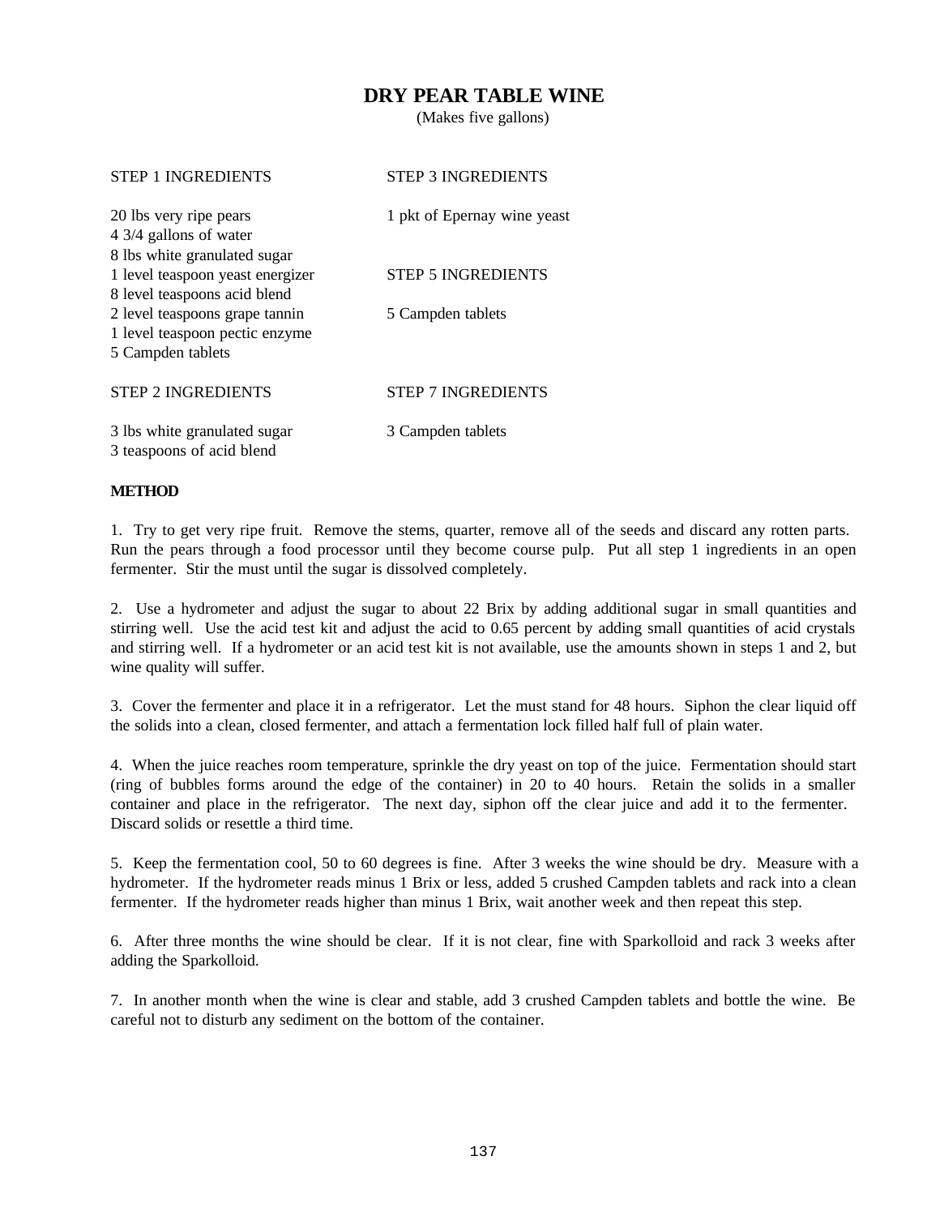# DRY PEAR TABLE WINE

(Makes five gallons)

STEP 1 INGREDIENTS

20 lbs very ripe pears
4 3/4 gallons of water
8 lbs white granulated sugar
1 level teaspoon yeast energizer
8 level teaspoons acid blend
2 level teaspoons grape tannin
1 level teaspoon pectic enzyme
5 Campden tablets

STEP 2 INGREDIENTS

3 lbs white granulated sugar
3 teaspoons of acid blend

STEP 3 INGREDIENTS

1 pkt of Epernay wine yeast

STEP 5 INGREDIENTS

5 Campden tablets

STEP 7 INGREDIENTS

3 Campden tablets

**METHOD**

1. Try to get very ripe fruit. Remove the stems, quarter, remove all of the seeds and discard any rotten parts. Run the pears through a food processor until they become course pulp. Put all step 1 ingredients in an open fermenter. Stir the must until the sugar is dissolved completely.

2. Use a hydrometer and adjust the sugar to about 22 Brix by adding additional sugar in small quantities and stirring well. Use the acid test kit and adjust the acid to 0.65 percent by adding small quantities of acid crystals and stirring well. If a hydrometer or an acid test kit is not available, use the amounts shown in steps 1 and 2, but wine quality will suffer.

3. Cover the fermenter and place it in a refrigerator. Let the must stand for 48 hours. Siphon the clear liquid off the solids into a clean, closed fermenter, and attach a fermentation lock filled half full of plain water.

4. When the juice reaches room temperature, sprinkle the dry yeast on top of the juice. Fermentation should start (ring of bubbles forms around the edge of the container) in 20 to 40 hours. Retain the solids in a smaller container and place in the refrigerator. The next day, siphon off the clear juice and add it to the fermenter. Discard solids or resettle a third time.

5. Keep the fermentation cool, 50 to 60 degrees is fine. After 3 weeks the wine should be dry. Measure with a hydrometer. If the hydrometer reads minus 1 Brix or less, added 5 crushed Campden tablets and rack into a clean fermenter. If the hydrometer reads higher than minus 1 Brix, wait another week and then repeat this step.

6. After three months the wine should be clear. If it is not clear, fine with Sparkolloid and rack 3 weeks after adding the Sparkolloid.

7. In another month when the wine is clear and stable, add 3 crushed Campden tablets and bottle the wine. Be careful not to disturb any sediment on the bottom of the container.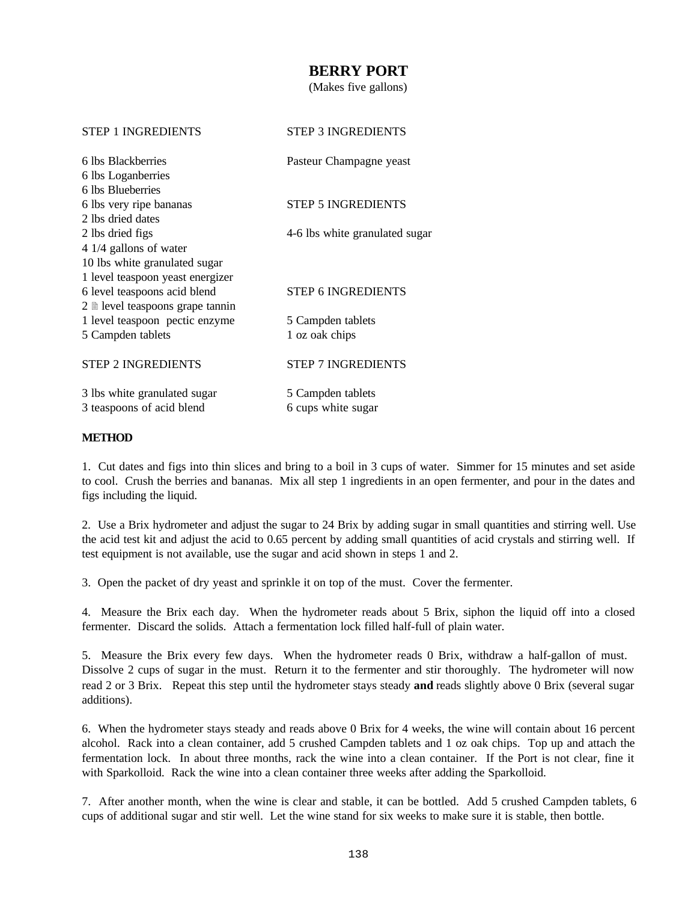# BERRY PORT

(Makes five gallons)

STEP 1 INGREDIENTS

6 lbs Blackberries
6 lbs Loganberries
6 lbs Blueberries
6 lbs very ripe bananas
2 lbs dried dates
2 lbs dried figs
4 1/4 gallons of water
10 lbs white granulated sugar
1 level teaspoon yeast energizer
6 level teaspoons acid blend
2 🗎 level teaspoons grape tannin
1 level teaspoon pectic enzyme
5 Campden tablets

STEP 2 INGREDIENTS

3 lbs white granulated sugar
3 teaspoons of acid blend

STEP 3 INGREDIENTS

Pasteur Champagne yeast

STEP 5 INGREDIENTS

4-6 lbs white granulated sugar

STEP 6 INGREDIENTS

5 Campden tablets
1 oz oak chips

STEP 7 INGREDIENTS

5 Campden tablets
6 cups white sugar

**METHOD**

1. Cut dates and figs into thin slices and bring to a boil in 3 cups of water. Simmer for 15 minutes and set aside to cool. Crush the berries and bananas. Mix all step 1 ingredients in an open fermenter, and pour in the dates and figs including the liquid.

2. Use a Brix hydrometer and adjust the sugar to 24 Brix by adding sugar in small quantities and stirring well. Use the acid test kit and adjust the acid to 0.65 percent by adding small quantities of acid crystals and stirring well. If test equipment is not available, use the sugar and acid shown in steps 1 and 2.

3. Open the packet of dry yeast and sprinkle it on top of the must. Cover the fermenter.

4. Measure the Brix each day. When the hydrometer reads about 5 Brix, siphon the liquid off into a closed fermenter. Discard the solids. Attach a fermentation lock filled half-full of plain water.

5. Measure the Brix every few days. When the hydrometer reads 0 Brix, withdraw a half-gallon of must. Dissolve 2 cups of sugar in the must. Return it to the fermenter and stir thoroughly. The hydrometer will now read 2 or 3 Brix. Repeat this step until the hydrometer stays steady **and** reads slightly above 0 Brix (several sugar additions).

6. When the hydrometer stays steady and reads above 0 Brix for 4 weeks, the wine will contain about 16 percent alcohol. Rack into a clean container, add 5 crushed Campden tablets and 1 oz oak chips. Top up and attach the fermentation lock. In about three months, rack the wine into a clean container. If the Port is not clear, fine it with Sparkolloid. Rack the wine into a clean container three weeks after adding the Sparkolloid.

7. After another month, when the wine is clear and stable, it can be bottled. Add 5 crushed Campden tablets, 6 cups of additional sugar and stir well. Let the wine stand for six weeks to make sure it is stable, then bottle.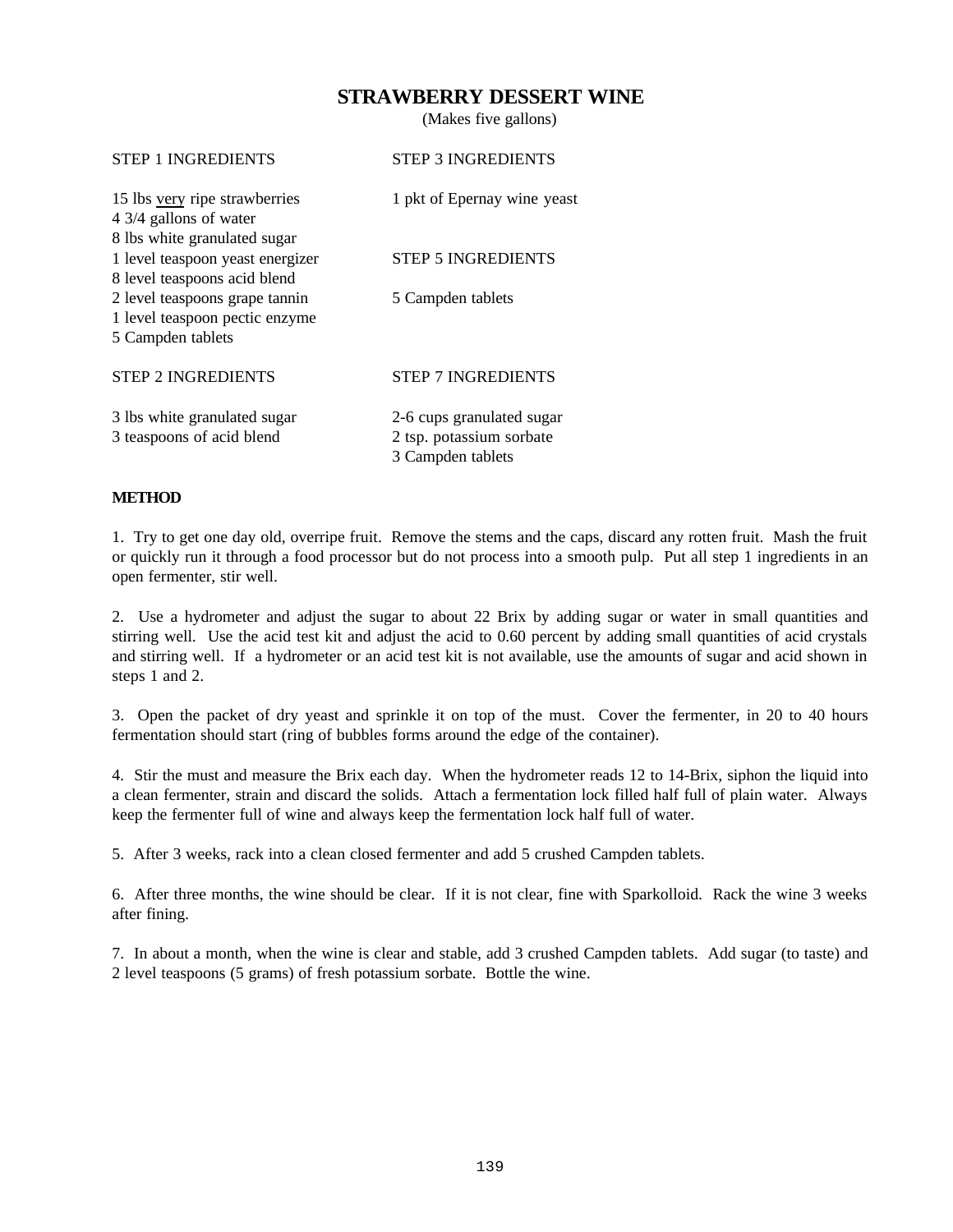# STRAWBERRY DESSERT WINE

(Makes five gallons)

STEP 1 INGREDIENTS

15 lbs very ripe strawberries
4 3/4 gallons of water
8 lbs white granulated sugar
1 level teaspoon yeast energizer
8 level teaspoons acid blend
2 level teaspoons grape tannin
1 level teaspoon pectic enzyme
5 Campden tablets

STEP 2 INGREDIENTS

3 lbs white granulated sugar
3 teaspoons of acid blend

STEP 3 INGREDIENTS

1 pkt of Epernay wine yeast

STEP 5 INGREDIENTS

5 Campden tablets

STEP 7 INGREDIENTS

2-6 cups granulated sugar
2 tsp. potassium sorbate
3 Campden tablets

**METHOD**

1. Try to get one day old, overripe fruit. Remove the stems and the caps, discard any rotten fruit. Mash the fruit or quickly run it through a food processor but do not process into a smooth pulp. Put all step 1 ingredients in an open fermenter, stir well.

2. Use a hydrometer and adjust the sugar to about 22 Brix by adding sugar or water in small quantities and stirring well. Use the acid test kit and adjust the acid to 0.60 percent by adding small quantities of acid crystals and stirring well. If a hydrometer or an acid test kit is not available, use the amounts of sugar and acid shown in steps 1 and 2.

3. Open the packet of dry yeast and sprinkle it on top of the must. Cover the fermenter, in 20 to 40 hours fermentation should start (ring of bubbles forms around the edge of the container).

4. Stir the must and measure the Brix each day. When the hydrometer reads 12 to 14-Brix, siphon the liquid into a clean fermenter, strain and discard the solids. Attach a fermentation lock filled half full of plain water. Always keep the fermenter full of wine and always keep the fermentation lock half full of water.

5. After 3 weeks, rack into a clean closed fermenter and add 5 crushed Campden tablets.

6. After three months, the wine should be clear. If it is not clear, fine with Sparkolloid. Rack the wine 3 weeks after fining.

7. In about a month, when the wine is clear and stable, add 3 crushed Campden tablets. Add sugar (to taste) and 2 level teaspoons (5 grams) of fresh potassium sorbate. Bottle the wine.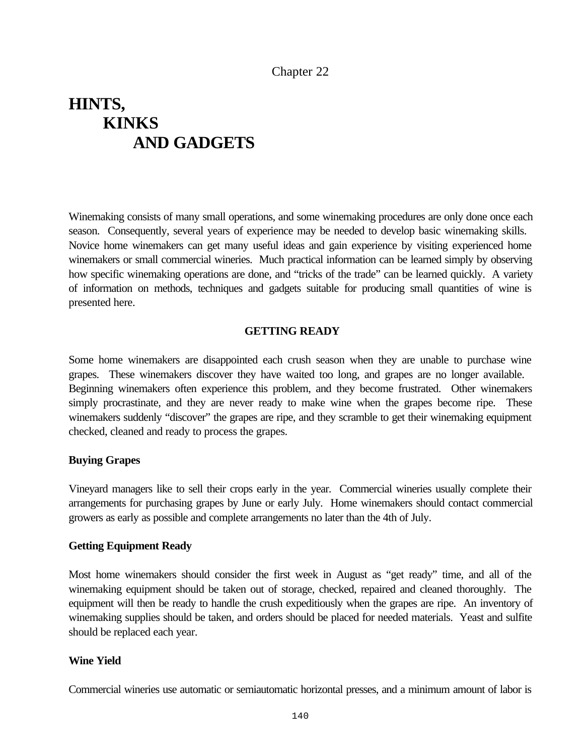Chapter 22

# HINTS, KINKS AND GADGETS

Winemaking consists of many small operations, and some winemaking procedures are only done once each season. Consequently, several years of experience may be needed to develop basic winemaking skills. Novice home winemakers can get many useful ideas and gain experience by visiting experienced home winemakers or small commercial wineries. Much practical information can be learned simply by observing how specific winemaking operations are done, and "tricks of the trade" can be learned quickly. A variety of information on methods, techniques and gadgets suitable for producing small quantities of wine is presented here.

## GETTING READY

Some home winemakers are disappointed each crush season when they are unable to purchase wine grapes. These winemakers discover they have waited too long, and grapes are no longer available. Beginning winemakers often experience this problem, and they become frustrated. Other winemakers simply procrastinate, and they are never ready to make wine when the grapes become ripe. These winemakers suddenly "discover" the grapes are ripe, and they scramble to get their winemaking equipment checked, cleaned and ready to process the grapes.

### Buying Grapes

Vineyard managers like to sell their crops early in the year. Commercial wineries usually complete their arrangements for purchasing grapes by June or early July. Home winemakers should contact commercial growers as early as possible and complete arrangements no later than the 4th of July.

### Getting Equipment Ready

Most home winemakers should consider the first week in August as "get ready" time, and all of the winemaking equipment should be taken out of storage, checked, repaired and cleaned thoroughly. The equipment will then be ready to handle the crush expeditiously when the grapes are ripe. An inventory of winemaking supplies should be taken, and orders should be placed for needed materials. Yeast and sulfite should be replaced each year.

### Wine Yield

Commercial wineries use automatic or semiautomatic horizontal presses, and a minimum amount of labor is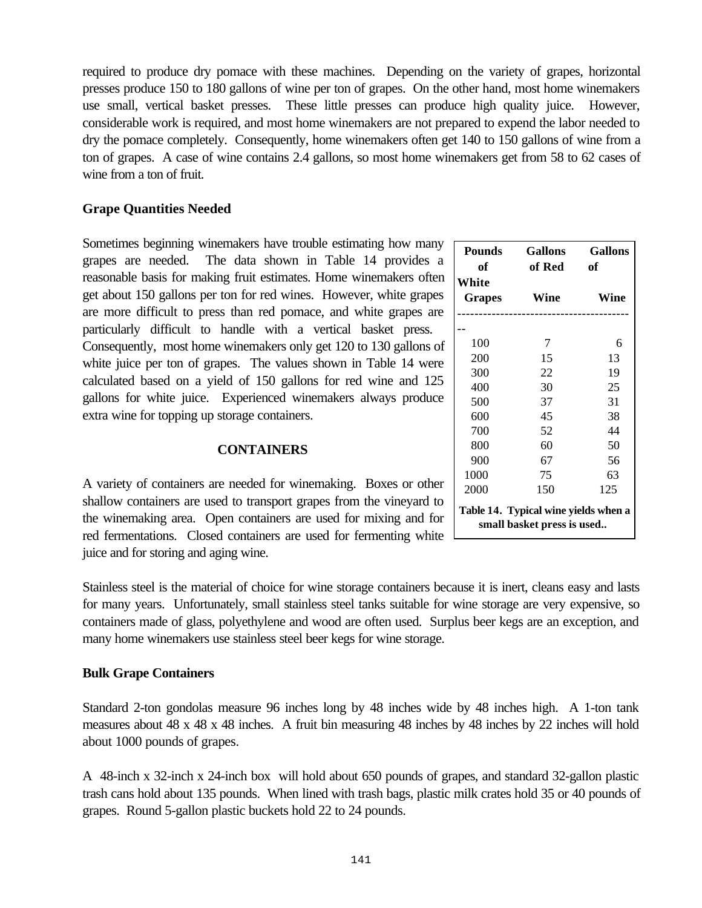required to produce dry pomace with these machines. Depending on the variety of grapes, horizontal presses produce 150 to 180 gallons of wine per ton of grapes. On the other hand, most home winemakers use small, vertical basket presses. These little presses can produce high quality juice. However, considerable work is required, and most home winemakers are not prepared to expend the labor needed to dry the pomace completely. Consequently, home winemakers often get 140 to 150 gallons of wine from a ton of grapes. A case of wine contains 2.4 gallons, so most home winemakers get from 58 to 62 cases of wine from a ton of fruit.

### Grape Quantities Needed

Sometimes beginning winemakers have trouble estimating how many grapes are needed. The data shown in Table 14 provides a reasonable basis for making fruit estimates. Home winemakers often get about 150 gallons per ton for red wines. However, white grapes are more difficult to press than red pomace, and white grapes are particularly difficult to handle with a vertical basket press. Consequently, most home winemakers only get 120 to 130 gallons of white juice per ton of grapes. The values shown in Table 14 were calculated based on a yield of 150 gallons for red wine and 125 gallons for white juice. Experienced winemakers always produce extra wine for topping up storage containers.

| Pounds of Grapes | Gallons of Red Wine | Gallons of White Wine |
|---|---|---|
| 100 | 7 | 6 |
| 200 | 15 | 13 |
| 300 | 22 | 19 |
| 400 | 30 | 25 |
| 500 | 37 | 31 |
| 600 | 45 | 38 |
| 700 | 52 | 44 |
| 800 | 60 | 50 |
| 900 | 67 | 56 |
| 1000 | 75 | 63 |
| 2000 | 150 | 125 |

**Table 14. Typical wine yields when a small basket press is used..**

## CONTAINERS

A variety of containers are needed for winemaking. Boxes or other shallow containers are used to transport grapes from the vineyard to the winemaking area. Open containers are used for mixing and for red fermentations. Closed containers are used for fermenting white juice and for storing and aging wine.

Stainless steel is the material of choice for wine storage containers because it is inert, cleans easy and lasts for many years. Unfortunately, small stainless steel tanks suitable for wine storage are very expensive, so containers made of glass, polyethylene and wood are often used. Surplus beer kegs are an exception, and many home winemakers use stainless steel beer kegs for wine storage.

### Bulk Grape Containers

Standard 2-ton gondolas measure 96 inches long by 48 inches wide by 48 inches high. A 1-ton tank measures about 48 x 48 x 48 inches. A fruit bin measuring 48 inches by 48 inches by 22 inches will hold about 1000 pounds of grapes.

A 48-inch x 32-inch x 24-inch box will hold about 650 pounds of grapes, and standard 32-gallon plastic trash cans hold about 135 pounds. When lined with trash bags, plastic milk crates hold 35 or 40 pounds of grapes. Round 5-gallon plastic buckets hold 22 to 24 pounds.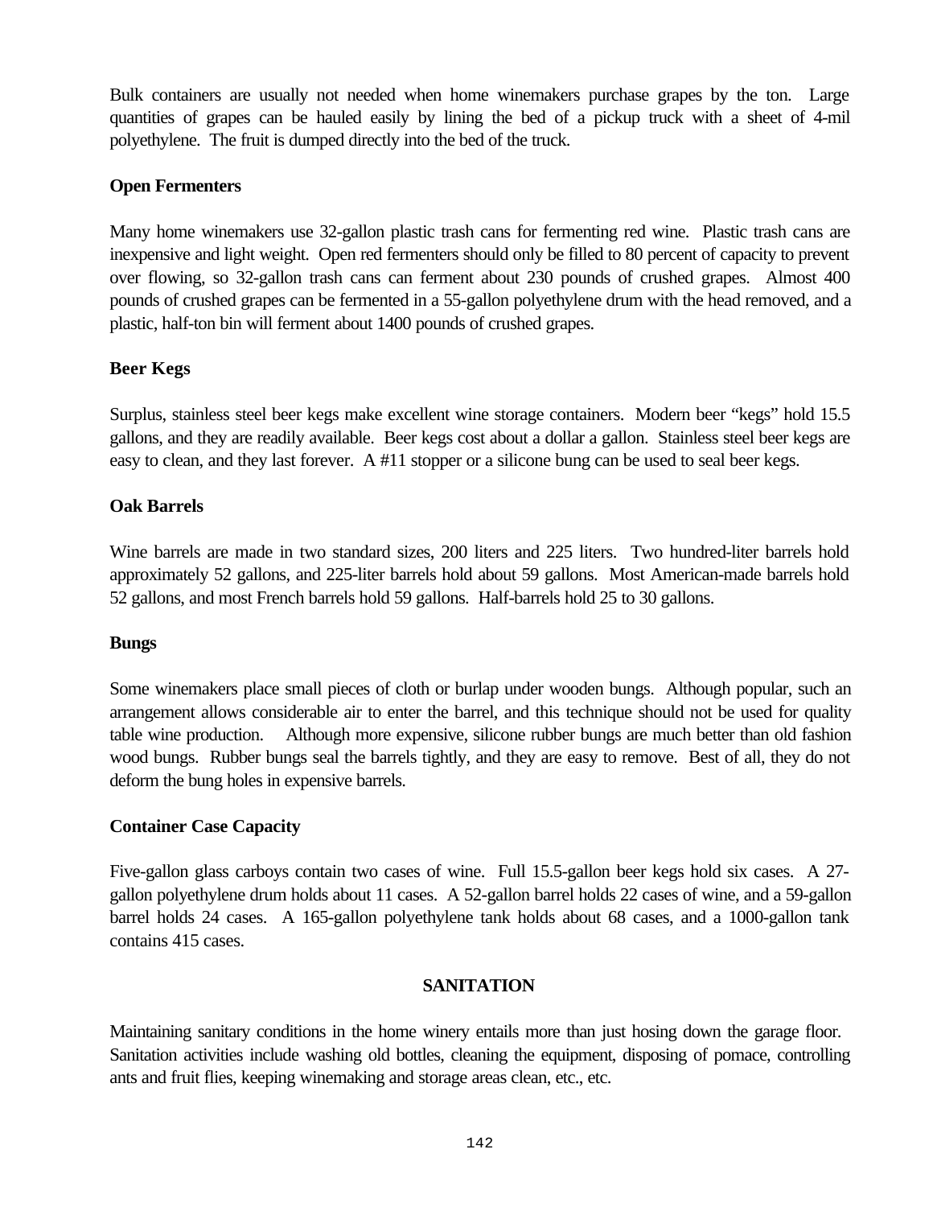Bulk containers are usually not needed when home winemakers purchase grapes by the ton. Large quantities of grapes can be hauled easily by lining the bed of a pickup truck with a sheet of 4-mil polyethylene. The fruit is dumped directly into the bed of the truck.

**Open Fermenters**

Many home winemakers use 32-gallon plastic trash cans for fermenting red wine. Plastic trash cans are inexpensive and light weight. Open red fermenters should only be filled to 80 percent of capacity to prevent over flowing, so 32-gallon trash cans can ferment about 230 pounds of crushed grapes. Almost 400 pounds of crushed grapes can be fermented in a 55-gallon polyethylene drum with the head removed, and a plastic, half-ton bin will ferment about 1400 pounds of crushed grapes.

**Beer Kegs**

Surplus, stainless steel beer kegs make excellent wine storage containers. Modern beer "kegs" hold 15.5 gallons, and they are readily available. Beer kegs cost about a dollar a gallon. Stainless steel beer kegs are easy to clean, and they last forever. A #11 stopper or a silicone bung can be used to seal beer kegs.

**Oak Barrels**

Wine barrels are made in two standard sizes, 200 liters and 225 liters. Two hundred-liter barrels hold approximately 52 gallons, and 225-liter barrels hold about 59 gallons. Most American-made barrels hold 52 gallons, and most French barrels hold 59 gallons. Half-barrels hold 25 to 30 gallons.

**Bungs**

Some winemakers place small pieces of cloth or burlap under wooden bungs. Although popular, such an arrangement allows considerable air to enter the barrel, and this technique should not be used for quality table wine production. Although more expensive, silicone rubber bungs are much better than old fashion wood bungs. Rubber bungs seal the barrels tightly, and they are easy to remove. Best of all, they do not deform the bung holes in expensive barrels.

**Container Case Capacity**

Five-gallon glass carboys contain two cases of wine. Full 15.5-gallon beer kegs hold six cases. A 27-gallon polyethylene drum holds about 11 cases. A 52-gallon barrel holds 22 cases of wine, and a 59-gallon barrel holds 24 cases. A 165-gallon polyethylene tank holds about 68 cases, and a 1000-gallon tank contains 415 cases.

## SANITATION

Maintaining sanitary conditions in the home winery entails more than just hosing down the garage floor. Sanitation activities include washing old bottles, cleaning the equipment, disposing of pomace, controlling ants and fruit flies, keeping winemaking and storage areas clean, etc., etc.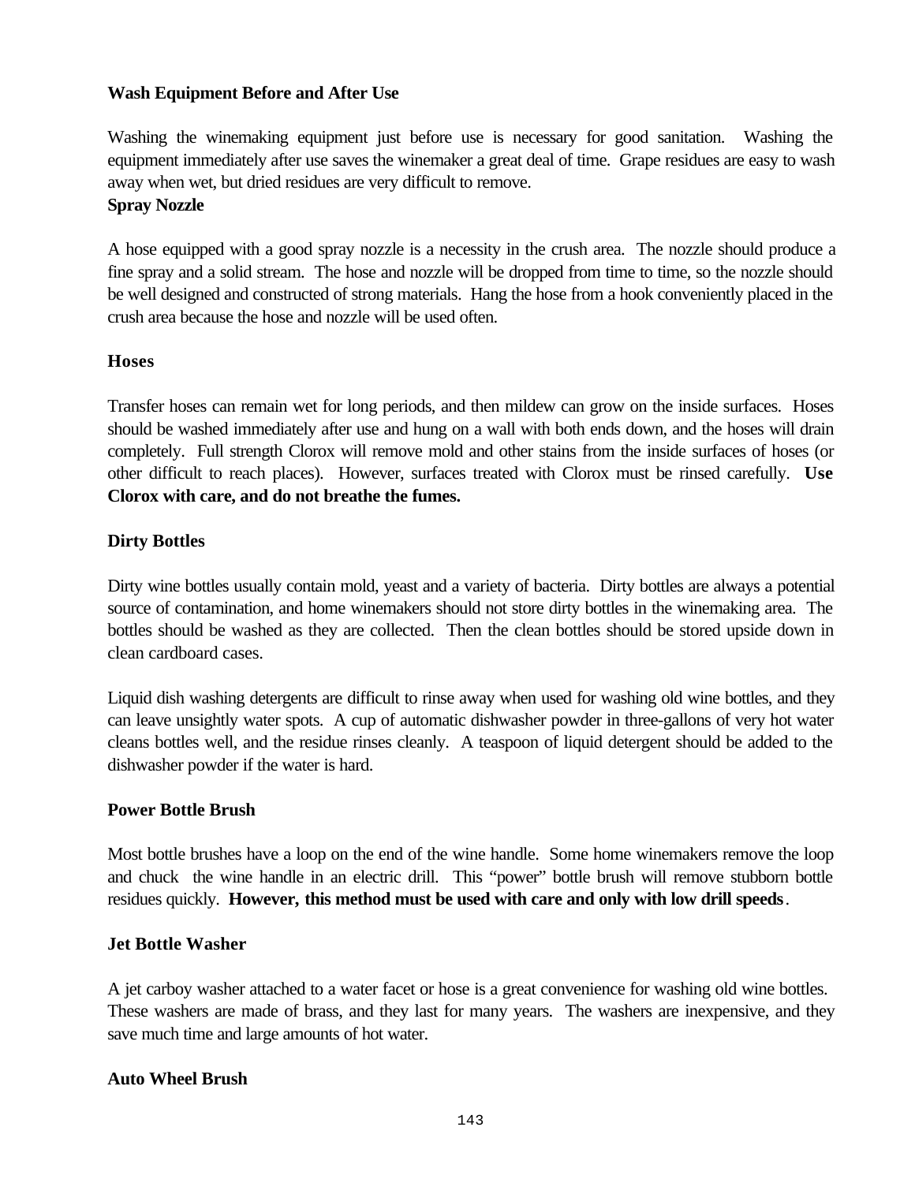**Wash Equipment Before and After Use**

Washing the winemaking equipment just before use is necessary for good sanitation. Washing the equipment immediately after use saves the winemaker a great deal of time. Grape residues are easy to wash away when wet, but dried residues are very difficult to remove.

**Spray Nozzle**

A hose equipped with a good spray nozzle is a necessity in the crush area. The nozzle should produce a fine spray and a solid stream. The hose and nozzle will be dropped from time to time, so the nozzle should be well designed and constructed of strong materials. Hang the hose from a hook conveniently placed in the crush area because the hose and nozzle will be used often.

**Hoses**

Transfer hoses can remain wet for long periods, and then mildew can grow on the inside surfaces. Hoses should be washed immediately after use and hung on a wall with both ends down, and the hoses will drain completely. Full strength Clorox will remove mold and other stains from the inside surfaces of hoses (or other difficult to reach places). However, surfaces treated with Clorox must be rinsed carefully. **Use Clorox with care, and do not breathe the fumes.**

**Dirty Bottles**

Dirty wine bottles usually contain mold, yeast and a variety of bacteria. Dirty bottles are always a potential source of contamination, and home winemakers should not store dirty bottles in the winemaking area. The bottles should be washed as they are collected. Then the clean bottles should be stored upside down in clean cardboard cases.

Liquid dish washing detergents are difficult to rinse away when used for washing old wine bottles, and they can leave unsightly water spots. A cup of automatic dishwasher powder in three-gallons of very hot water cleans bottles well, and the residue rinses cleanly. A teaspoon of liquid detergent should be added to the dishwasher powder if the water is hard.

**Power Bottle Brush**

Most bottle brushes have a loop on the end of the wine handle. Some home winemakers remove the loop and chuck the wine handle in an electric drill. This "power" bottle brush will remove stubborn bottle residues quickly. **However, this method must be used with care and only with low drill speeds**.

**Jet Bottle Washer**

A jet carboy washer attached to a water facet or hose is a great convenience for washing old wine bottles. These washers are made of brass, and they last for many years. The washers are inexpensive, and they save much time and large amounts of hot water.

**Auto Wheel Brush**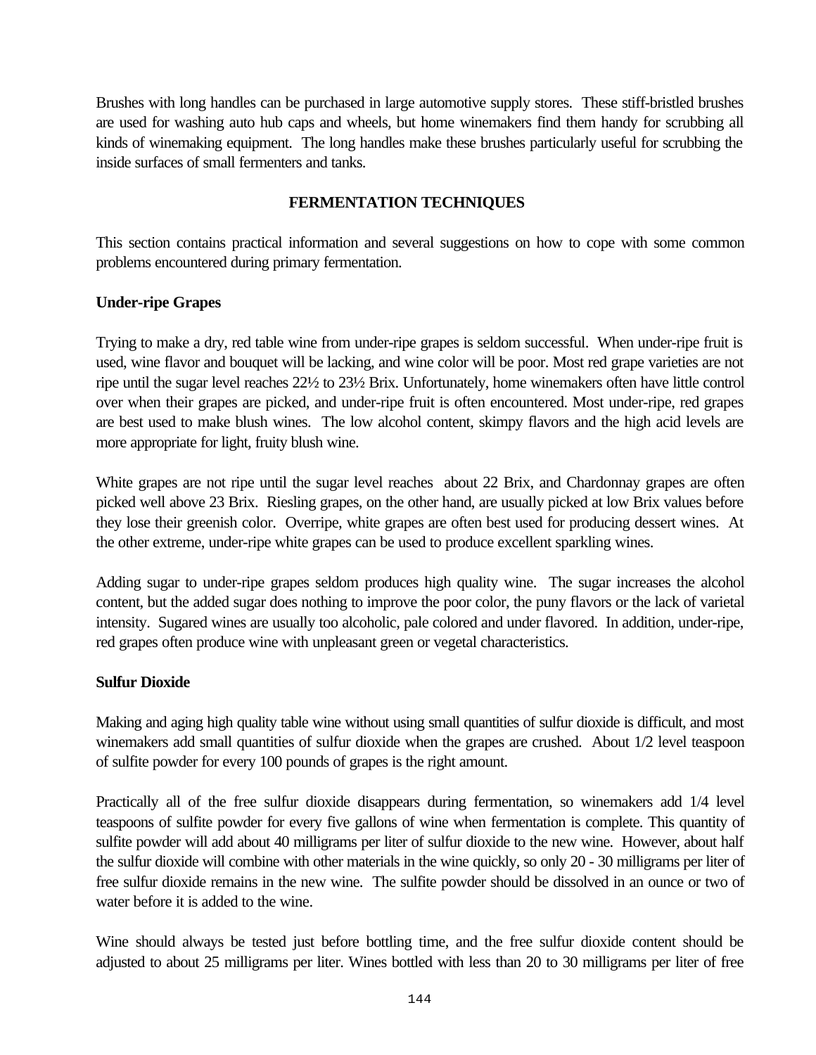Brushes with long handles can be purchased in large automotive supply stores. These stiff-bristled brushes are used for washing auto hub caps and wheels, but home winemakers find them handy for scrubbing all kinds of winemaking equipment. The long handles make these brushes particularly useful for scrubbing the inside surfaces of small fermenters and tanks.

## FERMENTATION TECHNIQUES

This section contains practical information and several suggestions on how to cope with some common problems encountered during primary fermentation.

### Under-ripe Grapes

Trying to make a dry, red table wine from under-ripe grapes is seldom successful. When under-ripe fruit is used, wine flavor and bouquet will be lacking, and wine color will be poor. Most red grape varieties are not ripe until the sugar level reaches 22½ to 23½ Brix. Unfortunately, home winemakers often have little control over when their grapes are picked, and under-ripe fruit is often encountered. Most under-ripe, red grapes are best used to make blush wines. The low alcohol content, skimpy flavors and the high acid levels are more appropriate for light, fruity blush wine.

White grapes are not ripe until the sugar level reaches about 22 Brix, and Chardonnay grapes are often picked well above 23 Brix. Riesling grapes, on the other hand, are usually picked at low Brix values before they lose their greenish color. Overripe, white grapes are often best used for producing dessert wines. At the other extreme, under-ripe white grapes can be used to produce excellent sparkling wines.

Adding sugar to under-ripe grapes seldom produces high quality wine. The sugar increases the alcohol content, but the added sugar does nothing to improve the poor color, the puny flavors or the lack of varietal intensity. Sugared wines are usually too alcoholic, pale colored and under flavored. In addition, under-ripe, red grapes often produce wine with unpleasant green or vegetal characteristics.

### Sulfur Dioxide

Making and aging high quality table wine without using small quantities of sulfur dioxide is difficult, and most winemakers add small quantities of sulfur dioxide when the grapes are crushed. About 1/2 level teaspoon of sulfite powder for every 100 pounds of grapes is the right amount.

Practically all of the free sulfur dioxide disappears during fermentation, so winemakers add 1/4 level teaspoons of sulfite powder for every five gallons of wine when fermentation is complete. This quantity of sulfite powder will add about 40 milligrams per liter of sulfur dioxide to the new wine. However, about half the sulfur dioxide will combine with other materials in the wine quickly, so only 20 - 30 milligrams per liter of free sulfur dioxide remains in the new wine. The sulfite powder should be dissolved in an ounce or two of water before it is added to the wine.

Wine should always be tested just before bottling time, and the free sulfur dioxide content should be adjusted to about 25 milligrams per liter. Wines bottled with less than 20 to 30 milligrams per liter of free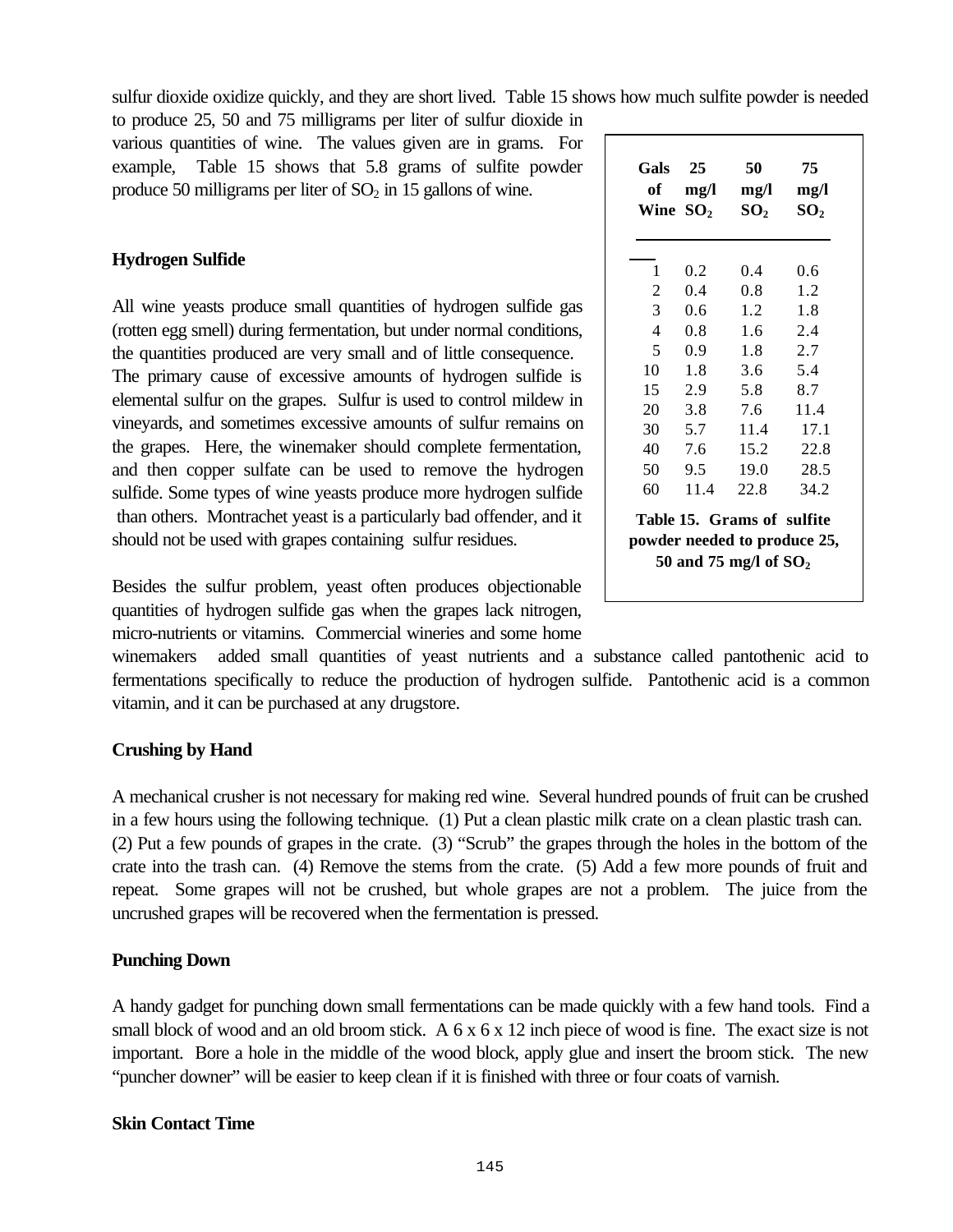sulfur dioxide oxidize quickly, and they are short lived. Table 15 shows how much sulfite powder is needed to produce 25, 50 and 75 milligrams per liter of sulfur dioxide in various quantities of wine. The values given are in grams. For example, Table 15 shows that 5.8 grams of sulfite powder produce 50 milligrams per liter of $SO_2$ in 15 gallons of wine.

| Gals of Wine | 25 mg/l $SO_2$ | 50 mg/l $SO_2$ | 75 mg/l $SO_2$ |
|---|---|---|---|
| 1 | 0.2 | 0.4 | 0.6 |
| 2 | 0.4 | 0.8 | 1.2 |
| 3 | 0.6 | 1.2 | 1.8 |
| 4 | 0.8 | 1.6 | 2.4 |
| 5 | 0.9 | 1.8 | 2.7 |
| 10 | 1.8 | 3.6 | 5.4 |
| 15 | 2.9 | 5.8 | 8.7 |
| 20 | 3.8 | 7.6 | 11.4 |
| 30 | 5.7 | 11.4 | 17.1 |
| 40 | 7.6 | 15.2 | 22.8 |
| 50 | 9.5 | 19.0 | 28.5 |
| 60 | 11.4 | 22.8 | 34.2 |

**Table 15. Grams of sulfite powder needed to produce 25, 50 and 75 mg/l of $SO_2$**

### Hydrogen Sulfide

All wine yeasts produce small quantities of hydrogen sulfide gas (rotten egg smell) during fermentation, but under normal conditions, the quantities produced are very small and of little consequence. The primary cause of excessive amounts of hydrogen sulfide is elemental sulfur on the grapes. Sulfur is used to control mildew in vineyards, and sometimes excessive amounts of sulfur remains on the grapes. Here, the winemaker should complete fermentation, and then copper sulfate can be used to remove the hydrogen sulfide. Some types of wine yeasts produce more hydrogen sulfide than others. Montrachet yeast is a particularly bad offender, and it should not be used with grapes containing sulfur residues.

Besides the sulfur problem, yeast often produces objectionable quantities of hydrogen sulfide gas when the grapes lack nitrogen, micro-nutrients or vitamins. Commercial wineries and some home winemakers added small quantities of yeast nutrients and a substance called pantothenic acid to fermentations specifically to reduce the production of hydrogen sulfide. Pantothenic acid is a common vitamin, and it can be purchased at any drugstore.

### Crushing by Hand

A mechanical crusher is not necessary for making red wine. Several hundred pounds of fruit can be crushed in a few hours using the following technique. (1) Put a clean plastic milk crate on a clean plastic trash can. (2) Put a few pounds of grapes in the crate. (3) "Scrub" the grapes through the holes in the bottom of the crate into the trash can. (4) Remove the stems from the crate. (5) Add a few more pounds of fruit and repeat. Some grapes will not be crushed, but whole grapes are not a problem. The juice from the uncrushed grapes will be recovered when the fermentation is pressed.

### Punching Down

A handy gadget for punching down small fermentations can be made quickly with a few hand tools. Find a small block of wood and an old broom stick. A 6 x 6 x 12 inch piece of wood is fine. The exact size is not important. Bore a hole in the middle of the wood block, apply glue and insert the broom stick. The new "puncher downer" will be easier to keep clean if it is finished with three or four coats of varnish.

### Skin Contact Time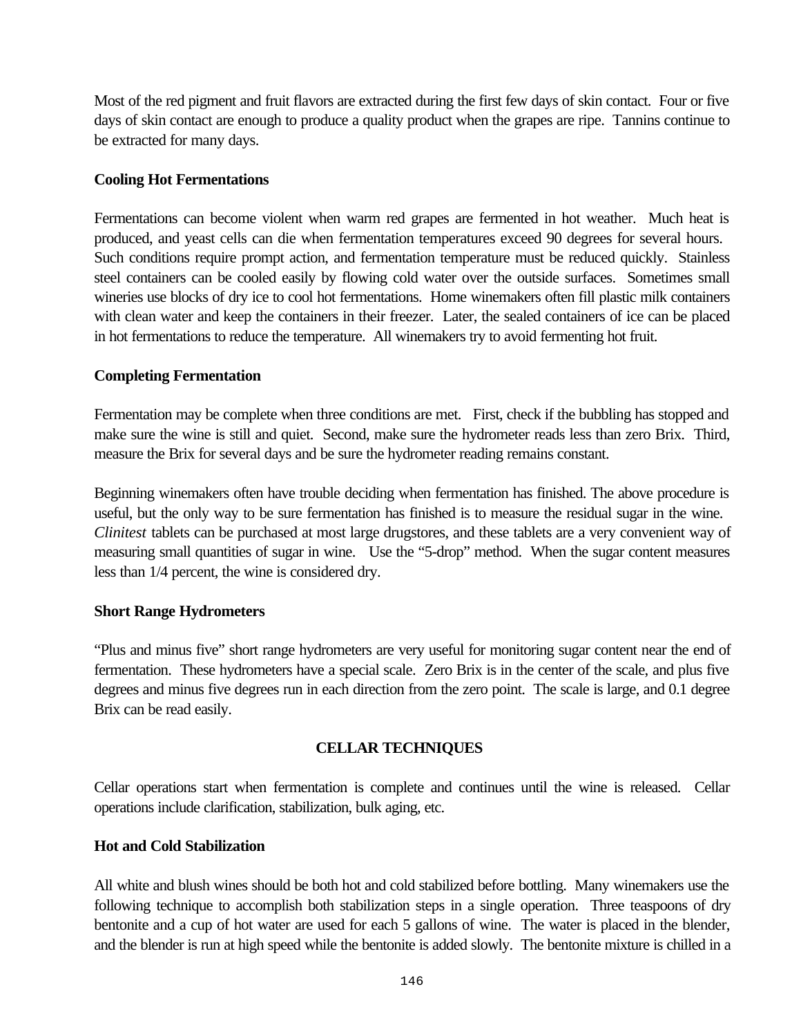Most of the red pigment and fruit flavors are extracted during the first few days of skin contact. Four or five days of skin contact are enough to produce a quality product when the grapes are ripe. Tannins continue to be extracted for many days.

### Cooling Hot Fermentations

Fermentations can become violent when warm red grapes are fermented in hot weather. Much heat is produced, and yeast cells can die when fermentation temperatures exceed 90 degrees for several hours. Such conditions require prompt action, and fermentation temperature must be reduced quickly. Stainless steel containers can be cooled easily by flowing cold water over the outside surfaces. Sometimes small wineries use blocks of dry ice to cool hot fermentations. Home winemakers often fill plastic milk containers with clean water and keep the containers in their freezer. Later, the sealed containers of ice can be placed in hot fermentations to reduce the temperature. All winemakers try to avoid fermenting hot fruit.

### Completing Fermentation

Fermentation may be complete when three conditions are met. First, check if the bubbling has stopped and make sure the wine is still and quiet. Second, make sure the hydrometer reads less than zero Brix. Third, measure the Brix for several days and be sure the hydrometer reading remains constant.

Beginning winemakers often have trouble deciding when fermentation has finished. The above procedure is useful, but the only way to be sure fermentation has finished is to measure the residual sugar in the wine. *Clinitest* tablets can be purchased at most large drugstores, and these tablets are a very convenient way of measuring small quantities of sugar in wine. Use the “5-drop” method. When the sugar content measures less than 1/4 percent, the wine is considered dry.

### Short Range Hydrometers

“Plus and minus five” short range hydrometers are very useful for monitoring sugar content near the end of fermentation. These hydrometers have a special scale. Zero Brix is in the center of the scale, and plus five degrees and minus five degrees run in each direction from the zero point. The scale is large, and 0.1 degree Brix can be read easily.

## CELLAR TECHNIQUES

Cellar operations start when fermentation is complete and continues until the wine is released. Cellar operations include clarification, stabilization, bulk aging, etc.

### Hot and Cold Stabilization

All white and blush wines should be both hot and cold stabilized before bottling. Many winemakers use the following technique to accomplish both stabilization steps in a single operation. Three teaspoons of dry bentonite and a cup of hot water are used for each 5 gallons of wine. The water is placed in the blender, and the blender is run at high speed while the bentonite is added slowly. The bentonite mixture is chilled in a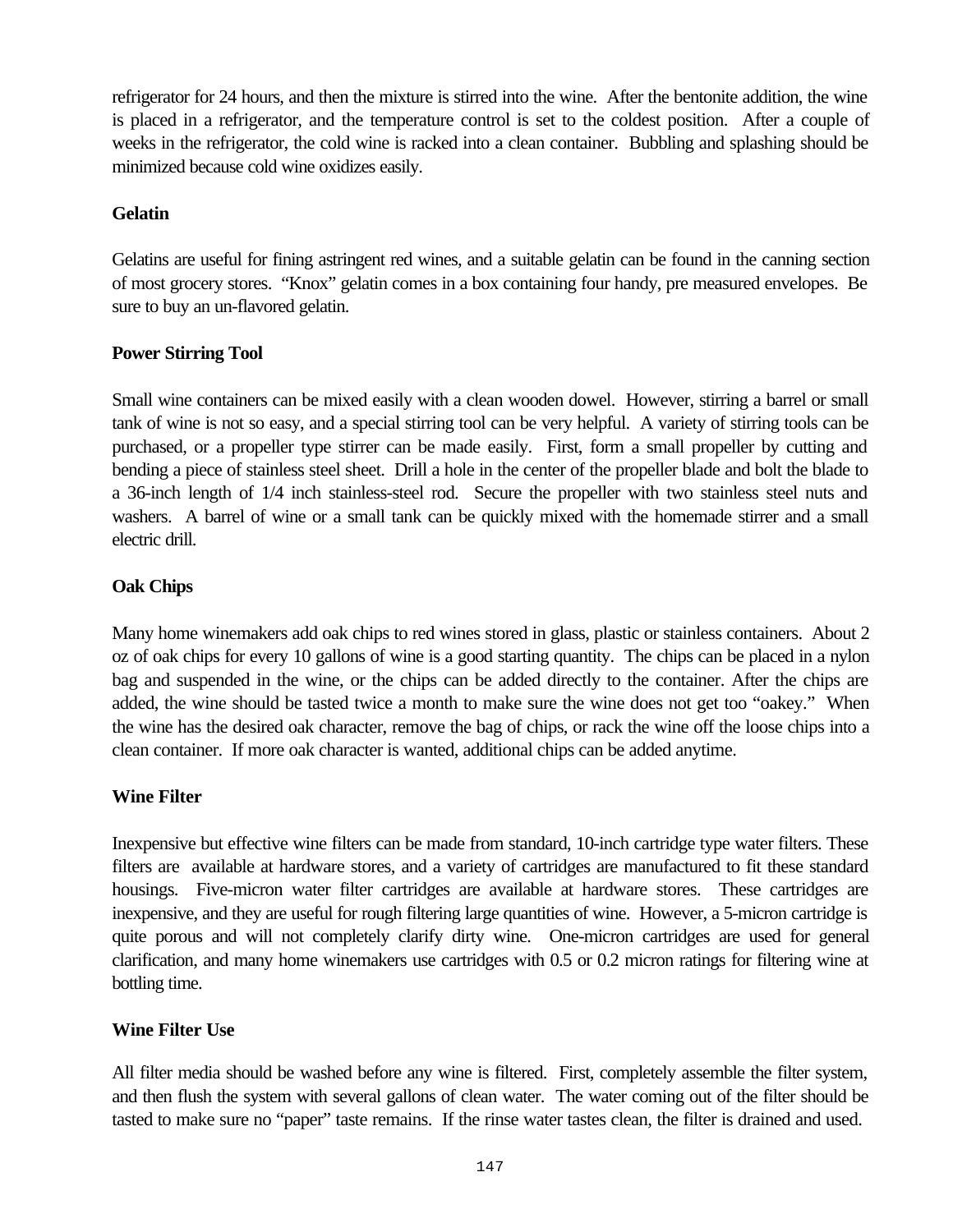refrigerator for 24 hours, and then the mixture is stirred into the wine. After the bentonite addition, the wine is placed in a refrigerator, and the temperature control is set to the coldest position. After a couple of weeks in the refrigerator, the cold wine is racked into a clean container. Bubbling and splashing should be minimized because cold wine oxidizes easily.

**Gelatin**

Gelatins are useful for fining astringent red wines, and a suitable gelatin can be found in the canning section of most grocery stores. "Knox" gelatin comes in a box containing four handy, pre measured envelopes. Be sure to buy an un-flavored gelatin.

**Power Stirring Tool**

Small wine containers can be mixed easily with a clean wooden dowel. However, stirring a barrel or small tank of wine is not so easy, and a special stirring tool can be very helpful. A variety of stirring tools can be purchased, or a propeller type stirrer can be made easily. First, form a small propeller by cutting and bending a piece of stainless steel sheet. Drill a hole in the center of the propeller blade and bolt the blade to a 36-inch length of 1/4 inch stainless-steel rod. Secure the propeller with two stainless steel nuts and washers. A barrel of wine or a small tank can be quickly mixed with the homemade stirrer and a small electric drill.

**Oak Chips**

Many home winemakers add oak chips to red wines stored in glass, plastic or stainless containers. About 2 oz of oak chips for every 10 gallons of wine is a good starting quantity. The chips can be placed in a nylon bag and suspended in the wine, or the chips can be added directly to the container. After the chips are added, the wine should be tasted twice a month to make sure the wine does not get too "oakey." When the wine has the desired oak character, remove the bag of chips, or rack the wine off the loose chips into a clean container. If more oak character is wanted, additional chips can be added anytime.

**Wine Filter**

Inexpensive but effective wine filters can be made from standard, 10-inch cartridge type water filters. These filters are available at hardware stores, and a variety of cartridges are manufactured to fit these standard housings. Five-micron water filter cartridges are available at hardware stores. These cartridges are inexpensive, and they are useful for rough filtering large quantities of wine. However, a 5-micron cartridge is quite porous and will not completely clarify dirty wine. One-micron cartridges are used for general clarification, and many home winemakers use cartridges with 0.5 or 0.2 micron ratings for filtering wine at bottling time.

**Wine Filter Use**

All filter media should be washed before any wine is filtered. First, completely assemble the filter system, and then flush the system with several gallons of clean water. The water coming out of the filter should be tasted to make sure no "paper" taste remains. If the rinse water tastes clean, the filter is drained and used.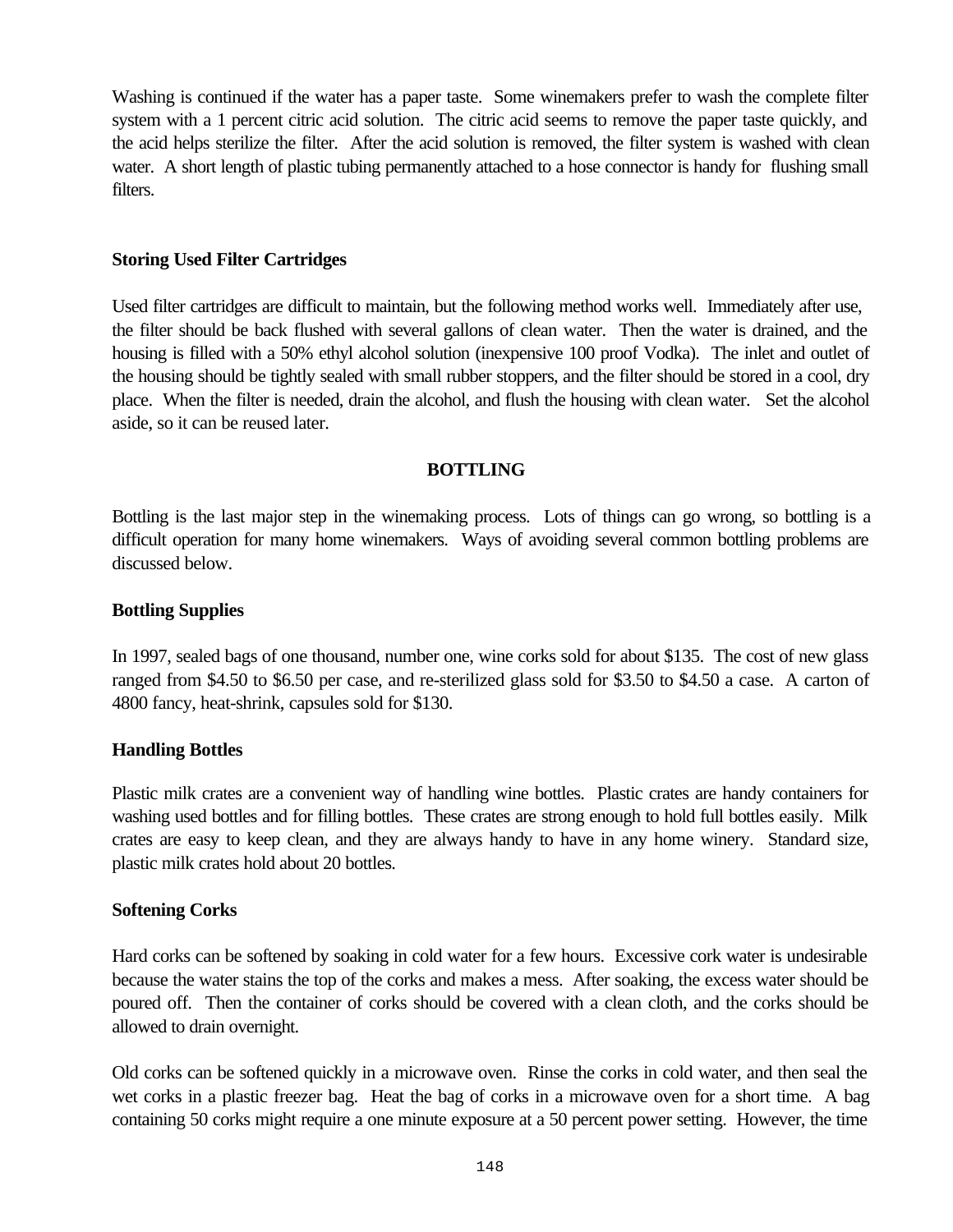Washing is continued if the water has a paper taste. Some winemakers prefer to wash the complete filter system with a 1 percent citric acid solution. The citric acid seems to remove the paper taste quickly, and the acid helps sterilize the filter. After the acid solution is removed, the filter system is washed with clean water. A short length of plastic tubing permanently attached to a hose connector is handy for flushing small filters.

### Storing Used Filter Cartridges

Used filter cartridges are difficult to maintain, but the following method works well. Immediately after use, the filter should be back flushed with several gallons of clean water. Then the water is drained, and the housing is filled with a 50% ethyl alcohol solution (inexpensive 100 proof Vodka). The inlet and outlet of the housing should be tightly sealed with small rubber stoppers, and the filter should be stored in a cool, dry place. When the filter is needed, drain the alcohol, and flush the housing with clean water. Set the alcohol aside, so it can be reused later.

## BOTTLING

Bottling is the last major step in the winemaking process. Lots of things can go wrong, so bottling is a difficult operation for many home winemakers. Ways of avoiding several common bottling problems are discussed below.

### Bottling Supplies

In 1997, sealed bags of one thousand, number one, wine corks sold for about $135. The cost of new glass ranged from $4.50 to $6.50 per case, and re-sterilized glass sold for $3.50 to $4.50 a case. A carton of 4800 fancy, heat-shrink, capsules sold for $130.

### Handling Bottles

Plastic milk crates are a convenient way of handling wine bottles. Plastic crates are handy containers for washing used bottles and for filling bottles. These crates are strong enough to hold full bottles easily. Milk crates are easy to keep clean, and they are always handy to have in any home winery. Standard size, plastic milk crates hold about 20 bottles.

### Softening Corks

Hard corks can be softened by soaking in cold water for a few hours. Excessive cork water is undesirable because the water stains the top of the corks and makes a mess. After soaking, the excess water should be poured off. Then the container of corks should be covered with a clean cloth, and the corks should be allowed to drain overnight.

Old corks can be softened quickly in a microwave oven. Rinse the corks in cold water, and then seal the wet corks in a plastic freezer bag. Heat the bag of corks in a microwave oven for a short time. A bag containing 50 corks might require a one minute exposure at a 50 percent power setting. However, the time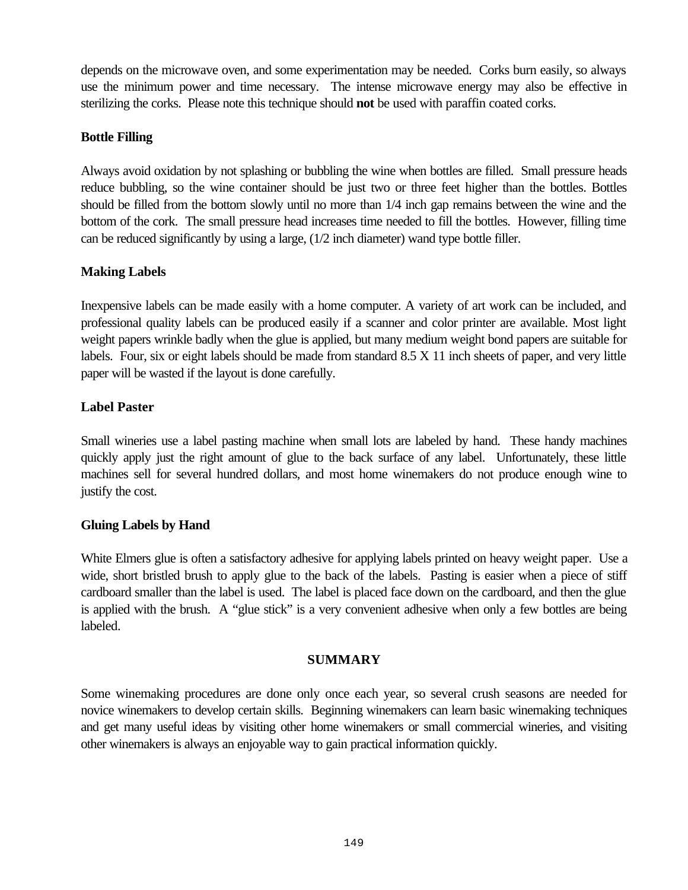depends on the microwave oven, and some experimentation may be needed. Corks burn easily, so always use the minimum power and time necessary. The intense microwave energy may also be effective in sterilizing the corks. Please note this technique should **not** be used with paraffin coated corks.

### Bottle Filling

Always avoid oxidation by not splashing or bubbling the wine when bottles are filled. Small pressure heads reduce bubbling, so the wine container should be just two or three feet higher than the bottles. Bottles should be filled from the bottom slowly until no more than 1/4 inch gap remains between the wine and the bottom of the cork. The small pressure head increases time needed to fill the bottles. However, filling time can be reduced significantly by using a large, (1/2 inch diameter) wand type bottle filler.

### Making Labels

Inexpensive labels can be made easily with a home computer. A variety of art work can be included, and professional quality labels can be produced easily if a scanner and color printer are available. Most light weight papers wrinkle badly when the glue is applied, but many medium weight bond papers are suitable for labels. Four, six or eight labels should be made from standard 8.5 X 11 inch sheets of paper, and very little paper will be wasted if the layout is done carefully.

### Label Paster

Small wineries use a label pasting machine when small lots are labeled by hand. These handy machines quickly apply just the right amount of glue to the back surface of any label. Unfortunately, these little machines sell for several hundred dollars, and most home winemakers do not produce enough wine to justify the cost.

### Gluing Labels by Hand

White Elmers glue is often a satisfactory adhesive for applying labels printed on heavy weight paper. Use a wide, short bristled brush to apply glue to the back of the labels. Pasting is easier when a piece of stiff cardboard smaller than the label is used. The label is placed face down on the cardboard, and then the glue is applied with the brush. A "glue stick" is a very convenient adhesive when only a few bottles are being labeled.

## SUMMARY

Some winemaking procedures are done only once each year, so several crush seasons are needed for novice winemakers to develop certain skills. Beginning winemakers can learn basic winemaking techniques and get many useful ideas by visiting other home winemakers or small commercial wineries, and visiting other winemakers is always an enjoyable way to gain practical information quickly.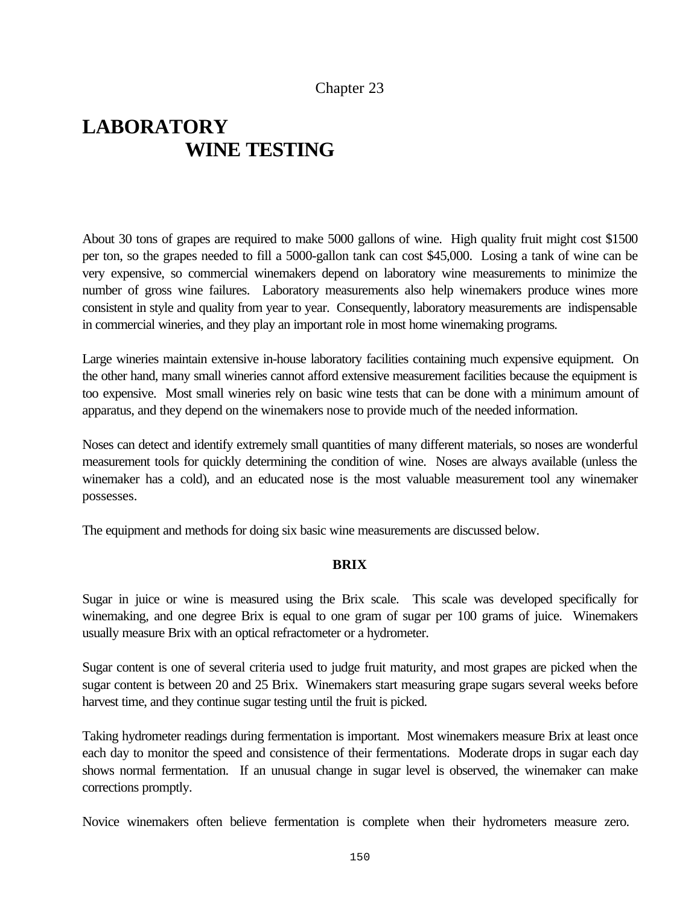Chapter 23

# LABORATORY WINE TESTING

About 30 tons of grapes are required to make 5000 gallons of wine. High quality fruit might cost $1500 per ton, so the grapes needed to fill a 5000-gallon tank can cost $45,000. Losing a tank of wine can be very expensive, so commercial winemakers depend on laboratory wine measurements to minimize the number of gross wine failures. Laboratory measurements also help winemakers produce wines more consistent in style and quality from year to year. Consequently, laboratory measurements are indispensable in commercial wineries, and they play an important role in most home winemaking programs.

Large wineries maintain extensive in-house laboratory facilities containing much expensive equipment. On the other hand, many small wineries cannot afford extensive measurement facilities because the equipment is too expensive. Most small wineries rely on basic wine tests that can be done with a minimum amount of apparatus, and they depend on the winemakers nose to provide much of the needed information.

Noses can detect and identify extremely small quantities of many different materials, so noses are wonderful measurement tools for quickly determining the condition of wine. Noses are always available (unless the winemaker has a cold), and an educated nose is the most valuable measurement tool any winemaker possesses.

The equipment and methods for doing six basic wine measurements are discussed below.

## BRIX

Sugar in juice or wine is measured using the Brix scale. This scale was developed specifically for winemaking, and one degree Brix is equal to one gram of sugar per 100 grams of juice. Winemakers usually measure Brix with an optical refractometer or a hydrometer.

Sugar content is one of several criteria used to judge fruit maturity, and most grapes are picked when the sugar content is between 20 and 25 Brix. Winemakers start measuring grape sugars several weeks before harvest time, and they continue sugar testing until the fruit is picked.

Taking hydrometer readings during fermentation is important. Most winemakers measure Brix at least once each day to monitor the speed and consistence of their fermentations. Moderate drops in sugar each day shows normal fermentation. If an unusual change in sugar level is observed, the winemaker can make corrections promptly.

Novice winemakers often believe fermentation is complete when their hydrometers measure zero.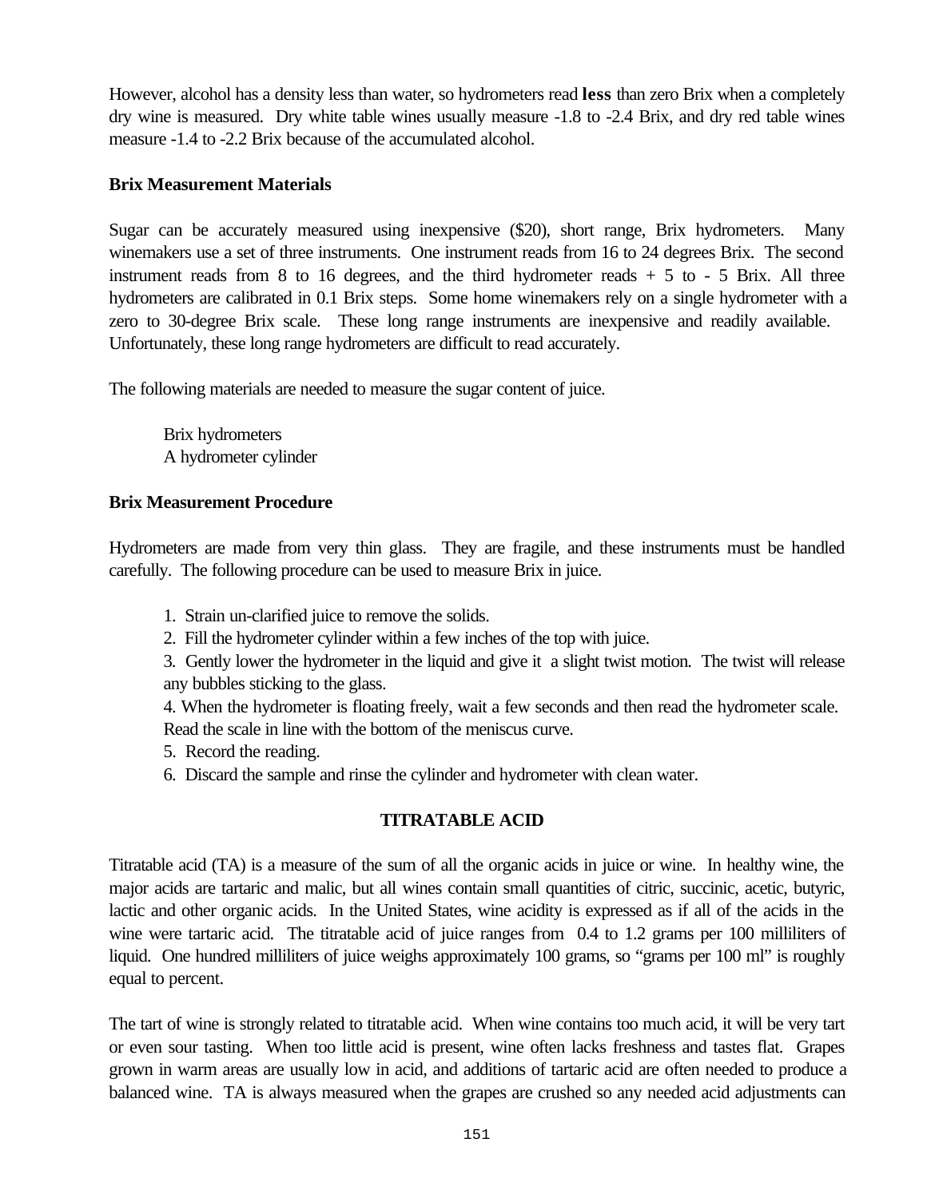However, alcohol has a density less than water, so hydrometers read **less** than zero Brix when a completely dry wine is measured. Dry white table wines usually measure -1.8 to -2.4 Brix, and dry red table wines measure -1.4 to -2.2 Brix because of the accumulated alcohol.

### Brix Measurement Materials

Sugar can be accurately measured using inexpensive ($20), short range, Brix hydrometers. Many winemakers use a set of three instruments. One instrument reads from 16 to 24 degrees Brix. The second instrument reads from 8 to 16 degrees, and the third hydrometer reads + 5 to - 5 Brix. All three hydrometers are calibrated in 0.1 Brix steps. Some home winemakers rely on a single hydrometer with a zero to 30-degree Brix scale. These long range instruments are inexpensive and readily available. Unfortunately, these long range hydrometers are difficult to read accurately.

The following materials are needed to measure the sugar content of juice.

- Brix hydrometers
- A hydrometer cylinder

### Brix Measurement Procedure

Hydrometers are made from very thin glass. They are fragile, and these instruments must be handled carefully. The following procedure can be used to measure Brix in juice.

1. Strain un-clarified juice to remove the solids.
2. Fill the hydrometer cylinder within a few inches of the top with juice.
3. Gently lower the hydrometer in the liquid and give it a slight twist motion. The twist will release any bubbles sticking to the glass.
4. When the hydrometer is floating freely, wait a few seconds and then read the hydrometer scale. Read the scale in line with the bottom of the meniscus curve.
5. Record the reading.
6. Discard the sample and rinse the cylinder and hydrometer with clean water.

## TITRATABLE ACID

Titratable acid (TA) is a measure of the sum of all the organic acids in juice or wine. In healthy wine, the major acids are tartaric and malic, but all wines contain small quantities of citric, succinic, acetic, butyric, lactic and other organic acids. In the United States, wine acidity is expressed as if all of the acids in the wine were tartaric acid. The titratable acid of juice ranges from 0.4 to 1.2 grams per 100 milliliters of liquid. One hundred milliliters of juice weighs approximately 100 grams, so "grams per 100 ml" is roughly equal to percent.

The tart of wine is strongly related to titratable acid. When wine contains too much acid, it will be very tart or even sour tasting. When too little acid is present, wine often lacks freshness and tastes flat. Grapes grown in warm areas are usually low in acid, and additions of tartaric acid are often needed to produce a balanced wine. TA is always measured when the grapes are crushed so any needed acid adjustments can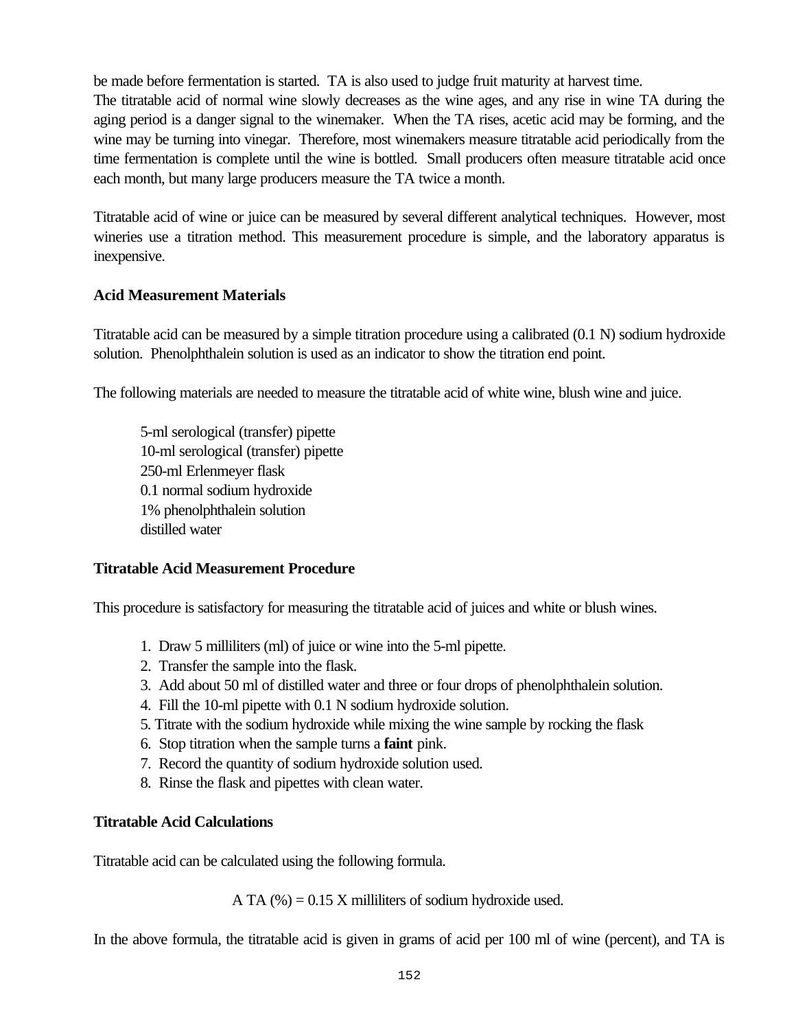be made before fermentation is started. TA is also used to judge fruit maturity at harvest time.
The titratable acid of normal wine slowly decreases as the wine ages, and any rise in wine TA during the aging period is a danger signal to the winemaker. When the TA rises, acetic acid may be forming, and the wine may be turning into vinegar. Therefore, most winemakers measure titratable acid periodically from the time fermentation is complete until the wine is bottled. Small producers often measure titratable acid once each month, but many large producers measure the TA twice a month.

Titratable acid of wine or juice can be measured by several different analytical techniques. However, most wineries use a titration method. This measurement procedure is simple, and the laboratory apparatus is inexpensive.

**Acid Measurement Materials**

Titratable acid can be measured by a simple titration procedure using a calibrated (0.1 N) sodium hydroxide solution. Phenolphthalein solution is used as an indicator to show the titration end point.

The following materials are needed to measure the titratable acid of white wine, blush wine and juice.

- 5-ml serological (transfer) pipette
- 10-ml serological (transfer) pipette
- 250-ml Erlenmeyer flask
- 0.1 normal sodium hydroxide
- 1% phenolphthalein solution
- distilled water

**Titratable Acid Measurement Procedure**

This procedure is satisfactory for measuring the titratable acid of juices and white or blush wines.

1. Draw 5 milliliters (ml) of juice or wine into the 5-ml pipette.
2. Transfer the sample into the flask.
3. Add about 50 ml of distilled water and three or four drops of phenolphthalein solution.
4. Fill the 10-ml pipette with 0.1 N sodium hydroxide solution.
5. Titrate with the sodium hydroxide while mixing the wine sample by rocking the flask
6. Stop titration when the sample turns a **faint** pink.
7. Record the quantity of sodium hydroxide solution used.
8. Rinse the flask and pipettes with clean water.

**Titratable Acid Calculations**

Titratable acid can be calculated using the following formula.

A TA (%) = 0.15 X milliliters of sodium hydroxide used.

In the above formula, the titratable acid is given in grams of acid per 100 ml of wine (percent), and TA is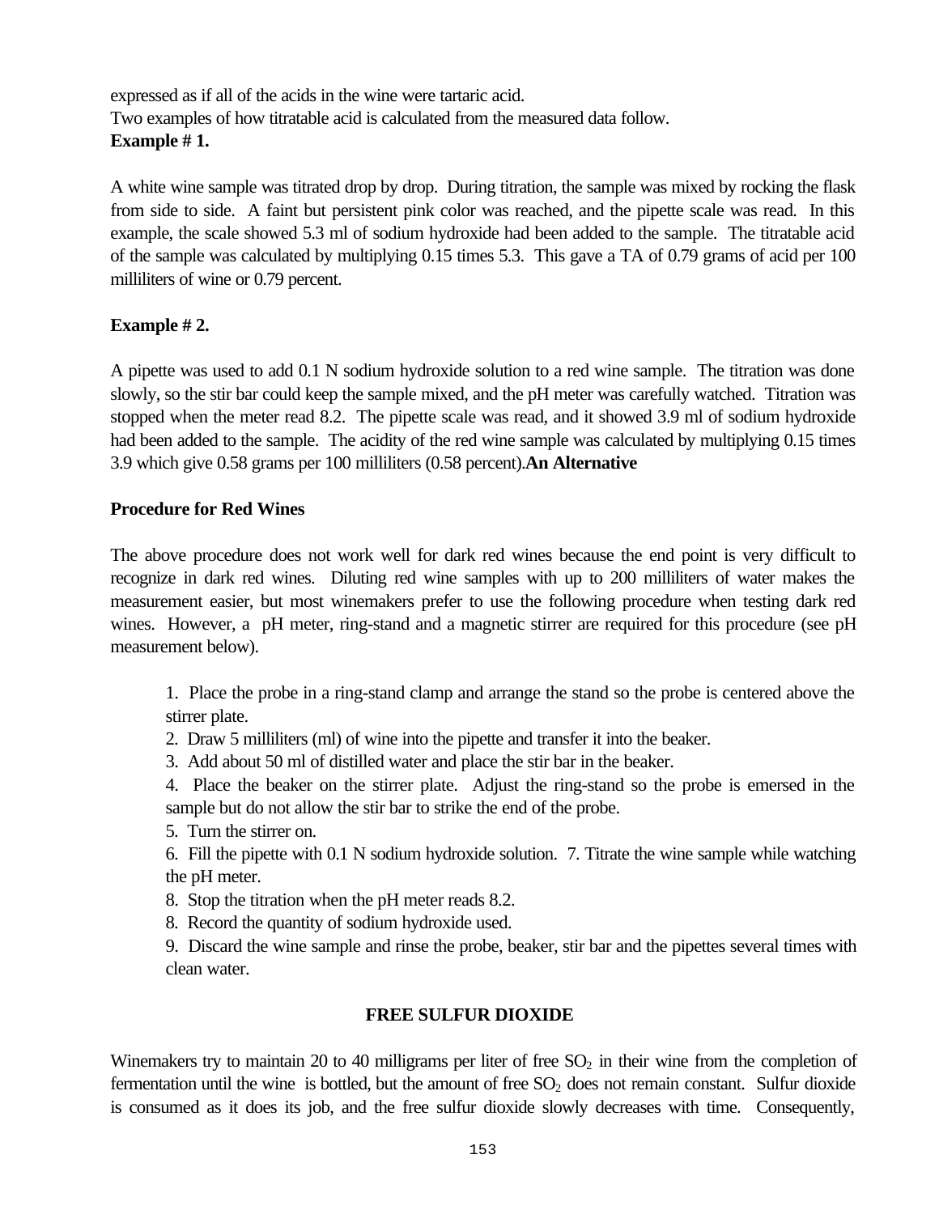expressed as if all of the acids in the wine were tartaric acid.

Two examples of how titratable acid is calculated from the measured data follow.

**Example # 1.**

A white wine sample was titrated drop by drop. During titration, the sample was mixed by rocking the flask from side to side. A faint but persistent pink color was reached, and the pipette scale was read. In this example, the scale showed 5.3 ml of sodium hydroxide had been added to the sample. The titratable acid of the sample was calculated by multiplying 0.15 times 5.3. This gave a TA of 0.79 grams of acid per 100 milliliters of wine or 0.79 percent.

**Example # 2.**

A pipette was used to add 0.1 N sodium hydroxide solution to a red wine sample. The titration was done slowly, so the stir bar could keep the sample mixed, and the pH meter was carefully watched. Titration was stopped when the meter read 8.2. The pipette scale was read, and it showed 3.9 ml of sodium hydroxide had been added to the sample. The acidity of the red wine sample was calculated by multiplying 0.15 times 3.9 which give 0.58 grams per 100 milliliters (0.58 percent).

**An Alternative Procedure for Red Wines**

The above procedure does not work well for dark red wines because the end point is very difficult to recognize in dark red wines. Diluting red wine samples with up to 200 milliliters of water makes the measurement easier, but most winemakers prefer to use the following procedure when testing dark red wines. However, a pH meter, ring-stand and a magnetic stirrer are required for this procedure (see pH measurement below).

1. Place the probe in a ring-stand clamp and arrange the stand so the probe is centered above the stirrer plate.
2. Draw 5 milliliters (ml) of wine into the pipette and transfer it into the beaker.
3. Add about 50 ml of distilled water and place the stir bar in the beaker.
4. Place the beaker on the stirrer plate. Adjust the ring-stand so the probe is emersed in the sample but do not allow the stir bar to strike the end of the probe.
5. Turn the stirrer on.
6. Fill the pipette with 0.1 N sodium hydroxide solution. 7. Titrate the wine sample while watching the pH meter.
8. Stop the titration when the pH meter reads 8.2.
8. Record the quantity of sodium hydroxide used.
9. Discard the wine sample and rinse the probe, beaker, stir bar and the pipettes several times with clean water.

## FREE SULFUR DIOXIDE

Winemakers try to maintain 20 to 40 milligrams per liter of free $SO_2$ in their wine from the completion of fermentation until the wine is bottled, but the amount of free $SO_2$ does not remain constant. Sulfur dioxide is consumed as it does its job, and the free sulfur dioxide slowly decreases with time. Consequently,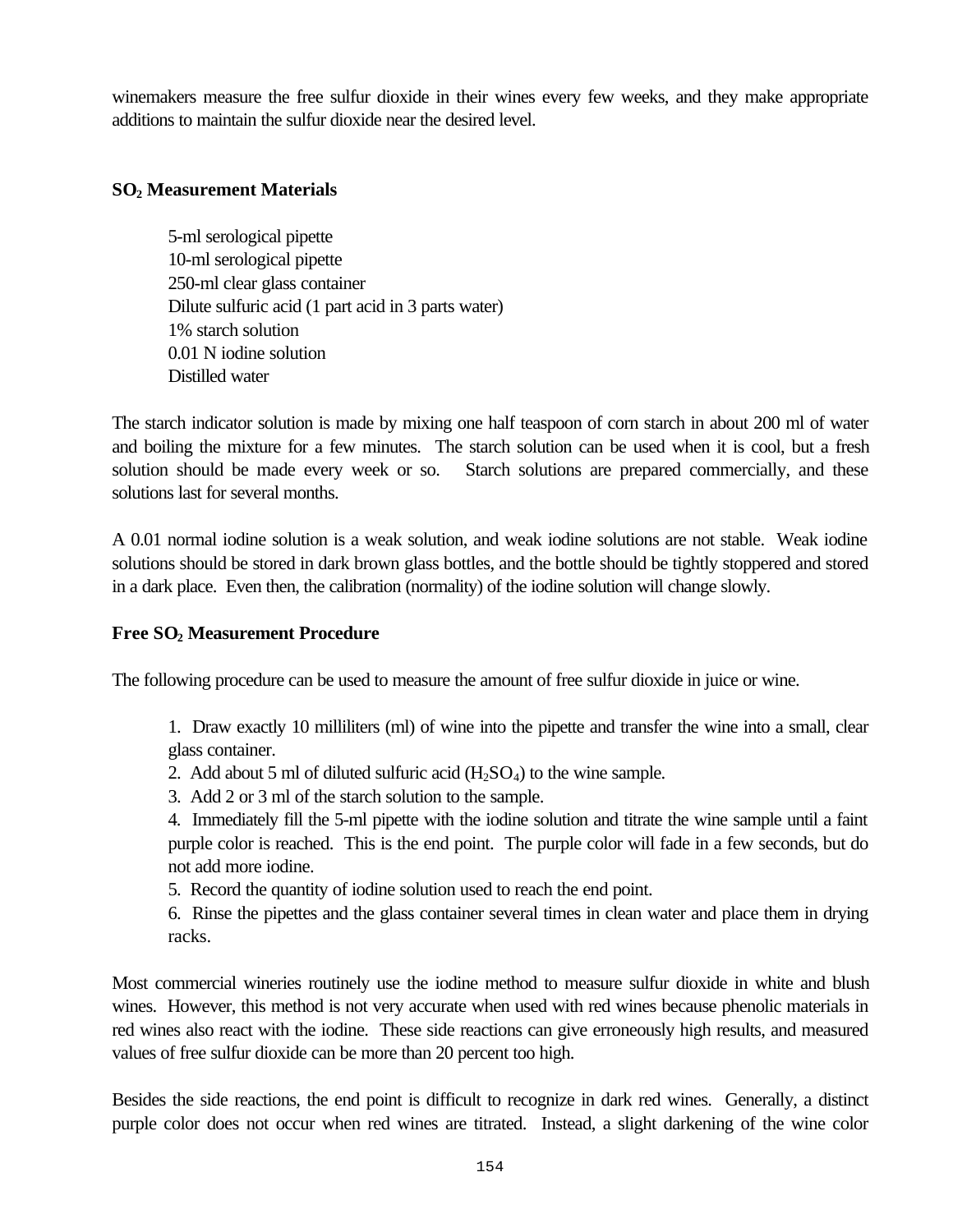winemakers measure the free sulfur dioxide in their wines every few weeks, and they make appropriate additions to maintain the sulfur dioxide near the desired level.

### $SO_2$ Measurement Materials

5-ml serological pipette
10-ml serological pipette
250-ml clear glass container
Dilute sulfuric acid (1 part acid in 3 parts water)
1% starch solution
0.01 N iodine solution
Distilled water

The starch indicator solution is made by mixing one half teaspoon of corn starch in about 200 ml of water and boiling the mixture for a few minutes. The starch solution can be used when it is cool, but a fresh solution should be made every week or so. Starch solutions are prepared commercially, and these solutions last for several months.

A 0.01 normal iodine solution is a weak solution, and weak iodine solutions are not stable. Weak iodine solutions should be stored in dark brown glass bottles, and the bottle should be tightly stoppered and stored in a dark place. Even then, the calibration (normality) of the iodine solution will change slowly.

### Free $SO_2$ Measurement Procedure

The following procedure can be used to measure the amount of free sulfur dioxide in juice or wine.

1. Draw exactly 10 milliliters (ml) of wine into the pipette and transfer the wine into a small, clear glass container.
2. Add about 5 ml of diluted sulfuric acid ($H_2SO_4$) to the wine sample.
3. Add 2 or 3 ml of the starch solution to the sample.
4. Immediately fill the 5-ml pipette with the iodine solution and titrate the wine sample until a faint purple color is reached. This is the end point. The purple color will fade in a few seconds, but do not add more iodine.
5. Record the quantity of iodine solution used to reach the end point.
6. Rinse the pipettes and the glass container several times in clean water and place them in drying racks.

Most commercial wineries routinely use the iodine method to measure sulfur dioxide in white and blush wines. However, this method is not very accurate when used with red wines because phenolic materials in red wines also react with the iodine. These side reactions can give erroneously high results, and measured values of free sulfur dioxide can be more than 20 percent too high.

Besides the side reactions, the end point is difficult to recognize in dark red wines. Generally, a distinct purple color does not occur when red wines are titrated. Instead, a slight darkening of the wine color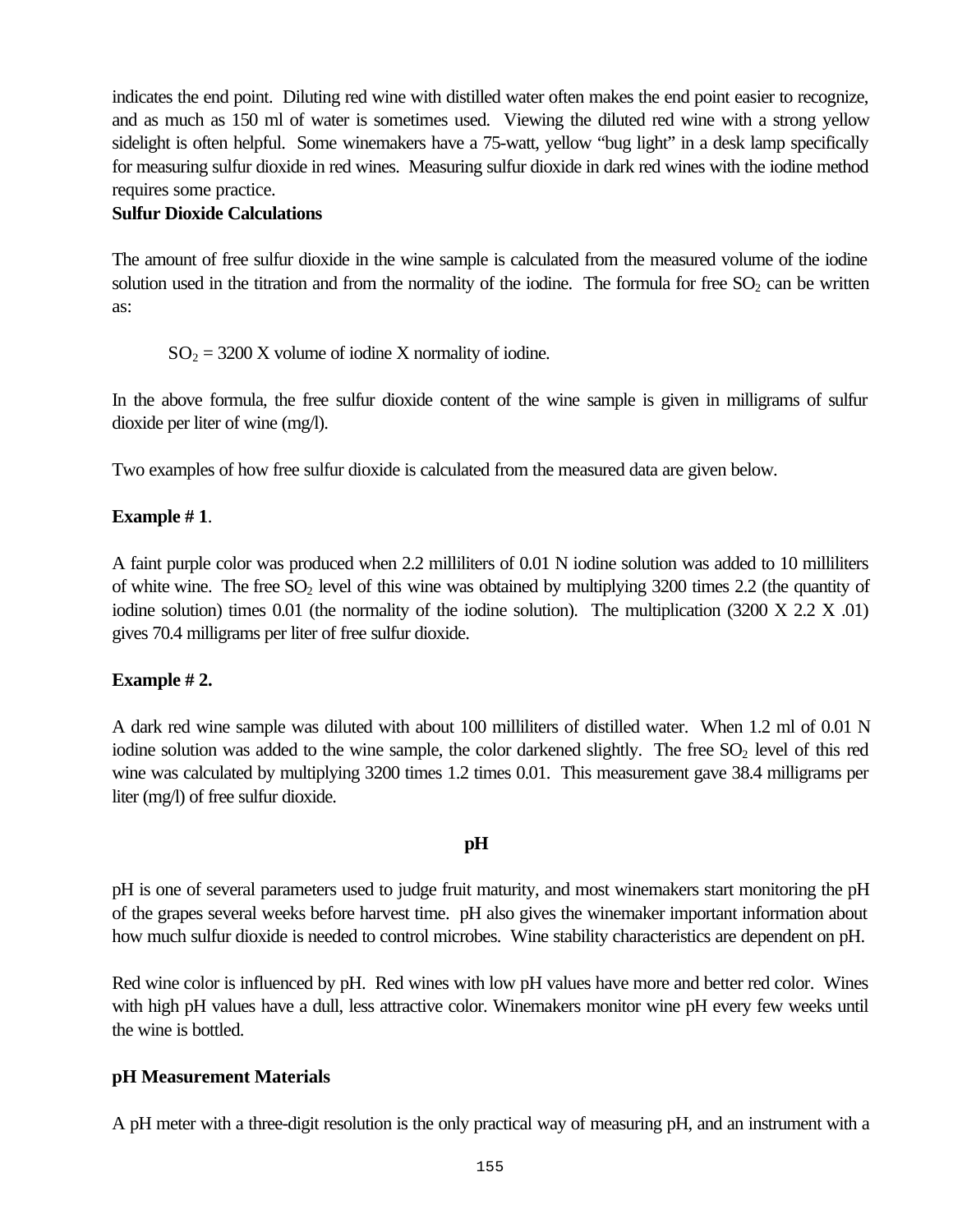indicates the end point. Diluting red wine with distilled water often makes the end point easier to recognize, and as much as 150 ml of water is sometimes used. Viewing the diluted red wine with a strong yellow sidelight is often helpful. Some winemakers have a 75-watt, yellow "bug light" in a desk lamp specifically for measuring sulfur dioxide in red wines. Measuring sulfur dioxide in dark red wines with the iodine method requires some practice.

**Sulfur Dioxide Calculations**

The amount of free sulfur dioxide in the wine sample is calculated from the measured volume of the iodine solution used in the titration and from the normality of the iodine. The formula for free $SO_2$ can be written as:

$SO_2$ = 3200 X volume of iodine X normality of iodine.

In the above formula, the free sulfur dioxide content of the wine sample is given in milligrams of sulfur dioxide per liter of wine (mg/l).

Two examples of how free sulfur dioxide is calculated from the measured data are given below.

**Example # 1**.

A faint purple color was produced when 2.2 milliliters of 0.01 N iodine solution was added to 10 milliliters of white wine. The free $SO_2$ level of this wine was obtained by multiplying 3200 times 2.2 (the quantity of iodine solution) times 0.01 (the normality of the iodine solution). The multiplication (3200 X 2.2 X .01) gives 70.4 milligrams per liter of free sulfur dioxide.

**Example # 2.**

A dark red wine sample was diluted with about 100 milliliters of distilled water. When 1.2 ml of 0.01 N iodine solution was added to the wine sample, the color darkened slightly. The free $SO_2$ level of this red wine was calculated by multiplying 3200 times 1.2 times 0.01. This measurement gave 38.4 milligrams per liter (mg/l) of free sulfur dioxide.

## pH

pH is one of several parameters used to judge fruit maturity, and most winemakers start monitoring the pH of the grapes several weeks before harvest time. pH also gives the winemaker important information about how much sulfur dioxide is needed to control microbes. Wine stability characteristics are dependent on pH.

Red wine color is influenced by pH. Red wines with low pH values have more and better red color. Wines with high pH values have a dull, less attractive color. Winemakers monitor wine pH every few weeks until the wine is bottled.

**pH Measurement Materials**

A pH meter with a three-digit resolution is the only practical way of measuring pH, and an instrument with a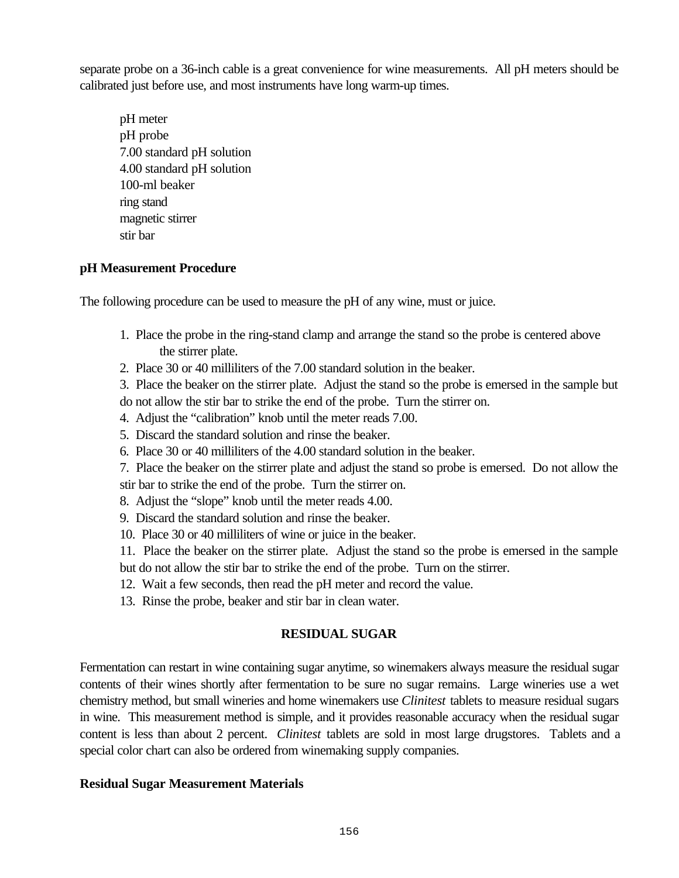separate probe on a 36-inch cable is a great convenience for wine measurements. All pH meters should be calibrated just before use, and most instruments have long warm-up times.

pH meter
pH probe
7.00 standard pH solution
4.00 standard pH solution
100-ml beaker
ring stand
magnetic stirrer
stir bar

**pH Measurement Procedure**

The following procedure can be used to measure the pH of any wine, must or juice.

1. Place the probe in the ring-stand clamp and arrange the stand so the probe is centered above the stirrer plate.
2. Place 30 or 40 milliliters of the 7.00 standard solution in the beaker.
3. Place the beaker on the stirrer plate. Adjust the stand so the probe is emersed in the sample but do not allow the stir bar to strike the end of the probe. Turn the stirrer on.
4. Adjust the "calibration" knob until the meter reads 7.00.
5. Discard the standard solution and rinse the beaker.
6. Place 30 or 40 milliliters of the 4.00 standard solution in the beaker.
7. Place the beaker on the stirrer plate and adjust the stand so probe is emersed. Do not allow the stir bar to strike the end of the probe. Turn the stirrer on.
8. Adjust the "slope" knob until the meter reads 4.00.
9. Discard the standard solution and rinse the beaker.
10. Place 30 or 40 milliliters of wine or juice in the beaker.
11. Place the beaker on the stirrer plate. Adjust the stand so the probe is emersed in the sample but do not allow the stir bar to strike the end of the probe. Turn on the stirrer.
12. Wait a few seconds, then read the pH meter and record the value.
13. Rinse the probe, beaker and stir bar in clean water.

## RESIDUAL SUGAR

Fermentation can restart in wine containing sugar anytime, so winemakers always measure the residual sugar contents of their wines shortly after fermentation to be sure no sugar remains. Large wineries use a wet chemistry method, but small wineries and home winemakers use *Clinitest* tablets to measure residual sugars in wine. This measurement method is simple, and it provides reasonable accuracy when the residual sugar content is less than about 2 percent. *Clinitest* tablets are sold in most large drugstores. Tablets and a special color chart can also be ordered from winemaking supply companies.

**Residual Sugar Measurement Materials**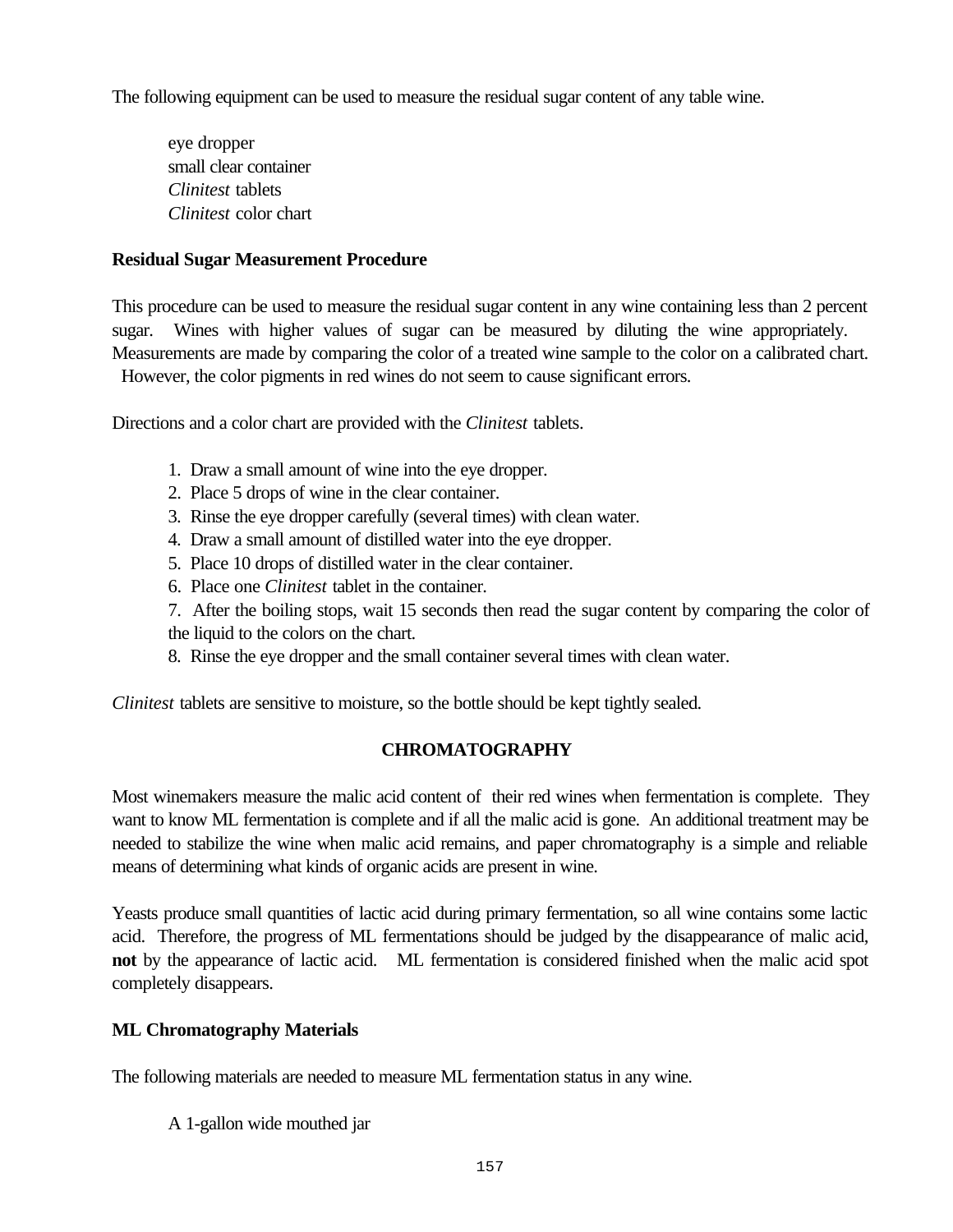The following equipment can be used to measure the residual sugar content of any table wine.

eye dropper
small clear container
*Clinitest* tablets
*Clinitest* color chart

**Residual Sugar Measurement Procedure**

This procedure can be used to measure the residual sugar content in any wine containing less than 2 percent sugar. Wines with higher values of sugar can be measured by diluting the wine appropriately. Measurements are made by comparing the color of a treated wine sample to the color on a calibrated chart. However, the color pigments in red wines do not seem to cause significant errors.

Directions and a color chart are provided with the *Clinitest* tablets.

1. Draw a small amount of wine into the eye dropper.
2. Place 5 drops of wine in the clear container.
3. Rinse the eye dropper carefully (several times) with clean water.
4. Draw a small amount of distilled water into the eye dropper.
5. Place 10 drops of distilled water in the clear container.
6. Place one *Clinitest* tablet in the container.
7. After the boiling stops, wait 15 seconds then read the sugar content by comparing the color of the liquid to the colors on the chart.
8. Rinse the eye dropper and the small container several times with clean water.

*Clinitest* tablets are sensitive to moisture, so the bottle should be kept tightly sealed.

## CHROMATOGRAPHY

Most winemakers measure the malic acid content of their red wines when fermentation is complete. They want to know ML fermentation is complete and if all the malic acid is gone. An additional treatment may be needed to stabilize the wine when malic acid remains, and paper chromatography is a simple and reliable means of determining what kinds of organic acids are present in wine.

Yeasts produce small quantities of lactic acid during primary fermentation, so all wine contains some lactic acid. Therefore, the progress of ML fermentations should be judged by the disappearance of malic acid, **not** by the appearance of lactic acid. ML fermentation is considered finished when the malic acid spot completely disappears.

**ML Chromatography Materials**

The following materials are needed to measure ML fermentation status in any wine.

A 1-gallon wide mouthed jar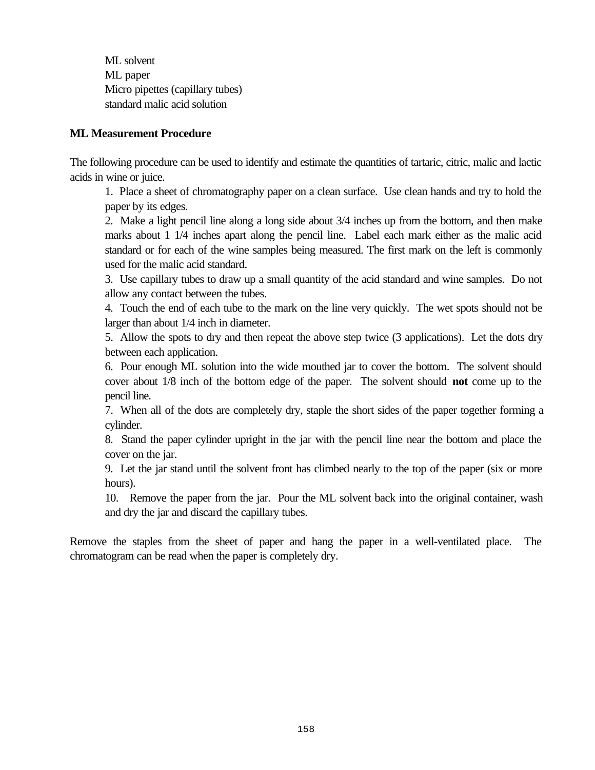ML solvent
ML paper
Micro pipettes (capillary tubes)
standard malic acid solution

**ML Measurement Procedure**

The following procedure can be used to identify and estimate the quantities of tartaric, citric, malic and lactic acids in wine or juice.

1. Place a sheet of chromatography paper on a clean surface. Use clean hands and try to hold the paper by its edges.
2. Make a light pencil line along a long side about 3/4 inches up from the bottom, and then make marks about 1 1/4 inches apart along the pencil line. Label each mark either as the malic acid standard or for each of the wine samples being measured. The first mark on the left is commonly used for the malic acid standard.
3. Use capillary tubes to draw up a small quantity of the acid standard and wine samples. Do not allow any contact between the tubes.
4. Touch the end of each tube to the mark on the line very quickly. The wet spots should not be larger than about 1/4 inch in diameter.
5. Allow the spots to dry and then repeat the above step twice (3 applications). Let the dots dry between each application.
6. Pour enough ML solution into the wide mouthed jar to cover the bottom. The solvent should cover about 1/8 inch of the bottom edge of the paper. The solvent should **not** come up to the pencil line.
7. When all of the dots are completely dry, staple the short sides of the paper together forming a cylinder.
8. Stand the paper cylinder upright in the jar with the pencil line near the bottom and place the cover on the jar.
9. Let the jar stand until the solvent front has climbed nearly to the top of the paper (six or more hours).
10. Remove the paper from the jar. Pour the ML solvent back into the original container, wash and dry the jar and discard the capillary tubes.

Remove the staples from the sheet of paper and hang the paper in a well-ventilated place. The chromatogram can be read when the paper is completely dry.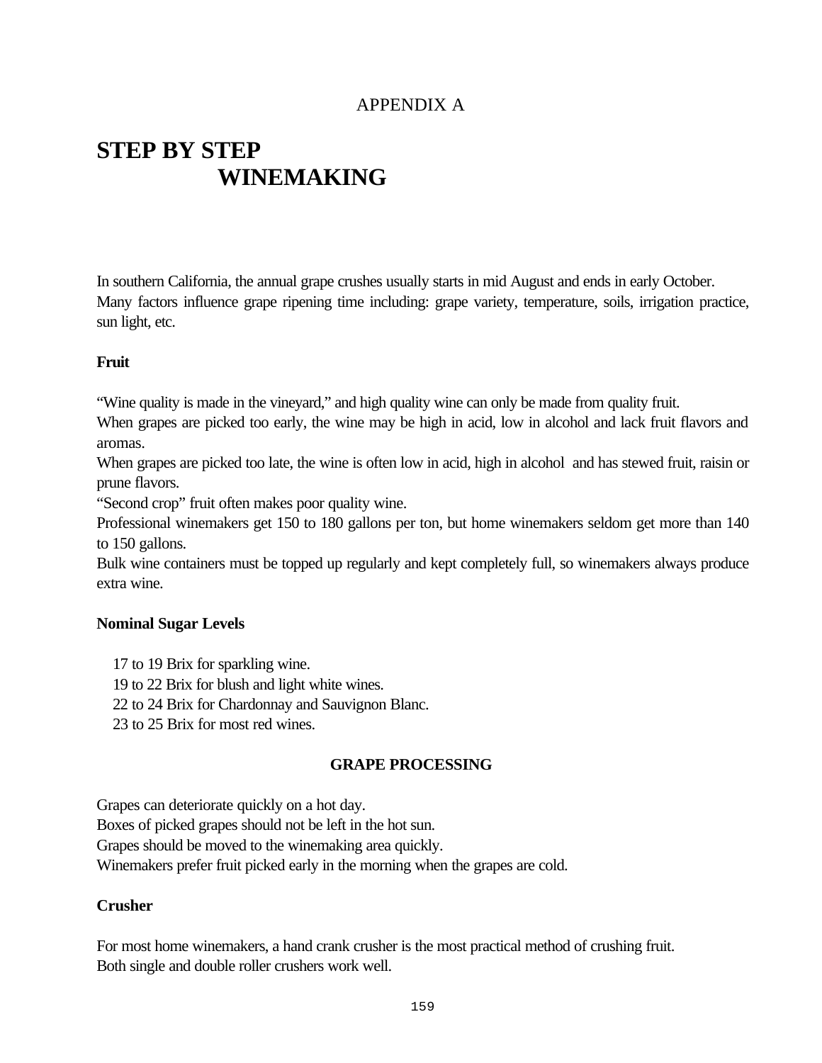APPENDIX A

# STEP BY STEP WINEMAKING

In southern California, the annual grape crushes usually starts in mid August and ends in early October. Many factors influence grape ripening time including: grape variety, temperature, soils, irrigation practice, sun light, etc.

**Fruit**

"Wine quality is made in the vineyard," and high quality wine can only be made from quality fruit.
When grapes are picked too early, the wine may be high in acid, low in alcohol and lack fruit flavors and aromas.
When grapes are picked too late, the wine is often low in acid, high in alcohol and has stewed fruit, raisin or prune flavors.
"Second crop" fruit often makes poor quality wine.
Professional winemakers get 150 to 180 gallons per ton, but home winemakers seldom get more than 140 to 150 gallons.
Bulk wine containers must be topped up regularly and kept completely full, so winemakers always produce extra wine.

**Nominal Sugar Levels**

17 to 19 Brix for sparkling wine.
19 to 22 Brix for blush and light white wines.
22 to 24 Brix for Chardonnay and Sauvignon Blanc.
23 to 25 Brix for most red wines.

## GRAPE PROCESSING

Grapes can deteriorate quickly on a hot day.
Boxes of picked grapes should not be left in the hot sun.
Grapes should be moved to the winemaking area quickly.
Winemakers prefer fruit picked early in the morning when the grapes are cold.

**Crusher**

For most home winemakers, a hand crank crusher is the most practical method of crushing fruit.
Both single and double roller crushers work well.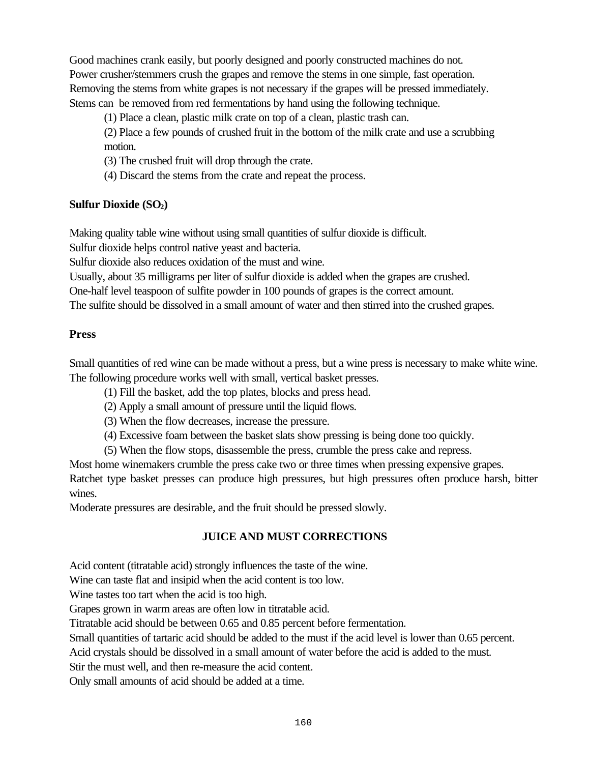Good machines crank easily, but poorly designed and poorly constructed machines do not.
Power crusher/stemmers crush the grapes and remove the stems in one simple, fast operation.
Removing the stems from white grapes is not necessary if the grapes will be pressed immediately.
Stems can be removed from red fermentations by hand using the following technique.

(1) Place a clean, plastic milk crate on top of a clean, plastic trash can.

(2) Place a few pounds of crushed fruit in the bottom of the milk crate and use a scrubbing motion.

(3) The crushed fruit will drop through the crate.

(4) Discard the stems from the crate and repeat the process.

**Sulfur Dioxide ($SO_2$)**

Making quality table wine without using small quantities of sulfur dioxide is difficult.
Sulfur dioxide helps control native yeast and bacteria.
Sulfur dioxide also reduces oxidation of the must and wine.
Usually, about 35 milligrams per liter of sulfur dioxide is added when the grapes are crushed.
One-half level teaspoon of sulfite powder in 100 pounds of grapes is the correct amount.
The sulfite should be dissolved in a small amount of water and then stirred into the crushed grapes.

**Press**

Small quantities of red wine can be made without a press, but a wine press is necessary to make white wine.
The following procedure works well with small, vertical basket presses.

(1) Fill the basket, add the top plates, blocks and press head.

(2) Apply a small amount of pressure until the liquid flows.

(3) When the flow decreases, increase the pressure.

(4) Excessive foam between the basket slats show pressing is being done too quickly.

(5) When the flow stops, disassemble the press, crumble the press cake and repress.

Most home winemakers crumble the press cake two or three times when pressing expensive grapes.
Ratchet type basket presses can produce high pressures, but high pressures often produce harsh, bitter wines.
Moderate pressures are desirable, and the fruit should be pressed slowly.

## JUICE AND MUST CORRECTIONS

Acid content (titratable acid) strongly influences the taste of the wine.
Wine can taste flat and insipid when the acid content is too low.
Wine tastes too tart when the acid is too high.
Grapes grown in warm areas are often low in titratable acid.
Titratable acid should be between 0.65 and 0.85 percent before fermentation.
Small quantities of tartaric acid should be added to the must if the acid level is lower than 0.65 percent.
Acid crystals should be dissolved in a small amount of water before the acid is added to the must.
Stir the must well, and then re-measure the acid content.
Only small amounts of acid should be added at a time.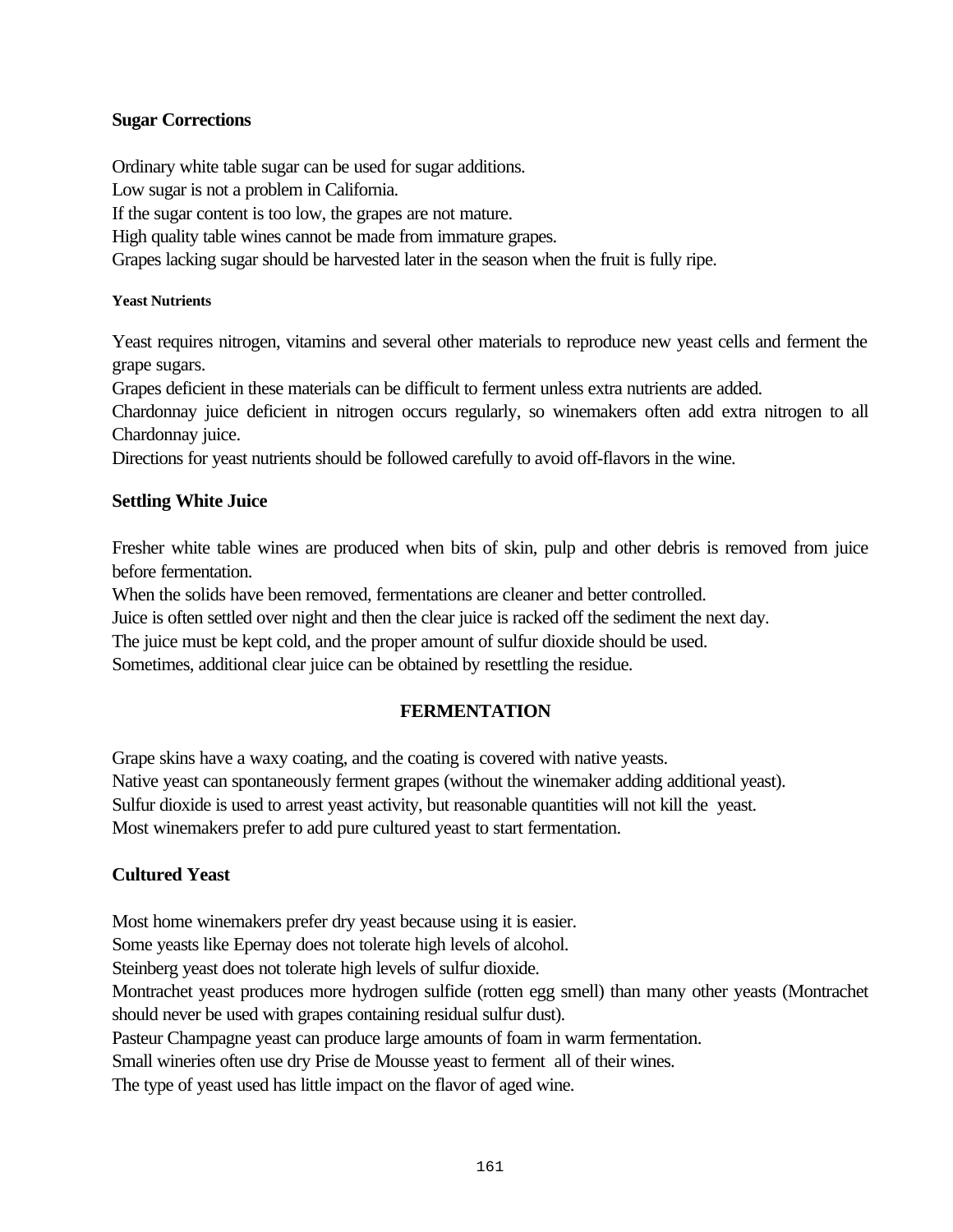### Sugar Corrections

Ordinary white table sugar can be used for sugar additions.
Low sugar is not a problem in California.
If the sugar content is too low, the grapes are not mature.
High quality table wines cannot be made from immature grapes.
Grapes lacking sugar should be harvested later in the season when the fruit is fully ripe.

#### Yeast Nutrients

Yeast requires nitrogen, vitamins and several other materials to reproduce new yeast cells and ferment the grape sugars.
Grapes deficient in these materials can be difficult to ferment unless extra nutrients are added.
Chardonnay juice deficient in nitrogen occurs regularly, so winemakers often add extra nitrogen to all Chardonnay juice.
Directions for yeast nutrients should be followed carefully to avoid off-flavors in the wine.

### Settling White Juice

Fresher white table wines are produced when bits of skin, pulp and other debris is removed from juice before fermentation.
When the solids have been removed, fermentations are cleaner and better controlled.
Juice is often settled over night and then the clear juice is racked off the sediment the next day.
The juice must be kept cold, and the proper amount of sulfur dioxide should be used.
Sometimes, additional clear juice can be obtained by resettling the residue.

## FERMENTATION

Grape skins have a waxy coating, and the coating is covered with native yeasts.
Native yeast can spontaneously ferment grapes (without the winemaker adding additional yeast).
Sulfur dioxide is used to arrest yeast activity, but reasonable quantities will not kill the yeast.
Most winemakers prefer to add pure cultured yeast to start fermentation.

### Cultured Yeast

Most home winemakers prefer dry yeast because using it is easier.
Some yeasts like Epernay does not tolerate high levels of alcohol.
Steinberg yeast does not tolerate high levels of sulfur dioxide.
Montrachet yeast produces more hydrogen sulfide (rotten egg smell) than many other yeasts (Montrachet should never be used with grapes containing residual sulfur dust).
Pasteur Champagne yeast can produce large amounts of foam in warm fermentation.
Small wineries often use dry Prise de Mousse yeast to ferment all of their wines.
The type of yeast used has little impact on the flavor of aged wine.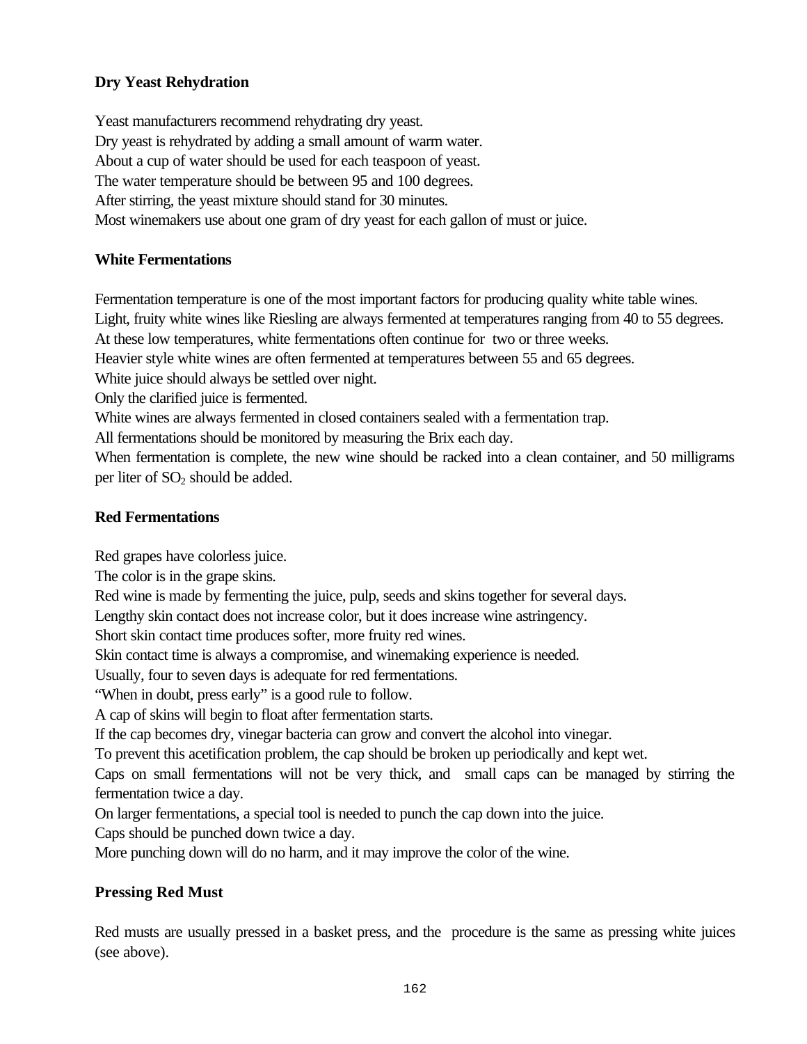### Dry Yeast Rehydration

Yeast manufacturers recommend rehydrating dry yeast.
Dry yeast is rehydrated by adding a small amount of warm water.
About a cup of water should be used for each teaspoon of yeast.
The water temperature should be between 95 and 100 degrees.
After stirring, the yeast mixture should stand for 30 minutes.
Most winemakers use about one gram of dry yeast for each gallon of must or juice.

### White Fermentations

Fermentation temperature is one of the most important factors for producing quality white table wines.
Light, fruity white wines like Riesling are always fermented at temperatures ranging from 40 to 55 degrees.
At these low temperatures, white fermentations often continue for two or three weeks.
Heavier style white wines are often fermented at temperatures between 55 and 65 degrees.
White juice should always be settled over night.
Only the clarified juice is fermented.
White wines are always fermented in closed containers sealed with a fermentation trap.
All fermentations should be monitored by measuring the Brix each day.
When fermentation is complete, the new wine should be racked into a clean container, and 50 milligrams per liter of $SO_2$ should be added.

### Red Fermentations

Red grapes have colorless juice.
The color is in the grape skins.
Red wine is made by fermenting the juice, pulp, seeds and skins together for several days.
Lengthy skin contact does not increase color, but it does increase wine astringency.
Short skin contact time produces softer, more fruity red wines.
Skin contact time is always a compromise, and winemaking experience is needed.
Usually, four to seven days is adequate for red fermentations.
"When in doubt, press early" is a good rule to follow.
A cap of skins will begin to float after fermentation starts.
If the cap becomes dry, vinegar bacteria can grow and convert the alcohol into vinegar.
To prevent this acetification problem, the cap should be broken up periodically and kept wet.
Caps on small fermentations will not be very thick, and small caps can be managed by stirring the fermentation twice a day.
On larger fermentations, a special tool is needed to punch the cap down into the juice.
Caps should be punched down twice a day.
More punching down will do no harm, and it may improve the color of the wine.

### Pressing Red Must

Red musts are usually pressed in a basket press, and the procedure is the same as pressing white juices (see above).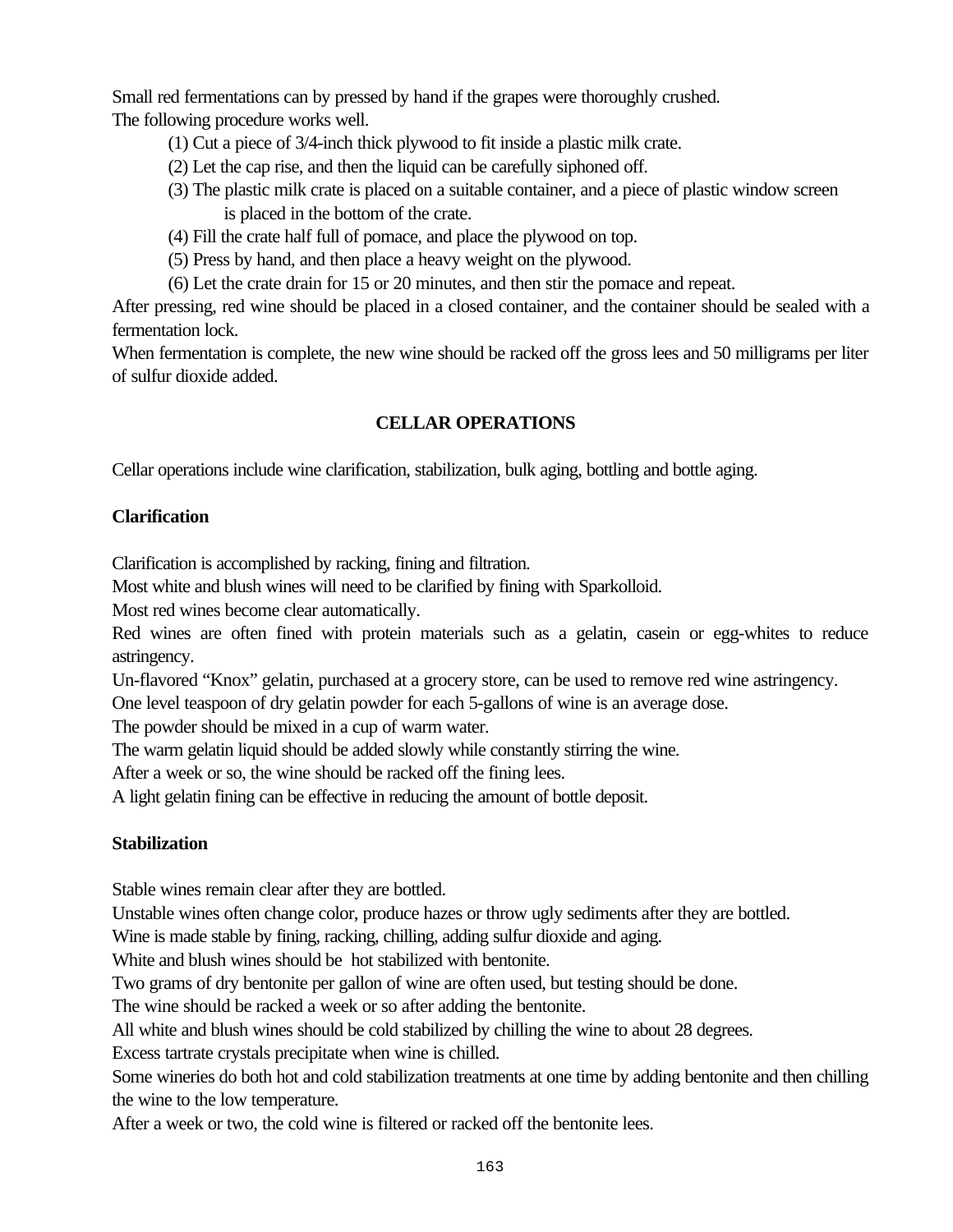Small red fermentations can by pressed by hand if the grapes were thoroughly crushed.
The following procedure works well.

(1) Cut a piece of 3/4-inch thick plywood to fit inside a plastic milk crate.
(2) Let the cap rise, and then the liquid can be carefully siphoned off.
(3) The plastic milk crate is placed on a suitable container, and a piece of plastic window screen is placed in the bottom of the crate.
(4) Fill the crate half full of pomace, and place the plywood on top.
(5) Press by hand, and then place a heavy weight on the plywood.
(6) Let the crate drain for 15 or 20 minutes, and then stir the pomace and repeat.

After pressing, red wine should be placed in a closed container, and the container should be sealed with a fermentation lock.
When fermentation is complete, the new wine should be racked off the gross lees and 50 milligrams per liter of sulfur dioxide added.

## CELLAR OPERATIONS

Cellar operations include wine clarification, stabilization, bulk aging, bottling and bottle aging.

### Clarification

Clarification is accomplished by racking, fining and filtration.
Most white and blush wines will need to be clarified by fining with Sparkolloid.
Most red wines become clear automatically.
Red wines are often fined with protein materials such as a gelatin, casein or egg-whites to reduce astringency.
Un-flavored "Knox" gelatin, purchased at a grocery store, can be used to remove red wine astringency.
One level teaspoon of dry gelatin powder for each 5-gallons of wine is an average dose.
The powder should be mixed in a cup of warm water.
The warm gelatin liquid should be added slowly while constantly stirring the wine.
After a week or so, the wine should be racked off the fining lees.
A light gelatin fining can be effective in reducing the amount of bottle deposit.

### Stabilization

Stable wines remain clear after they are bottled.
Unstable wines often change color, produce hazes or throw ugly sediments after they are bottled.
Wine is made stable by fining, racking, chilling, adding sulfur dioxide and aging.
White and blush wines should be hot stabilized with bentonite.
Two grams of dry bentonite per gallon of wine are often used, but testing should be done.
The wine should be racked a week or so after adding the bentonite.
All white and blush wines should be cold stabilized by chilling the wine to about 28 degrees.
Excess tartrate crystals precipitate when wine is chilled.
Some wineries do both hot and cold stabilization treatments at one time by adding bentonite and then chilling the wine to the low temperature.
After a week or two, the cold wine is filtered or racked off the bentonite lees.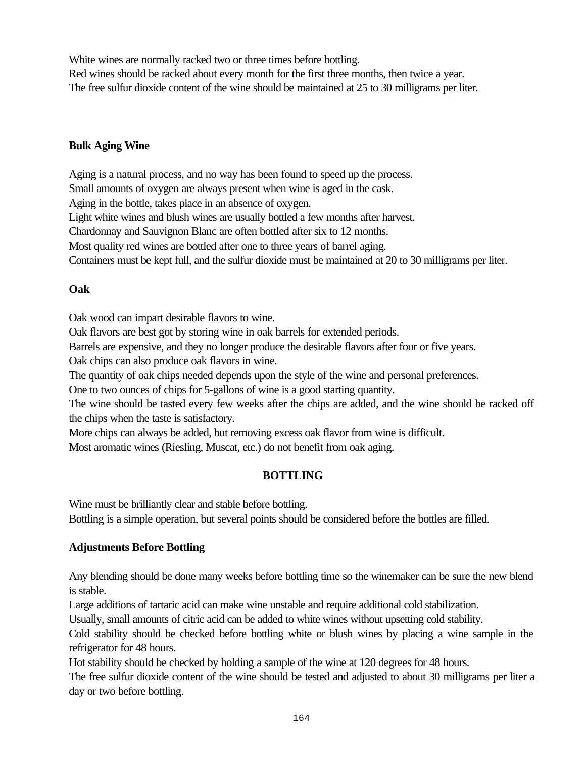White wines are normally racked two or three times before bottling.
Red wines should be racked about every month for the first three months, then twice a year.
The free sulfur dioxide content of the wine should be maintained at 25 to 30 milligrams per liter.

### Bulk Aging Wine

Aging is a natural process, and no way has been found to speed up the process.
Small amounts of oxygen are always present when wine is aged in the cask.
Aging in the bottle, takes place in an absence of oxygen.
Light white wines and blush wines are usually bottled a few months after harvest.
Chardonnay and Sauvignon Blanc are often bottled after six to 12 months.
Most quality red wines are bottled after one to three years of barrel aging.
Containers must be kept full, and the sulfur dioxide must be maintained at 20 to 30 milligrams per liter.

### Oak

Oak wood can impart desirable flavors to wine.
Oak flavors are best got by storing wine in oak barrels for extended periods.
Barrels are expensive, and they no longer produce the desirable flavors after four or five years.
Oak chips can also produce oak flavors in wine.
The quantity of oak chips needed depends upon the style of the wine and personal preferences.
One to two ounces of chips for 5-gallons of wine is a good starting quantity.
The wine should be tasted every few weeks after the chips are added, and the wine should be racked off the chips when the taste is satisfactory.
More chips can always be added, but removing excess oak flavor from wine is difficult.
Most aromatic wines (Riesling, Muscat, etc.) do not benefit from oak aging.

## BOTTLING

Wine must be brilliantly clear and stable before bottling.
Bottling is a simple operation, but several points should be considered before the bottles are filled.

### Adjustments Before Bottling

Any blending should be done many weeks before bottling time so the winemaker can be sure the new blend is stable.
Large additions of tartaric acid can make wine unstable and require additional cold stabilization.
Usually, small amounts of citric acid can be added to white wines without upsetting cold stability.
Cold stability should be checked before bottling white or blush wines by placing a wine sample in the refrigerator for 48 hours.
Hot stability should be checked by holding a sample of the wine at 120 degrees for 48 hours.
The free sulfur dioxide content of the wine should be tested and adjusted to about 30 milligrams per liter a day or two before bottling.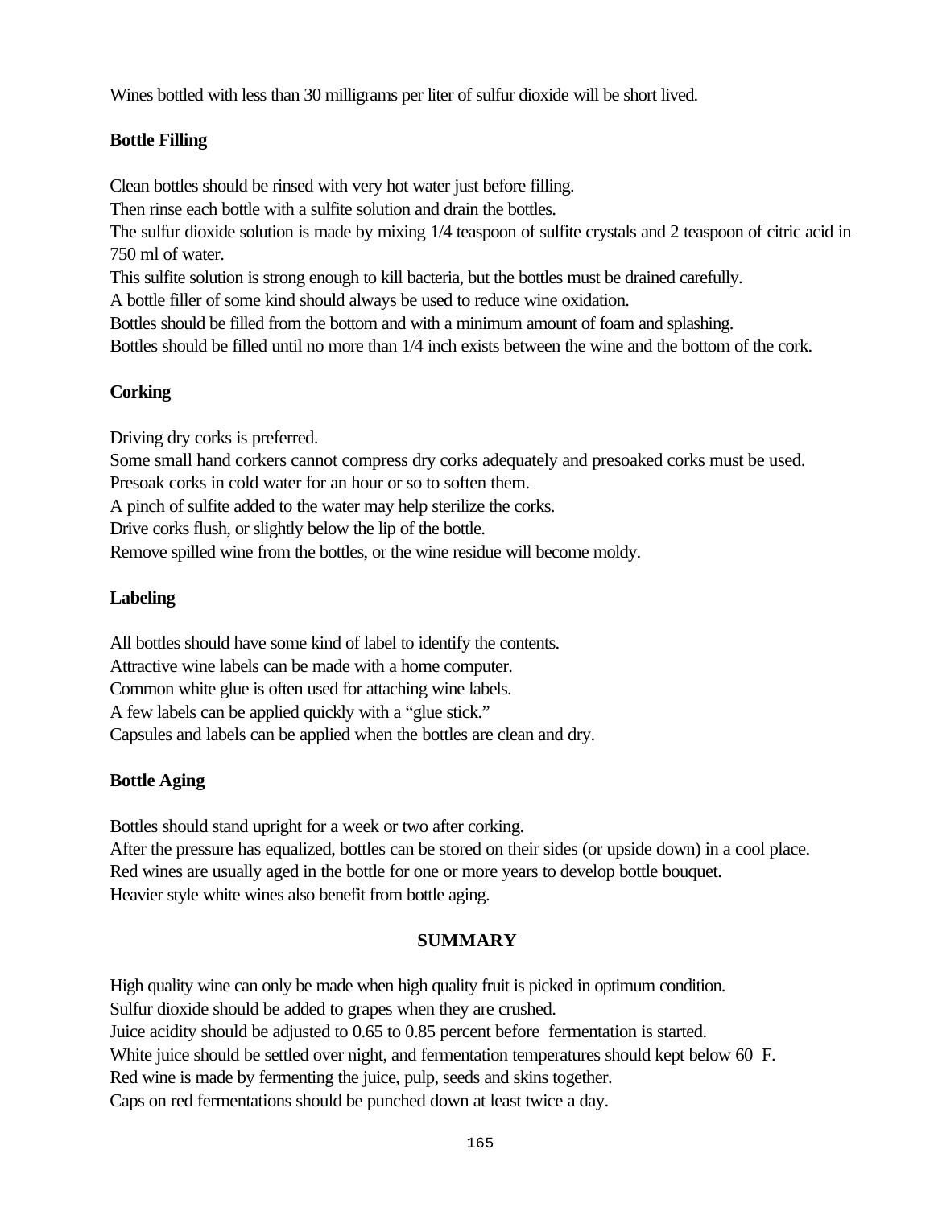Wines bottled with less than 30 milligrams per liter of sulfur dioxide will be short lived.

**Bottle Filling**

Clean bottles should be rinsed with very hot water just before filling.
Then rinse each bottle with a sulfite solution and drain the bottles.
The sulfur dioxide solution is made by mixing 1/4 teaspoon of sulfite crystals and 2 teaspoon of citric acid in 750 ml of water.
This sulfite solution is strong enough to kill bacteria, but the bottles must be drained carefully.
A bottle filler of some kind should always be used to reduce wine oxidation.
Bottles should be filled from the bottom and with a minimum amount of foam and splashing.
Bottles should be filled until no more than 1/4 inch exists between the wine and the bottom of the cork.

**Corking**

Driving dry corks is preferred.
Some small hand corkers cannot compress dry corks adequately and presoaked corks must be used.
Presoak corks in cold water for an hour or so to soften them.
A pinch of sulfite added to the water may help sterilize the corks.
Drive corks flush, or slightly below the lip of the bottle.
Remove spilled wine from the bottles, or the wine residue will become moldy.

**Labeling**

All bottles should have some kind of label to identify the contents.
Attractive wine labels can be made with a home computer.
Common white glue is often used for attaching wine labels.
A few labels can be applied quickly with a "glue stick."
Capsules and labels can be applied when the bottles are clean and dry.

**Bottle Aging**

Bottles should stand upright for a week or two after corking.
After the pressure has equalized, bottles can be stored on their sides (or upside down) in a cool place.
Red wines are usually aged in the bottle for one or more years to develop bottle bouquet.
Heavier style white wines also benefit from bottle aging.

## SUMMARY

High quality wine can only be made when high quality fruit is picked in optimum condition.
Sulfur dioxide should be added to grapes when they are crushed.
Juice acidity should be adjusted to 0.65 to 0.85 percent before fermentation is started.
White juice should be settled over night, and fermentation temperatures should kept below 60 F.
Red wine is made by fermenting the juice, pulp, seeds and skins together.
Caps on red fermentations should be punched down at least twice a day.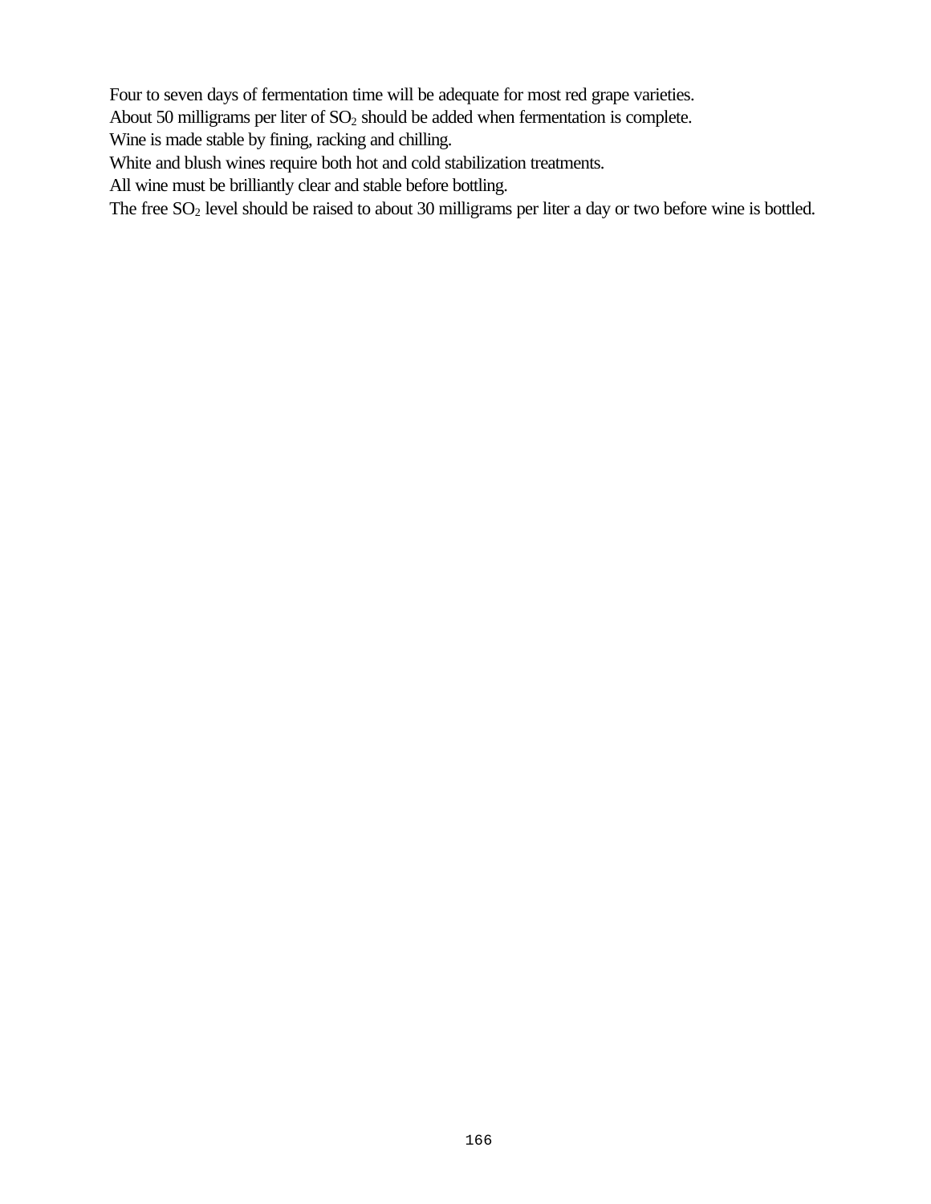Four to seven days of fermentation time will be adequate for most red grape varieties.

About 50 milligrams per liter of $SO_2$ should be added when fermentation is complete.

Wine is made stable by fining, racking and chilling.

White and blush wines require both hot and cold stabilization treatments.

All wine must be brilliantly clear and stable before bottling.

The free $SO_2$ level should be raised to about 30 milligrams per liter a day or two before wine is bottled.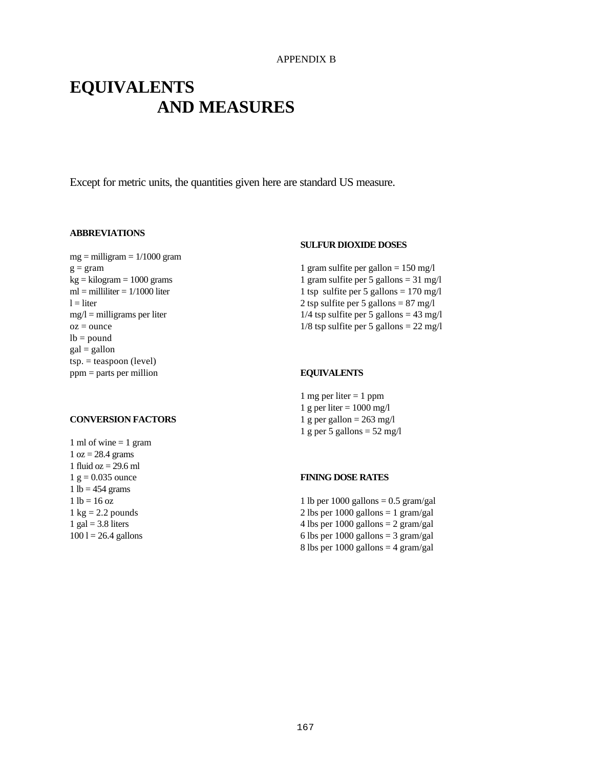APPENDIX B

# EQUIVALENTS AND MEASURES

Except for metric units, the quantities given here are standard US measure.

### ABBREVIATIONS

mg = milligram = 1/1000 gram
g = gram
kg = kilogram = 1000 grams
ml = milliliter = 1/1000 liter
l = liter
mg/l = milligrams per liter
oz = ounce
lb = pound
gal = gallon
tsp. = teaspoon (level)
ppm = parts per million

### CONVERSION FACTORS

1 ml of wine = 1 gram
1 oz = 28.4 grams
1 fluid oz = 29.6 ml
1 g = 0.035 ounce
1 lb = 454 grams
1 lb = 16 oz
1 kg = 2.2 pounds
1 gal = 3.8 liters
100 l = 26.4 gallons

### SULFUR DIOXIDE DOSES

1 gram sulfite per gallon = 150 mg/l
1 gram sulfite per 5 gallons = 31 mg/l
1 tsp sulfite per 5 gallons = 170 mg/l
2 tsp sulfite per 5 gallons = 87 mg/l
1/4 tsp sulfite per 5 gallons = 43 mg/l
1/8 tsp sulfite per 5 gallons = 22 mg/l

### EQUIVALENTS

1 mg per liter = 1 ppm
1 g per liter = 1000 mg/l
1 g per gallon = 263 mg/l
1 g per 5 gallons = 52 mg/l

### FINING DOSE RATES

1 lb per 1000 gallons = 0.5 gram/gal
2 lbs per 1000 gallons = 1 gram/gal
4 lbs per 1000 gallons = 2 gram/gal
6 lbs per 1000 gallons = 3 gram/gal
8 lbs per 1000 gallons = 4 gram/gal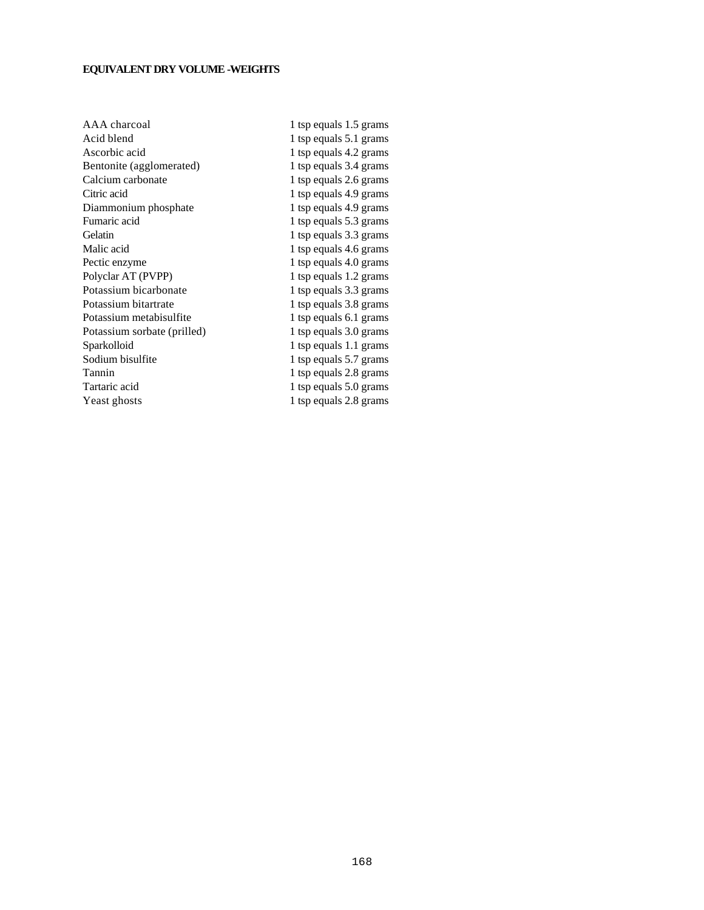**EQUIVALENT DRY VOLUME -WEIGHTS**

| | |
|---|---|
| AAA charcoal | 1 tsp equals 1.5 grams |
| Acid blend | 1 tsp equals 5.1 grams |
| Ascorbic acid | 1 tsp equals 4.2 grams |
| Bentonite (agglomerated) | 1 tsp equals 3.4 grams |
| Calcium carbonate | 1 tsp equals 2.6 grams |
| Citric acid | 1 tsp equals 4.9 grams |
| Diammonium phosphate | 1 tsp equals 4.9 grams |
| Fumaric acid | 1 tsp equals 5.3 grams |
| Gelatin | 1 tsp equals 3.3 grams |
| Malic acid | 1 tsp equals 4.6 grams |
| Pectic enzyme | 1 tsp equals 4.0 grams |
| Polyclar AT (PVPP) | 1 tsp equals 1.2 grams |
| Potassium bicarbonate | 1 tsp equals 3.3 grams |
| Potassium bitartrate | 1 tsp equals 3.8 grams |
| Potassium metabisulfite | 1 tsp equals 6.1 grams |
| Potassium sorbate (prilled) | 1 tsp equals 3.0 grams |
| Sparkolloid | 1 tsp equals 1.1 grams |
| Sodium bisulfite | 1 tsp equals 5.7 grams |
| Tannin | 1 tsp equals 2.8 grams |
| Tartaric acid | 1 tsp equals 5.0 grams |
| Yeast ghosts | 1 tsp equals 2.8 grams |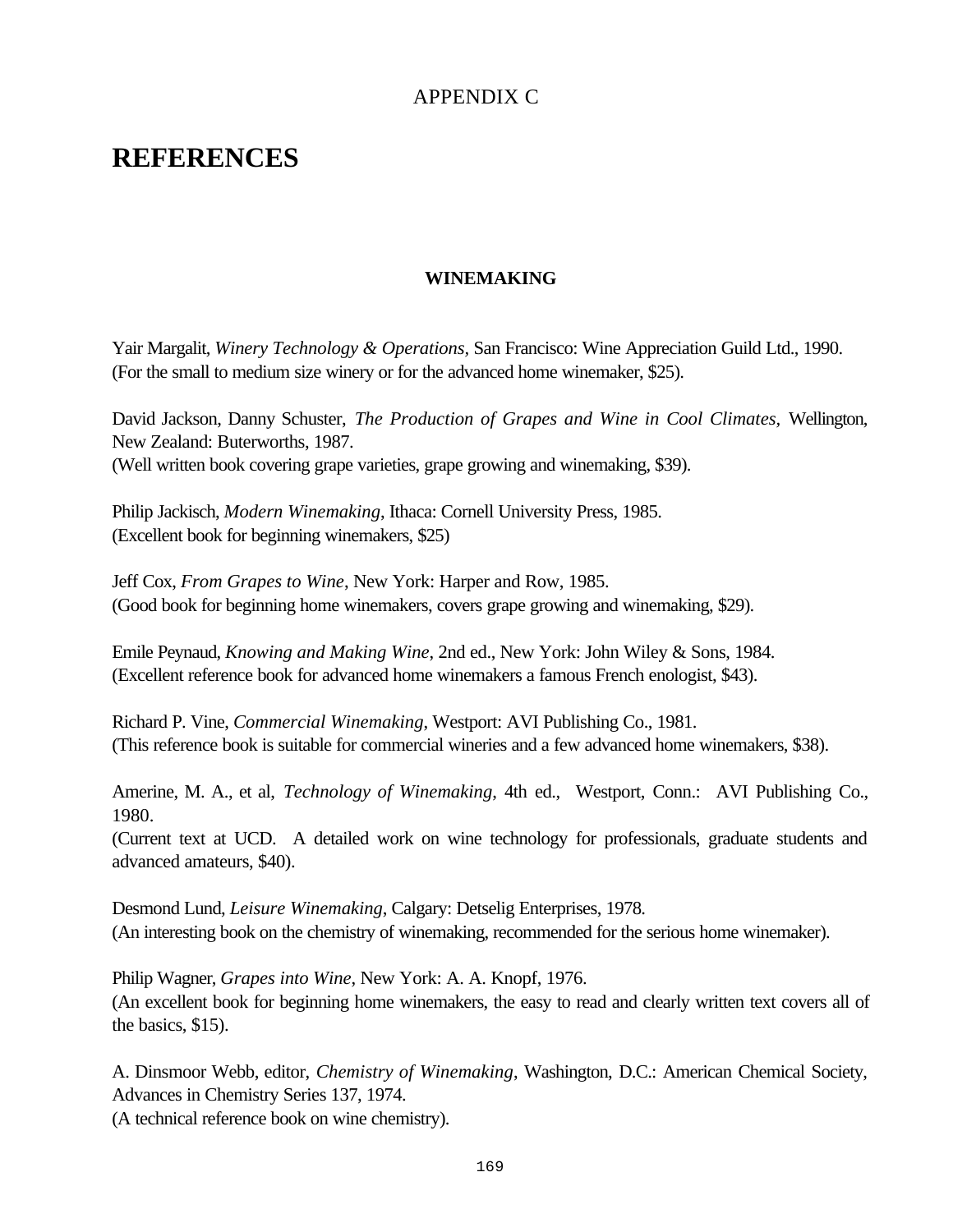APPENDIX C

# REFERENCES

### WINEMAKING

Yair Margalit, *Winery Technology & Operations*, San Francisco: Wine Appreciation Guild Ltd., 1990.
(For the small to medium size winery or for the advanced home winemaker, $25).

David Jackson, Danny Schuster, *The Production of Grapes and Wine in Cool Climates*, Wellington, New Zealand: Buterworths, 1987.
(Well written book covering grape varieties, grape growing and winemaking, $39).

Philip Jackisch, *Modern Winemaking*, Ithaca: Cornell University Press, 1985.
(Excellent book for beginning winemakers, $25)

Jeff Cox, *From Grapes to Wine*, New York: Harper and Row, 1985.
(Good book for beginning home winemakers, covers grape growing and winemaking, $29).

Emile Peynaud, *Knowing and Making Wine*, 2nd ed., New York: John Wiley & Sons, 1984.
(Excellent reference book for advanced home winemakers a famous French enologist, $43).

Richard P. Vine, *Commercial Winemaking*, Westport: AVI Publishing Co., 1981.
(This reference book is suitable for commercial wineries and a few advanced home winemakers, $38).

Amerine, M. A., et al, *Technology of Winemaking*, 4th ed., Westport, Conn.: AVI Publishing Co., 1980.
(Current text at UCD. A detailed work on wine technology for professionals, graduate students and advanced amateurs, $40).

Desmond Lund, *Leisure Winemaking*, Calgary: Detselig Enterprises, 1978.
(An interesting book on the chemistry of winemaking, recommended for the serious home winemaker).

Philip Wagner, *Grapes into Wine*, New York: A. A. Knopf, 1976.
(An excellent book for beginning home winemakers, the easy to read and clearly written text covers all of the basics, $15).

A. Dinsmoor Webb, editor, *Chemistry of Winemaking*, Washington, D.C.: American Chemical Society, Advances in Chemistry Series 137, 1974.
(A technical reference book on wine chemistry).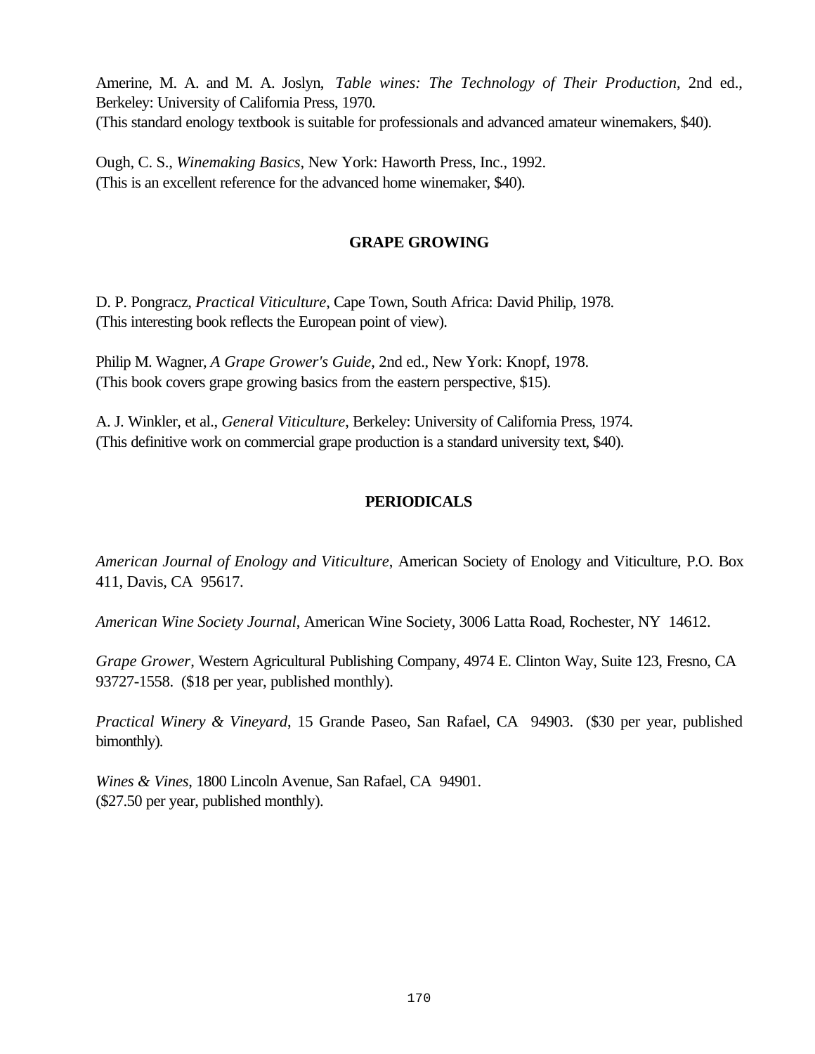Amerine, M. A. and M. A. Joslyn, *Table wines: The Technology of Their Production*, 2nd ed., Berkeley: University of California Press, 1970.
(This standard enology textbook is suitable for professionals and advanced amateur winemakers, $40).

Ough, C. S., *Winemaking Basics*, New York: Haworth Press, Inc., 1992.
(This is an excellent reference for the advanced home winemaker, $40).

## GRAPE GROWING

D. P. Pongracz, *Practical Viticulture*, Cape Town, South Africa: David Philip, 1978.
(This interesting book reflects the European point of view).

Philip M. Wagner, *A Grape Grower's Guide*, 2nd ed., New York: Knopf, 1978.
(This book covers grape growing basics from the eastern perspective, $15).

A. J. Winkler, et al., *General Viticulture*, Berkeley: University of California Press, 1974.
(This definitive work on commercial grape production is a standard university text, $40).

## PERIODICALS

*American Journal of Enology and Viticulture*, American Society of Enology and Viticulture, P.O. Box 411, Davis, CA 95617.

*American Wine Society Journal*, American Wine Society, 3006 Latta Road, Rochester, NY 14612.

*Grape Grower*, Western Agricultural Publishing Company, 4974 E. Clinton Way, Suite 123, Fresno, CA 93727-1558. ($18 per year, published monthly).

*Practical Winery & Vineyard*, 15 Grande Paseo, San Rafael, CA 94903. ($30 per year, published bimonthly).

*Wines & Vines*, 1800 Lincoln Avenue, San Rafael, CA 94901.
($27.50 per year, published monthly).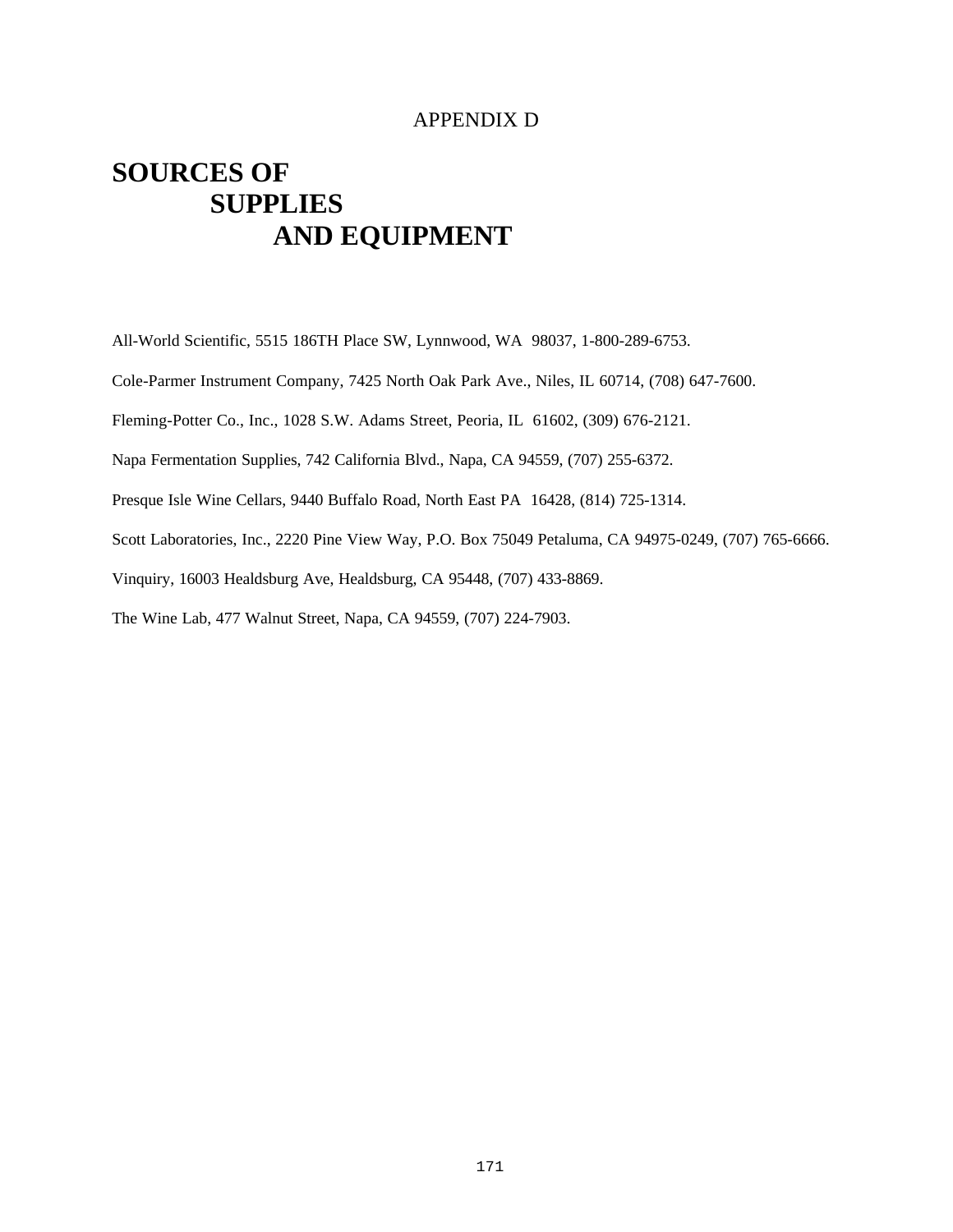APPENDIX D

# SOURCES OF SUPPLIES AND EQUIPMENT

All-World Scientific, 5515 186TH Place SW, Lynnwood, WA 98037, 1-800-289-6753.

Cole-Parmer Instrument Company, 7425 North Oak Park Ave., Niles, IL 60714, (708) 647-7600.

Fleming-Potter Co., Inc., 1028 S.W. Adams Street, Peoria, IL 61602, (309) 676-2121.

Napa Fermentation Supplies, 742 California Blvd., Napa, CA 94559, (707) 255-6372.

Presque Isle Wine Cellars, 9440 Buffalo Road, North East PA 16428, (814) 725-1314.

Scott Laboratories, Inc., 2220 Pine View Way, P.O. Box 75049 Petaluma, CA 94975-0249, (707) 765-6666.

Vinquiry, 16003 Healdsburg Ave, Healdsburg, CA 95448, (707) 433-8869.

The Wine Lab, 477 Walnut Street, Napa, CA 94559, (707) 224-7903.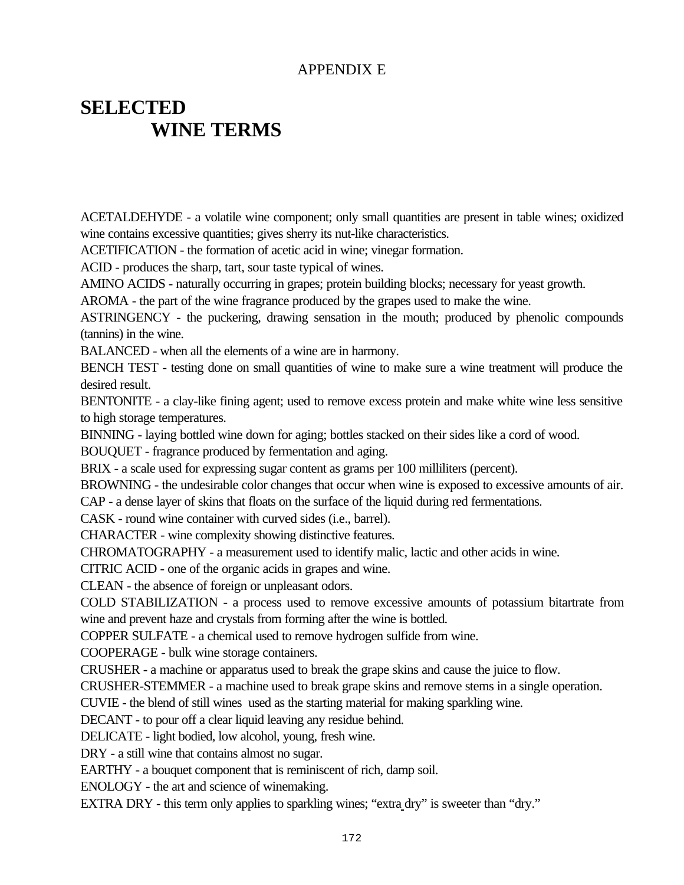APPENDIX E

# SELECTED WINE TERMS

ACETALDEHYDE - a volatile wine component; only small quantities are present in table wines; oxidized wine contains excessive quantities; gives sherry its nut-like characteristics.

ACETIFICATION - the formation of acetic acid in wine; vinegar formation.

ACID - produces the sharp, tart, sour taste typical of wines.

AMINO ACIDS - naturally occurring in grapes; protein building blocks; necessary for yeast growth.

AROMA - the part of the wine fragrance produced by the grapes used to make the wine.

ASTRINGENCY - the puckering, drawing sensation in the mouth; produced by phenolic compounds (tannins) in the wine.

BALANCED - when all the elements of a wine are in harmony.

BENCH TEST - testing done on small quantities of wine to make sure a wine treatment will produce the desired result.

BENTONITE - a clay-like fining agent; used to remove excess protein and make white wine less sensitive to high storage temperatures.

BINNING - laying bottled wine down for aging; bottles stacked on their sides like a cord of wood.

BOUQUET - fragrance produced by fermentation and aging.

BRIX - a scale used for expressing sugar content as grams per 100 milliliters (percent).

BROWNING - the undesirable color changes that occur when wine is exposed to excessive amounts of air.

CAP - a dense layer of skins that floats on the surface of the liquid during red fermentations.

CASK - round wine container with curved sides (i.e., barrel).

CHARACTER - wine complexity showing distinctive features.

CHROMATOGRAPHY - a measurement used to identify malic, lactic and other acids in wine.

CITRIC ACID - one of the organic acids in grapes and wine.

CLEAN - the absence of foreign or unpleasant odors.

COLD STABILIZATION - a process used to remove excessive amounts of potassium bitartrate from wine and prevent haze and crystals from forming after the wine is bottled.

COPPER SULFATE - a chemical used to remove hydrogen sulfide from wine.

COOPERAGE - bulk wine storage containers.

CRUSHER - a machine or apparatus used to break the grape skins and cause the juice to flow.

CRUSHER-STEMMER - a machine used to break grape skins and remove stems in a single operation.

CUVIE - the blend of still wines used as the starting material for making sparkling wine.

DECANT - to pour off a clear liquid leaving any residue behind.

DELICATE - light bodied, low alcohol, young, fresh wine.

DRY - a still wine that contains almost no sugar.

EARTHY - a bouquet component that is reminiscent of rich, damp soil.

ENOLOGY - the art and science of winemaking.

EXTRA DRY - this term only applies to sparkling wines; "extra dry" is sweeter than "dry."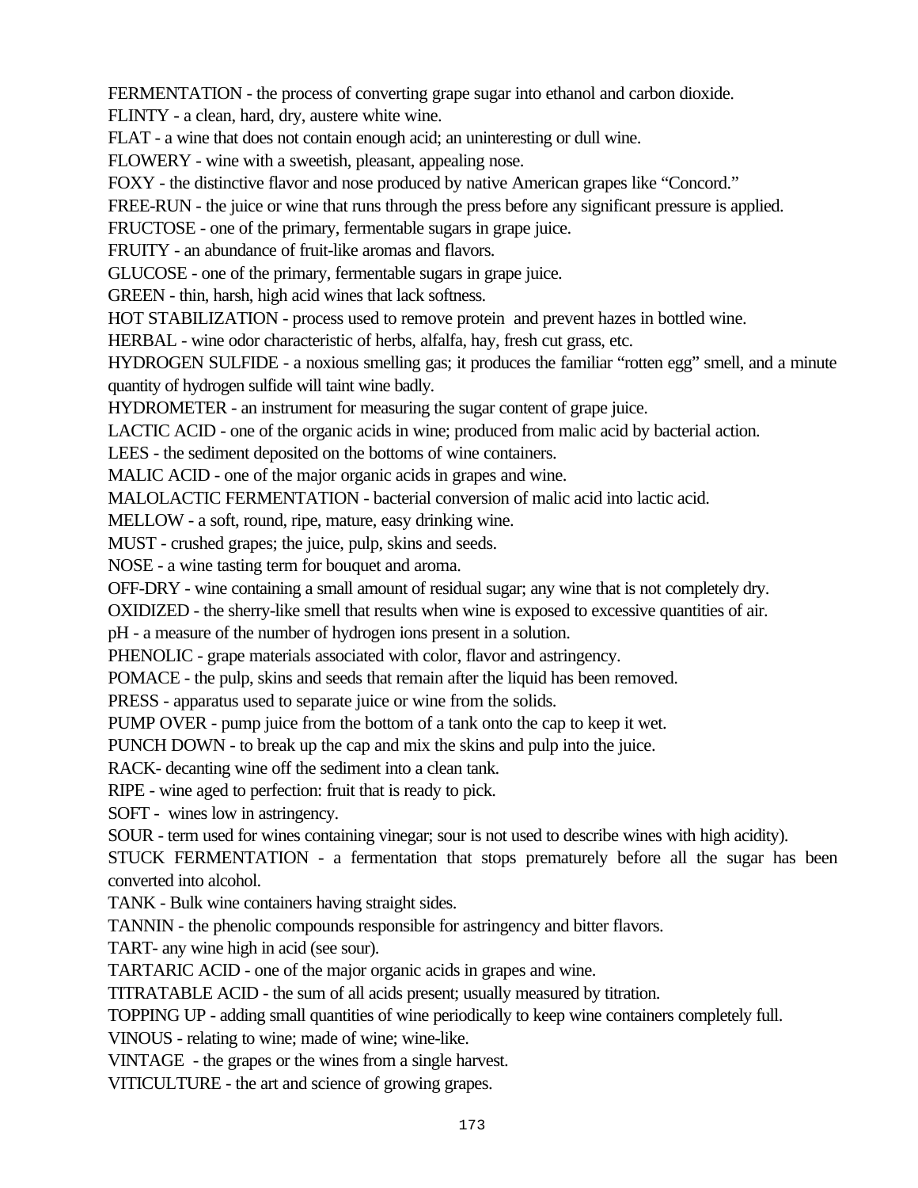FERMENTATION - the process of converting grape sugar into ethanol and carbon dioxide.

FLINTY - a clean, hard, dry, austere white wine.

FLAT - a wine that does not contain enough acid; an uninteresting or dull wine.

FLOWERY - wine with a sweetish, pleasant, appealing nose.

FOXY - the distinctive flavor and nose produced by native American grapes like "Concord."

FREE-RUN - the juice or wine that runs through the press before any significant pressure is applied.

FRUCTOSE - one of the primary, fermentable sugars in grape juice.

FRUITY - an abundance of fruit-like aromas and flavors.

GLUCOSE - one of the primary, fermentable sugars in grape juice.

GREEN - thin, harsh, high acid wines that lack softness.

HOT STABILIZATION - process used to remove protein and prevent hazes in bottled wine.

HERBAL - wine odor characteristic of herbs, alfalfa, hay, fresh cut grass, etc.

HYDROGEN SULFIDE - a noxious smelling gas; it produces the familiar "rotten egg" smell, and a minute quantity of hydrogen sulfide will taint wine badly.

HYDROMETER - an instrument for measuring the sugar content of grape juice.

LACTIC ACID - one of the organic acids in wine; produced from malic acid by bacterial action.

LEES - the sediment deposited on the bottoms of wine containers.

MALIC ACID - one of the major organic acids in grapes and wine.

MALOLACTIC FERMENTATION - bacterial conversion of malic acid into lactic acid.

MELLOW - a soft, round, ripe, mature, easy drinking wine.

MUST - crushed grapes; the juice, pulp, skins and seeds.

NOSE - a wine tasting term for bouquet and aroma.

OFF-DRY - wine containing a small amount of residual sugar; any wine that is not completely dry.

OXIDIZED - the sherry-like smell that results when wine is exposed to excessive quantities of air.

pH - a measure of the number of hydrogen ions present in a solution.

PHENOLIC - grape materials associated with color, flavor and astringency.

POMACE - the pulp, skins and seeds that remain after the liquid has been removed.

PRESS - apparatus used to separate juice or wine from the solids.

PUMP OVER - pump juice from the bottom of a tank onto the cap to keep it wet.

PUNCH DOWN - to break up the cap and mix the skins and pulp into the juice.

RACK- decanting wine off the sediment into a clean tank.

RIPE - wine aged to perfection: fruit that is ready to pick.

SOFT - wines low in astringency.

SOUR - term used for wines containing vinegar; sour is not used to describe wines with high acidity).

STUCK FERMENTATION - a fermentation that stops prematurely before all the sugar has been converted into alcohol.

TANK - Bulk wine containers having straight sides.

TANNIN - the phenolic compounds responsible for astringency and bitter flavors.

TART- any wine high in acid (see sour).

TARTARIC ACID - one of the major organic acids in grapes and wine.

TITRATABLE ACID - the sum of all acids present; usually measured by titration.

TOPPING UP - adding small quantities of wine periodically to keep wine containers completely full.

VINOUS - relating to wine; made of wine; wine-like.

VINTAGE - the grapes or the wines from a single harvest.

VITICULTURE - the art and science of growing grapes.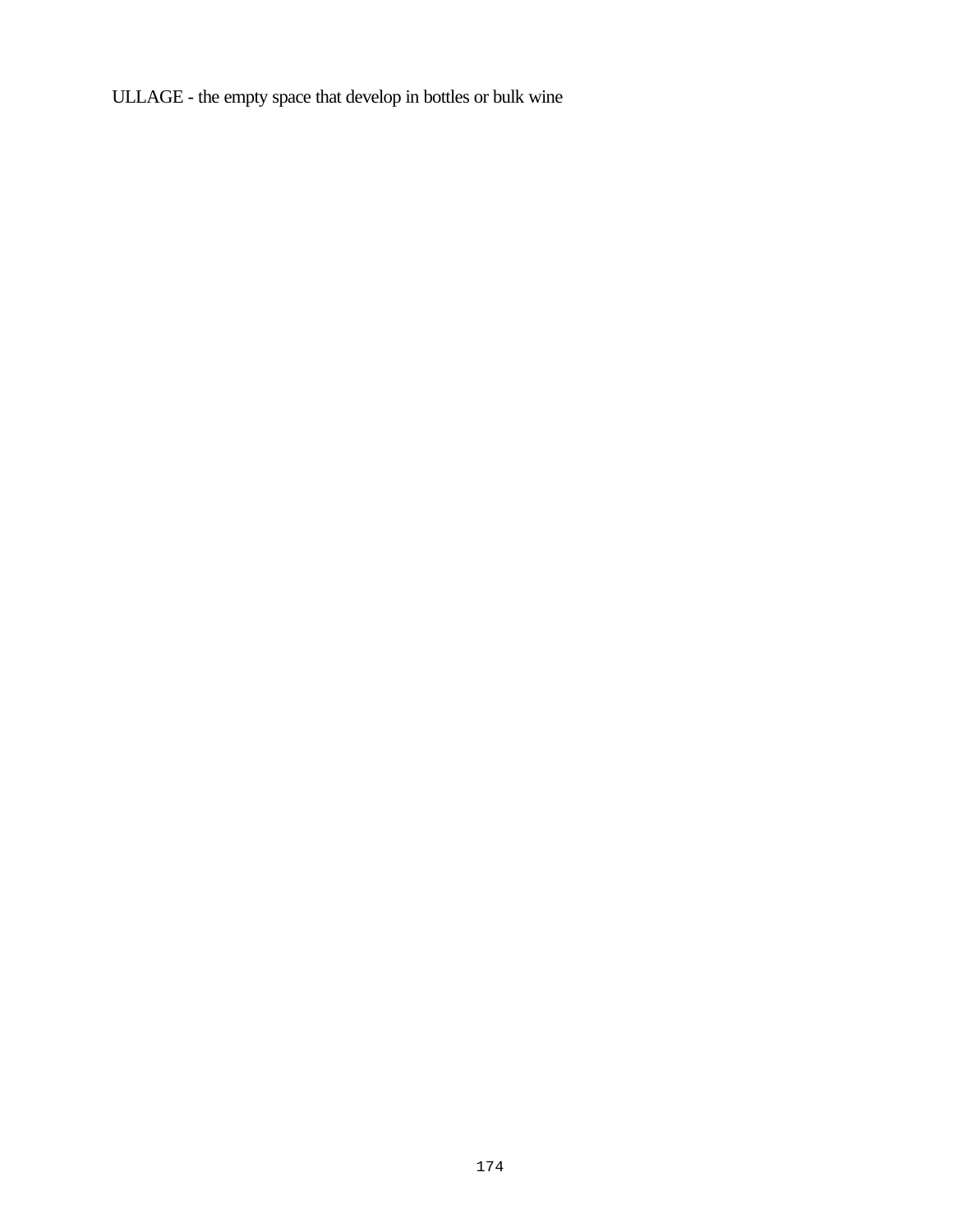ULLAGE - the empty space that develop in bottles or bulk wine